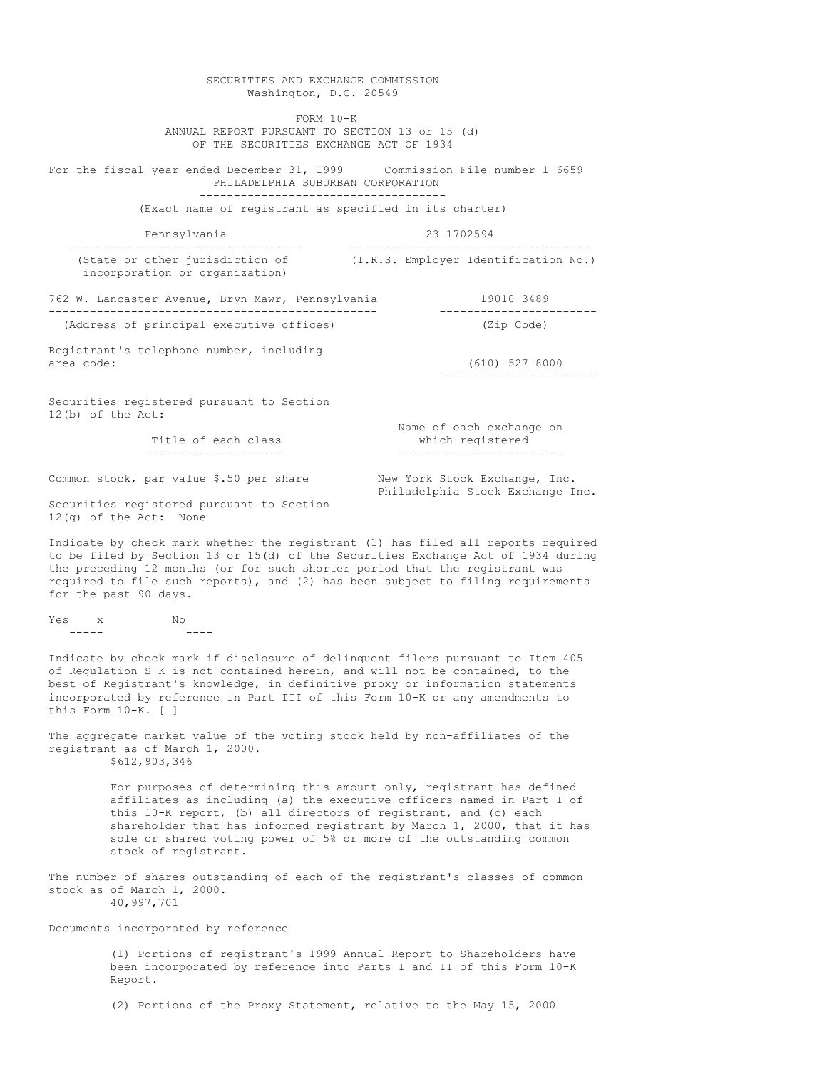SECURITIES AND EXCHANGE COMMISSION
Washington, D.C. 20549

FORM 10-K
ANNUAL REPORT PURSUANT TO SECTION 13 or 15 (d)
OF THE SECURITIES EXCHANGE ACT OF 1934

For the fiscal year ended December 31, 1999 Commission File number 1-6659

PHILADELPHIA SUBURBAN CORPORATION
(Exact name of registrant as specified in its charter)

| Pennsylvania | 23-1702594 |
|---|---|
| (State or other jurisdiction of incorporation or organization) | (I.R.S. Employer Identification No.) |

| 762 W. Lancaster Avenue, Bryn Mawr, Pennsylvania | 19010-3489 |
|---|---|
| (Address of principal executive offices) | (Zip Code) |

Registrant's telephone number, including area code: (610)-527-8000

Securities registered pursuant to Section 12(b) of the Act:

| Title of each class | Name of each exchange on which registered |
|---|---|
| Common stock, par value $.50 per share | New York Stock Exchange, Inc.<br>Philadelphia Stock Exchange Inc. |

Securities registered pursuant to Section 12(g) of the Act: None

Indicate by check mark whether the registrant (1) has filed all reports required to be filed by Section 13 or 15(d) of the Securities Exchange Act of 1934 during the preceding 12 months (or for such shorter period that the registrant was required to file such reports), and (2) has been subject to filing requirements for the past 90 days.

Yes x No ____

Indicate by check mark if disclosure of delinquent filers pursuant to Item 405 of Regulation S-K is not contained herein, and will not be contained, to the best of Registrant's knowledge, in definitive proxy or information statements incorporated by reference in Part III of this Form 10-K or any amendments to this Form 10-K. [ ]

The aggregate market value of the voting stock held by non-affiliates of the registrant as of March 1, 2000.
$612,903,346

For purposes of determining this amount only, registrant has defined affiliates as including (a) the executive officers named in Part I of this 10-K report, (b) all directors of registrant, and (c) each shareholder that has informed registrant by March 1, 2000, that it has sole or shared voting power of 5% or more of the outstanding common stock of registrant.

The number of shares outstanding of each of the registrant's classes of common stock as of March 1, 2000.
40,997,701

Documents incorporated by reference

(1) Portions of registrant's 1999 Annual Report to Shareholders have been incorporated by reference into Parts I and II of this Form 10-K Report.

(2) Portions of the Proxy Statement, relative to the May 15, 2000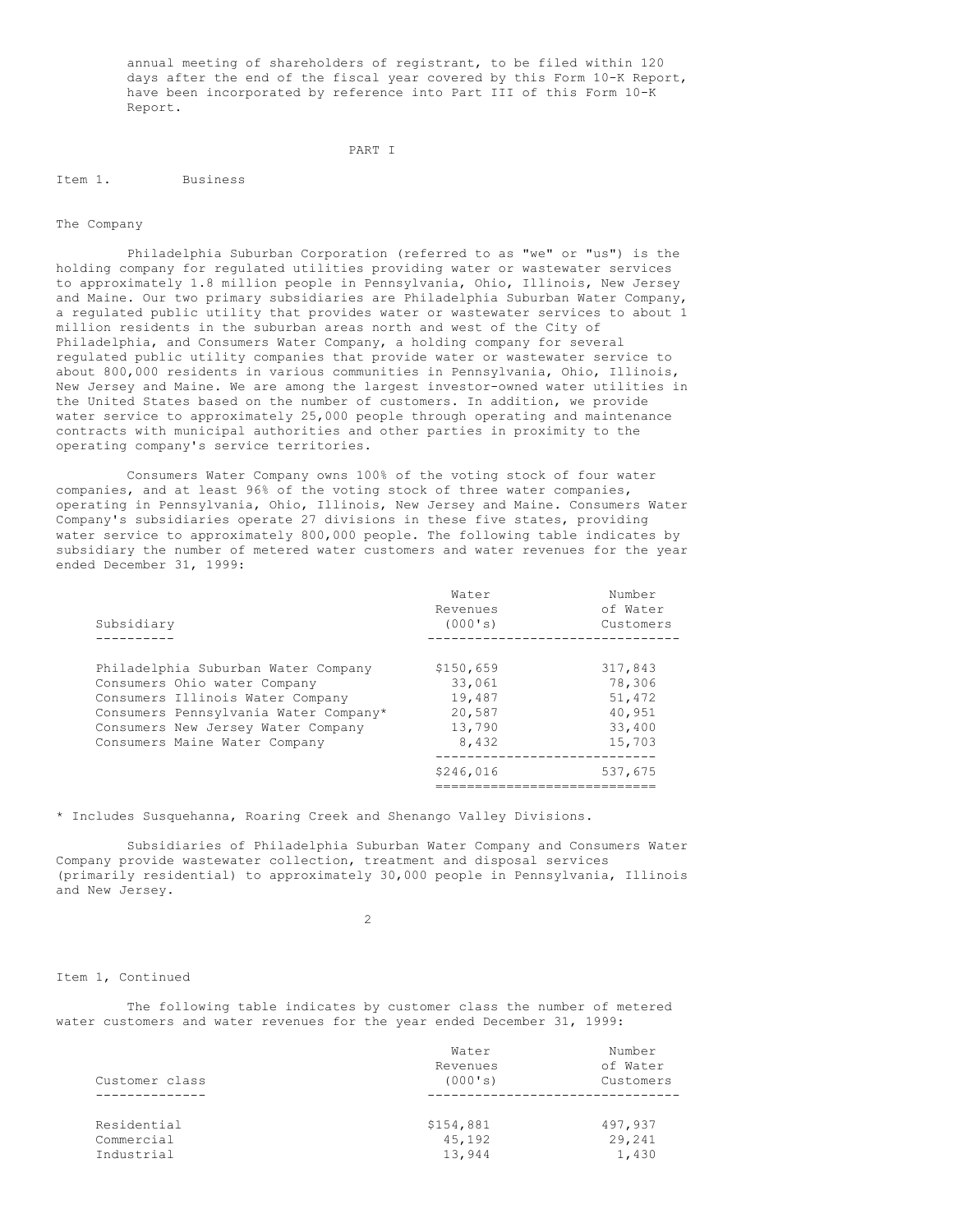annual meeting of shareholders of registrant, to be filed within 120 days after the end of the fiscal year covered by this Form 10-K Report, have been incorporated by reference into Part III of this Form 10-K Report.

# PART I

## Item 1. Business

### The Company

Philadelphia Suburban Corporation (referred to as "we" or "us") is the holding company for regulated utilities providing water or wastewater services to approximately 1.8 million people in Pennsylvania, Ohio, Illinois, New Jersey and Maine. Our two primary subsidiaries are Philadelphia Suburban Water Company, a regulated public utility that provides water or wastewater services to about 1 million residents in the suburban areas north and west of the City of Philadelphia, and Consumers Water Company, a holding company for several regulated public utility companies that provide water or wastewater service to about 800,000 residents in various communities in Pennsylvania, Ohio, Illinois, New Jersey and Maine. We are among the largest investor-owned water utilities in the United States based on the number of customers. In addition, we provide water service to approximately 25,000 people through operating and maintenance contracts with municipal authorities and other parties in proximity to the operating company's service territories.

Consumers Water Company owns 100% of the voting stock of four water companies, and at least 96% of the voting stock of three water companies, operating in Pennsylvania, Ohio, Illinois, New Jersey and Maine. Consumers Water Company's subsidiaries operate 27 divisions in these five states, providing water service to approximately 800,000 people. The following table indicates by subsidiary the number of metered water customers and water revenues for the year ended December 31, 1999:

| Subsidiary | Water Revenues (000's) | Number of Water Customers |
|---|---|---|
| Philadelphia Suburban Water Company | $150,659 | 317,843 |
| Consumers Ohio water Company | 33,061 | 78,306 |
| Consumers Illinois Water Company | 19,487 | 51,472 |
| Consumers Pennsylvania Water Company* | 20,587 | 40,951 |
| Consumers New Jersey Water Company | 13,790 | 33,400 |
| Consumers Maine Water Company | 8,432 | 15,703 |
| | $246,016 | 537,675 |

* Includes Susquehanna, Roaring Creek and Shenango Valley Divisions.

Subsidiaries of Philadelphia Suburban Water Company and Consumers Water Company provide wastewater collection, treatment and disposal services (primarily residential) to approximately 30,000 people in Pennsylvania, Illinois and New Jersey.

Item 1, Continued

The following table indicates by customer class the number of metered water customers and water revenues for the year ended December 31, 1999:

| Customer class | Water Revenues (000's) | Number of Water Customers |
|---|---|---|
| Residential | $154,881 | 497,937 |
| Commercial | 45,192 | 29,241 |
| Industrial | 13,944 | 1,430 |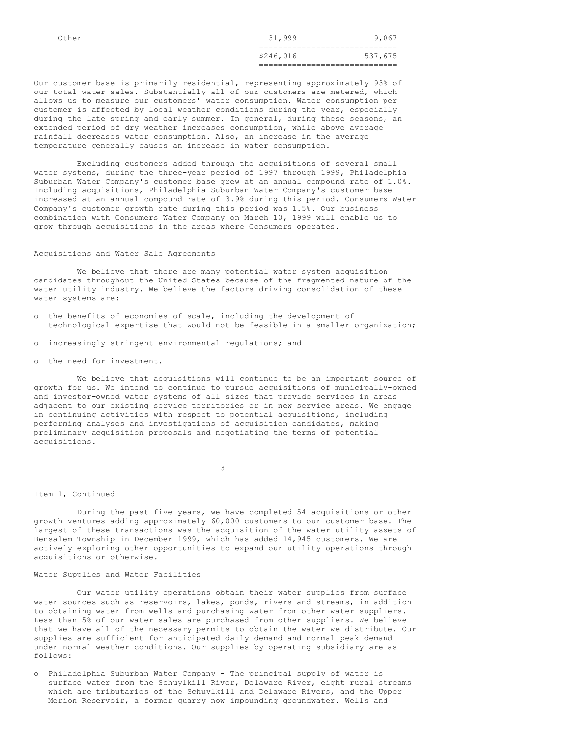| | | |
|---|---|---|
| Other | 31,999 | 9,067 |
| | $246,016 | 537,675 |

Our customer base is primarily residential, representing approximately 93% of our total water sales. Substantially all of our customers are metered, which allows us to measure our customers' water consumption. Water consumption per customer is affected by local weather conditions during the year, especially during the late spring and early summer. In general, during these seasons, an extended period of dry weather increases consumption, while above average rainfall decreases water consumption. Also, an increase in the average temperature generally causes an increase in water consumption.

Excluding customers added through the acquisitions of several small water systems, during the three-year period of 1997 through 1999, Philadelphia Suburban Water Company's customer base grew at an annual compound rate of 1.0%. Including acquisitions, Philadelphia Suburban Water Company's customer base increased at an annual compound rate of 3.9% during this period. Consumers Water Company's customer growth rate during this period was 1.5%. Our business combination with Consumers Water Company on March 10, 1999 will enable us to grow through acquisitions in the areas where Consumers operates.

## Acquisitions and Water Sale Agreements

We believe that there are many potential water system acquisition candidates throughout the United States because of the fragmented nature of the water utility industry. We believe the factors driving consolidation of these water systems are:

- the benefits of economies of scale, including the development of technological expertise that would not be feasible in a smaller organization;
- increasingly stringent environmental regulations; and
- the need for investment.

We believe that acquisitions will continue to be an important source of growth for us. We intend to continue to pursue acquisitions of municipally-owned and investor-owned water systems of all sizes that provide services in areas adjacent to our existing service territories or in new service areas. We engage in continuing activities with respect to potential acquisitions, including performing analyses and investigations of acquisition candidates, making preliminary acquisition proposals and negotiating the terms of potential acquisitions.

Item 1, Continued

During the past five years, we have completed 54 acquisitions or other growth ventures adding approximately 60,000 customers to our customer base. The largest of these transactions was the acquisition of the water utility assets of Bensalem Township in December 1999, which has added 14,945 customers. We are actively exploring other opportunities to expand our utility operations through acquisitions or otherwise.

## Water Supplies and Water Facilities

Our water utility operations obtain their water supplies from surface water sources such as reservoirs, lakes, ponds, rivers and streams, in addition to obtaining water from wells and purchasing water from other water suppliers. Less than 5% of our water sales are purchased from other suppliers. We believe that we have all of the necessary permits to obtain the water we distribute. Our supplies are sufficient for anticipated daily demand and normal peak demand under normal weather conditions. Our supplies by operating subsidiary are as follows:

- Philadelphia Suburban Water Company - The principal supply of water is surface water from the Schuylkill River, Delaware River, eight rural streams which are tributaries of the Schuylkill and Delaware Rivers, and the Upper Merion Reservoir, a former quarry now impounding groundwater. Wells and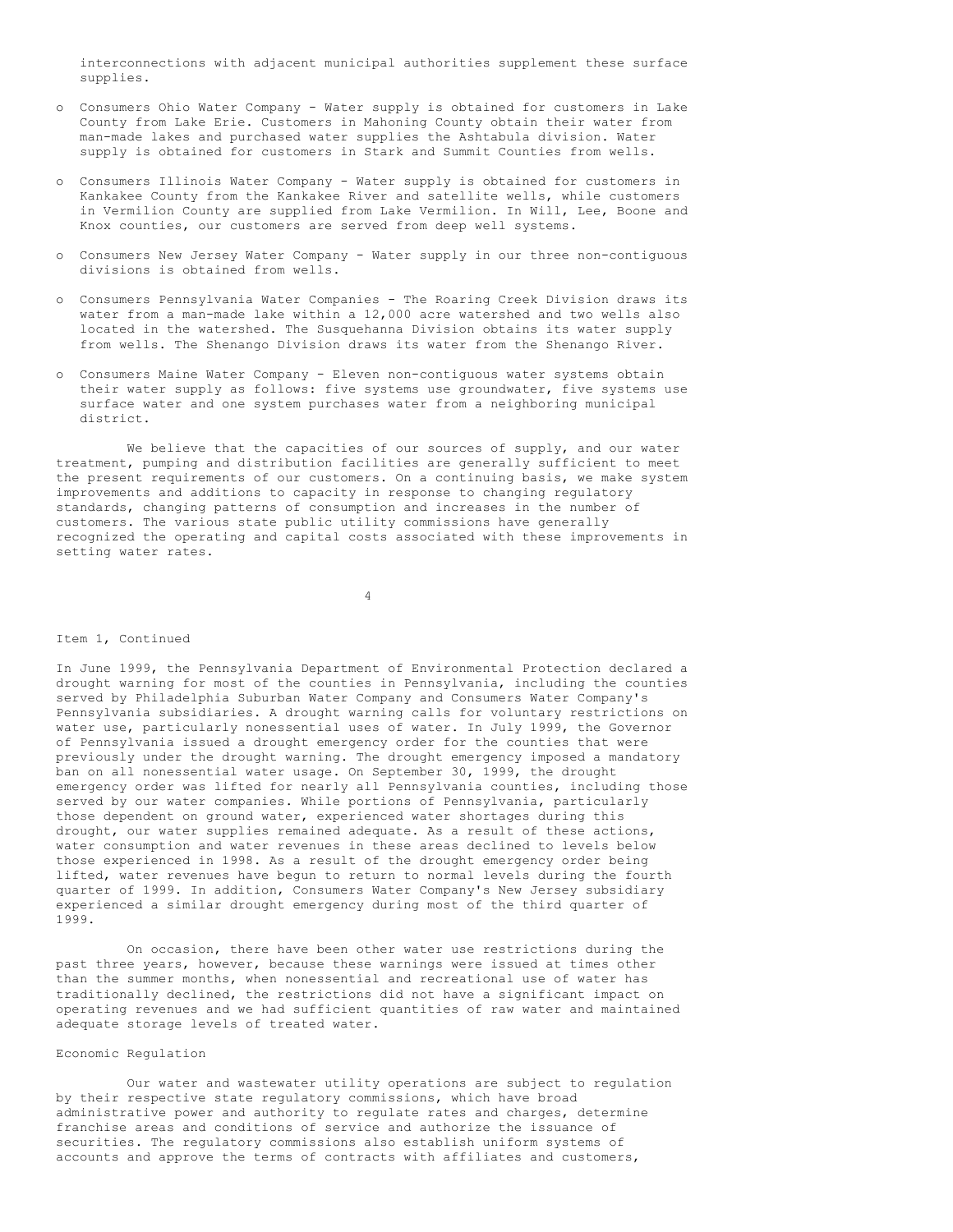interconnections with adjacent municipal authorities supplement these surface supplies.

- Consumers Ohio Water Company - Water supply is obtained for customers in Lake County from Lake Erie. Customers in Mahoning County obtain their water from man-made lakes and purchased water supplies the Ashtabula division. Water supply is obtained for customers in Stark and Summit Counties from wells.

- Consumers Illinois Water Company - Water supply is obtained for customers in Kankakee County from the Kankakee River and satellite wells, while customers in Vermilion County are supplied from Lake Vermilion. In Will, Lee, Boone and Knox counties, our customers are served from deep well systems.

- Consumers New Jersey Water Company - Water supply in our three non-contiguous divisions is obtained from wells.

- Consumers Pennsylvania Water Companies - The Roaring Creek Division draws its water from a man-made lake within a 12,000 acre watershed and two wells also located in the watershed. The Susquehanna Division obtains its water supply from wells. The Shenango Division draws its water from the Shenango River.

- Consumers Maine Water Company - Eleven non-contiguous water systems obtain their water supply as follows: five systems use groundwater, five systems use surface water and one system purchases water from a neighboring municipal district.

We believe that the capacities of our sources of supply, and our water treatment, pumping and distribution facilities are generally sufficient to meet the present requirements of our customers. On a continuing basis, we make system improvements and additions to capacity in response to changing regulatory standards, changing patterns of consumption and increases in the number of customers. The various state public utility commissions have generally recognized the operating and capital costs associated with these improvements in setting water rates.

Item 1, Continued

In June 1999, the Pennsylvania Department of Environmental Protection declared a drought warning for most of the counties in Pennsylvania, including the counties served by Philadelphia Suburban Water Company and Consumers Water Company's Pennsylvania subsidiaries. A drought warning calls for voluntary restrictions on water use, particularly nonessential uses of water. In July 1999, the Governor of Pennsylvania issued a drought emergency order for the counties that were previously under the drought warning. The drought emergency imposed a mandatory ban on all nonessential water usage. On September 30, 1999, the drought emergency order was lifted for nearly all Pennsylvania counties, including those served by our water companies. While portions of Pennsylvania, particularly those dependent on ground water, experienced water shortages during this drought, our water supplies remained adequate. As a result of these actions, water consumption and water revenues in these areas declined to levels below those experienced in 1998. As a result of the drought emergency order being lifted, water revenues have begun to return to normal levels during the fourth quarter of 1999. In addition, Consumers Water Company's New Jersey subsidiary experienced a similar drought emergency during most of the third quarter of 1999.

On occasion, there have been other water use restrictions during the past three years, however, because these warnings were issued at times other than the summer months, when nonessential and recreational use of water has traditionally declined, the restrictions did not have a significant impact on operating revenues and we had sufficient quantities of raw water and maintained adequate storage levels of treated water.

Economic Regulation

Our water and wastewater utility operations are subject to regulation by their respective state regulatory commissions, which have broad administrative power and authority to regulate rates and charges, determine franchise areas and conditions of service and authorize the issuance of securities. The regulatory commissions also establish uniform systems of accounts and approve the terms of contracts with affiliates and customers,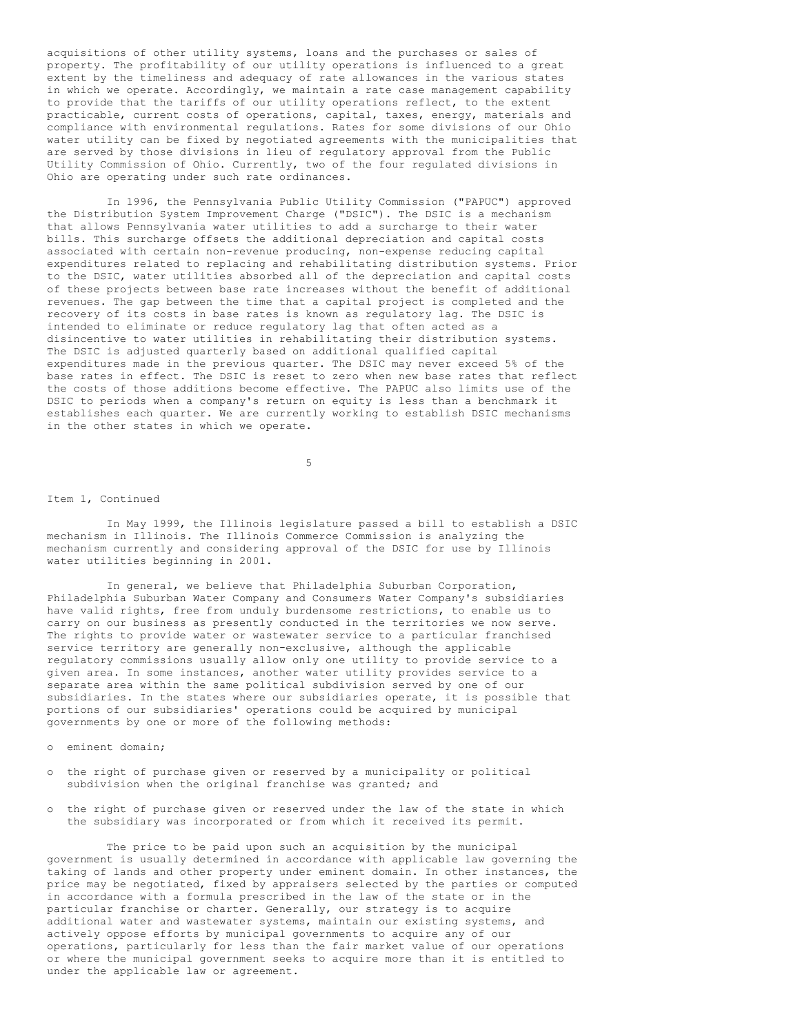acquisitions of other utility systems, loans and the purchases or sales of property. The profitability of our utility operations is influenced to a great extent by the timeliness and adequacy of rate allowances in the various states in which we operate. Accordingly, we maintain a rate case management capability to provide that the tariffs of our utility operations reflect, to the extent practicable, current costs of operations, capital, taxes, energy, materials and compliance with environmental regulations. Rates for some divisions of our Ohio water utility can be fixed by negotiated agreements with the municipalities that are served by those divisions in lieu of regulatory approval from the Public Utility Commission of Ohio. Currently, two of the four regulated divisions in Ohio are operating under such rate ordinances.

In 1996, the Pennsylvania Public Utility Commission ("PAPUC") approved the Distribution System Improvement Charge ("DSIC"). The DSIC is a mechanism that allows Pennsylvania water utilities to add a surcharge to their water bills. This surcharge offsets the additional depreciation and capital costs associated with certain non-revenue producing, non-expense reducing capital expenditures related to replacing and rehabilitating distribution systems. Prior to the DSIC, water utilities absorbed all of the depreciation and capital costs of these projects between base rate increases without the benefit of additional revenues. The gap between the time that a capital project is completed and the recovery of its costs in base rates is known as regulatory lag. The DSIC is intended to eliminate or reduce regulatory lag that often acted as a disincentive to water utilities in rehabilitating their distribution systems. The DSIC is adjusted quarterly based on additional qualified capital expenditures made in the previous quarter. The DSIC may never exceed 5% of the base rates in effect. The DSIC is reset to zero when new base rates that reflect the costs of those additions become effective. The PAPUC also limits use of the DSIC to periods when a company's return on equity is less than a benchmark it establishes each quarter. We are currently working to establish DSIC mechanisms in the other states in which we operate.

Item 1, Continued

In May 1999, the Illinois legislature passed a bill to establish a DSIC mechanism in Illinois. The Illinois Commerce Commission is analyzing the mechanism currently and considering approval of the DSIC for use by Illinois water utilities beginning in 2001.

In general, we believe that Philadelphia Suburban Corporation, Philadelphia Suburban Water Company and Consumers Water Company's subsidiaries have valid rights, free from unduly burdensome restrictions, to enable us to carry on our business as presently conducted in the territories we now serve. The rights to provide water or wastewater service to a particular franchised service territory are generally non-exclusive, although the applicable regulatory commissions usually allow only one utility to provide service to a given area. In some instances, another water utility provides service to a separate area within the same political subdivision served by one of our subsidiaries. In the states where our subsidiaries operate, it is possible that portions of our subsidiaries' operations could be acquired by municipal governments by one or more of the following methods:

- eminent domain;
- the right of purchase given or reserved by a municipality or political subdivision when the original franchise was granted; and
- the right of purchase given or reserved under the law of the state in which the subsidiary was incorporated or from which it received its permit.

The price to be paid upon such an acquisition by the municipal government is usually determined in accordance with applicable law governing the taking of lands and other property under eminent domain. In other instances, the price may be negotiated, fixed by appraisers selected by the parties or computed in accordance with a formula prescribed in the law of the state or in the particular franchise or charter. Generally, our strategy is to acquire additional water and wastewater systems, maintain our existing systems, and actively oppose efforts by municipal governments to acquire any of our operations, particularly for less than the fair market value of our operations or where the municipal government seeks to acquire more than it is entitled to under the applicable law or agreement.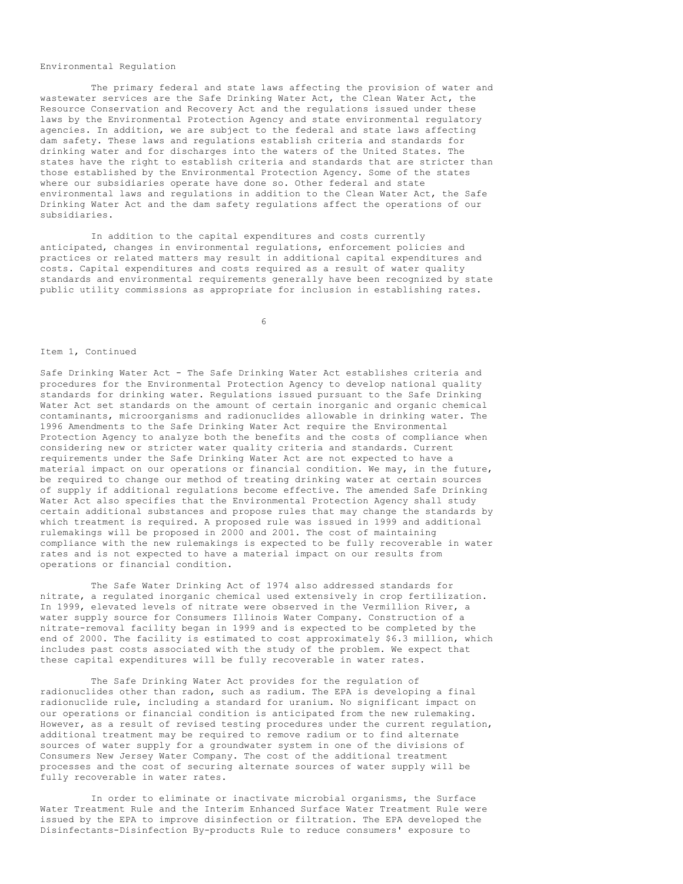Environmental Regulation

The primary federal and state laws affecting the provision of water and wastewater services are the Safe Drinking Water Act, the Clean Water Act, the Resource Conservation and Recovery Act and the regulations issued under these laws by the Environmental Protection Agency and state environmental regulatory agencies. In addition, we are subject to the federal and state laws affecting dam safety. These laws and regulations establish criteria and standards for drinking water and for discharges into the waters of the United States. The states have the right to establish criteria and standards that are stricter than those established by the Environmental Protection Agency. Some of the states where our subsidiaries operate have done so. Other federal and state environmental laws and regulations in addition to the Clean Water Act, the Safe Drinking Water Act and the dam safety regulations affect the operations of our subsidiaries.

In addition to the capital expenditures and costs currently anticipated, changes in environmental regulations, enforcement policies and practices or related matters may result in additional capital expenditures and costs. Capital expenditures and costs required as a result of water quality standards and environmental requirements generally have been recognized by state public utility commissions as appropriate for inclusion in establishing rates.

Item 1, Continued

Safe Drinking Water Act - The Safe Drinking Water Act establishes criteria and procedures for the Environmental Protection Agency to develop national quality standards for drinking water. Regulations issued pursuant to the Safe Drinking Water Act set standards on the amount of certain inorganic and organic chemical contaminants, microorganisms and radionuclides allowable in drinking water. The 1996 Amendments to the Safe Drinking Water Act require the Environmental Protection Agency to analyze both the benefits and the costs of compliance when considering new or stricter water quality criteria and standards. Current requirements under the Safe Drinking Water Act are not expected to have a material impact on our operations or financial condition. We may, in the future, be required to change our method of treating drinking water at certain sources of supply if additional regulations become effective. The amended Safe Drinking Water Act also specifies that the Environmental Protection Agency shall study certain additional substances and propose rules that may change the standards by which treatment is required. A proposed rule was issued in 1999 and additional rulemakings will be proposed in 2000 and 2001. The cost of maintaining compliance with the new rulemakings is expected to be fully recoverable in water rates and is not expected to have a material impact on our results from operations or financial condition.

The Safe Water Drinking Act of 1974 also addressed standards for nitrate, a regulated inorganic chemical used extensively in crop fertilization. In 1999, elevated levels of nitrate were observed in the Vermillion River, a water supply source for Consumers Illinois Water Company. Construction of a nitrate-removal facility began in 1999 and is expected to be completed by the end of 2000. The facility is estimated to cost approximately $6.3 million, which includes past costs associated with the study of the problem. We expect that these capital expenditures will be fully recoverable in water rates.

The Safe Drinking Water Act provides for the regulation of radionuclides other than radon, such as radium. The EPA is developing a final radionuclide rule, including a standard for uranium. No significant impact on our operations or financial condition is anticipated from the new rulemaking. However, as a result of revised testing procedures under the current regulation, additional treatment may be required to remove radium or to find alternate sources of water supply for a groundwater system in one of the divisions of Consumers New Jersey Water Company. The cost of the additional treatment processes and the cost of securing alternate sources of water supply will be fully recoverable in water rates.

In order to eliminate or inactivate microbial organisms, the Surface Water Treatment Rule and the Interim Enhanced Surface Water Treatment Rule were issued by the EPA to improve disinfection or filtration. The EPA developed the Disinfectants-Disinfection By-products Rule to reduce consumers' exposure to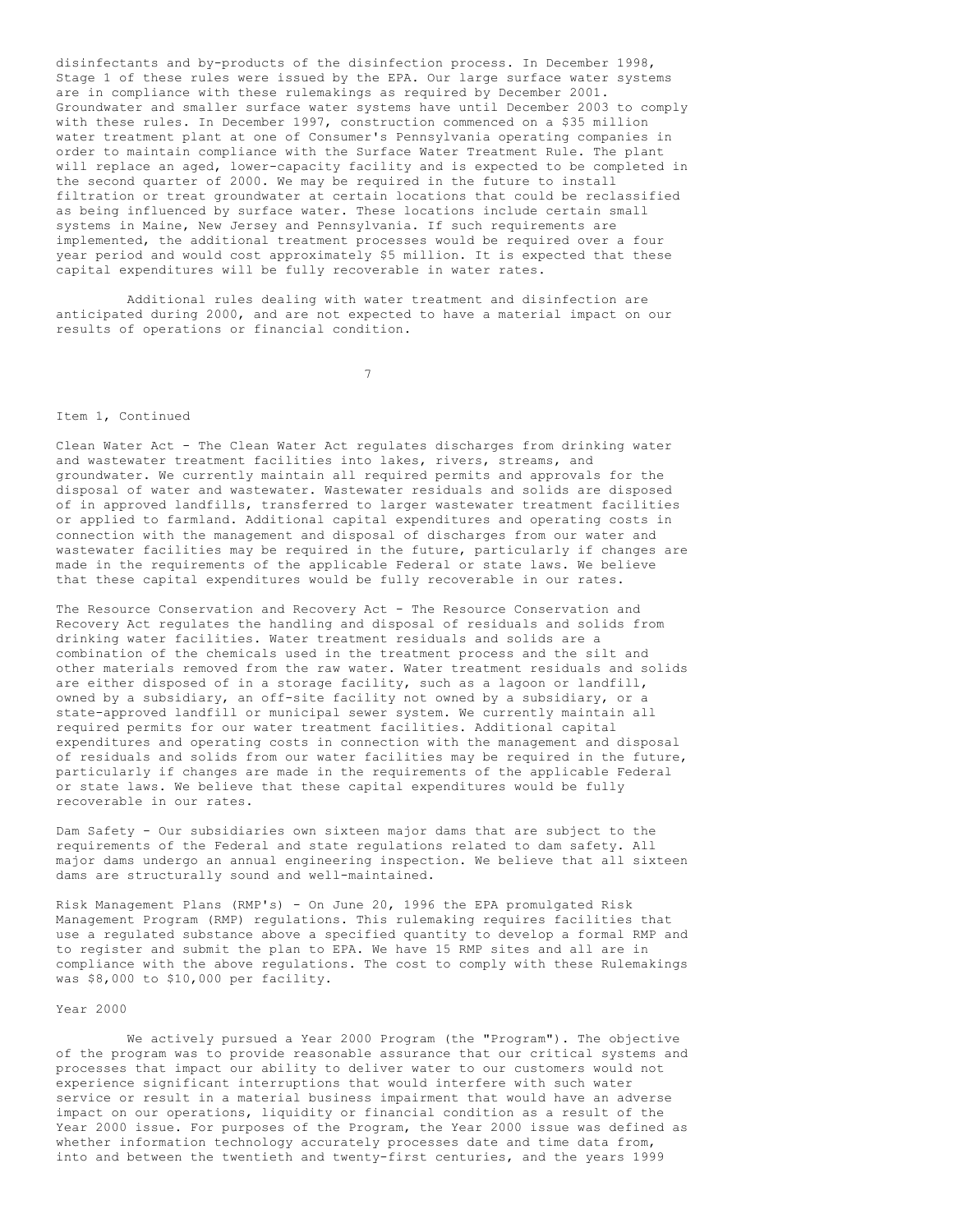disinfectants and by-products of the disinfection process. In December 1998, Stage 1 of these rules were issued by the EPA. Our large surface water systems are in compliance with these rulemakings as required by December 2001. Groundwater and smaller surface water systems have until December 2003 to comply with these rules. In December 1997, construction commenced on a $35 million water treatment plant at one of Consumer's Pennsylvania operating companies in order to maintain compliance with the Surface Water Treatment Rule. The plant will replace an aged, lower-capacity facility and is expected to be completed in the second quarter of 2000. We may be required in the future to install filtration or treat groundwater at certain locations that could be reclassified as being influenced by surface water. These locations include certain small systems in Maine, New Jersey and Pennsylvania. If such requirements are implemented, the additional treatment processes would be required over a four year period and would cost approximately $5 million. It is expected that these capital expenditures will be fully recoverable in water rates.

Additional rules dealing with water treatment and disinfection are anticipated during 2000, and are not expected to have a material impact on our results of operations or financial condition.

Item 1, Continued

Clean Water Act - The Clean Water Act regulates discharges from drinking water and wastewater treatment facilities into lakes, rivers, streams, and groundwater. We currently maintain all required permits and approvals for the disposal of water and wastewater. Wastewater residuals and solids are disposed of in approved landfills, transferred to larger wastewater treatment facilities or applied to farmland. Additional capital expenditures and operating costs in connection with the management and disposal of discharges from our water and wastewater facilities may be required in the future, particularly if changes are made in the requirements of the applicable Federal or state laws. We believe that these capital expenditures would be fully recoverable in our rates.

The Resource Conservation and Recovery Act - The Resource Conservation and Recovery Act regulates the handling and disposal of residuals and solids from drinking water facilities. Water treatment residuals and solids are a combination of the chemicals used in the treatment process and the silt and other materials removed from the raw water. Water treatment residuals and solids are either disposed of in a storage facility, such as a lagoon or landfill, owned by a subsidiary, an off-site facility not owned by a subsidiary, or a state-approved landfill or municipal sewer system. We currently maintain all required permits for our water treatment facilities. Additional capital expenditures and operating costs in connection with the management and disposal of residuals and solids from our water facilities may be required in the future, particularly if changes are made in the requirements of the applicable Federal or state laws. We believe that these capital expenditures would be fully recoverable in our rates.

Dam Safety - Our subsidiaries own sixteen major dams that are subject to the requirements of the Federal and state regulations related to dam safety. All major dams undergo an annual engineering inspection. We believe that all sixteen dams are structurally sound and well-maintained.

Risk Management Plans (RMP's) - On June 20, 1996 the EPA promulgated Risk Management Program (RMP) regulations. This rulemaking requires facilities that use a regulated substance above a specified quantity to develop a formal RMP and to register and submit the plan to EPA. We have 15 RMP sites and all are in compliance with the above regulations. The cost to comply with these Rulemakings was $8,000 to $10,000 per facility.

Year 2000

We actively pursued a Year 2000 Program (the "Program"). The objective of the program was to provide reasonable assurance that our critical systems and processes that impact our ability to deliver water to our customers would not experience significant interruptions that would interfere with such water service or result in a material business impairment that would have an adverse impact on our operations, liquidity or financial condition as a result of the Year 2000 issue. For purposes of the Program, the Year 2000 issue was defined as whether information technology accurately processes date and time data from, into and between the twentieth and twenty-first centuries, and the years 1999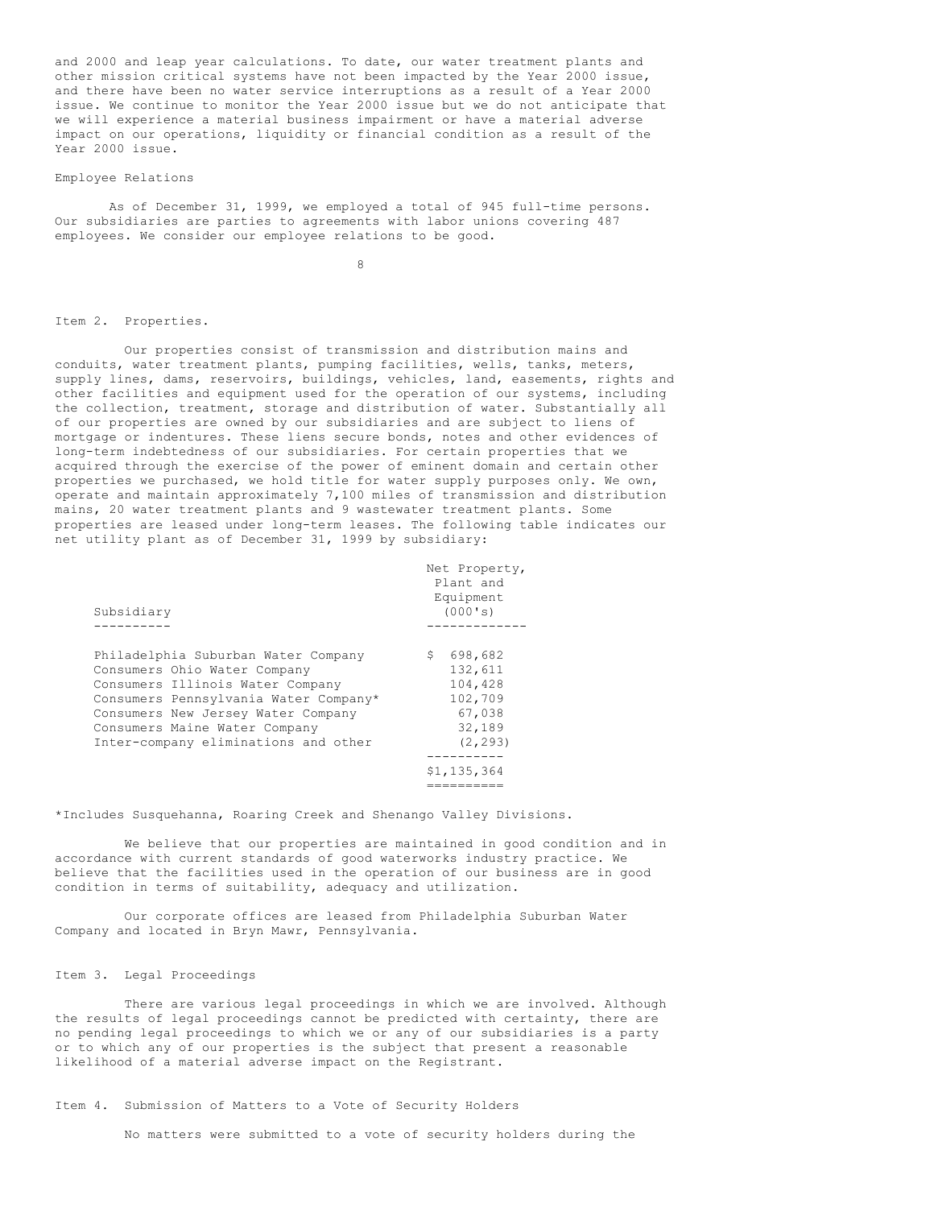and 2000 and leap year calculations. To date, our water treatment plants and other mission critical systems have not been impacted by the Year 2000 issue, and there have been no water service interruptions as a result of a Year 2000 issue. We continue to monitor the Year 2000 issue but we do not anticipate that we will experience a material business impairment or have a material adverse impact on our operations, liquidity or financial condition as a result of the Year 2000 issue.

Employee Relations

As of December 31, 1999, we employed a total of 945 full-time persons. Our subsidiaries are parties to agreements with labor unions covering 487 employees. We consider our employee relations to be good.

## Item 2. Properties.

Our properties consist of transmission and distribution mains and conduits, water treatment plants, pumping facilities, wells, tanks, meters, supply lines, dams, reservoirs, buildings, vehicles, land, easements, rights and other facilities and equipment used for the operation of our systems, including the collection, treatment, storage and distribution of water. Substantially all of our properties are owned by our subsidiaries and are subject to liens of mortgage or indentures. These liens secure bonds, notes and other evidences of long-term indebtedness of our subsidiaries. For certain properties that we acquired through the exercise of the power of eminent domain and certain other properties we purchased, we hold title for water supply purposes only. We own, operate and maintain approximately 7,100 miles of transmission and distribution mains, 20 water treatment plants and 9 wastewater treatment plants. Some properties are leased under long-term leases. The following table indicates our net utility plant as of December 31, 1999 by subsidiary:

| Subsidiary | Net Property, Plant and Equipment (000's) |
|---|---|
| Philadelphia Suburban Water Company | $ 698,682 |
| Consumers Ohio Water Company | 132,611 |
| Consumers Illinois Water Company | 104,428 |
| Consumers Pennsylvania Water Company* | 102,709 |
| Consumers New Jersey Water Company | 67,038 |
| Consumers Maine Water Company | 32,189 |
| Inter-company eliminations and other | (2,293) |
| | $1,135,364 |

*Includes Susquehanna, Roaring Creek and Shenango Valley Divisions.

We believe that our properties are maintained in good condition and in accordance with current standards of good waterworks industry practice. We believe that the facilities used in the operation of our business are in good condition in terms of suitability, adequacy and utilization.

Our corporate offices are leased from Philadelphia Suburban Water Company and located in Bryn Mawr, Pennsylvania.

## Item 3. Legal Proceedings

There are various legal proceedings in which we are involved. Although the results of legal proceedings cannot be predicted with certainty, there are no pending legal proceedings to which we or any of our subsidiaries is a party or to which any of our properties is the subject that present a reasonable likelihood of a material adverse impact on the Registrant.

## Item 4. Submission of Matters to a Vote of Security Holders

No matters were submitted to a vote of security holders during the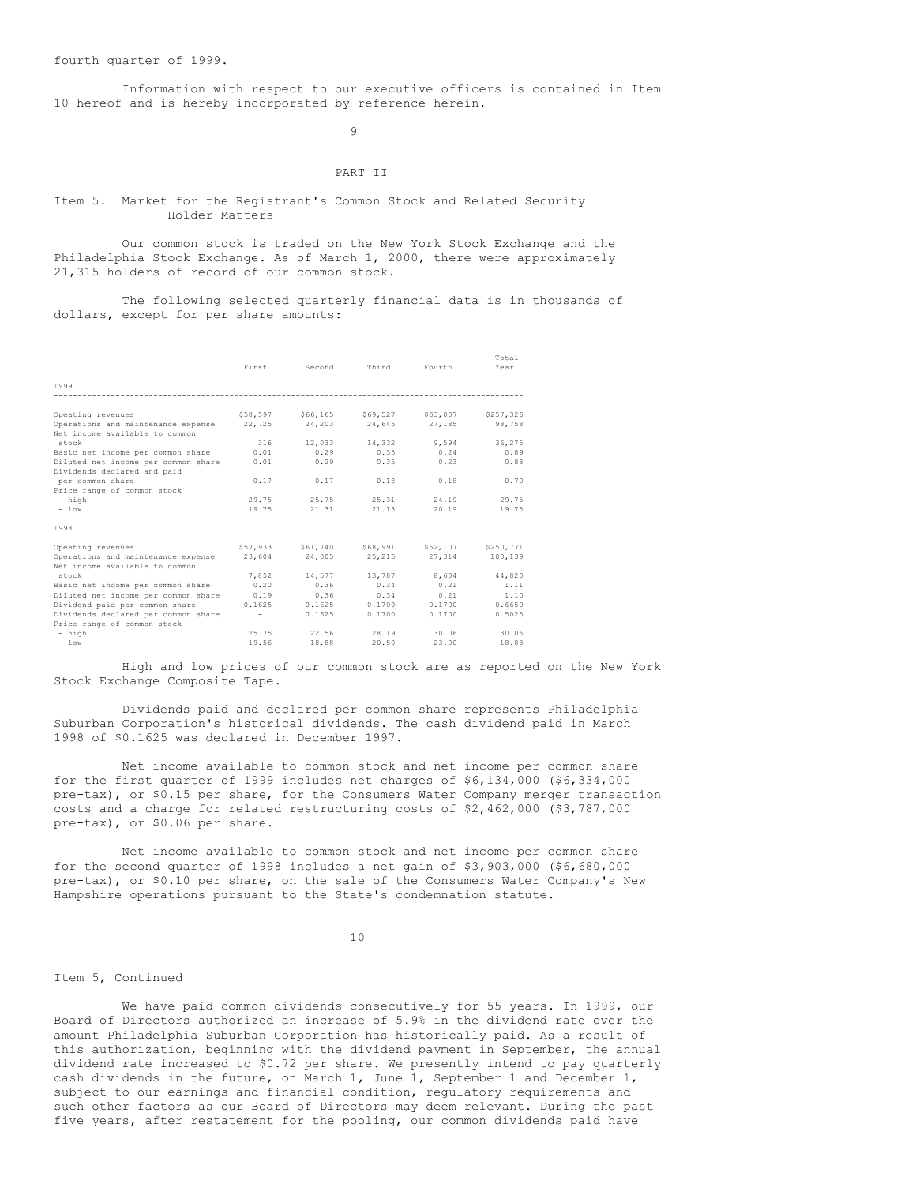fourth quarter of 1999.

Information with respect to our executive officers is contained in Item 10 hereof and is hereby incorporated by reference herein.

# PART II

## Item 5. Market for the Registrant's Common Stock and Related Security Holder Matters

Our common stock is traded on the New York Stock Exchange and the Philadelphia Stock Exchange. As of March 1, 2000, there were approximately 21,315 holders of record of our common stock.

The following selected quarterly financial data is in thousands of dollars, except for per share amounts:

| | First | Second | Third | Fourth | Total Year |
|---|---|---|---|---|---|
| **1999** | | | | | |
| Opeating revenues | $58,597 | $66,165 | $69,527 | $63,037 | $257,326 |
| Operations and maintenance expense | 22,725 | 24,203 | 24,645 | 27,185 | 98,758 |
| Net income available to common stock | 316 | 12,033 | 14,332 | 9,594 | 36,275 |
| Basic net income per common share | 0.01 | 0.29 | 0.35 | 0.24 | 0.89 |
| Diluted net income per common share | 0.01 | 0.29 | 0.35 | 0.23 | 0.88 |
| Dividends declared and paid per common share | 0.17 | 0.17 | 0.18 | 0.18 | 0.70 |
| Price range of common stock | | | | | |
| - high | 29.75 | 25.75 | 25.31 | 24.19 | 29.75 |
| - low | 19.75 | 21.31 | 21.13 | 20.19 | 19.75 |
| **1998** | | | | | |
| Opeating revenues | $57,933 | $61,740 | $68,991 | $62,107 | $250,771 |
| Operations and maintenance expense | 23,604 | 24,005 | 25,216 | 27,314 | 100,139 |
| Net income available to common stock | 7,852 | 14,577 | 13,787 | 8,604 | 44,820 |
| Basic net income per common share | 0.20 | 0.36 | 0.34 | 0.21 | 1.11 |
| Diluted net income per common share | 0.19 | 0.36 | 0.34 | 0.21 | 1.10 |
| Dividend paid per common share | 0.1625 | 0.1625 | 0.1700 | 0.1700 | 0.6650 |
| Dividends declared per common share | - | 0.1625 | 0.1700 | 0.1700 | 0.5025 |
| Price range of common stock | | | | | |
| - high | 25.75 | 22.56 | 28.19 | 30.06 | 30.06 |
| - low | 19.56 | 18.88 | 20.50 | 23.00 | 18.88 |

High and low prices of our common stock are as reported on the New York Stock Exchange Composite Tape.

Dividends paid and declared per common share represents Philadelphia Suburban Corporation's historical dividends. The cash dividend paid in March 1998 of $0.1625 was declared in December 1997.

Net income available to common stock and net income per common share for the first quarter of 1999 includes net charges of $6,134,000 ($6,334,000 pre-tax), or $0.15 per share, for the Consumers Water Company merger transaction costs and a charge for related restructuring costs of $2,462,000 ($3,787,000 pre-tax), or $0.06 per share.

Net income available to common stock and net income per common share for the second quarter of 1998 includes a net gain of $3,903,000 ($6,680,000 pre-tax), or $0.10 per share, on the sale of the Consumers Water Company's New Hampshire operations pursuant to the State's condemnation statute.

Item 5, Continued

We have paid common dividends consecutively for 55 years. In 1999, our Board of Directors authorized an increase of 5.9% in the dividend rate over the amount Philadelphia Suburban Corporation has historically paid. As a result of this authorization, beginning with the dividend payment in September, the annual dividend rate increased to $0.72 per share. We presently intend to pay quarterly cash dividends in the future, on March 1, June 1, September 1 and December 1, subject to our earnings and financial condition, regulatory requirements and such other factors as our Board of Directors may deem relevant. During the past five years, after restatement for the pooling, our common dividends paid have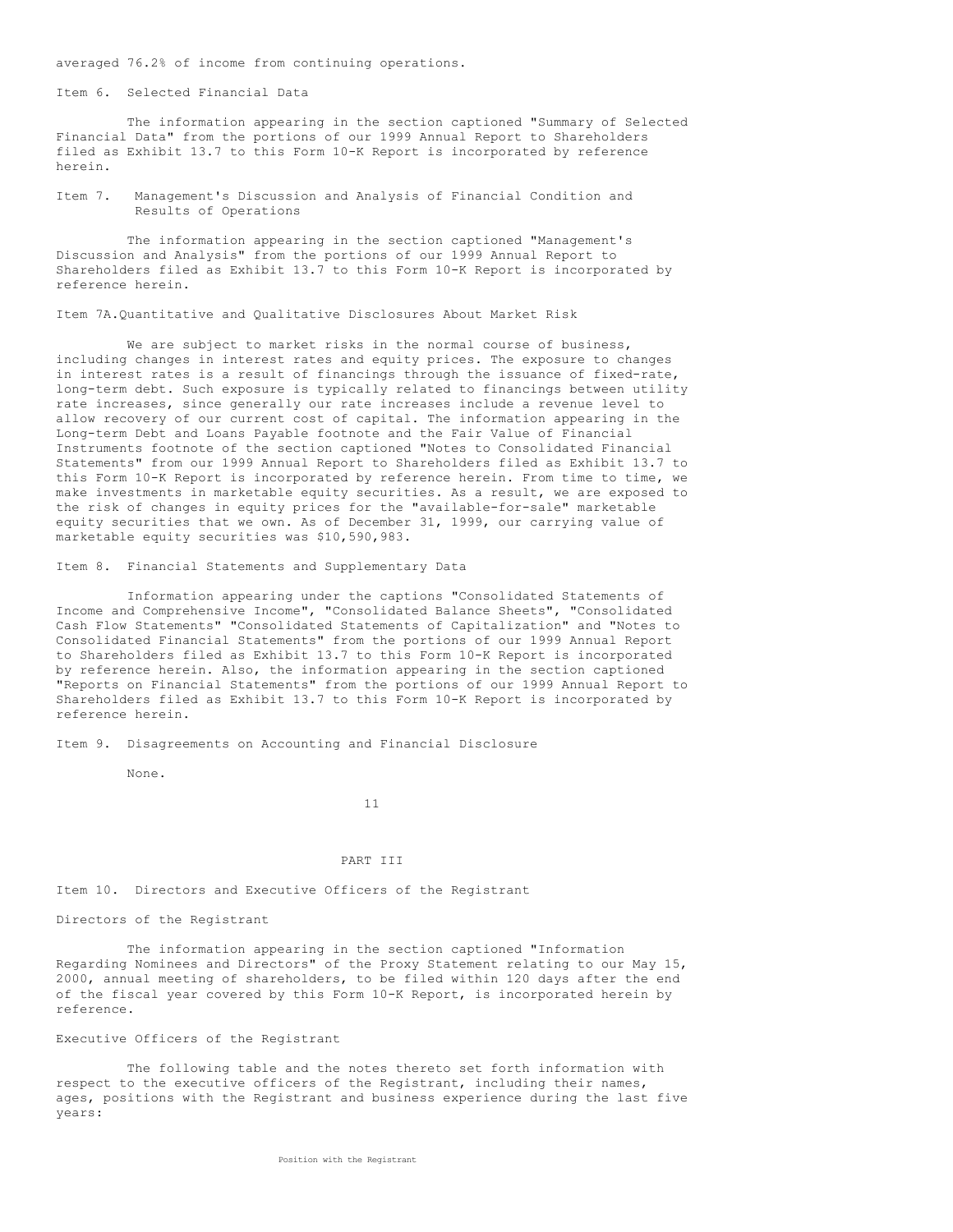averaged 76.2% of income from continuing operations.

## Item 6. Selected Financial Data

The information appearing in the section captioned "Summary of Selected Financial Data" from the portions of our 1999 Annual Report to Shareholders filed as Exhibit 13.7 to this Form 10-K Report is incorporated by reference herein.

## Item 7. Management's Discussion and Analysis of Financial Condition and Results of Operations

The information appearing in the section captioned "Management's Discussion and Analysis" from the portions of our 1999 Annual Report to Shareholders filed as Exhibit 13.7 to this Form 10-K Report is incorporated by reference herein.

## Item 7A.Quantitative and Qualitative Disclosures About Market Risk

We are subject to market risks in the normal course of business, including changes in interest rates and equity prices. The exposure to changes in interest rates is a result of financings through the issuance of fixed-rate, long-term debt. Such exposure is typically related to financings between utility rate increases, since generally our rate increases include a revenue level to allow recovery of our current cost of capital. The information appearing in the Long-term Debt and Loans Payable footnote and the Fair Value of Financial Instruments footnote of the section captioned "Notes to Consolidated Financial Statements" from our 1999 Annual Report to Shareholders filed as Exhibit 13.7 to this Form 10-K Report is incorporated by reference herein. From time to time, we make investments in marketable equity securities. As a result, we are exposed to the risk of changes in equity prices for the "available-for-sale" marketable equity securities that we own. As of December 31, 1999, our carrying value of marketable equity securities was $10,590,983.

## Item 8. Financial Statements and Supplementary Data

Information appearing under the captions "Consolidated Statements of Income and Comprehensive Income", "Consolidated Balance Sheets", "Consolidated Cash Flow Statements" "Consolidated Statements of Capitalization" and "Notes to Consolidated Financial Statements" from the portions of our 1999 Annual Report to Shareholders filed as Exhibit 13.7 to this Form 10-K Report is incorporated by reference herein. Also, the information appearing in the section captioned "Reports on Financial Statements" from the portions of our 1999 Annual Report to Shareholders filed as Exhibit 13.7 to this Form 10-K Report is incorporated by reference herein.

## Item 9. Disagreements on Accounting and Financial Disclosure

None.

# PART III

## Item 10. Directors and Executive Officers of the Registrant

### Directors of the Registrant

The information appearing in the section captioned "Information Regarding Nominees and Directors" of the Proxy Statement relating to our May 15, 2000, annual meeting of shareholders, to be filed within 120 days after the end of the fiscal year covered by this Form 10-K Report, is incorporated herein by reference.

### Executive Officers of the Registrant

The following table and the notes thereto set forth information with respect to the executive officers of the Registrant, including their names, ages, positions with the Registrant and business experience during the last five years:

Position with the Registrant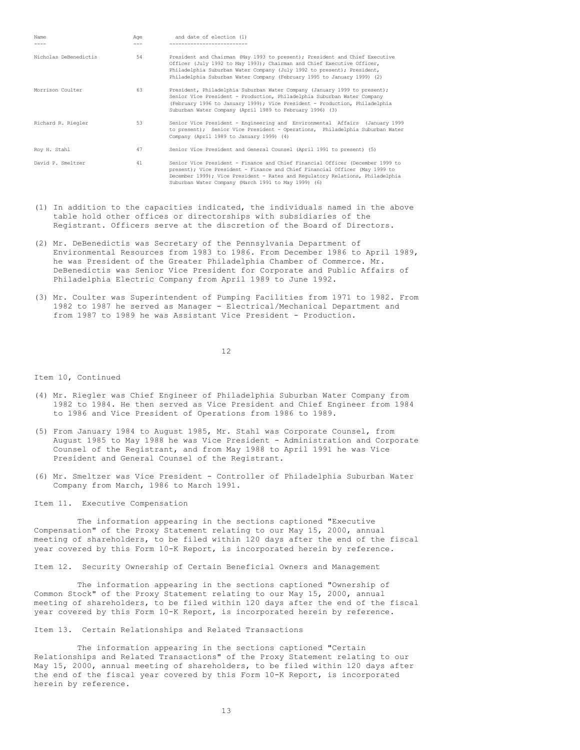| Name | Age | and date of election (1) |
| --- | --- | --- |
| Nicholas DeBenedictis | 54 | President and Chairman (May 1993 to present); President and Chief Executive Officer (July 1992 to May 1993); Chairman and Chief Executive Officer, Philadelphia Suburban Water Company (July 1992 to present); President, Philadelphia Suburban Water Company (February 1995 to January 1999) (2) |
| Morrison Coulter | 63 | President, Philadelphia Suburban Water Company (January 1999 to present); Senior Vice President - Production, Philadelphia Suburban Water Company (February 1996 to January 1999); Vice President - Production, Philadelphia Suburban Water Company (April 1989 to February 1996) (3) |
| Richard R. Riegler | 53 | Senior Vice President - Engineering and Environmental Affairs (January 1999 to present); Senior Vice President - Operations, Philadelphia Suburban Water Company (April 1989 to January 1999) (4) |
| Roy H. Stahl | 47 | Senior Vice President and General Counsel (April 1991 to present) (5) |
| David P. Smeltzer | 41 | Senior Vice President - Finance and Chief Financial Officer (December 1999 to present); Vice President - Finance and Chief Financial Officer (May 1999 to December 1999); Vice President - Rates and Regulatory Relations, Philadelphia Suburban Water Company (March 1991 to May 1999) (6) |

(1) In addition to the capacities indicated, the individuals named in the above table hold other offices or directorships with subsidiaries of the Registrant. Officers serve at the discretion of the Board of Directors.

(2) Mr. DeBenedictis was Secretary of the Pennsylvania Department of Environmental Resources from 1983 to 1986. From December 1986 to April 1989, he was President of the Greater Philadelphia Chamber of Commerce. Mr. DeBenedictis was Senior Vice President for Corporate and Public Affairs of Philadelphia Electric Company from April 1989 to June 1992.

(3) Mr. Coulter was Superintendent of Pumping Facilities from 1971 to 1982. From 1982 to 1987 he served as Manager - Electrical/Mechanical Department and from 1987 to 1989 he was Assistant Vice President - Production.

Item 10, Continued

(4) Mr. Riegler was Chief Engineer of Philadelphia Suburban Water Company from 1982 to 1984. He then served as Vice President and Chief Engineer from 1984 to 1986 and Vice President of Operations from 1986 to 1989.

(5) From January 1984 to August 1985, Mr. Stahl was Corporate Counsel, from August 1985 to May 1988 he was Vice President - Administration and Corporate Counsel of the Registrant, and from May 1988 to April 1991 he was Vice President and General Counsel of the Registrant.

(6) Mr. Smeltzer was Vice President - Controller of Philadelphia Suburban Water Company from March, 1986 to March 1991.

## Item 11. Executive Compensation

The information appearing in the sections captioned "Executive Compensation" of the Proxy Statement relating to our May 15, 2000, annual meeting of shareholders, to be filed within 120 days after the end of the fiscal year covered by this Form 10-K Report, is incorporated herein by reference.

## Item 12. Security Ownership of Certain Beneficial Owners and Management

The information appearing in the sections captioned "Ownership of Common Stock" of the Proxy Statement relating to our May 15, 2000, annual meeting of shareholders, to be filed within 120 days after the end of the fiscal year covered by this Form 10-K Report, is incorporated herein by reference.

## Item 13. Certain Relationships and Related Transactions

The information appearing in the sections captioned "Certain Relationships and Related Transactions" of the Proxy Statement relating to our May 15, 2000, annual meeting of shareholders, to be filed within 120 days after the end of the fiscal year covered by this Form 10-K Report, is incorporated herein by reference.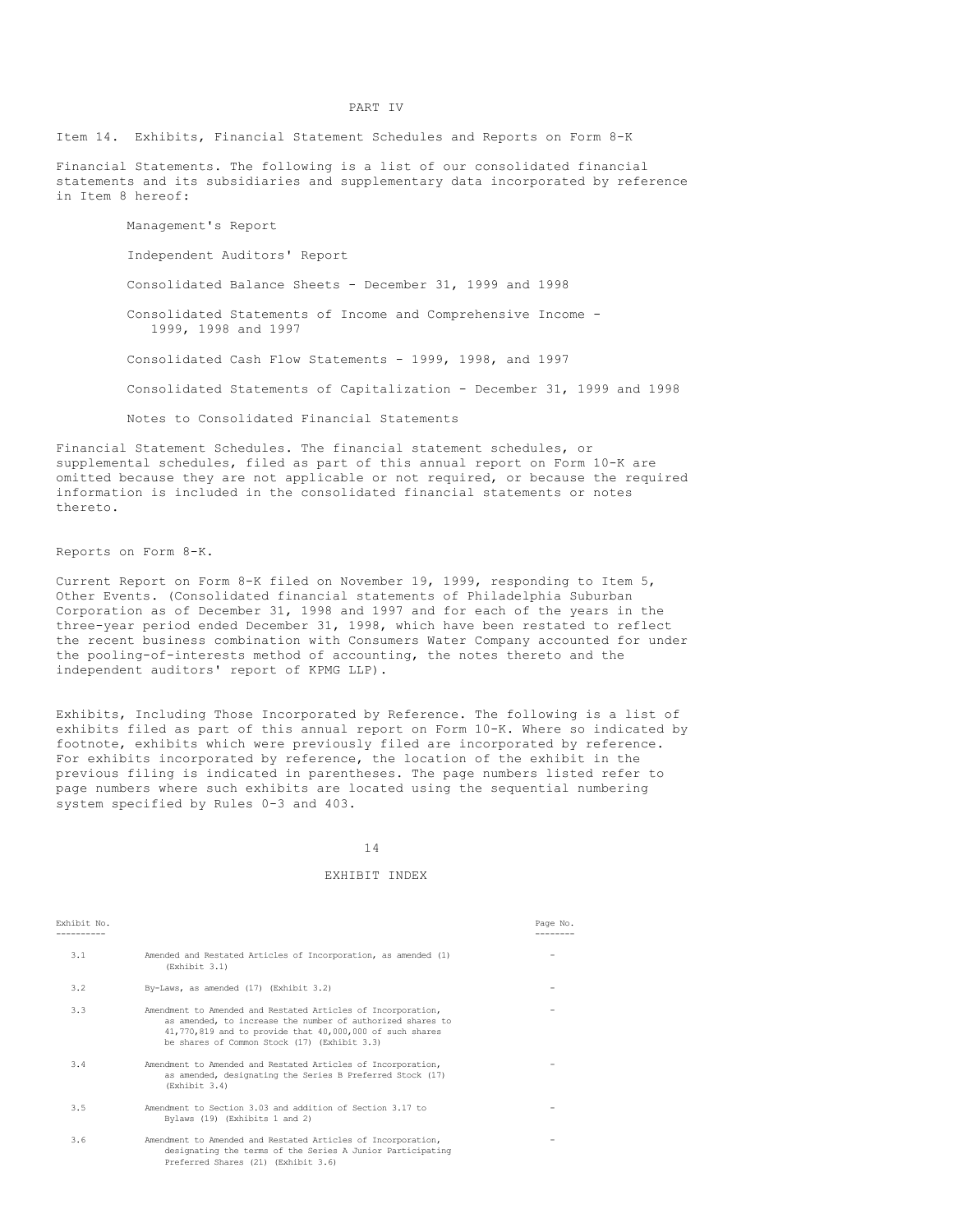# PART IV

## Item 14. Exhibits, Financial Statement Schedules and Reports on Form 8-K

Financial Statements. The following is a list of our consolidated financial statements and its subsidiaries and supplementary data incorporated by reference in Item 8 hereof:

- Management's Report
- Independent Auditors' Report
- Consolidated Balance Sheets - December 31, 1999 and 1998
- Consolidated Statements of Income and Comprehensive Income - 1999, 1998 and 1997
- Consolidated Cash Flow Statements - 1999, 1998, and 1997
- Consolidated Statements of Capitalization - December 31, 1999 and 1998
- Notes to Consolidated Financial Statements

Financial Statement Schedules. The financial statement schedules, or supplemental schedules, filed as part of this annual report on Form 10-K are omitted because they are not applicable or not required, or because the required information is included in the consolidated financial statements or notes thereto.

Reports on Form 8-K.

Current Report on Form 8-K filed on November 19, 1999, responding to Item 5, Other Events. (Consolidated financial statements of Philadelphia Suburban Corporation as of December 31, 1998 and 1997 and for each of the years in the three-year period ended December 31, 1998, which have been restated to reflect the recent business combination with Consumers Water Company accounted for under the pooling-of-interests method of accounting, the notes thereto and the independent auditors' report of KPMG LLP).

Exhibits, Including Those Incorporated by Reference. The following is a list of exhibits filed as part of this annual report on Form 10-K. Where so indicated by footnote, exhibits which were previously filed are incorporated by reference. For exhibits incorporated by reference, the location of the exhibit in the previous filing is indicated in parentheses. The page numbers listed refer to page numbers where such exhibits are located using the sequential numbering system specified by Rules 0-3 and 403.

## EXHIBIT INDEX

| Exhibit No. | | Page No. |
|---|---|---|
| 3.1 | Amended and Restated Articles of Incorporation, as amended (1) (Exhibit 3.1) | - |
| 3.2 | By-Laws, as amended (17) (Exhibit 3.2) | - |
| 3.3 | Amendment to Amended and Restated Articles of Incorporation, as amended, to increase the number of authorized shares to 41,770,819 and to provide that 40,000,000 of such shares be shares of Common Stock (17) (Exhibit 3.3) | - |
| 3.4 | Amendment to Amended and Restated Articles of Incorporation, as amended, designating the Series B Preferred Stock (17) (Exhibit 3.4) | - |
| 3.5 | Amendment to Section 3.03 and addition of Section 3.17 to Bylaws (19) (Exhibits 1 and 2) | - |
| 3.6 | Amendment to Amended and Restated Articles of Incorporation, designating the terms of the Series A Junior Participating Preferred Shares (21) (Exhibit 3.6) | - |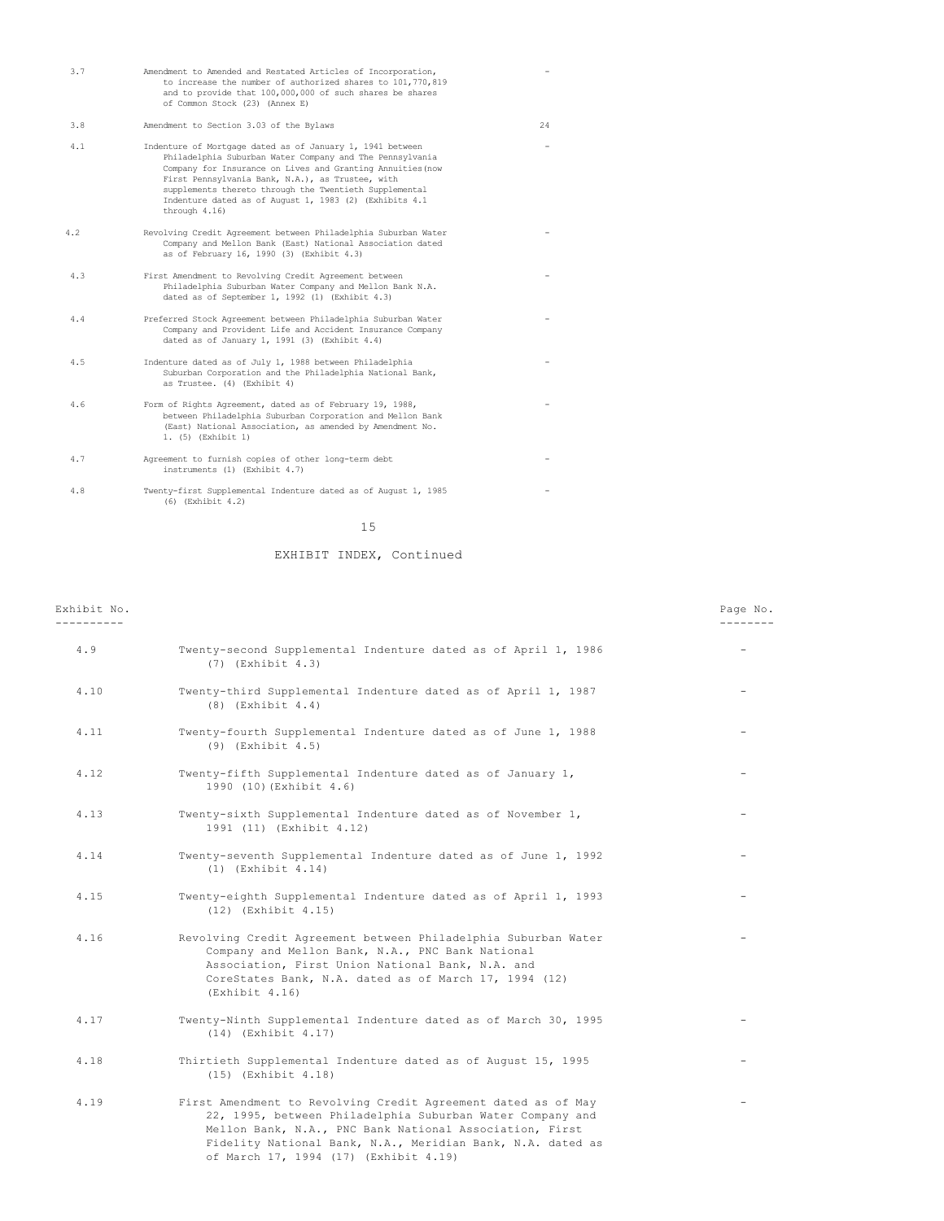| | | |
|---|---|---|
| 3.7 | Amendment to Amended and Restated Articles of Incorporation, to increase the number of authorized shares to 101,770,819 and to provide that 100,000,000 of such shares be shares of Common Stock (23) (Annex E) | - |
| 3.8 | Amendment to Section 3.03 of the Bylaws | 24 |
| 4.1 | Indenture of Mortgage dated as of January 1, 1941 between Philadelphia Suburban Water Company and The Pennsylvania Company for Insurance on Lives and Granting Annuities(now First Pennsylvania Bank, N.A.), as Trustee, with supplements thereto through the Twentieth Supplemental Indenture dated as of August 1, 1983 (2) (Exhibits 4.1 through 4.16) | - |
| 4.2 | Revolving Credit Agreement between Philadelphia Suburban Water Company and Mellon Bank (East) National Association dated as of February 16, 1990 (3) (Exhibit 4.3) | - |
| 4.3 | First Amendment to Revolving Credit Agreement between Philadelphia Suburban Water Company and Mellon Bank N.A. dated as of September 1, 1992 (1) (Exhibit 4.3) | - |
| 4.4 | Preferred Stock Agreement between Philadelphia Suburban Water Company and Provident Life and Accident Insurance Company dated as of January 1, 1991 (3) (Exhibit 4.4) | - |
| 4.5 | Indenture dated as of July 1, 1988 between Philadelphia Suburban Corporation and the Philadelphia National Bank, as Trustee. (4) (Exhibit 4) | - |
| 4.6 | Form of Rights Agreement, dated as of February 19, 1988, between Philadelphia Suburban Corporation and Mellon Bank (East) National Association, as amended by Amendment No. 1. (5) (Exhibit 1) | - |
| 4.7 | Agreement to furnish copies of other long-term debt instruments (1) (Exhibit 4.7) | - |
| 4.8 | Twenty-first Supplemental Indenture dated as of August 1, 1985 (6) (Exhibit 4.2) | - |

EXHIBIT INDEX, Continued

| Exhibit No. | | Page No. |
|---|---|---|
| 4.9 | Twenty-second Supplemental Indenture dated as of April 1, 1986 (7) (Exhibit 4.3) | - |
| 4.10 | Twenty-third Supplemental Indenture dated as of April 1, 1987 (8) (Exhibit 4.4) | - |
| 4.11 | Twenty-fourth Supplemental Indenture dated as of June 1, 1988 (9) (Exhibit 4.5) | - |
| 4.12 | Twenty-fifth Supplemental Indenture dated as of January 1, 1990 (10)(Exhibit 4.6) | - |
| 4.13 | Twenty-sixth Supplemental Indenture dated as of November 1, 1991 (11) (Exhibit 4.12) | - |
| 4.14 | Twenty-seventh Supplemental Indenture dated as of June 1, 1992 (1) (Exhibit 4.14) | - |
| 4.15 | Twenty-eighth Supplemental Indenture dated as of April 1, 1993 (12) (Exhibit 4.15) | - |
| 4.16 | Revolving Credit Agreement between Philadelphia Suburban Water Company and Mellon Bank, N.A., PNC Bank National Association, First Union National Bank, N.A. and CoreStates Bank, N.A. dated as of March 17, 1994 (12) (Exhibit 4.16) | - |
| 4.17 | Twenty-Ninth Supplemental Indenture dated as of March 30, 1995 (14) (Exhibit 4.17) | - |
| 4.18 | Thirtieth Supplemental Indenture dated as of August 15, 1995 (15) (Exhibit 4.18) | - |
| 4.19 | First Amendment to Revolving Credit Agreement dated as of May 22, 1995, between Philadelphia Suburban Water Company and Mellon Bank, N.A., PNC Bank National Association, First Fidelity National Bank, N.A., Meridian Bank, N.A. dated as of March 17, 1994 (17) (Exhibit 4.19) | - |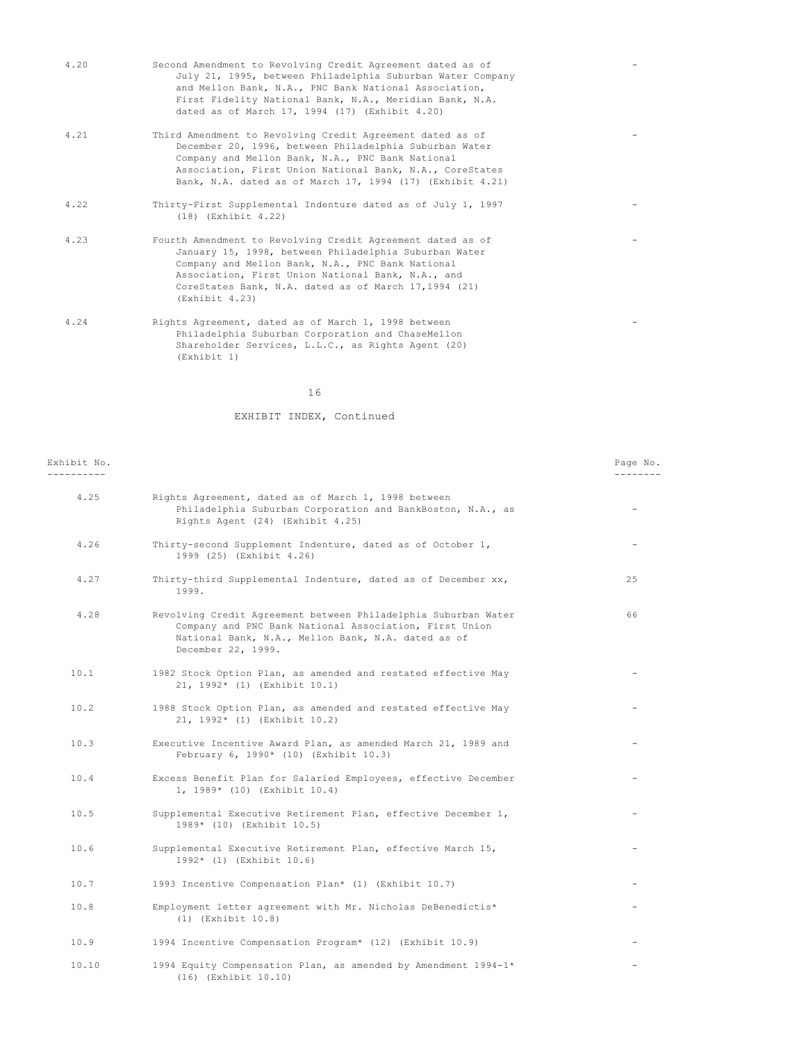| | | |
|---|---|---|
| 4.20 | Second Amendment to Revolving Credit Agreement dated as of July 21, 1995, between Philadelphia Suburban Water Company and Mellon Bank, N.A., PNC Bank National Association, First Fidelity National Bank, N.A., Meridian Bank, N.A. dated as of March 17, 1994 (17) (Exhibit 4.20) | - |
| 4.21 | Third Amendment to Revolving Credit Agreement dated as of December 20, 1996, between Philadelphia Suburban Water Company and Mellon Bank, N.A., PNC Bank National Association, First Union National Bank, N.A., CoreStates Bank, N.A. dated as of March 17, 1994 (17) (Exhibit 4.21) | - |
| 4.22 | Thirty-First Supplemental Indenture dated as of July 1, 1997 (18) (Exhibit 4.22) | - |
| 4.23 | Fourth Amendment to Revolving Credit Agreement dated as of January 15, 1998, between Philadelphia Suburban Water Company and Mellon Bank, N.A., PNC Bank National Association, First Union National Bank, N.A., and CoreStates Bank, N.A. dated as of March 17,1994 (21) (Exhibit 4.23) | - |
| 4.24 | Rights Agreement, dated as of March 1, 1998 between Philadelphia Suburban Corporation and ChaseMellon Shareholder Services, L.L.C., as Rights Agent (20) (Exhibit 1) | - |

EXHIBIT INDEX, Continued

| Exhibit No. | | Page No. |
|---|---|---|
| 4.25 | Rights Agreement, dated as of March 1, 1998 between Philadelphia Suburban Corporation and BankBoston, N.A., as Rights Agent (24) (Exhibit 4.25) | - |
| 4.26 | Thirty-second Supplement Indenture, dated as of October 1, 1999 (25) (Exhibit 4.26) | - |
| 4.27 | Thirty-third Supplemental Indenture, dated as of December xx, 1999. | 25 |
| 4.28 | Revolving Credit Agreement between Philadelphia Suburban Water Company and PNC Bank National Association, First Union National Bank, N.A., Mellon Bank, N.A. dated as of December 22, 1999. | 66 |
| 10.1 | 1982 Stock Option Plan, as amended and restated effective May 21, 1992* (1) (Exhibit 10.1) | - |
| 10.2 | 1988 Stock Option Plan, as amended and restated effective May 21, 1992* (1) (Exhibit 10.2) | - |
| 10.3 | Executive Incentive Award Plan, as amended March 21, 1989 and February 6, 1990* (10) (Exhibit 10.3) | - |
| 10.4 | Excess Benefit Plan for Salaried Employees, effective December 1, 1989* (10) (Exhibit 10.4) | - |
| 10.5 | Supplemental Executive Retirement Plan, effective December 1, 1989* (10) (Exhibit 10.5) | - |
| 10.6 | Supplemental Executive Retirement Plan, effective March 15, 1992* (1) (Exhibit 10.6) | - |
| 10.7 | 1993 Incentive Compensation Plan* (1) (Exhibit 10.7) | - |
| 10.8 | Employment letter agreement with Mr. Nicholas DeBenedictis* (1) (Exhibit 10.8) | - |
| 10.9 | 1994 Incentive Compensation Program* (12) (Exhibit 10.9) | - |
| 10.10 | 1994 Equity Compensation Plan, as amended by Amendment 1994-1* (16) (Exhibit 10.10) | - |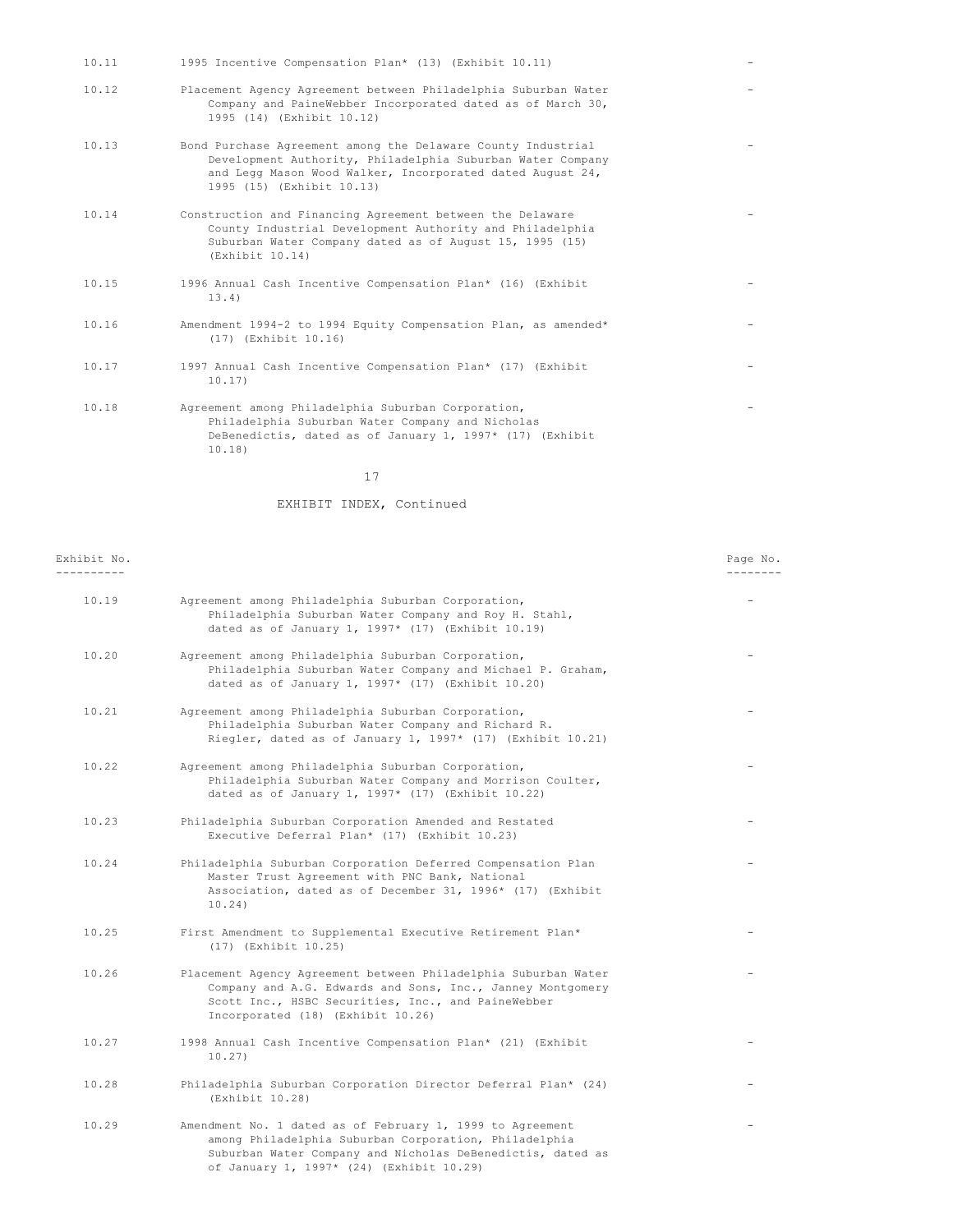| | | |
|---|---|---|
| 10.11 | 1995 Incentive Compensation Plan* (13) (Exhibit 10.11) | - |
| 10.12 | Placement Agency Agreement between Philadelphia Suburban Water Company and PaineWebber Incorporated dated as of March 30, 1995 (14) (Exhibit 10.12) | - |
| 10.13 | Bond Purchase Agreement among the Delaware County Industrial Development Authority, Philadelphia Suburban Water Company and Legg Mason Wood Walker, Incorporated dated August 24, 1995 (15) (Exhibit 10.13) | - |
| 10.14 | Construction and Financing Agreement between the Delaware County Industrial Development Authority and Philadelphia Suburban Water Company dated as of August 15, 1995 (15) (Exhibit 10.14) | - |
| 10.15 | 1996 Annual Cash Incentive Compensation Plan* (16) (Exhibit 13.4) | - |
| 10.16 | Amendment 1994-2 to 1994 Equity Compensation Plan, as amended* (17) (Exhibit 10.16) | - |
| 10.17 | 1997 Annual Cash Incentive Compensation Plan* (17) (Exhibit 10.17) | - |
| 10.18 | Agreement among Philadelphia Suburban Corporation, Philadelphia Suburban Water Company and Nicholas DeBenedictis, dated as of January 1, 1997* (17) (Exhibit 10.18) | - |

EXHIBIT INDEX, Continued

| Exhibit No. | | Page No. |
|---|---|---|
| 10.19 | Agreement among Philadelphia Suburban Corporation, Philadelphia Suburban Water Company and Roy H. Stahl, dated as of January 1, 1997* (17) (Exhibit 10.19) | - |
| 10.20 | Agreement among Philadelphia Suburban Corporation, Philadelphia Suburban Water Company and Michael P. Graham, dated as of January 1, 1997* (17) (Exhibit 10.20) | - |
| 10.21 | Agreement among Philadelphia Suburban Corporation, Philadelphia Suburban Water Company and Richard R. Riegler, dated as of January 1, 1997* (17) (Exhibit 10.21) | - |
| 10.22 | Agreement among Philadelphia Suburban Corporation, Philadelphia Suburban Water Company and Morrison Coulter, dated as of January 1, 1997* (17) (Exhibit 10.22) | - |
| 10.23 | Philadelphia Suburban Corporation Amended and Restated Executive Deferral Plan* (17) (Exhibit 10.23) | - |
| 10.24 | Philadelphia Suburban Corporation Deferred Compensation Plan Master Trust Agreement with PNC Bank, National Association, dated as of December 31, 1996* (17) (Exhibit 10.24) | - |
| 10.25 | First Amendment to Supplemental Executive Retirement Plan* (17) (Exhibit 10.25) | - |
| 10.26 | Placement Agency Agreement between Philadelphia Suburban Water Company and A.G. Edwards and Sons, Inc., Janney Montgomery Scott Inc., HSBC Securities, Inc., and PaineWebber Incorporated (18) (Exhibit 10.26) | - |
| 10.27 | 1998 Annual Cash Incentive Compensation Plan* (21) (Exhibit 10.27) | - |
| 10.28 | Philadelphia Suburban Corporation Director Deferral Plan* (24) (Exhibit 10.28) | - |
| 10.29 | Amendment No. 1 dated as of February 1, 1999 to Agreement among Philadelphia Suburban Corporation, Philadelphia Suburban Water Company and Nicholas DeBenedictis, dated as of January 1, 1997* (24) (Exhibit 10.29) | - |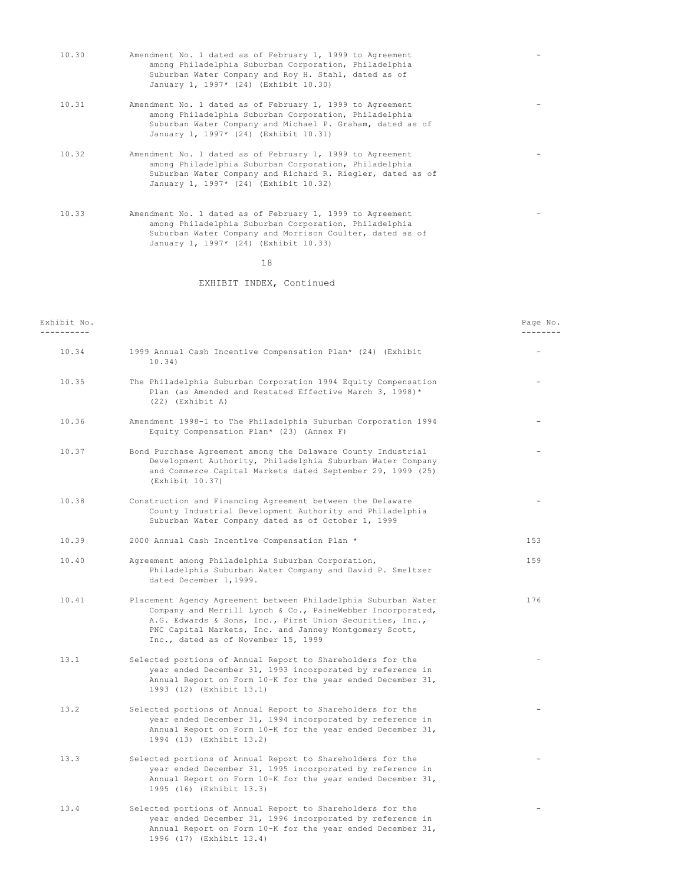| | | |
|---|---|---|
| 10.30 | Amendment No. 1 dated as of February 1, 1999 to Agreement among Philadelphia Suburban Corporation, Philadelphia Suburban Water Company and Roy H. Stahl, dated as of January 1, 1997* (24) (Exhibit 10.30) | - |
| 10.31 | Amendment No. 1 dated as of February 1, 1999 to Agreement among Philadelphia Suburban Corporation, Philadelphia Suburban Water Company and Michael P. Graham, dated as of January 1, 1997* (24) (Exhibit 10.31) | - |
| 10.32 | Amendment No. 1 dated as of February 1, 1999 to Agreement among Philadelphia Suburban Corporation, Philadelphia Suburban Water Company and Richard R. Riegler, dated as of January 1, 1997* (24) (Exhibit 10.32) | - |
| 10.33 | Amendment No. 1 dated as of February 1, 1999 to Agreement among Philadelphia Suburban Corporation, Philadelphia Suburban Water Company and Morrison Coulter, dated as of January 1, 1997* (24) (Exhibit 10.33) | - |

EXHIBIT INDEX, Continued

| Exhibit No. | | Page No. |
|---|---|---|
| 10.34 | 1999 Annual Cash Incentive Compensation Plan* (24) (Exhibit 10.34) | - |
| 10.35 | The Philadelphia Suburban Corporation 1994 Equity Compensation Plan (as Amended and Restated Effective March 3, 1998)* (22) (Exhibit A) | - |
| 10.36 | Amendment 1998-1 to The Philadelphia Suburban Corporation 1994 Equity Compensation Plan* (23) (Annex F) | - |
| 10.37 | Bond Purchase Agreement among the Delaware County Industrial Development Authority, Philadelphia Suburban Water Company and Commerce Capital Markets dated September 29, 1999 (25) (Exhibit 10.37) | - |
| 10.38 | Construction and Financing Agreement between the Delaware County Industrial Development Authority and Philadelphia Suburban Water Company dated as of October 1, 1999 | - |
| 10.39 | 2000 Annual Cash Incentive Compensation Plan * | 153 |
| 10.40 | Agreement among Philadelphia Suburban Corporation, Philadelphia Suburban Water Company and David P. Smeltzer dated December 1,1999. | 159 |
| 10.41 | Placement Agency Agreement between Philadelphia Suburban Water Company and Merrill Lynch & Co., PaineWebber Incorporated, A.G. Edwards & Sons, Inc., First Union Securities, Inc., PNC Capital Markets, Inc. and Janney Montgomery Scott, Inc., dated as of November 15, 1999 | 176 |
| 13.1 | Selected portions of Annual Report to Shareholders for the year ended December 31, 1993 incorporated by reference in Annual Report on Form 10-K for the year ended December 31, 1993 (12) (Exhibit 13.1) | - |
| 13.2 | Selected portions of Annual Report to Shareholders for the year ended December 31, 1994 incorporated by reference in Annual Report on Form 10-K for the year ended December 31, 1994 (13) (Exhibit 13.2) | - |
| 13.3 | Selected portions of Annual Report to Shareholders for the year ended December 31, 1995 incorporated by reference in Annual Report on Form 10-K for the year ended December 31, 1995 (16) (Exhibit 13.3) | - |
| 13.4 | Selected portions of Annual Report to Shareholders for the year ended December 31, 1996 incorporated by reference in Annual Report on Form 10-K for the year ended December 31, 1996 (17) (Exhibit 13.4) | - |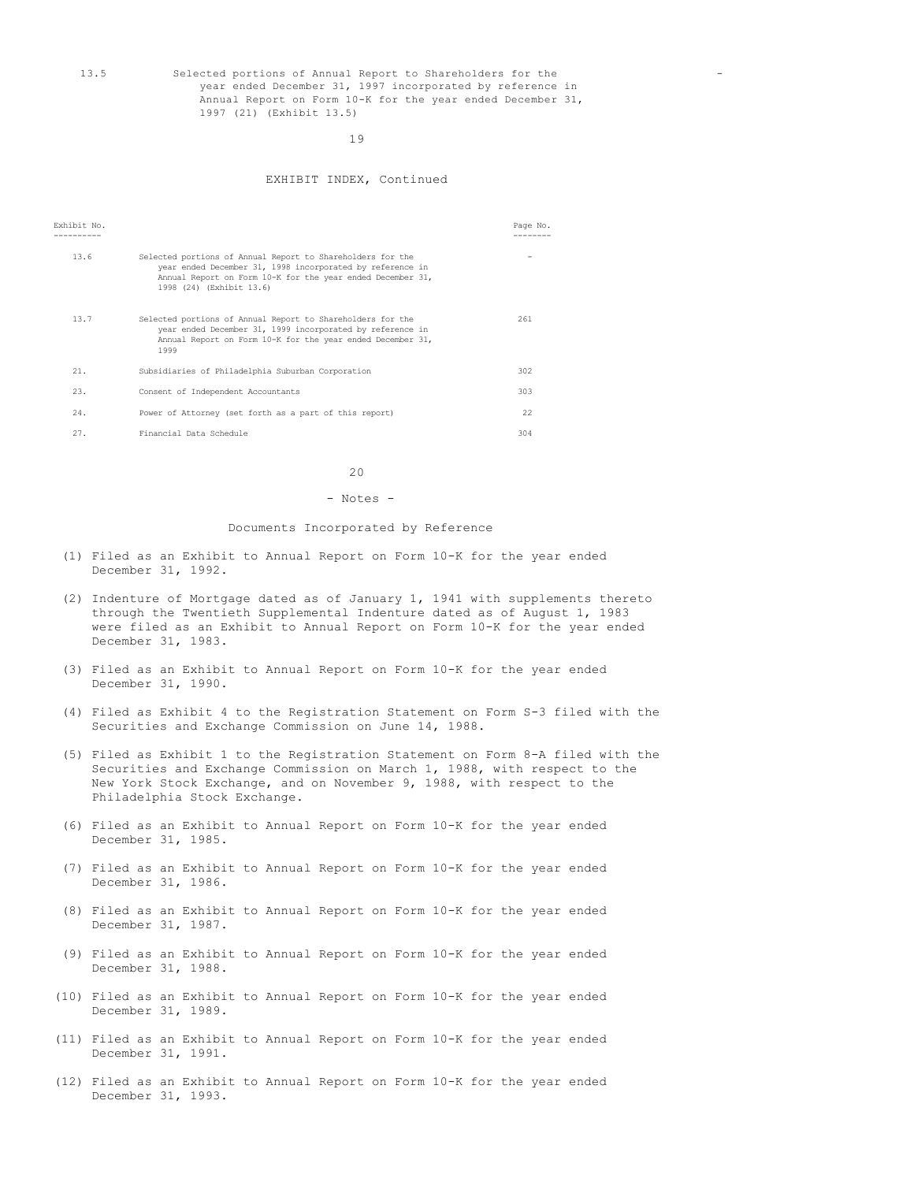| 13.5 | Selected portions of Annual Report to Shareholders for the year ended December 31, 1997 incorporated by reference in Annual Report on Form 10-K for the year ended December 31, 1997 (21) (Exhibit 13.5) | - |
|---|---|---|

EXHIBIT INDEX, Continued

| Exhibit No. | | Page No. |
|---|---|---|
| 13.6 | Selected portions of Annual Report to Shareholders for the year ended December 31, 1998 incorporated by reference in Annual Report on Form 10-K for the year ended December 31, 1998 (24) (Exhibit 13.6) | - |
| 13.7 | Selected portions of Annual Report to Shareholders for the year ended December 31, 1999 incorporated by reference in Annual Report on Form 10-K for the year ended December 31, 1999 | 261 |
| 21. | Subsidiaries of Philadelphia Suburban Corporation | 302 |
| 23. | Consent of Independent Accountants | 303 |
| 24. | Power of Attorney (set forth as a part of this report) | 22 |
| 27. | Financial Data Schedule | 304 |

- Notes -

Documents Incorporated by Reference

(1) Filed as an Exhibit to Annual Report on Form 10-K for the year ended December 31, 1992.

(2) Indenture of Mortgage dated as of January 1, 1941 with supplements thereto through the Twentieth Supplemental Indenture dated as of August 1, 1983 were filed as an Exhibit to Annual Report on Form 10-K for the year ended December 31, 1983.

(3) Filed as an Exhibit to Annual Report on Form 10-K for the year ended December 31, 1990.

(4) Filed as Exhibit 4 to the Registration Statement on Form S-3 filed with the Securities and Exchange Commission on June 14, 1988.

(5) Filed as Exhibit 1 to the Registration Statement on Form 8-A filed with the Securities and Exchange Commission on March 1, 1988, with respect to the New York Stock Exchange, and on November 9, 1988, with respect to the Philadelphia Stock Exchange.

(6) Filed as an Exhibit to Annual Report on Form 10-K for the year ended December 31, 1985.

(7) Filed as an Exhibit to Annual Report on Form 10-K for the year ended December 31, 1986.

(8) Filed as an Exhibit to Annual Report on Form 10-K for the year ended December 31, 1987.

(9) Filed as an Exhibit to Annual Report on Form 10-K for the year ended December 31, 1988.

(10) Filed as an Exhibit to Annual Report on Form 10-K for the year ended December 31, 1989.

(11) Filed as an Exhibit to Annual Report on Form 10-K for the year ended December 31, 1991.

(12) Filed as an Exhibit to Annual Report on Form 10-K for the year ended December 31, 1993.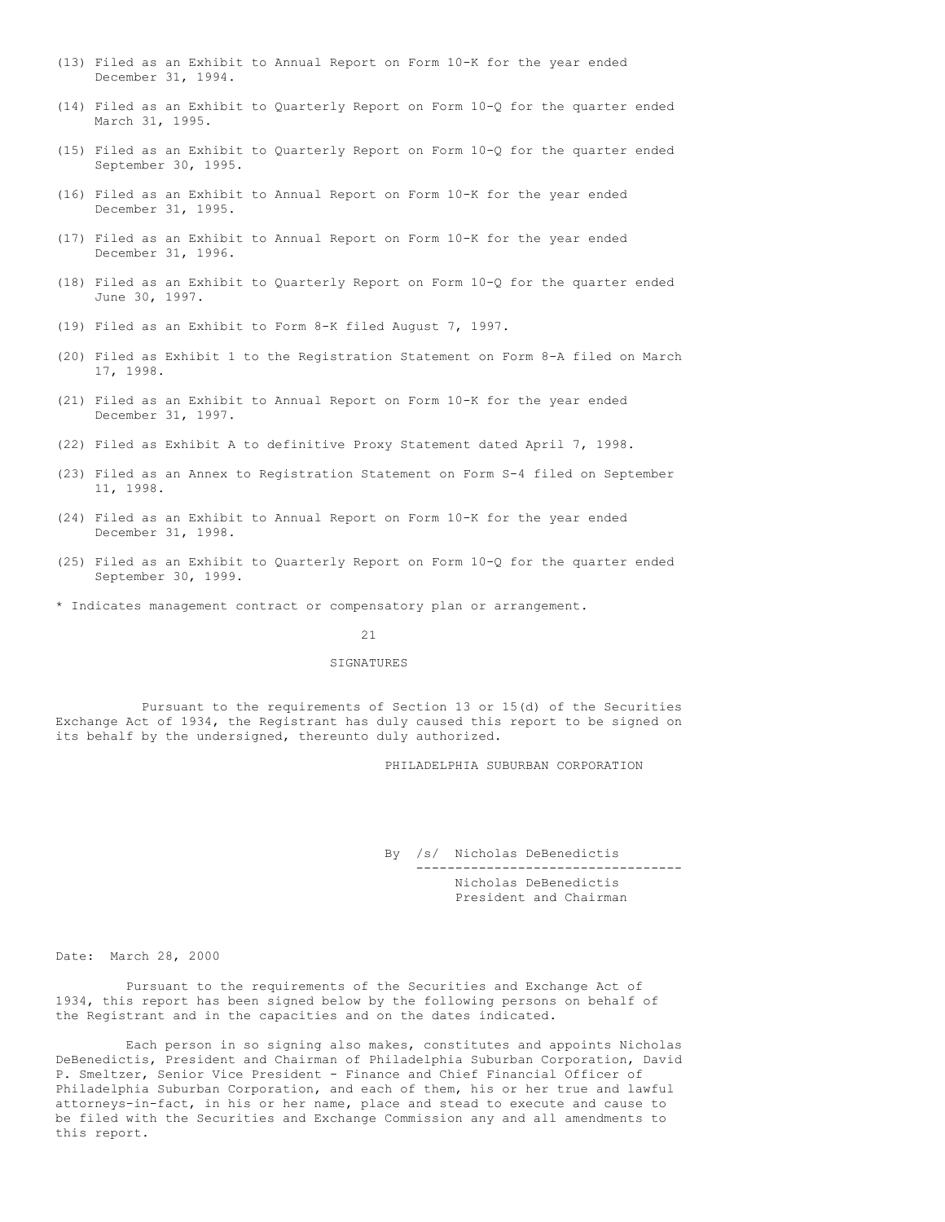(13) Filed as an Exhibit to Annual Report on Form 10-K for the year ended December 31, 1994.

(14) Filed as an Exhibit to Quarterly Report on Form 10-Q for the quarter ended March 31, 1995.

(15) Filed as an Exhibit to Quarterly Report on Form 10-Q for the quarter ended September 30, 1995.

(16) Filed as an Exhibit to Annual Report on Form 10-K for the year ended December 31, 1995.

(17) Filed as an Exhibit to Annual Report on Form 10-K for the year ended December 31, 1996.

(18) Filed as an Exhibit to Quarterly Report on Form 10-Q for the quarter ended June 30, 1997.

(19) Filed as an Exhibit to Form 8-K filed August 7, 1997.

(20) Filed as Exhibit 1 to the Registration Statement on Form 8-A filed on March 17, 1998.

(21) Filed as an Exhibit to Annual Report on Form 10-K for the year ended December 31, 1997.

(22) Filed as Exhibit A to definitive Proxy Statement dated April 7, 1998.

(23) Filed as an Annex to Registration Statement on Form S-4 filed on September 11, 1998.

(24) Filed as an Exhibit to Annual Report on Form 10-K for the year ended December 31, 1998.

(25) Filed as an Exhibit to Quarterly Report on Form 10-Q for the quarter ended September 30, 1999.

* Indicates management contract or compensatory plan or arrangement.

## SIGNATURES

Pursuant to the requirements of Section 13 or 15(d) of the Securities Exchange Act of 1934, the Registrant has duly caused this report to be signed on its behalf by the undersigned, thereunto duly authorized.

PHILADELPHIA SUBURBAN CORPORATION

By /s/ Nicholas DeBenedictis
Nicholas DeBenedictis
President and Chairman

Date: March 28, 2000

Pursuant to the requirements of the Securities and Exchange Act of 1934, this report has been signed below by the following persons on behalf of the Registrant and in the capacities and on the dates indicated.

Each person in so signing also makes, constitutes and appoints Nicholas DeBenedictis, President and Chairman of Philadelphia Suburban Corporation, David P. Smeltzer, Senior Vice President - Finance and Chief Financial Officer of Philadelphia Suburban Corporation, and each of them, his or her true and lawful attorneys-in-fact, in his or her name, place and stead to execute and cause to be filed with the Securities and Exchange Commission any and all amendments to this report.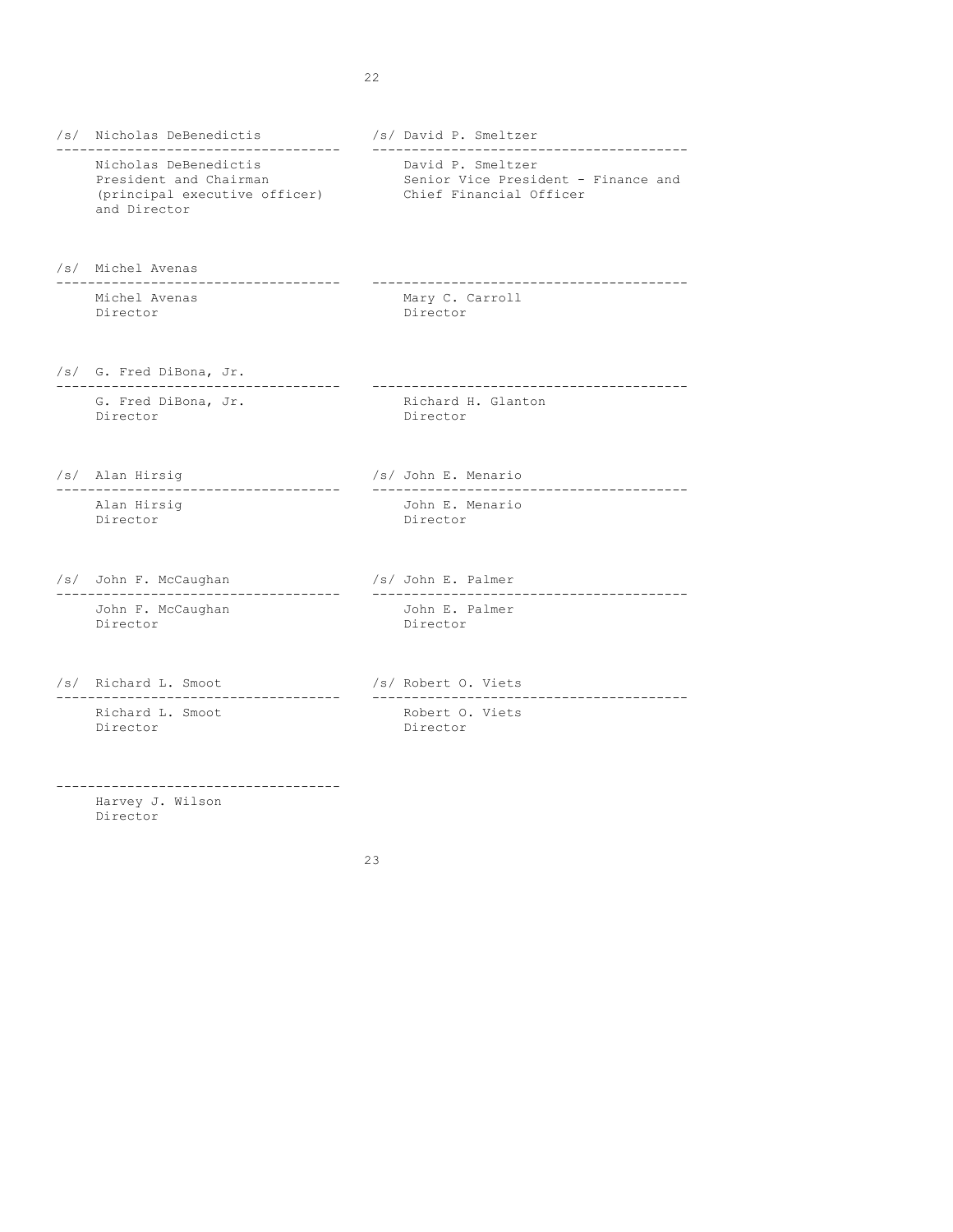/s/ Nicholas DeBenedictis
Nicholas DeBenedictis
President and Chairman
(principal executive officer)
and Director

/s/ David P. Smeltzer
David P. Smeltzer
Senior Vice President - Finance and
Chief Financial Officer

/s/ Michel Avenas
Michel Avenas
Director

Mary C. Carroll
Director

/s/ G. Fred DiBona, Jr.
G. Fred DiBona, Jr.
Director

Richard H. Glanton
Director

/s/ Alan Hirsig
Alan Hirsig
Director

/s/ John E. Menario
John E. Menario
Director

/s/ John F. McCaughan
John F. McCaughan
Director

/s/ John E. Palmer
John E. Palmer
Director

/s/ Richard L. Smoot
Richard L. Smoot
Director

/s/ Robert O. Viets
Robert O. Viets
Director

Harvey J. Wilson
Director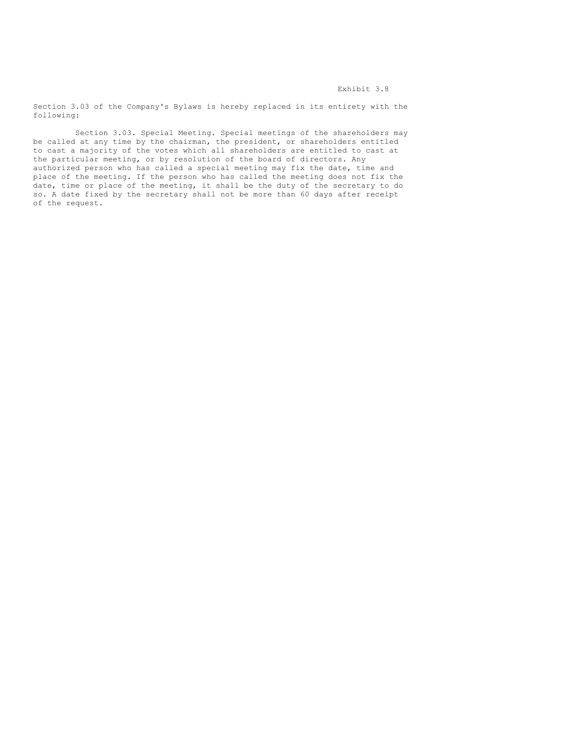Exhibit 3.8

Section 3.03 of the Company's Bylaws is hereby replaced in its entirety with the following:

Section 3.03. Special Meeting. Special meetings of the shareholders may be called at any time by the chairman, the president, or shareholders entitled to cast a majority of the votes which all shareholders are entitled to cast at the particular meeting, or by resolution of the board of directors. Any authorized person who has called a special meeting may fix the date, time and place of the meeting. If the person who has called the meeting does not fix the date, time or place of the meeting, it shall be the duty of the secretary to do so. A date fixed by the secretary shall not be more than 60 days after receipt of the request.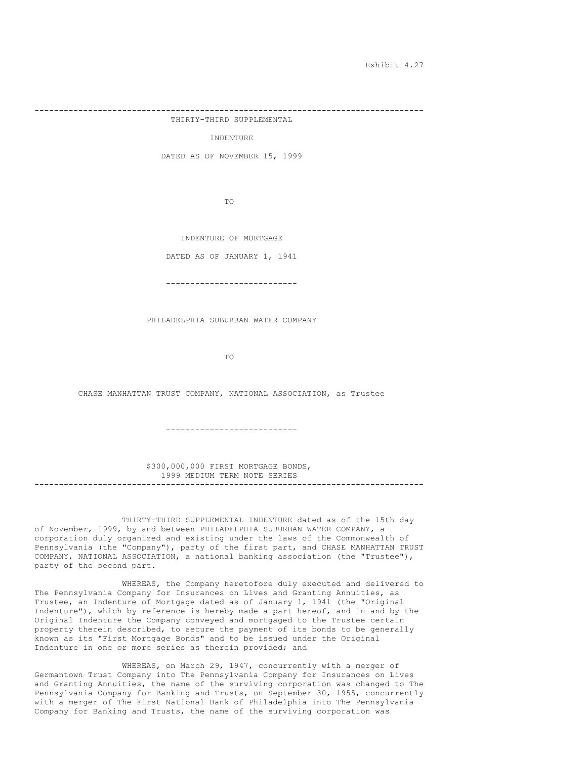Exhibit 4.27

---

THIRTY-THIRD SUPPLEMENTAL

INDENTURE

DATED AS OF NOVEMBER 15, 1999

TO

INDENTURE OF MORTGAGE

DATED AS OF JANUARY 1, 1941

---

PHILADELPHIA SUBURBAN WATER COMPANY

TO

CHASE MANHATTAN TRUST COMPANY, NATIONAL ASSOCIATION, as Trustee

---

$300,000,000 FIRST MORTGAGE BONDS,
1999 MEDIUM TERM NOTE SERIES

---

THIRTY-THIRD SUPPLEMENTAL INDENTURE dated as of the 15th day of November, 1999, by and between PHILADELPHIA SUBURBAN WATER COMPANY, a corporation duly organized and existing under the laws of the Commonwealth of Pennsylvania (the "Company"), party of the first part, and CHASE MANHATTAN TRUST COMPANY, NATIONAL ASSOCIATION, a national banking association (the "Trustee"), party of the second part.

WHEREAS, the Company heretofore duly executed and delivered to The Pennsylvania Company for Insurances on Lives and Granting Annuities, as Trustee, an Indenture of Mortgage dated as of January 1, 1941 (the "Original Indenture"), which by reference is hereby made a part hereof, and in and by the Original Indenture the Company conveyed and mortgaged to the Trustee certain property therein described, to secure the payment of its bonds to be generally known as its "First Mortgage Bonds" and to be issued under the Original Indenture in one or more series as therein provided; and

WHEREAS, on March 29, 1947, concurrently with a merger of Germantown Trust Company into The Pennsylvania Company for Insurances on Lives and Granting Annuities, the name of the surviving corporation was changed to The Pennsylvania Company for Banking and Trusts, on September 30, 1955, concurrently with a merger of The First National Bank of Philadelphia into The Pennsylvania Company for Banking and Trusts, the name of the surviving corporation was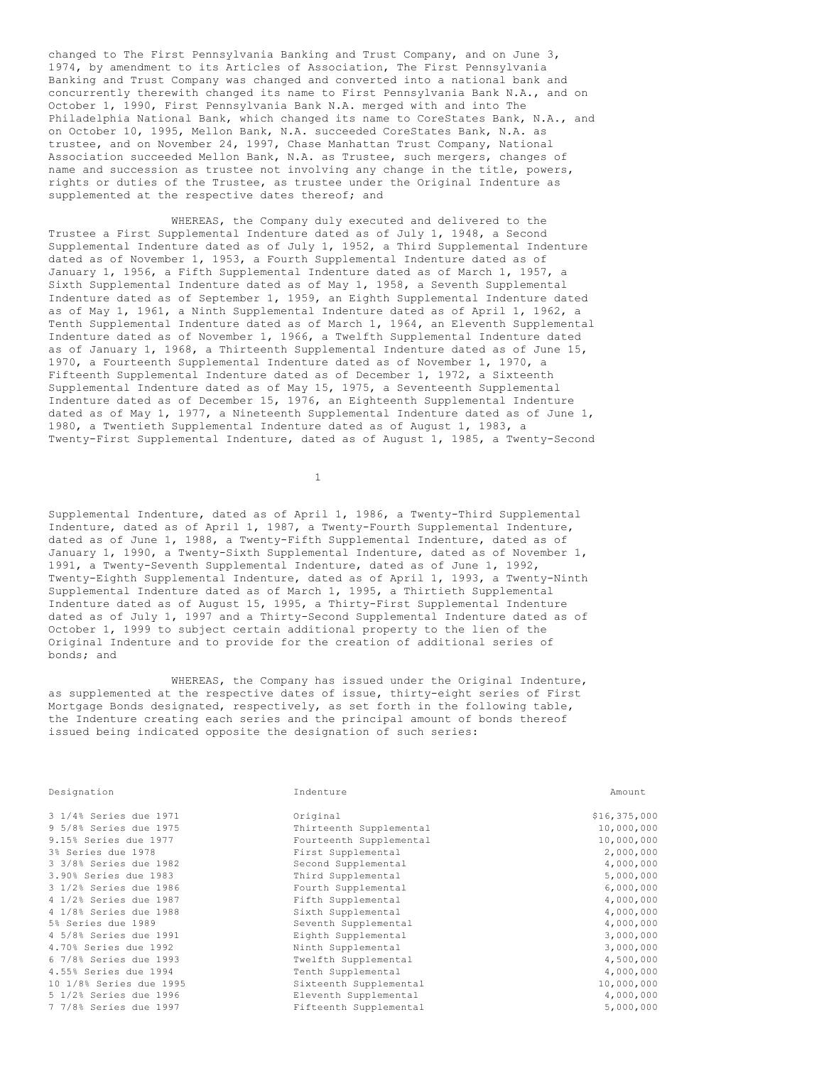changed to The First Pennsylvania Banking and Trust Company, and on June 3, 1974, by amendment to its Articles of Association, The First Pennsylvania Banking and Trust Company was changed and converted into a national bank and concurrently therewith changed its name to First Pennsylvania Bank N.A., and on October 1, 1990, First Pennsylvania Bank N.A. merged with and into The Philadelphia National Bank, which changed its name to CoreStates Bank, N.A., and on October 10, 1995, Mellon Bank, N.A. succeeded CoreStates Bank, N.A. as trustee, and on November 24, 1997, Chase Manhattan Trust Company, National Association succeeded Mellon Bank, N.A. as Trustee, such mergers, changes of name and succession as trustee not involving any change in the title, powers, rights or duties of the Trustee, as trustee under the Original Indenture as supplemented at the respective dates thereof; and

WHEREAS, the Company duly executed and delivered to the Trustee a First Supplemental Indenture dated as of July 1, 1948, a Second Supplemental Indenture dated as of July 1, 1952, a Third Supplemental Indenture dated as of November 1, 1953, a Fourth Supplemental Indenture dated as of January 1, 1956, a Fifth Supplemental Indenture dated as of March 1, 1957, a Sixth Supplemental Indenture dated as of May 1, 1958, a Seventh Supplemental Indenture dated as of September 1, 1959, an Eighth Supplemental Indenture dated as of May 1, 1961, a Ninth Supplemental Indenture dated as of April 1, 1962, a Tenth Supplemental Indenture dated as of March 1, 1964, an Eleventh Supplemental Indenture dated as of November 1, 1966, a Twelfth Supplemental Indenture dated as of January 1, 1968, a Thirteenth Supplemental Indenture dated as of June 15, 1970, a Fourteenth Supplemental Indenture dated as of November 1, 1970, a Fifteenth Supplemental Indenture dated as of December 1, 1972, a Sixteenth Supplemental Indenture dated as of May 15, 1975, a Seventeenth Supplemental Indenture dated as of December 15, 1976, an Eighteenth Supplemental Indenture dated as of May 1, 1977, a Nineteenth Supplemental Indenture dated as of June 1, 1980, a Twentieth Supplemental Indenture dated as of August 1, 1983, a Twenty-First Supplemental Indenture, dated as of August 1, 1985, a Twenty-Second Supplemental Indenture, dated as of April 1, 1986, a Twenty-Third Supplemental Indenture, dated as of April 1, 1987, a Twenty-Fourth Supplemental Indenture, dated as of June 1, 1988, a Twenty-Fifth Supplemental Indenture, dated as of January 1, 1990, a Twenty-Sixth Supplemental Indenture, dated as of November 1, 1991, a Twenty-Seventh Supplemental Indenture, dated as of June 1, 1992, Twenty-Eighth Supplemental Indenture, dated as of April 1, 1993, a Twenty-Ninth Supplemental Indenture dated as of March 1, 1995, a Thirtieth Supplemental Indenture dated as of August 15, 1995, a Thirty-First Supplemental Indenture dated as of July 1, 1997 and a Thirty-Second Supplemental Indenture dated as of October 1, 1999 to subject certain additional property to the lien of the Original Indenture and to provide for the creation of additional series of bonds; and

WHEREAS, the Company has issued under the Original Indenture, as supplemented at the respective dates of issue, thirty-eight series of First Mortgage Bonds designated, respectively, as set forth in the following table, the Indenture creating each series and the principal amount of bonds thereof issued being indicated opposite the designation of such series:

| Designation | Indenture | Amount |
|---|---|---|
| 3 1/4% Series due 1971 | Original | $16,375,000 |
| 9 5/8% Series due 1975 | Thirteenth Supplemental | 10,000,000 |
| 9.15% Series due 1977 | Fourteenth Supplemental | 10,000,000 |
| 3% Series due 1978 | First Supplemental | 2,000,000 |
| 3 3/8% Series due 1982 | Second Supplemental | 4,000,000 |
| 3.90% Series due 1983 | Third Supplemental | 5,000,000 |
| 3 1/2% Series due 1986 | Fourth Supplemental | 6,000,000 |
| 4 1/2% Series due 1987 | Fifth Supplemental | 4,000,000 |
| 4 1/8% Series due 1988 | Sixth Supplemental | 4,000,000 |
| 5% Series due 1989 | Seventh Supplemental | 4,000,000 |
| 4 5/8% Series due 1991 | Eighth Supplemental | 3,000,000 |
| 4.70% Series due 1992 | Ninth Supplemental | 3,000,000 |
| 6 7/8% Series due 1993 | Twelfth Supplemental | 4,500,000 |
| 4.55% Series due 1994 | Tenth Supplemental | 4,000,000 |
| 10 1/8% Series due 1995 | Sixteenth Supplemental | 10,000,000 |
| 5 1/2% Series due 1996 | Eleventh Supplemental | 4,000,000 |
| 7 7/8% Series due 1997 | Fifteenth Supplemental | 5,000,000 |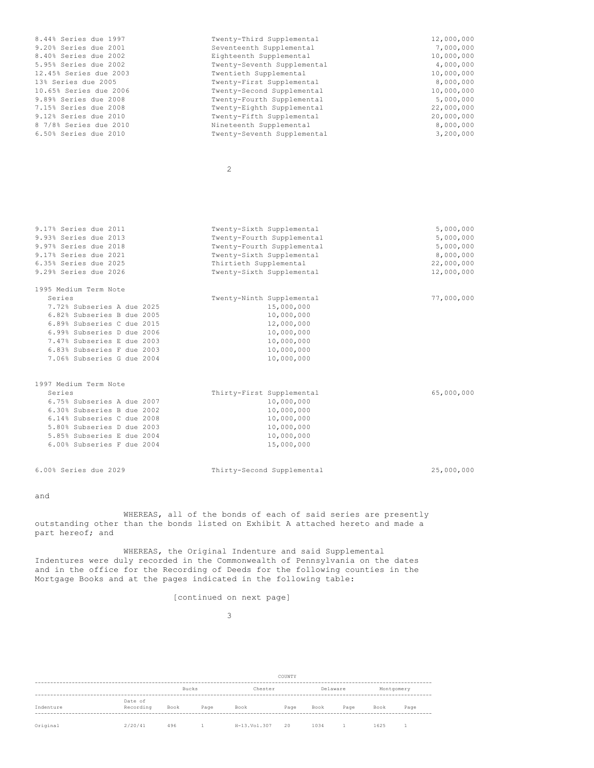| | | |
|---|---|---|
| 8.44% Series due 1997 | Twenty-Third Supplemental | 12,000,000 |
| 9.20% Series due 2001 | Seventeenth Supplemental | 7,000,000 |
| 8.40% Series due 2002 | Eighteenth Supplemental | 10,000,000 |
| 5.95% Series due 2002 | Twenty-Seventh Supplemental | 4,000,000 |
| 12.45% Series due 2003 | Twentieth Supplemental | 10,000,000 |
| 13% Series due 2005 | Twenty-First Supplemental | 8,000,000 |
| 10.65% Series due 2006 | Twenty-Second Supplemental | 10,000,000 |
| 9.89% Series due 2008 | Twenty-Fourth Supplemental | 5,000,000 |
| 7.15% Series due 2008 | Twenty-Eighth Supplemental | 22,000,000 |
| 9.12% Series due 2010 | Twenty-Fifth Supplemental | 20,000,000 |
| 8 7/8% Series due 2010 | Nineteenth Supplemental | 8,000,000 |
| 6.50% Series due 2010 | Twenty-Seventh Supplemental | 3,200,000 |
| 9.17% Series due 2011 | Twenty-Sixth Supplemental | 5,000,000 |
| 9.93% Series due 2013 | Twenty-Fourth Supplemental | 5,000,000 |
| 9.97% Series due 2018 | Twenty-Fourth Supplemental | 5,000,000 |
| 9.17% Series due 2021 | Twenty-Sixth Supplemental | 8,000,000 |
| 6.35% Series due 2025 | Thirtieth Supplemental | 22,000,000 |
| 9.29% Series due 2026 | Twenty-Sixth Supplemental | 12,000,000 |
| 1995 Medium Term Note Series | Twenty-Ninth Supplemental | 77,000,000 |
| 7.72% Subseries A due 2025 | 15,000,000 | |
| 6.82% Subseries B due 2005 | 10,000,000 | |
| 6.89% Subseries C due 2015 | 12,000,000 | |
| 6.99% Subseries D due 2006 | 10,000,000 | |
| 7.47% Subseries E due 2003 | 10,000,000 | |
| 6.83% Subseries F due 2003 | 10,000,000 | |
| 7.06% Subseries G due 2004 | 10,000,000 | |
| 1997 Medium Term Note Series | Thirty-First Supplemental | 65,000,000 |
| 6.75% Subseries A due 2007 | 10,000,000 | |
| 6.30% Subseries B due 2002 | 10,000,000 | |
| 6.14% Subseries C due 2008 | 10,000,000 | |
| 5.80% Subseries D due 2003 | 10,000,000 | |
| 5.85% Subseries E due 2004 | 10,000,000 | |
| 6.00% Subseries F due 2004 | 15,000,000 | |
| 6.00% Series due 2029 | Thirty-Second Supplemental | 25,000,000 |

and

WHEREAS, all of the bonds of each of said series are presently outstanding other than the bonds listed on Exhibit A attached hereto and made a part hereof; and

WHEREAS, the Original Indenture and said Supplemental Indentures were duly recorded in the Commonwealth of Pennsylvania on the dates and in the office for the Recording of Deeds for the following counties in the Mortgage Books and at the pages indicated in the following table:

[continued on next page]

| | | COUNTY | | | | | | | |
|---|---|---|---|---|---|---|---|---|---|
| | | Bucks | | Chester | | Delaware | | Montgomery | |
| Indenture | Date of Recording | Book | Page | Book | Page | Book | Page | Book | Page |
| Original | 2/20/41 | 496 | 1 | H-13.Vol.307 | 20 | 1034 | 1 | 1625 | 1 |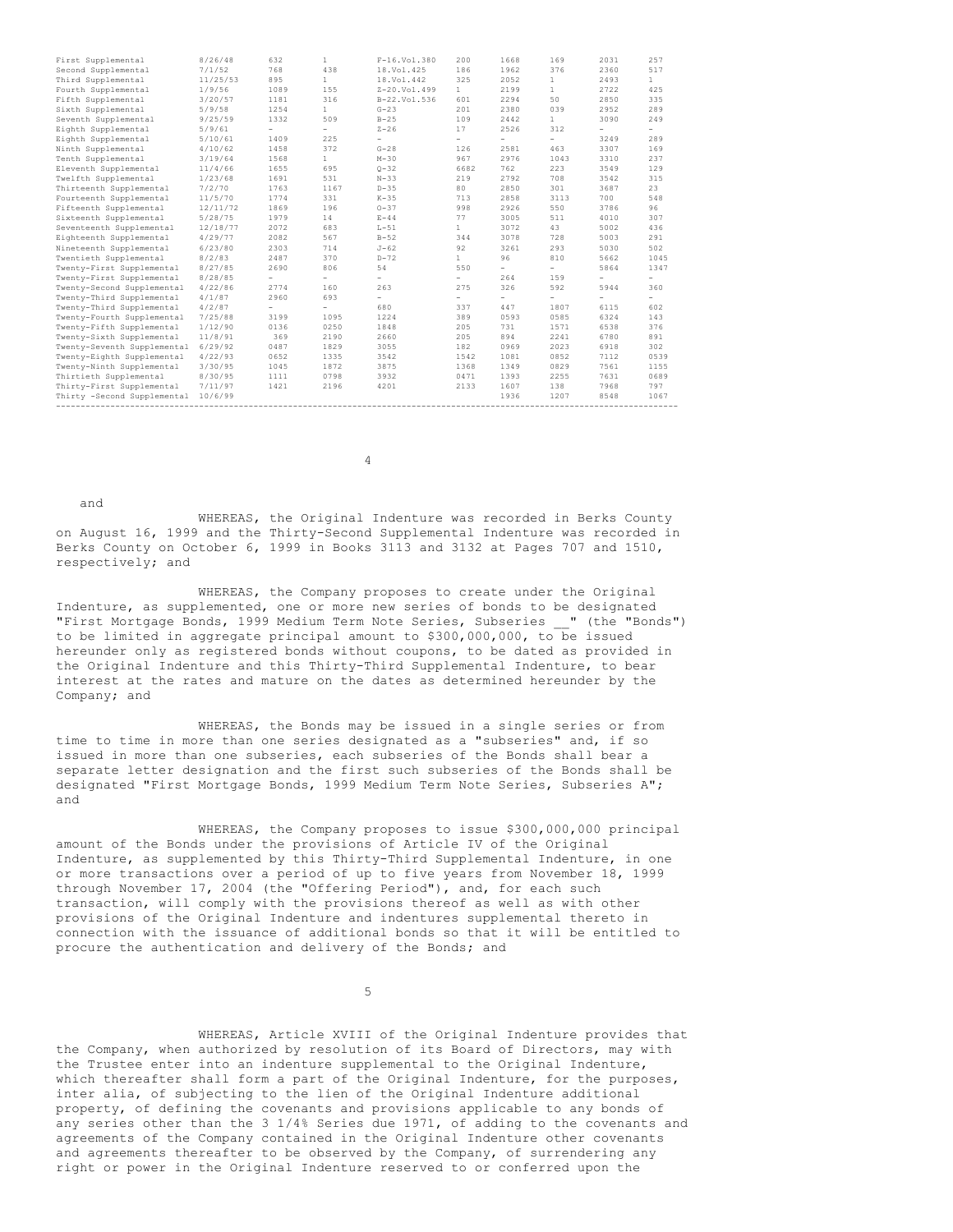| | | | | | | | | | |
|---|---|---|---|---|---|---|---|---|---|
| First Supplemental | 8/26/48 | 632 | 1 | F-16.Vol.380 | 200 | 1668 | 169 | 2031 | 257 |
| Second Supplemental | 7/1/52 | 768 | 438 | 18.Vol.425 | 186 | 1962 | 376 | 2360 | 517 |
| Third Supplemental | 11/25/53 | 895 | 1 | 18.Vol.442 | 325 | 2052 | 1 | 2493 | 1 |
| Fourth Supplemental | 1/9/56 | 1089 | 155 | Z-20.Vol.499 | 1 | 2199 | 1 | 2722 | 425 |
| Fifth Supplemental | 3/20/57 | 1181 | 316 | B-22.Vol.536 | 601 | 2294 | 50 | 2850 | 335 |
| Sixth Supplemental | 5/9/58 | 1254 | 1 | G-23 | 201 | 2380 | 039 | 2952 | 289 |
| Seventh Supplemental | 9/25/59 | 1332 | 509 | B-25 | 109 | 2442 | 1 | 3090 | 249 |
| Eighth Supplemental | 5/9/61 | - | - | Z-26 | 17 | 2526 | 312 | - | - |
| Eighth Supplemental | 5/10/61 | 1409 | 225 | - | - | - | - | 3249 | 289 |
| Ninth Supplemental | 4/10/62 | 1458 | 372 | G-28 | 126 | 2581 | 463 | 3307 | 169 |
| Tenth Supplemental | 3/19/64 | 1568 | 1 | M-30 | 967 | 2976 | 1043 | 3310 | 237 |
| Eleventh Supplemental | 11/4/66 | 1655 | 695 | Q-32 | 6682 | 762 | 223 | 3549 | 129 |
| Twelfth Supplemental | 1/23/68 | 1691 | 531 | N-33 | 219 | 2792 | 708 | 3542 | 315 |
| Thirteenth Supplemental | 7/2/70 | 1763 | 1167 | D-35 | 80 | 2850 | 301 | 3687 | 23 |
| Fourteenth Supplemental | 11/5/70 | 1774 | 331 | K-35 | 713 | 2858 | 3113 | 700 | 548 |
| Fifteenth Supplemental | 12/11/72 | 1869 | 196 | O-37 | 998 | 2926 | 550 | 3786 | 96 |
| Sixteenth Supplemental | 5/28/75 | 1979 | 14 | E-44 | 77 | 3005 | 511 | 4010 | 307 |
| Seventeenth Supplemental | 12/18/77 | 2072 | 683 | L-51 | 1 | 3072 | 43 | 5002 | 436 |
| Eighteenth Supplemental | 4/29/77 | 2082 | 567 | B-52 | 344 | 3078 | 728 | 5003 | 291 |
| Nineteenth Supplemental | 6/23/80 | 2303 | 714 | J-62 | 92 | 3261 | 293 | 5030 | 502 |
| Twentieth Supplemental | 8/2/83 | 2487 | 370 | D-72 | 1 | 96 | 810 | 5662 | 1045 |
| Twenty-First Supplemental | 8/27/85 | 2690 | 806 | 54 | 550 | - | - | 5864 | 1347 |
| Twenty-First Supplemental | 8/28/85 | - | - | - | - | 264 | 159 | - | - |
| Twenty-Second Supplemental | 4/22/86 | 2774 | 160 | 263 | 275 | 326 | 592 | 5944 | 360 |
| Twenty-Third Supplemental | 4/1/87 | 2960 | 693 | - | - | - | - | - | - |
| Twenty-Third Supplemental | 4/2/87 | - | - | 680 | 337 | 447 | 1807 | 6115 | 602 |
| Twenty-Fourth Supplemental | 7/25/88 | 3199 | 1095 | 1224 | 389 | 0593 | 0585 | 6324 | 143 |
| Twenty-Fifth Supplemental | 1/12/90 | 0136 | 0250 | 1848 | 205 | 731 | 1571 | 6538 | 376 |
| Twenty-Sixth Supplemental | 11/8/91 | 369 | 2190 | 2660 | 205 | 894 | 2241 | 6780 | 891 |
| Twenty-Seventh Supplemental | 6/29/92 | 0487 | 1829 | 3055 | 182 | 0969 | 2023 | 6918 | 302 |
| Twenty-Eighth Supplemental | 4/22/93 | 0652 | 1335 | 3542 | 1542 | 1081 | 0852 | 7112 | 0539 |
| Twenty-Ninth Supplemental | 3/30/95 | 1045 | 1872 | 3875 | 1368 | 1349 | 0829 | 7561 | 1155 |
| Thirtieth Supplemental | 8/30/95 | 1111 | 0798 | 3932 | 0471 | 1393 | 2255 | 7631 | 0689 |
| Thirty-First Supplemental | 7/11/97 | 1421 | 2196 | 4201 | 2133 | 1607 | 138 | 7968 | 797 |
| Thirty -Second Supplemental | 10/6/99 | | | | | 1936 | 1207 | 8548 | 1067 |

and

WHEREAS, the Original Indenture was recorded in Berks County on August 16, 1999 and the Thirty-Second Supplemental Indenture was recorded in Berks County on October 6, 1999 in Books 3113 and 3132 at Pages 707 and 1510, respectively; and

WHEREAS, the Company proposes to create under the Original Indenture, as supplemented, one or more new series of bonds to be designated "First Mortgage Bonds, 1999 Medium Term Note Series, Subseries __" (the "Bonds") to be limited in aggregate principal amount to $300,000,000, to be issued hereunder only as registered bonds without coupons, to be dated as provided in the Original Indenture and this Thirty-Third Supplemental Indenture, to bear interest at the rates and mature on the dates as determined hereunder by the Company; and

WHEREAS, the Bonds may be issued in a single series or from time to time in more than one series designated as a "subseries" and, if so issued in more than one subseries, each subseries of the Bonds shall bear a separate letter designation and the first such subseries of the Bonds shall be designated "First Mortgage Bonds, 1999 Medium Term Note Series, Subseries A"; and

WHEREAS, the Company proposes to issue $300,000,000 principal amount of the Bonds under the provisions of Article IV of the Original Indenture, as supplemented by this Thirty-Third Supplemental Indenture, in one or more transactions over a period of up to five years from November 18, 1999 through November 17, 2004 (the "Offering Period"), and, for each such transaction, will comply with the provisions thereof as well as with other provisions of the Original Indenture and indentures supplemental thereto in connection with the issuance of additional bonds so that it will be entitled to procure the authentication and delivery of the Bonds; and

WHEREAS, Article XVIII of the Original Indenture provides that the Company, when authorized by resolution of its Board of Directors, may with the Trustee enter into an indenture supplemental to the Original Indenture, which thereafter shall form a part of the Original Indenture, for the purposes, inter alia, of subjecting to the lien of the Original Indenture additional property, of defining the covenants and provisions applicable to any bonds of any series other than the 3 1/4% Series due 1971, of adding to the covenants and agreements of the Company contained in the Original Indenture other covenants and agreements thereafter to be observed by the Company, of surrendering any right or power in the Original Indenture reserved to or conferred upon the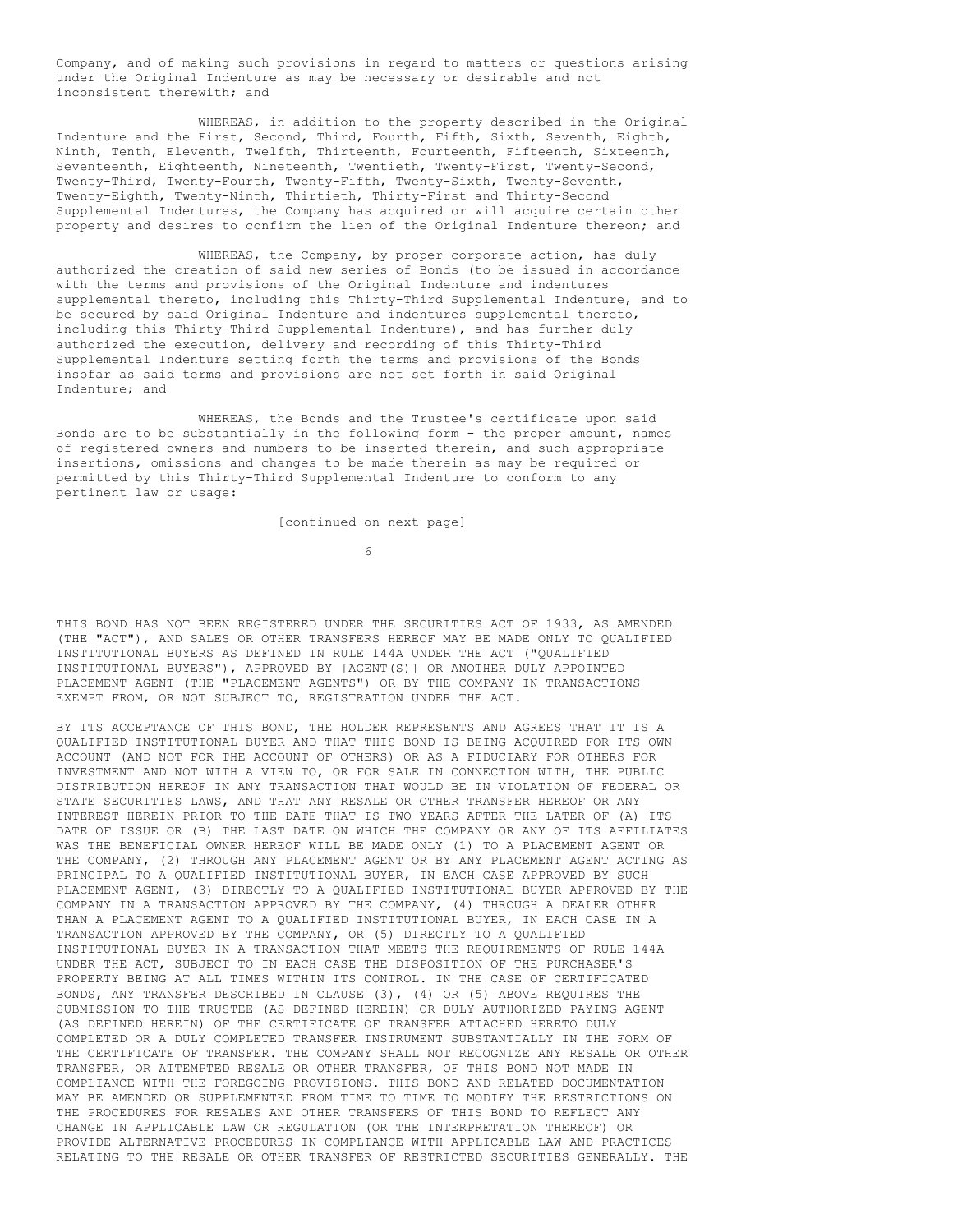Company, and of making such provisions in regard to matters or questions arising under the Original Indenture as may be necessary or desirable and not inconsistent therewith; and

WHEREAS, in addition to the property described in the Original Indenture and the First, Second, Third, Fourth, Fifth, Sixth, Seventh, Eighth, Ninth, Tenth, Eleventh, Twelfth, Thirteenth, Fourteenth, Fifteenth, Sixteenth, Seventeenth, Eighteenth, Nineteenth, Twentieth, Twenty-First, Twenty-Second, Twenty-Third, Twenty-Fourth, Twenty-Fifth, Twenty-Sixth, Twenty-Seventh, Twenty-Eighth, Twenty-Ninth, Thirtieth, Thirty-First and Thirty-Second Supplemental Indentures, the Company has acquired or will acquire certain other property and desires to confirm the lien of the Original Indenture thereon; and

WHEREAS, the Company, by proper corporate action, has duly authorized the creation of said new series of Bonds (to be issued in accordance with the terms and provisions of the Original Indenture and indentures supplemental thereto, including this Thirty-Third Supplemental Indenture, and to be secured by said Original Indenture and indentures supplemental thereto, including this Thirty-Third Supplemental Indenture), and has further duly authorized the execution, delivery and recording of this Thirty-Third Supplemental Indenture setting forth the terms and provisions of the Bonds insofar as said terms and provisions are not set forth in said Original Indenture; and

WHEREAS, the Bonds and the Trustee's certificate upon said Bonds are to be substantially in the following form - the proper amount, names of registered owners and numbers to be inserted therein, and such appropriate insertions, omissions and changes to be made therein as may be required or permitted by this Thirty-Third Supplemental Indenture to conform to any pertinent law or usage:

[continued on next page]

THIS BOND HAS NOT BEEN REGISTERED UNDER THE SECURITIES ACT OF 1933, AS AMENDED (THE "ACT"), AND SALES OR OTHER TRANSFERS HEREOF MAY BE MADE ONLY TO QUALIFIED INSTITUTIONAL BUYERS AS DEFINED IN RULE 144A UNDER THE ACT ("QUALIFIED INSTITUTIONAL BUYERS"), APPROVED BY [AGENT(S)] OR ANOTHER DULY APPOINTED PLACEMENT AGENT (THE "PLACEMENT AGENTS") OR BY THE COMPANY IN TRANSACTIONS EXEMPT FROM, OR NOT SUBJECT TO, REGISTRATION UNDER THE ACT.

BY ITS ACCEPTANCE OF THIS BOND, THE HOLDER REPRESENTS AND AGREES THAT IT IS A QUALIFIED INSTITUTIONAL BUYER AND THAT THIS BOND IS BEING ACQUIRED FOR ITS OWN ACCOUNT (AND NOT FOR THE ACCOUNT OF OTHERS) OR AS A FIDUCIARY FOR OTHERS FOR INVESTMENT AND NOT WITH A VIEW TO, OR FOR SALE IN CONNECTION WITH, THE PUBLIC DISTRIBUTION HEREOF IN ANY TRANSACTION THAT WOULD BE IN VIOLATION OF FEDERAL OR STATE SECURITIES LAWS, AND THAT ANY RESALE OR OTHER TRANSFER HEREOF OR ANY INTEREST HEREIN PRIOR TO THE DATE THAT IS TWO YEARS AFTER THE LATER OF (A) ITS DATE OF ISSUE OR (B) THE LAST DATE ON WHICH THE COMPANY OR ANY OF ITS AFFILIATES WAS THE BENEFICIAL OWNER HEREOF WILL BE MADE ONLY (1) TO A PLACEMENT AGENT OR THE COMPANY, (2) THROUGH ANY PLACEMENT AGENT OR BY ANY PLACEMENT AGENT ACTING AS PRINCIPAL TO A QUALIFIED INSTITUTIONAL BUYER, IN EACH CASE APPROVED BY SUCH PLACEMENT AGENT, (3) DIRECTLY TO A QUALIFIED INSTITUTIONAL BUYER APPROVED BY THE COMPANY IN A TRANSACTION APPROVED BY THE COMPANY, (4) THROUGH A DEALER OTHER THAN A PLACEMENT AGENT TO A QUALIFIED INSTITUTIONAL BUYER, IN EACH CASE IN A TRANSACTION APPROVED BY THE COMPANY, OR (5) DIRECTLY TO A QUALIFIED INSTITUTIONAL BUYER IN A TRANSACTION THAT MEETS THE REQUIREMENTS OF RULE 144A UNDER THE ACT, SUBJECT TO IN EACH CASE THE DISPOSITION OF THE PURCHASER'S PROPERTY BEING AT ALL TIMES WITHIN ITS CONTROL. IN THE CASE OF CERTIFICATED BONDS, ANY TRANSFER DESCRIBED IN CLAUSE (3), (4) OR (5) ABOVE REQUIRES THE SUBMISSION TO THE TRUSTEE (AS DEFINED HEREIN) OR DULY AUTHORIZED PAYING AGENT (AS DEFINED HEREIN) OF THE CERTIFICATE OF TRANSFER ATTACHED HERETO DULY COMPLETED OR A DULY COMPLETED TRANSFER INSTRUMENT SUBSTANTIALLY IN THE FORM OF THE CERTIFICATE OF TRANSFER. THE COMPANY SHALL NOT RECOGNIZE ANY RESALE OR OTHER TRANSFER, OR ATTEMPTED RESALE OR OTHER TRANSFER, OF THIS BOND NOT MADE IN COMPLIANCE WITH THE FOREGOING PROVISIONS. THIS BOND AND RELATED DOCUMENTATION MAY BE AMENDED OR SUPPLEMENTED FROM TIME TO TIME TO MODIFY THE RESTRICTIONS ON THE PROCEDURES FOR RESALES AND OTHER TRANSFERS OF THIS BOND TO REFLECT ANY CHANGE IN APPLICABLE LAW OR REGULATION (OR THE INTERPRETATION THEREOF) OR PROVIDE ALTERNATIVE PROCEDURES IN COMPLIANCE WITH APPLICABLE LAW AND PRACTICES RELATING TO THE RESALE OR OTHER TRANSFER OF RESTRICTED SECURITIES GENERALLY. THE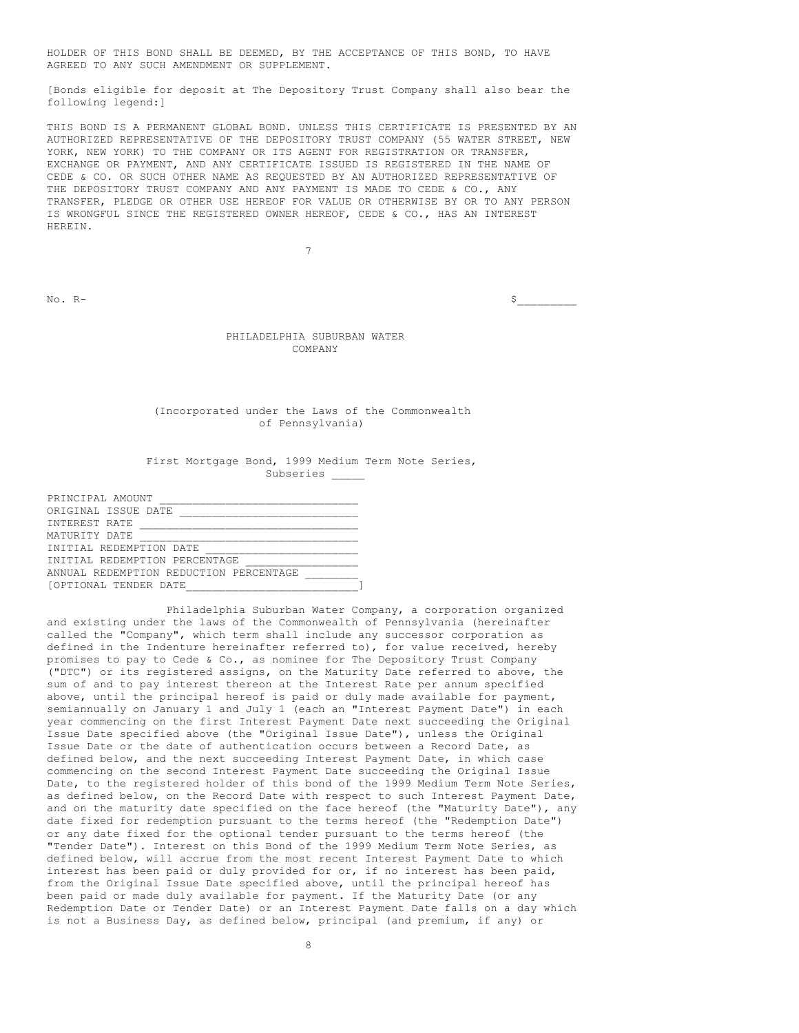HOLDER OF THIS BOND SHALL BE DEEMED, BY THE ACCEPTANCE OF THIS BOND, TO HAVE AGREED TO ANY SUCH AMENDMENT OR SUPPLEMENT.

[Bonds eligible for deposit at The Depository Trust Company shall also bear the following legend:]

THIS BOND IS A PERMANENT GLOBAL BOND. UNLESS THIS CERTIFICATE IS PRESENTED BY AN AUTHORIZED REPRESENTATIVE OF THE DEPOSITORY TRUST COMPANY (55 WATER STREET, NEW YORK, NEW YORK) TO THE COMPANY OR ITS AGENT FOR REGISTRATION OR TRANSFER, EXCHANGE OR PAYMENT, AND ANY CERTIFICATE ISSUED IS REGISTERED IN THE NAME OF CEDE & CO. OR SUCH OTHER NAME AS REQUESTED BY AN AUTHORIZED REPRESENTATIVE OF THE DEPOSITORY TRUST COMPANY AND ANY PAYMENT IS MADE TO CEDE & CO., ANY TRANSFER, PLEDGE OR OTHER USE HEREOF FOR VALUE OR OTHERWISE BY OR TO ANY PERSON IS WRONGFUL SINCE THE REGISTERED OWNER HEREOF, CEDE & CO., HAS AN INTEREST HEREIN.

No. R- $_________

PHILADELPHIA SUBURBAN WATER COMPANY

(Incorporated under the Laws of the Commonwealth of Pennsylvania)

First Mortgage Bond, 1999 Medium Term Note Series, Subseries _____

PRINCIPAL AMOUNT ______________________________
ORIGINAL ISSUE DATE ___________________________
INTEREST RATE _________________________________
MATURITY DATE _________________________________
INITIAL REDEMPTION DATE _______________________
INITIAL REDEMPTION PERCENTAGE _________________
ANNUAL REDEMPTION REDUCTION PERCENTAGE ________
[OPTIONAL TENDER DATE__________________________]

Philadelphia Suburban Water Company, a corporation organized and existing under the laws of the Commonwealth of Pennsylvania (hereinafter called the "Company", which term shall include any successor corporation as defined in the Indenture hereinafter referred to), for value received, hereby promises to pay to Cede & Co., as nominee for The Depository Trust Company ("DTC") or its registered assigns, on the Maturity Date referred to above, the sum of and to pay interest thereon at the Interest Rate per annum specified above, until the principal hereof is paid or duly made available for payment, semiannually on January 1 and July 1 (each an "Interest Payment Date") in each year commencing on the first Interest Payment Date next succeeding the Original Issue Date specified above (the "Original Issue Date"), unless the Original Issue Date or the date of authentication occurs between a Record Date, as defined below, and the next succeeding Interest Payment Date, in which case commencing on the second Interest Payment Date succeeding the Original Issue Date, to the registered holder of this bond of the 1999 Medium Term Note Series, as defined below, on the Record Date with respect to such Interest Payment Date, and on the maturity date specified on the face hereof (the "Maturity Date"), any date fixed for redemption pursuant to the terms hereof (the "Redemption Date") or any date fixed for the optional tender pursuant to the terms hereof (the "Tender Date"). Interest on this Bond of the 1999 Medium Term Note Series, as defined below, will accrue from the most recent Interest Payment Date to which interest has been paid or duly provided for or, if no interest has been paid, from the Original Issue Date specified above, until the principal hereof has been paid or made duly available for payment. If the Maturity Date (or any Redemption Date or Tender Date) or an Interest Payment Date falls on a day which is not a Business Day, as defined below, principal (and premium, if any) or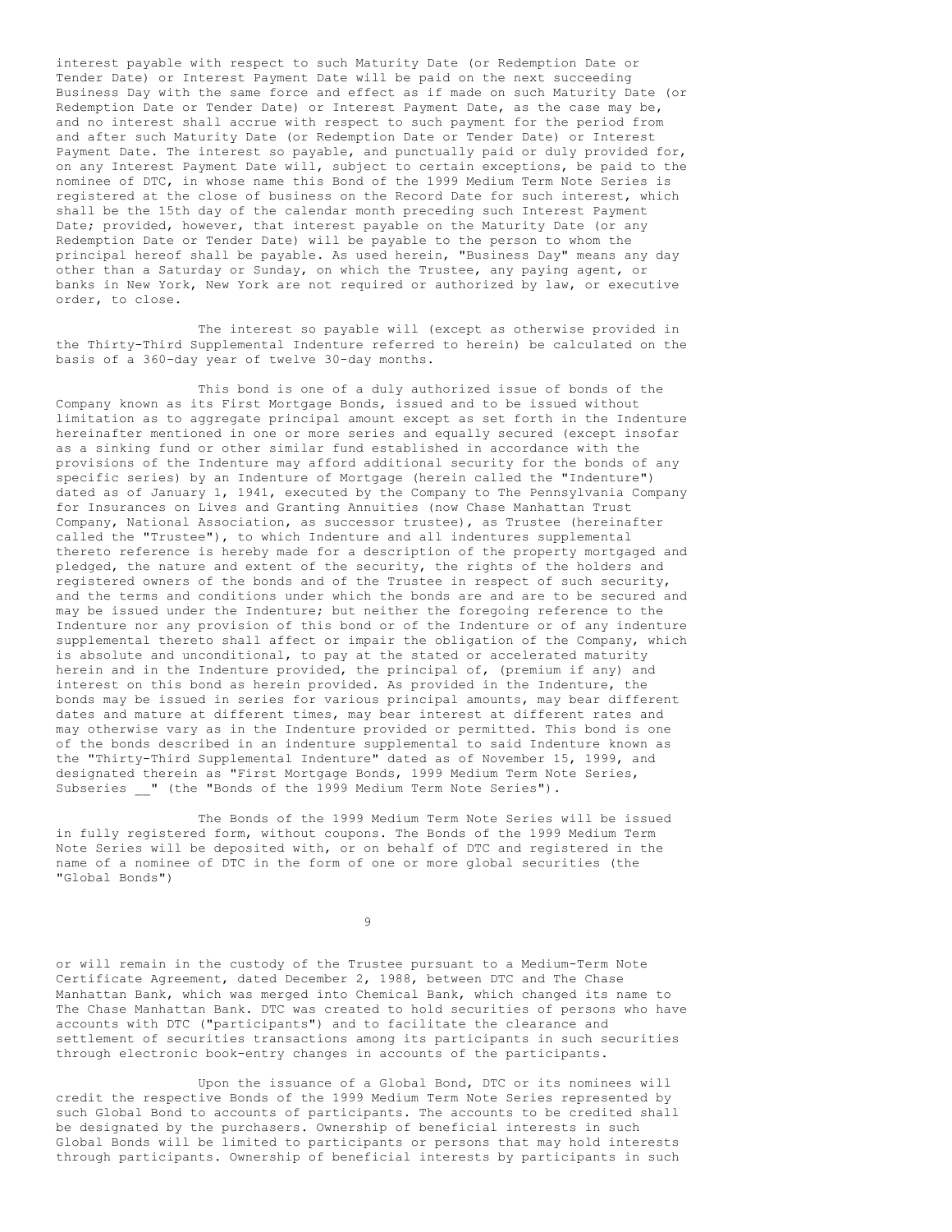interest payable with respect to such Maturity Date (or Redemption Date or Tender Date) or Interest Payment Date will be paid on the next succeeding Business Day with the same force and effect as if made on such Maturity Date (or Redemption Date or Tender Date) or Interest Payment Date, as the case may be, and no interest shall accrue with respect to such payment for the period from and after such Maturity Date (or Redemption Date or Tender Date) or Interest Payment Date. The interest so payable, and punctually paid or duly provided for, on any Interest Payment Date will, subject to certain exceptions, be paid to the nominee of DTC, in whose name this Bond of the 1999 Medium Term Note Series is registered at the close of business on the Record Date for such interest, which shall be the 15th day of the calendar month preceding such Interest Payment Date; provided, however, that interest payable on the Maturity Date (or any Redemption Date or Tender Date) will be payable to the person to whom the principal hereof shall be payable. As used herein, "Business Day" means any day other than a Saturday or Sunday, on which the Trustee, any paying agent, or banks in New York, New York are not required or authorized by law, or executive order, to close.

The interest so payable will (except as otherwise provided in the Thirty-Third Supplemental Indenture referred to herein) be calculated on the basis of a 360-day year of twelve 30-day months.

This bond is one of a duly authorized issue of bonds of the Company known as its First Mortgage Bonds, issued and to be issued without limitation as to aggregate principal amount except as set forth in the Indenture hereinafter mentioned in one or more series and equally secured (except insofar as a sinking fund or other similar fund established in accordance with the provisions of the Indenture may afford additional security for the bonds of any specific series) by an Indenture of Mortgage (herein called the "Indenture") dated as of January 1, 1941, executed by the Company to The Pennsylvania Company for Insurances on Lives and Granting Annuities (now Chase Manhattan Trust Company, National Association, as successor trustee), as Trustee (hereinafter called the "Trustee"), to which Indenture and all indentures supplemental thereto reference is hereby made for a description of the property mortgaged and pledged, the nature and extent of the security, the rights of the holders and registered owners of the bonds and of the Trustee in respect of such security, and the terms and conditions under which the bonds are and are to be secured and may be issued under the Indenture; but neither the foregoing reference to the Indenture nor any provision of this bond or of the Indenture or of any indenture supplemental thereto shall affect or impair the obligation of the Company, which is absolute and unconditional, to pay at the stated or accelerated maturity herein and in the Indenture provided, the principal of, (premium if any) and interest on this bond as herein provided. As provided in the Indenture, the bonds may be issued in series for various principal amounts, may bear different dates and mature at different times, may bear interest at different rates and may otherwise vary as in the Indenture provided or permitted. This bond is one of the bonds described in an indenture supplemental to said Indenture known as the "Thirty-Third Supplemental Indenture" dated as of November 15, 1999, and designated therein as "First Mortgage Bonds, 1999 Medium Term Note Series, Subseries __" (the "Bonds of the 1999 Medium Term Note Series").

The Bonds of the 1999 Medium Term Note Series will be issued in fully registered form, without coupons. The Bonds of the 1999 Medium Term Note Series will be deposited with, or on behalf of DTC and registered in the name of a nominee of DTC in the form of one or more global securities (the "Global Bonds") or will remain in the custody of the Trustee pursuant to a Medium-Term Note Certificate Agreement, dated December 2, 1988, between DTC and The Chase Manhattan Bank, which was merged into Chemical Bank, which changed its name to The Chase Manhattan Bank. DTC was created to hold securities of persons who have accounts with DTC ("participants") and to facilitate the clearance and settlement of securities transactions among its participants in such securities through electronic book-entry changes in accounts of the participants.

Upon the issuance of a Global Bond, DTC or its nominees will credit the respective Bonds of the 1999 Medium Term Note Series represented by such Global Bond to accounts of participants. The accounts to be credited shall be designated by the purchasers. Ownership of beneficial interests in such Global Bonds will be limited to participants or persons that may hold interests through participants. Ownership of beneficial interests by participants in such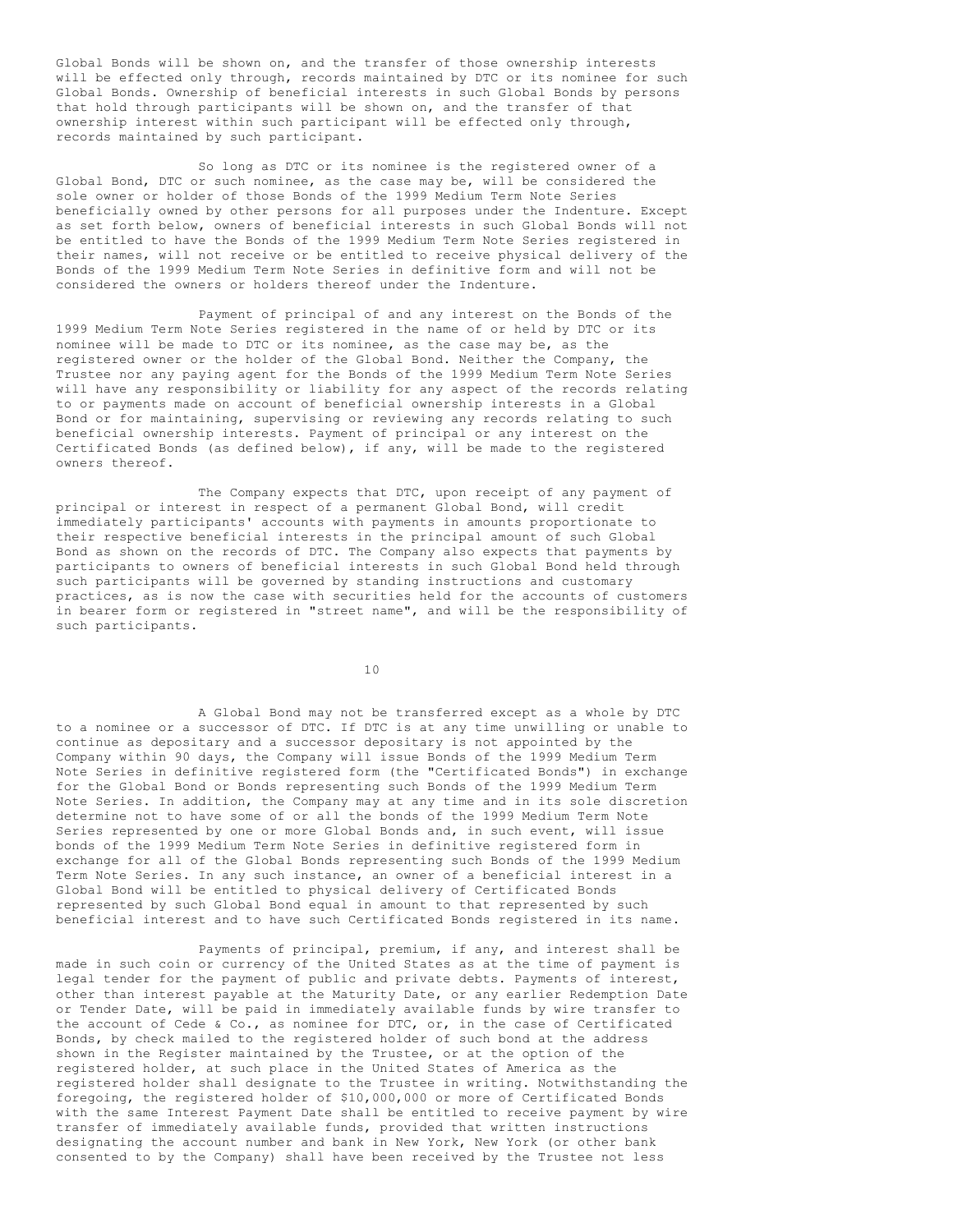Global Bonds will be shown on, and the transfer of those ownership interests will be effected only through, records maintained by DTC or its nominee for such Global Bonds. Ownership of beneficial interests in such Global Bonds by persons that hold through participants will be shown on, and the transfer of that ownership interest within such participant will be effected only through, records maintained by such participant.

So long as DTC or its nominee is the registered owner of a Global Bond, DTC or such nominee, as the case may be, will be considered the sole owner or holder of those Bonds of the 1999 Medium Term Note Series beneficially owned by other persons for all purposes under the Indenture. Except as set forth below, owners of beneficial interests in such Global Bonds will not be entitled to have the Bonds of the 1999 Medium Term Note Series registered in their names, will not receive or be entitled to receive physical delivery of the Bonds of the 1999 Medium Term Note Series in definitive form and will not be considered the owners or holders thereof under the Indenture.

Payment of principal of and any interest on the Bonds of the 1999 Medium Term Note Series registered in the name of or held by DTC or its nominee will be made to DTC or its nominee, as the case may be, as the registered owner or the holder of the Global Bond. Neither the Company, the Trustee nor any paying agent for the Bonds of the 1999 Medium Term Note Series will have any responsibility or liability for any aspect of the records relating to or payments made on account of beneficial ownership interests in a Global Bond or for maintaining, supervising or reviewing any records relating to such beneficial ownership interests. Payment of principal or any interest on the Certificated Bonds (as defined below), if any, will be made to the registered owners thereof.

The Company expects that DTC, upon receipt of any payment of principal or interest in respect of a permanent Global Bond, will credit immediately participants' accounts with payments in amounts proportionate to their respective beneficial interests in the principal amount of such Global Bond as shown on the records of DTC. The Company also expects that payments by participants to owners of beneficial interests in such Global Bond held through such participants will be governed by standing instructions and customary practices, as is now the case with securities held for the accounts of customers in bearer form or registered in "street name", and will be the responsibility of such participants.

A Global Bond may not be transferred except as a whole by DTC to a nominee or a successor of DTC. If DTC is at any time unwilling or unable to continue as depositary and a successor depositary is not appointed by the Company within 90 days, the Company will issue Bonds of the 1999 Medium Term Note Series in definitive registered form (the "Certificated Bonds") in exchange for the Global Bond or Bonds representing such Bonds of the 1999 Medium Term Note Series. In addition, the Company may at any time and in its sole discretion determine not to have some of or all the bonds of the 1999 Medium Term Note Series represented by one or more Global Bonds and, in such event, will issue bonds of the 1999 Medium Term Note Series in definitive registered form in exchange for all of the Global Bonds representing such Bonds of the 1999 Medium Term Note Series. In any such instance, an owner of a beneficial interest in a Global Bond will be entitled to physical delivery of Certificated Bonds represented by such Global Bond equal in amount to that represented by such beneficial interest and to have such Certificated Bonds registered in its name.

Payments of principal, premium, if any, and interest shall be made in such coin or currency of the United States as at the time of payment is legal tender for the payment of public and private debts. Payments of interest, other than interest payable at the Maturity Date, or any earlier Redemption Date or Tender Date, will be paid in immediately available funds by wire transfer to the account of Cede & Co., as nominee for DTC, or, in the case of Certificated Bonds, by check mailed to the registered holder of such bond at the address shown in the Register maintained by the Trustee, or at the option of the registered holder, at such place in the United States of America as the registered holder shall designate to the Trustee in writing. Notwithstanding the foregoing, the registered holder of $10,000,000 or more of Certificated Bonds with the same Interest Payment Date shall be entitled to receive payment by wire transfer of immediately available funds, provided that written instructions designating the account number and bank in New York, New York (or other bank consented to by the Company) shall have been received by the Trustee not less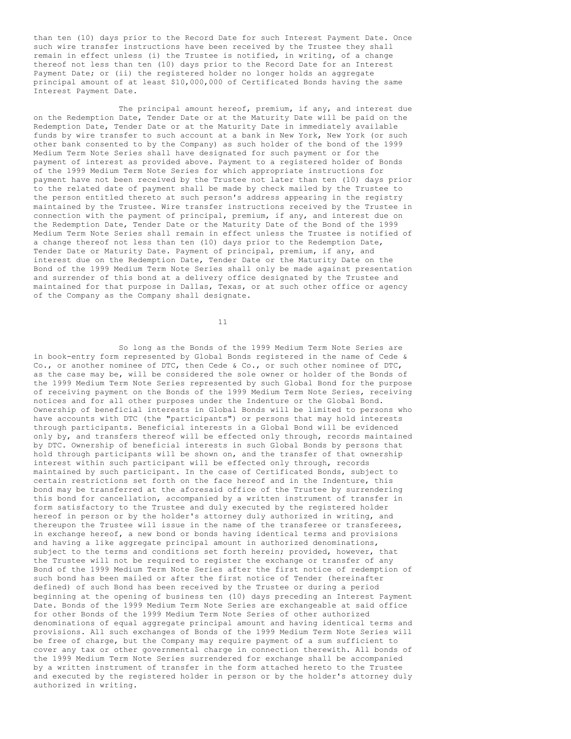than ten (10) days prior to the Record Date for such Interest Payment Date. Once such wire transfer instructions have been received by the Trustee they shall remain in effect unless (i) the Trustee is notified, in writing, of a change thereof not less than ten (10) days prior to the Record Date for an Interest Payment Date; or (ii) the registered holder no longer holds an aggregate principal amount of at least $10,000,000 of Certificated Bonds having the same Interest Payment Date.

The principal amount hereof, premium, if any, and interest due on the Redemption Date, Tender Date or at the Maturity Date will be paid on the Redemption Date, Tender Date or at the Maturity Date in immediately available funds by wire transfer to such account at a bank in New York, New York (or such other bank consented to by the Company) as such holder of the bond of the 1999 Medium Term Note Series shall have designated for such payment or for the payment of interest as provided above. Payment to a registered holder of Bonds of the 1999 Medium Term Note Series for which appropriate instructions for payment have not been received by the Trustee not later than ten (10) days prior to the related date of payment shall be made by check mailed by the Trustee to the person entitled thereto at such person's address appearing in the registry maintained by the Trustee. Wire transfer instructions received by the Trustee in connection with the payment of principal, premium, if any, and interest due on the Redemption Date, Tender Date or the Maturity Date of the Bond of the 1999 Medium Term Note Series shall remain in effect unless the Trustee is notified of a change thereof not less than ten (10) days prior to the Redemption Date, Tender Date or Maturity Date. Payment of principal, premium, if any, and interest due on the Redemption Date, Tender Date or the Maturity Date on the Bond of the 1999 Medium Term Note Series shall only be made against presentation and surrender of this bond at a delivery office designated by the Trustee and maintained for that purpose in Dallas, Texas, or at such other office or agency of the Company as the Company shall designate.

So long as the Bonds of the 1999 Medium Term Note Series are in book-entry form represented by Global Bonds registered in the name of Cede & Co., or another nominee of DTC, then Cede & Co., or such other nominee of DTC, as the case may be, will be considered the sole owner or holder of the Bonds of the 1999 Medium Term Note Series represented by such Global Bond for the purpose of receiving payment on the Bonds of the 1999 Medium Term Note Series, receiving notices and for all other purposes under the Indenture or the Global Bond. Ownership of beneficial interests in Global Bonds will be limited to persons who have accounts with DTC (the "participants") or persons that may hold interests through participants. Beneficial interests in a Global Bond will be evidenced only by, and transfers thereof will be effected only through, records maintained by DTC. Ownership of beneficial interests in such Global Bonds by persons that hold through participants will be shown on, and the transfer of that ownership interest within such participant will be effected only through, records maintained by such participant. In the case of Certificated Bonds, subject to certain restrictions set forth on the face hereof and in the Indenture, this bond may be transferred at the aforesaid office of the Trustee by surrendering this bond for cancellation, accompanied by a written instrument of transfer in form satisfactory to the Trustee and duly executed by the registered holder hereof in person or by the holder's attorney duly authorized in writing, and thereupon the Trustee will issue in the name of the transferee or transferees, in exchange hereof, a new bond or bonds having identical terms and provisions and having a like aggregate principal amount in authorized denominations, subject to the terms and conditions set forth herein; provided, however, that the Trustee will not be required to register the exchange or transfer of any Bond of the 1999 Medium Term Note Series after the first notice of redemption of such bond has been mailed or after the first notice of Tender (hereinafter defined) of such Bond has been received by the Trustee or during a period beginning at the opening of business ten (10) days preceding an Interest Payment Date. Bonds of the 1999 Medium Term Note Series are exchangeable at said office for other Bonds of the 1999 Medium Term Note Series of other authorized denominations of equal aggregate principal amount and having identical terms and provisions. All such exchanges of Bonds of the 1999 Medium Term Note Series will be free of charge, but the Company may require payment of a sum sufficient to cover any tax or other governmental charge in connection therewith. All bonds of the 1999 Medium Term Note Series surrendered for exchange shall be accompanied by a written instrument of transfer in the form attached hereto to the Trustee and executed by the registered holder in person or by the holder's attorney duly authorized in writing.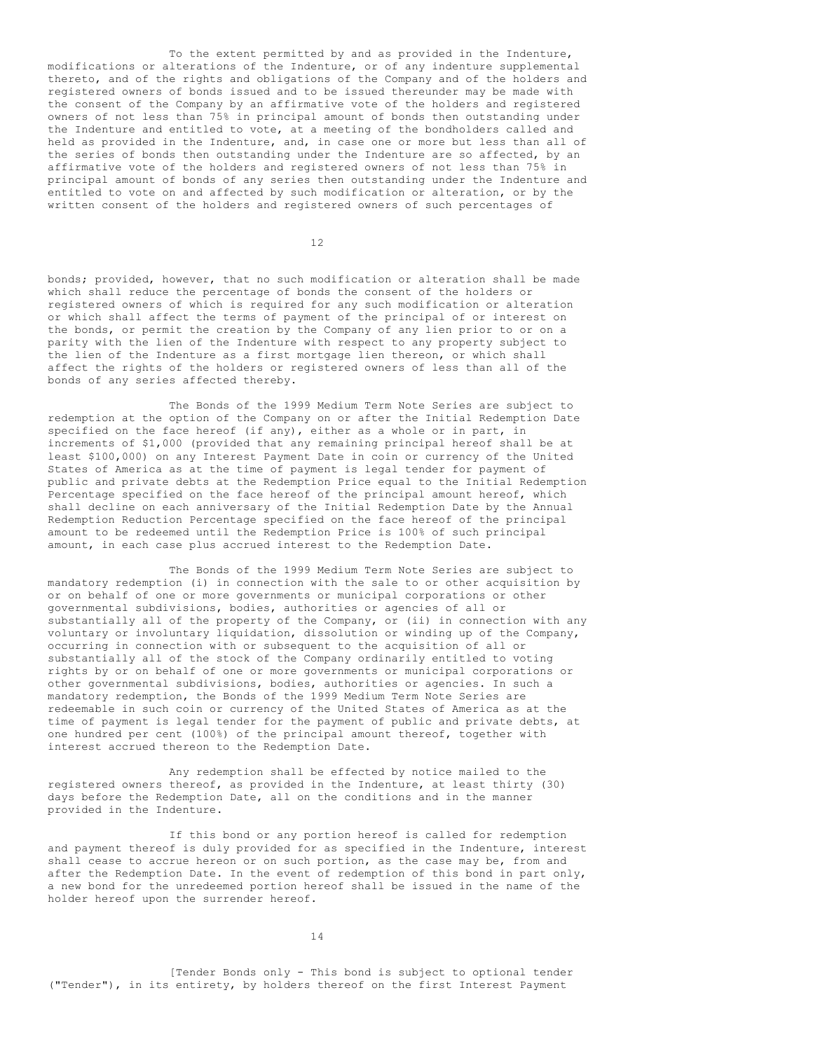To the extent permitted by and as provided in the Indenture, modifications or alterations of the Indenture, or of any indenture supplemental thereto, and of the rights and obligations of the Company and of the holders and registered owners of bonds issued and to be issued thereunder may be made with the consent of the Company by an affirmative vote of the holders and registered owners of not less than 75% in principal amount of bonds then outstanding under the Indenture and entitled to vote, at a meeting of the bondholders called and held as provided in the Indenture, and, in case one or more but less than all of the series of bonds then outstanding under the Indenture are so affected, by an affirmative vote of the holders and registered owners of not less than 75% in principal amount of bonds of any series then outstanding under the Indenture and entitled to vote on and affected by such modification or alteration, or by the written consent of the holders and registered owners of such percentages of bonds; provided, however, that no such modification or alteration shall be made which shall reduce the percentage of bonds the consent of the holders or registered owners of which is required for any such modification or alteration or which shall affect the terms of payment of the principal of or interest on the bonds, or permit the creation by the Company of any lien prior to or on a parity with the lien of the Indenture with respect to any property subject to the lien of the Indenture as a first mortgage lien thereon, or which shall affect the rights of the holders or registered owners of less than all of the bonds of any series affected thereby.

The Bonds of the 1999 Medium Term Note Series are subject to redemption at the option of the Company on or after the Initial Redemption Date specified on the face hereof (if any), either as a whole or in part, in increments of $1,000 (provided that any remaining principal hereof shall be at least $100,000) on any Interest Payment Date in coin or currency of the United States of America as at the time of payment is legal tender for payment of public and private debts at the Redemption Price equal to the Initial Redemption Percentage specified on the face hereof of the principal amount hereof, which shall decline on each anniversary of the Initial Redemption Date by the Annual Redemption Reduction Percentage specified on the face hereof of the principal amount to be redeemed until the Redemption Price is 100% of such principal amount, in each case plus accrued interest to the Redemption Date.

The Bonds of the 1999 Medium Term Note Series are subject to mandatory redemption (i) in connection with the sale to or other acquisition by or on behalf of one or more governments or municipal corporations or other governmental subdivisions, bodies, authorities or agencies of all or substantially all of the property of the Company, or (ii) in connection with any voluntary or involuntary liquidation, dissolution or winding up of the Company, occurring in connection with or subsequent to the acquisition of all or substantially all of the stock of the Company ordinarily entitled to voting rights by or on behalf of one or more governments or municipal corporations or other governmental subdivisions, bodies, authorities or agencies. In such a mandatory redemption, the Bonds of the 1999 Medium Term Note Series are redeemable in such coin or currency of the United States of America as at the time of payment is legal tender for the payment of public and private debts, at one hundred per cent (100%) of the principal amount thereof, together with interest accrued thereon to the Redemption Date.

Any redemption shall be effected by notice mailed to the registered owners thereof, as provided in the Indenture, at least thirty (30) days before the Redemption Date, all on the conditions and in the manner provided in the Indenture.

If this bond or any portion hereof is called for redemption and payment thereof is duly provided for as specified in the Indenture, interest shall cease to accrue hereon or on such portion, as the case may be, from and after the Redemption Date. In the event of redemption of this bond in part only, a new bond for the unredeemed portion hereof shall be issued in the name of the holder hereof upon the surrender hereof.

[Tender Bonds only - This bond is subject to optional tender ("Tender"), in its entirety, by holders thereof on the first Interest Payment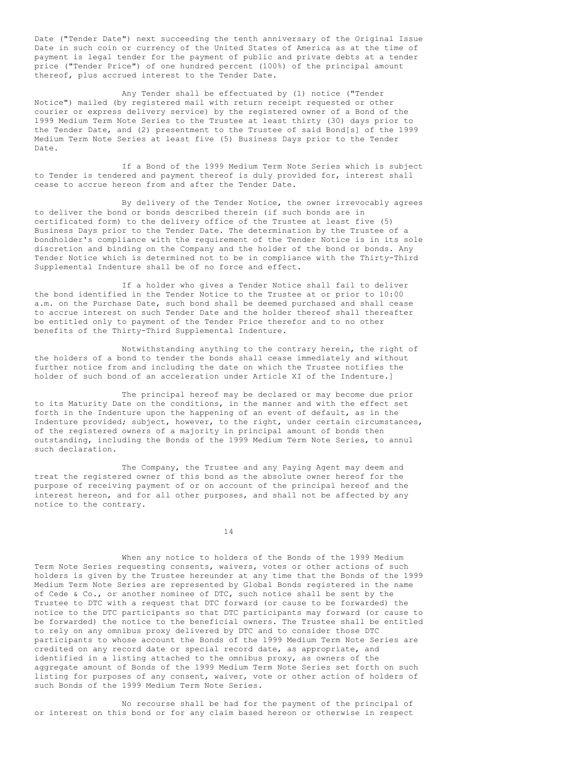Date ("Tender Date") next succeeding the tenth anniversary of the Original Issue Date in such coin or currency of the United States of America as at the time of payment is legal tender for the payment of public and private debts at a tender price ("Tender Price") of one hundred percent (100%) of the principal amount thereof, plus accrued interest to the Tender Date.

Any Tender shall be effectuated by (1) notice ("Tender Notice") mailed (by registered mail with return receipt requested or other courier or express delivery service) by the registered owner of a Bond of the 1999 Medium Term Note Series to the Trustee at least thirty (30) days prior to the Tender Date, and (2) presentment to the Trustee of said Bond[s] of the 1999 Medium Term Note Series at least five (5) Business Days prior to the Tender Date.

If a Bond of the 1999 Medium Term Note Series which is subject to Tender is tendered and payment thereof is duly provided for, interest shall cease to accrue hereon from and after the Tender Date.

By delivery of the Tender Notice, the owner irrevocably agrees to deliver the bond or bonds described therein (if such bonds are in certificated form) to the delivery office of the Trustee at least five (5) Business Days prior to the Tender Date. The determination by the Trustee of a bondholder's compliance with the requirement of the Tender Notice is in its sole discretion and binding on the Company and the holder of the bond or bonds. Any Tender Notice which is determined not to be in compliance with the Thirty-Third Supplemental Indenture shall be of no force and effect.

If a holder who gives a Tender Notice shall fail to deliver the bond identified in the Tender Notice to the Trustee at or prior to 10:00 a.m. on the Purchase Date, such bond shall be deemed purchased and shall cease to accrue interest on such Tender Date and the holder thereof shall thereafter be entitled only to payment of the Tender Price therefor and to no other benefits of the Thirty-Third Supplemental Indenture.

Notwithstanding anything to the contrary herein, the right of the holders of a bond to tender the bonds shall cease immediately and without further notice from and including the date on which the Trustee notifies the holder of such bond of an acceleration under Article XI of the Indenture.]

The principal hereof may be declared or may become due prior to its Maturity Date on the conditions, in the manner and with the effect set forth in the Indenture upon the happening of an event of default, as in the Indenture provided; subject, however, to the right, under certain circumstances, of the registered owners of a majority in principal amount of bonds then outstanding, including the Bonds of the 1999 Medium Term Note Series, to annul such declaration.

The Company, the Trustee and any Paying Agent may deem and treat the registered owner of this bond as the absolute owner hereof for the purpose of receiving payment of or on account of the principal hereof and the interest hereon, and for all other purposes, and shall not be affected by any notice to the contrary.

When any notice to holders of the Bonds of the 1999 Medium Term Note Series requesting consents, waivers, votes or other actions of such holders is given by the Trustee hereunder at any time that the Bonds of the 1999 Medium Term Note Series are represented by Global Bonds registered in the name of Cede & Co., or another nominee of DTC, such notice shall be sent by the Trustee to DTC with a request that DTC forward (or cause to be forwarded) the notice to the DTC participants so that DTC participants may forward (or cause to be forwarded) the notice to the beneficial owners. The Trustee shall be entitled to rely on any omnibus proxy delivered by DTC and to consider those DTC participants to whose account the Bonds of the 1999 Medium Term Note Series are credited on any record date or special record date, as appropriate, and identified in a listing attached to the omnibus proxy, as owners of the aggregate amount of Bonds of the 1999 Medium Term Note Series set forth on such listing for purposes of any consent, waiver, vote or other action of holders of such Bonds of the 1999 Medium Term Note Series.

No recourse shall be had for the payment of the principal of or interest on this bond or for any claim based hereon or otherwise in respect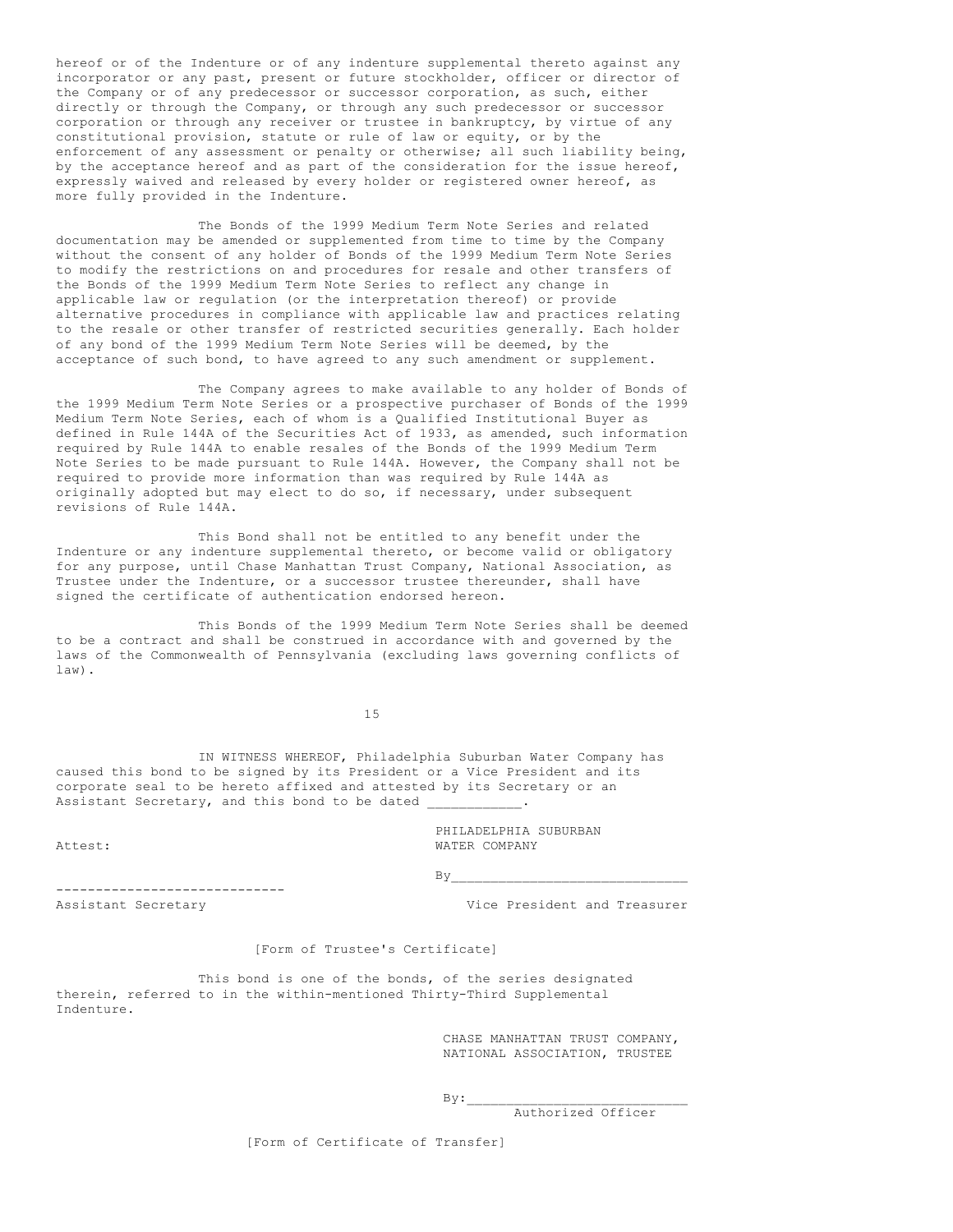hereof or of the Indenture or of any indenture supplemental thereto against any incorporator or any past, present or future stockholder, officer or director of the Company or of any predecessor or successor corporation, as such, either directly or through the Company, or through any such predecessor or successor corporation or through any receiver or trustee in bankruptcy, by virtue of any constitutional provision, statute or rule of law or equity, or by the enforcement of any assessment or penalty or otherwise; all such liability being, by the acceptance hereof and as part of the consideration for the issue hereof, expressly waived and released by every holder or registered owner hereof, as more fully provided in the Indenture.

The Bonds of the 1999 Medium Term Note Series and related documentation may be amended or supplemented from time to time by the Company without the consent of any holder of Bonds of the 1999 Medium Term Note Series to modify the restrictions on and procedures for resale and other transfers of the Bonds of the 1999 Medium Term Note Series to reflect any change in applicable law or regulation (or the interpretation thereof) or provide alternative procedures in compliance with applicable law and practices relating to the resale or other transfer of restricted securities generally. Each holder of any bond of the 1999 Medium Term Note Series will be deemed, by the acceptance of such bond, to have agreed to any such amendment or supplement.

The Company agrees to make available to any holder of Bonds of the 1999 Medium Term Note Series or a prospective purchaser of Bonds of the 1999 Medium Term Note Series, each of whom is a Qualified Institutional Buyer as defined in Rule 144A of the Securities Act of 1933, as amended, such information required by Rule 144A to enable resales of the Bonds of the 1999 Medium Term Note Series to be made pursuant to Rule 144A. However, the Company shall not be required to provide more information than was required by Rule 144A as originally adopted but may elect to do so, if necessary, under subsequent revisions of Rule 144A.

This Bond shall not be entitled to any benefit under the Indenture or any indenture supplemental thereto, or become valid or obligatory for any purpose, until Chase Manhattan Trust Company, National Association, as Trustee under the Indenture, or a successor trustee thereunder, shall have signed the certificate of authentication endorsed hereon.

This Bonds of the 1999 Medium Term Note Series shall be deemed to be a contract and shall be construed in accordance with and governed by the laws of the Commonwealth of Pennsylvania (excluding laws governing conflicts of law).

IN WITNESS WHEREOF, Philadelphia Suburban Water Company has caused this bond to be signed by its President or a Vice President and its corporate seal to be hereto affixed and attested by its Secretary or an Assistant Secretary, and this bond to be dated ____________.

PHILADELPHIA SUBURBAN WATER COMPANY

Attest:

By_____________________________

-----------------------------
Assistant Secretary

Vice President and Treasurer

[Form of Trustee's Certificate]

This bond is one of the bonds, of the series designated therein, referred to in the within-mentioned Thirty-Third Supplemental Indenture.

CHASE MANHATTAN TRUST COMPANY, NATIONAL ASSOCIATION, TRUSTEE

By:____________________________
Authorized Officer

[Form of Certificate of Transfer]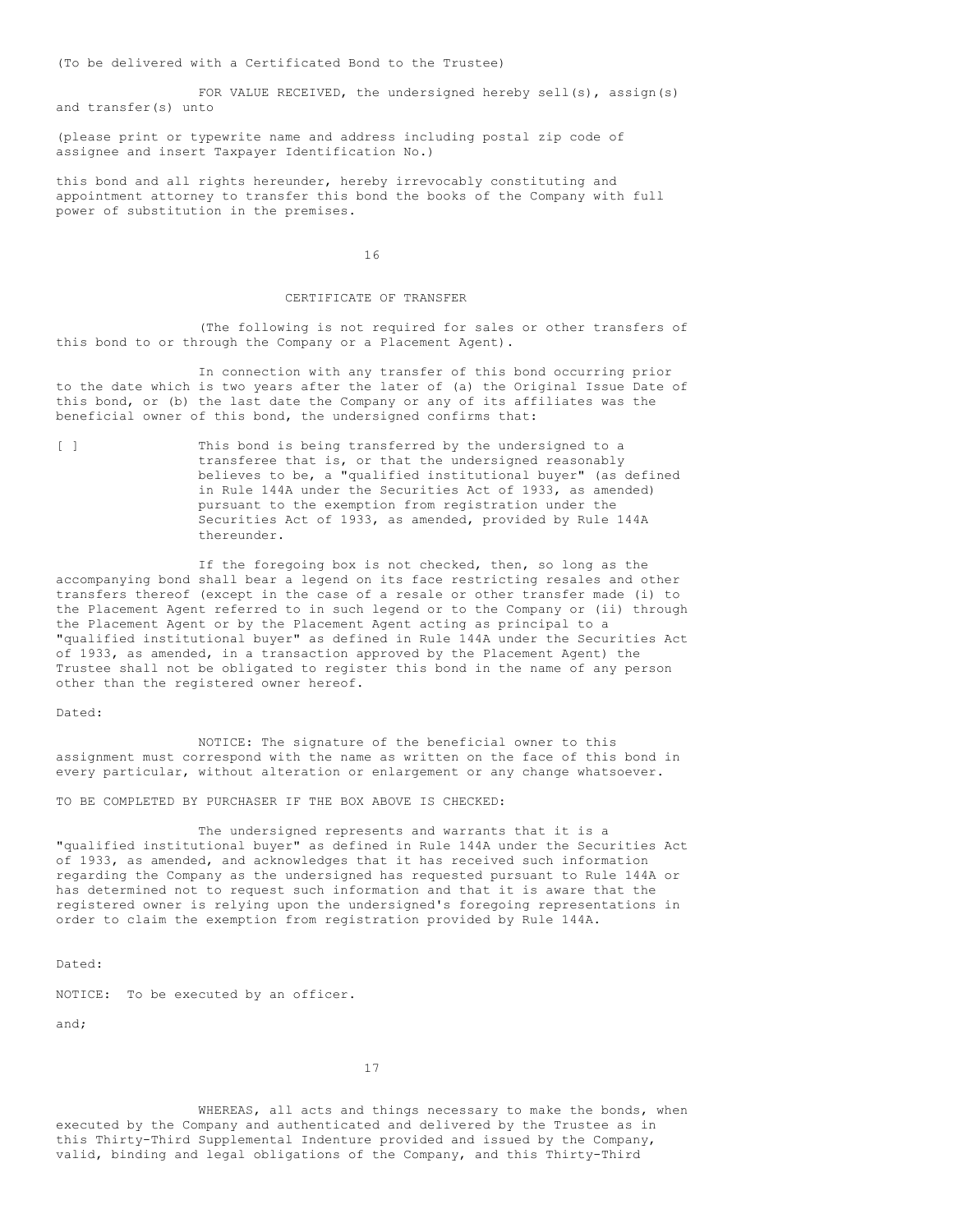(To be delivered with a Certificated Bond to the Trustee)

FOR VALUE RECEIVED, the undersigned hereby sell(s), assign(s) and transfer(s) unto

(please print or typewrite name and address including postal zip code of assignee and insert Taxpayer Identification No.)

this bond and all rights hereunder, hereby irrevocably constituting and appointment attorney to transfer this bond the books of the Company with full power of substitution in the premises.

CERTIFICATE OF TRANSFER

(The following is not required for sales or other transfers of this bond to or through the Company or a Placement Agent).

In connection with any transfer of this bond occurring prior to the date which is two years after the later of (a) the Original Issue Date of this bond, or (b) the last date the Company or any of its affiliates was the beneficial owner of this bond, the undersigned confirms that:

[ ] This bond is being transferred by the undersigned to a transferee that is, or that the undersigned reasonably believes to be, a "qualified institutional buyer" (as defined in Rule 144A under the Securities Act of 1933, as amended) pursuant to the exemption from registration under the Securities Act of 1933, as amended, provided by Rule 144A thereunder.

If the foregoing box is not checked, then, so long as the accompanying bond shall bear a legend on its face restricting resales and other transfers thereof (except in the case of a resale or other transfer made (i) to the Placement Agent referred to in such legend or to the Company or (ii) through the Placement Agent or by the Placement Agent acting as principal to a "qualified institutional buyer" as defined in Rule 144A under the Securities Act of 1933, as amended, in a transaction approved by the Placement Agent) the Trustee shall not be obligated to register this bond in the name of any person other than the registered owner hereof.

Dated:

NOTICE: The signature of the beneficial owner to this assignment must correspond with the name as written on the face of this bond in every particular, without alteration or enlargement or any change whatsoever.

TO BE COMPLETED BY PURCHASER IF THE BOX ABOVE IS CHECKED:

The undersigned represents and warrants that it is a "qualified institutional buyer" as defined in Rule 144A under the Securities Act of 1933, as amended, and acknowledges that it has received such information regarding the Company as the undersigned has requested pursuant to Rule 144A or has determined not to request such information and that it is aware that the registered owner is relying upon the undersigned's foregoing representations in order to claim the exemption from registration provided by Rule 144A.

Dated:

NOTICE: To be executed by an officer.

and;

WHEREAS, all acts and things necessary to make the bonds, when executed by the Company and authenticated and delivered by the Trustee as in this Thirty-Third Supplemental Indenture provided and issued by the Company, valid, binding and legal obligations of the Company, and this Thirty-Third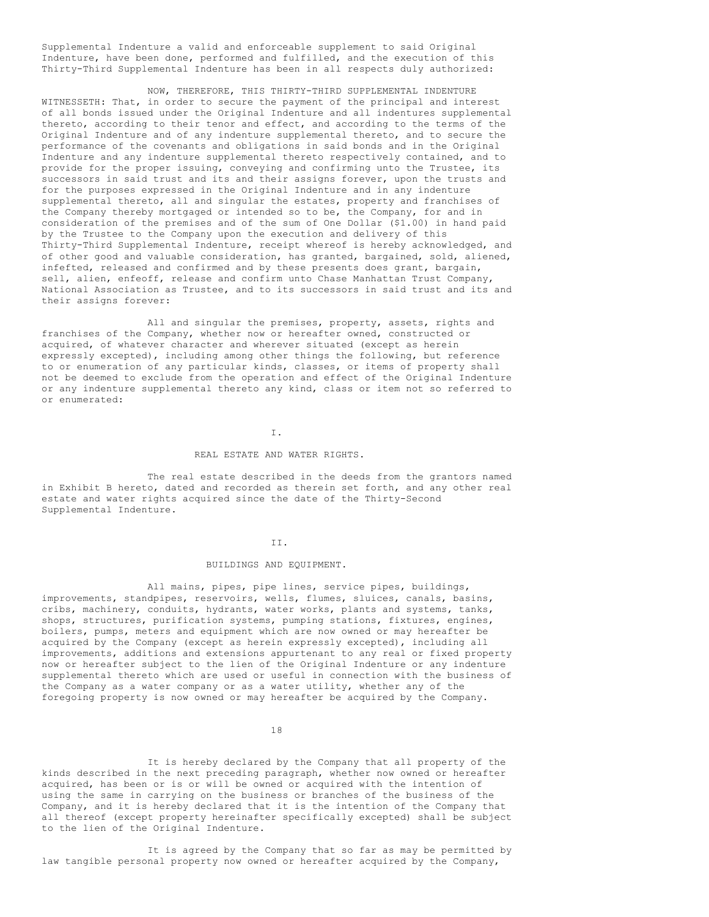Supplemental Indenture a valid and enforceable supplement to said Original Indenture, have been done, performed and fulfilled, and the execution of this Thirty-Third Supplemental Indenture has been in all respects duly authorized:

NOW, THEREFORE, THIS THIRTY-THIRD SUPPLEMENTAL INDENTURE WITNESSETH: That, in order to secure the payment of the principal and interest of all bonds issued under the Original Indenture and all indentures supplemental thereto, according to their tenor and effect, and according to the terms of the Original Indenture and of any indenture supplemental thereto, and to secure the performance of the covenants and obligations in said bonds and in the Original Indenture and any indenture supplemental thereto respectively contained, and to provide for the proper issuing, conveying and confirming unto the Trustee, its successors in said trust and its and their assigns forever, upon the trusts and for the purposes expressed in the Original Indenture and in any indenture supplemental thereto, all and singular the estates, property and franchises of the Company thereby mortgaged or intended so to be, the Company, for and in consideration of the premises and of the sum of One Dollar ($1.00) in hand paid by the Trustee to the Company upon the execution and delivery of this Thirty-Third Supplemental Indenture, receipt whereof is hereby acknowledged, and of other good and valuable consideration, has granted, bargained, sold, aliened, infefted, released and confirmed and by these presents does grant, bargain, sell, alien, enfeoff, release and confirm unto Chase Manhattan Trust Company, National Association as Trustee, and to its successors in said trust and its and their assigns forever:

All and singular the premises, property, assets, rights and franchises of the Company, whether now or hereafter owned, constructed or acquired, of whatever character and wherever situated (except as herein expressly excepted), including among other things the following, but reference to or enumeration of any particular kinds, classes, or items of property shall not be deemed to exclude from the operation and effect of the Original Indenture or any indenture supplemental thereto any kind, class or item not so referred to or enumerated:

I.

REAL ESTATE AND WATER RIGHTS.

The real estate described in the deeds from the grantors named in Exhibit B hereto, dated and recorded as therein set forth, and any other real estate and water rights acquired since the date of the Thirty-Second Supplemental Indenture.

II.

BUILDINGS AND EQUIPMENT.

All mains, pipes, pipe lines, service pipes, buildings, improvements, standpipes, reservoirs, wells, flumes, sluices, canals, basins, cribs, machinery, conduits, hydrants, water works, plants and systems, tanks, shops, structures, purification systems, pumping stations, fixtures, engines, boilers, pumps, meters and equipment which are now owned or may hereafter be acquired by the Company (except as herein expressly excepted), including all improvements, additions and extensions appurtenant to any real or fixed property now or hereafter subject to the lien of the Original Indenture or any indenture supplemental thereto which are used or useful in connection with the business of the Company as a water company or as a water utility, whether any of the foregoing property is now owned or may hereafter be acquired by the Company.

It is hereby declared by the Company that all property of the kinds described in the next preceding paragraph, whether now owned or hereafter acquired, has been or is or will be owned or acquired with the intention of using the same in carrying on the business or branches of the business of the Company, and it is hereby declared that it is the intention of the Company that all thereof (except property hereinafter specifically excepted) shall be subject to the lien of the Original Indenture.

It is agreed by the Company that so far as may be permitted by law tangible personal property now owned or hereafter acquired by the Company,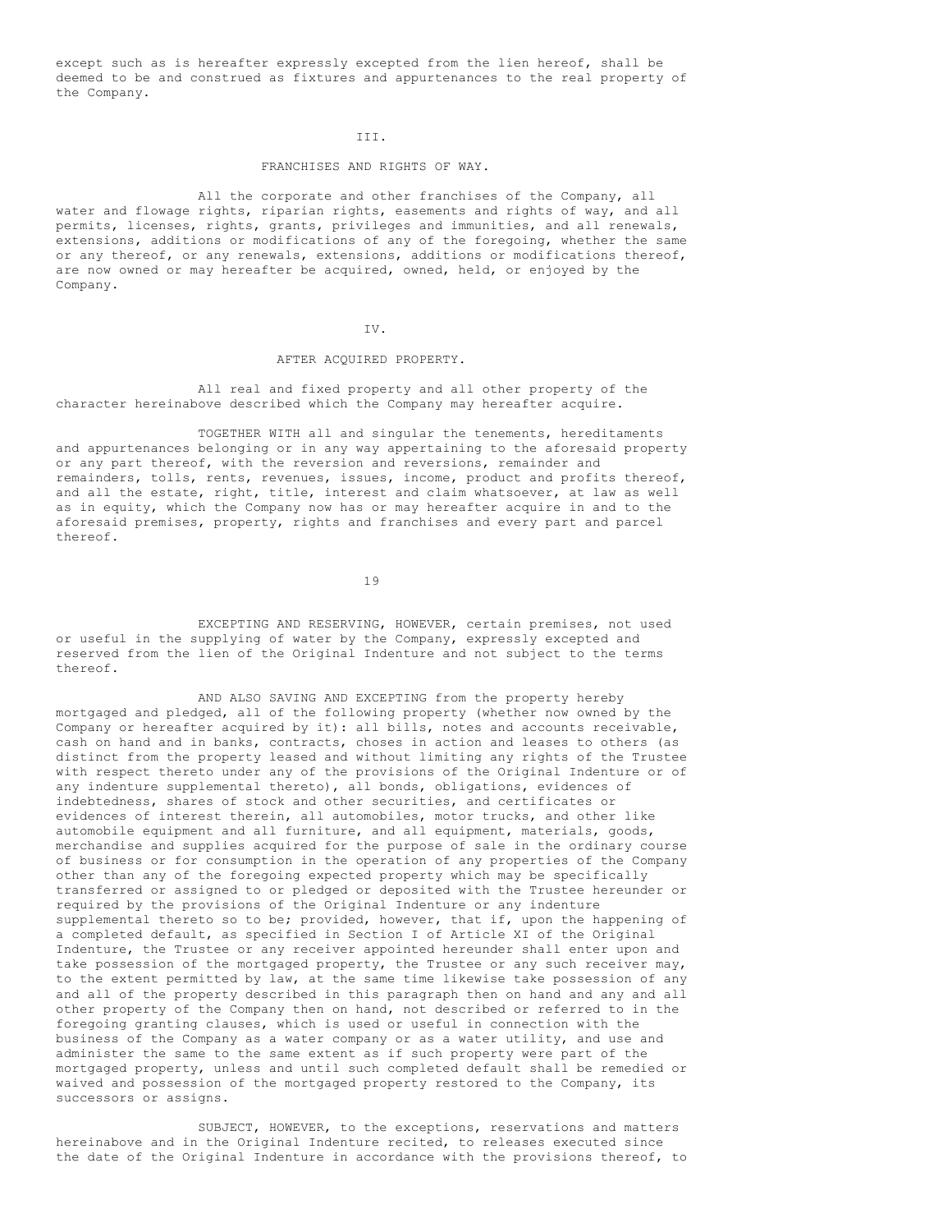except such as is hereafter expressly excepted from the lien hereof, shall be deemed to be and construed as fixtures and appurtenances to the real property of the Company.

III.

FRANCHISES AND RIGHTS OF WAY.

All the corporate and other franchises of the Company, all water and flowage rights, riparian rights, easements and rights of way, and all permits, licenses, rights, grants, privileges and immunities, and all renewals, extensions, additions or modifications of any of the foregoing, whether the same or any thereof, or any renewals, extensions, additions or modifications thereof, are now owned or may hereafter be acquired, owned, held, or enjoyed by the Company.

IV.

AFTER ACQUIRED PROPERTY.

All real and fixed property and all other property of the character hereinabove described which the Company may hereafter acquire.

TOGETHER WITH all and singular the tenements, hereditaments and appurtenances belonging or in any way appertaining to the aforesaid property or any part thereof, with the reversion and reversions, remainder and remainders, tolls, rents, revenues, issues, income, product and profits thereof, and all the estate, right, title, interest and claim whatsoever, at law as well as in equity, which the Company now has or may hereafter acquire in and to the aforesaid premises, property, rights and franchises and every part and parcel thereof.

EXCEPTING AND RESERVING, HOWEVER, certain premises, not used or useful in the supplying of water by the Company, expressly excepted and reserved from the lien of the Original Indenture and not subject to the terms thereof.

AND ALSO SAVING AND EXCEPTING from the property hereby mortgaged and pledged, all of the following property (whether now owned by the Company or hereafter acquired by it): all bills, notes and accounts receivable, cash on hand and in banks, contracts, choses in action and leases to others (as distinct from the property leased and without limiting any rights of the Trustee with respect thereto under any of the provisions of the Original Indenture or of any indenture supplemental thereto), all bonds, obligations, evidences of indebtedness, shares of stock and other securities, and certificates or evidences of interest therein, all automobiles, motor trucks, and other like automobile equipment and all furniture, and all equipment, materials, goods, merchandise and supplies acquired for the purpose of sale in the ordinary course of business or for consumption in the operation of any properties of the Company other than any of the foregoing expected property which may be specifically transferred or assigned to or pledged or deposited with the Trustee hereunder or required by the provisions of the Original Indenture or any indenture supplemental thereto so to be; provided, however, that if, upon the happening of a completed default, as specified in Section I of Article XI of the Original Indenture, the Trustee or any receiver appointed hereunder shall enter upon and take possession of the mortgaged property, the Trustee or any such receiver may, to the extent permitted by law, at the same time likewise take possession of any and all of the property described in this paragraph then on hand and any and all other property of the Company then on hand, not described or referred to in the foregoing granting clauses, which is used or useful in connection with the business of the Company as a water company or as a water utility, and use and administer the same to the same extent as if such property were part of the mortgaged property, unless and until such completed default shall be remedied or waived and possession of the mortgaged property restored to the Company, its successors or assigns.

SUBJECT, HOWEVER, to the exceptions, reservations and matters hereinabove and in the Original Indenture recited, to releases executed since the date of the Original Indenture in accordance with the provisions thereof, to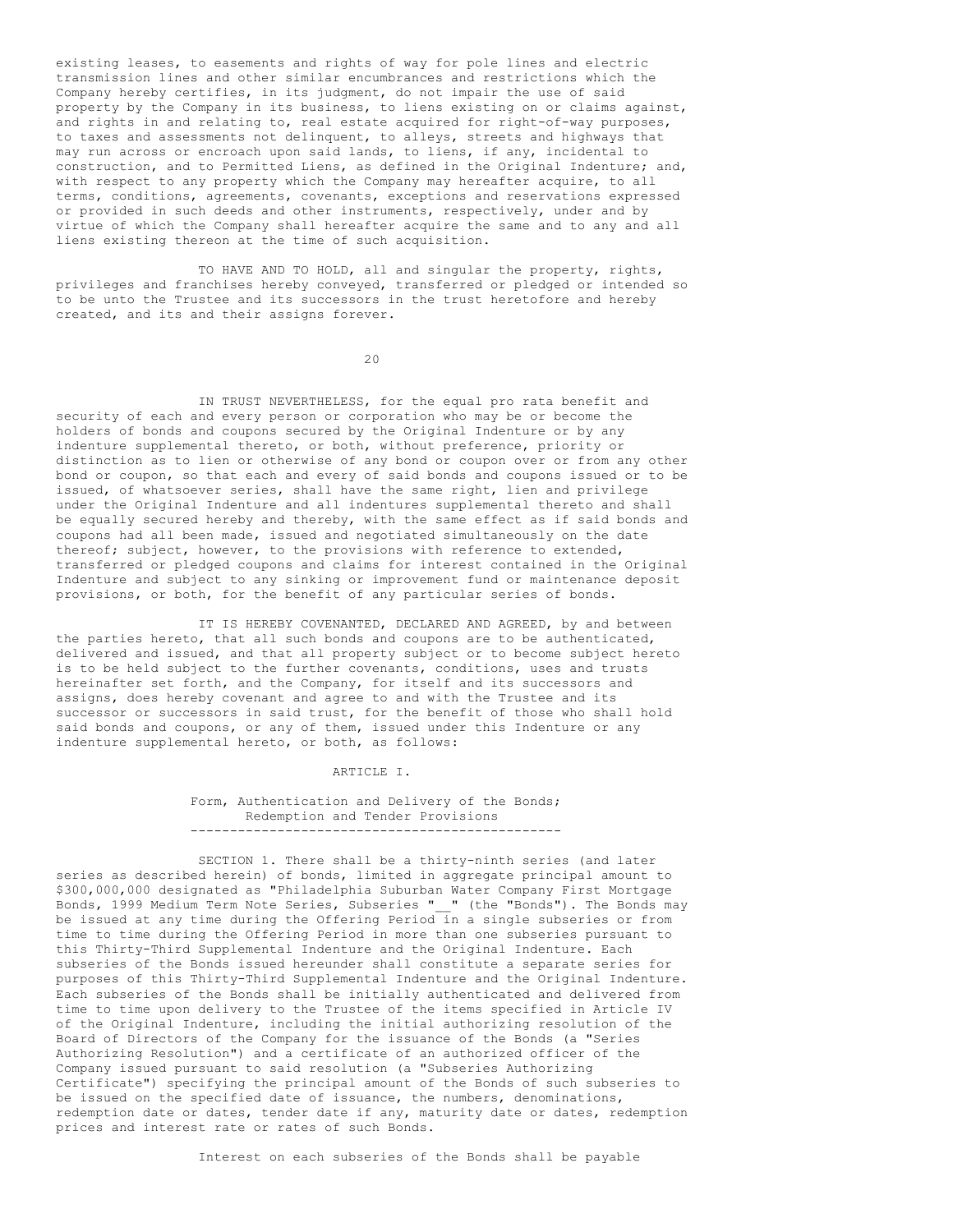existing leases, to easements and rights of way for pole lines and electric transmission lines and other similar encumbrances and restrictions which the Company hereby certifies, in its judgment, do not impair the use of said property by the Company in its business, to liens existing on or claims against, and rights in and relating to, real estate acquired for right-of-way purposes, to taxes and assessments not delinquent, to alleys, streets and highways that may run across or encroach upon said lands, to liens, if any, incidental to construction, and to Permitted Liens, as defined in the Original Indenture; and, with respect to any property which the Company may hereafter acquire, to all terms, conditions, agreements, covenants, exceptions and reservations expressed or provided in such deeds and other instruments, respectively, under and by virtue of which the Company shall hereafter acquire the same and to any and all liens existing thereon at the time of such acquisition.

TO HAVE AND TO HOLD, all and singular the property, rights, privileges and franchises hereby conveyed, transferred or pledged or intended so to be unto the Trustee and its successors in the trust heretofore and hereby created, and its and their assigns forever.

IN TRUST NEVERTHELESS, for the equal pro rata benefit and security of each and every person or corporation who may be or become the holders of bonds and coupons secured by the Original Indenture or by any indenture supplemental thereto, or both, without preference, priority or distinction as to lien or otherwise of any bond or coupon over or from any other bond or coupon, so that each and every of said bonds and coupons issued or to be issued, of whatsoever series, shall have the same right, lien and privilege under the Original Indenture and all indentures supplemental thereto and shall be equally secured hereby and thereby, with the same effect as if said bonds and coupons had all been made, issued and negotiated simultaneously on the date thereof; subject, however, to the provisions with reference to extended, transferred or pledged coupons and claims for interest contained in the Original Indenture and subject to any sinking or improvement fund or maintenance deposit provisions, or both, for the benefit of any particular series of bonds.

IT IS HEREBY COVENANTED, DECLARED AND AGREED, by and between the parties hereto, that all such bonds and coupons are to be authenticated, delivered and issued, and that all property subject or to become subject hereto is to be held subject to the further covenants, conditions, uses and trusts hereinafter set forth, and the Company, for itself and its successors and assigns, does hereby covenant and agree to and with the Trustee and its successor or successors in said trust, for the benefit of those who shall hold said bonds and coupons, or any of them, issued under this Indenture or any indenture supplemental hereto, or both, as follows:

# ARTICLE I.

## Form, Authentication and Delivery of the Bonds; Redemption and Tender Provisions

SECTION 1. There shall be a thirty-ninth series (and later series as described herein) of bonds, limited in aggregate principal amount to $300,000,000 designated as "Philadelphia Suburban Water Company First Mortgage Bonds, 1999 Medium Term Note Series, Subseries "__" (the "Bonds"). The Bonds may be issued at any time during the Offering Period in a single subseries or from time to time during the Offering Period in more than one subseries pursuant to this Thirty-Third Supplemental Indenture and the Original Indenture. Each subseries of the Bonds issued hereunder shall constitute a separate series for purposes of this Thirty-Third Supplemental Indenture and the Original Indenture. Each subseries of the Bonds shall be initially authenticated and delivered from time to time upon delivery to the Trustee of the items specified in Article IV of the Original Indenture, including the initial authorizing resolution of the Board of Directors of the Company for the issuance of the Bonds (a "Series Authorizing Resolution") and a certificate of an authorized officer of the Company issued pursuant to said resolution (a "Subseries Authorizing Certificate") specifying the principal amount of the Bonds of such subseries to be issued on the specified date of issuance, the numbers, denominations, redemption date or dates, tender date if any, maturity date or dates, redemption prices and interest rate or rates of such Bonds.

Interest on each subseries of the Bonds shall be payable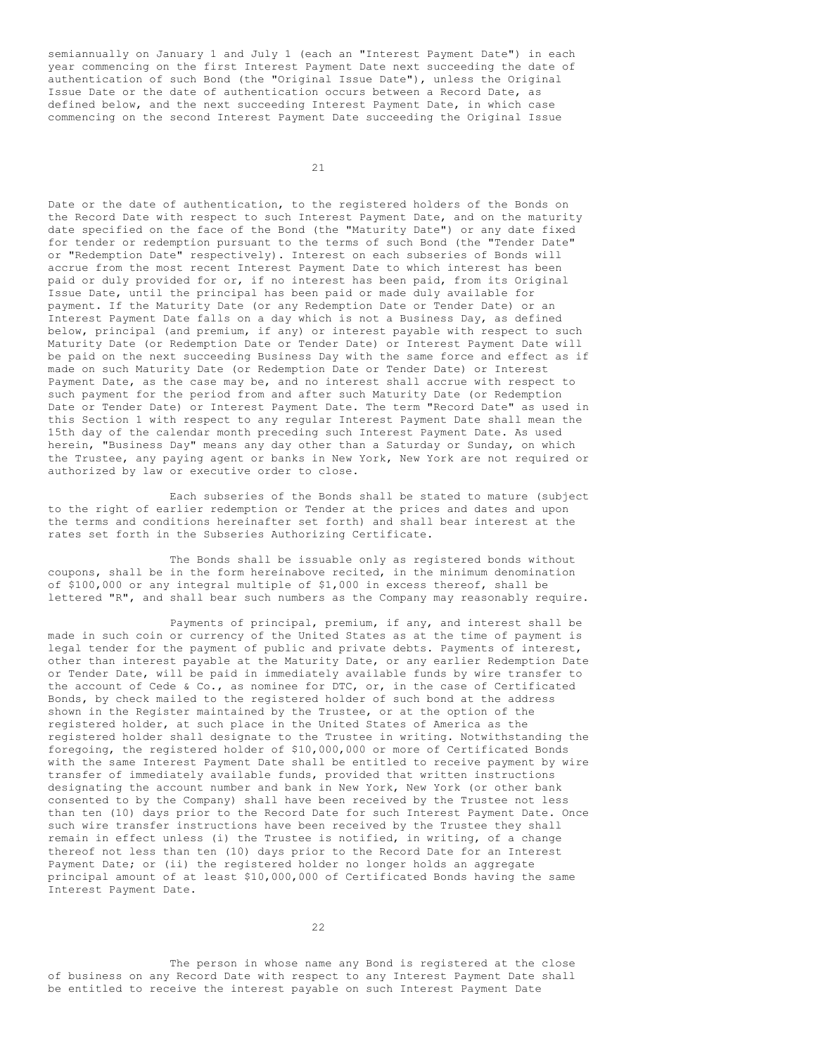semiannually on January 1 and July 1 (each an "Interest Payment Date") in each year commencing on the first Interest Payment Date next succeeding the date of authentication of such Bond (the "Original Issue Date"), unless the Original Issue Date or the date of authentication occurs between a Record Date, as defined below, and the next succeeding Interest Payment Date, in which case commencing on the second Interest Payment Date succeeding the Original Issue Date or the date of authentication, to the registered holders of the Bonds on the Record Date with respect to such Interest Payment Date, and on the maturity date specified on the face of the Bond (the "Maturity Date") or any date fixed for tender or redemption pursuant to the terms of such Bond (the "Tender Date" or "Redemption Date" respectively). Interest on each subseries of Bonds will accrue from the most recent Interest Payment Date to which interest has been paid or duly provided for or, if no interest has been paid, from its Original Issue Date, until the principal has been paid or made duly available for payment. If the Maturity Date (or any Redemption Date or Tender Date) or an Interest Payment Date falls on a day which is not a Business Day, as defined below, principal (and premium, if any) or interest payable with respect to such Maturity Date (or Redemption Date or Tender Date) or Interest Payment Date will be paid on the next succeeding Business Day with the same force and effect as if made on such Maturity Date (or Redemption Date or Tender Date) or Interest Payment Date, as the case may be, and no interest shall accrue with respect to such payment for the period from and after such Maturity Date (or Redemption Date or Tender Date) or Interest Payment Date. The term "Record Date" as used in this Section 1 with respect to any regular Interest Payment Date shall mean the 15th day of the calendar month preceding such Interest Payment Date. As used herein, "Business Day" means any day other than a Saturday or Sunday, on which the Trustee, any paying agent or banks in New York, New York are not required or authorized by law or executive order to close.

Each subseries of the Bonds shall be stated to mature (subject to the right of earlier redemption or Tender at the prices and dates and upon the terms and conditions hereinafter set forth) and shall bear interest at the rates set forth in the Subseries Authorizing Certificate.

The Bonds shall be issuable only as registered bonds without coupons, shall be in the form hereinabove recited, in the minimum denomination of $100,000 or any integral multiple of $1,000 in excess thereof, shall be lettered "R", and shall bear such numbers as the Company may reasonably require.

Payments of principal, premium, if any, and interest shall be made in such coin or currency of the United States as at the time of payment is legal tender for the payment of public and private debts. Payments of interest, other than interest payable at the Maturity Date, or any earlier Redemption Date or Tender Date, will be paid in immediately available funds by wire transfer to the account of Cede & Co., as nominee for DTC, or, in the case of Certificated Bonds, by check mailed to the registered holder of such bond at the address shown in the Register maintained by the Trustee, or at the option of the registered holder, at such place in the United States of America as the registered holder shall designate to the Trustee in writing. Notwithstanding the foregoing, the registered holder of $10,000,000 or more of Certificated Bonds with the same Interest Payment Date shall be entitled to receive payment by wire transfer of immediately available funds, provided that written instructions designating the account number and bank in New York, New York (or other bank consented to by the Company) shall have been received by the Trustee not less than ten (10) days prior to the Record Date for such Interest Payment Date. Once such wire transfer instructions have been received by the Trustee they shall remain in effect unless (i) the Trustee is notified, in writing, of a change thereof not less than ten (10) days prior to the Record Date for an Interest Payment Date; or (ii) the registered holder no longer holds an aggregate principal amount of at least $10,000,000 of Certificated Bonds having the same Interest Payment Date.

The person in whose name any Bond is registered at the close of business on any Record Date with respect to any Interest Payment Date shall be entitled to receive the interest payable on such Interest Payment Date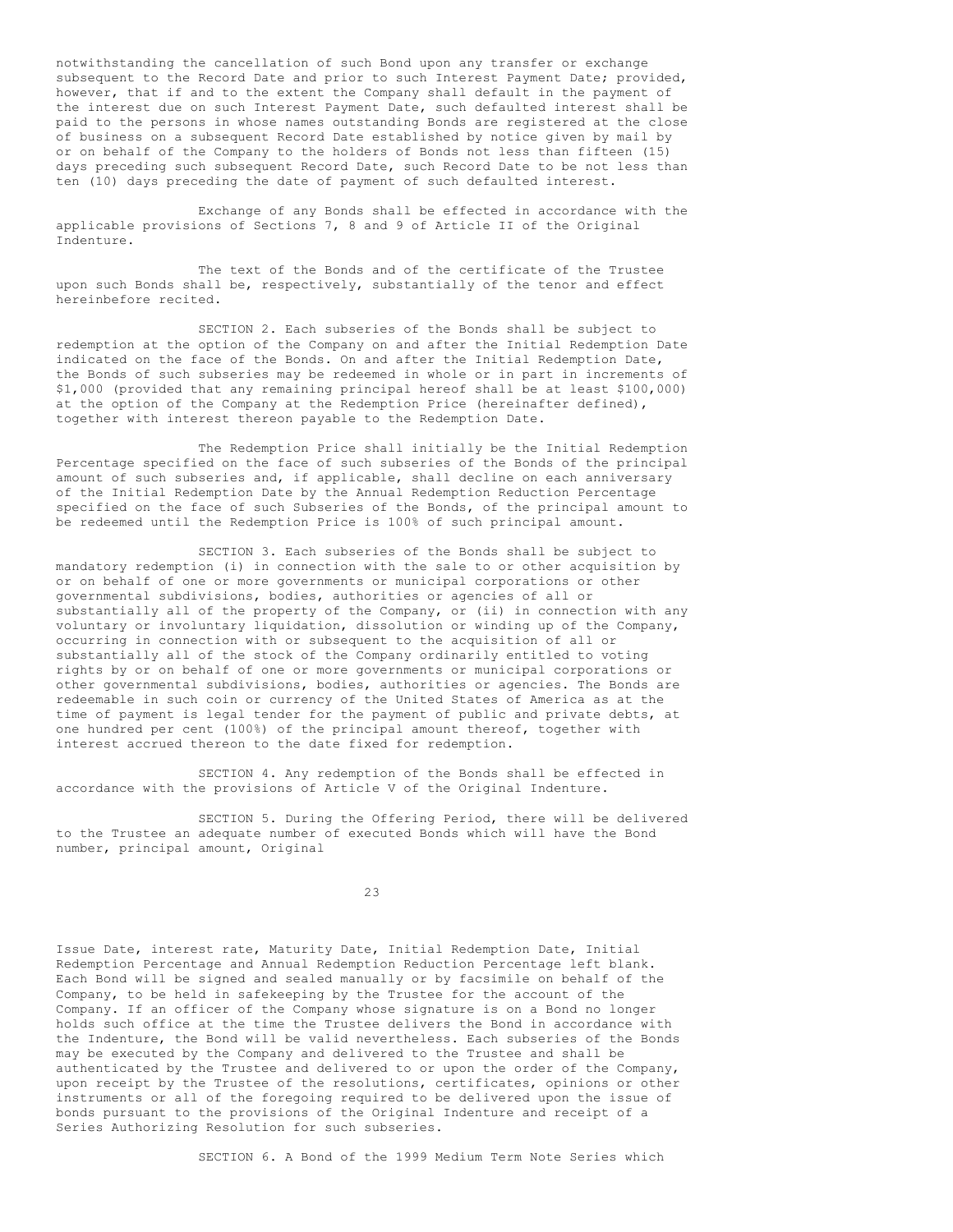notwithstanding the cancellation of such Bond upon any transfer or exchange subsequent to the Record Date and prior to such Interest Payment Date; provided, however, that if and to the extent the Company shall default in the payment of the interest due on such Interest Payment Date, such defaulted interest shall be paid to the persons in whose names outstanding Bonds are registered at the close of business on a subsequent Record Date established by notice given by mail by or on behalf of the Company to the holders of Bonds not less than fifteen (15) days preceding such subsequent Record Date, such Record Date to be not less than ten (10) days preceding the date of payment of such defaulted interest.

Exchange of any Bonds shall be effected in accordance with the applicable provisions of Sections 7, 8 and 9 of Article II of the Original Indenture.

The text of the Bonds and of the certificate of the Trustee upon such Bonds shall be, respectively, substantially of the tenor and effect hereinbefore recited.

SECTION 2. Each subseries of the Bonds shall be subject to redemption at the option of the Company on and after the Initial Redemption Date indicated on the face of the Bonds. On and after the Initial Redemption Date, the Bonds of such subseries may be redeemed in whole or in part in increments of $1,000 (provided that any remaining principal hereof shall be at least $100,000) at the option of the Company at the Redemption Price (hereinafter defined), together with interest thereon payable to the Redemption Date.

The Redemption Price shall initially be the Initial Redemption Percentage specified on the face of such subseries of the Bonds of the principal amount of such subseries and, if applicable, shall decline on each anniversary of the Initial Redemption Date by the Annual Redemption Reduction Percentage specified on the face of such Subseries of the Bonds, of the principal amount to be redeemed until the Redemption Price is 100% of such principal amount.

SECTION 3. Each subseries of the Bonds shall be subject to mandatory redemption (i) in connection with the sale to or other acquisition by or on behalf of one or more governments or municipal corporations or other governmental subdivisions, bodies, authorities or agencies of all or substantially all of the property of the Company, or (ii) in connection with any voluntary or involuntary liquidation, dissolution or winding up of the Company, occurring in connection with or subsequent to the acquisition of all or substantially all of the stock of the Company ordinarily entitled to voting rights by or on behalf of one or more governments or municipal corporations or other governmental subdivisions, bodies, authorities or agencies. The Bonds are redeemable in such coin or currency of the United States of America as at the time of payment is legal tender for the payment of public and private debts, at one hundred per cent (100%) of the principal amount thereof, together with interest accrued thereon to the date fixed for redemption.

SECTION 4. Any redemption of the Bonds shall be effected in accordance with the provisions of Article V of the Original Indenture.

SECTION 5. During the Offering Period, there will be delivered to the Trustee an adequate number of executed Bonds which will have the Bond number, principal amount, Original Issue Date, interest rate, Maturity Date, Initial Redemption Date, Initial Redemption Percentage and Annual Redemption Reduction Percentage left blank. Each Bond will be signed and sealed manually or by facsimile on behalf of the Company, to be held in safekeeping by the Trustee for the account of the Company. If an officer of the Company whose signature is on a Bond no longer holds such office at the time the Trustee delivers the Bond in accordance with the Indenture, the Bond will be valid nevertheless. Each subseries of the Bonds may be executed by the Company and delivered to the Trustee and shall be authenticated by the Trustee and delivered to or upon the order of the Company, upon receipt by the Trustee of the resolutions, certificates, opinions or other instruments or all of the foregoing required to be delivered upon the issue of bonds pursuant to the provisions of the Original Indenture and receipt of a Series Authorizing Resolution for such subseries.

SECTION 6. A Bond of the 1999 Medium Term Note Series which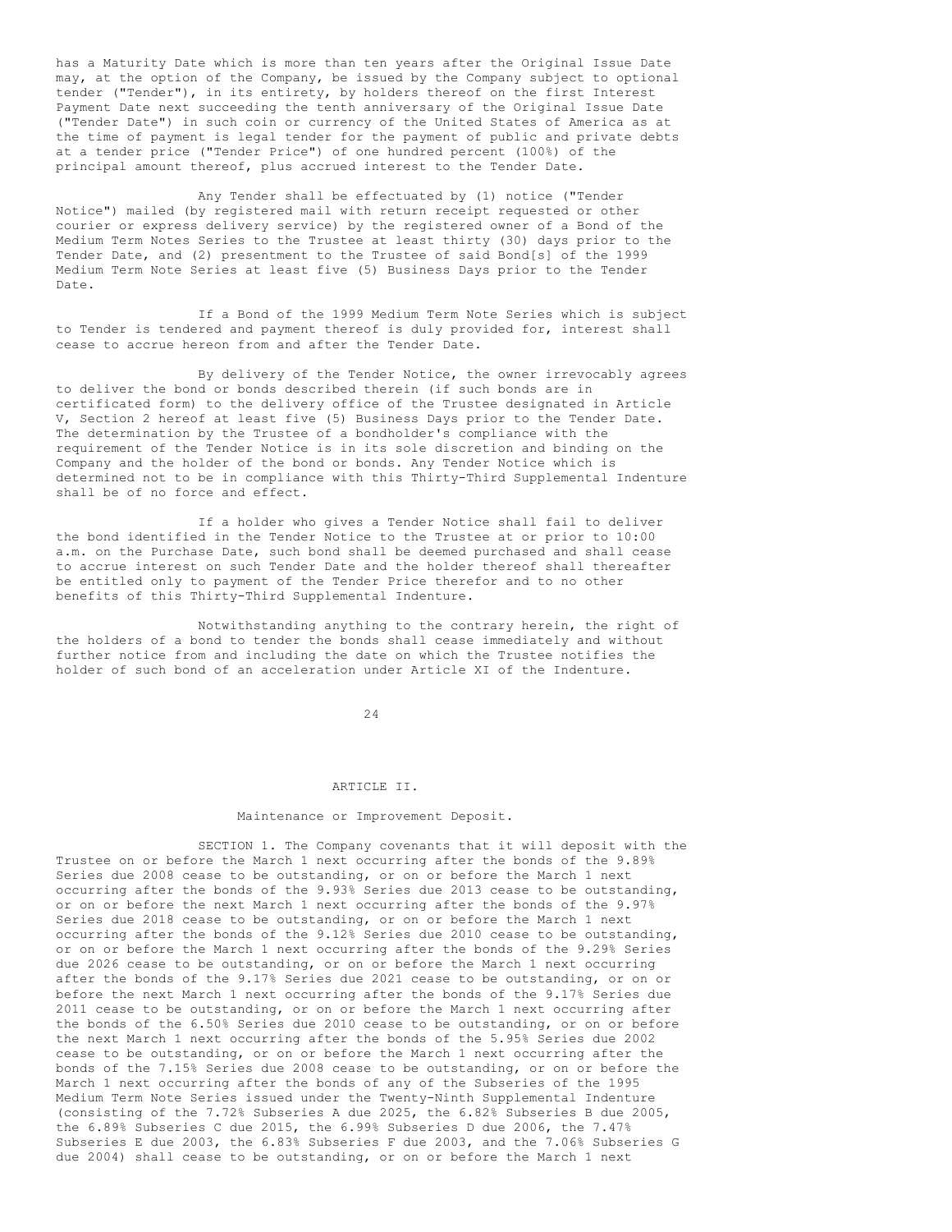has a Maturity Date which is more than ten years after the Original Issue Date may, at the option of the Company, be issued by the Company subject to optional tender ("Tender"), in its entirety, by holders thereof on the first Interest Payment Date next succeeding the tenth anniversary of the Original Issue Date ("Tender Date") in such coin or currency of the United States of America as at the time of payment is legal tender for the payment of public and private debts at a tender price ("Tender Price") of one hundred percent (100%) of the principal amount thereof, plus accrued interest to the Tender Date.

Any Tender shall be effectuated by (1) notice ("Tender Notice") mailed (by registered mail with return receipt requested or other courier or express delivery service) by the registered owner of a Bond of the Medium Term Notes Series to the Trustee at least thirty (30) days prior to the Tender Date, and (2) presentment to the Trustee of said Bond[s] of the 1999 Medium Term Note Series at least five (5) Business Days prior to the Tender Date.

If a Bond of the 1999 Medium Term Note Series which is subject to Tender is tendered and payment thereof is duly provided for, interest shall cease to accrue hereon from and after the Tender Date.

By delivery of the Tender Notice, the owner irrevocably agrees to deliver the bond or bonds described therein (if such bonds are in certificated form) to the delivery office of the Trustee designated in Article V, Section 2 hereof at least five (5) Business Days prior to the Tender Date. The determination by the Trustee of a bondholder's compliance with the requirement of the Tender Notice is in its sole discretion and binding on the Company and the holder of the bond or bonds. Any Tender Notice which is determined not to be in compliance with this Thirty-Third Supplemental Indenture shall be of no force and effect.

If a holder who gives a Tender Notice shall fail to deliver the bond identified in the Tender Notice to the Trustee at or prior to 10:00 a.m. on the Purchase Date, such bond shall be deemed purchased and shall cease to accrue interest on such Tender Date and the holder thereof shall thereafter be entitled only to payment of the Tender Price therefor and to no other benefits of this Thirty-Third Supplemental Indenture.

Notwithstanding anything to the contrary herein, the right of the holders of a bond to tender the bonds shall cease immediately and without further notice from and including the date on which the Trustee notifies the holder of such bond of an acceleration under Article XI of the Indenture.

## ARTICLE II.

### Maintenance or Improvement Deposit.

SECTION 1. The Company covenants that it will deposit with the Trustee on or before the March 1 next occurring after the bonds of the 9.89% Series due 2008 cease to be outstanding, or on or before the March 1 next occurring after the bonds of the 9.93% Series due 2013 cease to be outstanding, or on or before the next March 1 next occurring after the bonds of the 9.97% Series due 2018 cease to be outstanding, or on or before the March 1 next occurring after the bonds of the 9.12% Series due 2010 cease to be outstanding, or on or before the March 1 next occurring after the bonds of the 9.29% Series due 2026 cease to be outstanding, or on or before the March 1 next occurring after the bonds of the 9.17% Series due 2021 cease to be outstanding, or on or before the next March 1 next occurring after the bonds of the 9.17% Series due 2011 cease to be outstanding, or on or before the March 1 next occurring after the bonds of the 6.50% Series due 2010 cease to be outstanding, or on or before the next March 1 next occurring after the bonds of the 5.95% Series due 2002 cease to be outstanding, or on or before the March 1 next occurring after the bonds of the 7.15% Series due 2008 cease to be outstanding, or on or before the March 1 next occurring after the bonds of any of the Subseries of the 1995 Medium Term Note Series issued under the Twenty-Ninth Supplemental Indenture (consisting of the 7.72% Subseries A due 2025, the 6.82% Subseries B due 2005, the 6.89% Subseries C due 2015, the 6.99% Subseries D due 2006, the 7.47% Subseries E due 2003, the 6.83% Subseries F due 2003, and the 7.06% Subseries G due 2004) shall cease to be outstanding, or on or before the March 1 next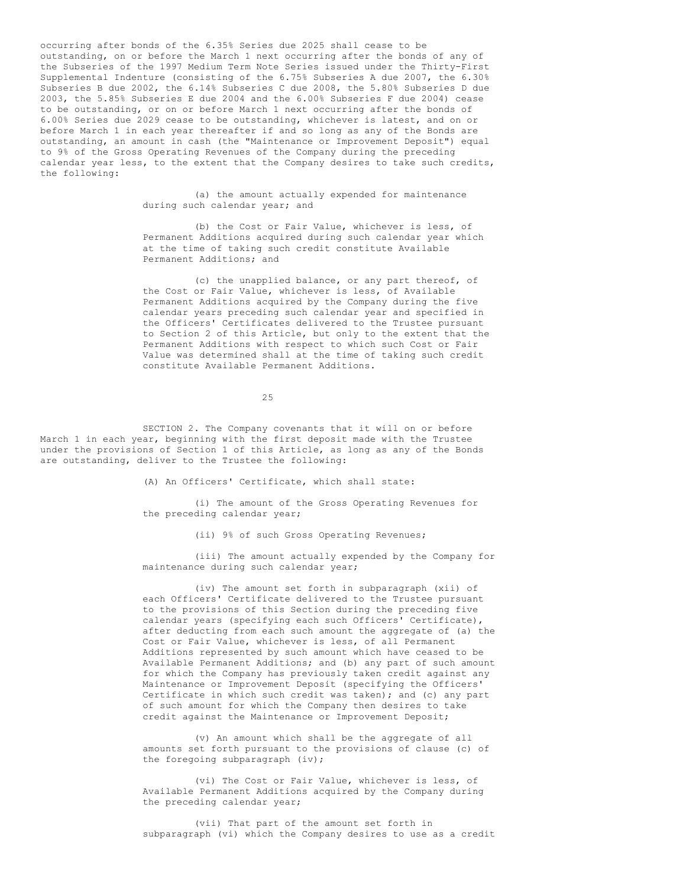occurring after bonds of the 6.35% Series due 2025 shall cease to be outstanding, on or before the March 1 next occurring after the bonds of any of the Subseries of the 1997 Medium Term Note Series issued under the Thirty-First Supplemental Indenture (consisting of the 6.75% Subseries A due 2007, the 6.30% Subseries B due 2002, the 6.14% Subseries C due 2008, the 5.80% Subseries D due 2003, the 5.85% Subseries E due 2004 and the 6.00% Subseries F due 2004) cease to be outstanding, or on or before March 1 next occurring after the bonds of 6.00% Series due 2029 cease to be outstanding, whichever is latest, and on or before March 1 in each year thereafter if and so long as any of the Bonds are outstanding, an amount in cash (the "Maintenance or Improvement Deposit") equal to 9% of the Gross Operating Revenues of the Company during the preceding calendar year less, to the extent that the Company desires to take such credits, the following:

(a) the amount actually expended for maintenance during such calendar year; and

(b) the Cost or Fair Value, whichever is less, of Permanent Additions acquired during such calendar year which at the time of taking such credit constitute Available Permanent Additions; and

(c) the unapplied balance, or any part thereof, of the Cost or Fair Value, whichever is less, of Available Permanent Additions acquired by the Company during the five calendar years preceding such calendar year and specified in the Officers' Certificates delivered to the Trustee pursuant to Section 2 of this Article, but only to the extent that the Permanent Additions with respect to which such Cost or Fair Value was determined shall at the time of taking such credit constitute Available Permanent Additions.

SECTION 2. The Company covenants that it will on or before March 1 in each year, beginning with the first deposit made with the Trustee under the provisions of Section 1 of this Article, as long as any of the Bonds are outstanding, deliver to the Trustee the following:

(A) An Officers' Certificate, which shall state:

(i) The amount of the Gross Operating Revenues for the preceding calendar year;

(ii) 9% of such Gross Operating Revenues;

(iii) The amount actually expended by the Company for maintenance during such calendar year;

(iv) The amount set forth in subparagraph (xii) of each Officers' Certificate delivered to the Trustee pursuant to the provisions of this Section during the preceding five calendar years (specifying each such Officers' Certificate), after deducting from each such amount the aggregate of (a) the Cost or Fair Value, whichever is less, of all Permanent Additions represented by such amount which have ceased to be Available Permanent Additions; and (b) any part of such amount for which the Company has previously taken credit against any Maintenance or Improvement Deposit (specifying the Officers' Certificate in which such credit was taken); and (c) any part of such amount for which the Company then desires to take credit against the Maintenance or Improvement Deposit;

(v) An amount which shall be the aggregate of all amounts set forth pursuant to the provisions of clause (c) of the foregoing subparagraph (iv);

(vi) The Cost or Fair Value, whichever is less, of Available Permanent Additions acquired by the Company during the preceding calendar year;

(vii) That part of the amount set forth in subparagraph (vi) which the Company desires to use as a credit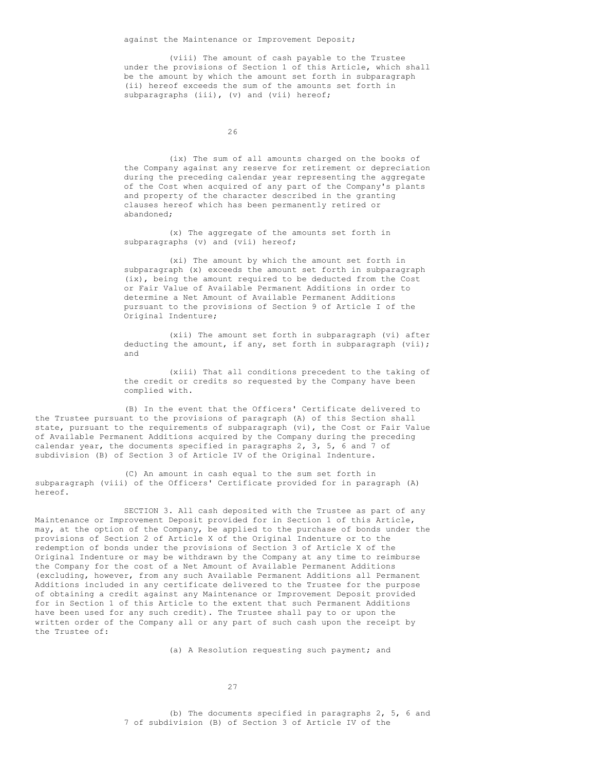against the Maintenance or Improvement Deposit;

(viii) The amount of cash payable to the Trustee under the provisions of Section 1 of this Article, which shall be the amount by which the amount set forth in subparagraph (ii) hereof exceeds the sum of the amounts set forth in subparagraphs (iii), (v) and (vii) hereof;

(ix) The sum of all amounts charged on the books of the Company against any reserve for retirement or depreciation during the preceding calendar year representing the aggregate of the Cost when acquired of any part of the Company's plants and property of the character described in the granting clauses hereof which has been permanently retired or abandoned;

(x) The aggregate of the amounts set forth in subparagraphs (v) and (vii) hereof;

(xi) The amount by which the amount set forth in subparagraph (x) exceeds the amount set forth in subparagraph (ix), being the amount required to be deducted from the Cost or Fair Value of Available Permanent Additions in order to determine a Net Amount of Available Permanent Additions pursuant to the provisions of Section 9 of Article I of the Original Indenture;

(xii) The amount set forth in subparagraph (vi) after deducting the amount, if any, set forth in subparagraph (vii); and

(xiii) That all conditions precedent to the taking of the credit or credits so requested by the Company have been complied with.

(B) In the event that the Officers' Certificate delivered to the Trustee pursuant to the provisions of paragraph (A) of this Section shall state, pursuant to the requirements of subparagraph (vi), the Cost or Fair Value of Available Permanent Additions acquired by the Company during the preceding calendar year, the documents specified in paragraphs 2, 3, 5, 6 and 7 of subdivision (B) of Section 3 of Article IV of the Original Indenture.

(C) An amount in cash equal to the sum set forth in subparagraph (viii) of the Officers' Certificate provided for in paragraph (A) hereof.

SECTION 3. All cash deposited with the Trustee as part of any Maintenance or Improvement Deposit provided for in Section 1 of this Article, may, at the option of the Company, be applied to the purchase of bonds under the provisions of Section 2 of Article X of the Original Indenture or to the redemption of bonds under the provisions of Section 3 of Article X of the Original Indenture or may be withdrawn by the Company at any time to reimburse the Company for the cost of a Net Amount of Available Permanent Additions (excluding, however, from any such Available Permanent Additions all Permanent Additions included in any certificate delivered to the Trustee for the purpose of obtaining a credit against any Maintenance or Improvement Deposit provided for in Section 1 of this Article to the extent that such Permanent Additions have been used for any such credit). The Trustee shall pay to or upon the written order of the Company all or any part of such cash upon the receipt by the Trustee of:

(a) A Resolution requesting such payment; and

(b) The documents specified in paragraphs 2, 5, 6 and 7 of subdivision (B) of Section 3 of Article IV of the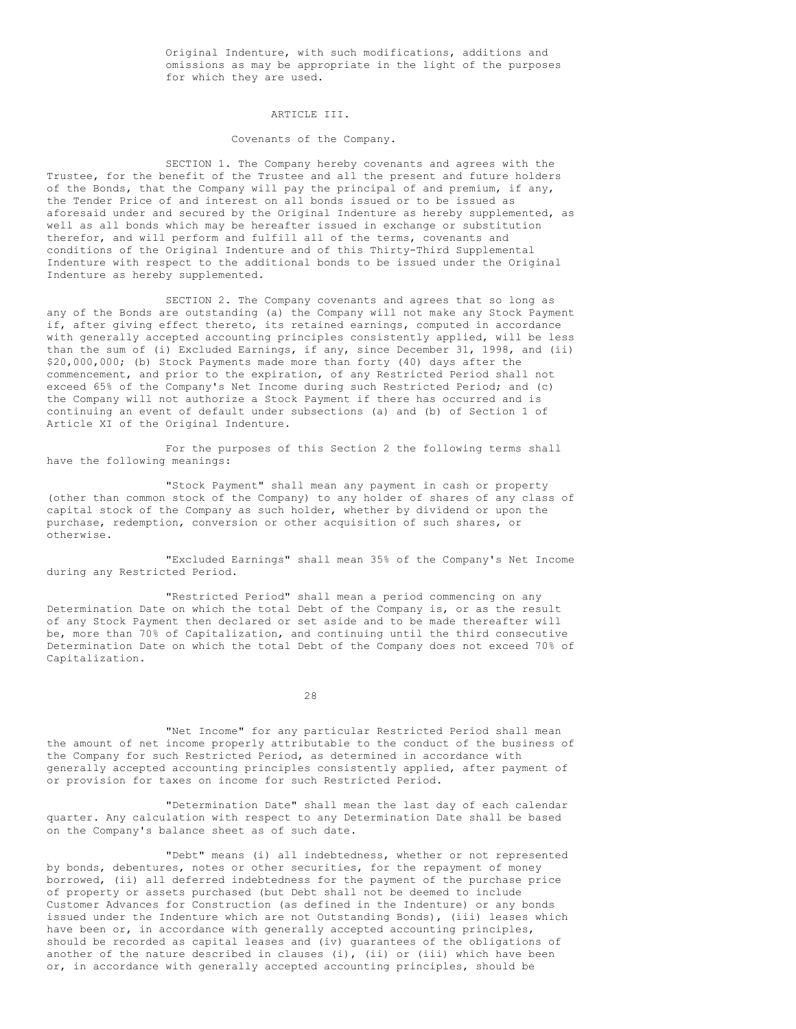Original Indenture, with such modifications, additions and omissions as may be appropriate in the light of the purposes for which they are used.

## ARTICLE III.

### Covenants of the Company.

SECTION 1. The Company hereby covenants and agrees with the Trustee, for the benefit of the Trustee and all the present and future holders of the Bonds, that the Company will pay the principal of and premium, if any, the Tender Price of and interest on all bonds issued or to be issued as aforesaid under and secured by the Original Indenture as hereby supplemented, as well as all bonds which may be hereafter issued in exchange or substitution therefor, and will perform and fulfill all of the terms, covenants and conditions of the Original Indenture and of this Thirty-Third Supplemental Indenture with respect to the additional bonds to be issued under the Original Indenture as hereby supplemented.

SECTION 2. The Company covenants and agrees that so long as any of the Bonds are outstanding (a) the Company will not make any Stock Payment if, after giving effect thereto, its retained earnings, computed in accordance with generally accepted accounting principles consistently applied, will be less than the sum of (i) Excluded Earnings, if any, since December 31, 1998, and (ii) $20,000,000; (b) Stock Payments made more than forty (40) days after the commencement, and prior to the expiration, of any Restricted Period shall not exceed 65% of the Company's Net Income during such Restricted Period; and (c) the Company will not authorize a Stock Payment if there has occurred and is continuing an event of default under subsections (a) and (b) of Section 1 of Article XI of the Original Indenture.

For the purposes of this Section 2 the following terms shall have the following meanings:

"Stock Payment" shall mean any payment in cash or property (other than common stock of the Company) to any holder of shares of any class of capital stock of the Company as such holder, whether by dividend or upon the purchase, redemption, conversion or other acquisition of such shares, or otherwise.

"Excluded Earnings" shall mean 35% of the Company's Net Income during any Restricted Period.

"Restricted Period" shall mean a period commencing on any Determination Date on which the total Debt of the Company is, or as the result of any Stock Payment then declared or set aside and to be made thereafter will be, more than 70% of Capitalization, and continuing until the third consecutive Determination Date on which the total Debt of the Company does not exceed 70% of Capitalization.

"Net Income" for any particular Restricted Period shall mean the amount of net income properly attributable to the conduct of the business of the Company for such Restricted Period, as determined in accordance with generally accepted accounting principles consistently applied, after payment of or provision for taxes on income for such Restricted Period.

"Determination Date" shall mean the last day of each calendar quarter. Any calculation with respect to any Determination Date shall be based on the Company's balance sheet as of such date.

"Debt" means (i) all indebtedness, whether or not represented by bonds, debentures, notes or other securities, for the repayment of money borrowed, (ii) all deferred indebtedness for the payment of the purchase price of property or assets purchased (but Debt shall not be deemed to include Customer Advances for Construction (as defined in the Indenture) or any bonds issued under the Indenture which are not Outstanding Bonds), (iii) leases which have been or, in accordance with generally accepted accounting principles, should be recorded as capital leases and (iv) guarantees of the obligations of another of the nature described in clauses (i), (ii) or (iii) which have been or, in accordance with generally accepted accounting principles, should be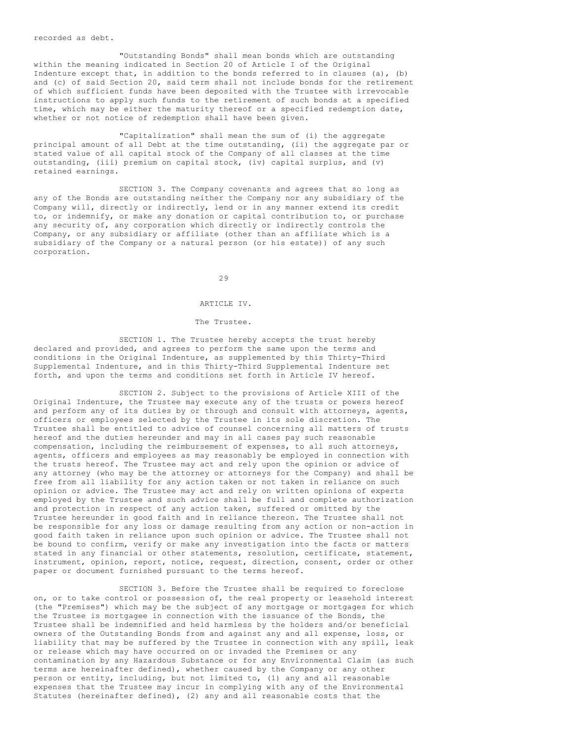recorded as debt.

"Outstanding Bonds" shall mean bonds which are outstanding within the meaning indicated in Section 20 of Article I of the Original Indenture except that, in addition to the bonds referred to in clauses (a), (b) and (c) of said Section 20, said term shall not include bonds for the retirement of which sufficient funds have been deposited with the Trustee with irrevocable instructions to apply such funds to the retirement of such bonds at a specified time, which may be either the maturity thereof or a specified redemption date, whether or not notice of redemption shall have been given.

"Capitalization" shall mean the sum of (i) the aggregate principal amount of all Debt at the time outstanding, (ii) the aggregate par or stated value of all capital stock of the Company of all classes at the time outstanding, (iii) premium on capital stock, (iv) capital surplus, and (v) retained earnings.

SECTION 3. The Company covenants and agrees that so long as any of the Bonds are outstanding neither the Company nor any subsidiary of the Company will, directly or indirectly, lend or in any manner extend its credit to, or indemnify, or make any donation or capital contribution to, or purchase any security of, any corporation which directly or indirectly controls the Company, or any subsidiary or affiliate (other than an affiliate which is a subsidiary of the Company or a natural person (or his estate)) of any such corporation.

## ARTICLE IV.

### The Trustee.

SECTION 1. The Trustee hereby accepts the trust hereby declared and provided, and agrees to perform the same upon the terms and conditions in the Original Indenture, as supplemented by this Thirty-Third Supplemental Indenture, and in this Thirty-Third Supplemental Indenture set forth, and upon the terms and conditions set forth in Article IV hereof.

SECTION 2. Subject to the provisions of Article XIII of the Original Indenture, the Trustee may execute any of the trusts or powers hereof and perform any of its duties by or through and consult with attorneys, agents, officers or employees selected by the Trustee in its sole discretion. The Trustee shall be entitled to advice of counsel concerning all matters of trusts hereof and the duties hereunder and may in all cases pay such reasonable compensation, including the reimbursement of expenses, to all such attorneys, agents, officers and employees as may reasonably be employed in connection with the trusts hereof. The Trustee may act and rely upon the opinion or advice of any attorney (who may be the attorney or attorneys for the Company) and shall be free from all liability for any action taken or not taken in reliance on such opinion or advice. The Trustee may act and rely on written opinions of experts employed by the Trustee and such advice shall be full and complete authorization and protection in respect of any action taken, suffered or omitted by the Trustee hereunder in good faith and in reliance thereon. The Trustee shall not be responsible for any loss or damage resulting from any action or non-action in good faith taken in reliance upon such opinion or advice. The Trustee shall not be bound to confirm, verify or make any investigation into the facts or matters stated in any financial or other statements, resolution, certificate, statement, instrument, opinion, report, notice, request, direction, consent, order or other paper or document furnished pursuant to the terms hereof.

SECTION 3. Before the Trustee shall be required to foreclose on, or to take control or possession of, the real property or leasehold interest (the "Premises") which may be the subject of any mortgage or mortgages for which the Trustee is mortgagee in connection with the issuance of the Bonds, the Trustee shall be indemnified and held harmless by the holders and/or beneficial owners of the Outstanding Bonds from and against any and all expense, loss, or liability that may be suffered by the Trustee in connection with any spill, leak or release which may have occurred on or invaded the Premises or any contamination by any Hazardous Substance or for any Environmental Claim (as such terms are hereinafter defined), whether caused by the Company or any other person or entity, including, but not limited to, (1) any and all reasonable expenses that the Trustee may incur in complying with any of the Environmental Statutes (hereinafter defined), (2) any and all reasonable costs that the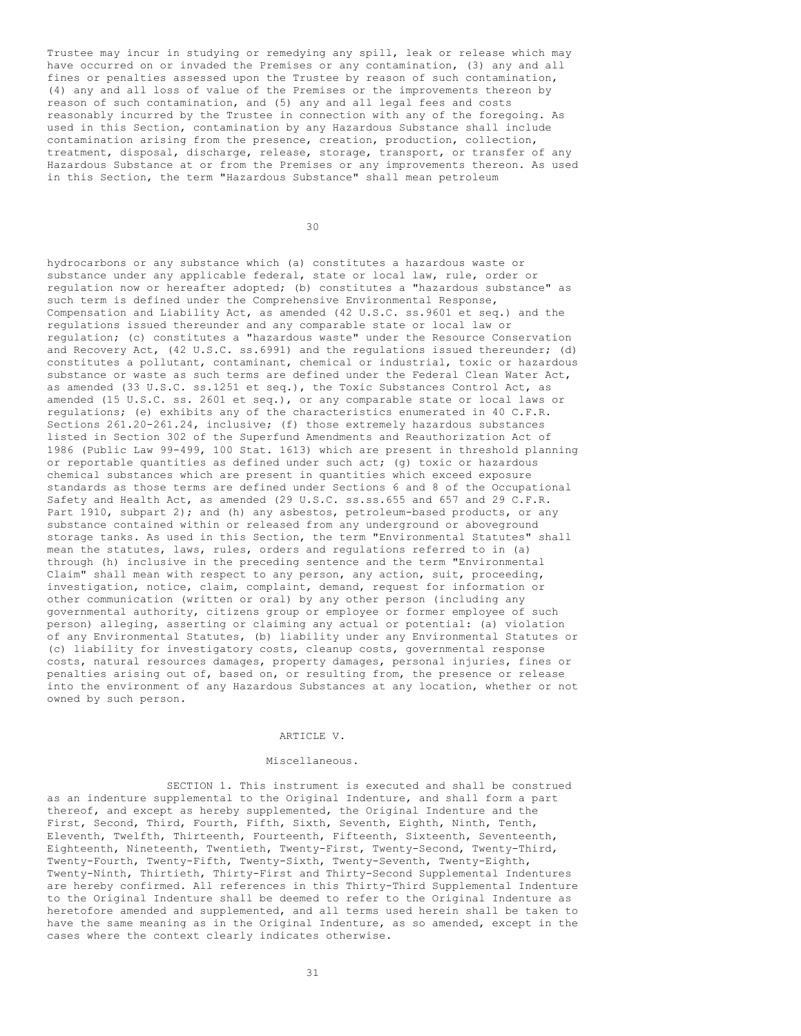Trustee may incur in studying or remedying any spill, leak or release which may have occurred on or invaded the Premises or any contamination, (3) any and all fines or penalties assessed upon the Trustee by reason of such contamination, (4) any and all loss of value of the Premises or the improvements thereon by reason of such contamination, and (5) any and all legal fees and costs reasonably incurred by the Trustee in connection with any of the foregoing. As used in this Section, contamination by any Hazardous Substance shall include contamination arising from the presence, creation, production, collection, treatment, disposal, discharge, release, storage, transport, or transfer of any Hazardous Substance at or from the Premises or any improvements thereon. As used in this Section, the term "Hazardous Substance" shall mean petroleum hydrocarbons or any substance which (a) constitutes a hazardous waste or substance under any applicable federal, state or local law, rule, order or regulation now or hereafter adopted; (b) constitutes a "hazardous substance" as such term is defined under the Comprehensive Environmental Response, Compensation and Liability Act, as amended (42 U.S.C. ss.9601 et seq.) and the regulations issued thereunder and any comparable state or local law or regulation; (c) constitutes a "hazardous waste" under the Resource Conservation and Recovery Act, (42 U.S.C. ss.6991) and the regulations issued thereunder; (d) constitutes a pollutant, contaminant, chemical or industrial, toxic or hazardous substance or waste as such terms are defined under the Federal Clean Water Act, as amended (33 U.S.C. ss.1251 et seq.), the Toxic Substances Control Act, as amended (15 U.S.C. ss. 2601 et seq.), or any comparable state or local laws or regulations; (e) exhibits any of the characteristics enumerated in 40 C.F.R. Sections 261.20-261.24, inclusive; (f) those extremely hazardous substances listed in Section 302 of the Superfund Amendments and Reauthorization Act of 1986 (Public Law 99-499, 100 Stat. 1613) which are present in threshold planning or reportable quantities as defined under such act; (g) toxic or hazardous chemical substances which are present in quantities which exceed exposure standards as those terms are defined under Sections 6 and 8 of the Occupational Safety and Health Act, as amended (29 U.S.C. ss.ss.655 and 657 and 29 C.F.R. Part 1910, subpart 2); and (h) any asbestos, petroleum-based products, or any substance contained within or released from any underground or aboveground storage tanks. As used in this Section, the term "Environmental Statutes" shall mean the statutes, laws, rules, orders and regulations referred to in (a) through (h) inclusive in the preceding sentence and the term "Environmental Claim" shall mean with respect to any person, any action, suit, proceeding, investigation, notice, claim, complaint, demand, request for information or other communication (written or oral) by any other person (including any governmental authority, citizens group or employee or former employee of such person) alleging, asserting or claiming any actual or potential: (a) violation of any Environmental Statutes, (b) liability under any Environmental Statutes or (c) liability for investigatory costs, cleanup costs, governmental response costs, natural resources damages, property damages, personal injuries, fines or penalties arising out of, based on, or resulting from, the presence or release into the environment of any Hazardous Substances at any location, whether or not owned by such person.

## ARTICLE V.

### Miscellaneous.

SECTION 1. This instrument is executed and shall be construed as an indenture supplemental to the Original Indenture, and shall form a part thereof, and except as hereby supplemented, the Original Indenture and the First, Second, Third, Fourth, Fifth, Sixth, Seventh, Eighth, Ninth, Tenth, Eleventh, Twelfth, Thirteenth, Fourteenth, Fifteenth, Sixteenth, Seventeenth, Eighteenth, Nineteenth, Twentieth, Twenty-First, Twenty-Second, Twenty-Third, Twenty-Fourth, Twenty-Fifth, Twenty-Sixth, Twenty-Seventh, Twenty-Eighth, Twenty-Ninth, Thirtieth, Thirty-First and Thirty-Second Supplemental Indentures are hereby confirmed. All references in this Thirty-Third Supplemental Indenture to the Original Indenture shall be deemed to refer to the Original Indenture as heretofore amended and supplemented, and all terms used herein shall be taken to have the same meaning as in the Original Indenture, as so amended, except in the cases where the context clearly indicates otherwise.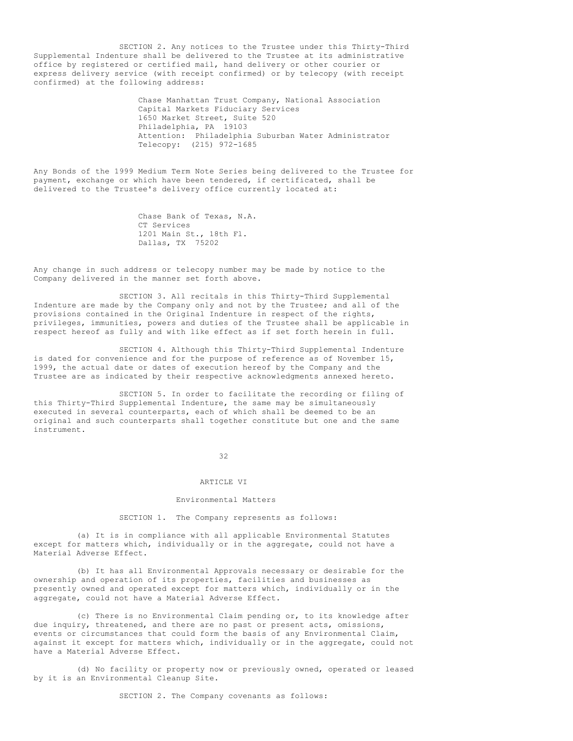SECTION 2. Any notices to the Trustee under this Thirty-Third Supplemental Indenture shall be delivered to the Trustee at its administrative office by registered or certified mail, hand delivery or other courier or express delivery service (with receipt confirmed) or by telecopy (with receipt confirmed) at the following address:

> Chase Manhattan Trust Company, National Association
> Capital Markets Fiduciary Services
> 1650 Market Street, Suite 520
> Philadelphia, PA 19103
> Attention: Philadelphia Suburban Water Administrator
> Telecopy: (215) 972-1685

Any Bonds of the 1999 Medium Term Note Series being delivered to the Trustee for payment, exchange or which have been tendered, if certificated, shall be delivered to the Trustee's delivery office currently located at:

> Chase Bank of Texas, N.A.
> CT Services
> 1201 Main St., 18th Fl.
> Dallas, TX 75202

Any change in such address or telecopy number may be made by notice to the Company delivered in the manner set forth above.

SECTION 3. All recitals in this Thirty-Third Supplemental Indenture are made by the Company only and not by the Trustee; and all of the provisions contained in the Original Indenture in respect of the rights, privileges, immunities, powers and duties of the Trustee shall be applicable in respect hereof as fully and with like effect as if set forth herein in full.

SECTION 4. Although this Thirty-Third Supplemental Indenture is dated for convenience and for the purpose of reference as of November 15, 1999, the actual date or dates of execution hereof by the Company and the Trustee are as indicated by their respective acknowledgments annexed hereto.

SECTION 5. In order to facilitate the recording or filing of this Thirty-Third Supplemental Indenture, the same may be simultaneously executed in several counterparts, each of which shall be deemed to be an original and such counterparts shall together constitute but one and the same instrument.

## ARTICLE VI

### Environmental Matters

SECTION 1. The Company represents as follows:

(a) It is in compliance with all applicable Environmental Statutes except for matters which, individually or in the aggregate, could not have a Material Adverse Effect.

(b) It has all Environmental Approvals necessary or desirable for the ownership and operation of its properties, facilities and businesses as presently owned and operated except for matters which, individually or in the aggregate, could not have a Material Adverse Effect.

(c) There is no Environmental Claim pending or, to its knowledge after due inquiry, threatened, and there are no past or present acts, omissions, events or circumstances that could form the basis of any Environmental Claim, against it except for matters which, individually or in the aggregate, could not have a Material Adverse Effect.

(d) No facility or property now or previously owned, operated or leased by it is an Environmental Cleanup Site.

SECTION 2. The Company covenants as follows: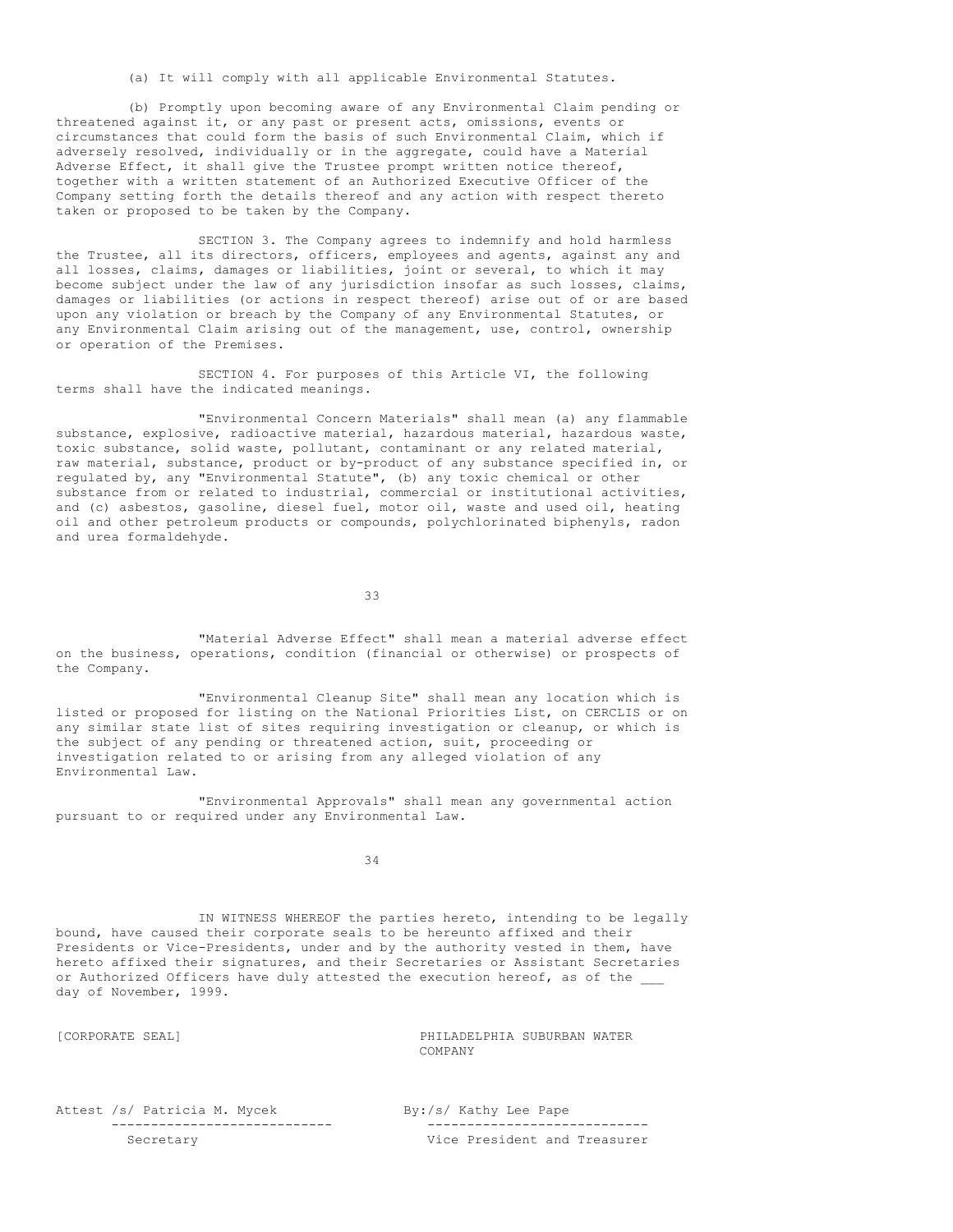(a) It will comply with all applicable Environmental Statutes.

(b) Promptly upon becoming aware of any Environmental Claim pending or threatened against it, or any past or present acts, omissions, events or circumstances that could form the basis of such Environmental Claim, which if adversely resolved, individually or in the aggregate, could have a Material Adverse Effect, it shall give the Trustee prompt written notice thereof, together with a written statement of an Authorized Executive Officer of the Company setting forth the details thereof and any action with respect thereto taken or proposed to be taken by the Company.

SECTION 3. The Company agrees to indemnify and hold harmless the Trustee, all its directors, officers, employees and agents, against any and all losses, claims, damages or liabilities, joint or several, to which it may become subject under the law of any jurisdiction insofar as such losses, claims, damages or liabilities (or actions in respect thereof) arise out of or are based upon any violation or breach by the Company of any Environmental Statutes, or any Environmental Claim arising out of the management, use, control, ownership or operation of the Premises.

SECTION 4. For purposes of this Article VI, the following terms shall have the indicated meanings.

"Environmental Concern Materials" shall mean (a) any flammable substance, explosive, radioactive material, hazardous material, hazardous waste, toxic substance, solid waste, pollutant, contaminant or any related material, raw material, substance, product or by-product of any substance specified in, or regulated by, any "Environmental Statute", (b) any toxic chemical or other substance from or related to industrial, commercial or institutional activities, and (c) asbestos, gasoline, diesel fuel, motor oil, waste and used oil, heating oil and other petroleum products or compounds, polychlorinated biphenyls, radon and urea formaldehyde.

"Material Adverse Effect" shall mean a material adverse effect on the business, operations, condition (financial or otherwise) or prospects of the Company.

"Environmental Cleanup Site" shall mean any location which is listed or proposed for listing on the National Priorities List, on CERCLIS or on any similar state list of sites requiring investigation or cleanup, or which is the subject of any pending or threatened action, suit, proceeding or investigation related to or arising from any alleged violation of any Environmental Law.

"Environmental Approvals" shall mean any governmental action pursuant to or required under any Environmental Law.

IN WITNESS WHEREOF the parties hereto, intending to be legally bound, have caused their corporate seals to be hereunto affixed and their Presidents or Vice-Presidents, under and by the authority vested in them, have hereto affixed their signatures, and their Secretaries or Assistant Secretaries or Authorized Officers have duly attested the execution hereof, as of the ___ day of November, 1999.

[CORPORATE SEAL]

PHILADELPHIA SUBURBAN WATER COMPANY

Attest /s/ Patricia M. Mycek
Secretary

By:/s/ Kathy Lee Pape
Vice President and Treasurer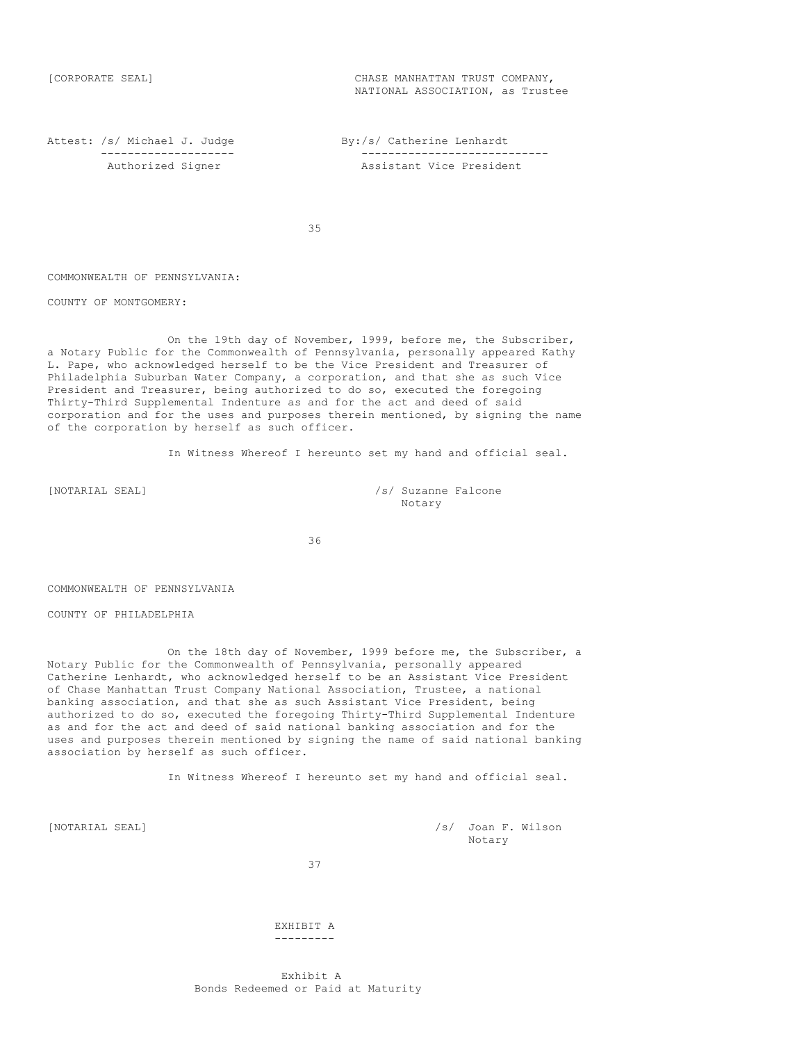[CORPORATE SEAL]

CHASE MANHATTAN TRUST COMPANY,
NATIONAL ASSOCIATION, as Trustee

Attest: /s/ Michael J. Judge
Authorized Signer

By:/s/ Catherine Lenhardt
Assistant Vice President

COMMONWEALTH OF PENNSYLVANIA:

COUNTY OF MONTGOMERY:

On the 19th day of November, 1999, before me, the Subscriber, a Notary Public for the Commonwealth of Pennsylvania, personally appeared Kathy L. Pape, who acknowledged herself to be the Vice President and Treasurer of Philadelphia Suburban Water Company, a corporation, and that she as such Vice President and Treasurer, being authorized to do so, executed the foregoing Thirty-Third Supplemental Indenture as and for the act and deed of said corporation and for the uses and purposes therein mentioned, by signing the name of the corporation by herself as such officer.

In Witness Whereof I hereunto set my hand and official seal.

[NOTARIAL SEAL]

/s/ Suzanne Falcone
Notary

COMMONWEALTH OF PENNSYLVANIA

COUNTY OF PHILADELPHIA

On the 18th day of November, 1999 before me, the Subscriber, a Notary Public for the Commonwealth of Pennsylvania, personally appeared Catherine Lenhardt, who acknowledged herself to be an Assistant Vice President of Chase Manhattan Trust Company National Association, Trustee, a national banking association, and that she as such Assistant Vice President, being authorized to do so, executed the foregoing Thirty-Third Supplemental Indenture as and for the act and deed of said national banking association and for the uses and purposes therein mentioned by signing the name of said national banking association by herself as such officer.

In Witness Whereof I hereunto set my hand and official seal.

[NOTARIAL SEAL]

/s/ Joan F. Wilson
Notary

# EXHIBIT A

Exhibit A
Bonds Redeemed or Paid at Maturity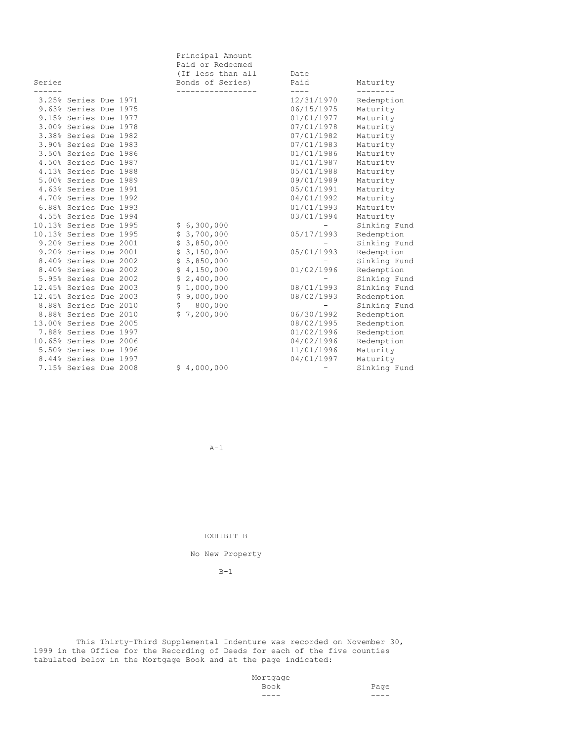| Series | Principal Amount Paid or Redeemed (If less than all Bonds of Series) | Date Paid | Maturity |
|---|---|---|---|
| 3.25% Series Due 1971 | | 12/31/1970 | Redemption |
| 9.63% Series Due 1975 | | 06/15/1975 | Maturity |
| 9.15% Series Due 1977 | | 01/01/1977 | Maturity |
| 3.00% Series Due 1978 | | 07/01/1978 | Maturity |
| 3.38% Series Due 1982 | | 07/01/1982 | Maturity |
| 3.90% Series Due 1983 | | 07/01/1983 | Maturity |
| 3.50% Series Due 1986 | | 01/01/1986 | Maturity |
| 4.50% Series Due 1987 | | 01/01/1987 | Maturity |
| 4.13% Series Due 1988 | | 05/01/1988 | Maturity |
| 5.00% Series Due 1989 | | 09/01/1989 | Maturity |
| 4.63% Series Due 1991 | | 05/01/1991 | Maturity |
| 4.70% Series Due 1992 | | 04/01/1992 | Maturity |
| 6.88% Series Due 1993 | | 01/01/1993 | Maturity |
| 4.55% Series Due 1994 | | 03/01/1994 | Maturity |
| 10.13% Series Due 1995 | $ 6,300,000 | - | Sinking Fund |
| 10.13% Series Due 1995 | $ 3,700,000 | 05/17/1993 | Redemption |
| 9.20% Series Due 2001 | $ 3,850,000 | - | Sinking Fund |
| 9.20% Series Due 2001 | $ 3,150,000 | 05/01/1993 | Redemption |
| 8.40% Series Due 2002 | $ 5,850,000 | - | Sinking Fund |
| 8.40% Series Due 2002 | $ 4,150,000 | 01/02/1996 | Redemption |
| 5.95% Series Due 2002 | $ 2,400,000 | - | Sinking Fund |
| 12.45% Series Due 2003 | $ 1,000,000 | 08/01/1993 | Sinking Fund |
| 12.45% Series Due 2003 | $ 9,000,000 | 08/02/1993 | Redemption |
| 8.88% Series Due 2010 | $ 800,000 | - | Sinking Fund |
| 8.88% Series Due 2010 | $ 7,200,000 | 06/30/1992 | Redemption |
| 13.00% Series Due 2005 | | 08/02/1995 | Redemption |
| 7.88% Series Due 1997 | | 01/02/1996 | Redemption |
| 10.65% Series Due 2006 | | 04/02/1996 | Redemption |
| 5.50% Series Due 1996 | | 11/01/1996 | Maturity |
| 8.44% Series Due 1997 | | 04/01/1997 | Maturity |
| 7.15% Series Due 2008 | $ 4,000,000 | - | Sinking Fund |

A-1

EXHIBIT B

No New Property

B-1

This Thirty-Third Supplemental Indenture was recorded on November 30, 1999 in the Office for the Recording of Deeds for each of the five counties tabulated below in the Mortgage Book and at the page indicated:

| | Mortgage Book | Page |
|---|---|---|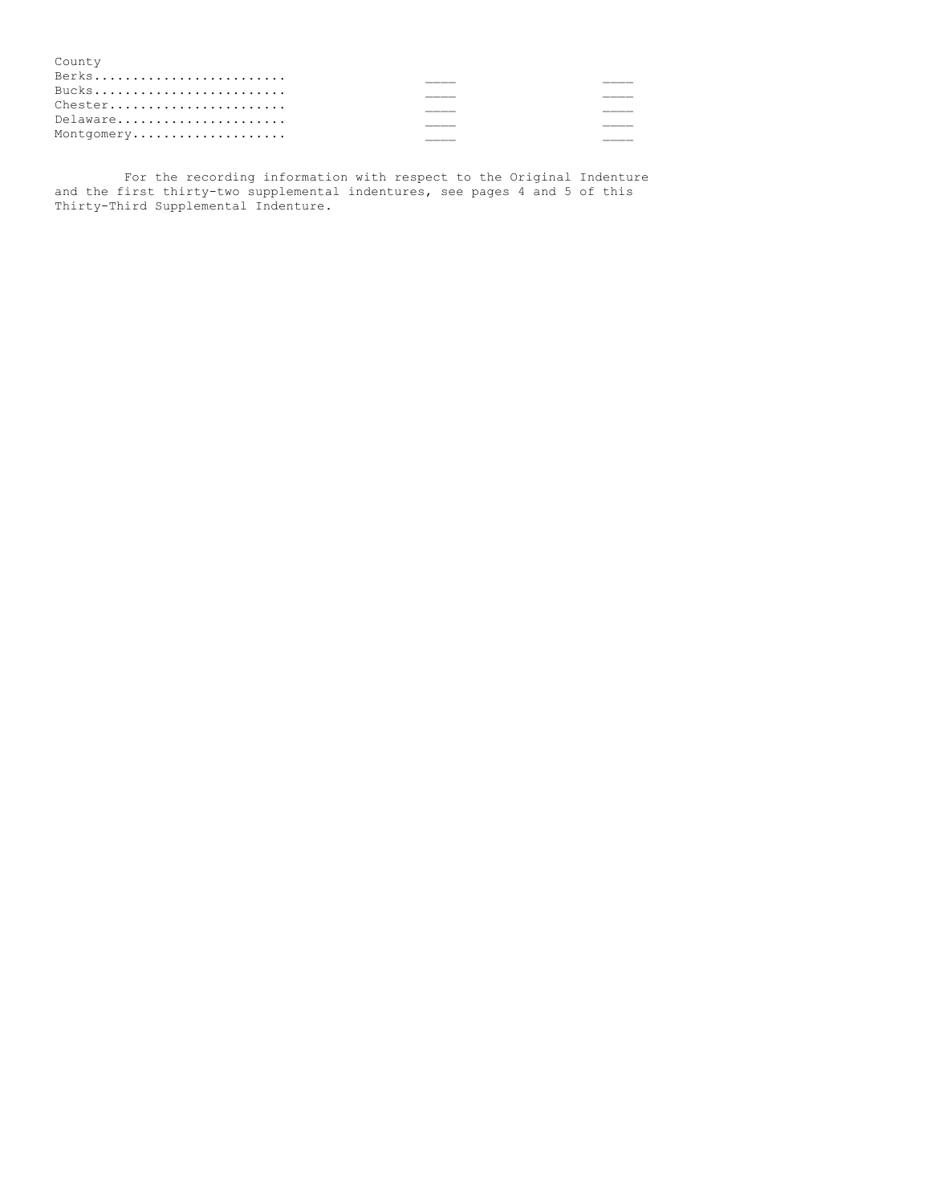| County | | |
|---|---|---|
| Berks......................... | ____ | ____ |
| Bucks......................... | ____ | ____ |
| Chester....................... | ____ | ____ |
| Delaware...................... | ____ | ____ |
| Montgomery.................... | ____ | ____ |

For the recording information with respect to the Original Indenture and the first thirty-two supplemental indentures, see pages 4 and 5 of this Thirty-Third Supplemental Indenture.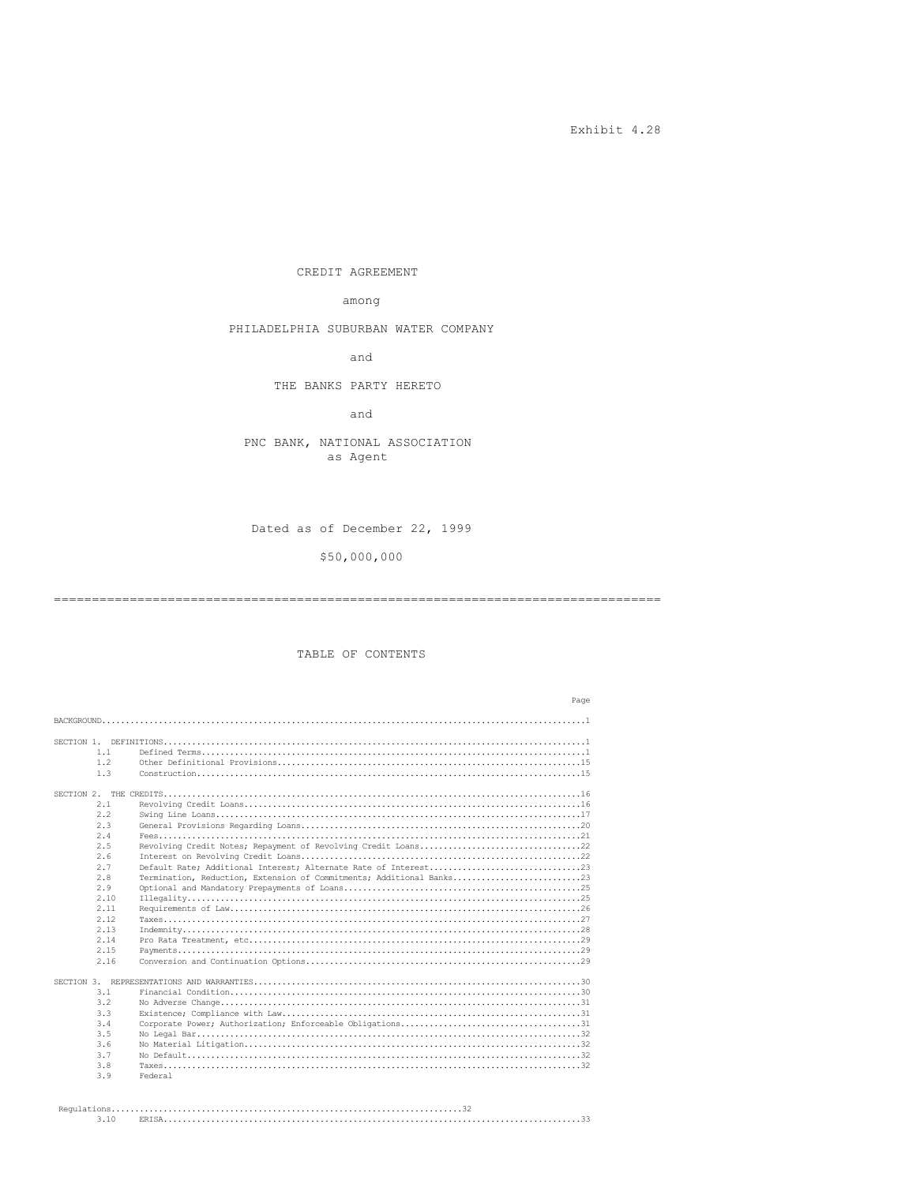Exhibit 4.28

CREDIT AGREEMENT

among

PHILADELPHIA SUBURBAN WATER COMPANY

and

THE BANKS PARTY HERETO

and

PNC BANK, NATIONAL ASSOCIATION
as Agent

Dated as of December 22, 1999

$50,000,000

---

TABLE OF CONTENTS

| | | | Page |
|---|---|---|---|
| BACKGROUND | | | 1 |
| SECTION 1. | DEFINITIONS | | 1 |
| | 1.1 | Defined Terms | 1 |
| | 1.2 | Other Definitional Provisions | 15 |
| | 1.3 | Construction | 15 |
| SECTION 2. | THE CREDITS | | 16 |
| | 2.1 | Revolving Credit Loans | 16 |
| | 2.2 | Swing Line Loans | 17 |
| | 2.3 | General Provisions Regarding Loans | 20 |
| | 2.4 | Fees | 21 |
| | 2.5 | Revolving Credit Notes; Repayment of Revolving Credit Loans | 22 |
| | 2.6 | Interest on Revolving Credit Loans | 22 |
| | 2.7 | Default Rate; Additional Interest; Alternate Rate of Interest | 23 |
| | 2.8 | Termination, Reduction, Extension of Commitments; Additional Banks | 23 |
| | 2.9 | Optional and Mandatory Prepayments of Loans | 25 |
| | 2.10 | Illegality | 25 |
| | 2.11 | Requirements of Law | 26 |
| | 2.12 | Taxes | 27 |
| | 2.13 | Indemnity | 28 |
| | 2.14 | Pro Rata Treatment, etc | 29 |
| | 2.15 | Payments | 29 |
| | 2.16 | Conversion and Continuation Options | 29 |
| SECTION 3. | REPRESENTATIONS AND WARRANTIES | | 30 |
| | 3.1 | Financial Condition | 30 |
| | 3.2 | No Adverse Change | 31 |
| | 3.3 | Existence; Compliance with Law | 31 |
| | 3.4 | Corporate Power; Authorization; Enforceable Obligations | 31 |
| | 3.5 | No Legal Bar | 32 |
| | 3.6 | No Material Litigation | 32 |
| | 3.7 | No Default | 32 |
| | 3.8 | Taxes | 32 |
| | 3.9 | Federal Regulations | 32 |
| | 3.10 | ERISA | 33 |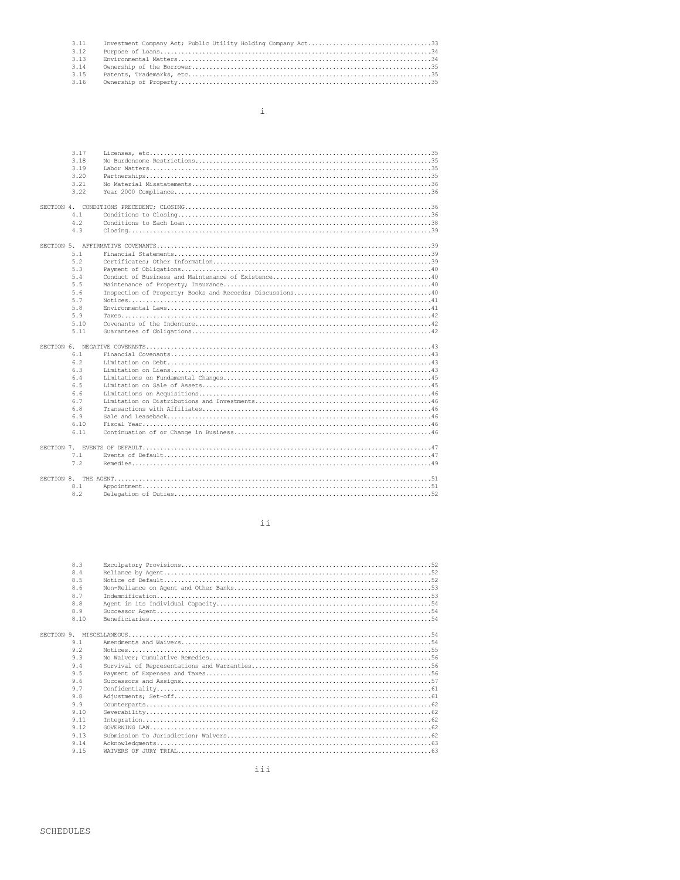| | | |
|---|---|---|
| 3.11 | Investment Company Act; Public Utility Holding Company Act | 33 |
| 3.12 | Purpose of Loans | 34 |
| 3.13 | Environmental Matters | 34 |
| 3.14 | Ownership of the Borrower | 35 |
| 3.15 | Patents, Trademarks, etc | 35 |
| 3.16 | Ownership of Property | 35 |
| 3.17 | Licenses, etc | 35 |
| 3.18 | No Burdensome Restrictions | 35 |
| 3.19 | Labor Matters | 35 |
| 3.20 | Partnerships | 35 |
| 3.21 | No Material Misstatements | 36 |
| 3.22 | Year 2000 Compliance | 36 |
| SECTION 4. | CONDITIONS PRECEDENT; CLOSING | 36 |
| 4.1 | Conditions to Closing | 36 |
| 4.2 | Conditions to Each Loan | 38 |
| 4.3 | Closing | 39 |
| SECTION 5. | AFFIRMATIVE COVENANTS | 39 |
| 5.1 | Financial Statements | 39 |
| 5.2 | Certificates; Other Information | 39 |
| 5.3 | Payment of Obligations | 40 |
| 5.4 | Conduct of Business and Maintenance of Existence | 40 |
| 5.5 | Maintenance of Property; Insurance | 40 |
| 5.6 | Inspection of Property; Books and Records; Discussions | 40 |
| 5.7 | Notices | 41 |
| 5.8 | Environmental Laws | 41 |
| 5.9 | Taxes | 42 |
| 5.10 | Covenants of the Indenture | 42 |
| 5.11 | Guarantees of Obligations | 42 |
| SECTION 6. | NEGATIVE COVENANTS | 43 |
| 6.1 | Financial Covenants | 43 |
| 6.2 | Limitation on Debt | 43 |
| 6.3 | Limitation on Liens | 43 |
| 6.4 | Limitations on Fundamental Changes | 45 |
| 6.5 | Limitation on Sale of Assets | 45 |
| 6.6 | Limitations on Acquisitions | 46 |
| 6.7 | Limitation on Distributions and Investments | 46 |
| 6.8 | Transactions with Affiliates | 46 |
| 6.9 | Sale and Leaseback | 46 |
| 6.10 | Fiscal Year | 46 |
| 6.11 | Continuation of or Change in Business | 46 |
| SECTION 7. | EVENTS OF DEFAULT | 47 |
| 7.1 | Events of Default | 47 |
| 7.2 | Remedies | 49 |
| SECTION 8. | THE AGENT | 51 |
| 8.1 | Appointment | 51 |
| 8.2 | Delegation of Duties | 52 |
| 8.3 | Exculpatory Provisions | 52 |
| 8.4 | Reliance by Agent | 52 |
| 8.5 | Notice of Default | 52 |
| 8.6 | Non-Reliance on Agent and Other Banks | 53 |
| 8.7 | Indemnification | 53 |
| 8.8 | Agent in its Individual Capacity | 54 |
| 8.9 | Successor Agent | 54 |
| 8.10 | Beneficiaries | 54 |
| SECTION 9. | MISCELLANEOUS | 54 |
| 9.1 | Amendments and Waivers | 54 |
| 9.2 | Notices | 55 |
| 9.3 | No Waiver; Cumulative Remedies | 56 |
| 9.4 | Survival of Representations and Warranties | 56 |
| 9.5 | Payment of Expenses and Taxes | 56 |
| 9.6 | Successors and Assigns | 57 |
| 9.7 | Confidentiality | 61 |
| 9.8 | Adjustments; Set-off | 61 |
| 9.9 | Counterparts | 62 |
| 9.10 | Severability | 62 |
| 9.11 | Integration | 62 |
| 9.12 | GOVERNING LAW | 62 |
| 9.13 | Submission To Jurisdiction; Waivers | 62 |
| 9.14 | Acknowledgments | 63 |
| 9.15 | WAIVERS OF JURY TRIAL | 63 |

SCHEDULES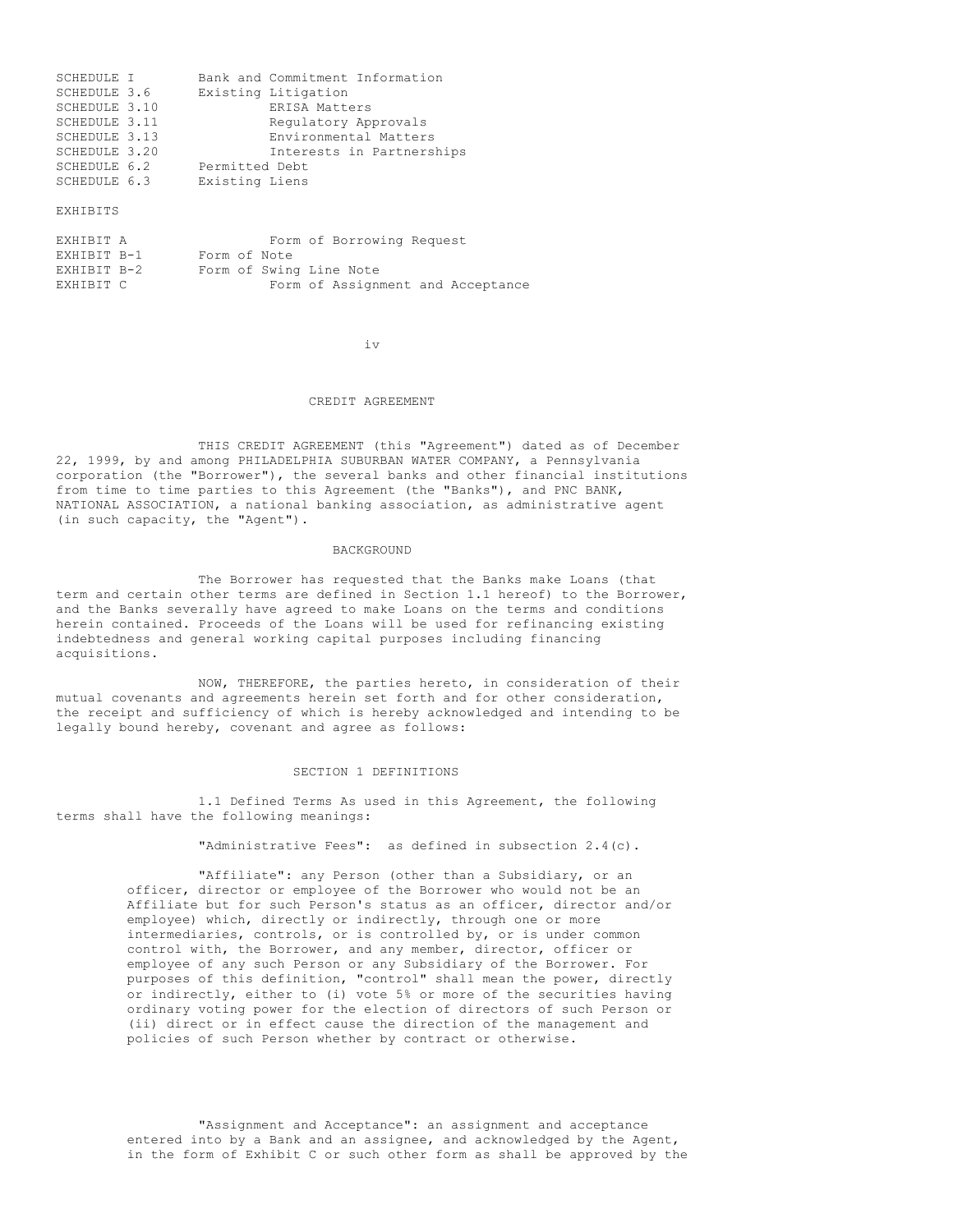| | |
|---|---|
| SCHEDULE I | Bank and Commitment Information |
| SCHEDULE 3.6 | Existing Litigation |
| SCHEDULE 3.10 | ERISA Matters |
| SCHEDULE 3.11 | Regulatory Approvals |
| SCHEDULE 3.13 | Environmental Matters |
| SCHEDULE 3.20 | Interests in Partnerships |
| SCHEDULE 6.2 | Permitted Debt |
| SCHEDULE 6.3 | Existing Liens |

EXHIBITS

| | |
|---|---|
| EXHIBIT A | Form of Borrowing Request |
| EXHIBIT B-1 | Form of Note |
| EXHIBIT B-2 | Form of Swing Line Note |
| EXHIBIT C | Form of Assignment and Acceptance |

# CREDIT AGREEMENT

THIS CREDIT AGREEMENT (this "Agreement") dated as of December 22, 1999, by and among PHILADELPHIA SUBURBAN WATER COMPANY, a Pennsylvania corporation (the "Borrower"), the several banks and other financial institutions from time to time parties to this Agreement (the "Banks"), and PNC BANK, NATIONAL ASSOCIATION, a national banking association, as administrative agent (in such capacity, the "Agent").

## BACKGROUND

The Borrower has requested that the Banks make Loans (that term and certain other terms are defined in Section 1.1 hereof) to the Borrower, and the Banks severally have agreed to make Loans on the terms and conditions herein contained. Proceeds of the Loans will be used for refinancing existing indebtedness and general working capital purposes including financing acquisitions.

NOW, THEREFORE, the parties hereto, in consideration of their mutual covenants and agreements herein set forth and for other consideration, the receipt and sufficiency of which is hereby acknowledged and intending to be legally bound hereby, covenant and agree as follows:

## SECTION 1 DEFINITIONS

1.1 Defined Terms As used in this Agreement, the following terms shall have the following meanings:

"Administrative Fees": as defined in subsection 2.4(c).

"Affiliate": any Person (other than a Subsidiary, or an officer, director or employee of the Borrower who would not be an Affiliate but for such Person's status as an officer, director and/or employee) which, directly or indirectly, through one or more intermediaries, controls, or is controlled by, or is under common control with, the Borrower, and any member, director, officer or employee of any such Person or any Subsidiary of the Borrower. For purposes of this definition, "control" shall mean the power, directly or indirectly, either to (i) vote 5% or more of the securities having ordinary voting power for the election of directors of such Person or (ii) direct or in effect cause the direction of the management and policies of such Person whether by contract or otherwise.

"Assignment and Acceptance": an assignment and acceptance entered into by a Bank and an assignee, and acknowledged by the Agent, in the form of Exhibit C or such other form as shall be approved by the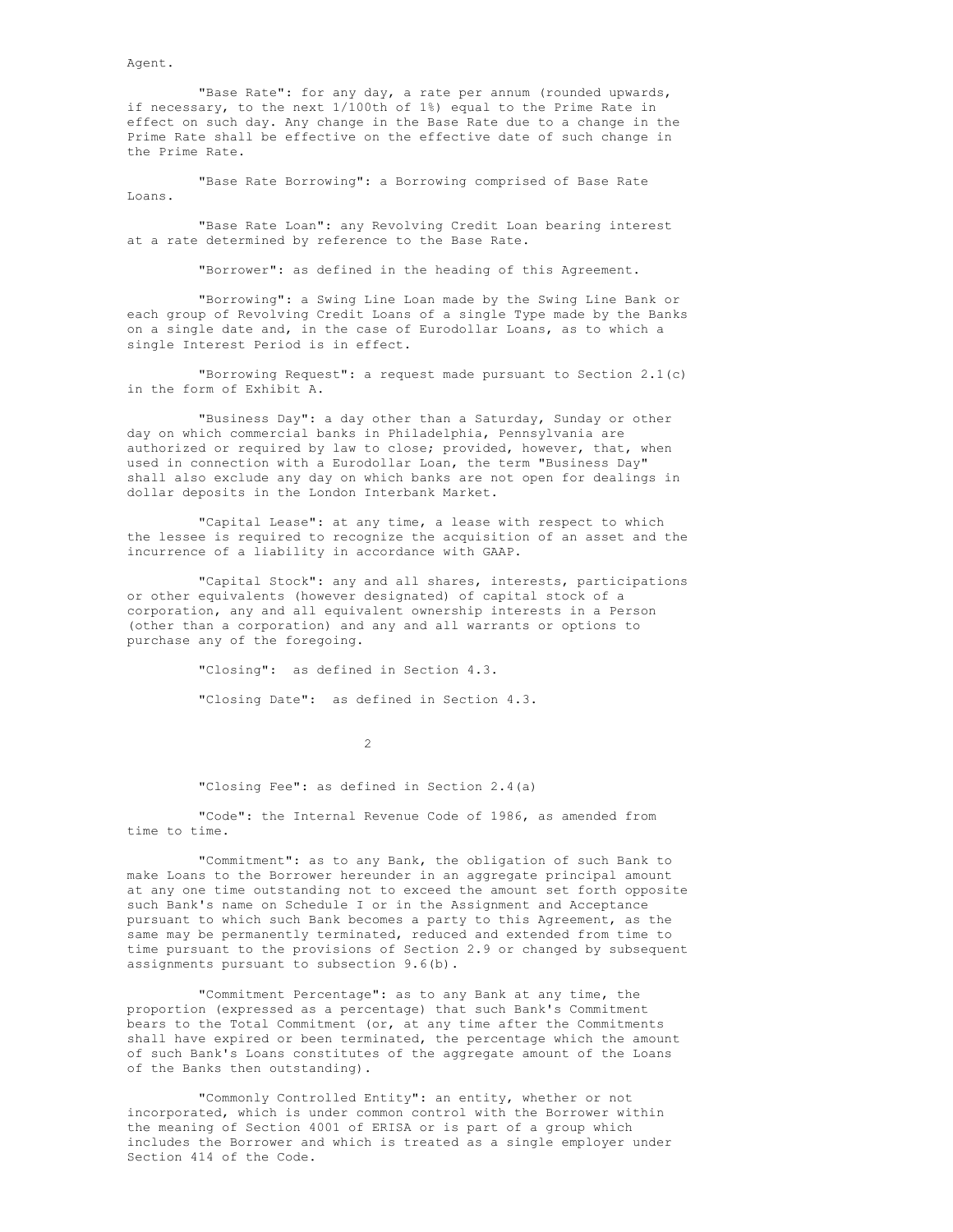Agent.

"Base Rate": for any day, a rate per annum (rounded upwards, if necessary, to the next 1/100th of 1%) equal to the Prime Rate in effect on such day. Any change in the Base Rate due to a change in the Prime Rate shall be effective on the effective date of such change in the Prime Rate.

"Base Rate Borrowing": a Borrowing comprised of Base Rate Loans.

"Base Rate Loan": any Revolving Credit Loan bearing interest at a rate determined by reference to the Base Rate.

"Borrower": as defined in the heading of this Agreement.

"Borrowing": a Swing Line Loan made by the Swing Line Bank or each group of Revolving Credit Loans of a single Type made by the Banks on a single date and, in the case of Eurodollar Loans, as to which a single Interest Period is in effect.

"Borrowing Request": a request made pursuant to Section 2.1(c) in the form of Exhibit A.

"Business Day": a day other than a Saturday, Sunday or other day on which commercial banks in Philadelphia, Pennsylvania are authorized or required by law to close; provided, however, that, when used in connection with a Eurodollar Loan, the term "Business Day" shall also exclude any day on which banks are not open for dealings in dollar deposits in the London Interbank Market.

"Capital Lease": at any time, a lease with respect to which the lessee is required to recognize the acquisition of an asset and the incurrence of a liability in accordance with GAAP.

"Capital Stock": any and all shares, interests, participations or other equivalents (however designated) of capital stock of a corporation, any and all equivalent ownership interests in a Person (other than a corporation) and any and all warrants or options to purchase any of the foregoing.

"Closing": as defined in Section 4.3.

"Closing Date": as defined in Section 4.3.

"Closing Fee": as defined in Section 2.4(a)

"Code": the Internal Revenue Code of 1986, as amended from time to time.

"Commitment": as to any Bank, the obligation of such Bank to make Loans to the Borrower hereunder in an aggregate principal amount at any one time outstanding not to exceed the amount set forth opposite such Bank's name on Schedule I or in the Assignment and Acceptance pursuant to which such Bank becomes a party to this Agreement, as the same may be permanently terminated, reduced and extended from time to time pursuant to the provisions of Section 2.9 or changed by subsequent assignments pursuant to subsection 9.6(b).

"Commitment Percentage": as to any Bank at any time, the proportion (expressed as a percentage) that such Bank's Commitment bears to the Total Commitment (or, at any time after the Commitments shall have expired or been terminated, the percentage which the amount of such Bank's Loans constitutes of the aggregate amount of the Loans of the Banks then outstanding).

"Commonly Controlled Entity": an entity, whether or not incorporated, which is under common control with the Borrower within the meaning of Section 4001 of ERISA or is part of a group which includes the Borrower and which is treated as a single employer under Section 414 of the Code.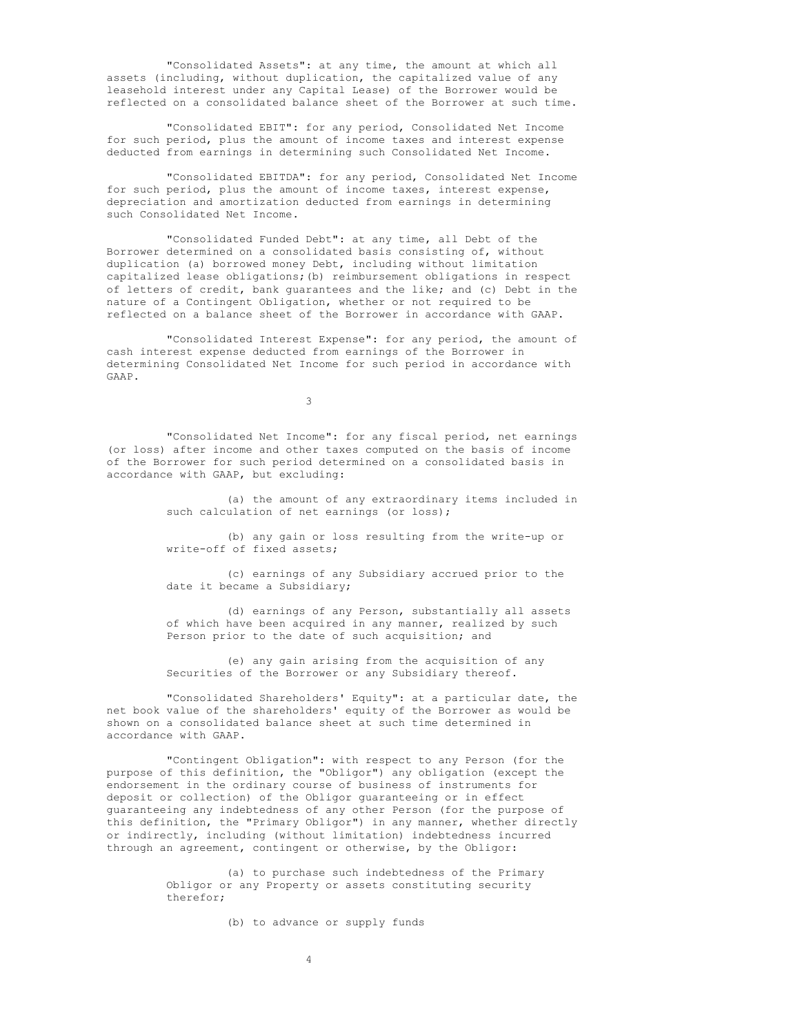"Consolidated Assets": at any time, the amount at which all assets (including, without duplication, the capitalized value of any leasehold interest under any Capital Lease) of the Borrower would be reflected on a consolidated balance sheet of the Borrower at such time.

"Consolidated EBIT": for any period, Consolidated Net Income for such period, plus the amount of income taxes and interest expense deducted from earnings in determining such Consolidated Net Income.

"Consolidated EBITDA": for any period, Consolidated Net Income for such period, plus the amount of income taxes, interest expense, depreciation and amortization deducted from earnings in determining such Consolidated Net Income.

"Consolidated Funded Debt": at any time, all Debt of the Borrower determined on a consolidated basis consisting of, without duplication (a) borrowed money Debt, including without limitation capitalized lease obligations;(b) reimbursement obligations in respect of letters of credit, bank guarantees and the like; and (c) Debt in the nature of a Contingent Obligation, whether or not required to be reflected on a balance sheet of the Borrower in accordance with GAAP.

"Consolidated Interest Expense": for any period, the amount of cash interest expense deducted from earnings of the Borrower in determining Consolidated Net Income for such period in accordance with GAAP.

"Consolidated Net Income": for any fiscal period, net earnings (or loss) after income and other taxes computed on the basis of income of the Borrower for such period determined on a consolidated basis in accordance with GAAP, but excluding:

(a) the amount of any extraordinary items included in such calculation of net earnings (or loss);

(b) any gain or loss resulting from the write-up or write-off of fixed assets;

(c) earnings of any Subsidiary accrued prior to the date it became a Subsidiary;

(d) earnings of any Person, substantially all assets of which have been acquired in any manner, realized by such Person prior to the date of such acquisition; and

(e) any gain arising from the acquisition of any Securities of the Borrower or any Subsidiary thereof.

"Consolidated Shareholders' Equity": at a particular date, the net book value of the shareholders' equity of the Borrower as would be shown on a consolidated balance sheet at such time determined in accordance with GAAP.

"Contingent Obligation": with respect to any Person (for the purpose of this definition, the "Obligor") any obligation (except the endorsement in the ordinary course of business of instruments for deposit or collection) of the Obligor guaranteeing or in effect guaranteeing any indebtedness of any other Person (for the purpose of this definition, the "Primary Obligor") in any manner, whether directly or indirectly, including (without limitation) indebtedness incurred through an agreement, contingent or otherwise, by the Obligor:

(a) to purchase such indebtedness of the Primary Obligor or any Property or assets constituting security therefor;

(b) to advance or supply funds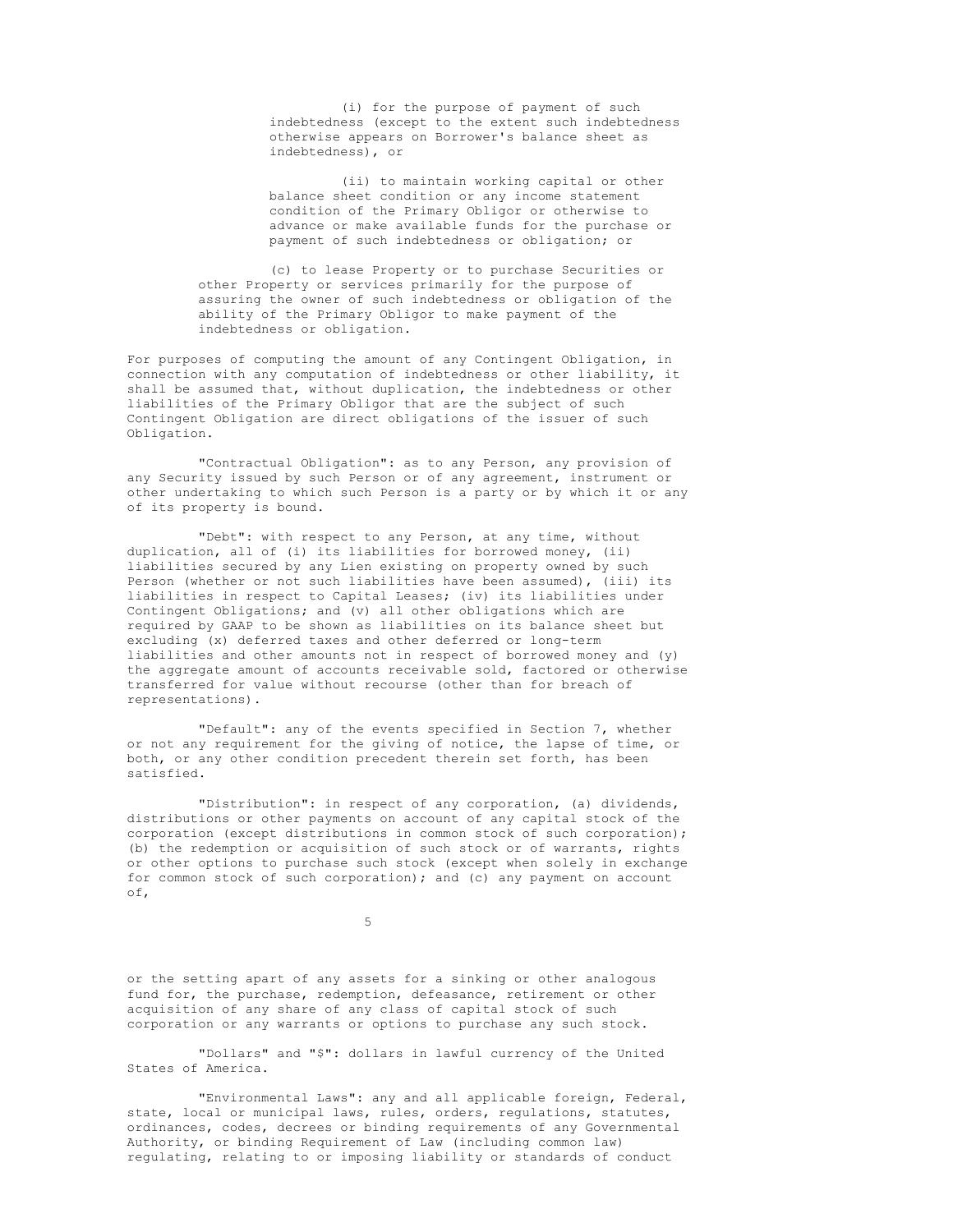(i) for the purpose of payment of such indebtedness (except to the extent such indebtedness otherwise appears on Borrower's balance sheet as indebtedness), or

(ii) to maintain working capital or other balance sheet condition or any income statement condition of the Primary Obligor or otherwise to advance or make available funds for the purchase or payment of such indebtedness or obligation; or

(c) to lease Property or to purchase Securities or other Property or services primarily for the purpose of assuring the owner of such indebtedness or obligation of the ability of the Primary Obligor to make payment of the indebtedness or obligation.

For purposes of computing the amount of any Contingent Obligation, in connection with any computation of indebtedness or other liability, it shall be assumed that, without duplication, the indebtedness or other liabilities of the Primary Obligor that are the subject of such Contingent Obligation are direct obligations of the issuer of such Obligation.

"Contractual Obligation": as to any Person, any provision of any Security issued by such Person or of any agreement, instrument or other undertaking to which such Person is a party or by which it or any of its property is bound.

"Debt": with respect to any Person, at any time, without duplication, all of (i) its liabilities for borrowed money, (ii) liabilities secured by any Lien existing on property owned by such Person (whether or not such liabilities have been assumed), (iii) its liabilities in respect to Capital Leases; (iv) its liabilities under Contingent Obligations; and (v) all other obligations which are required by GAAP to be shown as liabilities on its balance sheet but excluding (x) deferred taxes and other deferred or long-term liabilities and other amounts not in respect of borrowed money and (y) the aggregate amount of accounts receivable sold, factored or otherwise transferred for value without recourse (other than for breach of representations).

"Default": any of the events specified in Section 7, whether or not any requirement for the giving of notice, the lapse of time, or both, or any other condition precedent therein set forth, has been satisfied.

"Distribution": in respect of any corporation, (a) dividends, distributions or other payments on account of any capital stock of the corporation (except distributions in common stock of such corporation); (b) the redemption or acquisition of such stock or of warrants, rights or other options to purchase such stock (except when solely in exchange for common stock of such corporation); and (c) any payment on account of, or the setting apart of any assets for a sinking or other analogous fund for, the purchase, redemption, defeasance, retirement or other acquisition of any share of any class of capital stock of such corporation or any warrants or options to purchase any such stock.

"Dollars" and "$": dollars in lawful currency of the United States of America.

"Environmental Laws": any and all applicable foreign, Federal, state, local or municipal laws, rules, orders, regulations, statutes, ordinances, codes, decrees or binding requirements of any Governmental Authority, or binding Requirement of Law (including common law) regulating, relating to or imposing liability or standards of conduct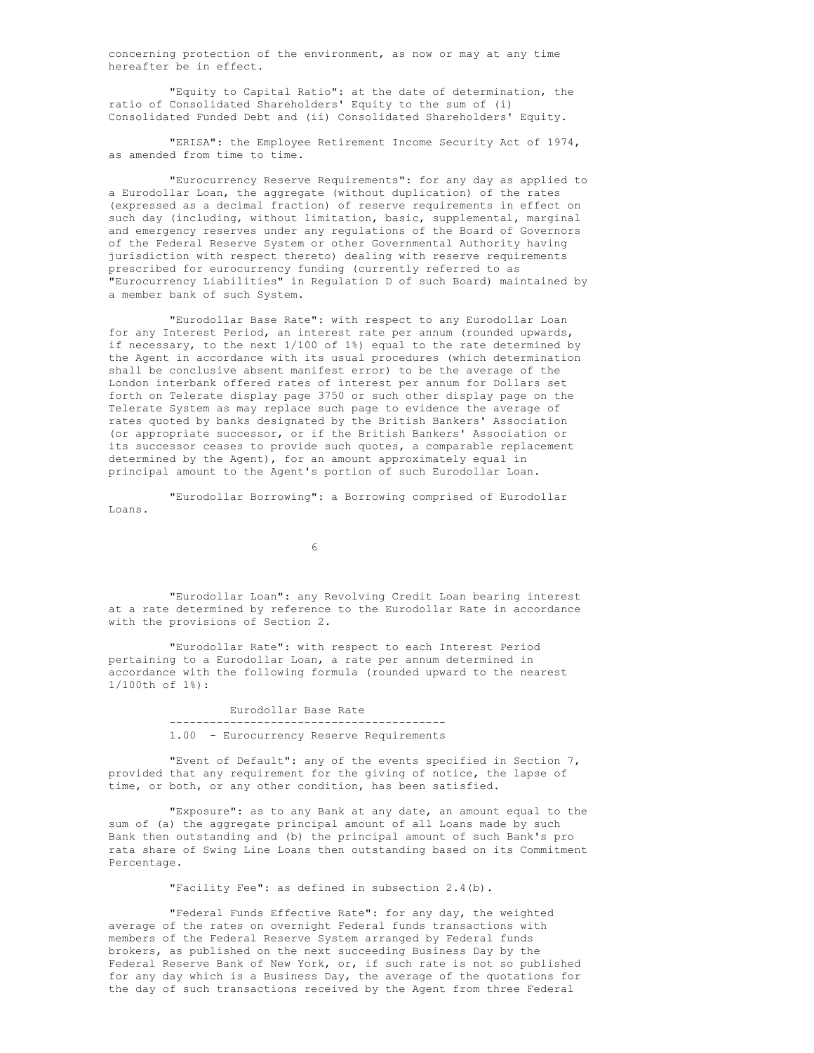concerning protection of the environment, as now or may at any time hereafter be in effect.

"Equity to Capital Ratio": at the date of determination, the ratio of Consolidated Shareholders' Equity to the sum of (i) Consolidated Funded Debt and (ii) Consolidated Shareholders' Equity.

"ERISA": the Employee Retirement Income Security Act of 1974, as amended from time to time.

"Eurocurrency Reserve Requirements": for any day as applied to a Eurodollar Loan, the aggregate (without duplication) of the rates (expressed as a decimal fraction) of reserve requirements in effect on such day (including, without limitation, basic, supplemental, marginal and emergency reserves under any regulations of the Board of Governors of the Federal Reserve System or other Governmental Authority having jurisdiction with respect thereto) dealing with reserve requirements prescribed for eurocurrency funding (currently referred to as "Eurocurrency Liabilities" in Regulation D of such Board) maintained by a member bank of such System.

"Eurodollar Base Rate": with respect to any Eurodollar Loan for any Interest Period, an interest rate per annum (rounded upwards, if necessary, to the next 1/100 of 1%) equal to the rate determined by the Agent in accordance with its usual procedures (which determination shall be conclusive absent manifest error) to be the average of the London interbank offered rates of interest per annum for Dollars set forth on Telerate display page 3750 or such other display page on the Telerate System as may replace such page to evidence the average of rates quoted by banks designated by the British Bankers' Association (or appropriate successor, or if the British Bankers' Association or its successor ceases to provide such quotes, a comparable replacement determined by the Agent), for an amount approximately equal in principal amount to the Agent's portion of such Eurodollar Loan.

"Eurodollar Borrowing": a Borrowing comprised of Eurodollar Loans.

"Eurodollar Loan": any Revolving Credit Loan bearing interest at a rate determined by reference to the Eurodollar Rate in accordance with the provisions of Section 2.

"Eurodollar Rate": with respect to each Interest Period pertaining to a Eurodollar Loan, a rate per annum determined in accordance with the following formula (rounded upward to the nearest 1/100th of 1%):

$$\frac{\text{Eurodollar Base Rate}}{1.00 - \text{Eurocurrency Reserve Requirements}}$$

"Event of Default": any of the events specified in Section 7, provided that any requirement for the giving of notice, the lapse of time, or both, or any other condition, has been satisfied.

"Exposure": as to any Bank at any date, an amount equal to the sum of (a) the aggregate principal amount of all Loans made by such Bank then outstanding and (b) the principal amount of such Bank's pro rata share of Swing Line Loans then outstanding based on its Commitment Percentage.

"Facility Fee": as defined in subsection 2.4(b).

"Federal Funds Effective Rate": for any day, the weighted average of the rates on overnight Federal funds transactions with members of the Federal Reserve System arranged by Federal funds brokers, as published on the next succeeding Business Day by the Federal Reserve Bank of New York, or, if such rate is not so published for any day which is a Business Day, the average of the quotations for the day of such transactions received by the Agent from three Federal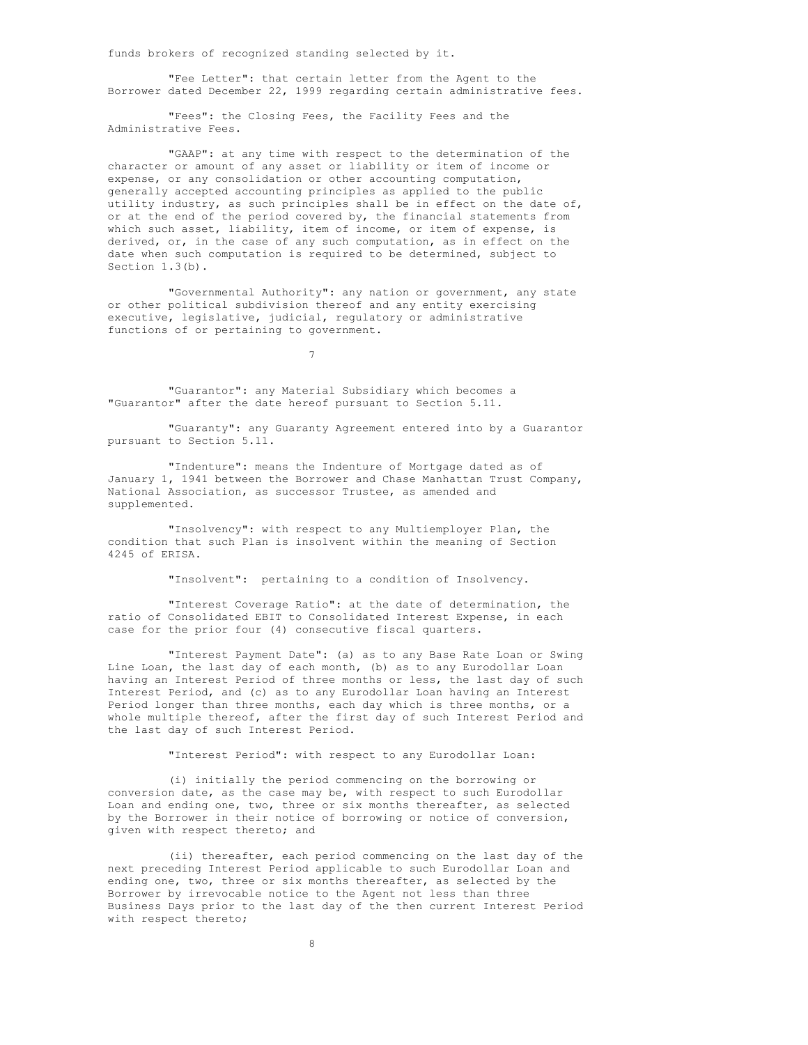funds brokers of recognized standing selected by it.

"Fee Letter": that certain letter from the Agent to the Borrower dated December 22, 1999 regarding certain administrative fees.

"Fees": the Closing Fees, the Facility Fees and the Administrative Fees.

"GAAP": at any time with respect to the determination of the character or amount of any asset or liability or item of income or expense, or any consolidation or other accounting computation, generally accepted accounting principles as applied to the public utility industry, as such principles shall be in effect on the date of, or at the end of the period covered by, the financial statements from which such asset, liability, item of income, or item of expense, is derived, or, in the case of any such computation, as in effect on the date when such computation is required to be determined, subject to Section 1.3(b).

"Governmental Authority": any nation or government, any state or other political subdivision thereof and any entity exercising executive, legislative, judicial, regulatory or administrative functions of or pertaining to government.

"Guarantor": any Material Subsidiary which becomes a "Guarantor" after the date hereof pursuant to Section 5.11.

"Guaranty": any Guaranty Agreement entered into by a Guarantor pursuant to Section 5.11.

"Indenture": means the Indenture of Mortgage dated as of January 1, 1941 between the Borrower and Chase Manhattan Trust Company, National Association, as successor Trustee, as amended and supplemented.

"Insolvency": with respect to any Multiemployer Plan, the condition that such Plan is insolvent within the meaning of Section 4245 of ERISA.

"Insolvent": pertaining to a condition of Insolvency.

"Interest Coverage Ratio": at the date of determination, the ratio of Consolidated EBIT to Consolidated Interest Expense, in each case for the prior four (4) consecutive fiscal quarters.

"Interest Payment Date": (a) as to any Base Rate Loan or Swing Line Loan, the last day of each month, (b) as to any Eurodollar Loan having an Interest Period of three months or less, the last day of such Interest Period, and (c) as to any Eurodollar Loan having an Interest Period longer than three months, each day which is three months, or a whole multiple thereof, after the first day of such Interest Period and the last day of such Interest Period.

"Interest Period": with respect to any Eurodollar Loan:

(i) initially the period commencing on the borrowing or conversion date, as the case may be, with respect to such Eurodollar Loan and ending one, two, three or six months thereafter, as selected by the Borrower in their notice of borrowing or notice of conversion, given with respect thereto; and

(ii) thereafter, each period commencing on the last day of the next preceding Interest Period applicable to such Eurodollar Loan and ending one, two, three or six months thereafter, as selected by the Borrower by irrevocable notice to the Agent not less than three Business Days prior to the last day of the then current Interest Period with respect thereto;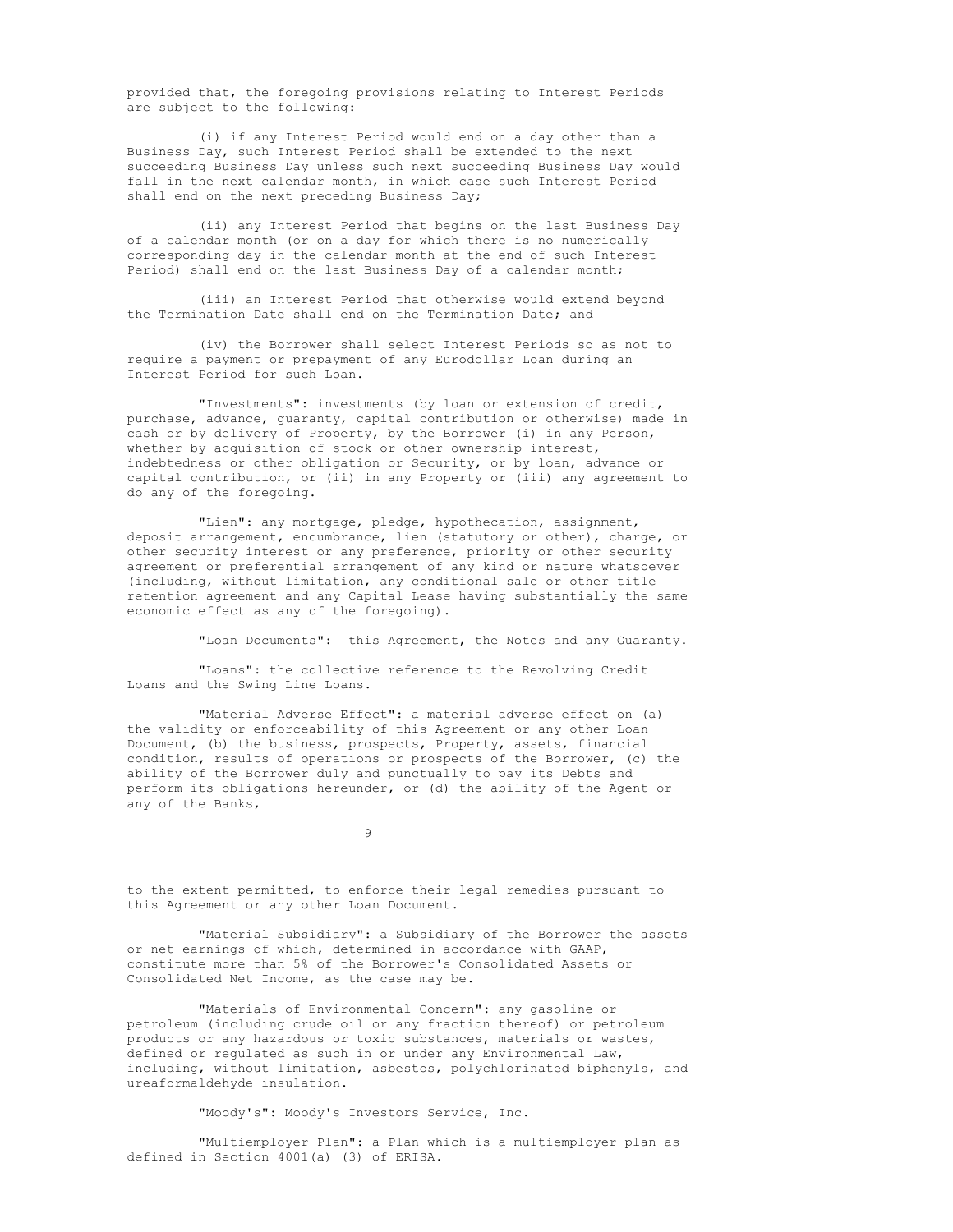provided that, the foregoing provisions relating to Interest Periods are subject to the following:

(i) if any Interest Period would end on a day other than a Business Day, such Interest Period shall be extended to the next succeeding Business Day unless such next succeeding Business Day would fall in the next calendar month, in which case such Interest Period shall end on the next preceding Business Day;

(ii) any Interest Period that begins on the last Business Day of a calendar month (or on a day for which there is no numerically corresponding day in the calendar month at the end of such Interest Period) shall end on the last Business Day of a calendar month;

(iii) an Interest Period that otherwise would extend beyond the Termination Date shall end on the Termination Date; and

(iv) the Borrower shall select Interest Periods so as not to require a payment or prepayment of any Eurodollar Loan during an Interest Period for such Loan.

"Investments": investments (by loan or extension of credit, purchase, advance, guaranty, capital contribution or otherwise) made in cash or by delivery of Property, by the Borrower (i) in any Person, whether by acquisition of stock or other ownership interest, indebtedness or other obligation or Security, or by loan, advance or capital contribution, or (ii) in any Property or (iii) any agreement to do any of the foregoing.

"Lien": any mortgage, pledge, hypothecation, assignment, deposit arrangement, encumbrance, lien (statutory or other), charge, or other security interest or any preference, priority or other security agreement or preferential arrangement of any kind or nature whatsoever (including, without limitation, any conditional sale or other title retention agreement and any Capital Lease having substantially the same economic effect as any of the foregoing).

"Loan Documents": this Agreement, the Notes and any Guaranty.

"Loans": the collective reference to the Revolving Credit Loans and the Swing Line Loans.

"Material Adverse Effect": a material adverse effect on (a) the validity or enforceability of this Agreement or any other Loan Document, (b) the business, prospects, Property, assets, financial condition, results of operations or prospects of the Borrower, (c) the ability of the Borrower duly and punctually to pay its Debts and perform its obligations hereunder, or (d) the ability of the Agent or any of the Banks, to the extent permitted, to enforce their legal remedies pursuant to this Agreement or any other Loan Document.

"Material Subsidiary": a Subsidiary of the Borrower the assets or net earnings of which, determined in accordance with GAAP, constitute more than 5% of the Borrower's Consolidated Assets or Consolidated Net Income, as the case may be.

"Materials of Environmental Concern": any gasoline or petroleum (including crude oil or any fraction thereof) or petroleum products or any hazardous or toxic substances, materials or wastes, defined or regulated as such in or under any Environmental Law, including, without limitation, asbestos, polychlorinated biphenyls, and ureaformaldehyde insulation.

"Moody's": Moody's Investors Service, Inc.

"Multiemployer Plan": a Plan which is a multiemployer plan as defined in Section 4001(a) (3) of ERISA.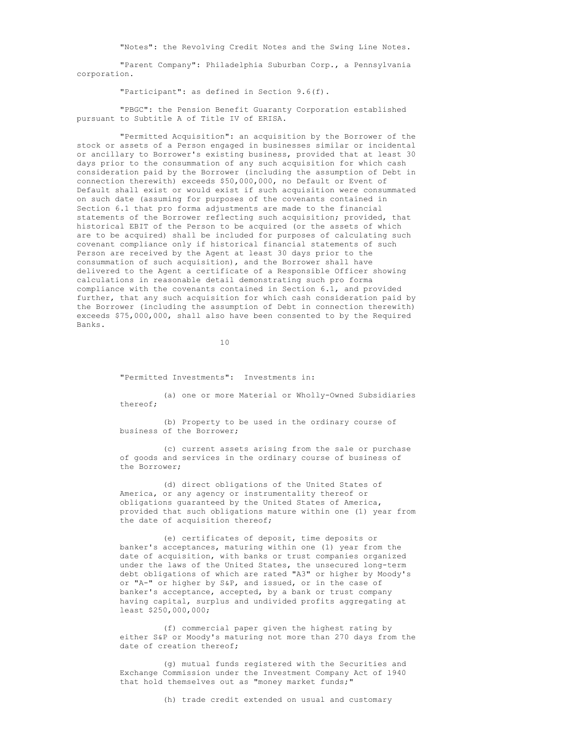"Notes": the Revolving Credit Notes and the Swing Line Notes.

"Parent Company": Philadelphia Suburban Corp., a Pennsylvania corporation.

"Participant": as defined in Section 9.6(f).

"PBGC": the Pension Benefit Guaranty Corporation established pursuant to Subtitle A of Title IV of ERISA.

"Permitted Acquisition": an acquisition by the Borrower of the stock or assets of a Person engaged in businesses similar or incidental or ancillary to Borrower's existing business, provided that at least 30 days prior to the consummation of any such acquisition for which cash consideration paid by the Borrower (including the assumption of Debt in connection therewith) exceeds $50,000,000, no Default or Event of Default shall exist or would exist if such acquisition were consummated on such date (assuming for purposes of the covenants contained in Section 6.1 that pro forma adjustments are made to the financial statements of the Borrower reflecting such acquisition; provided, that historical EBIT of the Person to be acquired (or the assets of which are to be acquired) shall be included for purposes of calculating such covenant compliance only if historical financial statements of such Person are received by the Agent at least 30 days prior to the consummation of such acquisition), and the Borrower shall have delivered to the Agent a certificate of a Responsible Officer showing calculations in reasonable detail demonstrating such pro forma compliance with the covenants contained in Section 6.1, and provided further, that any such acquisition for which cash consideration paid by the Borrower (including the assumption of Debt in connection therewith) exceeds $75,000,000, shall also have been consented to by the Required Banks.

"Permitted Investments": Investments in:

(a) one or more Material or Wholly-Owned Subsidiaries thereof;

(b) Property to be used in the ordinary course of business of the Borrower;

(c) current assets arising from the sale or purchase of goods and services in the ordinary course of business of the Borrower;

(d) direct obligations of the United States of America, or any agency or instrumentality thereof or obligations guaranteed by the United States of America, provided that such obligations mature within one (1) year from the date of acquisition thereof;

(e) certificates of deposit, time deposits or banker's acceptances, maturing within one (1) year from the date of acquisition, with banks or trust companies organized under the laws of the United States, the unsecured long-term debt obligations of which are rated "A3" or higher by Moody's or "A-" or higher by S&P, and issued, or in the case of banker's acceptance, accepted, by a bank or trust company having capital, surplus and undivided profits aggregating at least $250,000,000;

(f) commercial paper given the highest rating by either S&P or Moody's maturing not more than 270 days from the date of creation thereof;

(g) mutual funds registered with the Securities and Exchange Commission under the Investment Company Act of 1940 that hold themselves out as "money market funds;"

(h) trade credit extended on usual and customary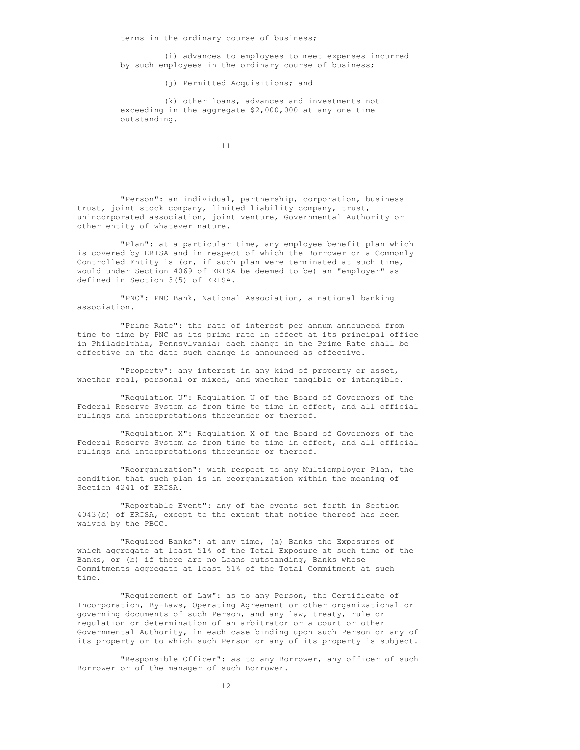terms in the ordinary course of business;

(i) advances to employees to meet expenses incurred by such employees in the ordinary course of business;

(j) Permitted Acquisitions; and

(k) other loans, advances and investments not exceeding in the aggregate $2,000,000 at any one time outstanding.

"Person": an individual, partnership, corporation, business trust, joint stock company, limited liability company, trust, unincorporated association, joint venture, Governmental Authority or other entity of whatever nature.

"Plan": at a particular time, any employee benefit plan which is covered by ERISA and in respect of which the Borrower or a Commonly Controlled Entity is (or, if such plan were terminated at such time, would under Section 4069 of ERISA be deemed to be) an "employer" as defined in Section 3(5) of ERISA.

"PNC": PNC Bank, National Association, a national banking association.

"Prime Rate": the rate of interest per annum announced from time to time by PNC as its prime rate in effect at its principal office in Philadelphia, Pennsylvania; each change in the Prime Rate shall be effective on the date such change is announced as effective.

"Property": any interest in any kind of property or asset, whether real, personal or mixed, and whether tangible or intangible.

"Regulation U": Regulation U of the Board of Governors of the Federal Reserve System as from time to time in effect, and all official rulings and interpretations thereunder or thereof.

"Regulation X": Regulation X of the Board of Governors of the Federal Reserve System as from time to time in effect, and all official rulings and interpretations thereunder or thereof.

"Reorganization": with respect to any Multiemployer Plan, the condition that such plan is in reorganization within the meaning of Section 4241 of ERISA.

"Reportable Event": any of the events set forth in Section 4043(b) of ERISA, except to the extent that notice thereof has been waived by the PBGC.

"Required Banks": at any time, (a) Banks the Exposures of which aggregate at least 51% of the Total Exposure at such time of the Banks, or (b) if there are no Loans outstanding, Banks whose Commitments aggregate at least 51% of the Total Commitment at such time.

"Requirement of Law": as to any Person, the Certificate of Incorporation, By-Laws, Operating Agreement or other organizational or governing documents of such Person, and any law, treaty, rule or regulation or determination of an arbitrator or a court or other Governmental Authority, in each case binding upon such Person or any of its property or to which such Person or any of its property is subject.

"Responsible Officer": as to any Borrower, any officer of such Borrower or of the manager of such Borrower.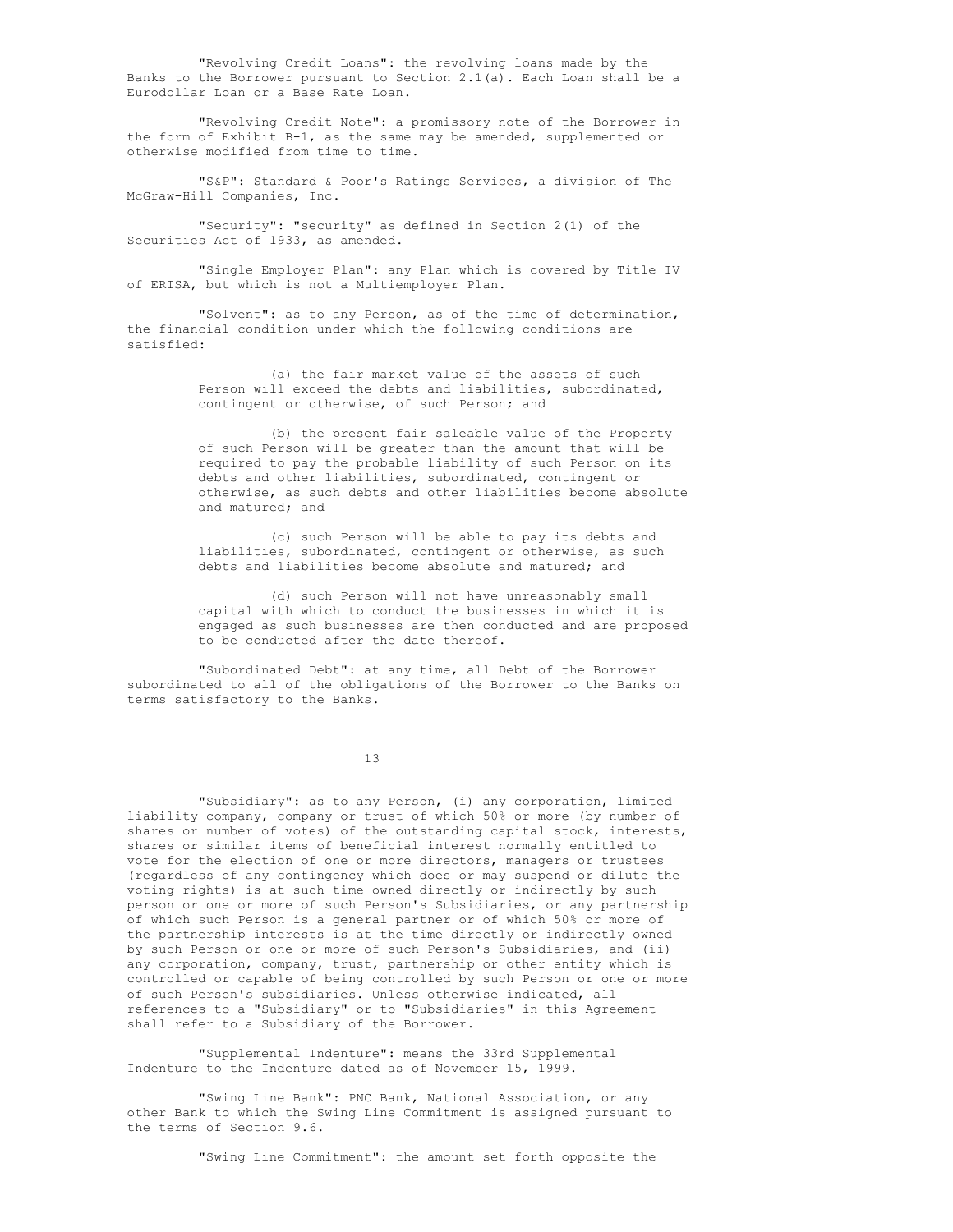"Revolving Credit Loans": the revolving loans made by the Banks to the Borrower pursuant to Section 2.1(a). Each Loan shall be a Eurodollar Loan or a Base Rate Loan.

"Revolving Credit Note": a promissory note of the Borrower in the form of Exhibit B-1, as the same may be amended, supplemented or otherwise modified from time to time.

"S&P": Standard & Poor's Ratings Services, a division of The McGraw-Hill Companies, Inc.

"Security": "security" as defined in Section 2(1) of the Securities Act of 1933, as amended.

"Single Employer Plan": any Plan which is covered by Title IV of ERISA, but which is not a Multiemployer Plan.

"Solvent": as to any Person, as of the time of determination, the financial condition under which the following conditions are satisfied:

(a) the fair market value of the assets of such Person will exceed the debts and liabilities, subordinated, contingent or otherwise, of such Person; and

(b) the present fair saleable value of the Property of such Person will be greater than the amount that will be required to pay the probable liability of such Person on its debts and other liabilities, subordinated, contingent or otherwise, as such debts and other liabilities become absolute and matured; and

(c) such Person will be able to pay its debts and liabilities, subordinated, contingent or otherwise, as such debts and liabilities become absolute and matured; and

(d) such Person will not have unreasonably small capital with which to conduct the businesses in which it is engaged as such businesses are then conducted and are proposed to be conducted after the date thereof.

"Subordinated Debt": at any time, all Debt of the Borrower subordinated to all of the obligations of the Borrower to the Banks on terms satisfactory to the Banks.

"Subsidiary": as to any Person, (i) any corporation, limited liability company, company or trust of which 50% or more (by number of shares or number of votes) of the outstanding capital stock, interests, shares or similar items of beneficial interest normally entitled to vote for the election of one or more directors, managers or trustees (regardless of any contingency which does or may suspend or dilute the voting rights) is at such time owned directly or indirectly by such person or one or more of such Person's Subsidiaries, or any partnership of which such Person is a general partner or of which 50% or more of the partnership interests is at the time directly or indirectly owned by such Person or one or more of such Person's Subsidiaries, and (ii) any corporation, company, trust, partnership or other entity which is controlled or capable of being controlled by such Person or one or more of such Person's subsidiaries. Unless otherwise indicated, all references to a "Subsidiary" or to "Subsidiaries" in this Agreement shall refer to a Subsidiary of the Borrower.

"Supplemental Indenture": means the 33rd Supplemental Indenture to the Indenture dated as of November 15, 1999.

"Swing Line Bank": PNC Bank, National Association, or any other Bank to which the Swing Line Commitment is assigned pursuant to the terms of Section 9.6.

"Swing Line Commitment": the amount set forth opposite the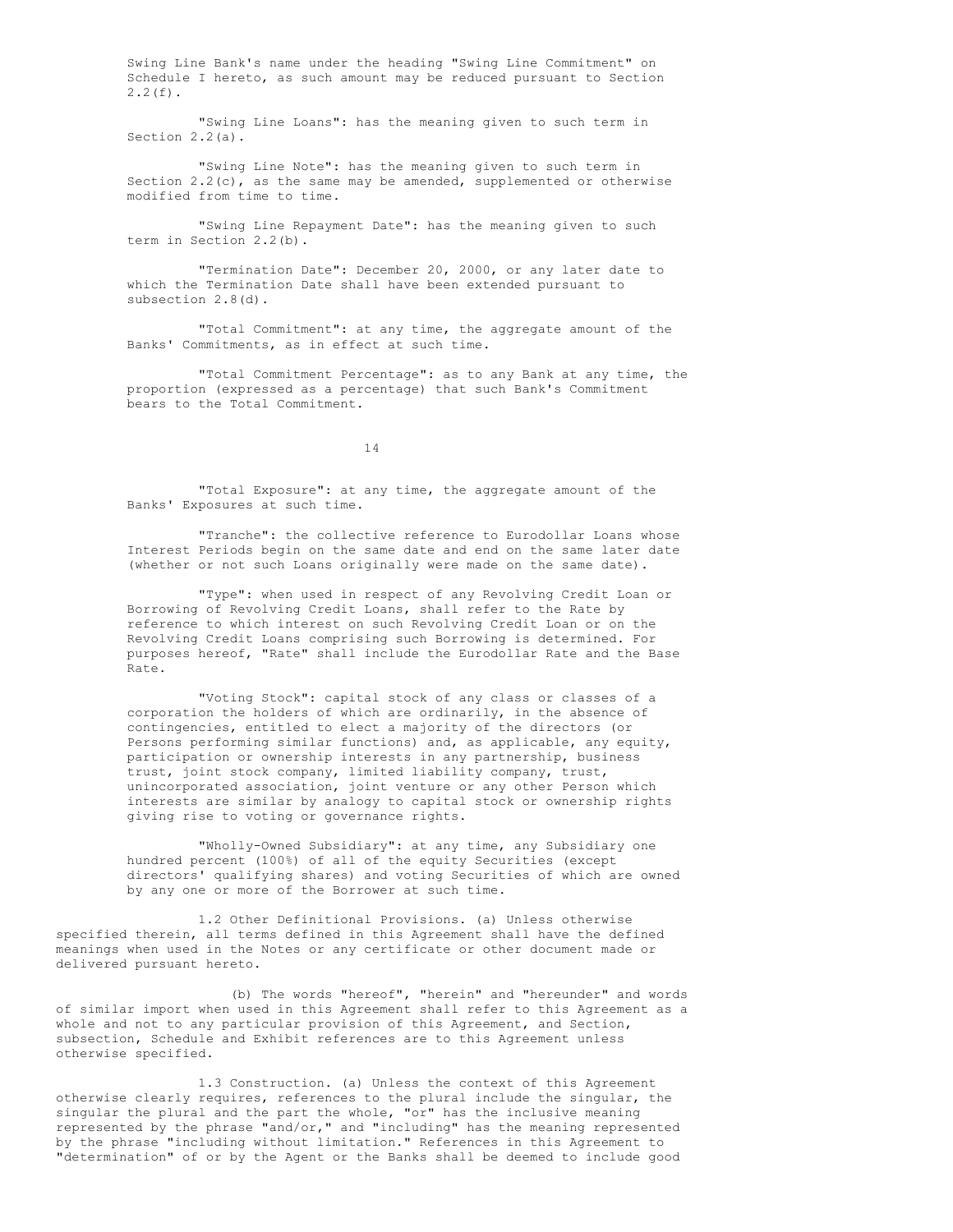Swing Line Bank's name under the heading "Swing Line Commitment" on Schedule I hereto, as such amount may be reduced pursuant to Section 2.2(f).

"Swing Line Loans": has the meaning given to such term in Section 2.2(a).

"Swing Line Note": has the meaning given to such term in Section 2.2(c), as the same may be amended, supplemented or otherwise modified from time to time.

"Swing Line Repayment Date": has the meaning given to such term in Section 2.2(b).

"Termination Date": December 20, 2000, or any later date to which the Termination Date shall have been extended pursuant to subsection 2.8(d).

"Total Commitment": at any time, the aggregate amount of the Banks' Commitments, as in effect at such time.

"Total Commitment Percentage": as to any Bank at any time, the proportion (expressed as a percentage) that such Bank's Commitment bears to the Total Commitment.

"Total Exposure": at any time, the aggregate amount of the Banks' Exposures at such time.

"Tranche": the collective reference to Eurodollar Loans whose Interest Periods begin on the same date and end on the same later date (whether or not such Loans originally were made on the same date).

"Type": when used in respect of any Revolving Credit Loan or Borrowing of Revolving Credit Loans, shall refer to the Rate by reference to which interest on such Revolving Credit Loan or on the Revolving Credit Loans comprising such Borrowing is determined. For purposes hereof, "Rate" shall include the Eurodollar Rate and the Base Rate.

"Voting Stock": capital stock of any class or classes of a corporation the holders of which are ordinarily, in the absence of contingencies, entitled to elect a majority of the directors (or Persons performing similar functions) and, as applicable, any equity, participation or ownership interests in any partnership, business trust, joint stock company, limited liability company, trust, unincorporated association, joint venture or any other Person which interests are similar by analogy to capital stock or ownership rights giving rise to voting or governance rights.

"Wholly-Owned Subsidiary": at any time, any Subsidiary one hundred percent (100%) of all of the equity Securities (except directors' qualifying shares) and voting Securities of which are owned by any one or more of the Borrower at such time.

1.2 Other Definitional Provisions. (a) Unless otherwise specified therein, all terms defined in this Agreement shall have the defined meanings when used in the Notes or any certificate or other document made or delivered pursuant hereto.

(b) The words "hereof", "herein" and "hereunder" and words of similar import when used in this Agreement shall refer to this Agreement as a whole and not to any particular provision of this Agreement, and Section, subsection, Schedule and Exhibit references are to this Agreement unless otherwise specified.

1.3 Construction. (a) Unless the context of this Agreement otherwise clearly requires, references to the plural include the singular, the singular the plural and the part the whole, "or" has the inclusive meaning represented by the phrase "and/or," and "including" has the meaning represented by the phrase "including without limitation." References in this Agreement to "determination" of or by the Agent or the Banks shall be deemed to include good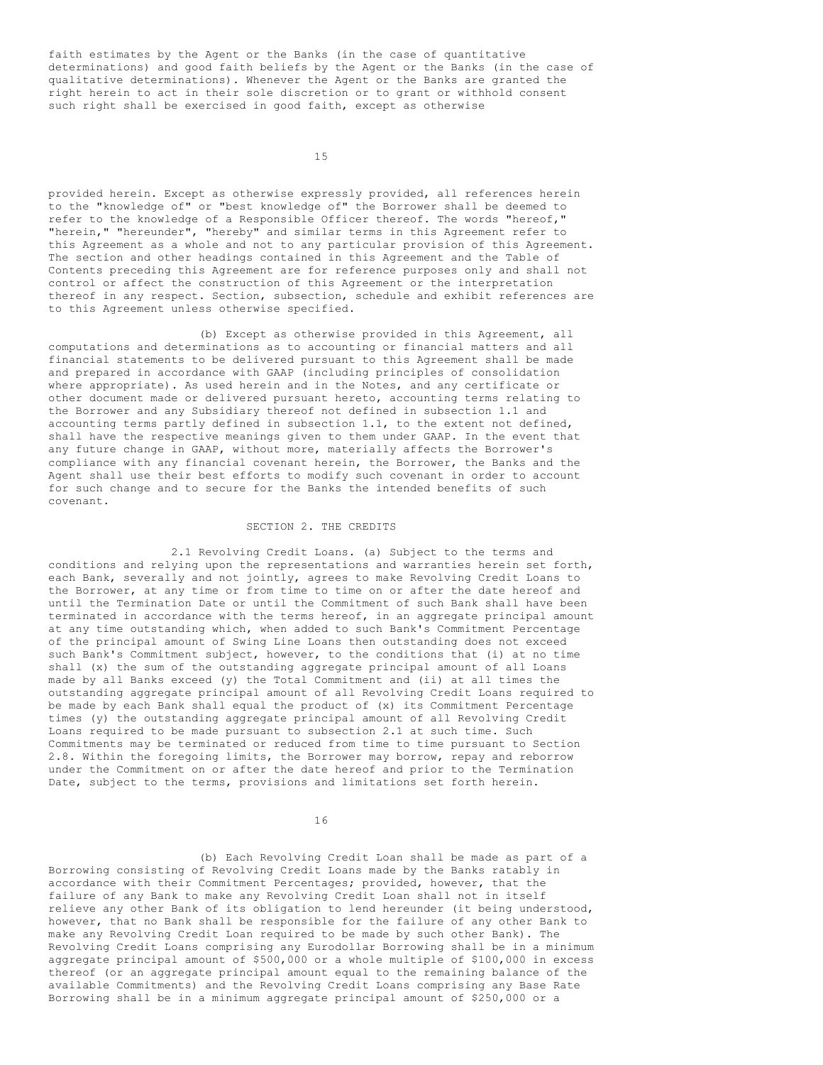faith estimates by the Agent or the Banks (in the case of quantitative determinations) and good faith beliefs by the Agent or the Banks (in the case of qualitative determinations). Whenever the Agent or the Banks are granted the right herein to act in their sole discretion or to grant or withhold consent such right shall be exercised in good faith, except as otherwise provided herein. Except as otherwise expressly provided, all references herein to the "knowledge of" or "best knowledge of" the Borrower shall be deemed to refer to the knowledge of a Responsible Officer thereof. The words "hereof," "herein," "hereunder", "hereby" and similar terms in this Agreement refer to this Agreement as a whole and not to any particular provision of this Agreement. The section and other headings contained in this Agreement and the Table of Contents preceding this Agreement are for reference purposes only and shall not control or affect the construction of this Agreement or the interpretation thereof in any respect. Section, subsection, schedule and exhibit references are to this Agreement unless otherwise specified.

(b) Except as otherwise provided in this Agreement, all computations and determinations as to accounting or financial matters and all financial statements to be delivered pursuant to this Agreement shall be made and prepared in accordance with GAAP (including principles of consolidation where appropriate). As used herein and in the Notes, and any certificate or other document made or delivered pursuant hereto, accounting terms relating to the Borrower and any Subsidiary thereof not defined in subsection 1.1 and accounting terms partly defined in subsection 1.1, to the extent not defined, shall have the respective meanings given to them under GAAP. In the event that any future change in GAAP, without more, materially affects the Borrower's compliance with any financial covenant herein, the Borrower, the Banks and the Agent shall use their best efforts to modify such covenant in order to account for such change and to secure for the Banks the intended benefits of such covenant.

## SECTION 2. THE CREDITS

2.1 Revolving Credit Loans. (a) Subject to the terms and conditions and relying upon the representations and warranties herein set forth, each Bank, severally and not jointly, agrees to make Revolving Credit Loans to the Borrower, at any time or from time to time on or after the date hereof and until the Termination Date or until the Commitment of such Bank shall have been terminated in accordance with the terms hereof, in an aggregate principal amount at any time outstanding which, when added to such Bank's Commitment Percentage of the principal amount of Swing Line Loans then outstanding does not exceed such Bank's Commitment subject, however, to the conditions that (i) at no time shall (x) the sum of the outstanding aggregate principal amount of all Loans made by all Banks exceed (y) the Total Commitment and (ii) at all times the outstanding aggregate principal amount of all Revolving Credit Loans required to be made by each Bank shall equal the product of (x) its Commitment Percentage times (y) the outstanding aggregate principal amount of all Revolving Credit Loans required to be made pursuant to subsection 2.1 at such time. Such Commitments may be terminated or reduced from time to time pursuant to Section 2.8. Within the foregoing limits, the Borrower may borrow, repay and reborrow under the Commitment on or after the date hereof and prior to the Termination Date, subject to the terms, provisions and limitations set forth herein.

(b) Each Revolving Credit Loan shall be made as part of a Borrowing consisting of Revolving Credit Loans made by the Banks ratably in accordance with their Commitment Percentages; provided, however, that the failure of any Bank to make any Revolving Credit Loan shall not in itself relieve any other Bank of its obligation to lend hereunder (it being understood, however, that no Bank shall be responsible for the failure of any other Bank to make any Revolving Credit Loan required to be made by such other Bank). The Revolving Credit Loans comprising any Eurodollar Borrowing shall be in a minimum aggregate principal amount of $500,000 or a whole multiple of $100,000 in excess thereof (or an aggregate principal amount equal to the remaining balance of the available Commitments) and the Revolving Credit Loans comprising any Base Rate Borrowing shall be in a minimum aggregate principal amount of $250,000 or a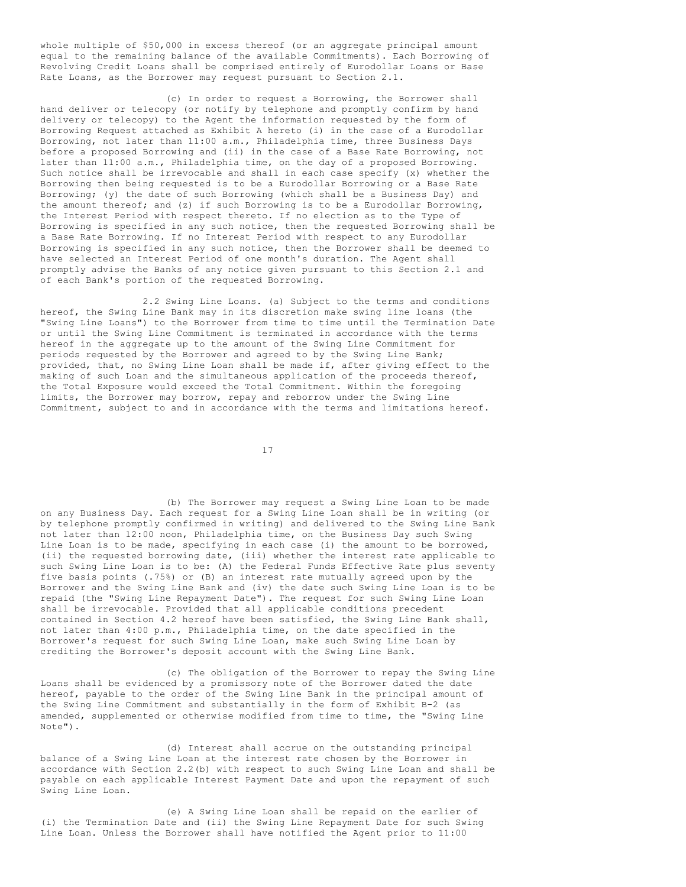whole multiple of $50,000 in excess thereof (or an aggregate principal amount equal to the remaining balance of the available Commitments). Each Borrowing of Revolving Credit Loans shall be comprised entirely of Eurodollar Loans or Base Rate Loans, as the Borrower may request pursuant to Section 2.1.

(c) In order to request a Borrowing, the Borrower shall hand deliver or telecopy (or notify by telephone and promptly confirm by hand delivery or telecopy) to the Agent the information requested by the form of Borrowing Request attached as Exhibit A hereto (i) in the case of a Eurodollar Borrowing, not later than 11:00 a.m., Philadelphia time, three Business Days before a proposed Borrowing and (ii) in the case of a Base Rate Borrowing, not later than 11:00 a.m., Philadelphia time, on the day of a proposed Borrowing. Such notice shall be irrevocable and shall in each case specify (x) whether the Borrowing then being requested is to be a Eurodollar Borrowing or a Base Rate Borrowing; (y) the date of such Borrowing (which shall be a Business Day) and the amount thereof; and (z) if such Borrowing is to be a Eurodollar Borrowing, the Interest Period with respect thereto. If no election as to the Type of Borrowing is specified in any such notice, then the requested Borrowing shall be a Base Rate Borrowing. If no Interest Period with respect to any Eurodollar Borrowing is specified in any such notice, then the Borrower shall be deemed to have selected an Interest Period of one month's duration. The Agent shall promptly advise the Banks of any notice given pursuant to this Section 2.1 and of each Bank's portion of the requested Borrowing.

2.2 Swing Line Loans. (a) Subject to the terms and conditions hereof, the Swing Line Bank may in its discretion make swing line loans (the "Swing Line Loans") to the Borrower from time to time until the Termination Date or until the Swing Line Commitment is terminated in accordance with the terms hereof in the aggregate up to the amount of the Swing Line Commitment for periods requested by the Borrower and agreed to by the Swing Line Bank; provided, that, no Swing Line Loan shall be made if, after giving effect to the making of such Loan and the simultaneous application of the proceeds thereof, the Total Exposure would exceed the Total Commitment. Within the foregoing limits, the Borrower may borrow, repay and reborrow under the Swing Line Commitment, subject to and in accordance with the terms and limitations hereof.

(b) The Borrower may request a Swing Line Loan to be made on any Business Day. Each request for a Swing Line Loan shall be in writing (or by telephone promptly confirmed in writing) and delivered to the Swing Line Bank not later than 12:00 noon, Philadelphia time, on the Business Day such Swing Line Loan is to be made, specifying in each case (i) the amount to be borrowed, (ii) the requested borrowing date, (iii) whether the interest rate applicable to such Swing Line Loan is to be: (A) the Federal Funds Effective Rate plus seventy five basis points (.75%) or (B) an interest rate mutually agreed upon by the Borrower and the Swing Line Bank and (iv) the date such Swing Line Loan is to be repaid (the "Swing Line Repayment Date"). The request for such Swing Line Loan shall be irrevocable. Provided that all applicable conditions precedent contained in Section 4.2 hereof have been satisfied, the Swing Line Bank shall, not later than 4:00 p.m., Philadelphia time, on the date specified in the Borrower's request for such Swing Line Loan, make such Swing Line Loan by crediting the Borrower's deposit account with the Swing Line Bank.

(c) The obligation of the Borrower to repay the Swing Line Loans shall be evidenced by a promissory note of the Borrower dated the date hereof, payable to the order of the Swing Line Bank in the principal amount of the Swing Line Commitment and substantially in the form of Exhibit B-2 (as amended, supplemented or otherwise modified from time to time, the "Swing Line Note").

(d) Interest shall accrue on the outstanding principal balance of a Swing Line Loan at the interest rate chosen by the Borrower in accordance with Section 2.2(b) with respect to such Swing Line Loan and shall be payable on each applicable Interest Payment Date and upon the repayment of such Swing Line Loan.

(e) A Swing Line Loan shall be repaid on the earlier of (i) the Termination Date and (ii) the Swing Line Repayment Date for such Swing Line Loan. Unless the Borrower shall have notified the Agent prior to 11:00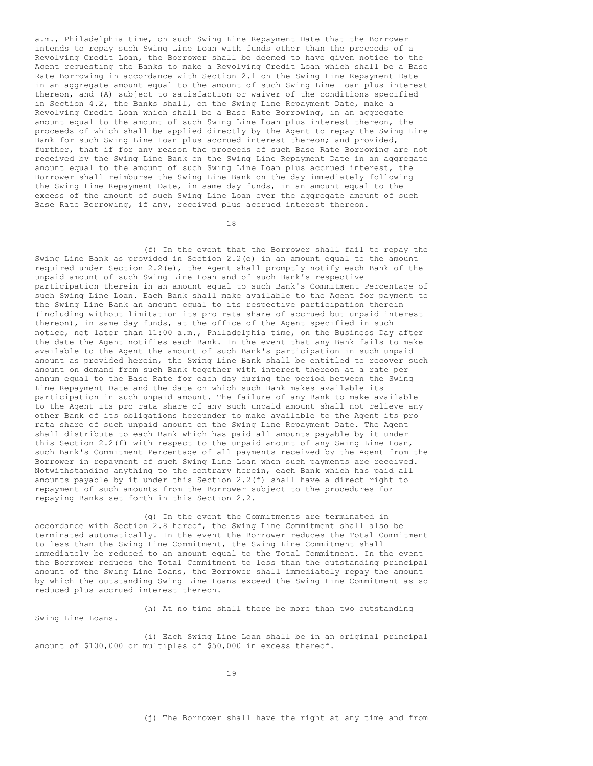a.m., Philadelphia time, on such Swing Line Repayment Date that the Borrower intends to repay such Swing Line Loan with funds other than the proceeds of a Revolving Credit Loan, the Borrower shall be deemed to have given notice to the Agent requesting the Banks to make a Revolving Credit Loan which shall be a Base Rate Borrowing in accordance with Section 2.1 on the Swing Line Repayment Date in an aggregate amount equal to the amount of such Swing Line Loan plus interest thereon, and (A) subject to satisfaction or waiver of the conditions specified in Section 4.2, the Banks shall, on the Swing Line Repayment Date, make a Revolving Credit Loan which shall be a Base Rate Borrowing, in an aggregate amount equal to the amount of such Swing Line Loan plus interest thereon, the proceeds of which shall be applied directly by the Agent to repay the Swing Line Bank for such Swing Line Loan plus accrued interest thereon; and provided, further, that if for any reason the proceeds of such Base Rate Borrowing are not received by the Swing Line Bank on the Swing Line Repayment Date in an aggregate amount equal to the amount of such Swing Line Loan plus accrued interest, the Borrower shall reimburse the Swing Line Bank on the day immediately following the Swing Line Repayment Date, in same day funds, in an amount equal to the excess of the amount of such Swing Line Loan over the aggregate amount of such Base Rate Borrowing, if any, received plus accrued interest thereon.

(f) In the event that the Borrower shall fail to repay the Swing Line Bank as provided in Section 2.2(e) in an amount equal to the amount required under Section 2.2(e), the Agent shall promptly notify each Bank of the unpaid amount of such Swing Line Loan and of such Bank's respective participation therein in an amount equal to such Bank's Commitment Percentage of such Swing Line Loan. Each Bank shall make available to the Agent for payment to the Swing Line Bank an amount equal to its respective participation therein (including without limitation its pro rata share of accrued but unpaid interest thereon), in same day funds, at the office of the Agent specified in such notice, not later than 11:00 a.m., Philadelphia time, on the Business Day after the date the Agent notifies each Bank. In the event that any Bank fails to make available to the Agent the amount of such Bank's participation in such unpaid amount as provided herein, the Swing Line Bank shall be entitled to recover such amount on demand from such Bank together with interest thereon at a rate per annum equal to the Base Rate for each day during the period between the Swing Line Repayment Date and the date on which such Bank makes available its participation in such unpaid amount. The failure of any Bank to make available to the Agent its pro rata share of any such unpaid amount shall not relieve any other Bank of its obligations hereunder to make available to the Agent its pro rata share of such unpaid amount on the Swing Line Repayment Date. The Agent shall distribute to each Bank which has paid all amounts payable by it under this Section 2.2(f) with respect to the unpaid amount of any Swing Line Loan, such Bank's Commitment Percentage of all payments received by the Agent from the Borrower in repayment of such Swing Line Loan when such payments are received. Notwithstanding anything to the contrary herein, each Bank which has paid all amounts payable by it under this Section 2.2(f) shall have a direct right to repayment of such amounts from the Borrower subject to the procedures for repaying Banks set forth in this Section 2.2.

(g) In the event the Commitments are terminated in accordance with Section 2.8 hereof, the Swing Line Commitment shall also be terminated automatically. In the event the Borrower reduces the Total Commitment to less than the Swing Line Commitment, the Swing Line Commitment shall immediately be reduced to an amount equal to the Total Commitment. In the event the Borrower reduces the Total Commitment to less than the outstanding principal amount of the Swing Line Loans, the Borrower shall immediately repay the amount by which the outstanding Swing Line Loans exceed the Swing Line Commitment as so reduced plus accrued interest thereon.

(h) At no time shall there be more than two outstanding Swing Line Loans.

(i) Each Swing Line Loan shall be in an original principal amount of $100,000 or multiples of $50,000 in excess thereof.

(j) The Borrower shall have the right at any time and from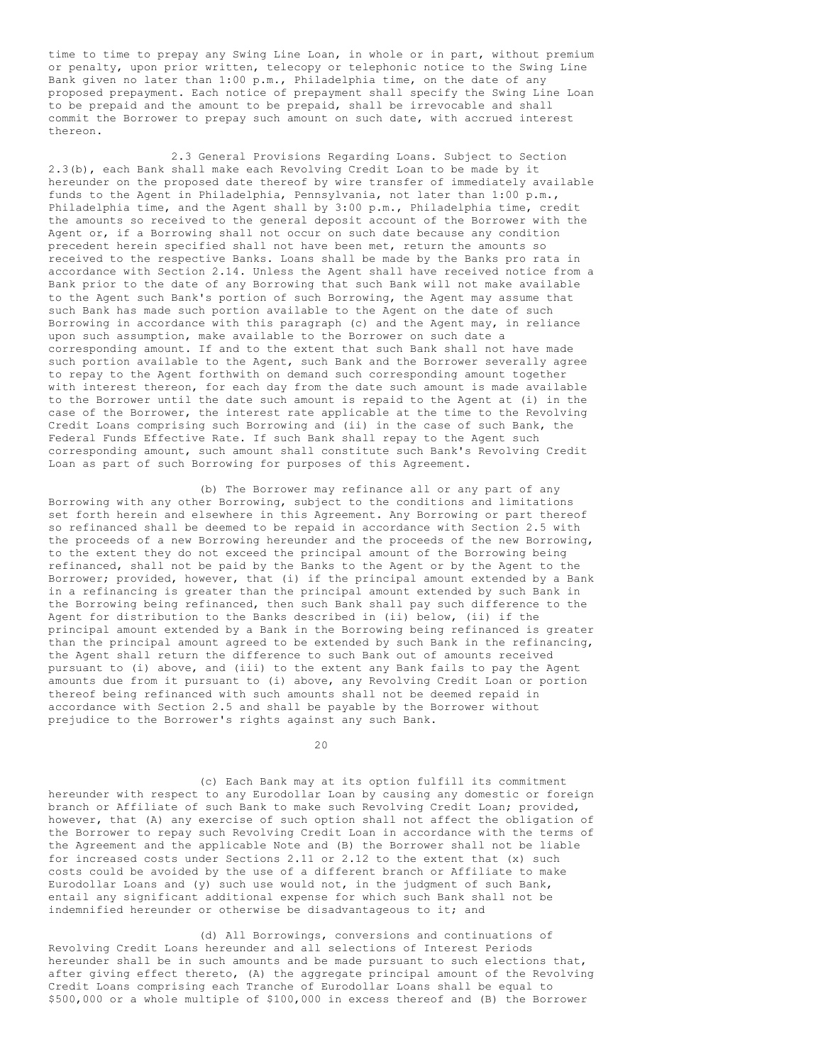time to time to prepay any Swing Line Loan, in whole or in part, without premium or penalty, upon prior written, telecopy or telephonic notice to the Swing Line Bank given no later than 1:00 p.m., Philadelphia time, on the date of any proposed prepayment. Each notice of prepayment shall specify the Swing Line Loan to be prepaid and the amount to be prepaid, shall be irrevocable and shall commit the Borrower to prepay such amount on such date, with accrued interest thereon.

2.3 General Provisions Regarding Loans. Subject to Section 2.3(b), each Bank shall make each Revolving Credit Loan to be made by it hereunder on the proposed date thereof by wire transfer of immediately available funds to the Agent in Philadelphia, Pennsylvania, not later than 1:00 p.m., Philadelphia time, and the Agent shall by 3:00 p.m., Philadelphia time, credit the amounts so received to the general deposit account of the Borrower with the Agent or, if a Borrowing shall not occur on such date because any condition precedent herein specified shall not have been met, return the amounts so received to the respective Banks. Loans shall be made by the Banks pro rata in accordance with Section 2.14. Unless the Agent shall have received notice from a Bank prior to the date of any Borrowing that such Bank will not make available to the Agent such Bank's portion of such Borrowing, the Agent may assume that such Bank has made such portion available to the Agent on the date of such Borrowing in accordance with this paragraph (c) and the Agent may, in reliance upon such assumption, make available to the Borrower on such date a corresponding amount. If and to the extent that such Bank shall not have made such portion available to the Agent, such Bank and the Borrower severally agree to repay to the Agent forthwith on demand such corresponding amount together with interest thereon, for each day from the date such amount is made available to the Borrower until the date such amount is repaid to the Agent at (i) in the case of the Borrower, the interest rate applicable at the time to the Revolving Credit Loans comprising such Borrowing and (ii) in the case of such Bank, the Federal Funds Effective Rate. If such Bank shall repay to the Agent such corresponding amount, such amount shall constitute such Bank's Revolving Credit Loan as part of such Borrowing for purposes of this Agreement.

(b) The Borrower may refinance all or any part of any Borrowing with any other Borrowing, subject to the conditions and limitations set forth herein and elsewhere in this Agreement. Any Borrowing or part thereof so refinanced shall be deemed to be repaid in accordance with Section 2.5 with the proceeds of a new Borrowing hereunder and the proceeds of the new Borrowing, to the extent they do not exceed the principal amount of the Borrowing being refinanced, shall not be paid by the Banks to the Agent or by the Agent to the Borrower; provided, however, that (i) if the principal amount extended by a Bank in a refinancing is greater than the principal amount extended by such Bank in the Borrowing being refinanced, then such Bank shall pay such difference to the Agent for distribution to the Banks described in (ii) below, (ii) if the principal amount extended by a Bank in the Borrowing being refinanced is greater than the principal amount agreed to be extended by such Bank in the refinancing, the Agent shall return the difference to such Bank out of amounts received pursuant to (i) above, and (iii) to the extent any Bank fails to pay the Agent amounts due from it pursuant to (i) above, any Revolving Credit Loan or portion thereof being refinanced with such amounts shall not be deemed repaid in accordance with Section 2.5 and shall be payable by the Borrower without prejudice to the Borrower's rights against any such Bank.

(c) Each Bank may at its option fulfill its commitment hereunder with respect to any Eurodollar Loan by causing any domestic or foreign branch or Affiliate of such Bank to make such Revolving Credit Loan; provided, however, that (A) any exercise of such option shall not affect the obligation of the Borrower to repay such Revolving Credit Loan in accordance with the terms of the Agreement and the applicable Note and (B) the Borrower shall not be liable for increased costs under Sections 2.11 or 2.12 to the extent that (x) such costs could be avoided by the use of a different branch or Affiliate to make Eurodollar Loans and (y) such use would not, in the judgment of such Bank, entail any significant additional expense for which such Bank shall not be indemnified hereunder or otherwise be disadvantageous to it; and

(d) All Borrowings, conversions and continuations of Revolving Credit Loans hereunder and all selections of Interest Periods hereunder shall be in such amounts and be made pursuant to such elections that, after giving effect thereto, (A) the aggregate principal amount of the Revolving Credit Loans comprising each Tranche of Eurodollar Loans shall be equal to $500,000 or a whole multiple of $100,000 in excess thereof and (B) the Borrower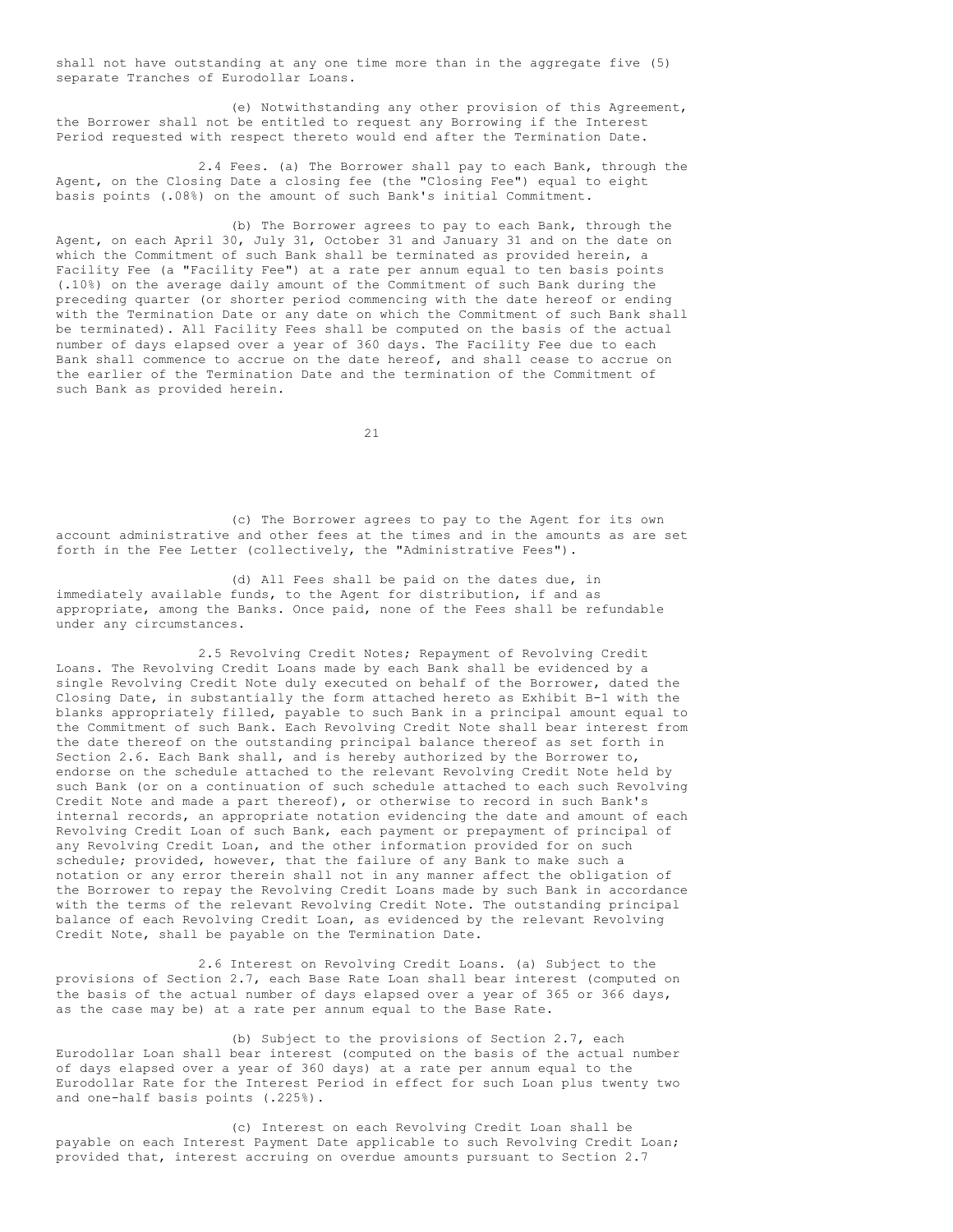shall not have outstanding at any one time more than in the aggregate five (5) separate Tranches of Eurodollar Loans.

(e) Notwithstanding any other provision of this Agreement, the Borrower shall not be entitled to request any Borrowing if the Interest Period requested with respect thereto would end after the Termination Date.

2.4 Fees. (a) The Borrower shall pay to each Bank, through the Agent, on the Closing Date a closing fee (the "Closing Fee") equal to eight basis points (.08%) on the amount of such Bank's initial Commitment.

(b) The Borrower agrees to pay to each Bank, through the Agent, on each April 30, July 31, October 31 and January 31 and on the date on which the Commitment of such Bank shall be terminated as provided herein, a Facility Fee (a "Facility Fee") at a rate per annum equal to ten basis points (.10%) on the average daily amount of the Commitment of such Bank during the preceding quarter (or shorter period commencing with the date hereof or ending with the Termination Date or any date on which the Commitment of such Bank shall be terminated). All Facility Fees shall be computed on the basis of the actual number of days elapsed over a year of 360 days. The Facility Fee due to each Bank shall commence to accrue on the date hereof, and shall cease to accrue on the earlier of the Termination Date and the termination of the Commitment of such Bank as provided herein.

(c) The Borrower agrees to pay to the Agent for its own account administrative and other fees at the times and in the amounts as are set forth in the Fee Letter (collectively, the "Administrative Fees").

(d) All Fees shall be paid on the dates due, in immediately available funds, to the Agent for distribution, if and as appropriate, among the Banks. Once paid, none of the Fees shall be refundable under any circumstances.

2.5 Revolving Credit Notes; Repayment of Revolving Credit Loans. The Revolving Credit Loans made by each Bank shall be evidenced by a single Revolving Credit Note duly executed on behalf of the Borrower, dated the Closing Date, in substantially the form attached hereto as Exhibit B-1 with the blanks appropriately filled, payable to such Bank in a principal amount equal to the Commitment of such Bank. Each Revolving Credit Note shall bear interest from the date thereof on the outstanding principal balance thereof as set forth in Section 2.6. Each Bank shall, and is hereby authorized by the Borrower to, endorse on the schedule attached to the relevant Revolving Credit Note held by such Bank (or on a continuation of such schedule attached to each such Revolving Credit Note and made a part thereof), or otherwise to record in such Bank's internal records, an appropriate notation evidencing the date and amount of each Revolving Credit Loan of such Bank, each payment or prepayment of principal of any Revolving Credit Loan, and the other information provided for on such schedule; provided, however, that the failure of any Bank to make such a notation or any error therein shall not in any manner affect the obligation of the Borrower to repay the Revolving Credit Loans made by such Bank in accordance with the terms of the relevant Revolving Credit Note. The outstanding principal balance of each Revolving Credit Loan, as evidenced by the relevant Revolving Credit Note, shall be payable on the Termination Date.

2.6 Interest on Revolving Credit Loans. (a) Subject to the provisions of Section 2.7, each Base Rate Loan shall bear interest (computed on the basis of the actual number of days elapsed over a year of 365 or 366 days, as the case may be) at a rate per annum equal to the Base Rate.

(b) Subject to the provisions of Section 2.7, each Eurodollar Loan shall bear interest (computed on the basis of the actual number of days elapsed over a year of 360 days) at a rate per annum equal to the Eurodollar Rate for the Interest Period in effect for such Loan plus twenty two and one-half basis points (.225%).

(c) Interest on each Revolving Credit Loan shall be payable on each Interest Payment Date applicable to such Revolving Credit Loan; provided that, interest accruing on overdue amounts pursuant to Section 2.7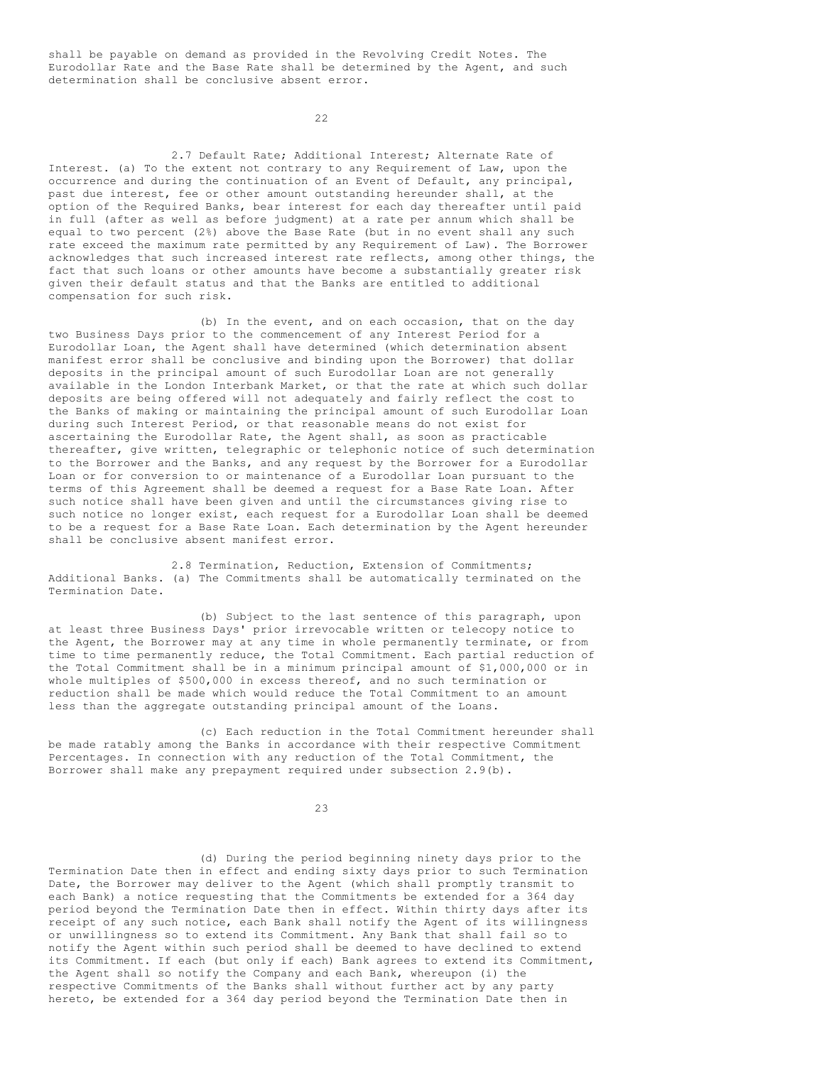shall be payable on demand as provided in the Revolving Credit Notes. The Eurodollar Rate and the Base Rate shall be determined by the Agent, and such determination shall be conclusive absent error.

2.7 Default Rate; Additional Interest; Alternate Rate of Interest. (a) To the extent not contrary to any Requirement of Law, upon the occurrence and during the continuation of an Event of Default, any principal, past due interest, fee or other amount outstanding hereunder shall, at the option of the Required Banks, bear interest for each day thereafter until paid in full (after as well as before judgment) at a rate per annum which shall be equal to two percent (2%) above the Base Rate (but in no event shall any such rate exceed the maximum rate permitted by any Requirement of Law). The Borrower acknowledges that such increased interest rate reflects, among other things, the fact that such loans or other amounts have become a substantially greater risk given their default status and that the Banks are entitled to additional compensation for such risk.

(b) In the event, and on each occasion, that on the day two Business Days prior to the commencement of any Interest Period for a Eurodollar Loan, the Agent shall have determined (which determination absent manifest error shall be conclusive and binding upon the Borrower) that dollar deposits in the principal amount of such Eurodollar Loan are not generally available in the London Interbank Market, or that the rate at which such dollar deposits are being offered will not adequately and fairly reflect the cost to the Banks of making or maintaining the principal amount of such Eurodollar Loan during such Interest Period, or that reasonable means do not exist for ascertaining the Eurodollar Rate, the Agent shall, as soon as practicable thereafter, give written, telegraphic or telephonic notice of such determination to the Borrower and the Banks, and any request by the Borrower for a Eurodollar Loan or for conversion to or maintenance of a Eurodollar Loan pursuant to the terms of this Agreement shall be deemed a request for a Base Rate Loan. After such notice shall have been given and until the circumstances giving rise to such notice no longer exist, each request for a Eurodollar Loan shall be deemed to be a request for a Base Rate Loan. Each determination by the Agent hereunder shall be conclusive absent manifest error.

2.8 Termination, Reduction, Extension of Commitments; Additional Banks. (a) The Commitments shall be automatically terminated on the Termination Date.

(b) Subject to the last sentence of this paragraph, upon at least three Business Days' prior irrevocable written or telecopy notice to the Agent, the Borrower may at any time in whole permanently terminate, or from time to time permanently reduce, the Total Commitment. Each partial reduction of the Total Commitment shall be in a minimum principal amount of $1,000,000 or in whole multiples of $500,000 in excess thereof, and no such termination or reduction shall be made which would reduce the Total Commitment to an amount less than the aggregate outstanding principal amount of the Loans.

(c) Each reduction in the Total Commitment hereunder shall be made ratably among the Banks in accordance with their respective Commitment Percentages. In connection with any reduction of the Total Commitment, the Borrower shall make any prepayment required under subsection 2.9(b).

(d) During the period beginning ninety days prior to the Termination Date then in effect and ending sixty days prior to such Termination Date, the Borrower may deliver to the Agent (which shall promptly transmit to each Bank) a notice requesting that the Commitments be extended for a 364 day period beyond the Termination Date then in effect. Within thirty days after its receipt of any such notice, each Bank shall notify the Agent of its willingness or unwillingness so to extend its Commitment. Any Bank that shall fail so to notify the Agent within such period shall be deemed to have declined to extend its Commitment. If each (but only if each) Bank agrees to extend its Commitment, the Agent shall so notify the Company and each Bank, whereupon (i) the respective Commitments of the Banks shall without further act by any party hereto, be extended for a 364 day period beyond the Termination Date then in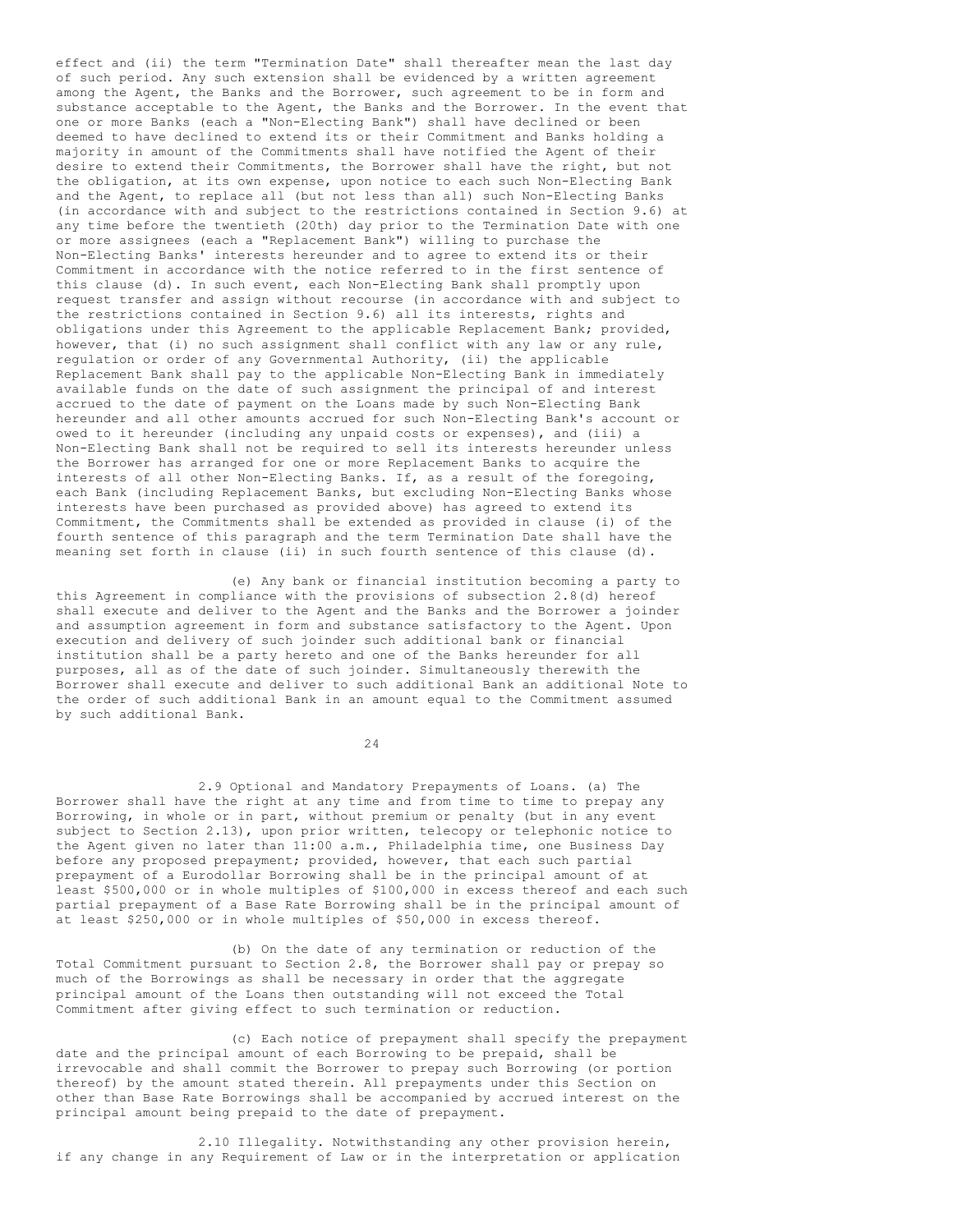effect and (ii) the term "Termination Date" shall thereafter mean the last day of such period. Any such extension shall be evidenced by a written agreement among the Agent, the Banks and the Borrower, such agreement to be in form and substance acceptable to the Agent, the Banks and the Borrower. In the event that one or more Banks (each a "Non-Electing Bank") shall have declined or been deemed to have declined to extend its or their Commitment and Banks holding a majority in amount of the Commitments shall have notified the Agent of their desire to extend their Commitments, the Borrower shall have the right, but not the obligation, at its own expense, upon notice to each such Non-Electing Bank and the Agent, to replace all (but not less than all) such Non-Electing Banks (in accordance with and subject to the restrictions contained in Section 9.6) at any time before the twentieth (20th) day prior to the Termination Date with one or more assignees (each a "Replacement Bank") willing to purchase the Non-Electing Banks' interests hereunder and to agree to extend its or their Commitment in accordance with the notice referred to in the first sentence of this clause (d). In such event, each Non-Electing Bank shall promptly upon request transfer and assign without recourse (in accordance with and subject to the restrictions contained in Section 9.6) all its interests, rights and obligations under this Agreement to the applicable Replacement Bank; provided, however, that (i) no such assignment shall conflict with any law or any rule, regulation or order of any Governmental Authority, (ii) the applicable Replacement Bank shall pay to the applicable Non-Electing Bank in immediately available funds on the date of such assignment the principal of and interest accrued to the date of payment on the Loans made by such Non-Electing Bank hereunder and all other amounts accrued for such Non-Electing Bank's account or owed to it hereunder (including any unpaid costs or expenses), and (iii) a Non-Electing Bank shall not be required to sell its interests hereunder unless the Borrower has arranged for one or more Replacement Banks to acquire the interests of all other Non-Electing Banks. If, as a result of the foregoing, each Bank (including Replacement Banks, but excluding Non-Electing Banks whose interests have been purchased as provided above) has agreed to extend its Commitment, the Commitments shall be extended as provided in clause (i) of the fourth sentence of this paragraph and the term Termination Date shall have the meaning set forth in clause (ii) in such fourth sentence of this clause (d).

(e) Any bank or financial institution becoming a party to this Agreement in compliance with the provisions of subsection 2.8(d) hereof shall execute and deliver to the Agent and the Banks and the Borrower a joinder and assumption agreement in form and substance satisfactory to the Agent. Upon execution and delivery of such joinder such additional bank or financial institution shall be a party hereto and one of the Banks hereunder for all purposes, all as of the date of such joinder. Simultaneously therewith the Borrower shall execute and deliver to such additional Bank an additional Note to the order of such additional Bank in an amount equal to the Commitment assumed by such additional Bank.

2.9 Optional and Mandatory Prepayments of Loans. (a) The Borrower shall have the right at any time and from time to time to prepay any Borrowing, in whole or in part, without premium or penalty (but in any event subject to Section 2.13), upon prior written, telecopy or telephonic notice to the Agent given no later than 11:00 a.m., Philadelphia time, one Business Day before any proposed prepayment; provided, however, that each such partial prepayment of a Eurodollar Borrowing shall be in the principal amount of at least $500,000 or in whole multiples of $100,000 in excess thereof and each such partial prepayment of a Base Rate Borrowing shall be in the principal amount of at least $250,000 or in whole multiples of $50,000 in excess thereof.

(b) On the date of any termination or reduction of the Total Commitment pursuant to Section 2.8, the Borrower shall pay or prepay so much of the Borrowings as shall be necessary in order that the aggregate principal amount of the Loans then outstanding will not exceed the Total Commitment after giving effect to such termination or reduction.

(c) Each notice of prepayment shall specify the prepayment date and the principal amount of each Borrowing to be prepaid, shall be irrevocable and shall commit the Borrower to prepay such Borrowing (or portion thereof) by the amount stated therein. All prepayments under this Section on other than Base Rate Borrowings shall be accompanied by accrued interest on the principal amount being prepaid to the date of prepayment.

2.10 Illegality. Notwithstanding any other provision herein, if any change in any Requirement of Law or in the interpretation or application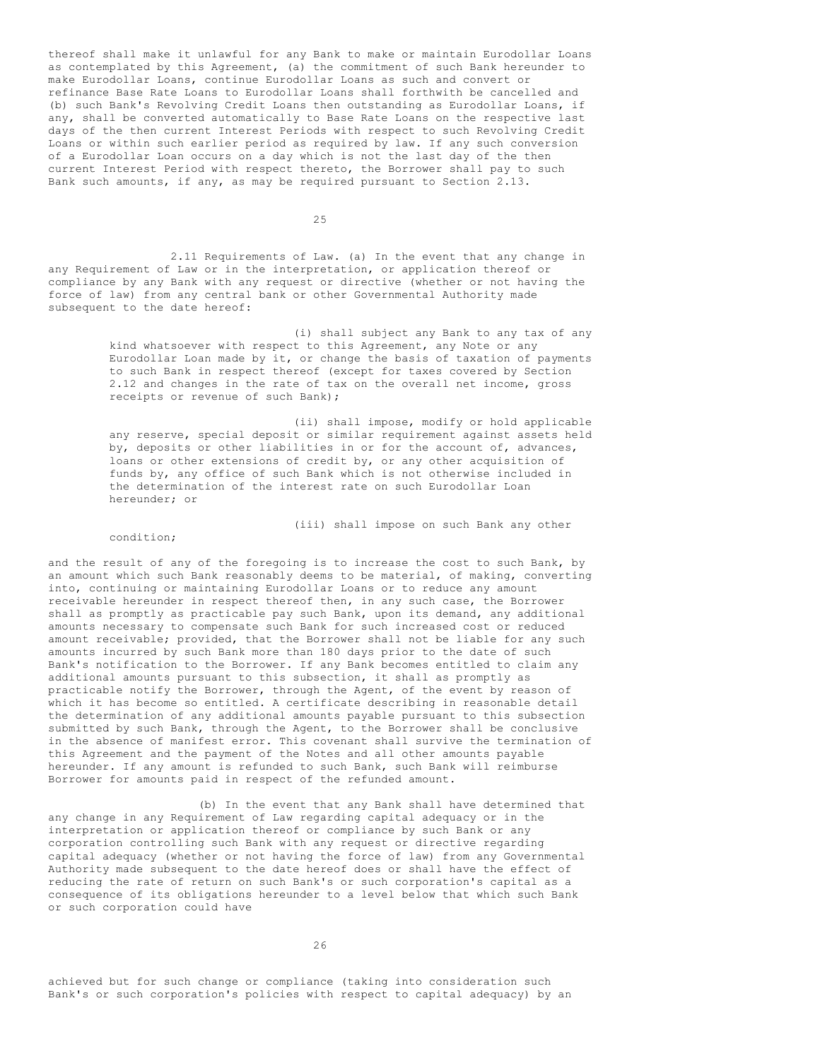thereof shall make it unlawful for any Bank to make or maintain Eurodollar Loans as contemplated by this Agreement, (a) the commitment of such Bank hereunder to make Eurodollar Loans, continue Eurodollar Loans as such and convert or refinance Base Rate Loans to Eurodollar Loans shall forthwith be cancelled and (b) such Bank's Revolving Credit Loans then outstanding as Eurodollar Loans, if any, shall be converted automatically to Base Rate Loans on the respective last days of the then current Interest Periods with respect to such Revolving Credit Loans or within such earlier period as required by law. If any such conversion of a Eurodollar Loan occurs on a day which is not the last day of the then current Interest Period with respect thereto, the Borrower shall pay to such Bank such amounts, if any, as may be required pursuant to Section 2.13.

2.11 Requirements of Law. (a) In the event that any change in any Requirement of Law or in the interpretation, or application thereof or compliance by any Bank with any request or directive (whether or not having the force of law) from any central bank or other Governmental Authority made subsequent to the date hereof:

(i) shall subject any Bank to any tax of any kind whatsoever with respect to this Agreement, any Note or any Eurodollar Loan made by it, or change the basis of taxation of payments to such Bank in respect thereof (except for taxes covered by Section 2.12 and changes in the rate of tax on the overall net income, gross receipts or revenue of such Bank);

(ii) shall impose, modify or hold applicable any reserve, special deposit or similar requirement against assets held by, deposits or other liabilities in or for the account of, advances, loans or other extensions of credit by, or any other acquisition of funds by, any office of such Bank which is not otherwise included in the determination of the interest rate on such Eurodollar Loan hereunder; or

(iii) shall impose on such Bank any other condition;

and the result of any of the foregoing is to increase the cost to such Bank, by an amount which such Bank reasonably deems to be material, of making, converting into, continuing or maintaining Eurodollar Loans or to reduce any amount receivable hereunder in respect thereof then, in any such case, the Borrower shall as promptly as practicable pay such Bank, upon its demand, any additional amounts necessary to compensate such Bank for such increased cost or reduced amount receivable; provided, that the Borrower shall not be liable for any such amounts incurred by such Bank more than 180 days prior to the date of such Bank's notification to the Borrower. If any Bank becomes entitled to claim any additional amounts pursuant to this subsection, it shall as promptly as practicable notify the Borrower, through the Agent, of the event by reason of which it has become so entitled. A certificate describing in reasonable detail the determination of any additional amounts payable pursuant to this subsection submitted by such Bank, through the Agent, to the Borrower shall be conclusive in the absence of manifest error. This covenant shall survive the termination of this Agreement and the payment of the Notes and all other amounts payable hereunder. If any amount is refunded to such Bank, such Bank will reimburse Borrower for amounts paid in respect of the refunded amount.

(b) In the event that any Bank shall have determined that any change in any Requirement of Law regarding capital adequacy or in the interpretation or application thereof or compliance by such Bank or any corporation controlling such Bank with any request or directive regarding capital adequacy (whether or not having the force of law) from any Governmental Authority made subsequent to the date hereof does or shall have the effect of reducing the rate of return on such Bank's or such corporation's capital as a consequence of its obligations hereunder to a level below that which such Bank or such corporation could have achieved but for such change or compliance (taking into consideration such Bank's or such corporation's policies with respect to capital adequacy) by an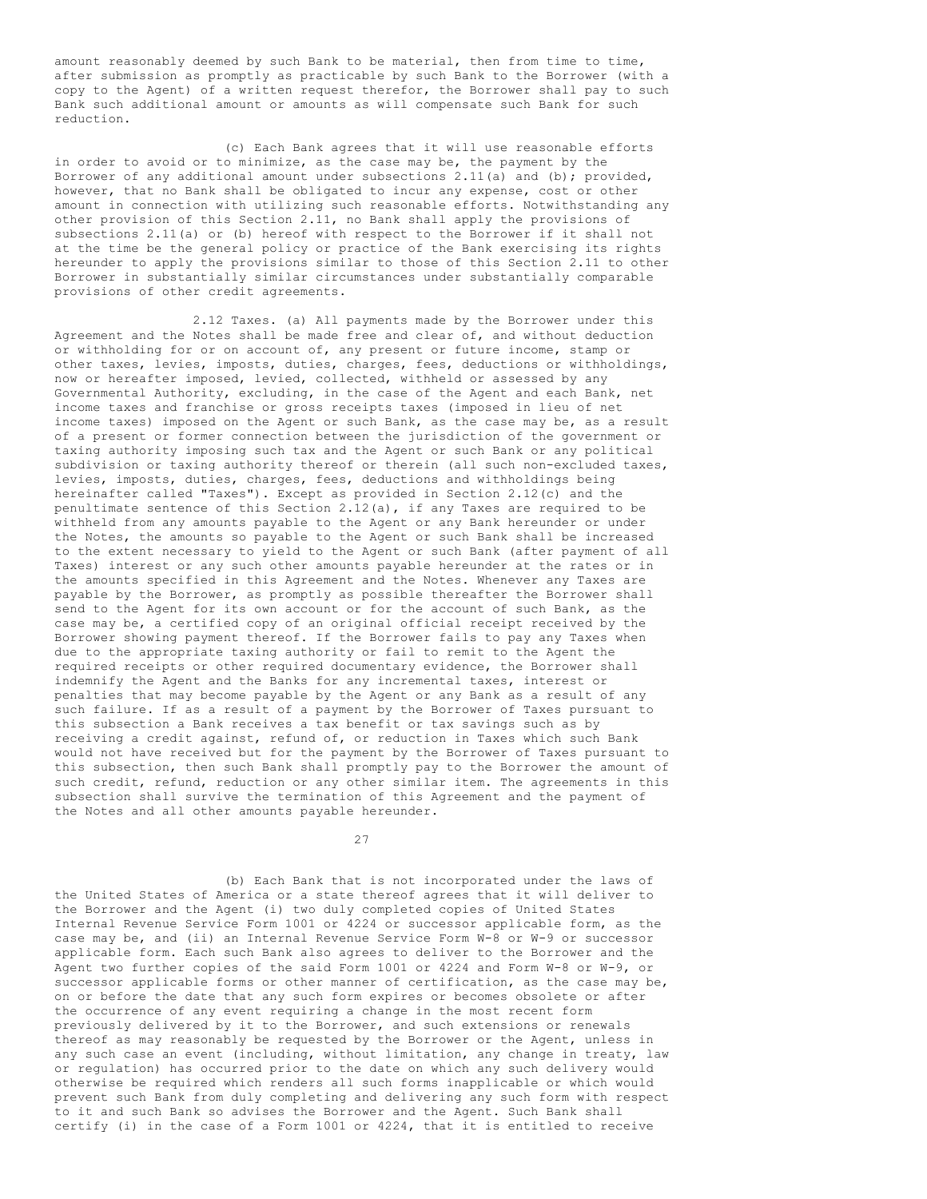amount reasonably deemed by such Bank to be material, then from time to time, after submission as promptly as practicable by such Bank to the Borrower (with a copy to the Agent) of a written request therefor, the Borrower shall pay to such Bank such additional amount or amounts as will compensate such Bank for such reduction.

(c) Each Bank agrees that it will use reasonable efforts in order to avoid or to minimize, as the case may be, the payment by the Borrower of any additional amount under subsections 2.11(a) and (b); provided, however, that no Bank shall be obligated to incur any expense, cost or other amount in connection with utilizing such reasonable efforts. Notwithstanding any other provision of this Section 2.11, no Bank shall apply the provisions of subsections 2.11(a) or (b) hereof with respect to the Borrower if it shall not at the time be the general policy or practice of the Bank exercising its rights hereunder to apply the provisions similar to those of this Section 2.11 to other Borrower in substantially similar circumstances under substantially comparable provisions of other credit agreements.

2.12 Taxes. (a) All payments made by the Borrower under this Agreement and the Notes shall be made free and clear of, and without deduction or withholding for or on account of, any present or future income, stamp or other taxes, levies, imposts, duties, charges, fees, deductions or withholdings, now or hereafter imposed, levied, collected, withheld or assessed by any Governmental Authority, excluding, in the case of the Agent and each Bank, net income taxes and franchise or gross receipts taxes (imposed in lieu of net income taxes) imposed on the Agent or such Bank, as the case may be, as a result of a present or former connection between the jurisdiction of the government or taxing authority imposing such tax and the Agent or such Bank or any political subdivision or taxing authority thereof or therein (all such non-excluded taxes, levies, imposts, duties, charges, fees, deductions and withholdings being hereinafter called "Taxes"). Except as provided in Section 2.12(c) and the penultimate sentence of this Section 2.12(a), if any Taxes are required to be withheld from any amounts payable to the Agent or any Bank hereunder or under the Notes, the amounts so payable to the Agent or such Bank shall be increased to the extent necessary to yield to the Agent or such Bank (after payment of all Taxes) interest or any such other amounts payable hereunder at the rates or in the amounts specified in this Agreement and the Notes. Whenever any Taxes are payable by the Borrower, as promptly as possible thereafter the Borrower shall send to the Agent for its own account or for the account of such Bank, as the case may be, a certified copy of an original official receipt received by the Borrower showing payment thereof. If the Borrower fails to pay any Taxes when due to the appropriate taxing authority or fail to remit to the Agent the required receipts or other required documentary evidence, the Borrower shall indemnify the Agent and the Banks for any incremental taxes, interest or penalties that may become payable by the Agent or any Bank as a result of any such failure. If as a result of a payment by the Borrower of Taxes pursuant to this subsection a Bank receives a tax benefit or tax savings such as by receiving a credit against, refund of, or reduction in Taxes which such Bank would not have received but for the payment by the Borrower of Taxes pursuant to this subsection, then such Bank shall promptly pay to the Borrower the amount of such credit, refund, reduction or any other similar item. The agreements in this subsection shall survive the termination of this Agreement and the payment of the Notes and all other amounts payable hereunder.

(b) Each Bank that is not incorporated under the laws of the United States of America or a state thereof agrees that it will deliver to the Borrower and the Agent (i) two duly completed copies of United States Internal Revenue Service Form 1001 or 4224 or successor applicable form, as the case may be, and (ii) an Internal Revenue Service Form W-8 or W-9 or successor applicable form. Each such Bank also agrees to deliver to the Borrower and the Agent two further copies of the said Form 1001 or 4224 and Form W-8 or W-9, or successor applicable forms or other manner of certification, as the case may be, on or before the date that any such form expires or becomes obsolete or after the occurrence of any event requiring a change in the most recent form previously delivered by it to the Borrower, and such extensions or renewals thereof as may reasonably be requested by the Borrower or the Agent, unless in any such case an event (including, without limitation, any change in treaty, law or regulation) has occurred prior to the date on which any such delivery would otherwise be required which renders all such forms inapplicable or which would prevent such Bank from duly completing and delivering any such form with respect to it and such Bank so advises the Borrower and the Agent. Such Bank shall certify (i) in the case of a Form 1001 or 4224, that it is entitled to receive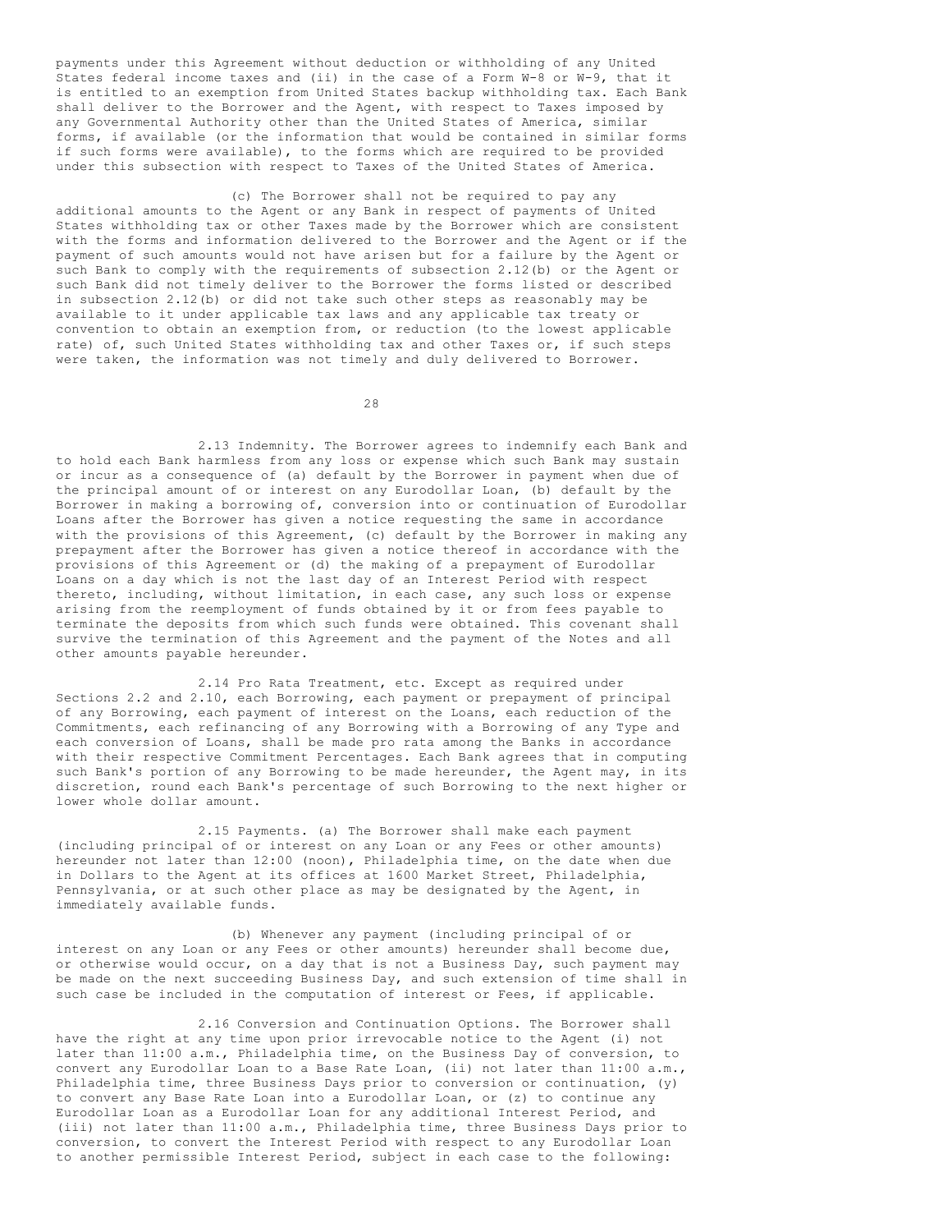payments under this Agreement without deduction or withholding of any United States federal income taxes and (ii) in the case of a Form W-8 or W-9, that it is entitled to an exemption from United States backup withholding tax. Each Bank shall deliver to the Borrower and the Agent, with respect to Taxes imposed by any Governmental Authority other than the United States of America, similar forms, if available (or the information that would be contained in similar forms if such forms were available), to the forms which are required to be provided under this subsection with respect to Taxes of the United States of America.

(c) The Borrower shall not be required to pay any additional amounts to the Agent or any Bank in respect of payments of United States withholding tax or other Taxes made by the Borrower which are consistent with the forms and information delivered to the Borrower and the Agent or if the payment of such amounts would not have arisen but for a failure by the Agent or such Bank to comply with the requirements of subsection 2.12(b) or the Agent or such Bank did not timely deliver to the Borrower the forms listed or described in subsection 2.12(b) or did not take such other steps as reasonably may be available to it under applicable tax laws and any applicable tax treaty or convention to obtain an exemption from, or reduction (to the lowest applicable rate) of, such United States withholding tax and other Taxes or, if such steps were taken, the information was not timely and duly delivered to Borrower.

2.13 Indemnity. The Borrower agrees to indemnify each Bank and to hold each Bank harmless from any loss or expense which such Bank may sustain or incur as a consequence of (a) default by the Borrower in payment when due of the principal amount of or interest on any Eurodollar Loan, (b) default by the Borrower in making a borrowing of, conversion into or continuation of Eurodollar Loans after the Borrower has given a notice requesting the same in accordance with the provisions of this Agreement, (c) default by the Borrower in making any prepayment after the Borrower has given a notice thereof in accordance with the provisions of this Agreement or (d) the making of a prepayment of Eurodollar Loans on a day which is not the last day of an Interest Period with respect thereto, including, without limitation, in each case, any such loss or expense arising from the reemployment of funds obtained by it or from fees payable to terminate the deposits from which such funds were obtained. This covenant shall survive the termination of this Agreement and the payment of the Notes and all other amounts payable hereunder.

2.14 Pro Rata Treatment, etc. Except as required under Sections 2.2 and 2.10, each Borrowing, each payment or prepayment of principal of any Borrowing, each payment of interest on the Loans, each reduction of the Commitments, each refinancing of any Borrowing with a Borrowing of any Type and each conversion of Loans, shall be made pro rata among the Banks in accordance with their respective Commitment Percentages. Each Bank agrees that in computing such Bank's portion of any Borrowing to be made hereunder, the Agent may, in its discretion, round each Bank's percentage of such Borrowing to the next higher or lower whole dollar amount.

2.15 Payments. (a) The Borrower shall make each payment (including principal of or interest on any Loan or any Fees or other amounts) hereunder not later than 12:00 (noon), Philadelphia time, on the date when due in Dollars to the Agent at its offices at 1600 Market Street, Philadelphia, Pennsylvania, or at such other place as may be designated by the Agent, in immediately available funds.

(b) Whenever any payment (including principal of or interest on any Loan or any Fees or other amounts) hereunder shall become due, or otherwise would occur, on a day that is not a Business Day, such payment may be made on the next succeeding Business Day, and such extension of time shall in such case be included in the computation of interest or Fees, if applicable.

2.16 Conversion and Continuation Options. The Borrower shall have the right at any time upon prior irrevocable notice to the Agent (i) not later than 11:00 a.m., Philadelphia time, on the Business Day of conversion, to convert any Eurodollar Loan to a Base Rate Loan, (ii) not later than 11:00 a.m., Philadelphia time, three Business Days prior to conversion or continuation, (y) to convert any Base Rate Loan into a Eurodollar Loan, or (z) to continue any Eurodollar Loan as a Eurodollar Loan for any additional Interest Period, and (iii) not later than 11:00 a.m., Philadelphia time, three Business Days prior to conversion, to convert the Interest Period with respect to any Eurodollar Loan to another permissible Interest Period, subject in each case to the following: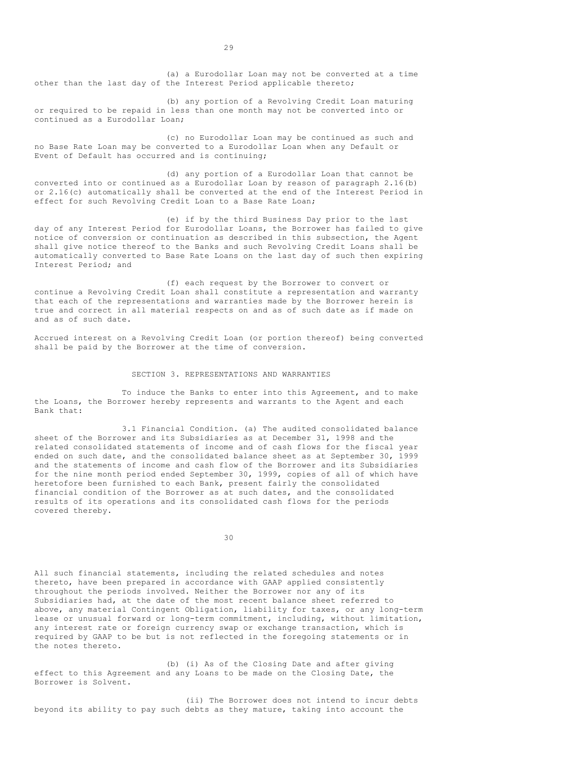(a) a Eurodollar Loan may not be converted at a time other than the last day of the Interest Period applicable thereto;

(b) any portion of a Revolving Credit Loan maturing or required to be repaid in less than one month may not be converted into or continued as a Eurodollar Loan;

(c) no Eurodollar Loan may be continued as such and no Base Rate Loan may be converted to a Eurodollar Loan when any Default or Event of Default has occurred and is continuing;

(d) any portion of a Eurodollar Loan that cannot be converted into or continued as a Eurodollar Loan by reason of paragraph 2.16(b) or 2.16(c) automatically shall be converted at the end of the Interest Period in effect for such Revolving Credit Loan to a Base Rate Loan;

(e) if by the third Business Day prior to the last day of any Interest Period for Eurodollar Loans, the Borrower has failed to give notice of conversion or continuation as described in this subsection, the Agent shall give notice thereof to the Banks and such Revolving Credit Loans shall be automatically converted to Base Rate Loans on the last day of such then expiring Interest Period; and

(f) each request by the Borrower to convert or continue a Revolving Credit Loan shall constitute a representation and warranty that each of the representations and warranties made by the Borrower herein is true and correct in all material respects on and as of such date as if made on and as of such date.

Accrued interest on a Revolving Credit Loan (or portion thereof) being converted shall be paid by the Borrower at the time of conversion.

## SECTION 3. REPRESENTATIONS AND WARRANTIES

To induce the Banks to enter into this Agreement, and to make the Loans, the Borrower hereby represents and warrants to the Agent and each Bank that:

3.1 Financial Condition. (a) The audited consolidated balance sheet of the Borrower and its Subsidiaries as at December 31, 1998 and the related consolidated statements of income and of cash flows for the fiscal year ended on such date, and the consolidated balance sheet as at September 30, 1999 and the statements of income and cash flow of the Borrower and its Subsidiaries for the nine month period ended September 30, 1999, copies of all of which have heretofore been furnished to each Bank, present fairly the consolidated financial condition of the Borrower as at such dates, and the consolidated results of its operations and its consolidated cash flows for the periods covered thereby.

All such financial statements, including the related schedules and notes thereto, have been prepared in accordance with GAAP applied consistently throughout the periods involved. Neither the Borrower nor any of its Subsidiaries had, at the date of the most recent balance sheet referred to above, any material Contingent Obligation, liability for taxes, or any long-term lease or unusual forward or long-term commitment, including, without limitation, any interest rate or foreign currency swap or exchange transaction, which is required by GAAP to be but is not reflected in the foregoing statements or in the notes thereto.

(b) (i) As of the Closing Date and after giving effect to this Agreement and any Loans to be made on the Closing Date, the Borrower is Solvent.

(ii) The Borrower does not intend to incur debts beyond its ability to pay such debts as they mature, taking into account the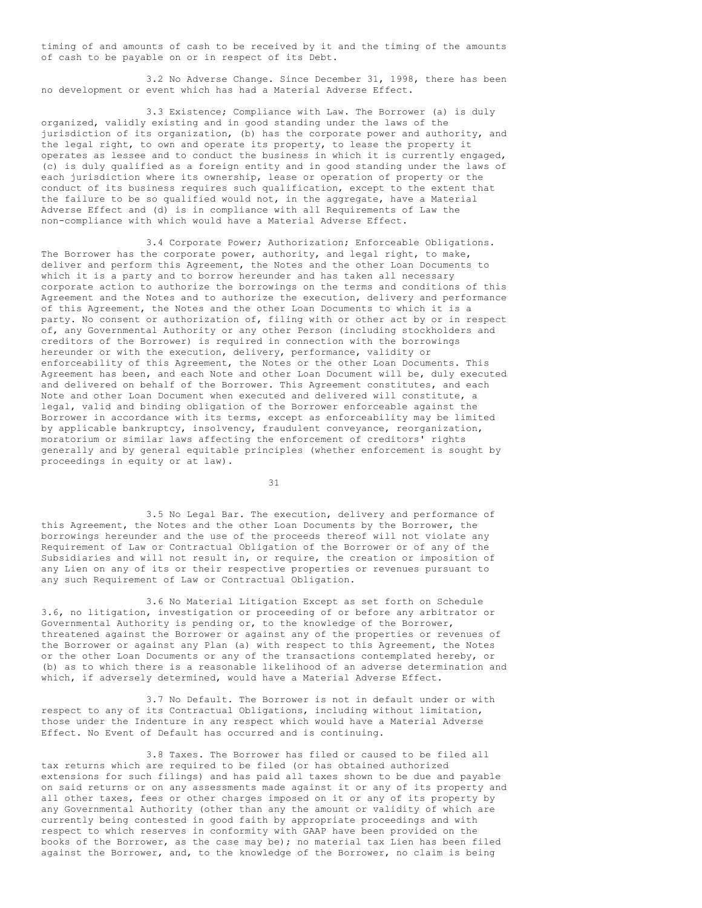timing of and amounts of cash to be received by it and the timing of the amounts of cash to be payable on or in respect of its Debt.

3.2 No Adverse Change. Since December 31, 1998, there has been no development or event which has had a Material Adverse Effect.

3.3 Existence; Compliance with Law. The Borrower (a) is duly organized, validly existing and in good standing under the laws of the jurisdiction of its organization, (b) has the corporate power and authority, and the legal right, to own and operate its property, to lease the property it operates as lessee and to conduct the business in which it is currently engaged, (c) is duly qualified as a foreign entity and in good standing under the laws of each jurisdiction where its ownership, lease or operation of property or the conduct of its business requires such qualification, except to the extent that the failure to be so qualified would not, in the aggregate, have a Material Adverse Effect and (d) is in compliance with all Requirements of Law the non-compliance with which would have a Material Adverse Effect.

3.4 Corporate Power; Authorization; Enforceable Obligations. The Borrower has the corporate power, authority, and legal right, to make, deliver and perform this Agreement, the Notes and the other Loan Documents to which it is a party and to borrow hereunder and has taken all necessary corporate action to authorize the borrowings on the terms and conditions of this Agreement and the Notes and to authorize the execution, delivery and performance of this Agreement, the Notes and the other Loan Documents to which it is a party. No consent or authorization of, filing with or other act by or in respect of, any Governmental Authority or any other Person (including stockholders and creditors of the Borrower) is required in connection with the borrowings hereunder or with the execution, delivery, performance, validity or enforceability of this Agreement, the Notes or the other Loan Documents. This Agreement has been, and each Note and other Loan Document will be, duly executed and delivered on behalf of the Borrower. This Agreement constitutes, and each Note and other Loan Document when executed and delivered will constitute, a legal, valid and binding obligation of the Borrower enforceable against the Borrower in accordance with its terms, except as enforceability may be limited by applicable bankruptcy, insolvency, fraudulent conveyance, reorganization, moratorium or similar laws affecting the enforcement of creditors' rights generally and by general equitable principles (whether enforcement is sought by proceedings in equity or at law).

3.5 No Legal Bar. The execution, delivery and performance of this Agreement, the Notes and the other Loan Documents by the Borrower, the borrowings hereunder and the use of the proceeds thereof will not violate any Requirement of Law or Contractual Obligation of the Borrower or of any of the Subsidiaries and will not result in, or require, the creation or imposition of any Lien on any of its or their respective properties or revenues pursuant to any such Requirement of Law or Contractual Obligation.

3.6 No Material Litigation Except as set forth on Schedule 3.6, no litigation, investigation or proceeding of or before any arbitrator or Governmental Authority is pending or, to the knowledge of the Borrower, threatened against the Borrower or against any of the properties or revenues of the Borrower or against any Plan (a) with respect to this Agreement, the Notes or the other Loan Documents or any of the transactions contemplated hereby, or (b) as to which there is a reasonable likelihood of an adverse determination and which, if adversely determined, would have a Material Adverse Effect.

3.7 No Default. The Borrower is not in default under or with respect to any of its Contractual Obligations, including without limitation, those under the Indenture in any respect which would have a Material Adverse Effect. No Event of Default has occurred and is continuing.

3.8 Taxes. The Borrower has filed or caused to be filed all tax returns which are required to be filed (or has obtained authorized extensions for such filings) and has paid all taxes shown to be due and payable on said returns or on any assessments made against it or any of its property and all other taxes, fees or other charges imposed on it or any of its property by any Governmental Authority (other than any the amount or validity of which are currently being contested in good faith by appropriate proceedings and with respect to which reserves in conformity with GAAP have been provided on the books of the Borrower, as the case may be); no material tax Lien has been filed against the Borrower, and, to the knowledge of the Borrower, no claim is being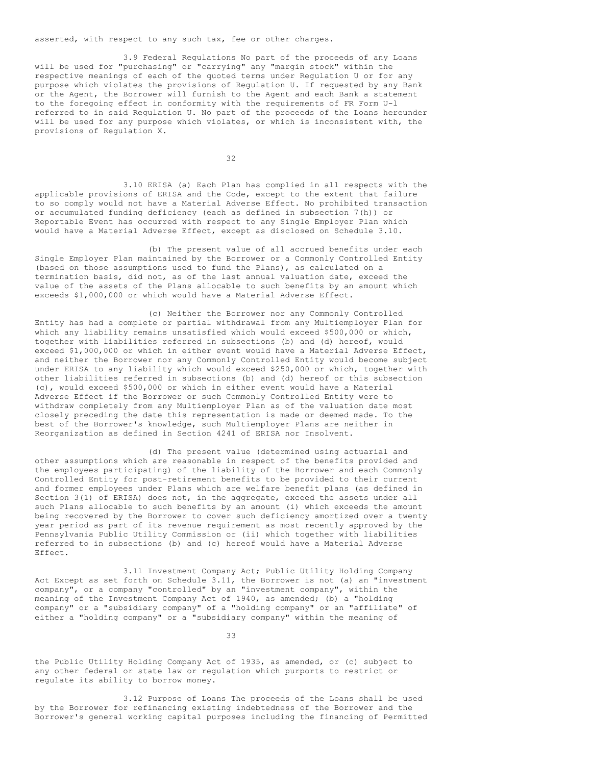asserted, with respect to any such tax, fee or other charges.

3.9 Federal Regulations No part of the proceeds of any Loans will be used for "purchasing" or "carrying" any "margin stock" within the respective meanings of each of the quoted terms under Regulation U or for any purpose which violates the provisions of Regulation U. If requested by any Bank or the Agent, the Borrower will furnish to the Agent and each Bank a statement to the foregoing effect in conformity with the requirements of FR Form U-1 referred to in said Regulation U. No part of the proceeds of the Loans hereunder will be used for any purpose which violates, or which is inconsistent with, the provisions of Regulation X.

3.10 ERISA (a) Each Plan has complied in all respects with the applicable provisions of ERISA and the Code, except to the extent that failure to so comply would not have a Material Adverse Effect. No prohibited transaction or accumulated funding deficiency (each as defined in subsection 7(h)) or Reportable Event has occurred with respect to any Single Employer Plan which would have a Material Adverse Effect, except as disclosed on Schedule 3.10.

(b) The present value of all accrued benefits under each Single Employer Plan maintained by the Borrower or a Commonly Controlled Entity (based on those assumptions used to fund the Plans), as calculated on a termination basis, did not, as of the last annual valuation date, exceed the value of the assets of the Plans allocable to such benefits by an amount which exceeds $1,000,000 or which would have a Material Adverse Effect.

(c) Neither the Borrower nor any Commonly Controlled Entity has had a complete or partial withdrawal from any Multiemployer Plan for which any liability remains unsatisfied which would exceed $500,000 or which, together with liabilities referred in subsections (b) and (d) hereof, would exceed $1,000,000 or which in either event would have a Material Adverse Effect, and neither the Borrower nor any Commonly Controlled Entity would become subject under ERISA to any liability which would exceed $250,000 or which, together with other liabilities referred in subsections (b) and (d) hereof or this subsection (c), would exceed $500,000 or which in either event would have a Material Adverse Effect if the Borrower or such Commonly Controlled Entity were to withdraw completely from any Multiemployer Plan as of the valuation date most closely preceding the date this representation is made or deemed made. To the best of the Borrower's knowledge, such Multiemployer Plans are neither in Reorganization as defined in Section 4241 of ERISA nor Insolvent.

(d) The present value (determined using actuarial and other assumptions which are reasonable in respect of the benefits provided and the employees participating) of the liability of the Borrower and each Commonly Controlled Entity for post-retirement benefits to be provided to their current and former employees under Plans which are welfare benefit plans (as defined in Section 3(1) of ERISA) does not, in the aggregate, exceed the assets under all such Plans allocable to such benefits by an amount (i) which exceeds the amount being recovered by the Borrower to cover such deficiency amortized over a twenty year period as part of its revenue requirement as most recently approved by the Pennsylvania Public Utility Commission or (ii) which together with liabilities referred to in subsections (b) and (c) hereof would have a Material Adverse Effect.

3.11 Investment Company Act; Public Utility Holding Company Act Except as set forth on Schedule 3.11, the Borrower is not (a) an "investment company", or a company "controlled" by an "investment company", within the meaning of the Investment Company Act of 1940, as amended; (b) a "holding company" or a "subsidiary company" of a "holding company" or an "affiliate" of either a "holding company" or a "subsidiary company" within the meaning of the Public Utility Holding Company Act of 1935, as amended, or (c) subject to any other federal or state law or regulation which purports to restrict or regulate its ability to borrow money.

3.12 Purpose of Loans The proceeds of the Loans shall be used by the Borrower for refinancing existing indebtedness of the Borrower and the Borrower's general working capital purposes including the financing of Permitted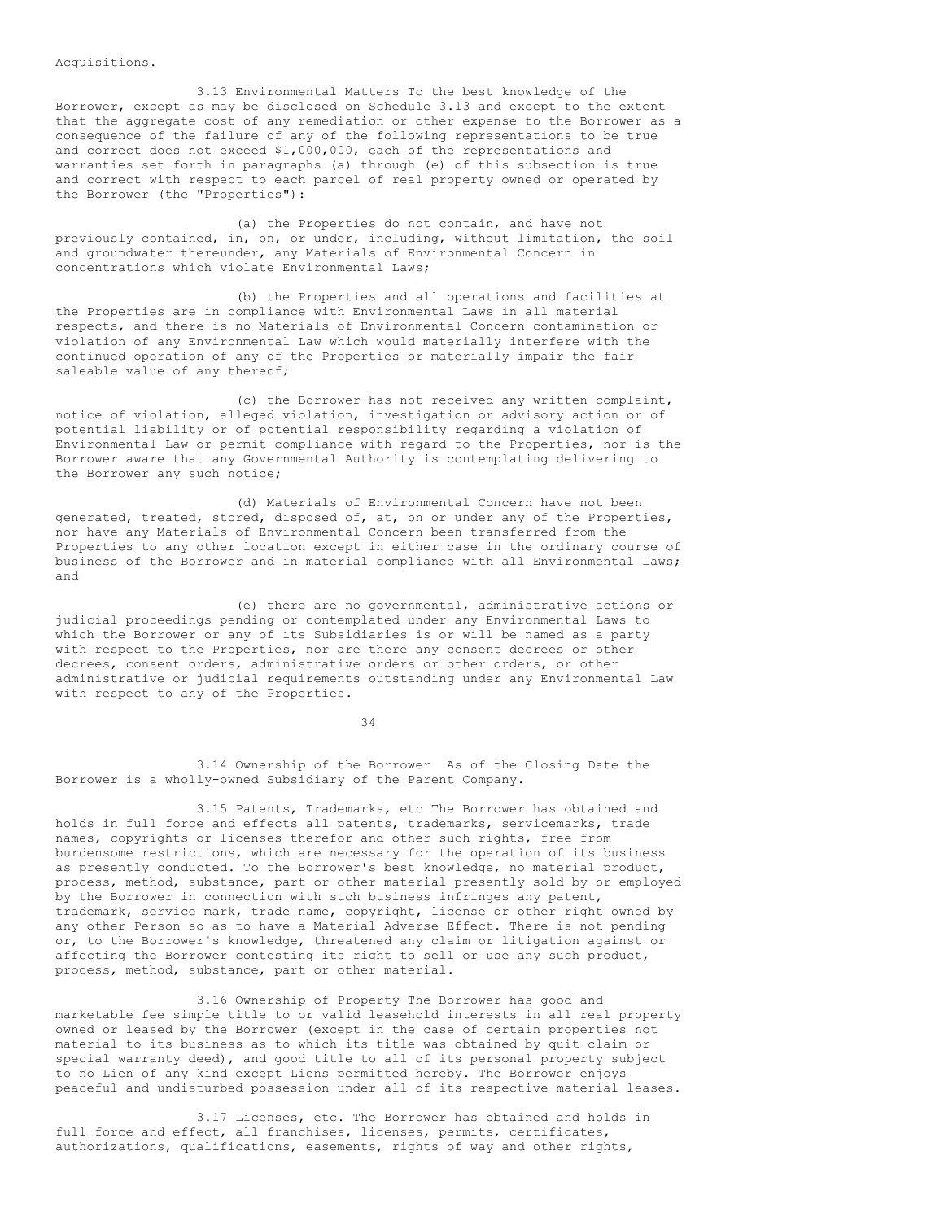Acquisitions.

3.13 Environmental Matters To the best knowledge of the Borrower, except as may be disclosed on Schedule 3.13 and except to the extent that the aggregate cost of any remediation or other expense to the Borrower as a consequence of the failure of any of the following representations to be true and correct does not exceed $1,000,000, each of the representations and warranties set forth in paragraphs (a) through (e) of this subsection is true and correct with respect to each parcel of real property owned or operated by the Borrower (the "Properties"):

(a) the Properties do not contain, and have not previously contained, in, on, or under, including, without limitation, the soil and groundwater thereunder, any Materials of Environmental Concern in concentrations which violate Environmental Laws;

(b) the Properties and all operations and facilities at the Properties are in compliance with Environmental Laws in all material respects, and there is no Materials of Environmental Concern contamination or violation of any Environmental Law which would materially interfere with the continued operation of any of the Properties or materially impair the fair saleable value of any thereof;

(c) the Borrower has not received any written complaint, notice of violation, alleged violation, investigation or advisory action or of potential liability or of potential responsibility regarding a violation of Environmental Law or permit compliance with regard to the Properties, nor is the Borrower aware that any Governmental Authority is contemplating delivering to the Borrower any such notice;

(d) Materials of Environmental Concern have not been generated, treated, stored, disposed of, at, on or under any of the Properties, nor have any Materials of Environmental Concern been transferred from the Properties to any other location except in either case in the ordinary course of business of the Borrower and in material compliance with all Environmental Laws; and

(e) there are no governmental, administrative actions or judicial proceedings pending or contemplated under any Environmental Laws to which the Borrower or any of its Subsidiaries is or will be named as a party with respect to the Properties, nor are there any consent decrees or other decrees, consent orders, administrative orders or other orders, or other administrative or judicial requirements outstanding under any Environmental Law with respect to any of the Properties.

3.14 Ownership of the Borrower As of the Closing Date the Borrower is a wholly-owned Subsidiary of the Parent Company.

3.15 Patents, Trademarks, etc The Borrower has obtained and holds in full force and effects all patents, trademarks, servicemarks, trade names, copyrights or licenses therefor and other such rights, free from burdensome restrictions, which are necessary for the operation of its business as presently conducted. To the Borrower's best knowledge, no material product, process, method, substance, part or other material presently sold by or employed by the Borrower in connection with such business infringes any patent, trademark, service mark, trade name, copyright, license or other right owned by any other Person so as to have a Material Adverse Effect. There is not pending or, to the Borrower's knowledge, threatened any claim or litigation against or affecting the Borrower contesting its right to sell or use any such product, process, method, substance, part or other material.

3.16 Ownership of Property The Borrower has good and marketable fee simple title to or valid leasehold interests in all real property owned or leased by the Borrower (except in the case of certain properties not material to its business as to which its title was obtained by quit-claim or special warranty deed), and good title to all of its personal property subject to no Lien of any kind except Liens permitted hereby. The Borrower enjoys peaceful and undisturbed possession under all of its respective material leases.

3.17 Licenses, etc. The Borrower has obtained and holds in full force and effect, all franchises, licenses, permits, certificates, authorizations, qualifications, easements, rights of way and other rights,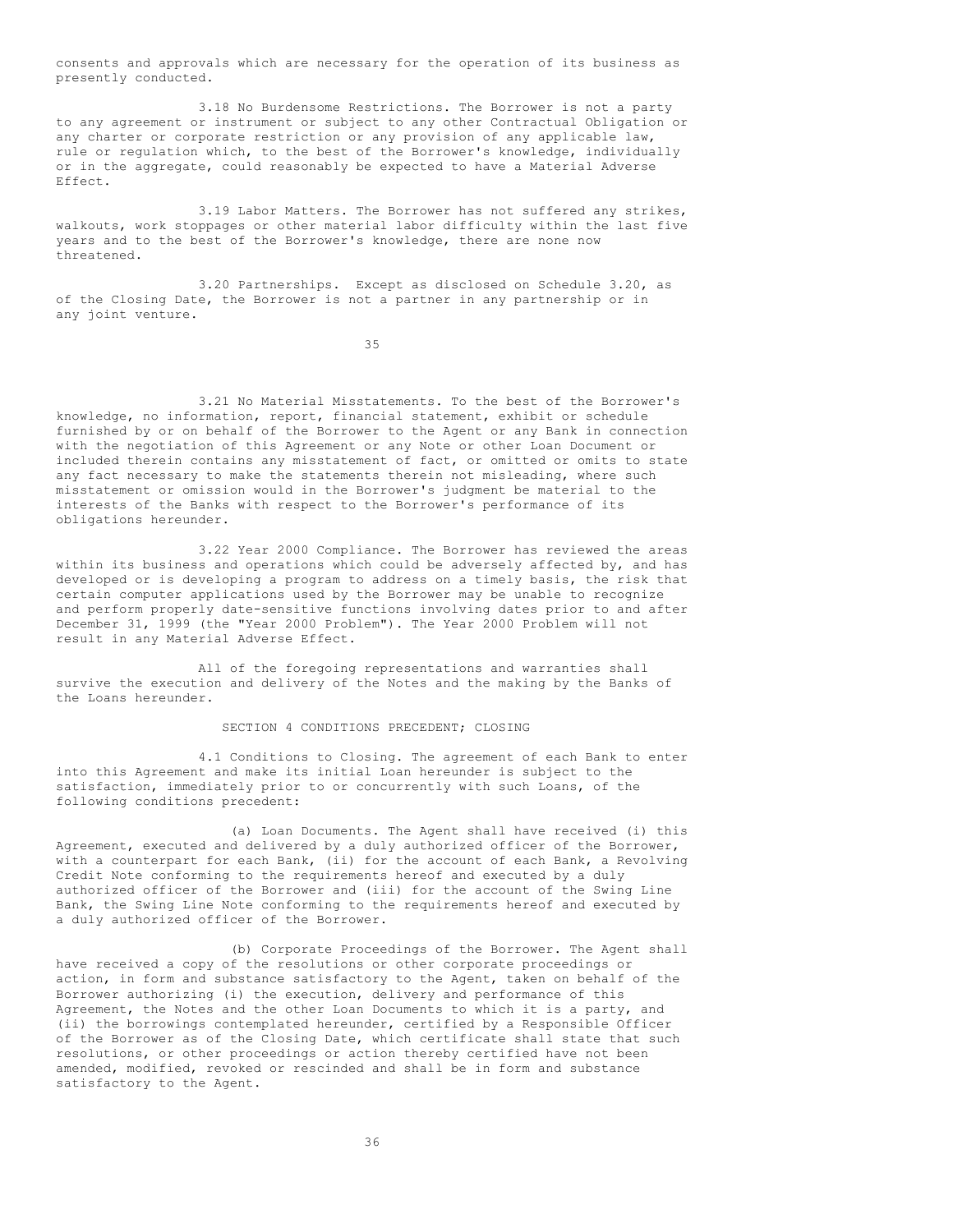consents and approvals which are necessary for the operation of its business as presently conducted.

3.18 No Burdensome Restrictions. The Borrower is not a party to any agreement or instrument or subject to any other Contractual Obligation or any charter or corporate restriction or any provision of any applicable law, rule or regulation which, to the best of the Borrower's knowledge, individually or in the aggregate, could reasonably be expected to have a Material Adverse Effect.

3.19 Labor Matters. The Borrower has not suffered any strikes, walkouts, work stoppages or other material labor difficulty within the last five years and to the best of the Borrower's knowledge, there are none now threatened.

3.20 Partnerships. Except as disclosed on Schedule 3.20, as of the Closing Date, the Borrower is not a partner in any partnership or in any joint venture.

3.21 No Material Misstatements. To the best of the Borrower's knowledge, no information, report, financial statement, exhibit or schedule furnished by or on behalf of the Borrower to the Agent or any Bank in connection with the negotiation of this Agreement or any Note or other Loan Document or included therein contains any misstatement of fact, or omitted or omits to state any fact necessary to make the statements therein not misleading, where such misstatement or omission would in the Borrower's judgment be material to the interests of the Banks with respect to the Borrower's performance of its obligations hereunder.

3.22 Year 2000 Compliance. The Borrower has reviewed the areas within its business and operations which could be adversely affected by, and has developed or is developing a program to address on a timely basis, the risk that certain computer applications used by the Borrower may be unable to recognize and perform properly date-sensitive functions involving dates prior to and after December 31, 1999 (the "Year 2000 Problem"). The Year 2000 Problem will not result in any Material Adverse Effect.

All of the foregoing representations and warranties shall survive the execution and delivery of the Notes and the making by the Banks of the Loans hereunder.

## SECTION 4 CONDITIONS PRECEDENT; CLOSING

4.1 Conditions to Closing. The agreement of each Bank to enter into this Agreement and make its initial Loan hereunder is subject to the satisfaction, immediately prior to or concurrently with such Loans, of the following conditions precedent:

(a) Loan Documents. The Agent shall have received (i) this Agreement, executed and delivered by a duly authorized officer of the Borrower, with a counterpart for each Bank, (ii) for the account of each Bank, a Revolving Credit Note conforming to the requirements hereof and executed by a duly authorized officer of the Borrower and (iii) for the account of the Swing Line Bank, the Swing Line Note conforming to the requirements hereof and executed by a duly authorized officer of the Borrower.

(b) Corporate Proceedings of the Borrower. The Agent shall have received a copy of the resolutions or other corporate proceedings or action, in form and substance satisfactory to the Agent, taken on behalf of the Borrower authorizing (i) the execution, delivery and performance of this Agreement, the Notes and the other Loan Documents to which it is a party, and (ii) the borrowings contemplated hereunder, certified by a Responsible Officer of the Borrower as of the Closing Date, which certificate shall state that such resolutions, or other proceedings or action thereby certified have not been amended, modified, revoked or rescinded and shall be in form and substance satisfactory to the Agent.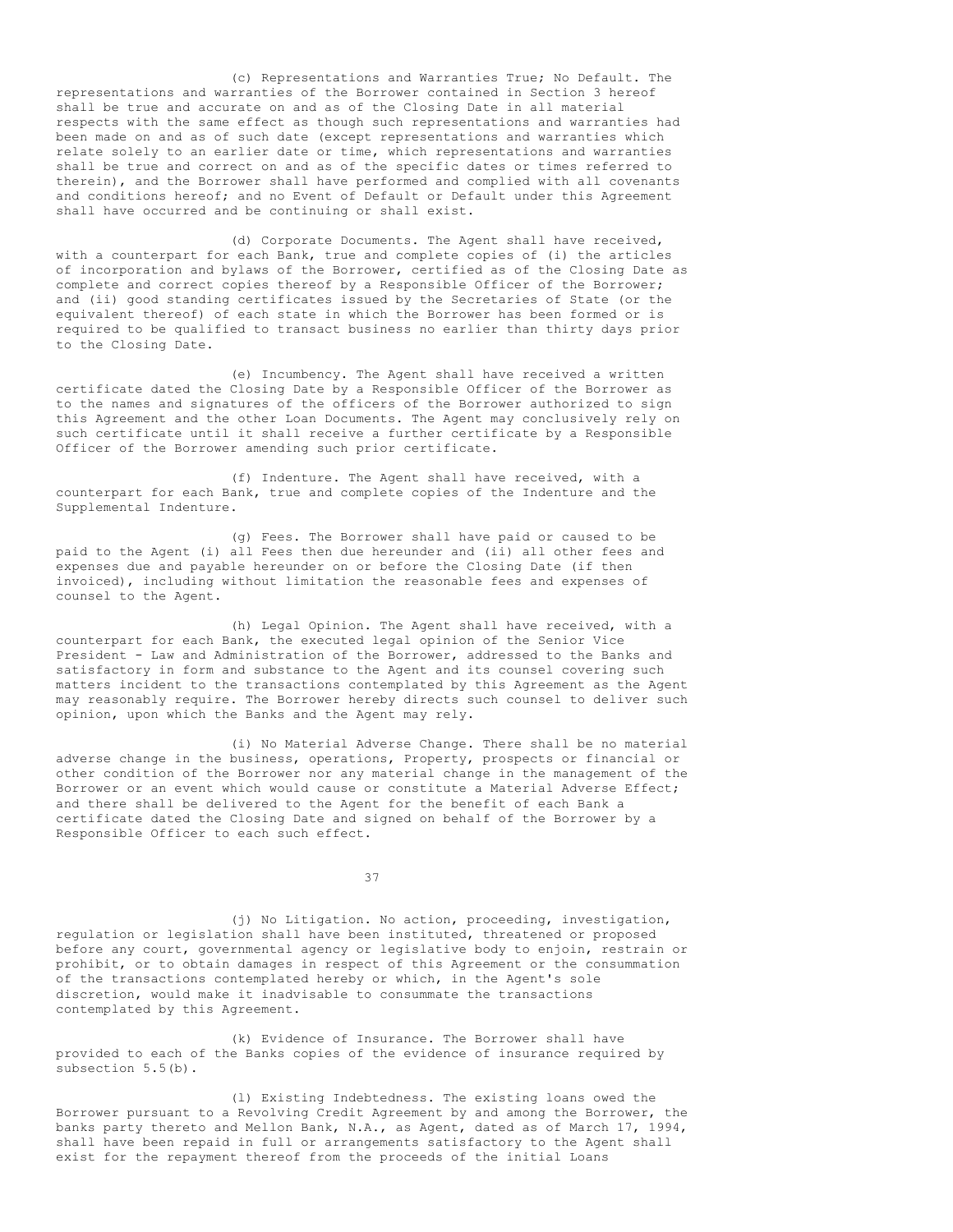(c) Representations and Warranties True; No Default. The representations and warranties of the Borrower contained in Section 3 hereof shall be true and accurate on and as of the Closing Date in all material respects with the same effect as though such representations and warranties had been made on and as of such date (except representations and warranties which relate solely to an earlier date or time, which representations and warranties shall be true and correct on and as of the specific dates or times referred to therein), and the Borrower shall have performed and complied with all covenants and conditions hereof; and no Event of Default or Default under this Agreement shall have occurred and be continuing or shall exist.

(d) Corporate Documents. The Agent shall have received, with a counterpart for each Bank, true and complete copies of (i) the articles of incorporation and bylaws of the Borrower, certified as of the Closing Date as complete and correct copies thereof by a Responsible Officer of the Borrower; and (ii) good standing certificates issued by the Secretaries of State (or the equivalent thereof) of each state in which the Borrower has been formed or is required to be qualified to transact business no earlier than thirty days prior to the Closing Date.

(e) Incumbency. The Agent shall have received a written certificate dated the Closing Date by a Responsible Officer of the Borrower as to the names and signatures of the officers of the Borrower authorized to sign this Agreement and the other Loan Documents. The Agent may conclusively rely on such certificate until it shall receive a further certificate by a Responsible Officer of the Borrower amending such prior certificate.

(f) Indenture. The Agent shall have received, with a counterpart for each Bank, true and complete copies of the Indenture and the Supplemental Indenture.

(g) Fees. The Borrower shall have paid or caused to be paid to the Agent (i) all Fees then due hereunder and (ii) all other fees and expenses due and payable hereunder on or before the Closing Date (if then invoiced), including without limitation the reasonable fees and expenses of counsel to the Agent.

(h) Legal Opinion. The Agent shall have received, with a counterpart for each Bank, the executed legal opinion of the Senior Vice President - Law and Administration of the Borrower, addressed to the Banks and satisfactory in form and substance to the Agent and its counsel covering such matters incident to the transactions contemplated by this Agreement as the Agent may reasonably require. The Borrower hereby directs such counsel to deliver such opinion, upon which the Banks and the Agent may rely.

(i) No Material Adverse Change. There shall be no material adverse change in the business, operations, Property, prospects or financial or other condition of the Borrower nor any material change in the management of the Borrower or an event which would cause or constitute a Material Adverse Effect; and there shall be delivered to the Agent for the benefit of each Bank a certificate dated the Closing Date and signed on behalf of the Borrower by a Responsible Officer to each such effect.

(j) No Litigation. No action, proceeding, investigation, regulation or legislation shall have been instituted, threatened or proposed before any court, governmental agency or legislative body to enjoin, restrain or prohibit, or to obtain damages in respect of this Agreement or the consummation of the transactions contemplated hereby or which, in the Agent's sole discretion, would make it inadvisable to consummate the transactions contemplated by this Agreement.

(k) Evidence of Insurance. The Borrower shall have provided to each of the Banks copies of the evidence of insurance required by subsection 5.5(b).

(l) Existing Indebtedness. The existing loans owed the Borrower pursuant to a Revolving Credit Agreement by and among the Borrower, the banks party thereto and Mellon Bank, N.A., as Agent, dated as of March 17, 1994, shall have been repaid in full or arrangements satisfactory to the Agent shall exist for the repayment thereof from the proceeds of the initial Loans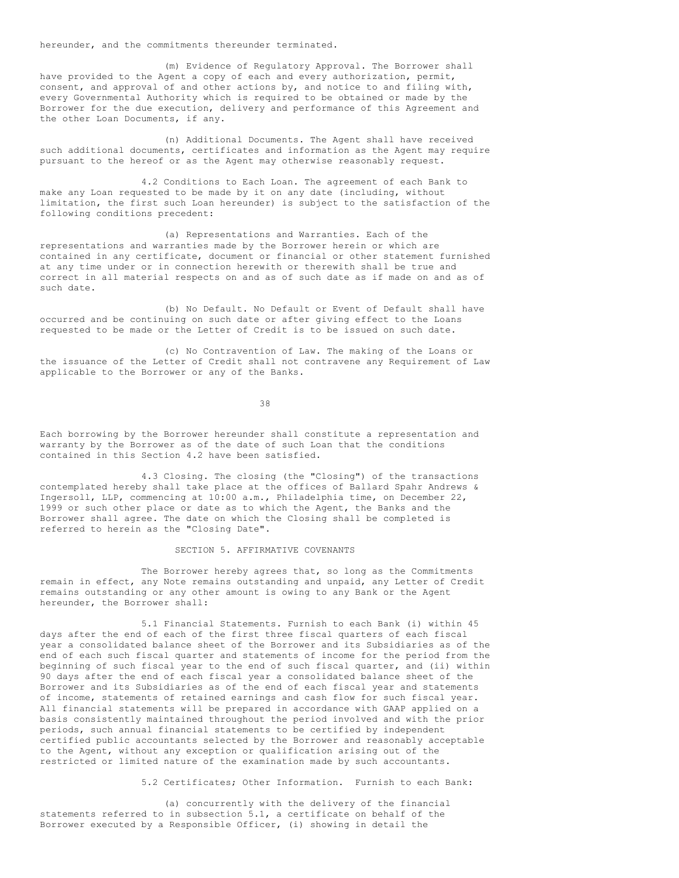hereunder, and the commitments thereunder terminated.

(m) Evidence of Regulatory Approval. The Borrower shall have provided to the Agent a copy of each and every authorization, permit, consent, and approval of and other actions by, and notice to and filing with, every Governmental Authority which is required to be obtained or made by the Borrower for the due execution, delivery and performance of this Agreement and the other Loan Documents, if any.

(n) Additional Documents. The Agent shall have received such additional documents, certificates and information as the Agent may require pursuant to the hereof or as the Agent may otherwise reasonably request.

4.2 Conditions to Each Loan. The agreement of each Bank to make any Loan requested to be made by it on any date (including, without limitation, the first such Loan hereunder) is subject to the satisfaction of the following conditions precedent:

(a) Representations and Warranties. Each of the representations and warranties made by the Borrower herein or which are contained in any certificate, document or financial or other statement furnished at any time under or in connection herewith or therewith shall be true and correct in all material respects on and as of such date as if made on and as of such date.

(b) No Default. No Default or Event of Default shall have occurred and be continuing on such date or after giving effect to the Loans requested to be made or the Letter of Credit is to be issued on such date.

(c) No Contravention of Law. The making of the Loans or the issuance of the Letter of Credit shall not contravene any Requirement of Law applicable to the Borrower or any of the Banks.

Each borrowing by the Borrower hereunder shall constitute a representation and warranty by the Borrower as of the date of such Loan that the conditions contained in this Section 4.2 have been satisfied.

4.3 Closing. The closing (the "Closing") of the transactions contemplated hereby shall take place at the offices of Ballard Spahr Andrews & Ingersoll, LLP, commencing at 10:00 a.m., Philadelphia time, on December 22, 1999 or such other place or date as to which the Agent, the Banks and the Borrower shall agree. The date on which the Closing shall be completed is referred to herein as the "Closing Date".

## SECTION 5. AFFIRMATIVE COVENANTS

The Borrower hereby agrees that, so long as the Commitments remain in effect, any Note remains outstanding and unpaid, any Letter of Credit remains outstanding or any other amount is owing to any Bank or the Agent hereunder, the Borrower shall:

5.1 Financial Statements. Furnish to each Bank (i) within 45 days after the end of each of the first three fiscal quarters of each fiscal year a consolidated balance sheet of the Borrower and its Subsidiaries as of the end of each such fiscal quarter and statements of income for the period from the beginning of such fiscal year to the end of such fiscal quarter, and (ii) within 90 days after the end of each fiscal year a consolidated balance sheet of the Borrower and its Subsidiaries as of the end of each fiscal year and statements of income, statements of retained earnings and cash flow for such fiscal year. All financial statements will be prepared in accordance with GAAP applied on a basis consistently maintained throughout the period involved and with the prior periods, such annual financial statements to be certified by independent certified public accountants selected by the Borrower and reasonably acceptable to the Agent, without any exception or qualification arising out of the restricted or limited nature of the examination made by such accountants.

5.2 Certificates; Other Information. Furnish to each Bank:

(a) concurrently with the delivery of the financial statements referred to in subsection 5.1, a certificate on behalf of the Borrower executed by a Responsible Officer, (i) showing in detail the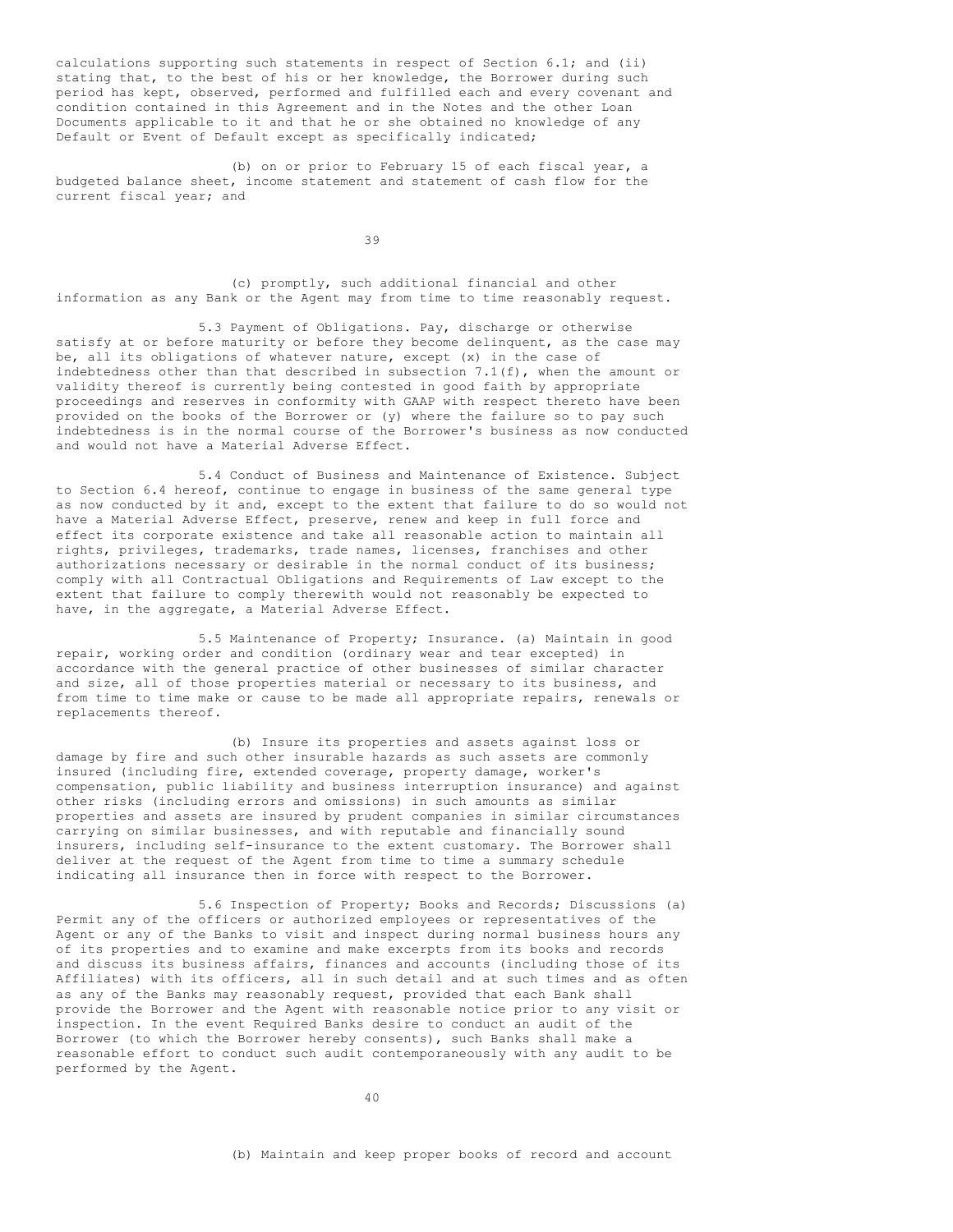calculations supporting such statements in respect of Section 6.1; and (ii) stating that, to the best of his or her knowledge, the Borrower during such period has kept, observed, performed and fulfilled each and every covenant and condition contained in this Agreement and in the Notes and the other Loan Documents applicable to it and that he or she obtained no knowledge of any Default or Event of Default except as specifically indicated;

(b) on or prior to February 15 of each fiscal year, a budgeted balance sheet, income statement and statement of cash flow for the current fiscal year; and

(c) promptly, such additional financial and other information as any Bank or the Agent may from time to time reasonably request.

5.3 Payment of Obligations. Pay, discharge or otherwise satisfy at or before maturity or before they become delinquent, as the case may be, all its obligations of whatever nature, except (x) in the case of indebtedness other than that described in subsection 7.1(f), when the amount or validity thereof is currently being contested in good faith by appropriate proceedings and reserves in conformity with GAAP with respect thereto have been provided on the books of the Borrower or (y) where the failure so to pay such indebtedness is in the normal course of the Borrower's business as now conducted and would not have a Material Adverse Effect.

5.4 Conduct of Business and Maintenance of Existence. Subject to Section 6.4 hereof, continue to engage in business of the same general type as now conducted by it and, except to the extent that failure to do so would not have a Material Adverse Effect, preserve, renew and keep in full force and effect its corporate existence and take all reasonable action to maintain all rights, privileges, trademarks, trade names, licenses, franchises and other authorizations necessary or desirable in the normal conduct of its business; comply with all Contractual Obligations and Requirements of Law except to the extent that failure to comply therewith would not reasonably be expected to have, in the aggregate, a Material Adverse Effect.

5.5 Maintenance of Property; Insurance. (a) Maintain in good repair, working order and condition (ordinary wear and tear excepted) in accordance with the general practice of other businesses of similar character and size, all of those properties material or necessary to its business, and from time to time make or cause to be made all appropriate repairs, renewals or replacements thereof.

(b) Insure its properties and assets against loss or damage by fire and such other insurable hazards as such assets are commonly insured (including fire, extended coverage, property damage, worker's compensation, public liability and business interruption insurance) and against other risks (including errors and omissions) in such amounts as similar properties and assets are insured by prudent companies in similar circumstances carrying on similar businesses, and with reputable and financially sound insurers, including self-insurance to the extent customary. The Borrower shall deliver at the request of the Agent from time to time a summary schedule indicating all insurance then in force with respect to the Borrower.

5.6 Inspection of Property; Books and Records; Discussions (a) Permit any of the officers or authorized employees or representatives of the Agent or any of the Banks to visit and inspect during normal business hours any of its properties and to examine and make excerpts from its books and records and discuss its business affairs, finances and accounts (including those of its Affiliates) with its officers, all in such detail and at such times and as often as any of the Banks may reasonably request, provided that each Bank shall provide the Borrower and the Agent with reasonable notice prior to any visit or inspection. In the event Required Banks desire to conduct an audit of the Borrower (to which the Borrower hereby consents), such Banks shall make a reasonable effort to conduct such audit contemporaneously with any audit to be performed by the Agent.

(b) Maintain and keep proper books of record and account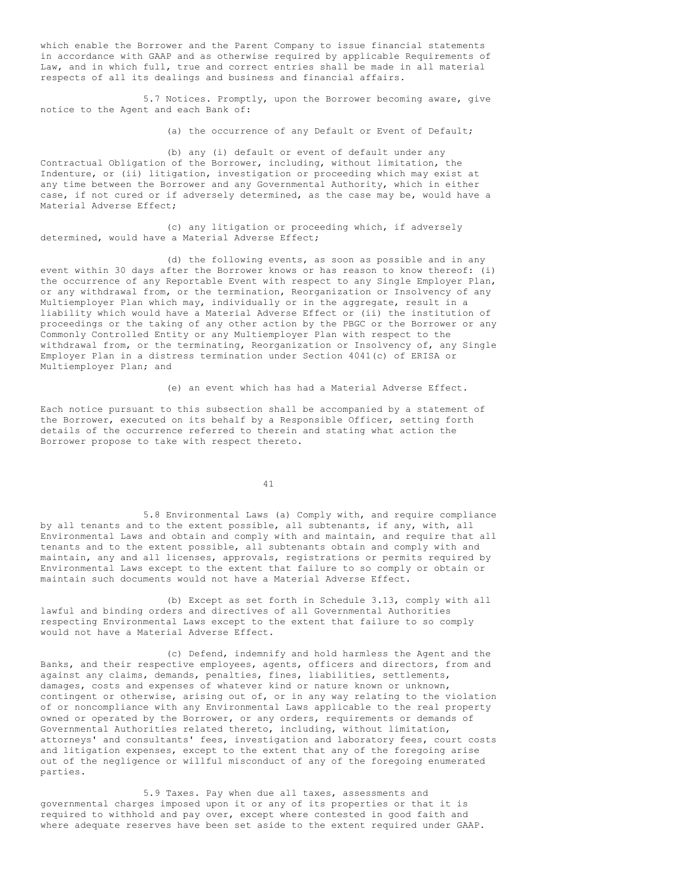which enable the Borrower and the Parent Company to issue financial statements in accordance with GAAP and as otherwise required by applicable Requirements of Law, and in which full, true and correct entries shall be made in all material respects of all its dealings and business and financial affairs.

5.7 Notices. Promptly, upon the Borrower becoming aware, give notice to the Agent and each Bank of:

(a) the occurrence of any Default or Event of Default;

(b) any (i) default or event of default under any Contractual Obligation of the Borrower, including, without limitation, the Indenture, or (ii) litigation, investigation or proceeding which may exist at any time between the Borrower and any Governmental Authority, which in either case, if not cured or if adversely determined, as the case may be, would have a Material Adverse Effect;

(c) any litigation or proceeding which, if adversely determined, would have a Material Adverse Effect;

(d) the following events, as soon as possible and in any event within 30 days after the Borrower knows or has reason to know thereof: (i) the occurrence of any Reportable Event with respect to any Single Employer Plan, or any withdrawal from, or the termination, Reorganization or Insolvency of any Multiemployer Plan which may, individually or in the aggregate, result in a liability which would have a Material Adverse Effect or (ii) the institution of proceedings or the taking of any other action by the PBGC or the Borrower or any Commonly Controlled Entity or any Multiemployer Plan with respect to the withdrawal from, or the terminating, Reorganization or Insolvency of, any Single Employer Plan in a distress termination under Section 4041(c) of ERISA or Multiemployer Plan; and

(e) an event which has had a Material Adverse Effect.

Each notice pursuant to this subsection shall be accompanied by a statement of the Borrower, executed on its behalf by a Responsible Officer, setting forth details of the occurrence referred to therein and stating what action the Borrower propose to take with respect thereto.

5.8 Environmental Laws (a) Comply with, and require compliance by all tenants and to the extent possible, all subtenants, if any, with, all Environmental Laws and obtain and comply with and maintain, and require that all tenants and to the extent possible, all subtenants obtain and comply with and maintain, any and all licenses, approvals, registrations or permits required by Environmental Laws except to the extent that failure to so comply or obtain or maintain such documents would not have a Material Adverse Effect.

(b) Except as set forth in Schedule 3.13, comply with all lawful and binding orders and directives of all Governmental Authorities respecting Environmental Laws except to the extent that failure to so comply would not have a Material Adverse Effect.

(c) Defend, indemnify and hold harmless the Agent and the Banks, and their respective employees, agents, officers and directors, from and against any claims, demands, penalties, fines, liabilities, settlements, damages, costs and expenses of whatever kind or nature known or unknown, contingent or otherwise, arising out of, or in any way relating to the violation of or noncompliance with any Environmental Laws applicable to the real property owned or operated by the Borrower, or any orders, requirements or demands of Governmental Authorities related thereto, including, without limitation, attorneys' and consultants' fees, investigation and laboratory fees, court costs and litigation expenses, except to the extent that any of the foregoing arise out of the negligence or willful misconduct of any of the foregoing enumerated parties.

5.9 Taxes. Pay when due all taxes, assessments and governmental charges imposed upon it or any of its properties or that it is required to withhold and pay over, except where contested in good faith and where adequate reserves have been set aside to the extent required under GAAP.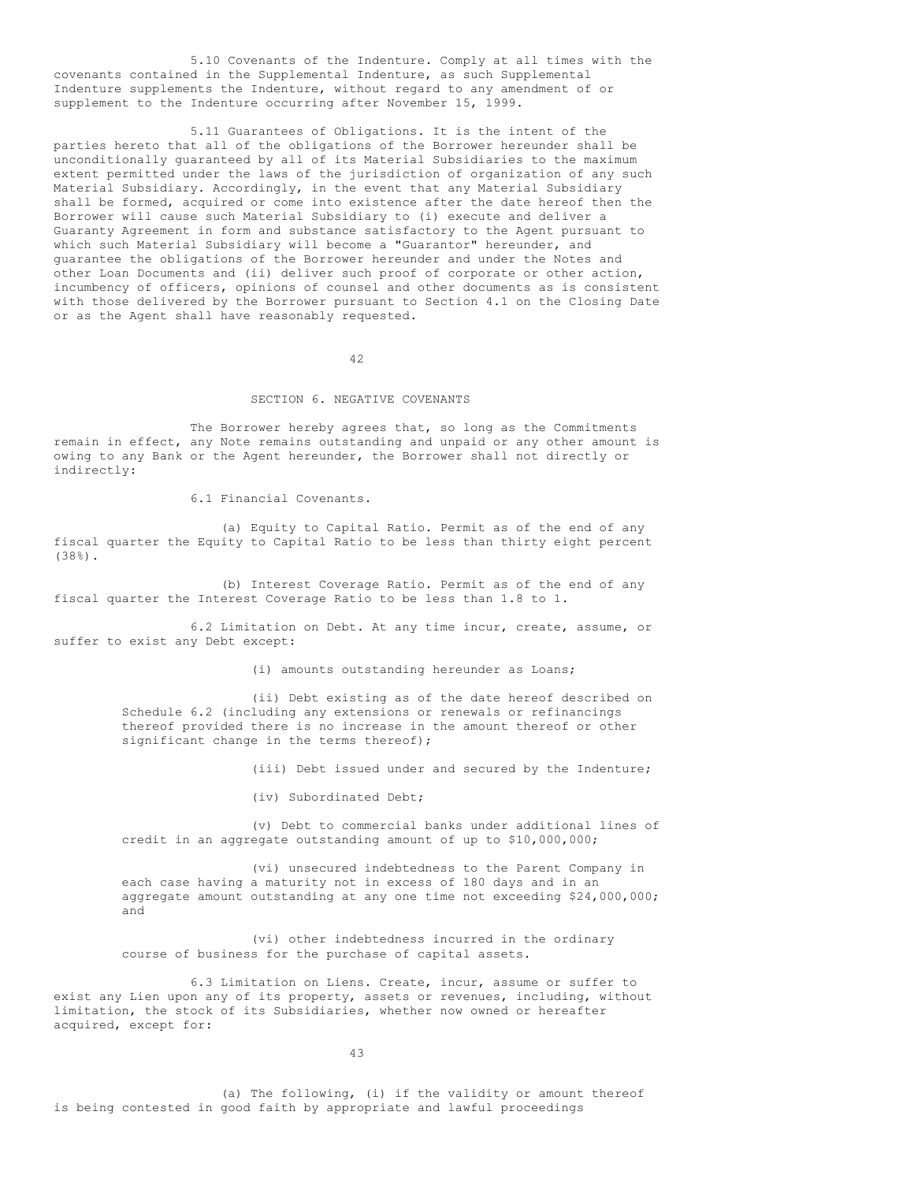5.10 Covenants of the Indenture. Comply at all times with the covenants contained in the Supplemental Indenture, as such Supplemental Indenture supplements the Indenture, without regard to any amendment of or supplement to the Indenture occurring after November 15, 1999.

5.11 Guarantees of Obligations. It is the intent of the parties hereto that all of the obligations of the Borrower hereunder shall be unconditionally guaranteed by all of its Material Subsidiaries to the maximum extent permitted under the laws of the jurisdiction of organization of any such Material Subsidiary. Accordingly, in the event that any Material Subsidiary shall be formed, acquired or come into existence after the date hereof then the Borrower will cause such Material Subsidiary to (i) execute and deliver a Guaranty Agreement in form and substance satisfactory to the Agent pursuant to which such Material Subsidiary will become a "Guarantor" hereunder, and guarantee the obligations of the Borrower hereunder and under the Notes and other Loan Documents and (ii) deliver such proof of corporate or other action, incumbency of officers, opinions of counsel and other documents as is consistent with those delivered by the Borrower pursuant to Section 4.1 on the Closing Date or as the Agent shall have reasonably requested.

## SECTION 6. NEGATIVE COVENANTS

The Borrower hereby agrees that, so long as the Commitments remain in effect, any Note remains outstanding and unpaid or any other amount is owing to any Bank or the Agent hereunder, the Borrower shall not directly or indirectly:

6.1 Financial Covenants.

(a) Equity to Capital Ratio. Permit as of the end of any fiscal quarter the Equity to Capital Ratio to be less than thirty eight percent (38%).

(b) Interest Coverage Ratio. Permit as of the end of any fiscal quarter the Interest Coverage Ratio to be less than 1.8 to 1.

6.2 Limitation on Debt. At any time incur, create, assume, or suffer to exist any Debt except:

(i) amounts outstanding hereunder as Loans;

(ii) Debt existing as of the date hereof described on Schedule 6.2 (including any extensions or renewals or refinancings thereof provided there is no increase in the amount thereof or other significant change in the terms thereof);

(iii) Debt issued under and secured by the Indenture;

(iv) Subordinated Debt;

(v) Debt to commercial banks under additional lines of credit in an aggregate outstanding amount of up to $10,000,000;

(vi) unsecured indebtedness to the Parent Company in each case having a maturity not in excess of 180 days and in an aggregate amount outstanding at any one time not exceeding $24,000,000; and

(vi) other indebtedness incurred in the ordinary course of business for the purchase of capital assets.

6.3 Limitation on Liens. Create, incur, assume or suffer to exist any Lien upon any of its property, assets or revenues, including, without limitation, the stock of its Subsidiaries, whether now owned or hereafter acquired, except for:

(a) The following, (i) if the validity or amount thereof is being contested in good faith by appropriate and lawful proceedings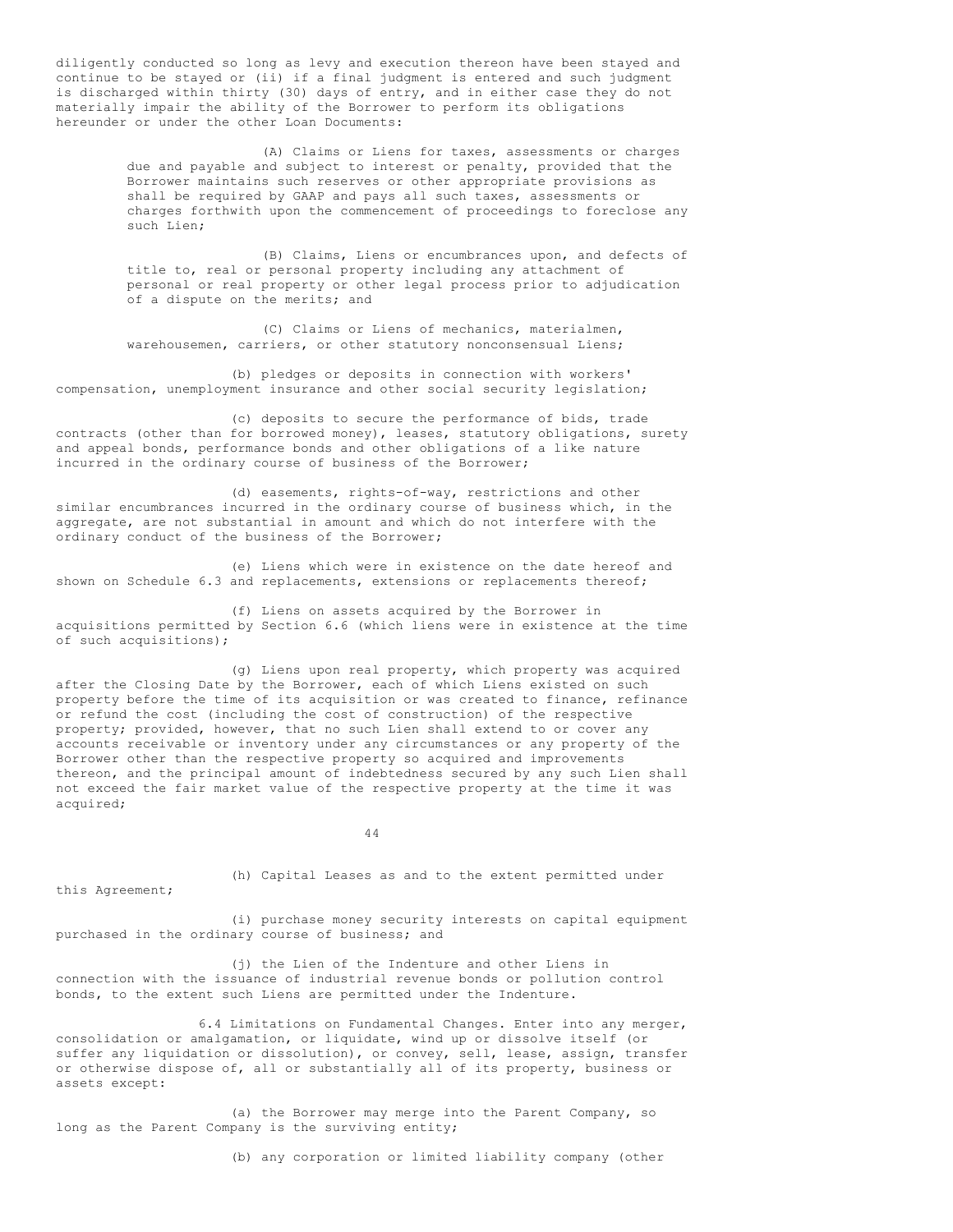diligently conducted so long as levy and execution thereon have been stayed and continue to be stayed or (ii) if a final judgment is entered and such judgment is discharged within thirty (30) days of entry, and in either case they do not materially impair the ability of the Borrower to perform its obligations hereunder or under the other Loan Documents:

(A) Claims or Liens for taxes, assessments or charges due and payable and subject to interest or penalty, provided that the Borrower maintains such reserves or other appropriate provisions as shall be required by GAAP and pays all such taxes, assessments or charges forthwith upon the commencement of proceedings to foreclose any such Lien;

(B) Claims, Liens or encumbrances upon, and defects of title to, real or personal property including any attachment of personal or real property or other legal process prior to adjudication of a dispute on the merits; and

(C) Claims or Liens of mechanics, materialmen, warehousemen, carriers, or other statutory nonconsensual Liens;

(b) pledges or deposits in connection with workers' compensation, unemployment insurance and other social security legislation;

(c) deposits to secure the performance of bids, trade contracts (other than for borrowed money), leases, statutory obligations, surety and appeal bonds, performance bonds and other obligations of a like nature incurred in the ordinary course of business of the Borrower;

(d) easements, rights-of-way, restrictions and other similar encumbrances incurred in the ordinary course of business which, in the aggregate, are not substantial in amount and which do not interfere with the ordinary conduct of the business of the Borrower;

(e) Liens which were in existence on the date hereof and shown on Schedule 6.3 and replacements, extensions or replacements thereof;

(f) Liens on assets acquired by the Borrower in acquisitions permitted by Section 6.6 (which liens were in existence at the time of such acquisitions);

(g) Liens upon real property, which property was acquired after the Closing Date by the Borrower, each of which Liens existed on such property before the time of its acquisition or was created to finance, refinance or refund the cost (including the cost of construction) of the respective property; provided, however, that no such Lien shall extend to or cover any accounts receivable or inventory under any circumstances or any property of the Borrower other than the respective property so acquired and improvements thereon, and the principal amount of indebtedness secured by any such Lien shall not exceed the fair market value of the respective property at the time it was acquired;

(h) Capital Leases as and to the extent permitted under this Agreement;

(i) purchase money security interests on capital equipment purchased in the ordinary course of business; and

(j) the Lien of the Indenture and other Liens in connection with the issuance of industrial revenue bonds or pollution control bonds, to the extent such Liens are permitted under the Indenture.

6.4 Limitations on Fundamental Changes. Enter into any merger, consolidation or amalgamation, or liquidate, wind up or dissolve itself (or suffer any liquidation or dissolution), or convey, sell, lease, assign, transfer or otherwise dispose of, all or substantially all of its property, business or assets except:

(a) the Borrower may merge into the Parent Company, so long as the Parent Company is the surviving entity;

(b) any corporation or limited liability company (other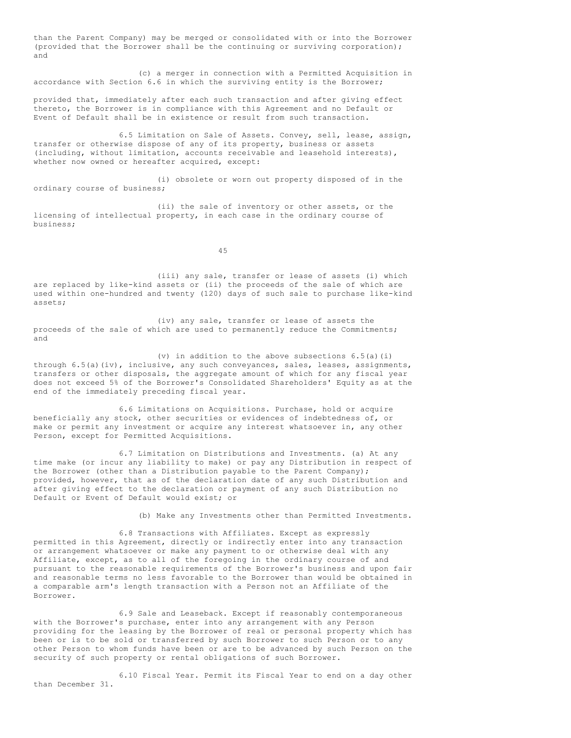than the Parent Company) may be merged or consolidated with or into the Borrower (provided that the Borrower shall be the continuing or surviving corporation); and

(c) a merger in connection with a Permitted Acquisition in accordance with Section 6.6 in which the surviving entity is the Borrower;

provided that, immediately after each such transaction and after giving effect thereto, the Borrower is in compliance with this Agreement and no Default or Event of Default shall be in existence or result from such transaction.

6.5 Limitation on Sale of Assets. Convey, sell, lease, assign, transfer or otherwise dispose of any of its property, business or assets (including, without limitation, accounts receivable and leasehold interests), whether now owned or hereafter acquired, except:

(i) obsolete or worn out property disposed of in the ordinary course of business;

(ii) the sale of inventory or other assets, or the licensing of intellectual property, in each case in the ordinary course of business;

(iii) any sale, transfer or lease of assets (i) which are replaced by like-kind assets or (ii) the proceeds of the sale of which are used within one-hundred and twenty (120) days of such sale to purchase like-kind assets;

(iv) any sale, transfer or lease of assets the proceeds of the sale of which are used to permanently reduce the Commitments; and

(v) in addition to the above subsections 6.5(a)(i) through 6.5(a)(iv), inclusive, any such conveyances, sales, leases, assignments, transfers or other disposals, the aggregate amount of which for any fiscal year does not exceed 5% of the Borrower's Consolidated Shareholders' Equity as at the end of the immediately preceding fiscal year.

6.6 Limitations on Acquisitions. Purchase, hold or acquire beneficially any stock, other securities or evidences of indebtedness of, or make or permit any investment or acquire any interest whatsoever in, any other Person, except for Permitted Acquisitions.

6.7 Limitation on Distributions and Investments. (a) At any time make (or incur any liability to make) or pay any Distribution in respect of the Borrower (other than a Distribution payable to the Parent Company); provided, however, that as of the declaration date of any such Distribution and after giving effect to the declaration or payment of any such Distribution no Default or Event of Default would exist; or

(b) Make any Investments other than Permitted Investments.

6.8 Transactions with Affiliates. Except as expressly permitted in this Agreement, directly or indirectly enter into any transaction or arrangement whatsoever or make any payment to or otherwise deal with any Affiliate, except, as to all of the foregoing in the ordinary course of and pursuant to the reasonable requirements of the Borrower's business and upon fair and reasonable terms no less favorable to the Borrower than would be obtained in a comparable arm's length transaction with a Person not an Affiliate of the Borrower.

6.9 Sale and Leaseback. Except if reasonably contemporaneous with the Borrower's purchase, enter into any arrangement with any Person providing for the leasing by the Borrower of real or personal property which has been or is to be sold or transferred by such Borrower to such Person or to any other Person to whom funds have been or are to be advanced by such Person on the security of such property or rental obligations of such Borrower.

6.10 Fiscal Year. Permit its Fiscal Year to end on a day other than December 31.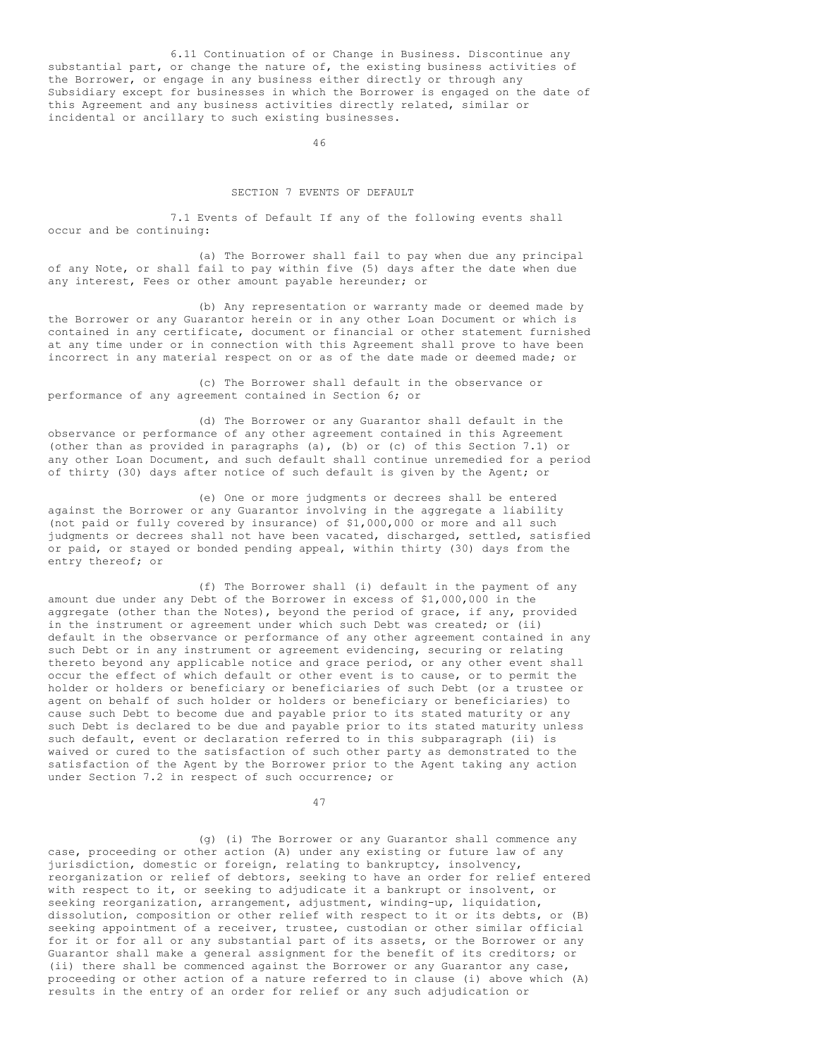6.11 Continuation of or Change in Business. Discontinue any substantial part, or change the nature of, the existing business activities of the Borrower, or engage in any business either directly or through any Subsidiary except for businesses in which the Borrower is engaged on the date of this Agreement and any business activities directly related, similar or incidental or ancillary to such existing businesses.

## SECTION 7 EVENTS OF DEFAULT

7.1 Events of Default If any of the following events shall occur and be continuing:

(a) The Borrower shall fail to pay when due any principal of any Note, or shall fail to pay within five (5) days after the date when due any interest, Fees or other amount payable hereunder; or

(b) Any representation or warranty made or deemed made by the Borrower or any Guarantor herein or in any other Loan Document or which is contained in any certificate, document or financial or other statement furnished at any time under or in connection with this Agreement shall prove to have been incorrect in any material respect on or as of the date made or deemed made; or

(c) The Borrower shall default in the observance or performance of any agreement contained in Section 6; or

(d) The Borrower or any Guarantor shall default in the observance or performance of any other agreement contained in this Agreement (other than as provided in paragraphs (a), (b) or (c) of this Section 7.1) or any other Loan Document, and such default shall continue unremedied for a period of thirty (30) days after notice of such default is given by the Agent; or

(e) One or more judgments or decrees shall be entered against the Borrower or any Guarantor involving in the aggregate a liability (not paid or fully covered by insurance) of $1,000,000 or more and all such judgments or decrees shall not have been vacated, discharged, settled, satisfied or paid, or stayed or bonded pending appeal, within thirty (30) days from the entry thereof; or

(f) The Borrower shall (i) default in the payment of any amount due under any Debt of the Borrower in excess of $1,000,000 in the aggregate (other than the Notes), beyond the period of grace, if any, provided in the instrument or agreement under which such Debt was created; or (ii) default in the observance or performance of any other agreement contained in any such Debt or in any instrument or agreement evidencing, securing or relating thereto beyond any applicable notice and grace period, or any other event shall occur the effect of which default or other event is to cause, or to permit the holder or holders or beneficiary or beneficiaries of such Debt (or a trustee or agent on behalf of such holder or holders or beneficiary or beneficiaries) to cause such Debt to become due and payable prior to its stated maturity or any such Debt is declared to be due and payable prior to its stated maturity unless such default, event or declaration referred to in this subparagraph (ii) is waived or cured to the satisfaction of such other party as demonstrated to the satisfaction of the Agent by the Borrower prior to the Agent taking any action under Section 7.2 in respect of such occurrence; or

(g) (i) The Borrower or any Guarantor shall commence any case, proceeding or other action (A) under any existing or future law of any jurisdiction, domestic or foreign, relating to bankruptcy, insolvency, reorganization or relief of debtors, seeking to have an order for relief entered with respect to it, or seeking to adjudicate it a bankrupt or insolvent, or seeking reorganization, arrangement, adjustment, winding-up, liquidation, dissolution, composition or other relief with respect to it or its debts, or (B) seeking appointment of a receiver, trustee, custodian or other similar official for it or for all or any substantial part of its assets, or the Borrower or any Guarantor shall make a general assignment for the benefit of its creditors; or (ii) there shall be commenced against the Borrower or any Guarantor any case, proceeding or other action of a nature referred to in clause (i) above which (A) results in the entry of an order for relief or any such adjudication or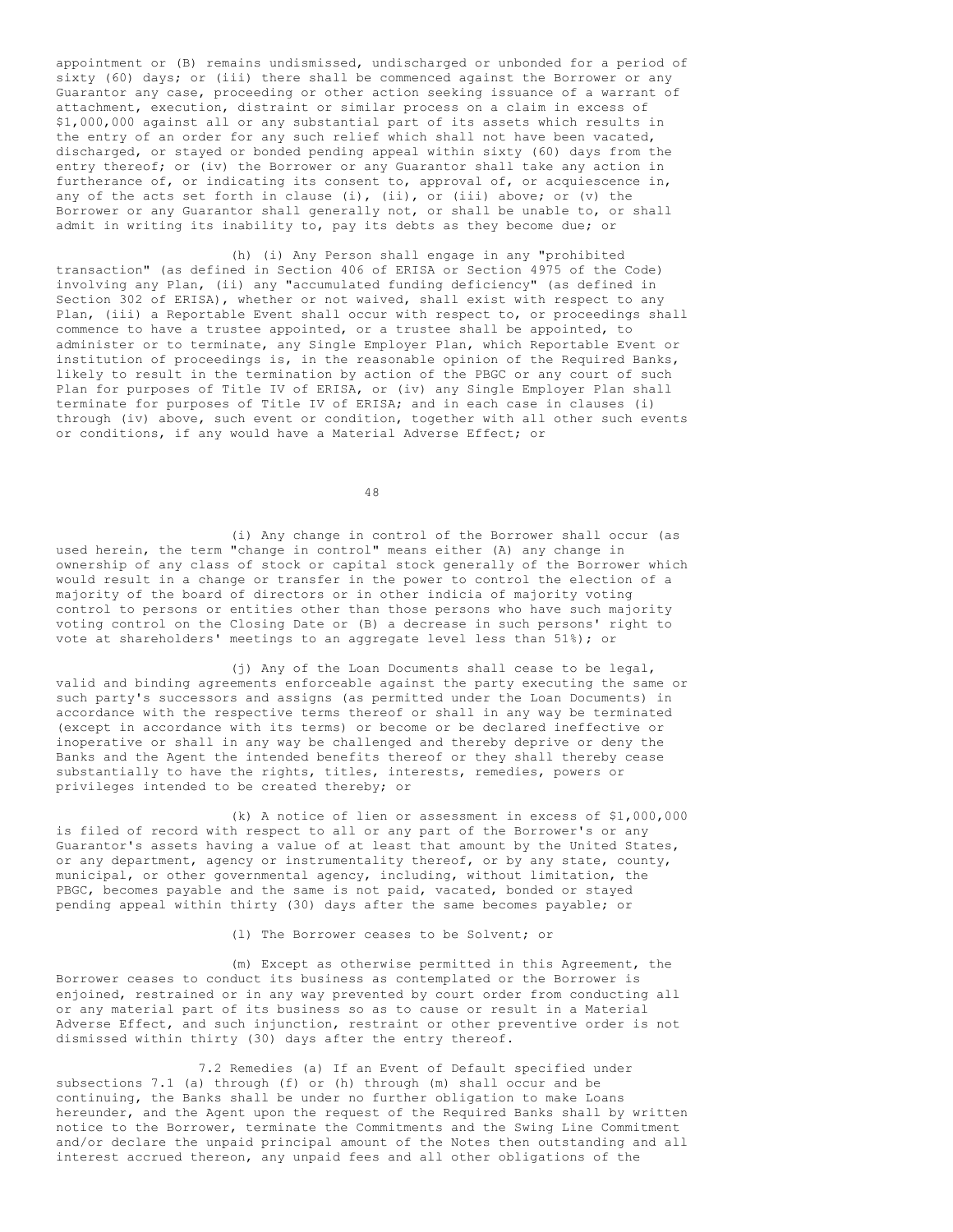appointment or (B) remains undismissed, undischarged or unbonded for a period of sixty (60) days; or (iii) there shall be commenced against the Borrower or any Guarantor any case, proceeding or other action seeking issuance of a warrant of attachment, execution, distraint or similar process on a claim in excess of $1,000,000 against all or any substantial part of its assets which results in the entry of an order for any such relief which shall not have been vacated, discharged, or stayed or bonded pending appeal within sixty (60) days from the entry thereof; or (iv) the Borrower or any Guarantor shall take any action in furtherance of, or indicating its consent to, approval of, or acquiescence in, any of the acts set forth in clause (i), (ii), or (iii) above; or (v) the Borrower or any Guarantor shall generally not, or shall be unable to, or shall admit in writing its inability to, pay its debts as they become due; or

(h) (i) Any Person shall engage in any "prohibited transaction" (as defined in Section 406 of ERISA or Section 4975 of the Code) involving any Plan, (ii) any "accumulated funding deficiency" (as defined in Section 302 of ERISA), whether or not waived, shall exist with respect to any Plan, (iii) a Reportable Event shall occur with respect to, or proceedings shall commence to have a trustee appointed, or a trustee shall be appointed, to administer or to terminate, any Single Employer Plan, which Reportable Event or institution of proceedings is, in the reasonable opinion of the Required Banks, likely to result in the termination by action of the PBGC or any court of such Plan for purposes of Title IV of ERISA, or (iv) any Single Employer Plan shall terminate for purposes of Title IV of ERISA; and in each case in clauses (i) through (iv) above, such event or condition, together with all other such events or conditions, if any would have a Material Adverse Effect; or

(i) Any change in control of the Borrower shall occur (as used herein, the term "change in control" means either (A) any change in ownership of any class of stock or capital stock generally of the Borrower which would result in a change or transfer in the power to control the election of a majority of the board of directors or in other indicia of majority voting control to persons or entities other than those persons who have such majority voting control on the Closing Date or (B) a decrease in such persons' right to vote at shareholders' meetings to an aggregate level less than 51%); or

(j) Any of the Loan Documents shall cease to be legal, valid and binding agreements enforceable against the party executing the same or such party's successors and assigns (as permitted under the Loan Documents) in accordance with the respective terms thereof or shall in any way be terminated (except in accordance with its terms) or become or be declared ineffective or inoperative or shall in any way be challenged and thereby deprive or deny the Banks and the Agent the intended benefits thereof or they shall thereby cease substantially to have the rights, titles, interests, remedies, powers or privileges intended to be created thereby; or

(k) A notice of lien or assessment in excess of $1,000,000 is filed of record with respect to all or any part of the Borrower's or any Guarantor's assets having a value of at least that amount by the United States, or any department, agency or instrumentality thereof, or by any state, county, municipal, or other governmental agency, including, without limitation, the PBGC, becomes payable and the same is not paid, vacated, bonded or stayed pending appeal within thirty (30) days after the same becomes payable; or

(l) The Borrower ceases to be Solvent; or

(m) Except as otherwise permitted in this Agreement, the Borrower ceases to conduct its business as contemplated or the Borrower is enjoined, restrained or in any way prevented by court order from conducting all or any material part of its business so as to cause or result in a Material Adverse Effect, and such injunction, restraint or other preventive order is not dismissed within thirty (30) days after the entry thereof.

7.2 Remedies (a) If an Event of Default specified under subsections 7.1 (a) through (f) or (h) through (m) shall occur and be continuing, the Banks shall be under no further obligation to make Loans hereunder, and the Agent upon the request of the Required Banks shall by written notice to the Borrower, terminate the Commitments and the Swing Line Commitment and/or declare the unpaid principal amount of the Notes then outstanding and all interest accrued thereon, any unpaid fees and all other obligations of the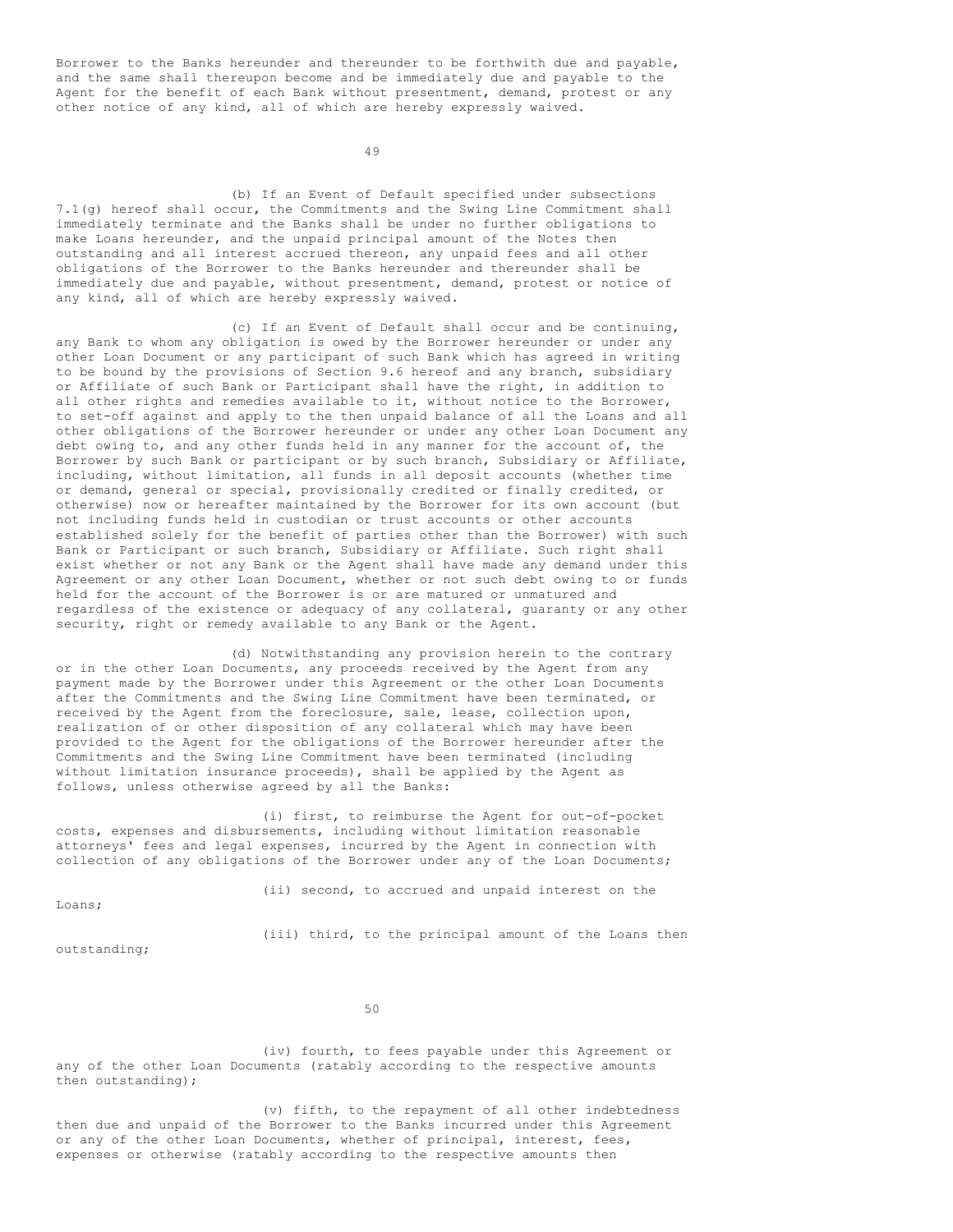Borrower to the Banks hereunder and thereunder to be forthwith due and payable, and the same shall thereupon become and be immediately due and payable to the Agent for the benefit of each Bank without presentment, demand, protest or any other notice of any kind, all of which are hereby expressly waived.

(b) If an Event of Default specified under subsections 7.1(g) hereof shall occur, the Commitments and the Swing Line Commitment shall immediately terminate and the Banks shall be under no further obligations to make Loans hereunder, and the unpaid principal amount of the Notes then outstanding and all interest accrued thereon, any unpaid fees and all other obligations of the Borrower to the Banks hereunder and thereunder shall be immediately due and payable, without presentment, demand, protest or notice of any kind, all of which are hereby expressly waived.

(c) If an Event of Default shall occur and be continuing, any Bank to whom any obligation is owed by the Borrower hereunder or under any other Loan Document or any participant of such Bank which has agreed in writing to be bound by the provisions of Section 9.6 hereof and any branch, subsidiary or Affiliate of such Bank or Participant shall have the right, in addition to all other rights and remedies available to it, without notice to the Borrower, to set-off against and apply to the then unpaid balance of all the Loans and all other obligations of the Borrower hereunder or under any other Loan Document any debt owing to, and any other funds held in any manner for the account of, the Borrower by such Bank or participant or by such branch, Subsidiary or Affiliate, including, without limitation, all funds in all deposit accounts (whether time or demand, general or special, provisionally credited or finally credited, or otherwise) now or hereafter maintained by the Borrower for its own account (but not including funds held in custodian or trust accounts or other accounts established solely for the benefit of parties other than the Borrower) with such Bank or Participant or such branch, Subsidiary or Affiliate. Such right shall exist whether or not any Bank or the Agent shall have made any demand under this Agreement or any other Loan Document, whether or not such debt owing to or funds held for the account of the Borrower is or are matured or unmatured and regardless of the existence or adequacy of any collateral, guaranty or any other security, right or remedy available to any Bank or the Agent.

(d) Notwithstanding any provision herein to the contrary or in the other Loan Documents, any proceeds received by the Agent from any payment made by the Borrower under this Agreement or the other Loan Documents after the Commitments and the Swing Line Commitment have been terminated, or received by the Agent from the foreclosure, sale, lease, collection upon, realization of or other disposition of any collateral which may have been provided to the Agent for the obligations of the Borrower hereunder after the Commitments and the Swing Line Commitment have been terminated (including without limitation insurance proceeds), shall be applied by the Agent as follows, unless otherwise agreed by all the Banks:

(i) first, to reimburse the Agent for out-of-pocket costs, expenses and disbursements, including without limitation reasonable attorneys' fees and legal expenses, incurred by the Agent in connection with collection of any obligations of the Borrower under any of the Loan Documents;

(ii) second, to accrued and unpaid interest on the Loans;

(iii) third, to the principal amount of the Loans then outstanding;

(iv) fourth, to fees payable under this Agreement or any of the other Loan Documents (ratably according to the respective amounts then outstanding);

(v) fifth, to the repayment of all other indebtedness then due and unpaid of the Borrower to the Banks incurred under this Agreement or any of the other Loan Documents, whether of principal, interest, fees, expenses or otherwise (ratably according to the respective amounts then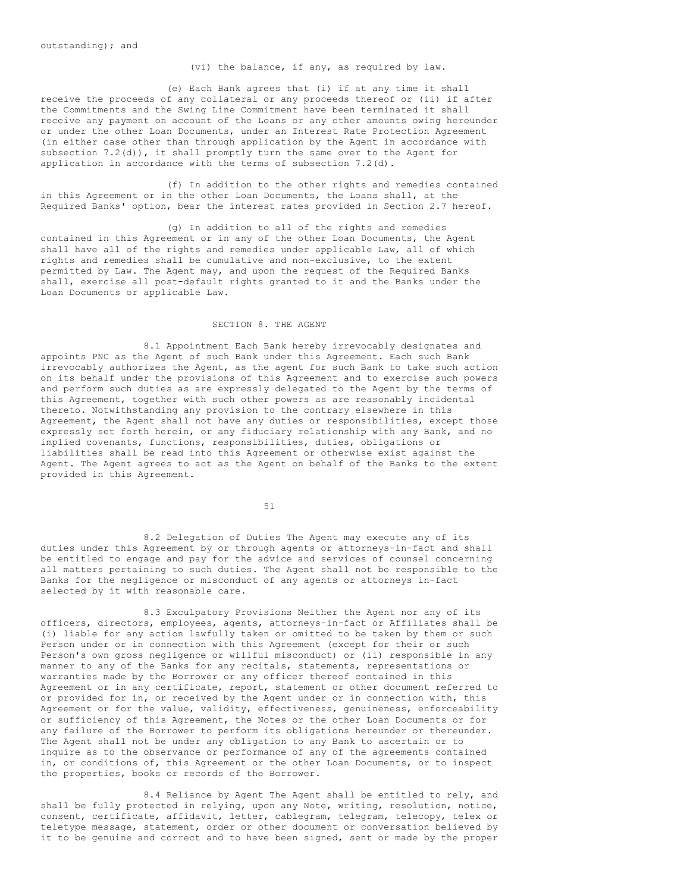outstanding); and

(vi) the balance, if any, as required by law.

(e) Each Bank agrees that (i) if at any time it shall receive the proceeds of any collateral or any proceeds thereof or (ii) if after the Commitments and the Swing Line Commitment have been terminated it shall receive any payment on account of the Loans or any other amounts owing hereunder or under the other Loan Documents, under an Interest Rate Protection Agreement (in either case other than through application by the Agent in accordance with subsection 7.2(d)), it shall promptly turn the same over to the Agent for application in accordance with the terms of subsection 7.2(d).

(f) In addition to the other rights and remedies contained in this Agreement or in the other Loan Documents, the Loans shall, at the Required Banks' option, bear the interest rates provided in Section 2.7 hereof.

(g) In addition to all of the rights and remedies contained in this Agreement or in any of the other Loan Documents, the Agent shall have all of the rights and remedies under applicable Law, all of which rights and remedies shall be cumulative and non-exclusive, to the extent permitted by Law. The Agent may, and upon the request of the Required Banks shall, exercise all post-default rights granted to it and the Banks under the Loan Documents or applicable Law.

## SECTION 8. THE AGENT

8.1 Appointment Each Bank hereby irrevocably designates and appoints PNC as the Agent of such Bank under this Agreement. Each such Bank irrevocably authorizes the Agent, as the agent for such Bank to take such action on its behalf under the provisions of this Agreement and to exercise such powers and perform such duties as are expressly delegated to the Agent by the terms of this Agreement, together with such other powers as are reasonably incidental thereto. Notwithstanding any provision to the contrary elsewhere in this Agreement, the Agent shall not have any duties or responsibilities, except those expressly set forth herein, or any fiduciary relationship with any Bank, and no implied covenants, functions, responsibilities, duties, obligations or liabilities shall be read into this Agreement or otherwise exist against the Agent. The Agent agrees to act as the Agent on behalf of the Banks to the extent provided in this Agreement.

8.2 Delegation of Duties The Agent may execute any of its duties under this Agreement by or through agents or attorneys-in-fact and shall be entitled to engage and pay for the advice and services of counsel concerning all matters pertaining to such duties. The Agent shall not be responsible to the Banks for the negligence or misconduct of any agents or attorneys in-fact selected by it with reasonable care.

8.3 Exculpatory Provisions Neither the Agent nor any of its officers, directors, employees, agents, attorneys-in-fact or Affiliates shall be (i) liable for any action lawfully taken or omitted to be taken by them or such Person under or in connection with this Agreement (except for their or such Person's own gross negligence or willful misconduct) or (ii) responsible in any manner to any of the Banks for any recitals, statements, representations or warranties made by the Borrower or any officer thereof contained in this Agreement or in any certificate, report, statement or other document referred to or provided for in, or received by the Agent under or in connection with, this Agreement or for the value, validity, effectiveness, genuineness, enforceability or sufficiency of this Agreement, the Notes or the other Loan Documents or for any failure of the Borrower to perform its obligations hereunder or thereunder. The Agent shall not be under any obligation to any Bank to ascertain or to inquire as to the observance or performance of any of the agreements contained in, or conditions of, this Agreement or the other Loan Documents, or to inspect the properties, books or records of the Borrower.

8.4 Reliance by Agent The Agent shall be entitled to rely, and shall be fully protected in relying, upon any Note, writing, resolution, notice, consent, certificate, affidavit, letter, cablegram, telegram, telecopy, telex or teletype message, statement, order or other document or conversation believed by it to be genuine and correct and to have been signed, sent or made by the proper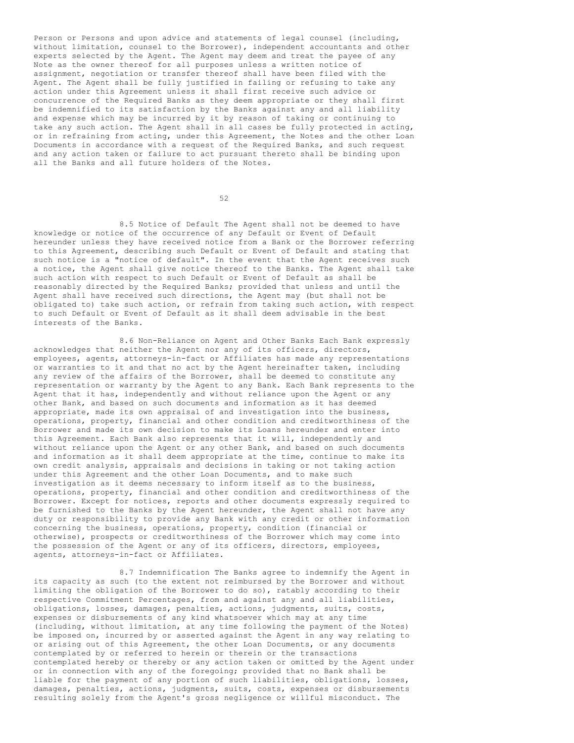Person or Persons and upon advice and statements of legal counsel (including, without limitation, counsel to the Borrower), independent accountants and other experts selected by the Agent. The Agent may deem and treat the payee of any Note as the owner thereof for all purposes unless a written notice of assignment, negotiation or transfer thereof shall have been filed with the Agent. The Agent shall be fully justified in failing or refusing to take any action under this Agreement unless it shall first receive such advice or concurrence of the Required Banks as they deem appropriate or they shall first be indemnified to its satisfaction by the Banks against any and all liability and expense which may be incurred by it by reason of taking or continuing to take any such action. The Agent shall in all cases be fully protected in acting, or in refraining from acting, under this Agreement, the Notes and the other Loan Documents in accordance with a request of the Required Banks, and such request and any action taken or failure to act pursuant thereto shall be binding upon all the Banks and all future holders of the Notes.

8.5 Notice of Default The Agent shall not be deemed to have knowledge or notice of the occurrence of any Default or Event of Default hereunder unless they have received notice from a Bank or the Borrower referring to this Agreement, describing such Default or Event of Default and stating that such notice is a "notice of default". In the event that the Agent receives such a notice, the Agent shall give notice thereof to the Banks. The Agent shall take such action with respect to such Default or Event of Default as shall be reasonably directed by the Required Banks; provided that unless and until the Agent shall have received such directions, the Agent may (but shall not be obligated to) take such action, or refrain from taking such action, with respect to such Default or Event of Default as it shall deem advisable in the best interests of the Banks.

8.6 Non-Reliance on Agent and Other Banks Each Bank expressly acknowledges that neither the Agent nor any of its officers, directors, employees, agents, attorneys-in-fact or Affiliates has made any representations or warranties to it and that no act by the Agent hereinafter taken, including any review of the affairs of the Borrower, shall be deemed to constitute any representation or warranty by the Agent to any Bank. Each Bank represents to the Agent that it has, independently and without reliance upon the Agent or any other Bank, and based on such documents and information as it has deemed appropriate, made its own appraisal of and investigation into the business, operations, property, financial and other condition and creditworthiness of the Borrower and made its own decision to make its Loans hereunder and enter into this Agreement. Each Bank also represents that it will, independently and without reliance upon the Agent or any other Bank, and based on such documents and information as it shall deem appropriate at the time, continue to make its own credit analysis, appraisals and decisions in taking or not taking action under this Agreement and the other Loan Documents, and to make such investigation as it deems necessary to inform itself as to the business, operations, property, financial and other condition and creditworthiness of the Borrower. Except for notices, reports and other documents expressly required to be furnished to the Banks by the Agent hereunder, the Agent shall not have any duty or responsibility to provide any Bank with any credit or other information concerning the business, operations, property, condition (financial or otherwise), prospects or creditworthiness of the Borrower which may come into the possession of the Agent or any of its officers, directors, employees, agents, attorneys-in-fact or Affiliates.

8.7 Indemnification The Banks agree to indemnify the Agent in its capacity as such (to the extent not reimbursed by the Borrower and without limiting the obligation of the Borrower to do so), ratably according to their respective Commitment Percentages, from and against any and all liabilities, obligations, losses, damages, penalties, actions, judgments, suits, costs, expenses or disbursements of any kind whatsoever which may at any time (including, without limitation, at any time following the payment of the Notes) be imposed on, incurred by or asserted against the Agent in any way relating to or arising out of this Agreement, the other Loan Documents, or any documents contemplated by or referred to herein or therein or the transactions contemplated hereby or thereby or any action taken or omitted by the Agent under or in connection with any of the foregoing; provided that no Bank shall be liable for the payment of any portion of such liabilities, obligations, losses, damages, penalties, actions, judgments, suits, costs, expenses or disbursements resulting solely from the Agent's gross negligence or willful misconduct. The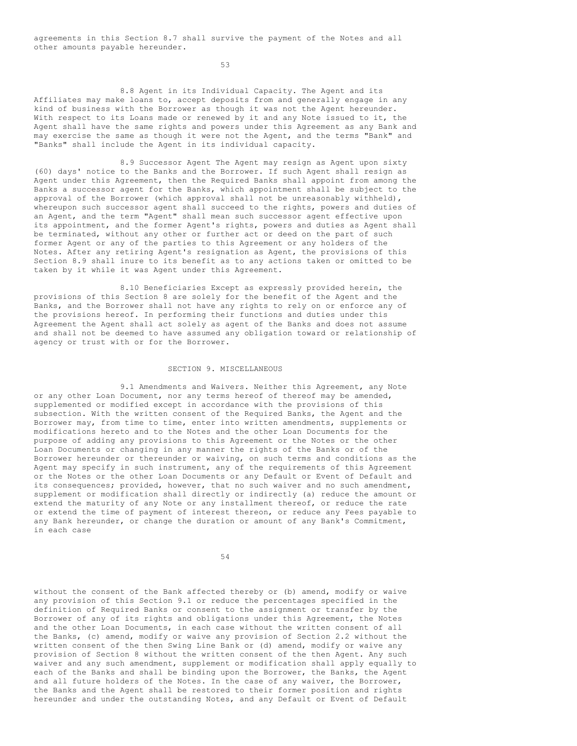agreements in this Section 8.7 shall survive the payment of the Notes and all other amounts payable hereunder.

8.8 Agent in its Individual Capacity. The Agent and its Affiliates may make loans to, accept deposits from and generally engage in any kind of business with the Borrower as though it was not the Agent hereunder. With respect to its Loans made or renewed by it and any Note issued to it, the Agent shall have the same rights and powers under this Agreement as any Bank and may exercise the same as though it were not the Agent, and the terms "Bank" and "Banks" shall include the Agent in its individual capacity.

8.9 Successor Agent The Agent may resign as Agent upon sixty (60) days' notice to the Banks and the Borrower. If such Agent shall resign as Agent under this Agreement, then the Required Banks shall appoint from among the Banks a successor agent for the Banks, which appointment shall be subject to the approval of the Borrower (which approval shall not be unreasonably withheld), whereupon such successor agent shall succeed to the rights, powers and duties of an Agent, and the term "Agent" shall mean such successor agent effective upon its appointment, and the former Agent's rights, powers and duties as Agent shall be terminated, without any other or further act or deed on the part of such former Agent or any of the parties to this Agreement or any holders of the Notes. After any retiring Agent's resignation as Agent, the provisions of this Section 8.9 shall inure to its benefit as to any actions taken or omitted to be taken by it while it was Agent under this Agreement.

8.10 Beneficiaries Except as expressly provided herein, the provisions of this Section 8 are solely for the benefit of the Agent and the Banks, and the Borrower shall not have any rights to rely on or enforce any of the provisions hereof. In performing their functions and duties under this Agreement the Agent shall act solely as agent of the Banks and does not assume and shall not be deemed to have assumed any obligation toward or relationship of agency or trust with or for the Borrower.

## SECTION 9. MISCELLANEOUS

9.1 Amendments and Waivers. Neither this Agreement, any Note or any other Loan Document, nor any terms hereof of thereof may be amended, supplemented or modified except in accordance with the provisions of this subsection. With the written consent of the Required Banks, the Agent and the Borrower may, from time to time, enter into written amendments, supplements or modifications hereto and to the Notes and the other Loan Documents for the purpose of adding any provisions to this Agreement or the Notes or the other Loan Documents or changing in any manner the rights of the Banks or of the Borrower hereunder or thereunder or waiving, on such terms and conditions as the Agent may specify in such instrument, any of the requirements of this Agreement or the Notes or the other Loan Documents or any Default or Event of Default and its consequences; provided, however, that no such waiver and no such amendment, supplement or modification shall directly or indirectly (a) reduce the amount or extend the maturity of any Note or any installment thereof, or reduce the rate or extend the time of payment of interest thereon, or reduce any Fees payable to any Bank hereunder, or change the duration or amount of any Bank's Commitment, in each case without the consent of the Bank affected thereby or (b) amend, modify or waive any provision of this Section 9.1 or reduce the percentages specified in the definition of Required Banks or consent to the assignment or transfer by the Borrower of any of its rights and obligations under this Agreement, the Notes and the other Loan Documents, in each case without the written consent of all the Banks, (c) amend, modify or waive any provision of Section 2.2 without the written consent of the then Swing Line Bank or (d) amend, modify or waive any provision of Section 8 without the written consent of the then Agent. Any such waiver and any such amendment, supplement or modification shall apply equally to each of the Banks and shall be binding upon the Borrower, the Banks, the Agent and all future holders of the Notes. In the case of any waiver, the Borrower, the Banks and the Agent shall be restored to their former position and rights hereunder and under the outstanding Notes, and any Default or Event of Default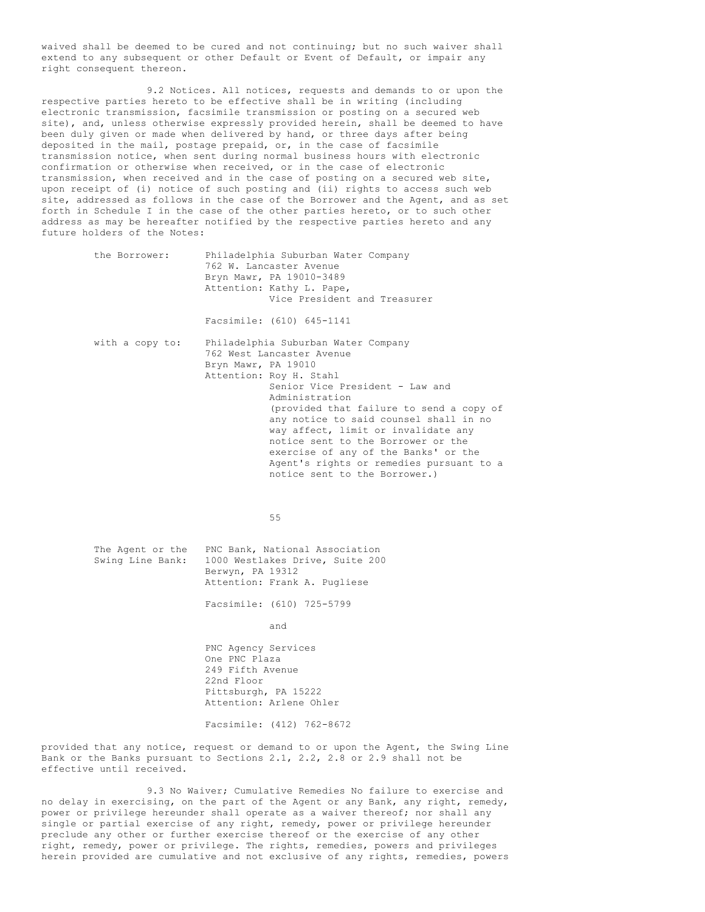waived shall be deemed to be cured and not continuing; but no such waiver shall extend to any subsequent or other Default or Event of Default, or impair any right consequent thereon.

9.2 Notices. All notices, requests and demands to or upon the respective parties hereto to be effective shall be in writing (including electronic transmission, facsimile transmission or posting on a secured web site), and, unless otherwise expressly provided herein, shall be deemed to have been duly given or made when delivered by hand, or three days after being deposited in the mail, postage prepaid, or, in the case of facsimile transmission notice, when sent during normal business hours with electronic confirmation or otherwise when received, or in the case of electronic transmission, when received and in the case of posting on a secured web site, upon receipt of (i) notice of such posting and (ii) rights to access such web site, addressed as follows in the case of the Borrower and the Agent, and as set forth in Schedule I in the case of the other parties hereto, or to such other address as may be hereafter notified by the respective parties hereto and any future holders of the Notes:

| | |
|---|---|
| the Borrower: | Philadelphia Suburban Water Company<br>762 W. Lancaster Avenue<br>Bryn Mawr, PA 19010-3489<br>Attention: Kathy L. Pape,<br>Vice President and Treasurer<br><br>Facsimile: (610) 645-1141 |
| with a copy to: | Philadelphia Suburban Water Company<br>762 West Lancaster Avenue<br>Bryn Mawr, PA 19010<br>Attention: Roy H. Stahl<br>Senior Vice President - Law and Administration<br>(provided that failure to send a copy of any notice to said counsel shall in no way affect, limit or invalidate any notice sent to the Borrower or the exercise of any of the Banks' or the Agent's rights or remedies pursuant to a notice sent to the Borrower.) |
| The Agent or the Swing Line Bank: | PNC Bank, National Association<br>1000 Westlakes Drive, Suite 200<br>Berwyn, PA 19312<br>Attention: Frank A. Pugliese<br><br>Facsimile: (610) 725-5799<br><br>and<br><br>PNC Agency Services<br>One PNC Plaza<br>249 Fifth Avenue<br>22nd Floor<br>Pittsburgh, PA 15222<br>Attention: Arlene Ohler<br><br>Facsimile: (412) 762-8672 |

provided that any notice, request or demand to or upon the Agent, the Swing Line Bank or the Banks pursuant to Sections 2.1, 2.2, 2.8 or 2.9 shall not be effective until received.

9.3 No Waiver; Cumulative Remedies No failure to exercise and no delay in exercising, on the part of the Agent or any Bank, any right, remedy, power or privilege hereunder shall operate as a waiver thereof; nor shall any single or partial exercise of any right, remedy, power or privilege hereunder preclude any other or further exercise thereof or the exercise of any other right, remedy, power or privilege. The rights, remedies, powers and privileges herein provided are cumulative and not exclusive of any rights, remedies, powers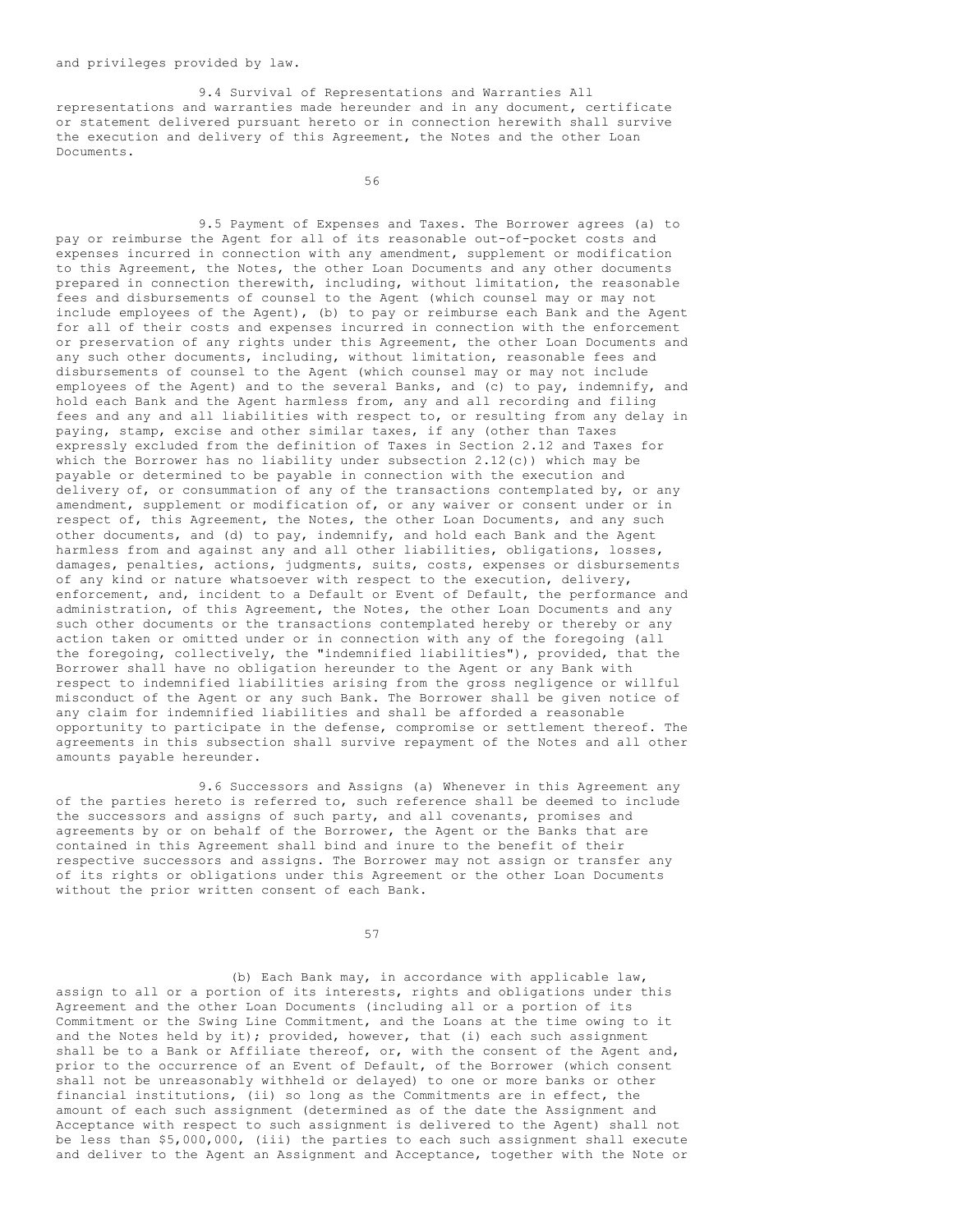and privileges provided by law.

9.4 Survival of Representations and Warranties All representations and warranties made hereunder and in any document, certificate or statement delivered pursuant hereto or in connection herewith shall survive the execution and delivery of this Agreement, the Notes and the other Loan Documents.

9.5 Payment of Expenses and Taxes. The Borrower agrees (a) to pay or reimburse the Agent for all of its reasonable out-of-pocket costs and expenses incurred in connection with any amendment, supplement or modification to this Agreement, the Notes, the other Loan Documents and any other documents prepared in connection therewith, including, without limitation, the reasonable fees and disbursements of counsel to the Agent (which counsel may or may not include employees of the Agent), (b) to pay or reimburse each Bank and the Agent for all of their costs and expenses incurred in connection with the enforcement or preservation of any rights under this Agreement, the other Loan Documents and any such other documents, including, without limitation, reasonable fees and disbursements of counsel to the Agent (which counsel may or may not include employees of the Agent) and to the several Banks, and (c) to pay, indemnify, and hold each Bank and the Agent harmless from, any and all recording and filing fees and any and all liabilities with respect to, or resulting from any delay in paying, stamp, excise and other similar taxes, if any (other than Taxes expressly excluded from the definition of Taxes in Section 2.12 and Taxes for which the Borrower has no liability under subsection 2.12(c)) which may be payable or determined to be payable in connection with the execution and delivery of, or consummation of any of the transactions contemplated by, or any amendment, supplement or modification of, or any waiver or consent under or in respect of, this Agreement, the Notes, the other Loan Documents, and any such other documents, and (d) to pay, indemnify, and hold each Bank and the Agent harmless from and against any and all other liabilities, obligations, losses, damages, penalties, actions, judgments, suits, costs, expenses or disbursements of any kind or nature whatsoever with respect to the execution, delivery, enforcement, and, incident to a Default or Event of Default, the performance and administration, of this Agreement, the Notes, the other Loan Documents and any such other documents or the transactions contemplated hereby or thereby or any action taken or omitted under or in connection with any of the foregoing (all the foregoing, collectively, the "indemnified liabilities"), provided, that the Borrower shall have no obligation hereunder to the Agent or any Bank with respect to indemnified liabilities arising from the gross negligence or willful misconduct of the Agent or any such Bank. The Borrower shall be given notice of any claim for indemnified liabilities and shall be afforded a reasonable opportunity to participate in the defense, compromise or settlement thereof. The agreements in this subsection shall survive repayment of the Notes and all other amounts payable hereunder.

9.6 Successors and Assigns (a) Whenever in this Agreement any of the parties hereto is referred to, such reference shall be deemed to include the successors and assigns of such party, and all covenants, promises and agreements by or on behalf of the Borrower, the Agent or the Banks that are contained in this Agreement shall bind and inure to the benefit of their respective successors and assigns. The Borrower may not assign or transfer any of its rights or obligations under this Agreement or the other Loan Documents without the prior written consent of each Bank.

(b) Each Bank may, in accordance with applicable law, assign to all or a portion of its interests, rights and obligations under this Agreement and the other Loan Documents (including all or a portion of its Commitment or the Swing Line Commitment, and the Loans at the time owing to it and the Notes held by it); provided, however, that (i) each such assignment shall be to a Bank or Affiliate thereof, or, with the consent of the Agent and, prior to the occurrence of an Event of Default, of the Borrower (which consent shall not be unreasonably withheld or delayed) to one or more banks or other financial institutions, (ii) so long as the Commitments are in effect, the amount of each such assignment (determined as of the date the Assignment and Acceptance with respect to such assignment is delivered to the Agent) shall not be less than $5,000,000, (iii) the parties to each such assignment shall execute and deliver to the Agent an Assignment and Acceptance, together with the Note or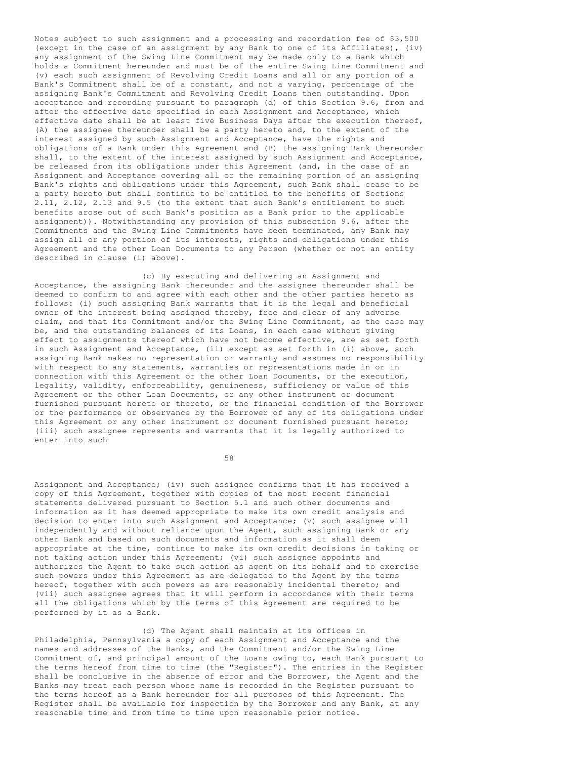Notes subject to such assignment and a processing and recordation fee of $3,500 (except in the case of an assignment by any Bank to one of its Affiliates), (iv) any assignment of the Swing Line Commitment may be made only to a Bank which holds a Commitment hereunder and must be of the entire Swing Line Commitment and (v) each such assignment of Revolving Credit Loans and all or any portion of a Bank's Commitment shall be of a constant, and not a varying, percentage of the assigning Bank's Commitment and Revolving Credit Loans then outstanding. Upon acceptance and recording pursuant to paragraph (d) of this Section 9.6, from and after the effective date specified in each Assignment and Acceptance, which effective date shall be at least five Business Days after the execution thereof, (A) the assignee thereunder shall be a party hereto and, to the extent of the interest assigned by such Assignment and Acceptance, have the rights and obligations of a Bank under this Agreement and (B) the assigning Bank thereunder shall, to the extent of the interest assigned by such Assignment and Acceptance, be released from its obligations under this Agreement (and, in the case of an Assignment and Acceptance covering all or the remaining portion of an assigning Bank's rights and obligations under this Agreement, such Bank shall cease to be a party hereto but shall continue to be entitled to the benefits of Sections 2.11, 2.12, 2.13 and 9.5 (to the extent that such Bank's entitlement to such benefits arose out of such Bank's position as a Bank prior to the applicable assignment)). Notwithstanding any provision of this subsection 9.6, after the Commitments and the Swing Line Commitments have been terminated, any Bank may assign all or any portion of its interests, rights and obligations under this Agreement and the other Loan Documents to any Person (whether or not an entity described in clause (i) above).

(c) By executing and delivering an Assignment and Acceptance, the assigning Bank thereunder and the assignee thereunder shall be deemed to confirm to and agree with each other and the other parties hereto as follows: (i) such assigning Bank warrants that it is the legal and beneficial owner of the interest being assigned thereby, free and clear of any adverse claim, and that its Commitment and/or the Swing Line Commitment, as the case may be, and the outstanding balances of its Loans, in each case without giving effect to assignments thereof which have not become effective, are as set forth in such Assignment and Acceptance, (ii) except as set forth in (i) above, such assigning Bank makes no representation or warranty and assumes no responsibility with respect to any statements, warranties or representations made in or in connection with this Agreement or the other Loan Documents, or the execution, legality, validity, enforceability, genuineness, sufficiency or value of this Agreement or the other Loan Documents, or any other instrument or document furnished pursuant hereto or thereto, or the financial condition of the Borrower or the performance or observance by the Borrower of any of its obligations under this Agreement or any other instrument or document furnished pursuant hereto; (iii) such assignee represents and warrants that it is legally authorized to enter into such Assignment and Acceptance; (iv) such assignee confirms that it has received a copy of this Agreement, together with copies of the most recent financial statements delivered pursuant to Section 5.1 and such other documents and information as it has deemed appropriate to make its own credit analysis and decision to enter into such Assignment and Acceptance; (v) such assignee will independently and without reliance upon the Agent, such assigning Bank or any other Bank and based on such documents and information as it shall deem appropriate at the time, continue to make its own credit decisions in taking or not taking action under this Agreement; (vi) such assignee appoints and authorizes the Agent to take such action as agent on its behalf and to exercise such powers under this Agreement as are delegated to the Agent by the terms hereof, together with such powers as are reasonably incidental thereto; and (vii) such assignee agrees that it will perform in accordance with their terms all the obligations which by the terms of this Agreement are required to be performed by it as a Bank.

(d) The Agent shall maintain at its offices in Philadelphia, Pennsylvania a copy of each Assignment and Acceptance and the names and addresses of the Banks, and the Commitment and/or the Swing Line Commitment of, and principal amount of the Loans owing to, each Bank pursuant to the terms hereof from time to time (the "Register"). The entries in the Register shall be conclusive in the absence of error and the Borrower, the Agent and the Banks may treat each person whose name is recorded in the Register pursuant to the terms hereof as a Bank hereunder for all purposes of this Agreement. The Register shall be available for inspection by the Borrower and any Bank, at any reasonable time and from time to time upon reasonable prior notice.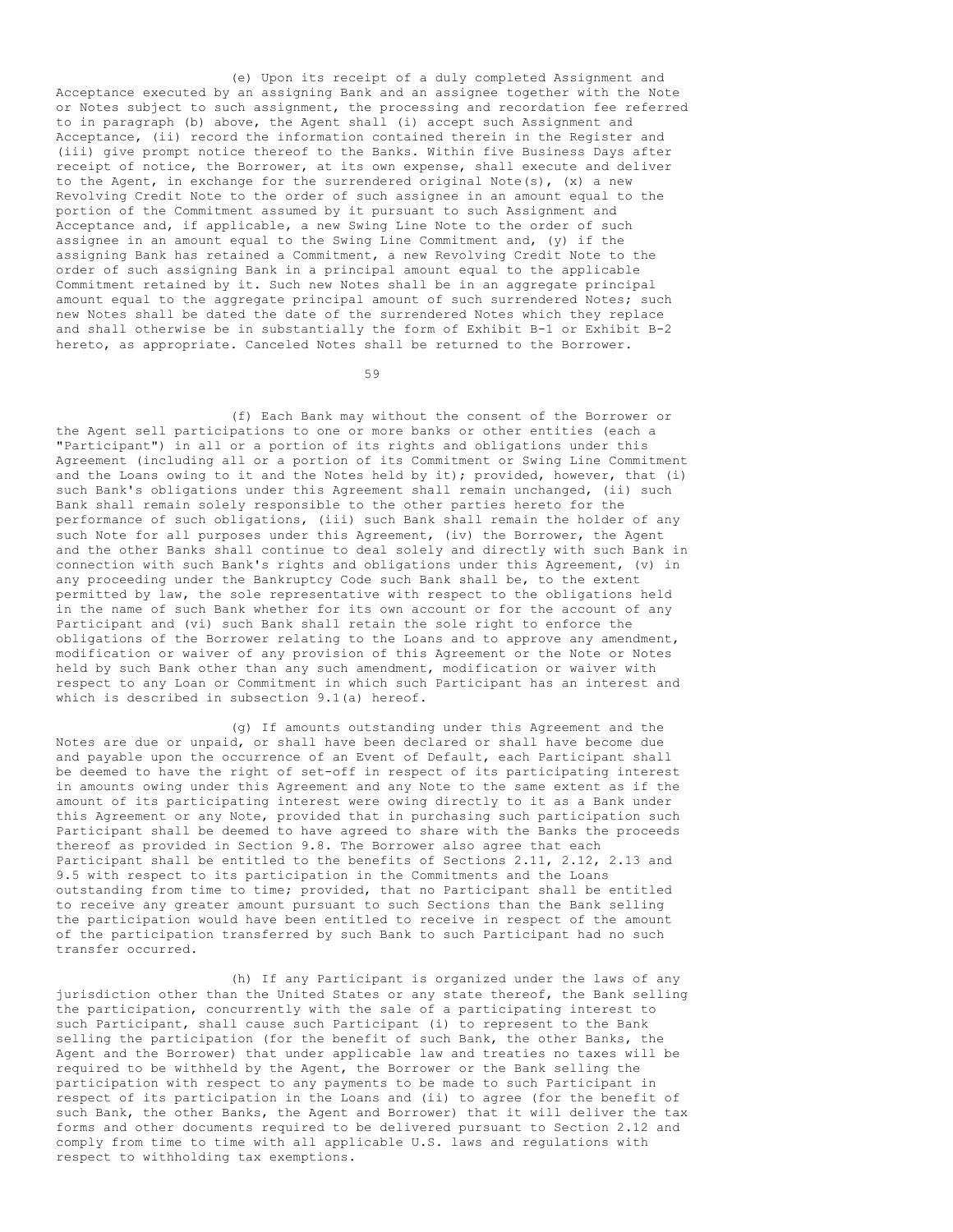(e) Upon its receipt of a duly completed Assignment and Acceptance executed by an assigning Bank and an assignee together with the Note or Notes subject to such assignment, the processing and recordation fee referred to in paragraph (b) above, the Agent shall (i) accept such Assignment and Acceptance, (ii) record the information contained therein in the Register and (iii) give prompt notice thereof to the Banks. Within five Business Days after receipt of notice, the Borrower, at its own expense, shall execute and deliver to the Agent, in exchange for the surrendered original Note(s), (x) a new Revolving Credit Note to the order of such assignee in an amount equal to the portion of the Commitment assumed by it pursuant to such Assignment and Acceptance and, if applicable, a new Swing Line Note to the order of such assignee in an amount equal to the Swing Line Commitment and, (y) if the assigning Bank has retained a Commitment, a new Revolving Credit Note to the order of such assigning Bank in a principal amount equal to the applicable Commitment retained by it. Such new Notes shall be in an aggregate principal amount equal to the aggregate principal amount of such surrendered Notes; such new Notes shall be dated the date of the surrendered Notes which they replace and shall otherwise be in substantially the form of Exhibit B-1 or Exhibit B-2 hereto, as appropriate. Canceled Notes shall be returned to the Borrower.

(f) Each Bank may without the consent of the Borrower or the Agent sell participations to one or more banks or other entities (each a "Participant") in all or a portion of its rights and obligations under this Agreement (including all or a portion of its Commitment or Swing Line Commitment and the Loans owing to it and the Notes held by it); provided, however, that (i) such Bank's obligations under this Agreement shall remain unchanged, (ii) such Bank shall remain solely responsible to the other parties hereto for the performance of such obligations, (iii) such Bank shall remain the holder of any such Note for all purposes under this Agreement, (iv) the Borrower, the Agent and the other Banks shall continue to deal solely and directly with such Bank in connection with such Bank's rights and obligations under this Agreement, (v) in any proceeding under the Bankruptcy Code such Bank shall be, to the extent permitted by law, the sole representative with respect to the obligations held in the name of such Bank whether for its own account or for the account of any Participant and (vi) such Bank shall retain the sole right to enforce the obligations of the Borrower relating to the Loans and to approve any amendment, modification or waiver of any provision of this Agreement or the Note or Notes held by such Bank other than any such amendment, modification or waiver with respect to any Loan or Commitment in which such Participant has an interest and which is described in subsection 9.1(a) hereof.

(g) If amounts outstanding under this Agreement and the Notes are due or unpaid, or shall have been declared or shall have become due and payable upon the occurrence of an Event of Default, each Participant shall be deemed to have the right of set-off in respect of its participating interest in amounts owing under this Agreement and any Note to the same extent as if the amount of its participating interest were owing directly to it as a Bank under this Agreement or any Note, provided that in purchasing such participation such Participant shall be deemed to have agreed to share with the Banks the proceeds thereof as provided in Section 9.8. The Borrower also agree that each Participant shall be entitled to the benefits of Sections 2.11, 2.12, 2.13 and 9.5 with respect to its participation in the Commitments and the Loans outstanding from time to time; provided, that no Participant shall be entitled to receive any greater amount pursuant to such Sections than the Bank selling the participation would have been entitled to receive in respect of the amount of the participation transferred by such Bank to such Participant had no such transfer occurred.

(h) If any Participant is organized under the laws of any jurisdiction other than the United States or any state thereof, the Bank selling the participation, concurrently with the sale of a participating interest to such Participant, shall cause such Participant (i) to represent to the Bank selling the participation (for the benefit of such Bank, the other Banks, the Agent and the Borrower) that under applicable law and treaties no taxes will be required to be withheld by the Agent, the Borrower or the Bank selling the participation with respect to any payments to be made to such Participant in respect of its participation in the Loans and (ii) to agree (for the benefit of such Bank, the other Banks, the Agent and Borrower) that it will deliver the tax forms and other documents required to be delivered pursuant to Section 2.12 and comply from time to time with all applicable U.S. laws and regulations with respect to withholding tax exemptions.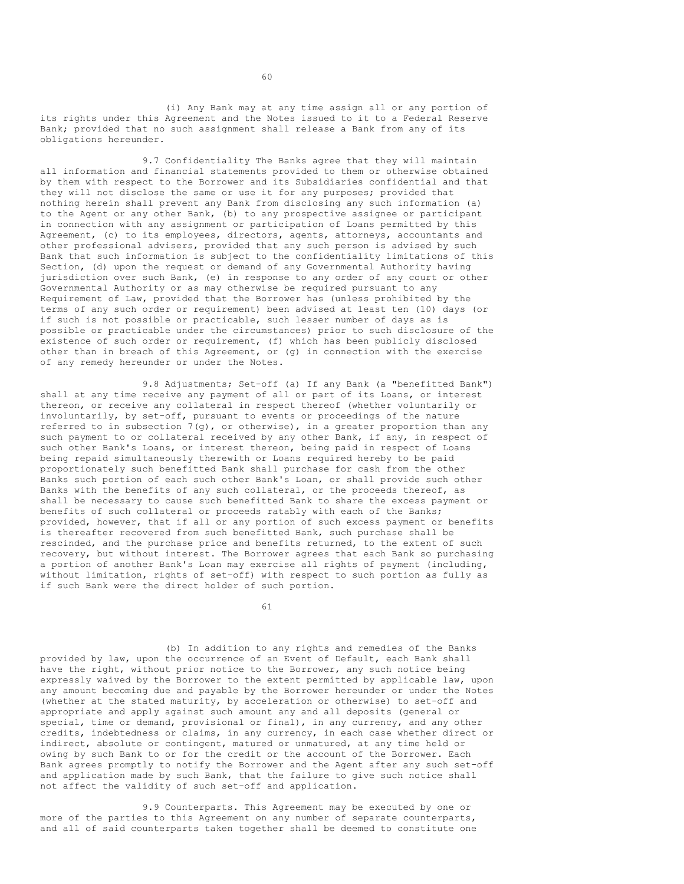(i) Any Bank may at any time assign all or any portion of its rights under this Agreement and the Notes issued to it to a Federal Reserve Bank; provided that no such assignment shall release a Bank from any of its obligations hereunder.

9.7 Confidentiality The Banks agree that they will maintain all information and financial statements provided to them or otherwise obtained by them with respect to the Borrower and its Subsidiaries confidential and that they will not disclose the same or use it for any purposes; provided that nothing herein shall prevent any Bank from disclosing any such information (a) to the Agent or any other Bank, (b) to any prospective assignee or participant in connection with any assignment or participation of Loans permitted by this Agreement, (c) to its employees, directors, agents, attorneys, accountants and other professional advisers, provided that any such person is advised by such Bank that such information is subject to the confidentiality limitations of this Section, (d) upon the request or demand of any Governmental Authority having jurisdiction over such Bank, (e) in response to any order of any court or other Governmental Authority or as may otherwise be required pursuant to any Requirement of Law, provided that the Borrower has (unless prohibited by the terms of any such order or requirement) been advised at least ten (10) days (or if such is not possible or practicable, such lesser number of days as is possible or practicable under the circumstances) prior to such disclosure of the existence of such order or requirement, (f) which has been publicly disclosed other than in breach of this Agreement, or (g) in connection with the exercise of any remedy hereunder or under the Notes.

9.8 Adjustments; Set-off (a) If any Bank (a "benefitted Bank") shall at any time receive any payment of all or part of its Loans, or interest thereon, or receive any collateral in respect thereof (whether voluntarily or involuntarily, by set-off, pursuant to events or proceedings of the nature referred to in subsection 7(g), or otherwise), in a greater proportion than any such payment to or collateral received by any other Bank, if any, in respect of such other Bank's Loans, or interest thereon, being paid in respect of Loans being repaid simultaneously therewith or Loans required hereby to be paid proportionately such benefitted Bank shall purchase for cash from the other Banks such portion of each such other Bank's Loan, or shall provide such other Banks with the benefits of any such collateral, or the proceeds thereof, as shall be necessary to cause such benefitted Bank to share the excess payment or benefits of such collateral or proceeds ratably with each of the Banks; provided, however, that if all or any portion of such excess payment or benefits is thereafter recovered from such benefitted Bank, such purchase shall be rescinded, and the purchase price and benefits returned, to the extent of such recovery, but without interest. The Borrower agrees that each Bank so purchasing a portion of another Bank's Loan may exercise all rights of payment (including, without limitation, rights of set-off) with respect to such portion as fully as if such Bank were the direct holder of such portion.

(b) In addition to any rights and remedies of the Banks provided by law, upon the occurrence of an Event of Default, each Bank shall have the right, without prior notice to the Borrower, any such notice being expressly waived by the Borrower to the extent permitted by applicable law, upon any amount becoming due and payable by the Borrower hereunder or under the Notes (whether at the stated maturity, by acceleration or otherwise) to set-off and appropriate and apply against such amount any and all deposits (general or special, time or demand, provisional or final), in any currency, and any other credits, indebtedness or claims, in any currency, in each case whether direct or indirect, absolute or contingent, matured or unmatured, at any time held or owing by such Bank to or for the credit or the account of the Borrower. Each Bank agrees promptly to notify the Borrower and the Agent after any such set-off and application made by such Bank, that the failure to give such notice shall not affect the validity of such set-off and application.

9.9 Counterparts. This Agreement may be executed by one or more of the parties to this Agreement on any number of separate counterparts, and all of said counterparts taken together shall be deemed to constitute one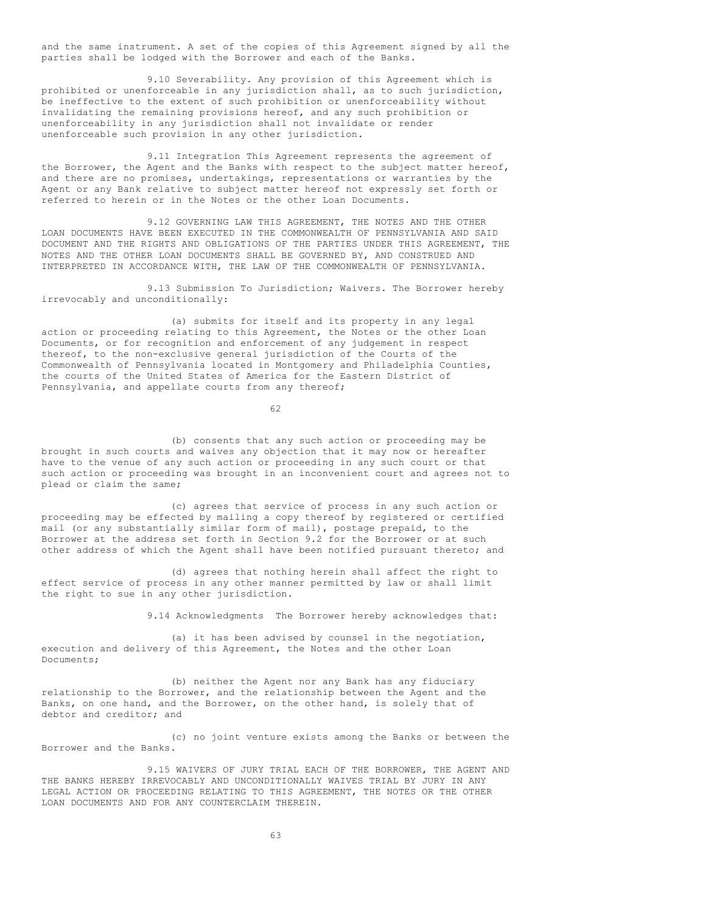and the same instrument. A set of the copies of this Agreement signed by all the parties shall be lodged with the Borrower and each of the Banks.

9.10 Severability. Any provision of this Agreement which is prohibited or unenforceable in any jurisdiction shall, as to such jurisdiction, be ineffective to the extent of such prohibition or unenforceability without invalidating the remaining provisions hereof, and any such prohibition or unenforceability in any jurisdiction shall not invalidate or render unenforceable such provision in any other jurisdiction.

9.11 Integration This Agreement represents the agreement of the Borrower, the Agent and the Banks with respect to the subject matter hereof, and there are no promises, undertakings, representations or warranties by the Agent or any Bank relative to subject matter hereof not expressly set forth or referred to herein or in the Notes or the other Loan Documents.

9.12 GOVERNING LAW THIS AGREEMENT, THE NOTES AND THE OTHER LOAN DOCUMENTS HAVE BEEN EXECUTED IN THE COMMONWEALTH OF PENNSYLVANIA AND SAID DOCUMENT AND THE RIGHTS AND OBLIGATIONS OF THE PARTIES UNDER THIS AGREEMENT, THE NOTES AND THE OTHER LOAN DOCUMENTS SHALL BE GOVERNED BY, AND CONSTRUED AND INTERPRETED IN ACCORDANCE WITH, THE LAW OF THE COMMONWEALTH OF PENNSYLVANIA.

9.13 Submission To Jurisdiction; Waivers. The Borrower hereby irrevocably and unconditionally:

(a) submits for itself and its property in any legal action or proceeding relating to this Agreement, the Notes or the other Loan Documents, or for recognition and enforcement of any judgement in respect thereof, to the non-exclusive general jurisdiction of the Courts of the Commonwealth of Pennsylvania located in Montgomery and Philadelphia Counties, the courts of the United States of America for the Eastern District of Pennsylvania, and appellate courts from any thereof;

(b) consents that any such action or proceeding may be brought in such courts and waives any objection that it may now or hereafter have to the venue of any such action or proceeding in any such court or that such action or proceeding was brought in an inconvenient court and agrees not to plead or claim the same;

(c) agrees that service of process in any such action or proceeding may be effected by mailing a copy thereof by registered or certified mail (or any substantially similar form of mail), postage prepaid, to the Borrower at the address set forth in Section 9.2 for the Borrower or at such other address of which the Agent shall have been notified pursuant thereto; and

(d) agrees that nothing herein shall affect the right to effect service of process in any other manner permitted by law or shall limit the right to sue in any other jurisdiction.

9.14 Acknowledgments The Borrower hereby acknowledges that:

(a) it has been advised by counsel in the negotiation, execution and delivery of this Agreement, the Notes and the other Loan Documents;

(b) neither the Agent nor any Bank has any fiduciary relationship to the Borrower, and the relationship between the Agent and the Banks, on one hand, and the Borrower, on the other hand, is solely that of debtor and creditor; and

(c) no joint venture exists among the Banks or between the Borrower and the Banks.

9.15 WAIVERS OF JURY TRIAL EACH OF THE BORROWER, THE AGENT AND THE BANKS HEREBY IRREVOCABLY AND UNCONDITIONALLY WAIVES TRIAL BY JURY IN ANY LEGAL ACTION OR PROCEEDING RELATING TO THIS AGREEMENT, THE NOTES OR THE OTHER LOAN DOCUMENTS AND FOR ANY COUNTERCLAIM THEREIN.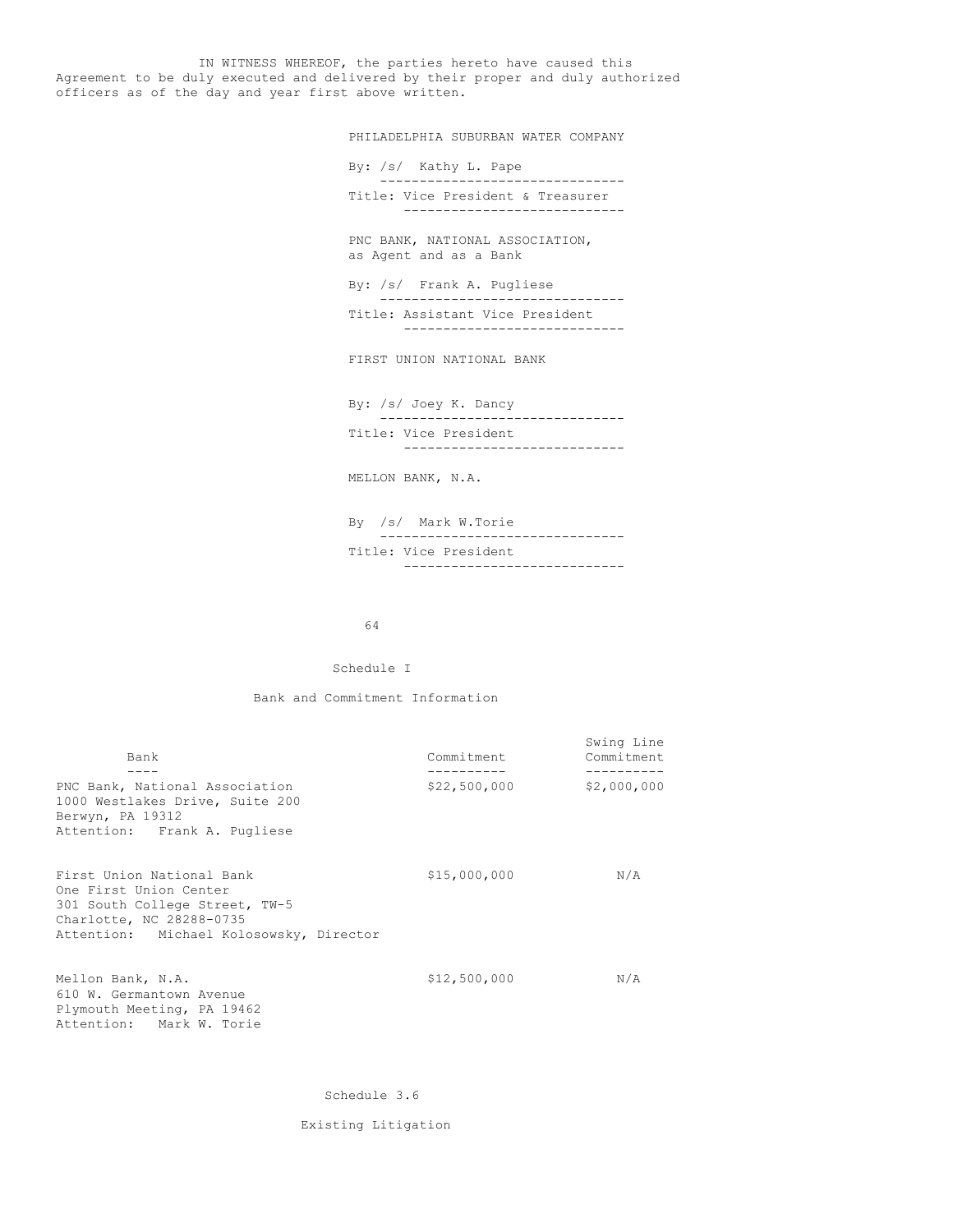IN WITNESS WHEREOF, the parties hereto have caused this Agreement to be duly executed and delivered by their proper and duly authorized officers as of the day and year first above written.

PHILADELPHIA SUBURBAN WATER COMPANY

By: /s/ Kathy L. Pape

Title: Vice President & Treasurer

PNC BANK, NATIONAL ASSOCIATION, as Agent and as a Bank

By: /s/ Frank A. Pugliese

Title: Assistant Vice President

FIRST UNION NATIONAL BANK

By: /s/ Joey K. Dancy

Title: Vice President

MELLON BANK, N.A.

By /s/ Mark W.Torie

Title: Vice President

## Schedule I

### Bank and Commitment Information

| Bank | Commitment | Swing Line Commitment |
| --- | --- | --- |
| PNC Bank, National Association<br>1000 Westlakes Drive, Suite 200<br>Berwyn, PA 19312<br>Attention: Frank A. Pugliese | $22,500,000 | $2,000,000 |
| First Union National Bank<br>One First Union Center<br>301 South College Street, TW-5<br>Charlotte, NC 28288-0735<br>Attention: Michael Kolosowsky, Director | $15,000,000 | N/A |
| Mellon Bank, N.A.<br>610 W. Germantown Avenue<br>Plymouth Meeting, PA 19462<br>Attention: Mark W. Torie | $12,500,000 | N/A |

## Schedule 3.6

### Existing Litigation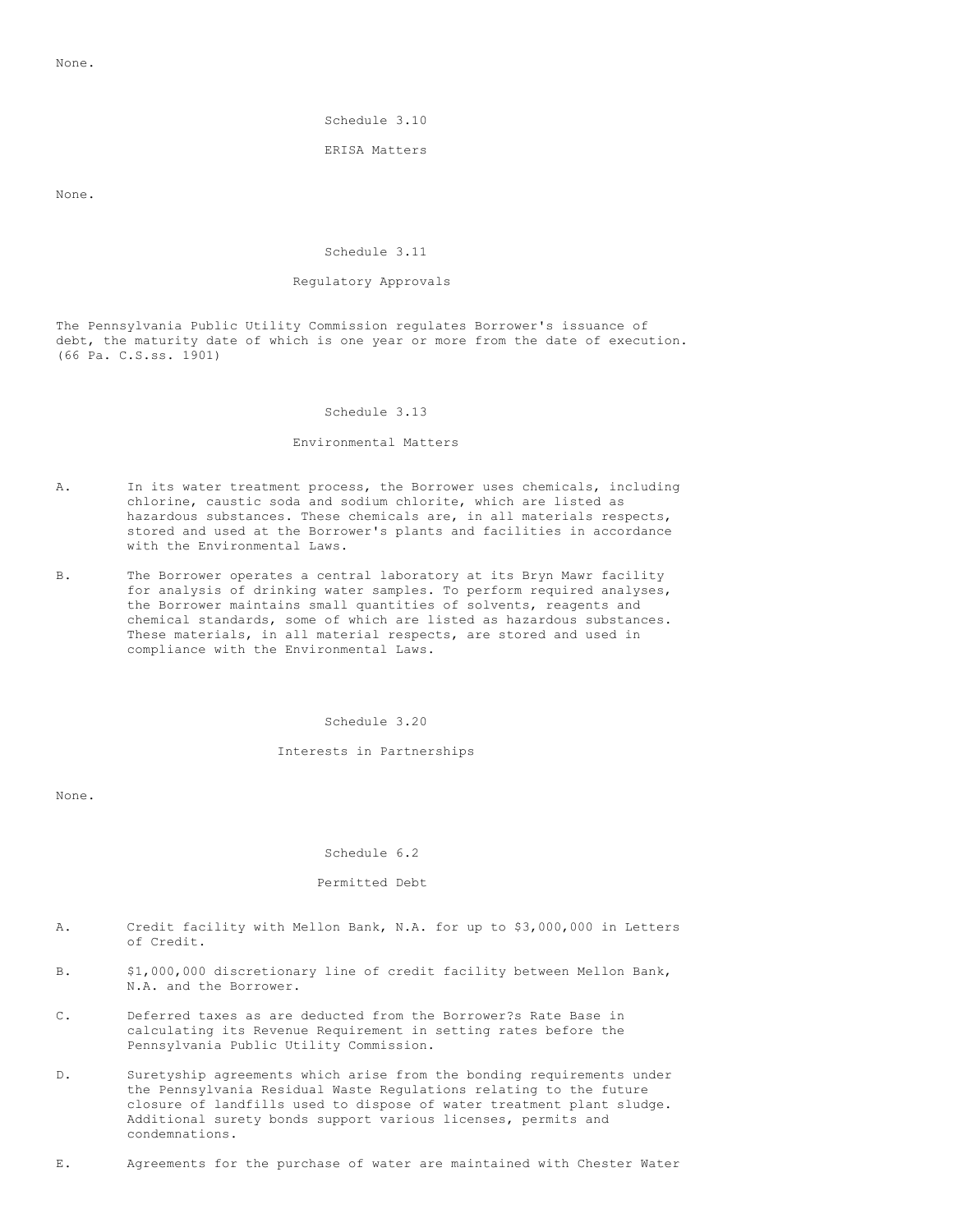None.

## Schedule 3.10

### ERISA Matters

None.

## Schedule 3.11

### Regulatory Approvals

The Pennsylvania Public Utility Commission regulates Borrower's issuance of debt, the maturity date of which is one year or more from the date of execution. (66 Pa. C.S.ss. 1901)

## Schedule 3.13

### Environmental Matters

A. In its water treatment process, the Borrower uses chemicals, including chlorine, caustic soda and sodium chlorite, which are listed as hazardous substances. These chemicals are, in all materials respects, stored and used at the Borrower's plants and facilities in accordance with the Environmental Laws.

B. The Borrower operates a central laboratory at its Bryn Mawr facility for analysis of drinking water samples. To perform required analyses, the Borrower maintains small quantities of solvents, reagents and chemical standards, some of which are listed as hazardous substances. These materials, in all material respects, are stored and used in compliance with the Environmental Laws.

## Schedule 3.20

### Interests in Partnerships

None.

## Schedule 6.2

### Permitted Debt

A. Credit facility with Mellon Bank, N.A. for up to $3,000,000 in Letters of Credit.

B. $1,000,000 discretionary line of credit facility between Mellon Bank, N.A. and the Borrower.

C. Deferred taxes as are deducted from the Borrower?s Rate Base in calculating its Revenue Requirement in setting rates before the Pennsylvania Public Utility Commission.

D. Suretyship agreements which arise from the bonding requirements under the Pennsylvania Residual Waste Regulations relating to the future closure of landfills used to dispose of water treatment plant sludge. Additional surety bonds support various licenses, permits and condemnations.

E. Agreements for the purchase of water are maintained with Chester Water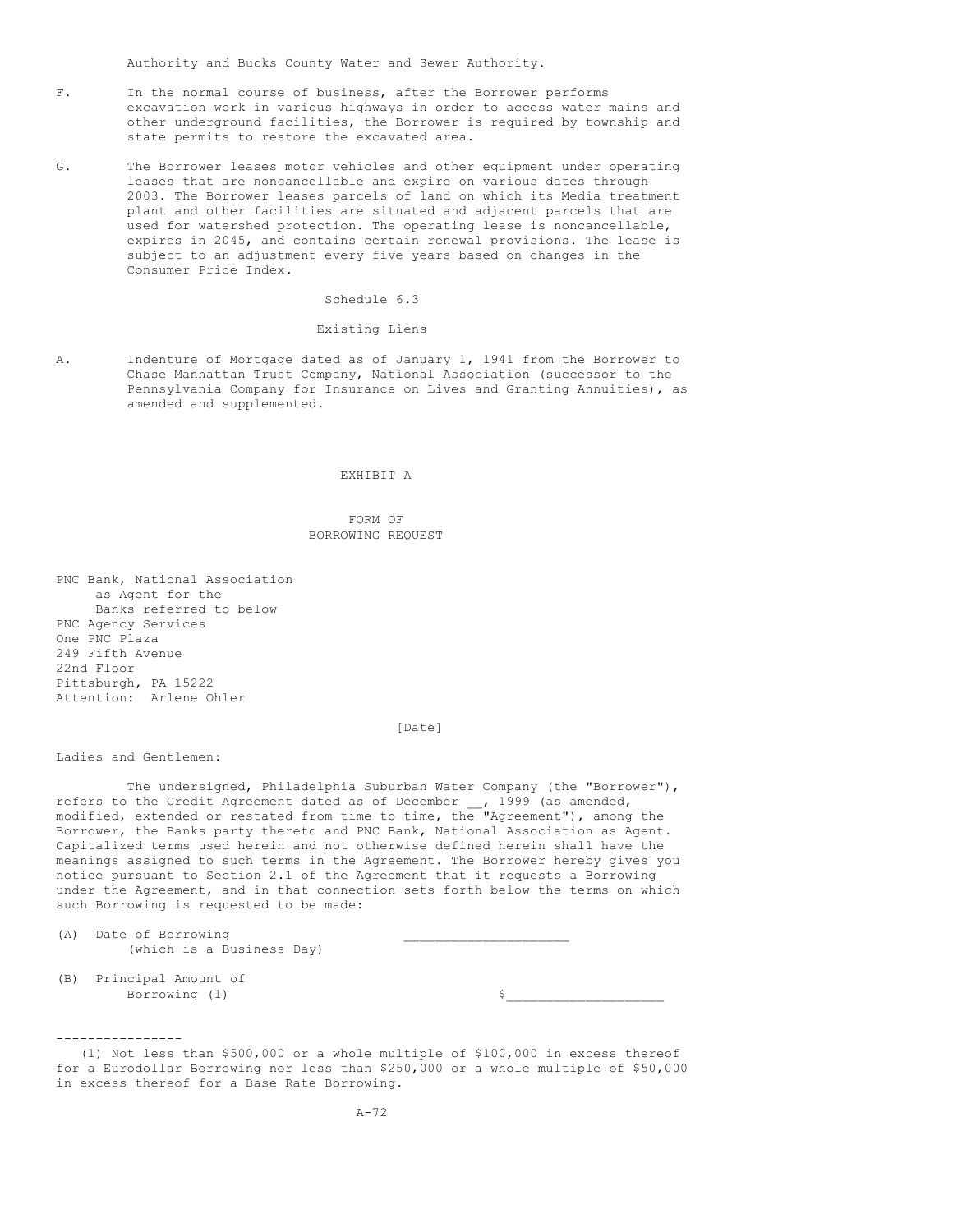Authority and Bucks County Water and Sewer Authority.

F. In the normal course of business, after the Borrower performs excavation work in various highways in order to access water mains and other underground facilities, the Borrower is required by township and state permits to restore the excavated area.

G. The Borrower leases motor vehicles and other equipment under operating leases that are noncancellable and expire on various dates through 2003. The Borrower leases parcels of land on which its Media treatment plant and other facilities are situated and adjacent parcels that are used for watershed protection. The operating lease is noncancellable, expires in 2045, and contains certain renewal provisions. The lease is subject to an adjustment every five years based on changes in the Consumer Price Index.

## Schedule 6.3

## Existing Liens

A. Indenture of Mortgage dated as of January 1, 1941 from the Borrower to Chase Manhattan Trust Company, National Association (successor to the Pennsylvania Company for Insurance on Lives and Granting Annuities), as amended and supplemented.

# EXHIBIT A

## FORM OF BORROWING REQUEST

PNC Bank, National Association
as Agent for the
Banks referred to below
PNC Agency Services
One PNC Plaza
249 Fifth Avenue
22nd Floor
Pittsburgh, PA 15222
Attention: Arlene Ohler

[Date]

Ladies and Gentlemen:

The undersigned, Philadelphia Suburban Water Company (the "Borrower"), refers to the Credit Agreement dated as of December __, 1999 (as amended, modified, extended or restated from time to time, the "Agreement"), among the Borrower, the Banks party thereto and PNC Bank, National Association as Agent. Capitalized terms used herein and not otherwise defined herein shall have the meanings assigned to such terms in the Agreement. The Borrower hereby gives you notice pursuant to Section 2.1 of the Agreement that it requests a Borrowing under the Agreement, and in that connection sets forth below the terms on which such Borrowing is requested to be made:

(A) Date of Borrowing (which is a Business Day) ____________________

(B) Principal Amount of Borrowing (1) $____________________

----------------

(1) Not less than $500,000 or a whole multiple of $100,000 in excess thereof for a Eurodollar Borrowing nor less than $250,000 or a whole multiple of $50,000 in excess thereof for a Base Rate Borrowing.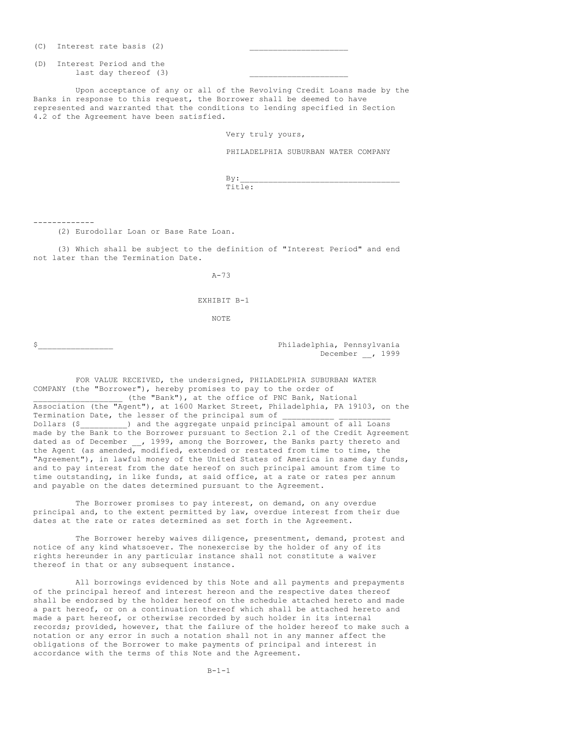(C) Interest rate basis (2) ____________________

(D) Interest Period and the last day thereof (3) ____________________

Upon acceptance of any or all of the Revolving Credit Loans made by the Banks in response to this request, the Borrower shall be deemed to have represented and warranted that the conditions to lending specified in Section 4.2 of the Agreement have been satisfied.

Very truly yours,

PHILADELPHIA SUBURBAN WATER COMPANY

By:_________________________________
Title:

-------------

(2) Eurodollar Loan or Base Rate Loan.

(3) Which shall be subject to the definition of "Interest Period" and end not later than the Termination Date.

A-73

EXHIBIT B-1

NOTE

$________________ Philadelphia, Pennsylvania
December __, 1999

FOR VALUE RECEIVED, the undersigned, PHILADELPHIA SUBURBAN WATER COMPANY (the "Borrower"), hereby promises to pay to the order of ___________________ (the "Bank"), at the office of PNC Bank, National Association (the "Agent"), at 1600 Market Street, Philadelphia, PA 19103, on the Termination Date, the lesser of the principal sum of ___________ ___________ Dollars ($__________) and the aggregate unpaid principal amount of all Loans made by the Bank to the Borrower pursuant to Section 2.1 of the Credit Agreement dated as of December __, 1999, among the Borrower, the Banks party thereto and the Agent (as amended, modified, extended or restated from time to time, the "Agreement"), in lawful money of the United States of America in same day funds, and to pay interest from the date hereof on such principal amount from time to time outstanding, in like funds, at said office, at a rate or rates per annum and payable on the dates determined pursuant to the Agreement.

The Borrower promises to pay interest, on demand, on any overdue principal and, to the extent permitted by law, overdue interest from their due dates at the rate or rates determined as set forth in the Agreement.

The Borrower hereby waives diligence, presentment, demand, protest and notice of any kind whatsoever. The nonexercise by the holder of any of its rights hereunder in any particular instance shall not constitute a waiver thereof in that or any subsequent instance.

All borrowings evidenced by this Note and all payments and prepayments of the principal hereof and interest hereon and the respective dates thereof shall be endorsed by the holder hereof on the schedule attached hereto and made a part hereof, or on a continuation thereof which shall be attached hereto and made a part hereof, or otherwise recorded by such holder in its internal records; provided, however, that the failure of the holder hereof to make such a notation or any error in such a notation shall not in any manner affect the obligations of the Borrower to make payments of principal and interest in accordance with the terms of this Note and the Agreement.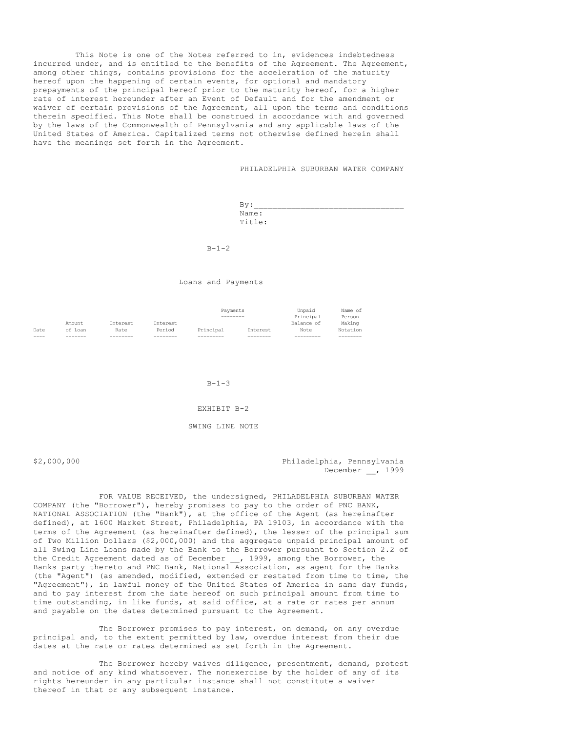This Note is one of the Notes referred to in, evidences indebtedness incurred under, and is entitled to the benefits of the Agreement. The Agreement, among other things, contains provisions for the acceleration of the maturity hereof upon the happening of certain events, for optional and mandatory prepayments of the principal hereof prior to the maturity hereof, for a higher rate of interest hereunder after an Event of Default and for the amendment or waiver of certain provisions of the Agreement, all upon the terms and conditions therein specified. This Note shall be construed in accordance with and governed by the laws of the Commonwealth of Pennsylvania and any applicable laws of the United States of America. Capitalized terms not otherwise defined herein shall have the meanings set forth in the Agreement.

PHILADELPHIA SUBURBAN WATER COMPANY

By:_______________________________
Name:
Title:

B-1-2

Loans and Payments

| Date | Amount of Loan | Interest Rate | Interest Period | Payments | | Unpaid Principal Balance of Note | Name of Person Making Notation |
|---|---|---|---|---|---|---|---|
| | | | | Principal | Interest | | |

B-1-3

EXHIBIT B-2

SWING LINE NOTE

$2,000,000

Philadelphia, Pennsylvania
December __, 1999

FOR VALUE RECEIVED, the undersigned, PHILADELPHIA SUBURBAN WATER COMPANY (the "Borrower"), hereby promises to pay to the order of PNC BANK, NATIONAL ASSOCIATION (the "Bank"), at the office of the Agent (as hereinafter defined), at 1600 Market Street, Philadelphia, PA 19103, in accordance with the terms of the Agreement (as hereinafter defined), the lesser of the principal sum of Two Million Dollars ($2,000,000) and the aggregate unpaid principal amount of all Swing Line Loans made by the Bank to the Borrower pursuant to Section 2.2 of the Credit Agreement dated as of December __, 1999, among the Borrower, the Banks party thereto and PNC Bank, National Association, as agent for the Banks (the "Agent") (as amended, modified, extended or restated from time to time, the "Agreement"), in lawful money of the United States of America in same day funds, and to pay interest from the date hereof on such principal amount from time to time outstanding, in like funds, at said office, at a rate or rates per annum and payable on the dates determined pursuant to the Agreement.

The Borrower promises to pay interest, on demand, on any overdue principal and, to the extent permitted by law, overdue interest from their due dates at the rate or rates determined as set forth in the Agreement.

The Borrower hereby waives diligence, presentment, demand, protest and notice of any kind whatsoever. The nonexercise by the holder of any of its rights hereunder in any particular instance shall not constitute a waiver thereof in that or any subsequent instance.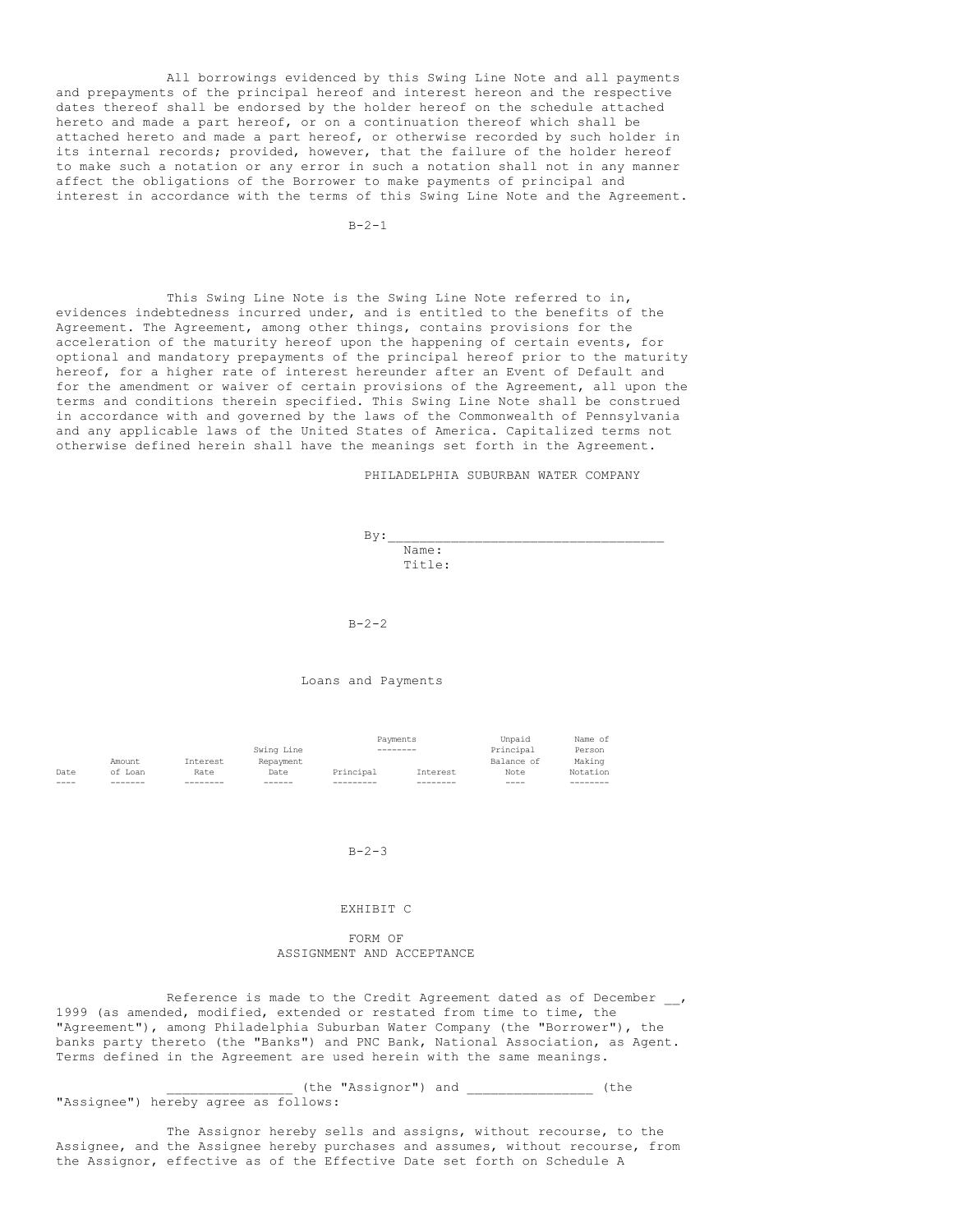All borrowings evidenced by this Swing Line Note and all payments and prepayments of the principal hereof and interest hereon and the respective dates thereof shall be endorsed by the holder hereof on the schedule attached hereto and made a part hereof, or on a continuation thereof which shall be attached hereto and made a part hereof, or otherwise recorded by such holder in its internal records; provided, however, that the failure of the holder hereof to make such a notation or any error in such a notation shall not in any manner affect the obligations of the Borrower to make payments of principal and interest in accordance with the terms of this Swing Line Note and the Agreement.

This Swing Line Note is the Swing Line Note referred to in, evidences indebtedness incurred under, and is entitled to the benefits of the Agreement. The Agreement, among other things, contains provisions for the acceleration of the maturity hereof upon the happening of certain events, for optional and mandatory prepayments of the principal hereof prior to the maturity hereof, for a higher rate of interest hereunder after an Event of Default and for the amendment or waiver of certain provisions of the Agreement, all upon the terms and conditions therein specified. This Swing Line Note shall be construed in accordance with and governed by the laws of the Commonwealth of Pennsylvania and any applicable laws of the United States of America. Capitalized terms not otherwise defined herein shall have the meanings set forth in the Agreement.

PHILADELPHIA SUBURBAN WATER COMPANY

By:___________________________________
Name:
Title:

Loans and Payments

| Date | Amount of Loan | Interest Rate | Swing Line Repayment Date | Payments | | Unpaid Principal Balance of Note | Name of Person Making Notation |
|---|---|---|---|---|---|---|---|
| | | | | Principal | Interest | | |

# EXHIBIT C

## FORM OF ASSIGNMENT AND ACCEPTANCE

Reference is made to the Credit Agreement dated as of December __, 1999 (as amended, modified, extended or restated from time to time, the "Agreement"), among Philadelphia Suburban Water Company (the "Borrower"), the banks party thereto (the "Banks") and PNC Bank, National Association, as Agent. Terms defined in the Agreement are used herein with the same meanings.

_______________ (the "Assignor") and _______________ (the "Assignee") hereby agree as follows:

The Assignor hereby sells and assigns, without recourse, to the Assignee, and the Assignee hereby purchases and assumes, without recourse, from the Assignor, effective as of the Effective Date set forth on Schedule A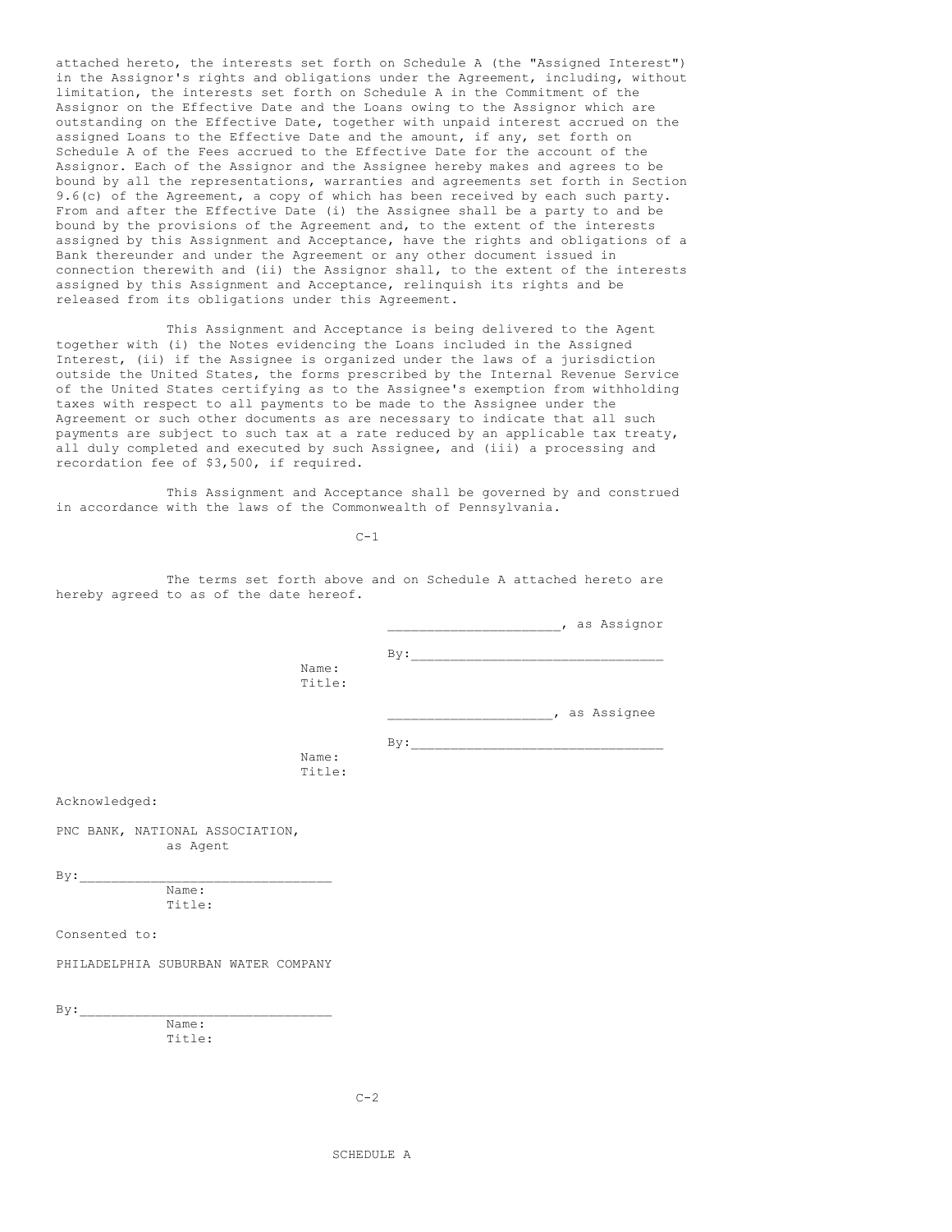attached hereto, the interests set forth on Schedule A (the "Assigned Interest") in the Assignor's rights and obligations under the Agreement, including, without limitation, the interests set forth on Schedule A in the Commitment of the Assignor on the Effective Date and the Loans owing to the Assignor which are outstanding on the Effective Date, together with unpaid interest accrued on the assigned Loans to the Effective Date and the amount, if any, set forth on Schedule A of the Fees accrued to the Effective Date for the account of the Assignor. Each of the Assignor and the Assignee hereby makes and agrees to be bound by all the representations, warranties and agreements set forth in Section 9.6(c) of the Agreement, a copy of which has been received by each such party. From and after the Effective Date (i) the Assignee shall be a party to and be bound by the provisions of the Agreement and, to the extent of the interests assigned by this Assignment and Acceptance, have the rights and obligations of a Bank thereunder and under the Agreement or any other document issued in connection therewith and (ii) the Assignor shall, to the extent of the interests assigned by this Assignment and Acceptance, relinquish its rights and be released from its obligations under this Agreement.

This Assignment and Acceptance is being delivered to the Agent together with (i) the Notes evidencing the Loans included in the Assigned Interest, (ii) if the Assignee is organized under the laws of a jurisdiction outside the United States, the forms prescribed by the Internal Revenue Service of the United States certifying as to the Assignee's exemption from withholding taxes with respect to all payments to be made to the Assignee under the Agreement or such other documents as are necessary to indicate that all such payments are subject to such tax at a rate reduced by an applicable tax treaty, all duly completed and executed by such Assignee, and (iii) a processing and recordation fee of $3,500, if required.

This Assignment and Acceptance shall be governed by and construed in accordance with the laws of the Commonwealth of Pennsylvania.

The terms set forth above and on Schedule A attached hereto are hereby agreed to as of the date hereof.

_____________________, as Assignor

By:_______________________________
Name:
Title:

____________________, as Assignee

By:_______________________________
Name:
Title:

Acknowledged:

PNC BANK, NATIONAL ASSOCIATION,
as Agent

By:_______________________________
Name:
Title:

Consented to:

PHILADELPHIA SUBURBAN WATER COMPANY

By:_______________________________
Name:
Title:

SCHEDULE A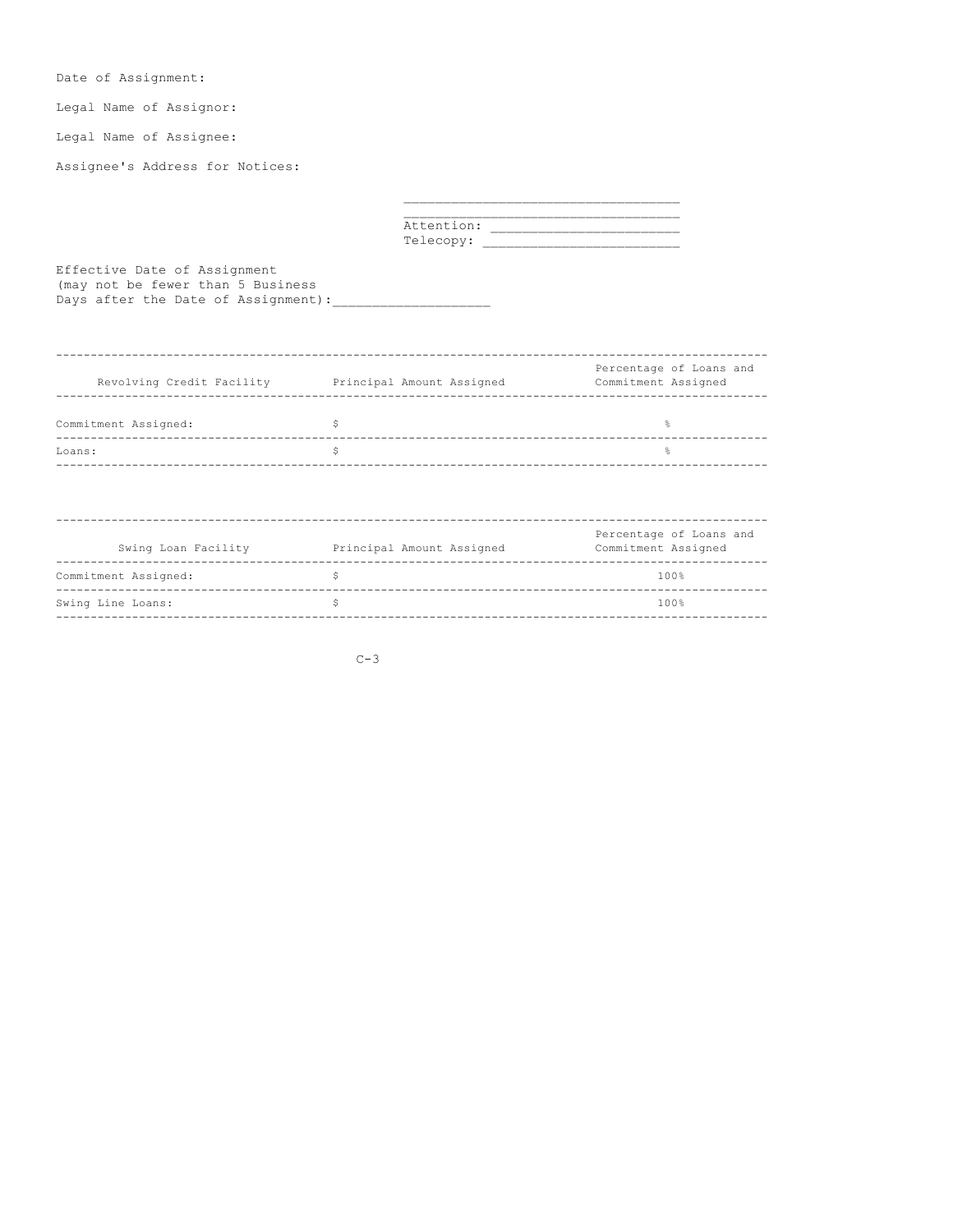Date of Assignment:

Legal Name of Assignor:

Legal Name of Assignee:

Assignee's Address for Notices:

\_\_\_\_\_\_\_\_\_\_\_\_\_\_\_\_\_\_\_\_\_\_\_\_\_\_\_\_\_\_\_\_\_\_\_
\_\_\_\_\_\_\_\_\_\_\_\_\_\_\_\_\_\_\_\_\_\_\_\_\_\_\_\_\_\_\_\_\_\_\_
Attention: \_\_\_\_\_\_\_\_\_\_\_\_\_\_\_\_\_\_\_\_\_\_\_\_
Telecopy: \_\_\_\_\_\_\_\_\_\_\_\_\_\_\_\_\_\_\_\_\_\_\_\_\_

Effective Date of Assignment
(may not be fewer than 5 Business
Days after the Date of Assignment):\_\_\_\_\_\_\_\_\_\_\_\_\_\_\_\_\_\_\_

| Revolving Credit Facility | Principal Amount Assigned | Percentage of Loans and Commitment Assigned |
|---|---|---|
| Commitment Assigned: | $ | % |
| Loans: | $ | % |

| Swing Loan Facility | Principal Amount Assigned | Percentage of Loans and Commitment Assigned |
|---|---|---|
| Commitment Assigned: | $ | 100% |
| Swing Line Loans: | $ | 100% |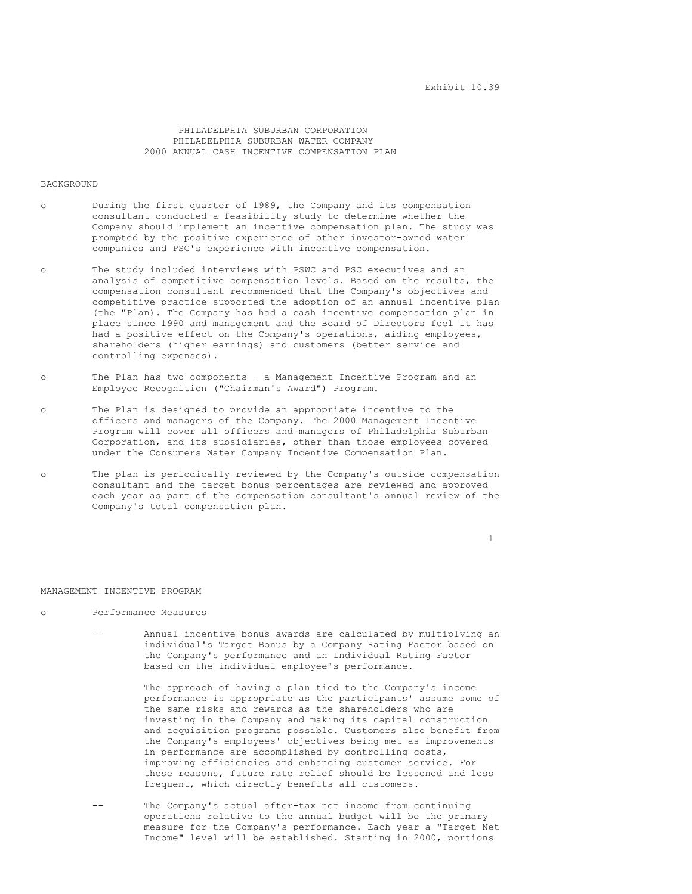Exhibit 10.39

# PHILADELPHIA SUBURBAN CORPORATION
# PHILADELPHIA SUBURBAN WATER COMPANY
# 2000 ANNUAL CASH INCENTIVE COMPENSATION PLAN

## BACKGROUND

- During the first quarter of 1989, the Company and its compensation consultant conducted a feasibility study to determine whether the Company should implement an incentive compensation plan. The study was prompted by the positive experience of other investor-owned water companies and PSC's experience with incentive compensation.

- The study included interviews with PSWC and PSC executives and an analysis of competitive compensation levels. Based on the results, the compensation consultant recommended that the Company's objectives and competitive practice supported the adoption of an annual incentive plan (the "Plan). The Company has had a cash incentive compensation plan in place since 1990 and management and the Board of Directors feel it has had a positive effect on the Company's operations, aiding employees, shareholders (higher earnings) and customers (better service and controlling expenses).

- The Plan has two components - a Management Incentive Program and an Employee Recognition ("Chairman's Award") Program.

- The Plan is designed to provide an appropriate incentive to the officers and managers of the Company. The 2000 Management Incentive Program will cover all officers and managers of Philadelphia Suburban Corporation, and its subsidiaries, other than those employees covered under the Consumers Water Company Incentive Compensation Plan.

- The plan is periodically reviewed by the Company's outside compensation consultant and the target bonus percentages are reviewed and approved each year as part of the compensation consultant's annual review of the Company's total compensation plan.

## MANAGEMENT INCENTIVE PROGRAM

- Performance Measures

  -- Annual incentive bonus awards are calculated by multiplying an individual's Target Bonus by a Company Rating Factor based on the Company's performance and an Individual Rating Factor based on the individual employee's performance.

  The approach of having a plan tied to the Company's income performance is appropriate as the participants' assume some of the same risks and rewards as the shareholders who are investing in the Company and making its capital construction and acquisition programs possible. Customers also benefit from the Company's employees' objectives being met as improvements in performance are accomplished by controlling costs, improving efficiencies and enhancing customer service. For these reasons, future rate relief should be lessened and less frequent, which directly benefits all customers.

  -- The Company's actual after-tax net income from continuing operations relative to the annual budget will be the primary measure for the Company's performance. Each year a "Target Net Income" level will be established. Starting in 2000, portions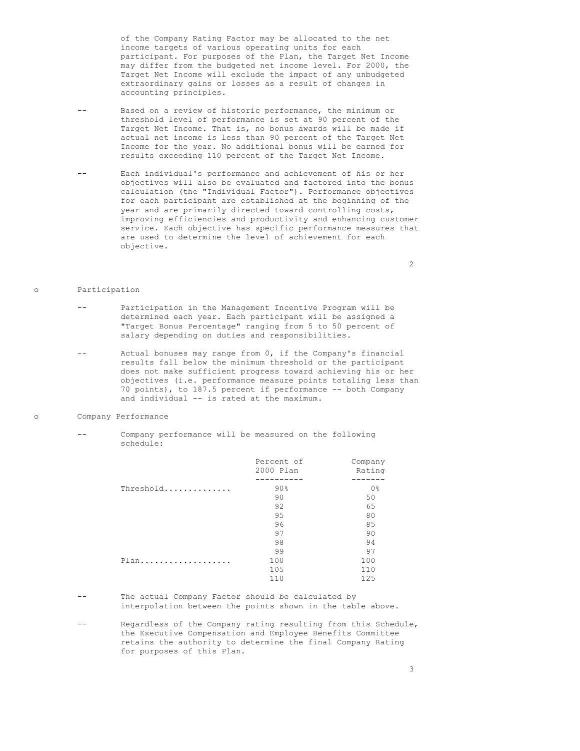of the Company Rating Factor may be allocated to the net income targets of various operating units for each participant. For purposes of the Plan, the Target Net Income may differ from the budgeted net income level. For 2000, the Target Net Income will exclude the impact of any unbudgeted extraordinary gains or losses as a result of changes in accounting principles.

-- Based on a review of historic performance, the minimum or threshold level of performance is set at 90 percent of the Target Net Income. That is, no bonus awards will be made if actual net income is less than 90 percent of the Target Net Income for the year. No additional bonus will be earned for results exceeding 110 percent of the Target Net Income.

-- Each individual's performance and achievement of his or her objectives will also be evaluated and factored into the bonus calculation (the "Individual Factor"). Performance objectives for each participant are established at the beginning of the year and are primarily directed toward controlling costs, improving efficiencies and productivity and enhancing customer service. Each objective has specific performance measures that are used to determine the level of achievement for each objective.

o Participation

-- Participation in the Management Incentive Program will be determined each year. Each participant will be assigned a "Target Bonus Percentage" ranging from 5 to 50 percent of salary depending on duties and responsibilities.

-- Actual bonuses may range from 0, if the Company's financial results fall below the minimum threshold or the participant does not make sufficient progress toward achieving his or her objectives (i.e. performance measure points totaling less than 70 points), to 187.5 percent if performance -- both Company and individual -- is rated at the maximum.

o Company Performance

-- Company performance will be measured on the following schedule:

| | Percent of 2000 Plan | Company Rating |
|---|---|---|
| Threshold.............. | 90% | 0% |
| | 90 | 50 |
| | 92 | 65 |
| | 95 | 80 |
| | 96 | 85 |
| | 97 | 90 |
| | 98 | 94 |
| | 99 | 97 |
| Plan................... | 100 | 100 |
| | 105 | 110 |
| | 110 | 125 |

-- The actual Company Factor should be calculated by interpolation between the points shown in the table above.

-- Regardless of the Company rating resulting from this Schedule, the Executive Compensation and Employee Benefits Committee retains the authority to determine the final Company Rating for purposes of this Plan.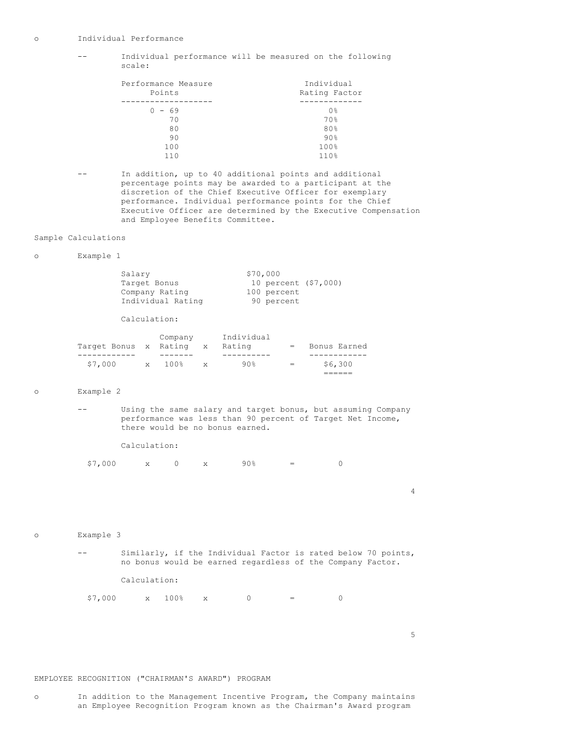- Individual Performance

  - Individual performance will be measured on the following scale:

| Performance Measure Points | Individual Rating Factor |
|---|---|
| 0 - 69 | 0% |
| 70 | 70% |
| 80 | 80% |
| 90 | 90% |
| 100 | 100% |
| 110 | 110% |

  - In addition, up to 40 additional points and additional percentage points may be awarded to a participant at the discretion of the Chief Executive Officer for exemplary performance. Individual performance points for the Chief Executive Officer are determined by the Executive Compensation and Employee Benefits Committee.

Sample Calculations

- Example 1

| | |
|---|---|
| Salary | $70,000 |
| Target Bonus | 10 percent ($7,000) |
| Company Rating | 100 percent |
| Individual Rating | 90 percent |

Calculation:

| Target Bonus | x | Company Rating | x | Individual Rating | = | Bonus Earned |
|---|---|---|---|---|---|---|
| $7,000 | x | 100% | x | 90% | = | $6,300 |

- Example 2

  - Using the same salary and target bonus, but assuming Company performance was less than 90 percent of Target Net Income, there would be no bonus earned.

Calculation:

$7,000 x 0 x 90% = 0

- Example 3

  - Similarly, if the Individual Factor is rated below 70 points, no bonus would be earned regardless of the Company Factor.

Calculation:

$7,000 x 100% x 0 = 0

EMPLOYEE RECOGNITION ("CHAIRMAN'S AWARD") PROGRAM

- In addition to the Management Incentive Program, the Company maintains an Employee Recognition Program known as the Chairman's Award program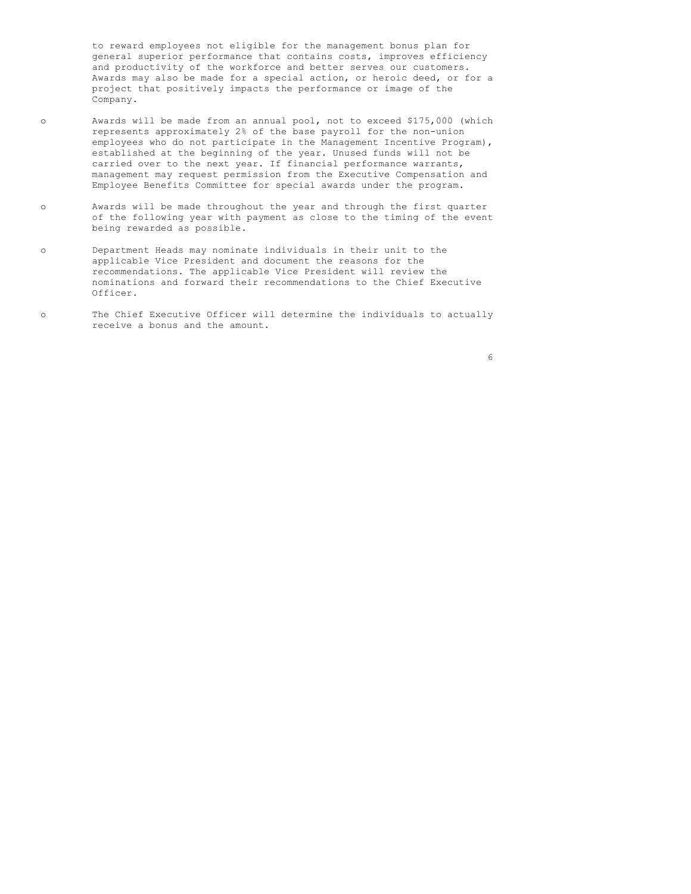to reward employees not eligible for the management bonus plan for general superior performance that contains costs, improves efficiency and productivity of the workforce and better serves our customers. Awards may also be made for a special action, or heroic deed, or for a project that positively impacts the performance or image of the Company.

- Awards will be made from an annual pool, not to exceed $175,000 (which represents approximately 2% of the base payroll for the non-union employees who do not participate in the Management Incentive Program), established at the beginning of the year. Unused funds will not be carried over to the next year. If financial performance warrants, management may request permission from the Executive Compensation and Employee Benefits Committee for special awards under the program.

- Awards will be made throughout the year and through the first quarter of the following year with payment as close to the timing of the event being rewarded as possible.

- Department Heads may nominate individuals in their unit to the applicable Vice President and document the reasons for the recommendations. The applicable Vice President will review the nominations and forward their recommendations to the Chief Executive Officer.

- The Chief Executive Officer will determine the individuals to actually receive a bonus and the amount.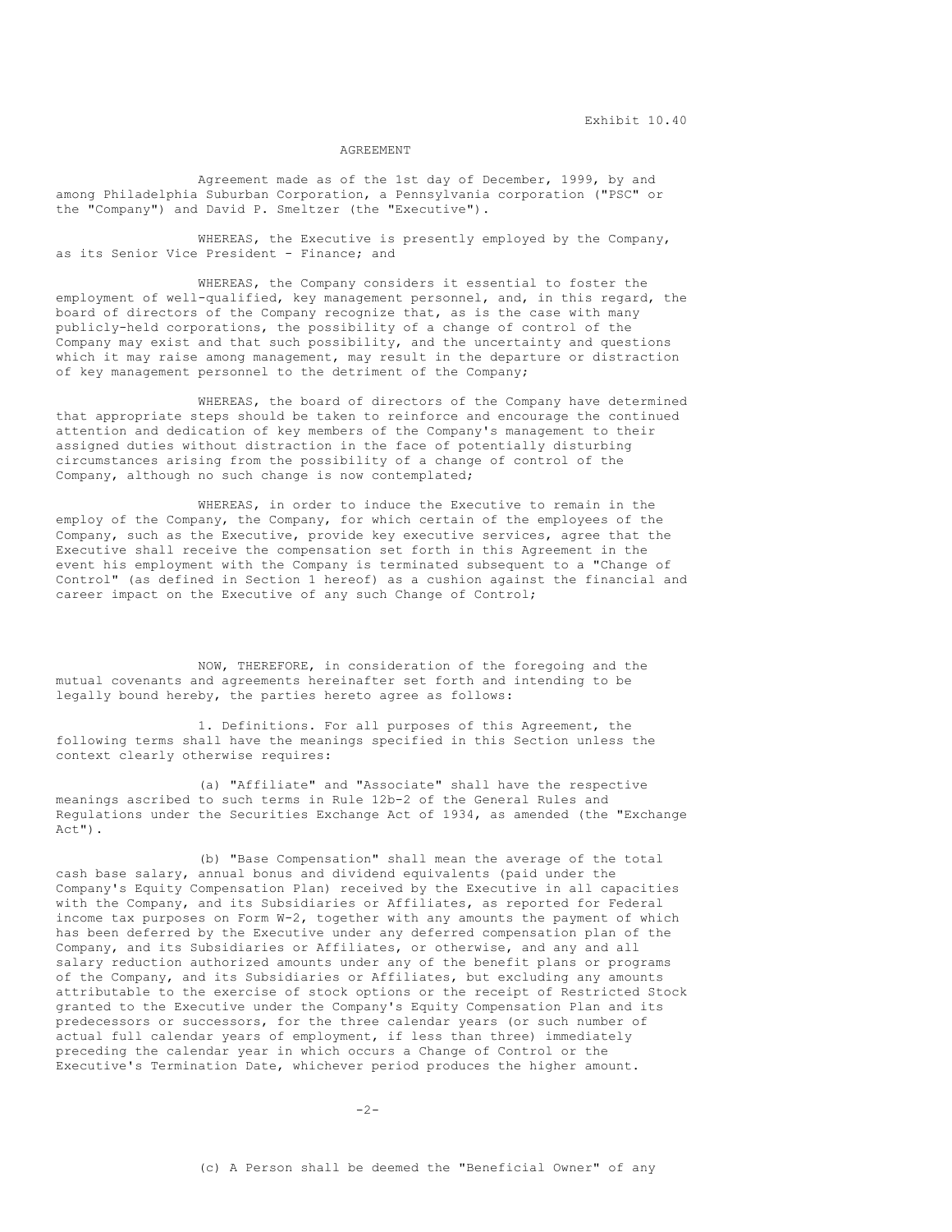Exhibit 10.40

AGREEMENT

Agreement made as of the 1st day of December, 1999, by and among Philadelphia Suburban Corporation, a Pennsylvania corporation ("PSC" or the "Company") and David P. Smeltzer (the "Executive").

WHEREAS, the Executive is presently employed by the Company, as its Senior Vice President - Finance; and

WHEREAS, the Company considers it essential to foster the employment of well-qualified, key management personnel, and, in this regard, the board of directors of the Company recognize that, as is the case with many publicly-held corporations, the possibility of a change of control of the Company may exist and that such possibility, and the uncertainty and questions which it may raise among management, may result in the departure or distraction of key management personnel to the detriment of the Company;

WHEREAS, the board of directors of the Company have determined that appropriate steps should be taken to reinforce and encourage the continued attention and dedication of key members of the Company's management to their assigned duties without distraction in the face of potentially disturbing circumstances arising from the possibility of a change of control of the Company, although no such change is now contemplated;

WHEREAS, in order to induce the Executive to remain in the employ of the Company, the Company, for which certain of the employees of the Company, such as the Executive, provide key executive services, agree that the Executive shall receive the compensation set forth in this Agreement in the event his employment with the Company is terminated subsequent to a "Change of Control" (as defined in Section 1 hereof) as a cushion against the financial and career impact on the Executive of any such Change of Control;

NOW, THEREFORE, in consideration of the foregoing and the mutual covenants and agreements hereinafter set forth and intending to be legally bound hereby, the parties hereto agree as follows:

1. Definitions. For all purposes of this Agreement, the following terms shall have the meanings specified in this Section unless the context clearly otherwise requires:

(a) "Affiliate" and "Associate" shall have the respective meanings ascribed to such terms in Rule 12b-2 of the General Rules and Regulations under the Securities Exchange Act of 1934, as amended (the "Exchange Act").

(b) "Base Compensation" shall mean the average of the total cash base salary, annual bonus and dividend equivalents (paid under the Company's Equity Compensation Plan) received by the Executive in all capacities with the Company, and its Subsidiaries or Affiliates, as reported for Federal income tax purposes on Form W-2, together with any amounts the payment of which has been deferred by the Executive under any deferred compensation plan of the Company, and its Subsidiaries or Affiliates, or otherwise, and any and all salary reduction authorized amounts under any of the benefit plans or programs of the Company, and its Subsidiaries or Affiliates, but excluding any amounts attributable to the exercise of stock options or the receipt of Restricted Stock granted to the Executive under the Company's Equity Compensation Plan and its predecessors or successors, for the three calendar years (or such number of actual full calendar years of employment, if less than three) immediately preceding the calendar year in which occurs a Change of Control or the Executive's Termination Date, whichever period produces the higher amount.

(c) A Person shall be deemed the "Beneficial Owner" of any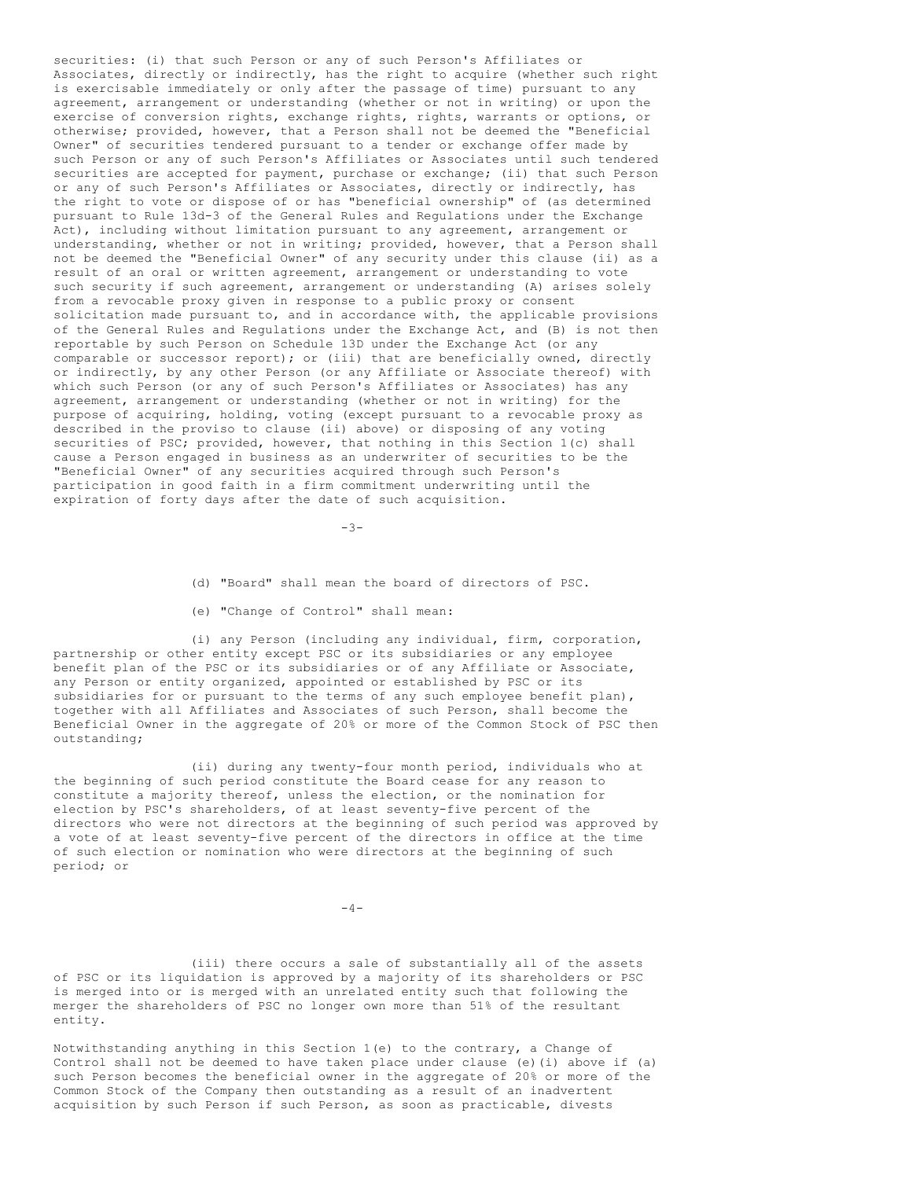securities: (i) that such Person or any of such Person's Affiliates or Associates, directly or indirectly, has the right to acquire (whether such right is exercisable immediately or only after the passage of time) pursuant to any agreement, arrangement or understanding (whether or not in writing) or upon the exercise of conversion rights, exchange rights, rights, warrants or options, or otherwise; provided, however, that a Person shall not be deemed the "Beneficial Owner" of securities tendered pursuant to a tender or exchange offer made by such Person or any of such Person's Affiliates or Associates until such tendered securities are accepted for payment, purchase or exchange; (ii) that such Person or any of such Person's Affiliates or Associates, directly or indirectly, has the right to vote or dispose of or has "beneficial ownership" of (as determined pursuant to Rule 13d-3 of the General Rules and Regulations under the Exchange Act), including without limitation pursuant to any agreement, arrangement or understanding, whether or not in writing; provided, however, that a Person shall not be deemed the "Beneficial Owner" of any security under this clause (ii) as a result of an oral or written agreement, arrangement or understanding to vote such security if such agreement, arrangement or understanding (A) arises solely from a revocable proxy given in response to a public proxy or consent solicitation made pursuant to, and in accordance with, the applicable provisions of the General Rules and Regulations under the Exchange Act, and (B) is not then reportable by such Person on Schedule 13D under the Exchange Act (or any comparable or successor report); or (iii) that are beneficially owned, directly or indirectly, by any other Person (or any Affiliate or Associate thereof) with which such Person (or any of such Person's Affiliates or Associates) has any agreement, arrangement or understanding (whether or not in writing) for the purpose of acquiring, holding, voting (except pursuant to a revocable proxy as described in the proviso to clause (ii) above) or disposing of any voting securities of PSC; provided, however, that nothing in this Section 1(c) shall cause a Person engaged in business as an underwriter of securities to be the "Beneficial Owner" of any securities acquired through such Person's participation in good faith in a firm commitment underwriting until the expiration of forty days after the date of such acquisition.

(d) "Board" shall mean the board of directors of PSC.

(e) "Change of Control" shall mean:

(i) any Person (including any individual, firm, corporation, partnership or other entity except PSC or its subsidiaries or any employee benefit plan of the PSC or its subsidiaries or of any Affiliate or Associate, any Person or entity organized, appointed or established by PSC or its subsidiaries for or pursuant to the terms of any such employee benefit plan), together with all Affiliates and Associates of such Person, shall become the Beneficial Owner in the aggregate of 20% or more of the Common Stock of PSC then outstanding;

(ii) during any twenty-four month period, individuals who at the beginning of such period constitute the Board cease for any reason to constitute a majority thereof, unless the election, or the nomination for election by PSC's shareholders, of at least seventy-five percent of the directors who were not directors at the beginning of such period was approved by a vote of at least seventy-five percent of the directors in office at the time of such election or nomination who were directors at the beginning of such period; or

(iii) there occurs a sale of substantially all of the assets of PSC or its liquidation is approved by a majority of its shareholders or PSC is merged into or is merged with an unrelated entity such that following the merger the shareholders of PSC no longer own more than 51% of the resultant entity.

Notwithstanding anything in this Section 1(e) to the contrary, a Change of Control shall not be deemed to have taken place under clause (e)(i) above if (a) such Person becomes the beneficial owner in the aggregate of 20% or more of the Common Stock of the Company then outstanding as a result of an inadvertent acquisition by such Person if such Person, as soon as practicable, divests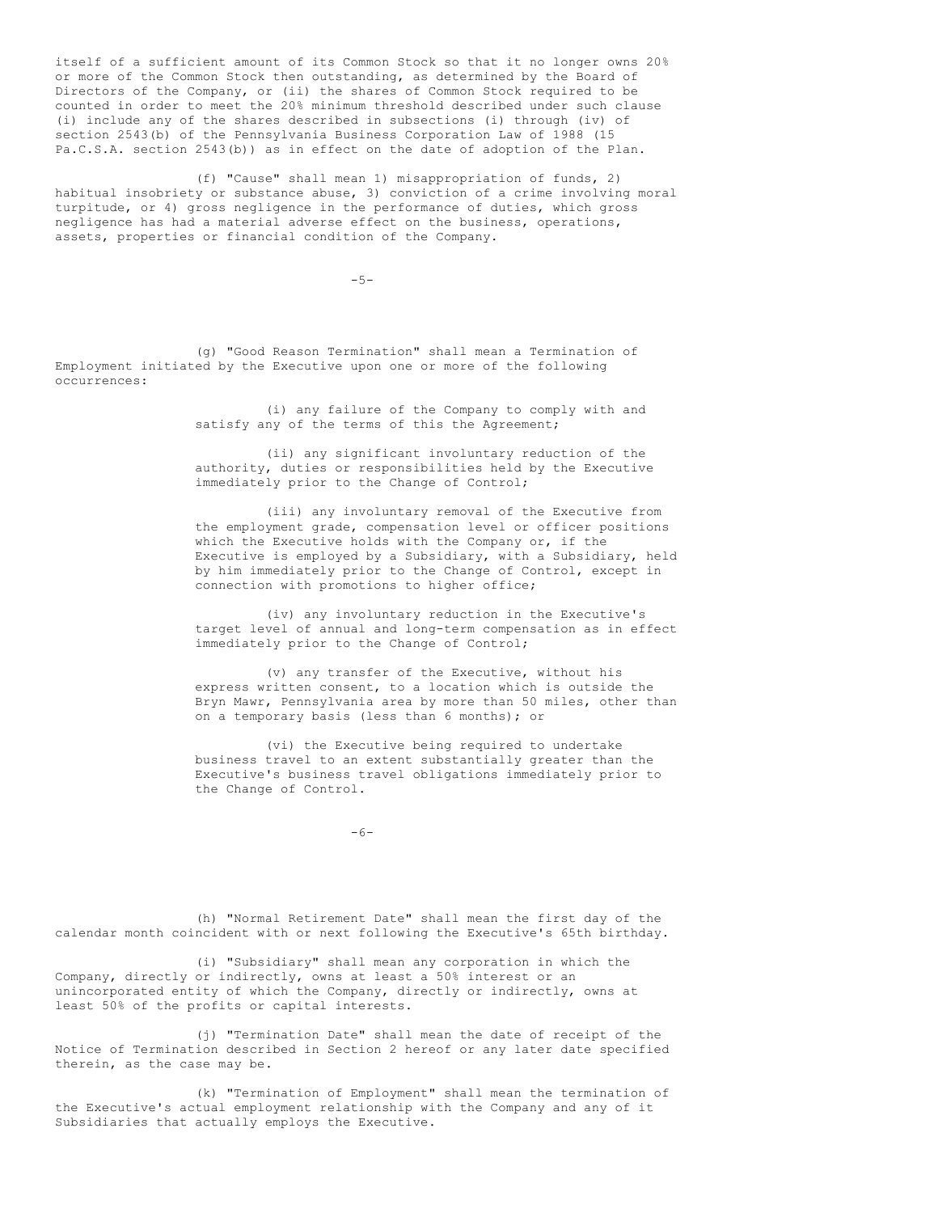itself of a sufficient amount of its Common Stock so that it no longer owns 20% or more of the Common Stock then outstanding, as determined by the Board of Directors of the Company, or (ii) the shares of Common Stock required to be counted in order to meet the 20% minimum threshold described under such clause (i) include any of the shares described in subsections (i) through (iv) of section 2543(b) of the Pennsylvania Business Corporation Law of 1988 (15 Pa.C.S.A. section 2543(b)) as in effect on the date of adoption of the Plan.

(f) "Cause" shall mean 1) misappropriation of funds, 2) habitual insobriety or substance abuse, 3) conviction of a crime involving moral turpitude, or 4) gross negligence in the performance of duties, which gross negligence has had a material adverse effect on the business, operations, assets, properties or financial condition of the Company.

(g) "Good Reason Termination" shall mean a Termination of Employment initiated by the Executive upon one or more of the following occurrences:

(i) any failure of the Company to comply with and satisfy any of the terms of this the Agreement;

(ii) any significant involuntary reduction of the authority, duties or responsibilities held by the Executive immediately prior to the Change of Control;

(iii) any involuntary removal of the Executive from the employment grade, compensation level or officer positions which the Executive holds with the Company or, if the Executive is employed by a Subsidiary, with a Subsidiary, held by him immediately prior to the Change of Control, except in connection with promotions to higher office;

(iv) any involuntary reduction in the Executive's target level of annual and long-term compensation as in effect immediately prior to the Change of Control;

(v) any transfer of the Executive, without his express written consent, to a location which is outside the Bryn Mawr, Pennsylvania area by more than 50 miles, other than on a temporary basis (less than 6 months); or

(vi) the Executive being required to undertake business travel to an extent substantially greater than the Executive's business travel obligations immediately prior to the Change of Control.

(h) "Normal Retirement Date" shall mean the first day of the calendar month coincident with or next following the Executive's 65th birthday.

(i) "Subsidiary" shall mean any corporation in which the Company, directly or indirectly, owns at least a 50% interest or an unincorporated entity of which the Company, directly or indirectly, owns at least 50% of the profits or capital interests.

(j) "Termination Date" shall mean the date of receipt of the Notice of Termination described in Section 2 hereof or any later date specified therein, as the case may be.

(k) "Termination of Employment" shall mean the termination of the Executive's actual employment relationship with the Company and any of it Subsidiaries that actually employs the Executive.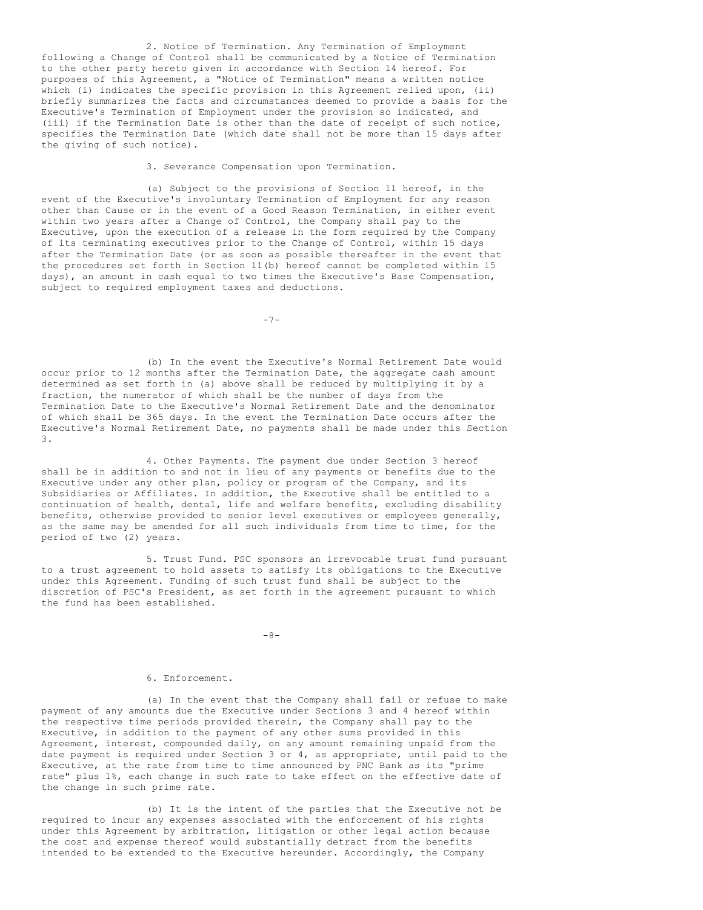2. Notice of Termination. Any Termination of Employment following a Change of Control shall be communicated by a Notice of Termination to the other party hereto given in accordance with Section 14 hereof. For purposes of this Agreement, a "Notice of Termination" means a written notice which (i) indicates the specific provision in this Agreement relied upon, (ii) briefly summarizes the facts and circumstances deemed to provide a basis for the Executive's Termination of Employment under the provision so indicated, and (iii) if the Termination Date is other than the date of receipt of such notice, specifies the Termination Date (which date shall not be more than 15 days after the giving of such notice).

3. Severance Compensation upon Termination.

(a) Subject to the provisions of Section 11 hereof, in the event of the Executive's involuntary Termination of Employment for any reason other than Cause or in the event of a Good Reason Termination, in either event within two years after a Change of Control, the Company shall pay to the Executive, upon the execution of a release in the form required by the Company of its terminating executives prior to the Change of Control, within 15 days after the Termination Date (or as soon as possible thereafter in the event that the procedures set forth in Section 11(b) hereof cannot be completed within 15 days), an amount in cash equal to two times the Executive's Base Compensation, subject to required employment taxes and deductions.

(b) In the event the Executive's Normal Retirement Date would occur prior to 12 months after the Termination Date, the aggregate cash amount determined as set forth in (a) above shall be reduced by multiplying it by a fraction, the numerator of which shall be the number of days from the Termination Date to the Executive's Normal Retirement Date and the denominator of which shall be 365 days. In the event the Termination Date occurs after the Executive's Normal Retirement Date, no payments shall be made under this Section 3.

4. Other Payments. The payment due under Section 3 hereof shall be in addition to and not in lieu of any payments or benefits due to the Executive under any other plan, policy or program of the Company, and its Subsidiaries or Affiliates. In addition, the Executive shall be entitled to a continuation of health, dental, life and welfare benefits, excluding disability benefits, otherwise provided to senior level executives or employees generally, as the same may be amended for all such individuals from time to time, for the period of two (2) years.

5. Trust Fund. PSC sponsors an irrevocable trust fund pursuant to a trust agreement to hold assets to satisfy its obligations to the Executive under this Agreement. Funding of such trust fund shall be subject to the discretion of PSC's President, as set forth in the agreement pursuant to which the fund has been established.

6. Enforcement.

(a) In the event that the Company shall fail or refuse to make payment of any amounts due the Executive under Sections 3 and 4 hereof within the respective time periods provided therein, the Company shall pay to the Executive, in addition to the payment of any other sums provided in this Agreement, interest, compounded daily, on any amount remaining unpaid from the date payment is required under Section 3 or 4, as appropriate, until paid to the Executive, at the rate from time to time announced by PNC Bank as its "prime rate" plus 1%, each change in such rate to take effect on the effective date of the change in such prime rate.

(b) It is the intent of the parties that the Executive not be required to incur any expenses associated with the enforcement of his rights under this Agreement by arbitration, litigation or other legal action because the cost and expense thereof would substantially detract from the benefits intended to be extended to the Executive hereunder. Accordingly, the Company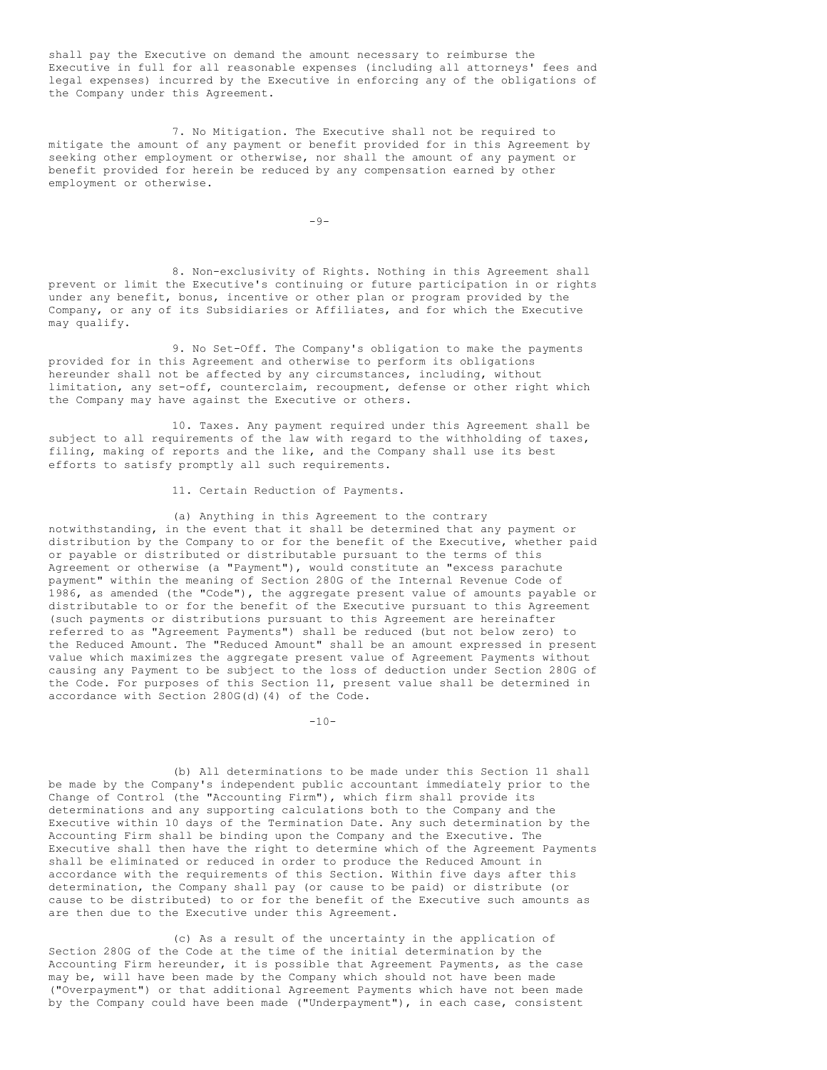shall pay the Executive on demand the amount necessary to reimburse the Executive in full for all reasonable expenses (including all attorneys' fees and legal expenses) incurred by the Executive in enforcing any of the obligations of the Company under this Agreement.

7. No Mitigation. The Executive shall not be required to mitigate the amount of any payment or benefit provided for in this Agreement by seeking other employment or otherwise, nor shall the amount of any payment or benefit provided for herein be reduced by any compensation earned by other employment or otherwise.

8. Non-exclusivity of Rights. Nothing in this Agreement shall prevent or limit the Executive's continuing or future participation in or rights under any benefit, bonus, incentive or other plan or program provided by the Company, or any of its Subsidiaries or Affiliates, and for which the Executive may qualify.

9. No Set-Off. The Company's obligation to make the payments provided for in this Agreement and otherwise to perform its obligations hereunder shall not be affected by any circumstances, including, without limitation, any set-off, counterclaim, recoupment, defense or other right which the Company may have against the Executive or others.

10. Taxes. Any payment required under this Agreement shall be subject to all requirements of the law with regard to the withholding of taxes, filing, making of reports and the like, and the Company shall use its best efforts to satisfy promptly all such requirements.

11. Certain Reduction of Payments.

(a) Anything in this Agreement to the contrary notwithstanding, in the event that it shall be determined that any payment or distribution by the Company to or for the benefit of the Executive, whether paid or payable or distributed or distributable pursuant to the terms of this Agreement or otherwise (a "Payment"), would constitute an "excess parachute payment" within the meaning of Section 280G of the Internal Revenue Code of 1986, as amended (the "Code"), the aggregate present value of amounts payable or distributable to or for the benefit of the Executive pursuant to this Agreement (such payments or distributions pursuant to this Agreement are hereinafter referred to as "Agreement Payments") shall be reduced (but not below zero) to the Reduced Amount. The "Reduced Amount" shall be an amount expressed in present value which maximizes the aggregate present value of Agreement Payments without causing any Payment to be subject to the loss of deduction under Section 280G of the Code. For purposes of this Section 11, present value shall be determined in accordance with Section 280G(d)(4) of the Code.

(b) All determinations to be made under this Section 11 shall be made by the Company's independent public accountant immediately prior to the Change of Control (the "Accounting Firm"), which firm shall provide its determinations and any supporting calculations both to the Company and the Executive within 10 days of the Termination Date. Any such determination by the Accounting Firm shall be binding upon the Company and the Executive. The Executive shall then have the right to determine which of the Agreement Payments shall be eliminated or reduced in order to produce the Reduced Amount in accordance with the requirements of this Section. Within five days after this determination, the Company shall pay (or cause to be paid) or distribute (or cause to be distributed) to or for the benefit of the Executive such amounts as are then due to the Executive under this Agreement.

(c) As a result of the uncertainty in the application of Section 280G of the Code at the time of the initial determination by the Accounting Firm hereunder, it is possible that Agreement Payments, as the case may be, will have been made by the Company which should not have been made ("Overpayment") or that additional Agreement Payments which have not been made by the Company could have been made ("Underpayment"), in each case, consistent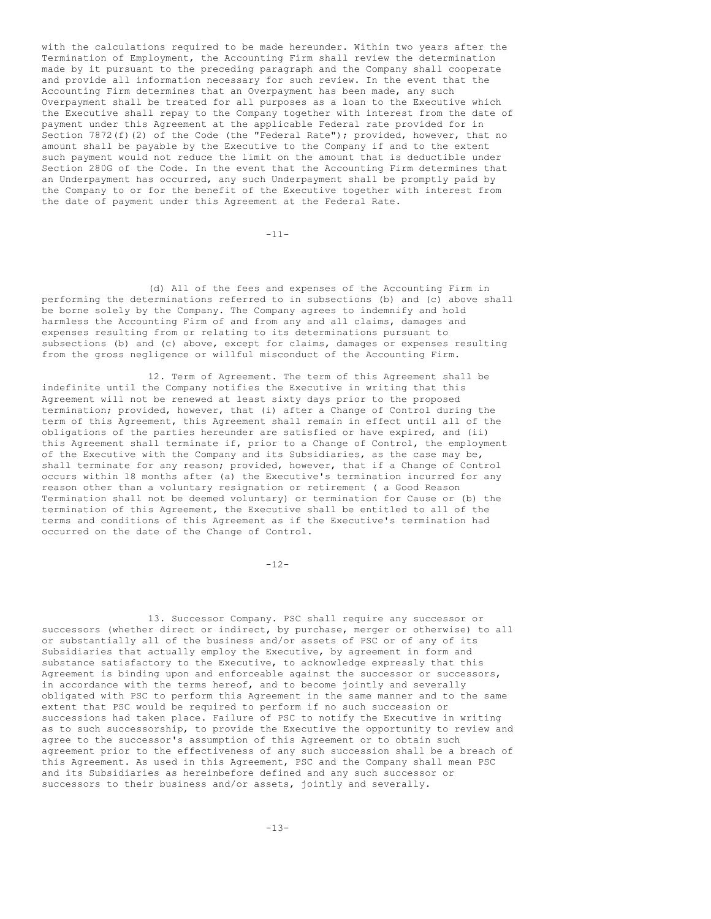with the calculations required to be made hereunder. Within two years after the Termination of Employment, the Accounting Firm shall review the determination made by it pursuant to the preceding paragraph and the Company shall cooperate and provide all information necessary for such review. In the event that the Accounting Firm determines that an Overpayment has been made, any such Overpayment shall be treated for all purposes as a loan to the Executive which the Executive shall repay to the Company together with interest from the date of payment under this Agreement at the applicable Federal rate provided for in Section 7872(f)(2) of the Code (the "Federal Rate"); provided, however, that no amount shall be payable by the Executive to the Company if and to the extent such payment would not reduce the limit on the amount that is deductible under Section 280G of the Code. In the event that the Accounting Firm determines that an Underpayment has occurred, any such Underpayment shall be promptly paid by the Company to or for the benefit of the Executive together with interest from the date of payment under this Agreement at the Federal Rate.

(d) All of the fees and expenses of the Accounting Firm in performing the determinations referred to in subsections (b) and (c) above shall be borne solely by the Company. The Company agrees to indemnify and hold harmless the Accounting Firm of and from any and all claims, damages and expenses resulting from or relating to its determinations pursuant to subsections (b) and (c) above, except for claims, damages or expenses resulting from the gross negligence or willful misconduct of the Accounting Firm.

12. Term of Agreement. The term of this Agreement shall be indefinite until the Company notifies the Executive in writing that this Agreement will not be renewed at least sixty days prior to the proposed termination; provided, however, that (i) after a Change of Control during the term of this Agreement, this Agreement shall remain in effect until all of the obligations of the parties hereunder are satisfied or have expired, and (ii) this Agreement shall terminate if, prior to a Change of Control, the employment of the Executive with the Company and its Subsidiaries, as the case may be, shall terminate for any reason; provided, however, that if a Change of Control occurs within 18 months after (a) the Executive's termination incurred for any reason other than a voluntary resignation or retirement ( a Good Reason Termination shall not be deemed voluntary) or termination for Cause or (b) the termination of this Agreement, the Executive shall be entitled to all of the terms and conditions of this Agreement as if the Executive's termination had occurred on the date of the Change of Control.

13. Successor Company. PSC shall require any successor or successors (whether direct or indirect, by purchase, merger or otherwise) to all or substantially all of the business and/or assets of PSC or of any of its Subsidiaries that actually employ the Executive, by agreement in form and substance satisfactory to the Executive, to acknowledge expressly that this Agreement is binding upon and enforceable against the successor or successors, in accordance with the terms hereof, and to become jointly and severally obligated with PSC to perform this Agreement in the same manner and to the same extent that PSC would be required to perform if no such succession or successions had taken place. Failure of PSC to notify the Executive in writing as to such successorship, to provide the Executive the opportunity to review and agree to the successor's assumption of this Agreement or to obtain such agreement prior to the effectiveness of any such succession shall be a breach of this Agreement. As used in this Agreement, PSC and the Company shall mean PSC and its Subsidiaries as hereinbefore defined and any such successor or successors to their business and/or assets, jointly and severally.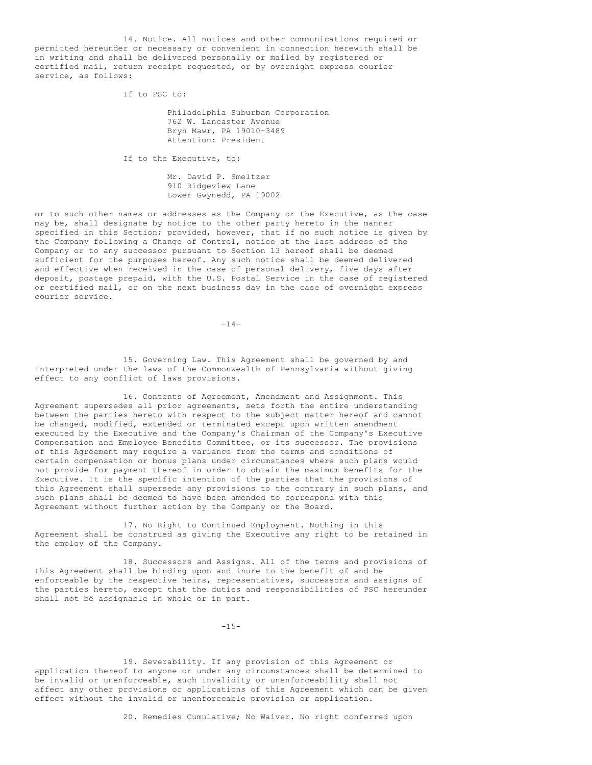14. Notice. All notices and other communications required or permitted hereunder or necessary or convenient in connection herewith shall be in writing and shall be delivered personally or mailed by registered or certified mail, return receipt requested, or by overnight express courier service, as follows:

If to PSC to:

Philadelphia Suburban Corporation
762 W. Lancaster Avenue
Bryn Mawr, PA 19010-3489
Attention: President

If to the Executive, to:

Mr. David P. Smeltzer
910 Ridgeview Lane
Lower Gwynedd, PA 19002

or to such other names or addresses as the Company or the Executive, as the case may be, shall designate by notice to the other party hereto in the manner specified in this Section; provided, however, that if no such notice is given by the Company following a Change of Control, notice at the last address of the Company or to any successor pursuant to Section 13 hereof shall be deemed sufficient for the purposes hereof. Any such notice shall be deemed delivered and effective when received in the case of personal delivery, five days after deposit, postage prepaid, with the U.S. Postal Service in the case of registered or certified mail, or on the next business day in the case of overnight express courier service.

15. Governing Law. This Agreement shall be governed by and interpreted under the laws of the Commonwealth of Pennsylvania without giving effect to any conflict of laws provisions.

16. Contents of Agreement, Amendment and Assignment. This Agreement supersedes all prior agreements, sets forth the entire understanding between the parties hereto with respect to the subject matter hereof and cannot be changed, modified, extended or terminated except upon written amendment executed by the Executive and the Company's Chairman of the Company's Executive Compensation and Employee Benefits Committee, or its successor. The provisions of this Agreement may require a variance from the terms and conditions of certain compensation or bonus plans under circumstances where such plans would not provide for payment thereof in order to obtain the maximum benefits for the Executive. It is the specific intention of the parties that the provisions of this Agreement shall supersede any provisions to the contrary in such plans, and such plans shall be deemed to have been amended to correspond with this Agreement without further action by the Company or the Board.

17. No Right to Continued Employment. Nothing in this Agreement shall be construed as giving the Executive any right to be retained in the employ of the Company.

18. Successors and Assigns. All of the terms and provisions of this Agreement shall be binding upon and inure to the benefit of and be enforceable by the respective heirs, representatives, successors and assigns of the parties hereto, except that the duties and responsibilities of PSC hereunder shall not be assignable in whole or in part.

19. Severability. If any provision of this Agreement or application thereof to anyone or under any circumstances shall be determined to be invalid or unenforceable, such invalidity or unenforceability shall not affect any other provisions or applications of this Agreement which can be given effect without the invalid or unenforceable provision or application.

20. Remedies Cumulative; No Waiver. No right conferred upon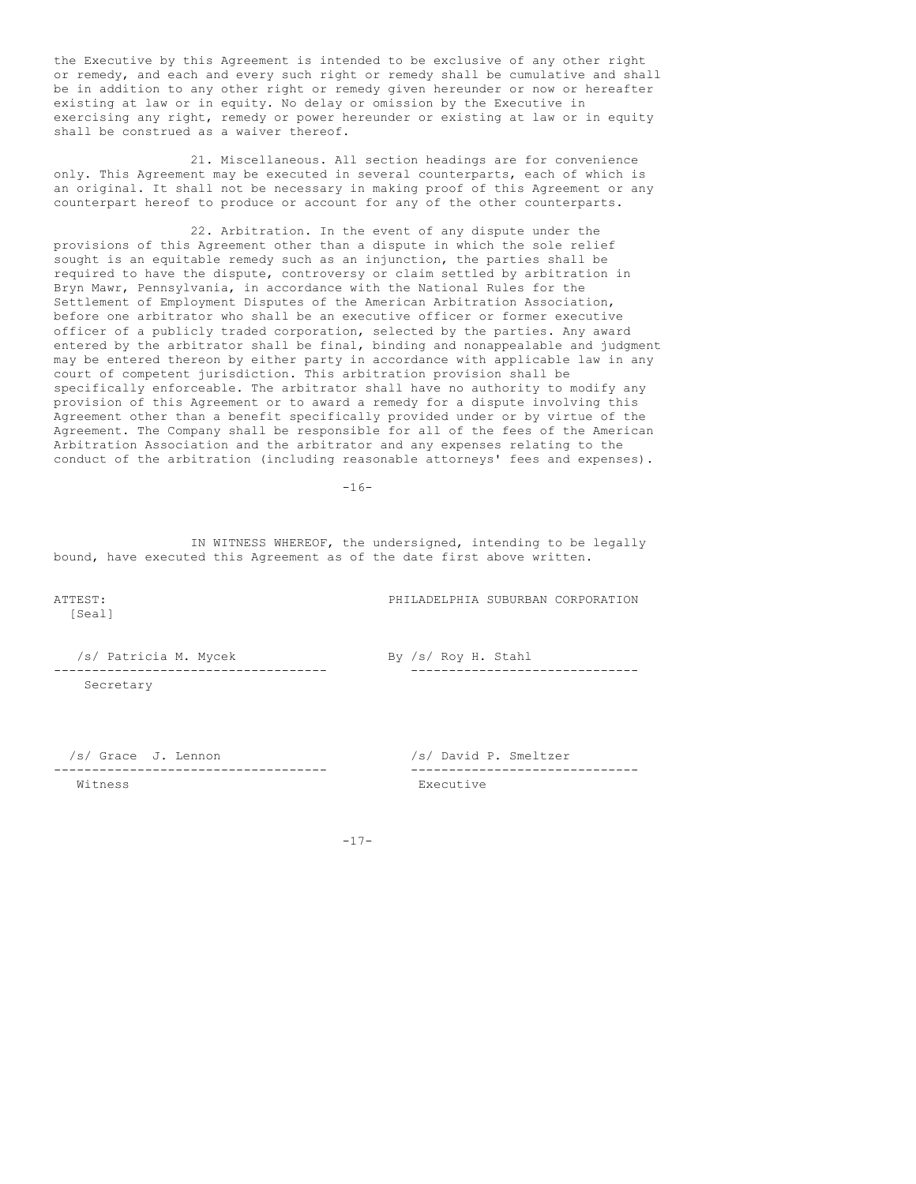the Executive by this Agreement is intended to be exclusive of any other right or remedy, and each and every such right or remedy shall be cumulative and shall be in addition to any other right or remedy given hereunder or now or hereafter existing at law or in equity. No delay or omission by the Executive in exercising any right, remedy or power hereunder or existing at law or in equity shall be construed as a waiver thereof.

21. Miscellaneous. All section headings are for convenience only. This Agreement may be executed in several counterparts, each of which is an original. It shall not be necessary in making proof of this Agreement or any counterpart hereof to produce or account for any of the other counterparts.

22. Arbitration. In the event of any dispute under the provisions of this Agreement other than a dispute in which the sole relief sought is an equitable remedy such as an injunction, the parties shall be required to have the dispute, controversy or claim settled by arbitration in Bryn Mawr, Pennsylvania, in accordance with the National Rules for the Settlement of Employment Disputes of the American Arbitration Association, before one arbitrator who shall be an executive officer or former executive officer of a publicly traded corporation, selected by the parties. Any award entered by the arbitrator shall be final, binding and nonappealable and judgment may be entered thereon by either party in accordance with applicable law in any court of competent jurisdiction. This arbitration provision shall be specifically enforceable. The arbitrator shall have no authority to modify any provision of this Agreement or to award a remedy for a dispute involving this Agreement other than a benefit specifically provided under or by virtue of the Agreement. The Company shall be responsible for all of the fees of the American Arbitration Association and the arbitrator and any expenses relating to the conduct of the arbitration (including reasonable attorneys' fees and expenses).

IN WITNESS WHEREOF, the undersigned, intending to be legally bound, have executed this Agreement as of the date first above written.

ATTEST:
[Seal]

PHILADELPHIA SUBURBAN CORPORATION

/s/ Patricia M. Mycek
Secretary

By /s/ Roy H. Stahl

/s/ Grace J. Lennon
Witness

/s/ David P. Smeltzer
Executive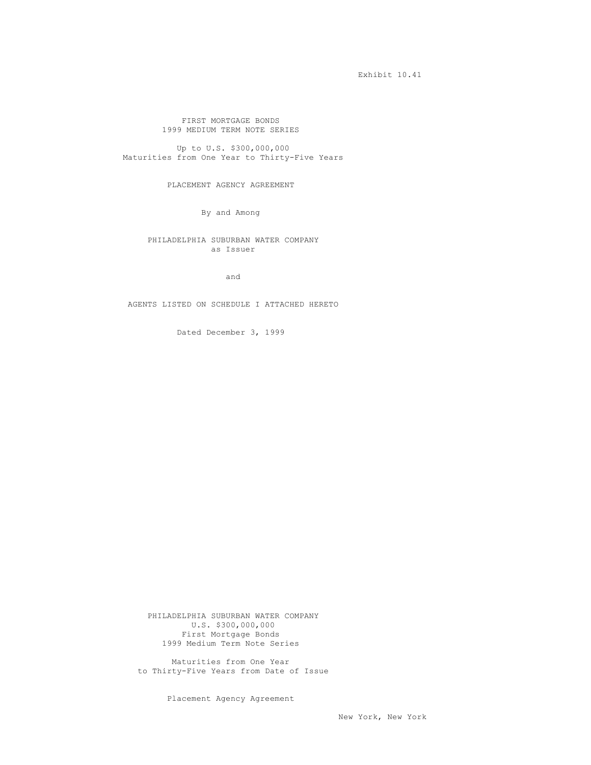Exhibit 10.41

# FIRST MORTGAGE BONDS
# 1999 MEDIUM TERM NOTE SERIES

Up to U.S. $300,000,000
Maturities from One Year to Thirty-Five Years

## PLACEMENT AGENCY AGREEMENT

By and Among

PHILADELPHIA SUBURBAN WATER COMPANY
as Issuer

and

AGENTS LISTED ON SCHEDULE I ATTACHED HERETO

Dated December 3, 1999

PHILADELPHIA SUBURBAN WATER COMPANY
U.S. $300,000,000
First Mortgage Bonds
1999 Medium Term Note Series

Maturities from One Year
to Thirty-Five Years from Date of Issue

Placement Agency Agreement

New York, New York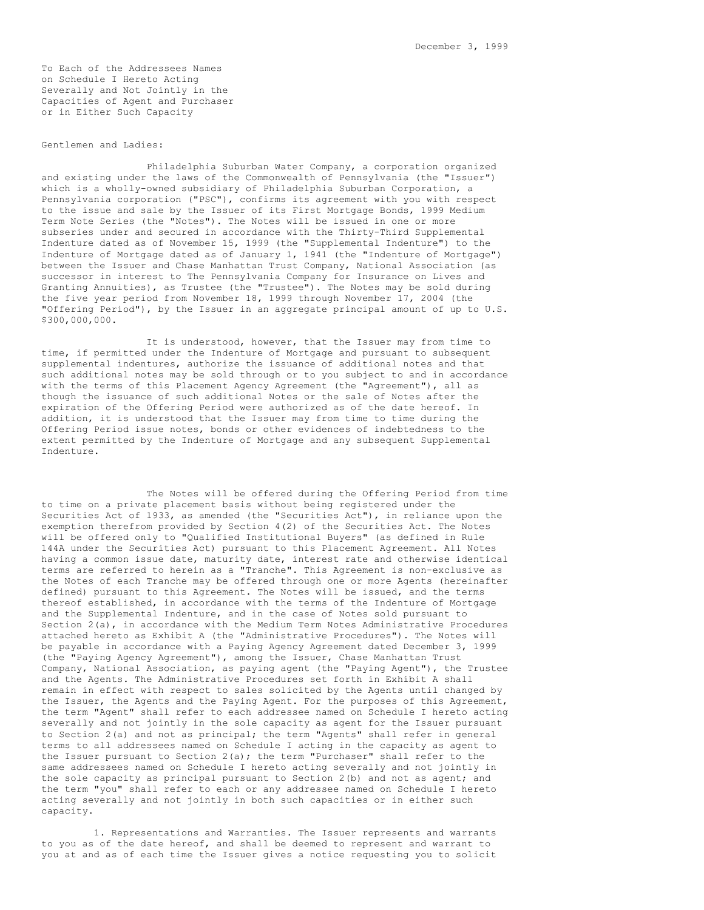December 3, 1999

To Each of the Addressees Names
on Schedule I Hereto Acting
Severally and Not Jointly in the
Capacities of Agent and Purchaser
or in Either Such Capacity

Gentlemen and Ladies:

Philadelphia Suburban Water Company, a corporation organized and existing under the laws of the Commonwealth of Pennsylvania (the "Issuer") which is a wholly-owned subsidiary of Philadelphia Suburban Corporation, a Pennsylvania corporation ("PSC"), confirms its agreement with you with respect to the issue and sale by the Issuer of its First Mortgage Bonds, 1999 Medium Term Note Series (the "Notes"). The Notes will be issued in one or more subseries under and secured in accordance with the Thirty-Third Supplemental Indenture dated as of November 15, 1999 (the "Supplemental Indenture") to the Indenture of Mortgage dated as of January 1, 1941 (the "Indenture of Mortgage") between the Issuer and Chase Manhattan Trust Company, National Association (as successor in interest to The Pennsylvania Company for Insurance on Lives and Granting Annuities), as Trustee (the "Trustee"). The Notes may be sold during the five year period from November 18, 1999 through November 17, 2004 (the "Offering Period"), by the Issuer in an aggregate principal amount of up to U.S. $300,000,000.

It is understood, however, that the Issuer may from time to time, if permitted under the Indenture of Mortgage and pursuant to subsequent supplemental indentures, authorize the issuance of additional notes and that such additional notes may be sold through or to you subject to and in accordance with the terms of this Placement Agency Agreement (the "Agreement"), all as though the issuance of such additional Notes or the sale of Notes after the expiration of the Offering Period were authorized as of the date hereof. In addition, it is understood that the Issuer may from time to time during the Offering Period issue notes, bonds or other evidences of indebtedness to the extent permitted by the Indenture of Mortgage and any subsequent Supplemental Indenture.

The Notes will be offered during the Offering Period from time to time on a private placement basis without being registered under the Securities Act of 1933, as amended (the "Securities Act"), in reliance upon the exemption therefrom provided by Section 4(2) of the Securities Act. The Notes will be offered only to "Qualified Institutional Buyers" (as defined in Rule 144A under the Securities Act) pursuant to this Placement Agreement. All Notes having a common issue date, maturity date, interest rate and otherwise identical terms are referred to herein as a "Tranche". This Agreement is non-exclusive as the Notes of each Tranche may be offered through one or more Agents (hereinafter defined) pursuant to this Agreement. The Notes will be issued, and the terms thereof established, in accordance with the terms of the Indenture of Mortgage and the Supplemental Indenture, and in the case of Notes sold pursuant to Section 2(a), in accordance with the Medium Term Notes Administrative Procedures attached hereto as Exhibit A (the "Administrative Procedures"). The Notes will be payable in accordance with a Paying Agency Agreement dated December 3, 1999 (the "Paying Agency Agreement"), among the Issuer, Chase Manhattan Trust Company, National Association, as paying agent (the "Paying Agent"), the Trustee and the Agents. The Administrative Procedures set forth in Exhibit A shall remain in effect with respect to sales solicited by the Agents until changed by the Issuer, the Agents and the Paying Agent. For the purposes of this Agreement, the term "Agent" shall refer to each addressee named on Schedule I hereto acting severally and not jointly in the sole capacity as agent for the Issuer pursuant to Section 2(a) and not as principal; the term "Agents" shall refer in general terms to all addressees named on Schedule I acting in the capacity as agent to the Issuer pursuant to Section 2(a); the term "Purchaser" shall refer to the same addressees named on Schedule I hereto acting severally and not jointly in the sole capacity as principal pursuant to Section 2(b) and not as agent; and the term "you" shall refer to each or any addressee named on Schedule I hereto acting severally and not jointly in both such capacities or in either such capacity.

1. Representations and Warranties. The Issuer represents and warrants to you as of the date hereof, and shall be deemed to represent and warrant to you at and as of each time the Issuer gives a notice requesting you to solicit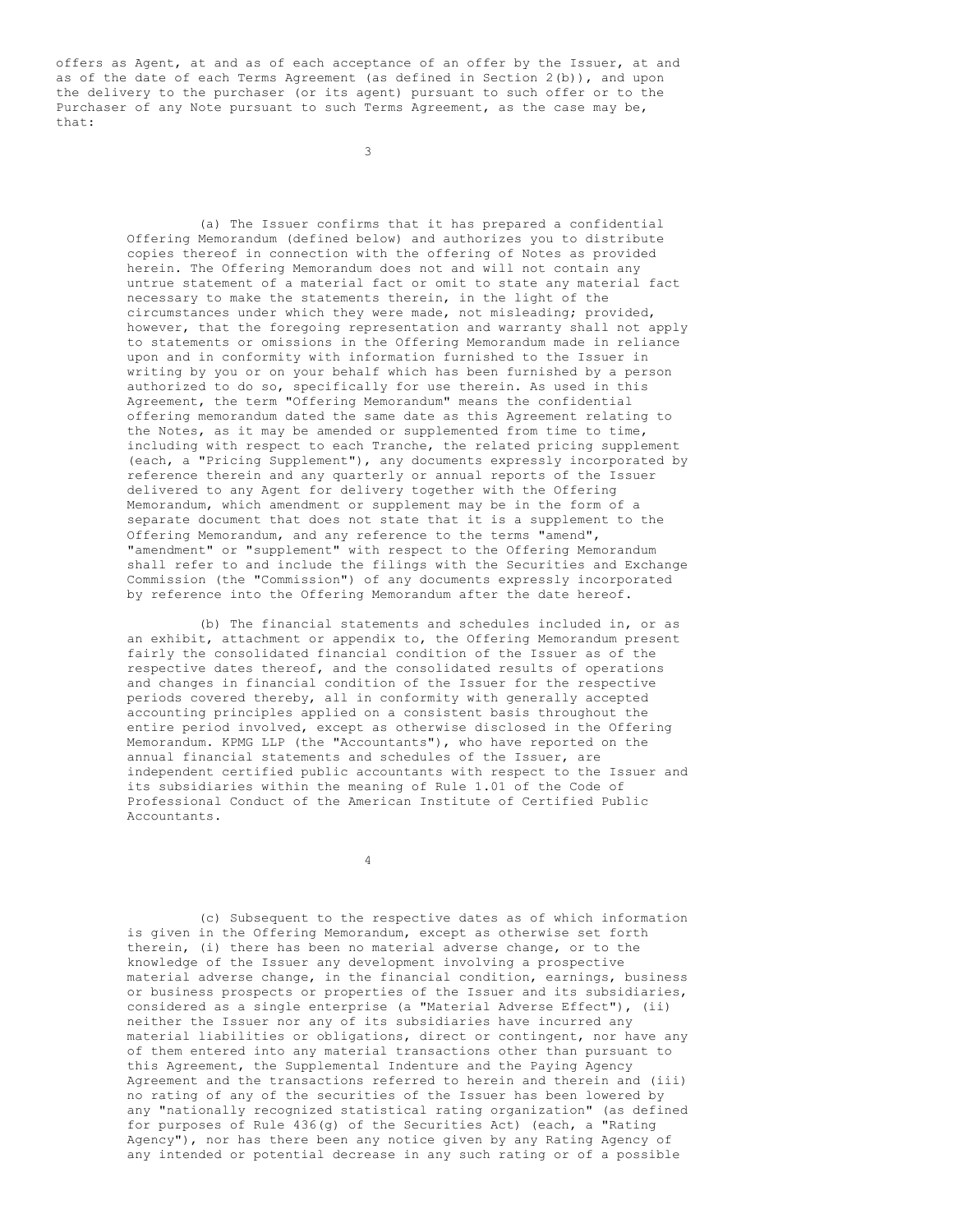offers as Agent, at and as of each acceptance of an offer by the Issuer, at and as of the date of each Terms Agreement (as defined in Section 2(b)), and upon the delivery to the purchaser (or its agent) pursuant to such offer or to the Purchaser of any Note pursuant to such Terms Agreement, as the case may be, that:

(a) The Issuer confirms that it has prepared a confidential Offering Memorandum (defined below) and authorizes you to distribute copies thereof in connection with the offering of Notes as provided herein. The Offering Memorandum does not and will not contain any untrue statement of a material fact or omit to state any material fact necessary to make the statements therein, in the light of the circumstances under which they were made, not misleading; provided, however, that the foregoing representation and warranty shall not apply to statements or omissions in the Offering Memorandum made in reliance upon and in conformity with information furnished to the Issuer in writing by you or on your behalf which has been furnished by a person authorized to do so, specifically for use therein. As used in this Agreement, the term "Offering Memorandum" means the confidential offering memorandum dated the same date as this Agreement relating to the Notes, as it may be amended or supplemented from time to time, including with respect to each Tranche, the related pricing supplement (each, a "Pricing Supplement"), any documents expressly incorporated by reference therein and any quarterly or annual reports of the Issuer delivered to any Agent for delivery together with the Offering Memorandum, which amendment or supplement may be in the form of a separate document that does not state that it is a supplement to the Offering Memorandum, and any reference to the terms "amend", "amendment" or "supplement" with respect to the Offering Memorandum shall refer to and include the filings with the Securities and Exchange Commission (the "Commission") of any documents expressly incorporated by reference into the Offering Memorandum after the date hereof.

(b) The financial statements and schedules included in, or as an exhibit, attachment or appendix to, the Offering Memorandum present fairly the consolidated financial condition of the Issuer as of the respective dates thereof, and the consolidated results of operations and changes in financial condition of the Issuer for the respective periods covered thereby, all in conformity with generally accepted accounting principles applied on a consistent basis throughout the entire period involved, except as otherwise disclosed in the Offering Memorandum. KPMG LLP (the "Accountants"), who have reported on the annual financial statements and schedules of the Issuer, are independent certified public accountants with respect to the Issuer and its subsidiaries within the meaning of Rule 1.01 of the Code of Professional Conduct of the American Institute of Certified Public Accountants.

(c) Subsequent to the respective dates as of which information is given in the Offering Memorandum, except as otherwise set forth therein, (i) there has been no material adverse change, or to the knowledge of the Issuer any development involving a prospective material adverse change, in the financial condition, earnings, business or business prospects or properties of the Issuer and its subsidiaries, considered as a single enterprise (a "Material Adverse Effect"), (ii) neither the Issuer nor any of its subsidiaries have incurred any material liabilities or obligations, direct or contingent, nor have any of them entered into any material transactions other than pursuant to this Agreement, the Supplemental Indenture and the Paying Agency Agreement and the transactions referred to herein and therein and (iii) no rating of any of the securities of the Issuer has been lowered by any "nationally recognized statistical rating organization" (as defined for purposes of Rule 436(g) of the Securities Act) (each, a "Rating Agency"), nor has there been any notice given by any Rating Agency of any intended or potential decrease in any such rating or of a possible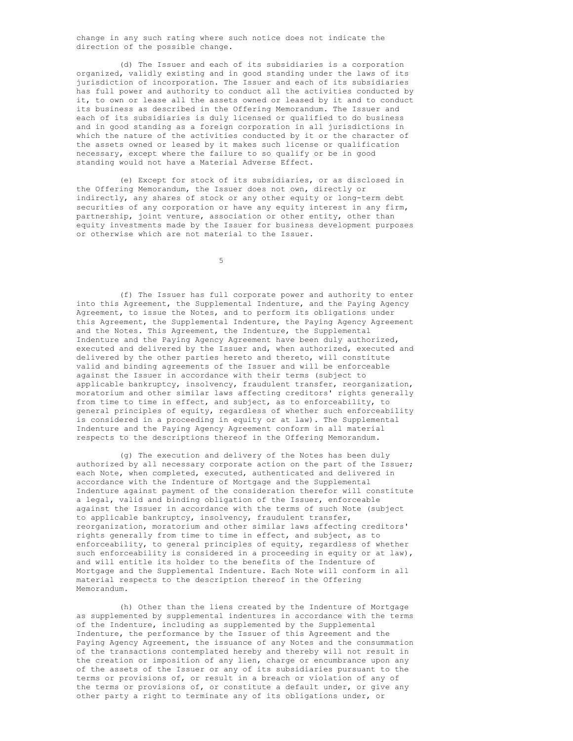change in any such rating where such notice does not indicate the direction of the possible change.

(d) The Issuer and each of its subsidiaries is a corporation organized, validly existing and in good standing under the laws of its jurisdiction of incorporation. The Issuer and each of its subsidiaries has full power and authority to conduct all the activities conducted by it, to own or lease all the assets owned or leased by it and to conduct its business as described in the Offering Memorandum. The Issuer and each of its subsidiaries is duly licensed or qualified to do business and in good standing as a foreign corporation in all jurisdictions in which the nature of the activities conducted by it or the character of the assets owned or leased by it makes such license or qualification necessary, except where the failure to so qualify or be in good standing would not have a Material Adverse Effect.

(e) Except for stock of its subsidiaries, or as disclosed in the Offering Memorandum, the Issuer does not own, directly or indirectly, any shares of stock or any other equity or long-term debt securities of any corporation or have any equity interest in any firm, partnership, joint venture, association or other entity, other than equity investments made by the Issuer for business development purposes or otherwise which are not material to the Issuer.

(f) The Issuer has full corporate power and authority to enter into this Agreement, the Supplemental Indenture, and the Paying Agency Agreement, to issue the Notes, and to perform its obligations under this Agreement, the Supplemental Indenture, the Paying Agency Agreement and the Notes. This Agreement, the Indenture, the Supplemental Indenture and the Paying Agency Agreement have been duly authorized, executed and delivered by the Issuer and, when authorized, executed and delivered by the other parties hereto and thereto, will constitute valid and binding agreements of the Issuer and will be enforceable against the Issuer in accordance with their terms (subject to applicable bankruptcy, insolvency, fraudulent transfer, reorganization, moratorium and other similar laws affecting creditors' rights generally from time to time in effect, and subject, as to enforceability, to general principles of equity, regardless of whether such enforceability is considered in a proceeding in equity or at law). The Supplemental Indenture and the Paying Agency Agreement conform in all material respects to the descriptions thereof in the Offering Memorandum.

(g) The execution and delivery of the Notes has been duly authorized by all necessary corporate action on the part of the Issuer; each Note, when completed, executed, authenticated and delivered in accordance with the Indenture of Mortgage and the Supplemental Indenture against payment of the consideration therefor will constitute a legal, valid and binding obligation of the Issuer, enforceable against the Issuer in accordance with the terms of such Note (subject to applicable bankruptcy, insolvency, fraudulent transfer, reorganization, moratorium and other similar laws affecting creditors' rights generally from time to time in effect, and subject, as to enforceability, to general principles of equity, regardless of whether such enforceability is considered in a proceeding in equity or at law), and will entitle its holder to the benefits of the Indenture of Mortgage and the Supplemental Indenture. Each Note will conform in all material respects to the description thereof in the Offering Memorandum.

(h) Other than the liens created by the Indenture of Mortgage as supplemented by supplemental indentures in accordance with the terms of the Indenture, including as supplemented by the Supplemental Indenture, the performance by the Issuer of this Agreement and the Paying Agency Agreement, the issuance of any Notes and the consummation of the transactions contemplated hereby and thereby will not result in the creation or imposition of any lien, charge or encumbrance upon any of the assets of the Issuer or any of its subsidiaries pursuant to the terms or provisions of, or result in a breach or violation of any of the terms or provisions of, or constitute a default under, or give any other party a right to terminate any of its obligations under, or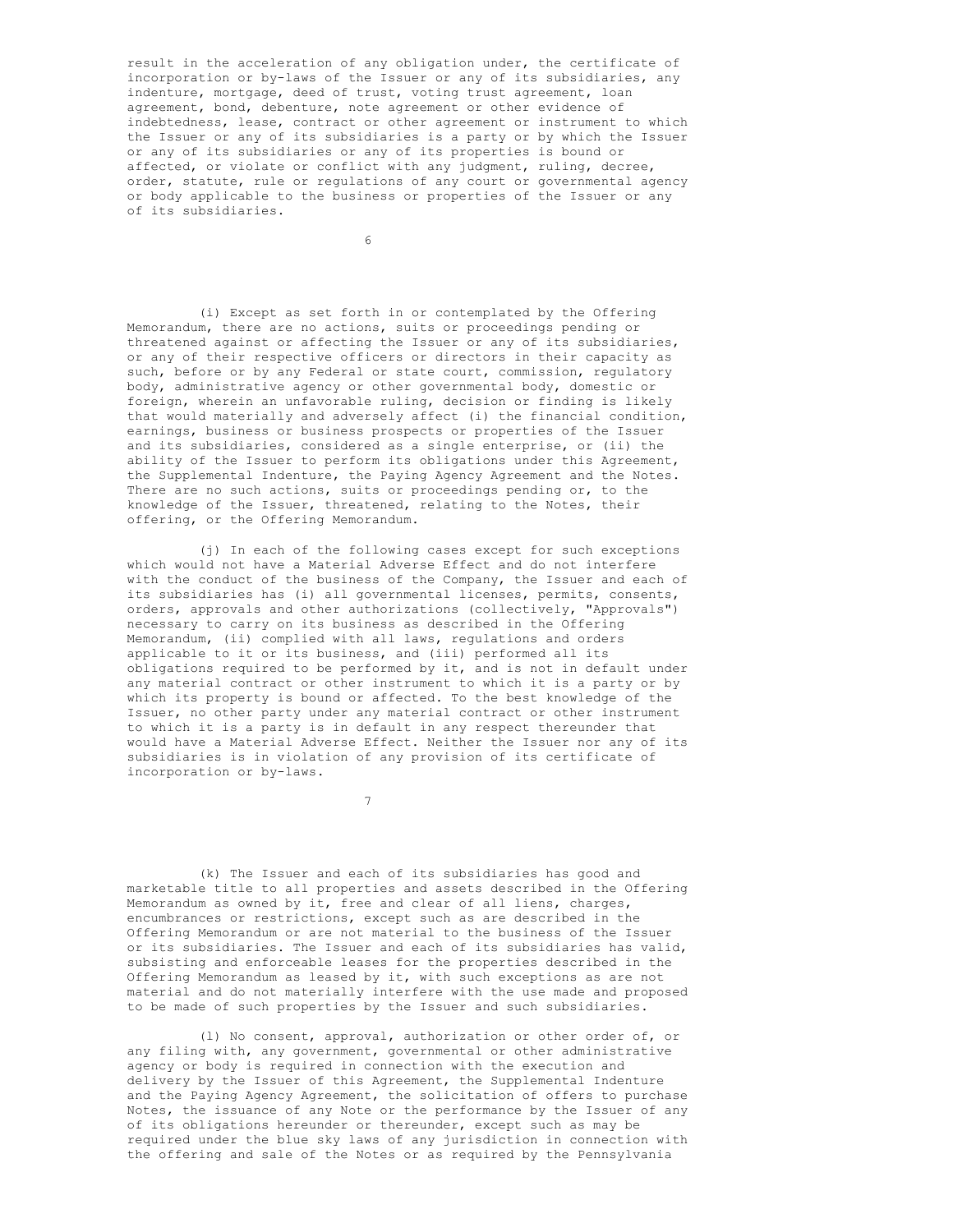result in the acceleration of any obligation under, the certificate of incorporation or by-laws of the Issuer or any of its subsidiaries, any indenture, mortgage, deed of trust, voting trust agreement, loan agreement, bond, debenture, note agreement or other evidence of indebtedness, lease, contract or other agreement or instrument to which the Issuer or any of its subsidiaries is a party or by which the Issuer or any of its subsidiaries or any of its properties is bound or affected, or violate or conflict with any judgment, ruling, decree, order, statute, rule or regulations of any court or governmental agency or body applicable to the business or properties of the Issuer or any of its subsidiaries.

(i) Except as set forth in or contemplated by the Offering Memorandum, there are no actions, suits or proceedings pending or threatened against or affecting the Issuer or any of its subsidiaries, or any of their respective officers or directors in their capacity as such, before or by any Federal or state court, commission, regulatory body, administrative agency or other governmental body, domestic or foreign, wherein an unfavorable ruling, decision or finding is likely that would materially and adversely affect (i) the financial condition, earnings, business or business prospects or properties of the Issuer and its subsidiaries, considered as a single enterprise, or (ii) the ability of the Issuer to perform its obligations under this Agreement, the Supplemental Indenture, the Paying Agency Agreement and the Notes. There are no such actions, suits or proceedings pending or, to the knowledge of the Issuer, threatened, relating to the Notes, their offering, or the Offering Memorandum.

(j) In each of the following cases except for such exceptions which would not have a Material Adverse Effect and do not interfere with the conduct of the business of the Company, the Issuer and each of its subsidiaries has (i) all governmental licenses, permits, consents, orders, approvals and other authorizations (collectively, "Approvals") necessary to carry on its business as described in the Offering Memorandum, (ii) complied with all laws, regulations and orders applicable to it or its business, and (iii) performed all its obligations required to be performed by it, and is not in default under any material contract or other instrument to which it is a party or by which its property is bound or affected. To the best knowledge of the Issuer, no other party under any material contract or other instrument to which it is a party is in default in any respect thereunder that would have a Material Adverse Effect. Neither the Issuer nor any of its subsidiaries is in violation of any provision of its certificate of incorporation or by-laws.

(k) The Issuer and each of its subsidiaries has good and marketable title to all properties and assets described in the Offering Memorandum as owned by it, free and clear of all liens, charges, encumbrances or restrictions, except such as are described in the Offering Memorandum or are not material to the business of the Issuer or its subsidiaries. The Issuer and each of its subsidiaries has valid, subsisting and enforceable leases for the properties described in the Offering Memorandum as leased by it, with such exceptions as are not material and do not materially interfere with the use made and proposed to be made of such properties by the Issuer and such subsidiaries.

(l) No consent, approval, authorization or other order of, or any filing with, any government, governmental or other administrative agency or body is required in connection with the execution and delivery by the Issuer of this Agreement, the Supplemental Indenture and the Paying Agency Agreement, the solicitation of offers to purchase Notes, the issuance of any Note or the performance by the Issuer of any of its obligations hereunder or thereunder, except such as may be required under the blue sky laws of any jurisdiction in connection with the offering and sale of the Notes or as required by the Pennsylvania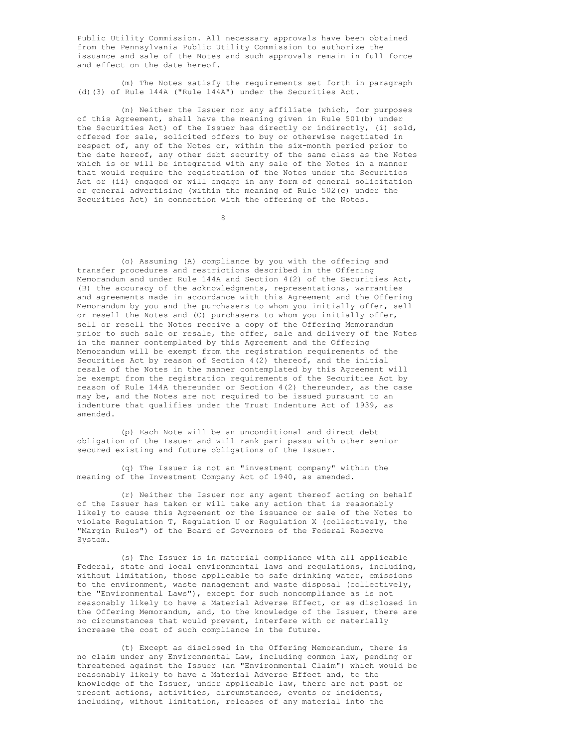Public Utility Commission. All necessary approvals have been obtained from the Pennsylvania Public Utility Commission to authorize the issuance and sale of the Notes and such approvals remain in full force and effect on the date hereof.

(m) The Notes satisfy the requirements set forth in paragraph (d)(3) of Rule 144A ("Rule 144A") under the Securities Act.

(n) Neither the Issuer nor any affiliate (which, for purposes of this Agreement, shall have the meaning given in Rule 501(b) under the Securities Act) of the Issuer has directly or indirectly, (i) sold, offered for sale, solicited offers to buy or otherwise negotiated in respect of, any of the Notes or, within the six-month period prior to the date hereof, any other debt security of the same class as the Notes which is or will be integrated with any sale of the Notes in a manner that would require the registration of the Notes under the Securities Act or (ii) engaged or will engage in any form of general solicitation or general advertising (within the meaning of Rule 502(c) under the Securities Act) in connection with the offering of the Notes.

(o) Assuming (A) compliance by you with the offering and transfer procedures and restrictions described in the Offering Memorandum and under Rule 144A and Section 4(2) of the Securities Act, (B) the accuracy of the acknowledgments, representations, warranties and agreements made in accordance with this Agreement and the Offering Memorandum by you and the purchasers to whom you initially offer, sell or resell the Notes and (C) purchasers to whom you initially offer, sell or resell the Notes receive a copy of the Offering Memorandum prior to such sale or resale, the offer, sale and delivery of the Notes in the manner contemplated by this Agreement and the Offering Memorandum will be exempt from the registration requirements of the Securities Act by reason of Section 4(2) thereof, and the initial resale of the Notes in the manner contemplated by this Agreement will be exempt from the registration requirements of the Securities Act by reason of Rule 144A thereunder or Section 4(2) thereunder, as the case may be, and the Notes are not required to be issued pursuant to an indenture that qualifies under the Trust Indenture Act of 1939, as amended.

(p) Each Note will be an unconditional and direct debt obligation of the Issuer and will rank pari passu with other senior secured existing and future obligations of the Issuer.

(q) The Issuer is not an "investment company" within the meaning of the Investment Company Act of 1940, as amended.

(r) Neither the Issuer nor any agent thereof acting on behalf of the Issuer has taken or will take any action that is reasonably likely to cause this Agreement or the issuance or sale of the Notes to violate Regulation T, Regulation U or Regulation X (collectively, the "Margin Rules") of the Board of Governors of the Federal Reserve System.

(s) The Issuer is in material compliance with all applicable Federal, state and local environmental laws and regulations, including, without limitation, those applicable to safe drinking water, emissions to the environment, waste management and waste disposal (collectively, the "Environmental Laws"), except for such noncompliance as is not reasonably likely to have a Material Adverse Effect, or as disclosed in the Offering Memorandum, and, to the knowledge of the Issuer, there are no circumstances that would prevent, interfere with or materially increase the cost of such compliance in the future.

(t) Except as disclosed in the Offering Memorandum, there is no claim under any Environmental Law, including common law, pending or threatened against the Issuer (an "Environmental Claim") which would be reasonably likely to have a Material Adverse Effect and, to the knowledge of the Issuer, under applicable law, there are not past or present actions, activities, circumstances, events or incidents, including, without limitation, releases of any material into the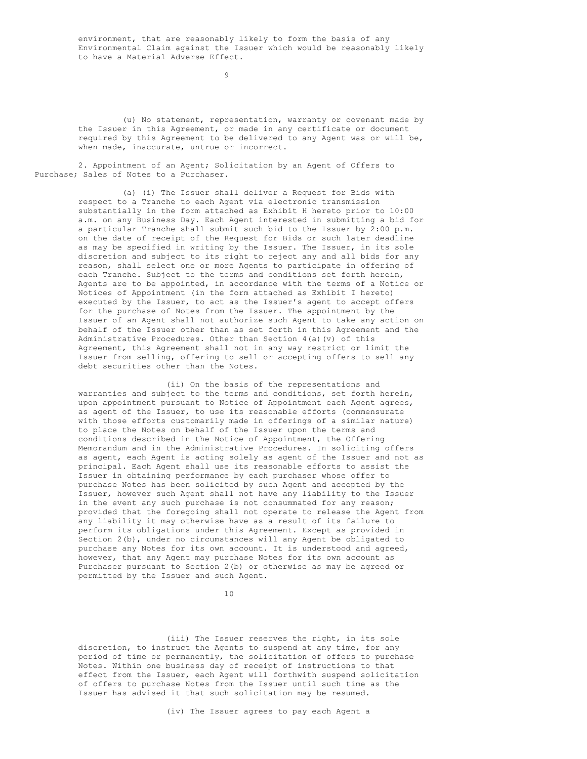environment, that are reasonably likely to form the basis of any Environmental Claim against the Issuer which would be reasonably likely to have a Material Adverse Effect.

(u) No statement, representation, warranty or covenant made by the Issuer in this Agreement, or made in any certificate or document required by this Agreement to be delivered to any Agent was or will be, when made, inaccurate, untrue or incorrect.

2. Appointment of an Agent; Solicitation by an Agent of Offers to Purchase; Sales of Notes to a Purchaser.

(a) (i) The Issuer shall deliver a Request for Bids with respect to a Tranche to each Agent via electronic transmission substantially in the form attached as Exhibit H hereto prior to 10:00 a.m. on any Business Day. Each Agent interested in submitting a bid for a particular Tranche shall submit such bid to the Issuer by 2:00 p.m. on the date of receipt of the Request for Bids or such later deadline as may be specified in writing by the Issuer. The Issuer, in its sole discretion and subject to its right to reject any and all bids for any reason, shall select one or more Agents to participate in offering of each Tranche. Subject to the terms and conditions set forth herein, Agents are to be appointed, in accordance with the terms of a Notice or Notices of Appointment (in the form attached as Exhibit I hereto) executed by the Issuer, to act as the Issuer's agent to accept offers for the purchase of Notes from the Issuer. The appointment by the Issuer of an Agent shall not authorize such Agent to take any action on behalf of the Issuer other than as set forth in this Agreement and the Administrative Procedures. Other than Section 4(a)(v) of this Agreement, this Agreement shall not in any way restrict or limit the Issuer from selling, offering to sell or accepting offers to sell any debt securities other than the Notes.

(ii) On the basis of the representations and warranties and subject to the terms and conditions, set forth herein, upon appointment pursuant to Notice of Appointment each Agent agrees, as agent of the Issuer, to use its reasonable efforts (commensurate with those efforts customarily made in offerings of a similar nature) to place the Notes on behalf of the Issuer upon the terms and conditions described in the Notice of Appointment, the Offering Memorandum and in the Administrative Procedures. In soliciting offers as agent, each Agent is acting solely as agent of the Issuer and not as principal. Each Agent shall use its reasonable efforts to assist the Issuer in obtaining performance by each purchaser whose offer to purchase Notes has been solicited by such Agent and accepted by the Issuer, however such Agent shall not have any liability to the Issuer in the event any such purchase is not consummated for any reason; provided that the foregoing shall not operate to release the Agent from any liability it may otherwise have as a result of its failure to perform its obligations under this Agreement. Except as provided in Section 2(b), under no circumstances will any Agent be obligated to purchase any Notes for its own account. It is understood and agreed, however, that any Agent may purchase Notes for its own account as Purchaser pursuant to Section 2(b) or otherwise as may be agreed or permitted by the Issuer and such Agent.

(iii) The Issuer reserves the right, in its sole discretion, to instruct the Agents to suspend at any time, for any period of time or permanently, the solicitation of offers to purchase Notes. Within one business day of receipt of instructions to that effect from the Issuer, each Agent will forthwith suspend solicitation of offers to purchase Notes from the Issuer until such time as the Issuer has advised it that such solicitation may be resumed.

(iv) The Issuer agrees to pay each Agent a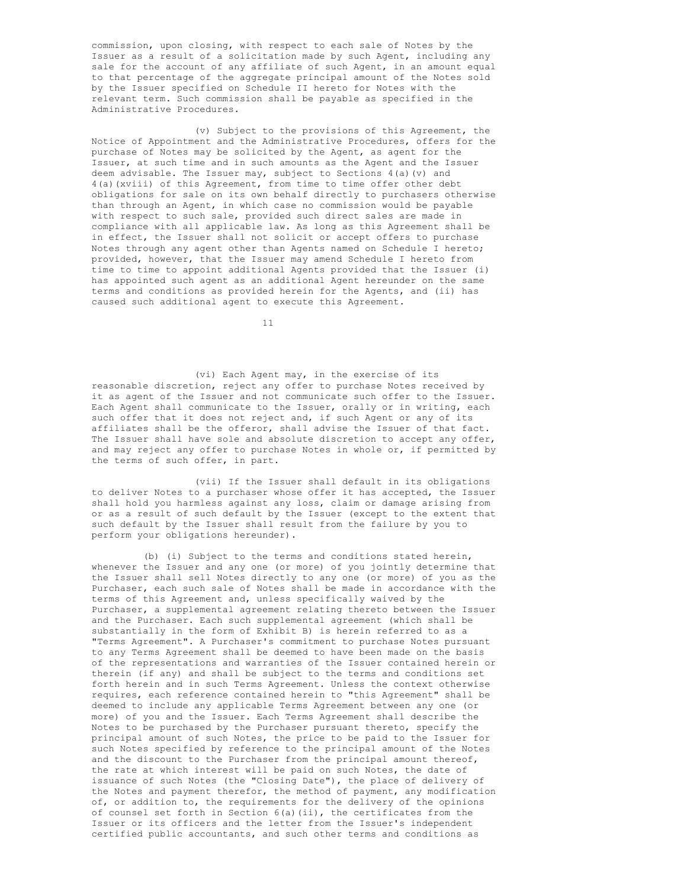commission, upon closing, with respect to each sale of Notes by the Issuer as a result of a solicitation made by such Agent, including any sale for the account of any affiliate of such Agent, in an amount equal to that percentage of the aggregate principal amount of the Notes sold by the Issuer specified on Schedule II hereto for Notes with the relevant term. Such commission shall be payable as specified in the Administrative Procedures.

(v) Subject to the provisions of this Agreement, the Notice of Appointment and the Administrative Procedures, offers for the purchase of Notes may be solicited by the Agent, as agent for the Issuer, at such time and in such amounts as the Agent and the Issuer deem advisable. The Issuer may, subject to Sections 4(a)(v) and 4(a)(xviii) of this Agreement, from time to time offer other debt obligations for sale on its own behalf directly to purchasers otherwise than through an Agent, in which case no commission would be payable with respect to such sale, provided such direct sales are made in compliance with all applicable law. As long as this Agreement shall be in effect, the Issuer shall not solicit or accept offers to purchase Notes through any agent other than Agents named on Schedule I hereto; provided, however, that the Issuer may amend Schedule I hereto from time to time to appoint additional Agents provided that the Issuer (i) has appointed such agent as an additional Agent hereunder on the same terms and conditions as provided herein for the Agents, and (ii) has caused such additional agent to execute this Agreement.

(vi) Each Agent may, in the exercise of its reasonable discretion, reject any offer to purchase Notes received by it as agent of the Issuer and not communicate such offer to the Issuer. Each Agent shall communicate to the Issuer, orally or in writing, each such offer that it does not reject and, if such Agent or any of its affiliates shall be the offeror, shall advise the Issuer of that fact. The Issuer shall have sole and absolute discretion to accept any offer, and may reject any offer to purchase Notes in whole or, if permitted by the terms of such offer, in part.

(vii) If the Issuer shall default in its obligations to deliver Notes to a purchaser whose offer it has accepted, the Issuer shall hold you harmless against any loss, claim or damage arising from or as a result of such default by the Issuer (except to the extent that such default by the Issuer shall result from the failure by you to perform your obligations hereunder).

(b) (i) Subject to the terms and conditions stated herein, whenever the Issuer and any one (or more) of you jointly determine that the Issuer shall sell Notes directly to any one (or more) of you as the Purchaser, each such sale of Notes shall be made in accordance with the terms of this Agreement and, unless specifically waived by the Purchaser, a supplemental agreement relating thereto between the Issuer and the Purchaser. Each such supplemental agreement (which shall be substantially in the form of Exhibit B) is herein referred to as a "Terms Agreement". A Purchaser's commitment to purchase Notes pursuant to any Terms Agreement shall be deemed to have been made on the basis of the representations and warranties of the Issuer contained herein or therein (if any) and shall be subject to the terms and conditions set forth herein and in such Terms Agreement. Unless the context otherwise requires, each reference contained herein to "this Agreement" shall be deemed to include any applicable Terms Agreement between any one (or more) of you and the Issuer. Each Terms Agreement shall describe the Notes to be purchased by the Purchaser pursuant thereto, specify the principal amount of such Notes, the price to be paid to the Issuer for such Notes specified by reference to the principal amount of the Notes and the discount to the Purchaser from the principal amount thereof, the rate at which interest will be paid on such Notes, the date of issuance of such Notes (the "Closing Date"), the place of delivery of the Notes and payment therefor, the method of payment, any modification of, or addition to, the requirements for the delivery of the opinions of counsel set forth in Section 6(a)(ii), the certificates from the Issuer or its officers and the letter from the Issuer's independent certified public accountants, and such other terms and conditions as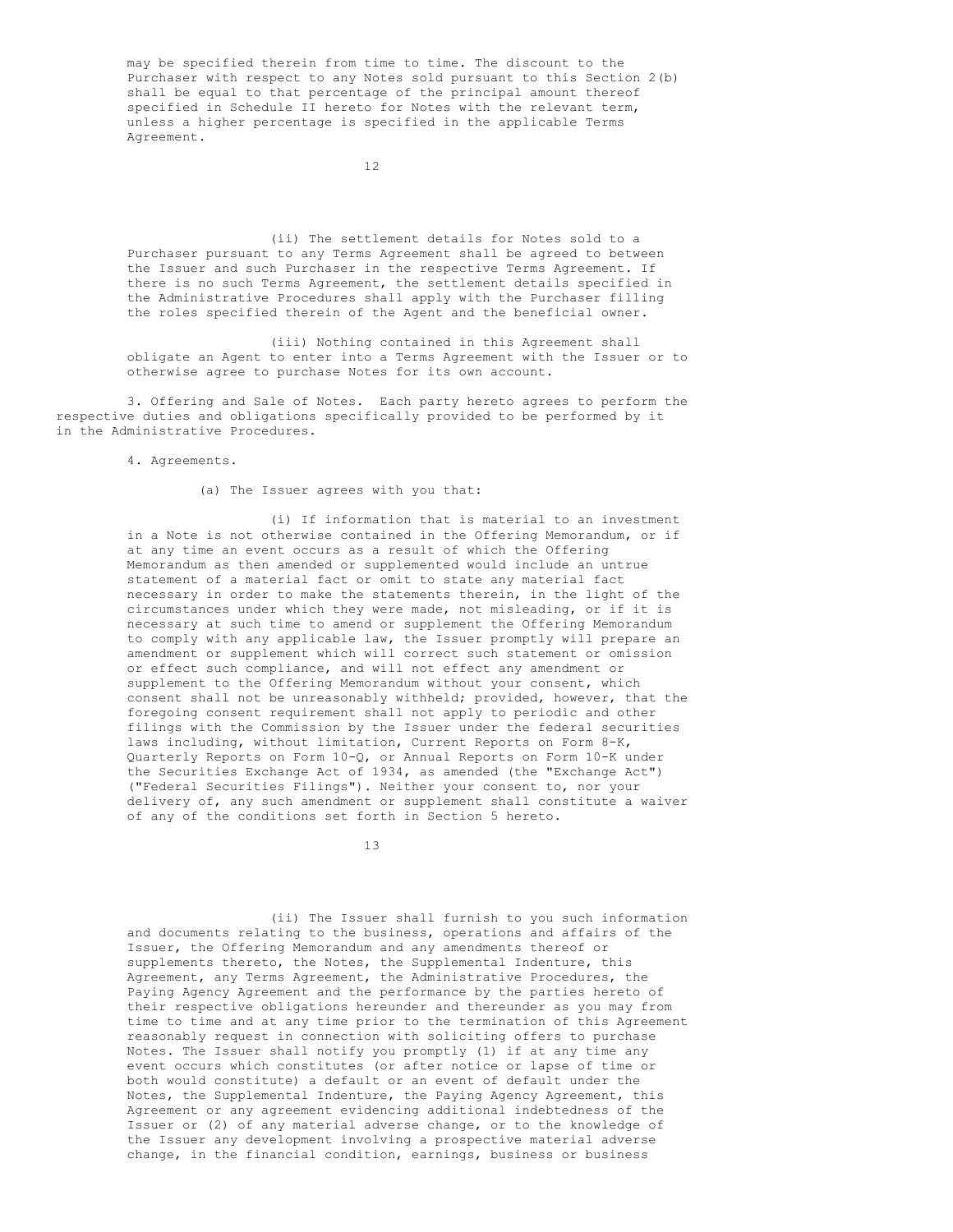may be specified therein from time to time. The discount to the Purchaser with respect to any Notes sold pursuant to this Section 2(b) shall be equal to that percentage of the principal amount thereof specified in Schedule II hereto for Notes with the relevant term, unless a higher percentage is specified in the applicable Terms Agreement.

(ii) The settlement details for Notes sold to a Purchaser pursuant to any Terms Agreement shall be agreed to between the Issuer and such Purchaser in the respective Terms Agreement. If there is no such Terms Agreement, the settlement details specified in the Administrative Procedures shall apply with the Purchaser filling the roles specified therein of the Agent and the beneficial owner.

(iii) Nothing contained in this Agreement shall obligate an Agent to enter into a Terms Agreement with the Issuer or to otherwise agree to purchase Notes for its own account.

3. Offering and Sale of Notes. Each party hereto agrees to perform the respective duties and obligations specifically provided to be performed by it in the Administrative Procedures.

4. Agreements.

(a) The Issuer agrees with you that:

(i) If information that is material to an investment in a Note is not otherwise contained in the Offering Memorandum, or if at any time an event occurs as a result of which the Offering Memorandum as then amended or supplemented would include an untrue statement of a material fact or omit to state any material fact necessary in order to make the statements therein, in the light of the circumstances under which they were made, not misleading, or if it is necessary at such time to amend or supplement the Offering Memorandum to comply with any applicable law, the Issuer promptly will prepare an amendment or supplement which will correct such statement or omission or effect such compliance, and will not effect any amendment or supplement to the Offering Memorandum without your consent, which consent shall not be unreasonably withheld; provided, however, that the foregoing consent requirement shall not apply to periodic and other filings with the Commission by the Issuer under the federal securities laws including, without limitation, Current Reports on Form 8-K, Quarterly Reports on Form 10-Q, or Annual Reports on Form 10-K under the Securities Exchange Act of 1934, as amended (the "Exchange Act") ("Federal Securities Filings"). Neither your consent to, nor your delivery of, any such amendment or supplement shall constitute a waiver of any of the conditions set forth in Section 5 hereto.

(ii) The Issuer shall furnish to you such information and documents relating to the business, operations and affairs of the Issuer, the Offering Memorandum and any amendments thereof or supplements thereto, the Notes, the Supplemental Indenture, this Agreement, any Terms Agreement, the Administrative Procedures, the Paying Agency Agreement and the performance by the parties hereto of their respective obligations hereunder and thereunder as you may from time to time and at any time prior to the termination of this Agreement reasonably request in connection with soliciting offers to purchase Notes. The Issuer shall notify you promptly (1) if at any time any event occurs which constitutes (or after notice or lapse of time or both would constitute) a default or an event of default under the Notes, the Supplemental Indenture, the Paying Agency Agreement, this Agreement or any agreement evidencing additional indebtedness of the Issuer or (2) of any material adverse change, or to the knowledge of the Issuer any development involving a prospective material adverse change, in the financial condition, earnings, business or business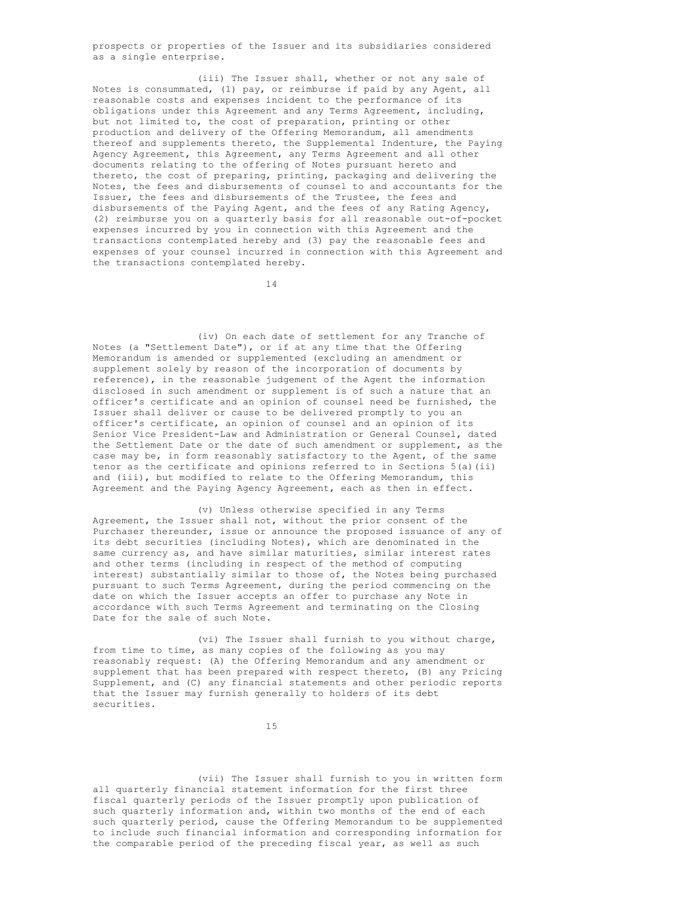prospects or properties of the Issuer and its subsidiaries considered as a single enterprise.

(iii) The Issuer shall, whether or not any sale of Notes is consummated, (1) pay, or reimburse if paid by any Agent, all reasonable costs and expenses incident to the performance of its obligations under this Agreement and any Terms Agreement, including, but not limited to, the cost of preparation, printing or other production and delivery of the Offering Memorandum, all amendments thereof and supplements thereto, the Supplemental Indenture, the Paying Agency Agreement, this Agreement, any Terms Agreement and all other documents relating to the offering of Notes pursuant hereto and thereto, the cost of preparing, printing, packaging and delivering the Notes, the fees and disbursements of counsel to and accountants for the Issuer, the fees and disbursements of the Trustee, the fees and disbursements of the Paying Agent, and the fees of any Rating Agency, (2) reimburse you on a quarterly basis for all reasonable out-of-pocket expenses incurred by you in connection with this Agreement and the transactions contemplated hereby and (3) pay the reasonable fees and expenses of your counsel incurred in connection with this Agreement and the transactions contemplated hereby.

(iv) On each date of settlement for any Tranche of Notes (a "Settlement Date"), or if at any time that the Offering Memorandum is amended or supplemented (excluding an amendment or supplement solely by reason of the incorporation of documents by reference), in the reasonable judgement of the Agent the information disclosed in such amendment or supplement is of such a nature that an officer's certificate and an opinion of counsel need be furnished, the Issuer shall deliver or cause to be delivered promptly to you an officer's certificate, an opinion of counsel and an opinion of its Senior Vice President-Law and Administration or General Counsel, dated the Settlement Date or the date of such amendment or supplement, as the case may be, in form reasonably satisfactory to the Agent, of the same tenor as the certificate and opinions referred to in Sections 5(a)(ii) and (iii), but modified to relate to the Offering Memorandum, this Agreement and the Paying Agency Agreement, each as then in effect.

(v) Unless otherwise specified in any Terms Agreement, the Issuer shall not, without the prior consent of the Purchaser thereunder, issue or announce the proposed issuance of any of its debt securities (including Notes), which are denominated in the same currency as, and have similar maturities, similar interest rates and other terms (including in respect of the method of computing interest) substantially similar to those of, the Notes being purchased pursuant to such Terms Agreement, during the period commencing on the date on which the Issuer accepts an offer to purchase any Note in accordance with such Terms Agreement and terminating on the Closing Date for the sale of such Note.

(vi) The Issuer shall furnish to you without charge, from time to time, as many copies of the following as you may reasonably request: (A) the Offering Memorandum and any amendment or supplement that has been prepared with respect thereto, (B) any Pricing Supplement, and (C) any financial statements and other periodic reports that the Issuer may furnish generally to holders of its debt securities.

(vii) The Issuer shall furnish to you in written form all quarterly financial statement information for the first three fiscal quarterly periods of the Issuer promptly upon publication of such quarterly information and, within two months of the end of each such quarterly period, cause the Offering Memorandum to be supplemented to include such financial information and corresponding information for the comparable period of the preceding fiscal year, as well as such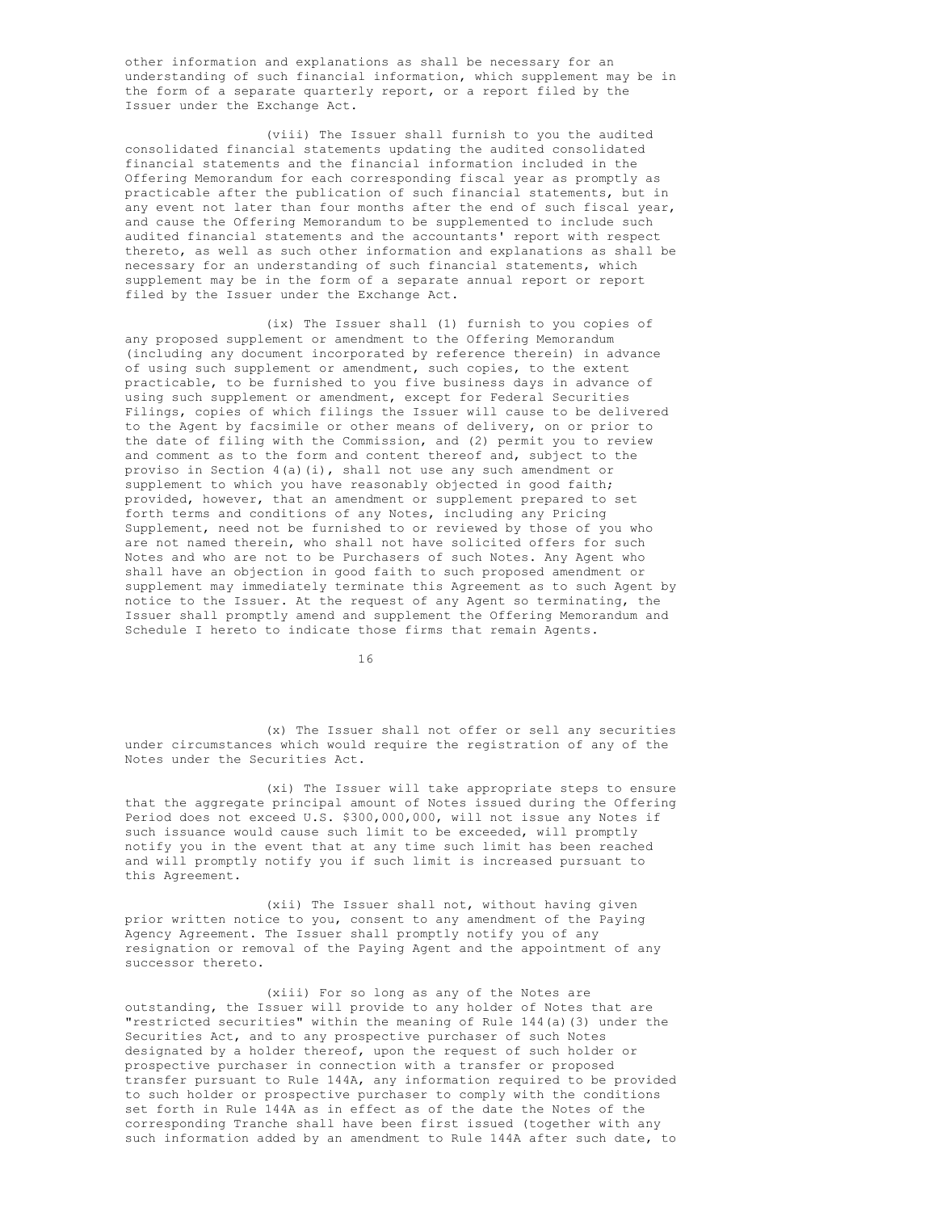other information and explanations as shall be necessary for an understanding of such financial information, which supplement may be in the form of a separate quarterly report, or a report filed by the Issuer under the Exchange Act.

(viii) The Issuer shall furnish to you the audited consolidated financial statements updating the audited consolidated financial statements and the financial information included in the Offering Memorandum for each corresponding fiscal year as promptly as practicable after the publication of such financial statements, but in any event not later than four months after the end of such fiscal year, and cause the Offering Memorandum to be supplemented to include such audited financial statements and the accountants' report with respect thereto, as well as such other information and explanations as shall be necessary for an understanding of such financial statements, which supplement may be in the form of a separate annual report or report filed by the Issuer under the Exchange Act.

(ix) The Issuer shall (1) furnish to you copies of any proposed supplement or amendment to the Offering Memorandum (including any document incorporated by reference therein) in advance of using such supplement or amendment, such copies, to the extent practicable, to be furnished to you five business days in advance of using such supplement or amendment, except for Federal Securities Filings, copies of which filings the Issuer will cause to be delivered to the Agent by facsimile or other means of delivery, on or prior to the date of filing with the Commission, and (2) permit you to review and comment as to the form and content thereof and, subject to the proviso in Section 4(a)(i), shall not use any such amendment or supplement to which you have reasonably objected in good faith; provided, however, that an amendment or supplement prepared to set forth terms and conditions of any Notes, including any Pricing Supplement, need not be furnished to or reviewed by those of you who are not named therein, who shall not have solicited offers for such Notes and who are not to be Purchasers of such Notes. Any Agent who shall have an objection in good faith to such proposed amendment or supplement may immediately terminate this Agreement as to such Agent by notice to the Issuer. At the request of any Agent so terminating, the Issuer shall promptly amend and supplement the Offering Memorandum and Schedule I hereto to indicate those firms that remain Agents.

(x) The Issuer shall not offer or sell any securities under circumstances which would require the registration of any of the Notes under the Securities Act.

(xi) The Issuer will take appropriate steps to ensure that the aggregate principal amount of Notes issued during the Offering Period does not exceed U.S. $300,000,000, will not issue any Notes if such issuance would cause such limit to be exceeded, will promptly notify you in the event that at any time such limit has been reached and will promptly notify you if such limit is increased pursuant to this Agreement.

(xii) The Issuer shall not, without having given prior written notice to you, consent to any amendment of the Paying Agency Agreement. The Issuer shall promptly notify you of any resignation or removal of the Paying Agent and the appointment of any successor thereto.

(xiii) For so long as any of the Notes are outstanding, the Issuer will provide to any holder of Notes that are "restricted securities" within the meaning of Rule 144(a)(3) under the Securities Act, and to any prospective purchaser of such Notes designated by a holder thereof, upon the request of such holder or prospective purchaser in connection with a transfer or proposed transfer pursuant to Rule 144A, any information required to be provided to such holder or prospective purchaser to comply with the conditions set forth in Rule 144A as in effect as of the date the Notes of the corresponding Tranche shall have been first issued (together with any such information added by an amendment to Rule 144A after such date, to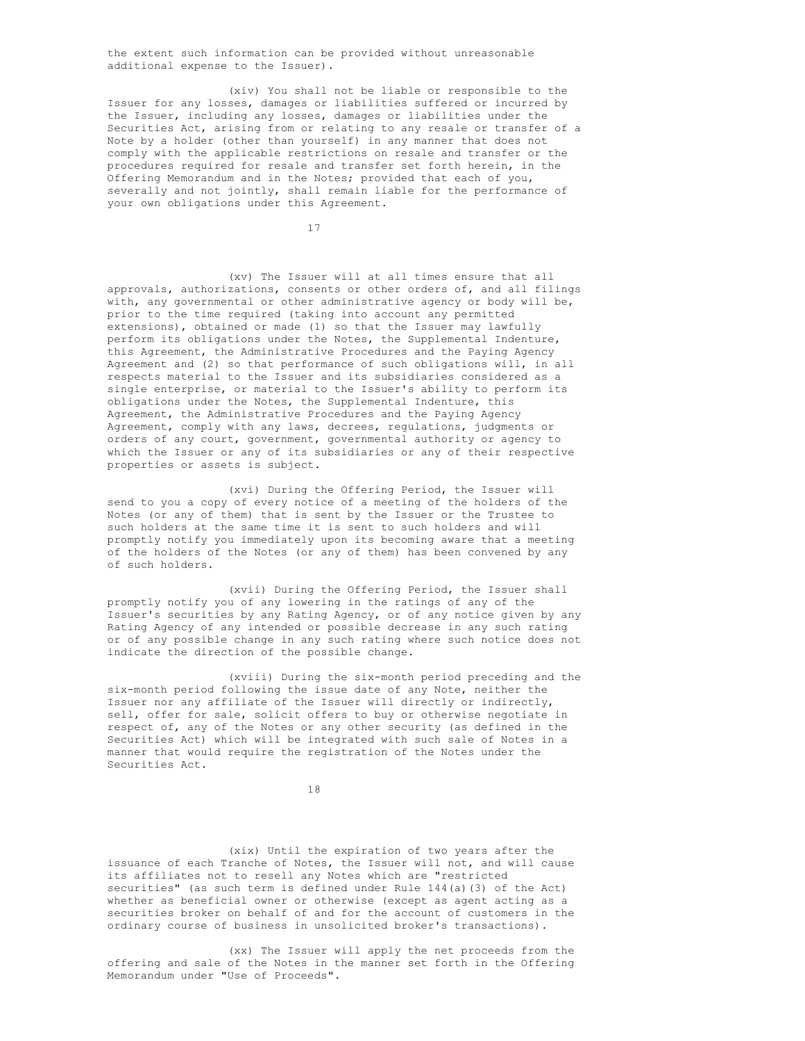the extent such information can be provided without unreasonable additional expense to the Issuer).

(xiv) You shall not be liable or responsible to the Issuer for any losses, damages or liabilities suffered or incurred by the Issuer, including any losses, damages or liabilities under the Securities Act, arising from or relating to any resale or transfer of a Note by a holder (other than yourself) in any manner that does not comply with the applicable restrictions on resale and transfer or the procedures required for resale and transfer set forth herein, in the Offering Memorandum and in the Notes; provided that each of you, severally and not jointly, shall remain liable for the performance of your own obligations under this Agreement.

(xv) The Issuer will at all times ensure that all approvals, authorizations, consents or other orders of, and all filings with, any governmental or other administrative agency or body will be, prior to the time required (taking into account any permitted extensions), obtained or made (1) so that the Issuer may lawfully perform its obligations under the Notes, the Supplemental Indenture, this Agreement, the Administrative Procedures and the Paying Agency Agreement and (2) so that performance of such obligations will, in all respects material to the Issuer and its subsidiaries considered as a single enterprise, or material to the Issuer's ability to perform its obligations under the Notes, the Supplemental Indenture, this Agreement, the Administrative Procedures and the Paying Agency Agreement, comply with any laws, decrees, regulations, judgments or orders of any court, government, governmental authority or agency to which the Issuer or any of its subsidiaries or any of their respective properties or assets is subject.

(xvi) During the Offering Period, the Issuer will send to you a copy of every notice of a meeting of the holders of the Notes (or any of them) that is sent by the Issuer or the Trustee to such holders at the same time it is sent to such holders and will promptly notify you immediately upon its becoming aware that a meeting of the holders of the Notes (or any of them) has been convened by any of such holders.

(xvii) During the Offering Period, the Issuer shall promptly notify you of any lowering in the ratings of any of the Issuer's securities by any Rating Agency, or of any notice given by any Rating Agency of any intended or possible decrease in any such rating or of any possible change in any such rating where such notice does not indicate the direction of the possible change.

(xviii) During the six-month period preceding and the six-month period following the issue date of any Note, neither the Issuer nor any affiliate of the Issuer will directly or indirectly, sell, offer for sale, solicit offers to buy or otherwise negotiate in respect of, any of the Notes or any other security (as defined in the Securities Act) which will be integrated with such sale of Notes in a manner that would require the registration of the Notes under the Securities Act.

(xix) Until the expiration of two years after the issuance of each Tranche of Notes, the Issuer will not, and will cause its affiliates not to resell any Notes which are "restricted securities" (as such term is defined under Rule 144(a)(3) of the Act) whether as beneficial owner or otherwise (except as agent acting as a securities broker on behalf of and for the account of customers in the ordinary course of business in unsolicited broker's transactions).

(xx) The Issuer will apply the net proceeds from the offering and sale of the Notes in the manner set forth in the Offering Memorandum under "Use of Proceeds".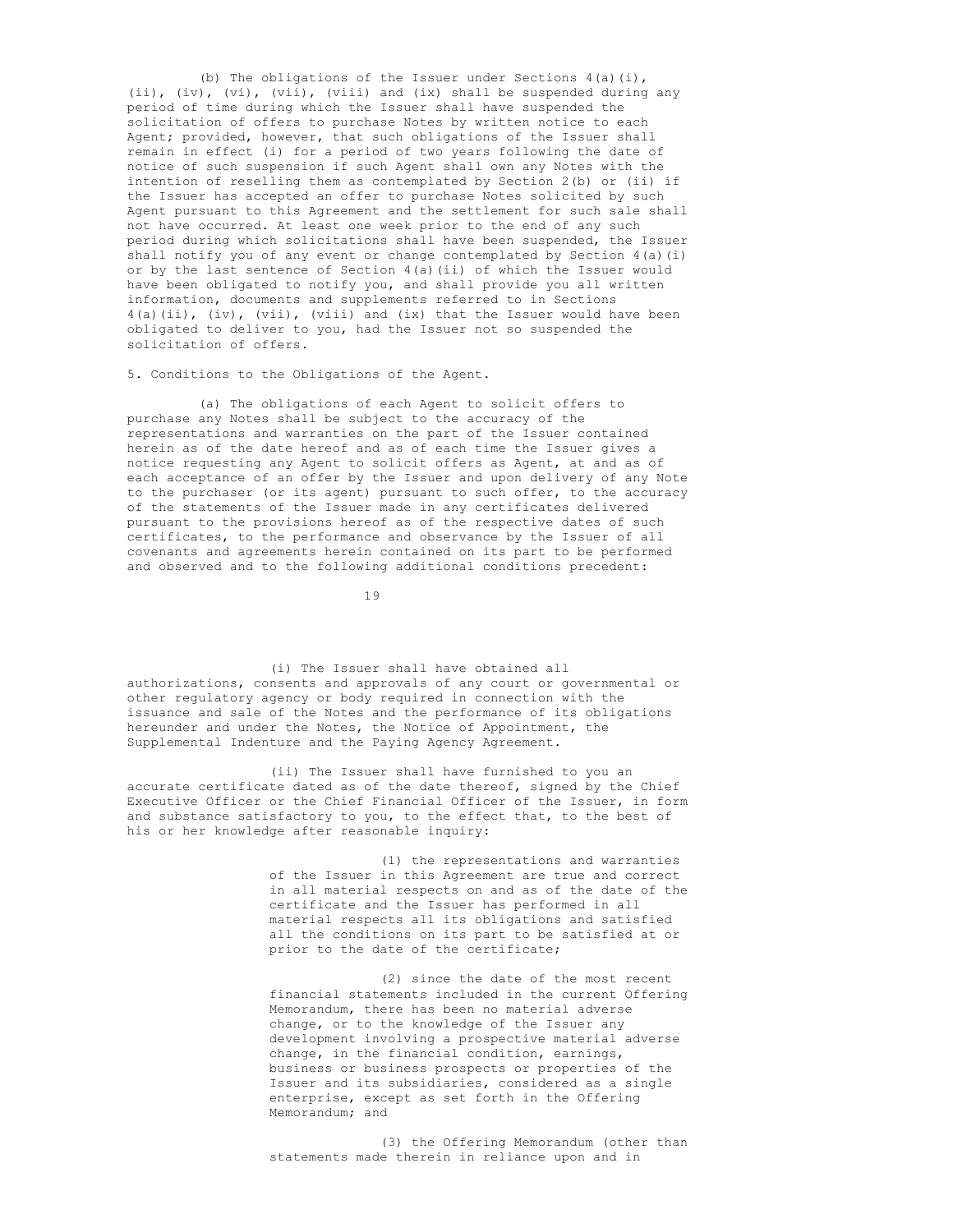(b) The obligations of the Issuer under Sections 4(a)(i), (ii), (iv), (vi), (vii), (viii) and (ix) shall be suspended during any period of time during which the Issuer shall have suspended the solicitation of offers to purchase Notes by written notice to each Agent; provided, however, that such obligations of the Issuer shall remain in effect (i) for a period of two years following the date of notice of such suspension if such Agent shall own any Notes with the intention of reselling them as contemplated by Section 2(b) or (ii) if the Issuer has accepted an offer to purchase Notes solicited by such Agent pursuant to this Agreement and the settlement for such sale shall not have occurred. At least one week prior to the end of any such period during which solicitations shall have been suspended, the Issuer shall notify you of any event or change contemplated by Section 4(a)(i) or by the last sentence of Section 4(a)(ii) of which the Issuer would have been obligated to notify you, and shall provide you all written information, documents and supplements referred to in Sections 4(a)(ii), (iv), (vii), (viii) and (ix) that the Issuer would have been obligated to deliver to you, had the Issuer not so suspended the solicitation of offers.

5. Conditions to the Obligations of the Agent.

(a) The obligations of each Agent to solicit offers to purchase any Notes shall be subject to the accuracy of the representations and warranties on the part of the Issuer contained herein as of the date hereof and as of each time the Issuer gives a notice requesting any Agent to solicit offers as Agent, at and as of each acceptance of an offer by the Issuer and upon delivery of any Note to the purchaser (or its agent) pursuant to such offer, to the accuracy of the statements of the Issuer made in any certificates delivered pursuant to the provisions hereof as of the respective dates of such certificates, to the performance and observance by the Issuer of all covenants and agreements herein contained on its part to be performed and observed and to the following additional conditions precedent:

(i) The Issuer shall have obtained all authorizations, consents and approvals of any court or governmental or other regulatory agency or body required in connection with the issuance and sale of the Notes and the performance of its obligations hereunder and under the Notes, the Notice of Appointment, the Supplemental Indenture and the Paying Agency Agreement.

(ii) The Issuer shall have furnished to you an accurate certificate dated as of the date thereof, signed by the Chief Executive Officer or the Chief Financial Officer of the Issuer, in form and substance satisfactory to you, to the effect that, to the best of his or her knowledge after reasonable inquiry:

(1) the representations and warranties of the Issuer in this Agreement are true and correct in all material respects on and as of the date of the certificate and the Issuer has performed in all material respects all its obligations and satisfied all the conditions on its part to be satisfied at or prior to the date of the certificate;

(2) since the date of the most recent financial statements included in the current Offering Memorandum, there has been no material adverse change, or to the knowledge of the Issuer any development involving a prospective material adverse change, in the financial condition, earnings, business or business prospects or properties of the Issuer and its subsidiaries, considered as a single enterprise, except as set forth in the Offering Memorandum; and

(3) the Offering Memorandum (other than statements made therein in reliance upon and in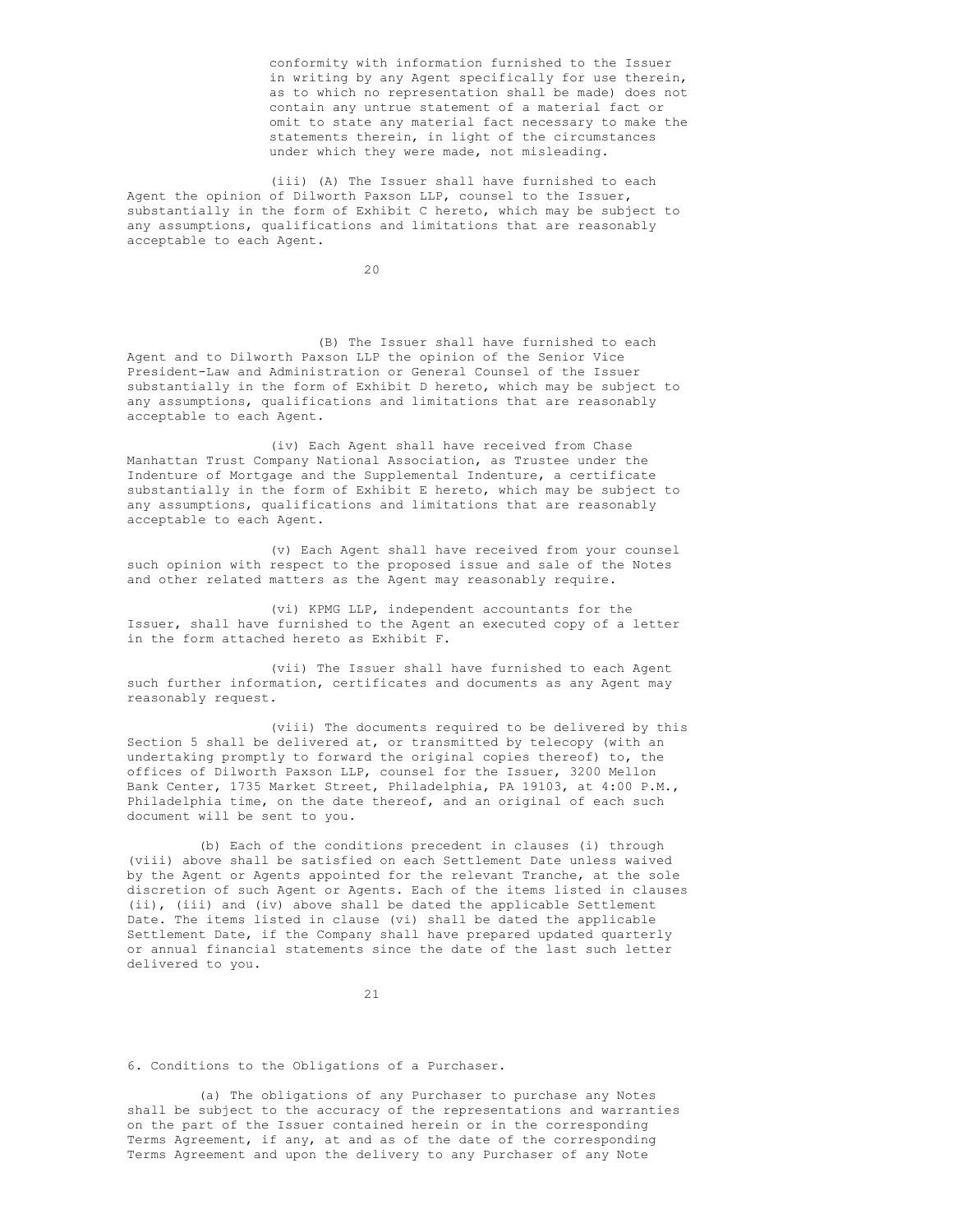conformity with information furnished to the Issuer in writing by any Agent specifically for use therein, as to which no representation shall be made) does not contain any untrue statement of a material fact or omit to state any material fact necessary to make the statements therein, in light of the circumstances under which they were made, not misleading.

(iii) (A) The Issuer shall have furnished to each Agent the opinion of Dilworth Paxson LLP, counsel to the Issuer, substantially in the form of Exhibit C hereto, which may be subject to any assumptions, qualifications and limitations that are reasonably acceptable to each Agent.

(B) The Issuer shall have furnished to each Agent and to Dilworth Paxson LLP the opinion of the Senior Vice President-Law and Administration or General Counsel of the Issuer substantially in the form of Exhibit D hereto, which may be subject to any assumptions, qualifications and limitations that are reasonably acceptable to each Agent.

(iv) Each Agent shall have received from Chase Manhattan Trust Company National Association, as Trustee under the Indenture of Mortgage and the Supplemental Indenture, a certificate substantially in the form of Exhibit E hereto, which may be subject to any assumptions, qualifications and limitations that are reasonably acceptable to each Agent.

(v) Each Agent shall have received from your counsel such opinion with respect to the proposed issue and sale of the Notes and other related matters as the Agent may reasonably require.

(vi) KPMG LLP, independent accountants for the Issuer, shall have furnished to the Agent an executed copy of a letter in the form attached hereto as Exhibit F.

(vii) The Issuer shall have furnished to each Agent such further information, certificates and documents as any Agent may reasonably request.

(viii) The documents required to be delivered by this Section 5 shall be delivered at, or transmitted by telecopy (with an undertaking promptly to forward the original copies thereof) to, the offices of Dilworth Paxson LLP, counsel for the Issuer, 3200 Mellon Bank Center, 1735 Market Street, Philadelphia, PA 19103, at 4:00 P.M., Philadelphia time, on the date thereof, and an original of each such document will be sent to you.

(b) Each of the conditions precedent in clauses (i) through (viii) above shall be satisfied on each Settlement Date unless waived by the Agent or Agents appointed for the relevant Tranche, at the sole discretion of such Agent or Agents. Each of the items listed in clauses (ii), (iii) and (iv) above shall be dated the applicable Settlement Date. The items listed in clause (vi) shall be dated the applicable Settlement Date, if the Company shall have prepared updated quarterly or annual financial statements since the date of the last such letter delivered to you.

6. Conditions to the Obligations of a Purchaser.

(a) The obligations of any Purchaser to purchase any Notes shall be subject to the accuracy of the representations and warranties on the part of the Issuer contained herein or in the corresponding Terms Agreement, if any, at and as of the date of the corresponding Terms Agreement and upon the delivery to any Purchaser of any Note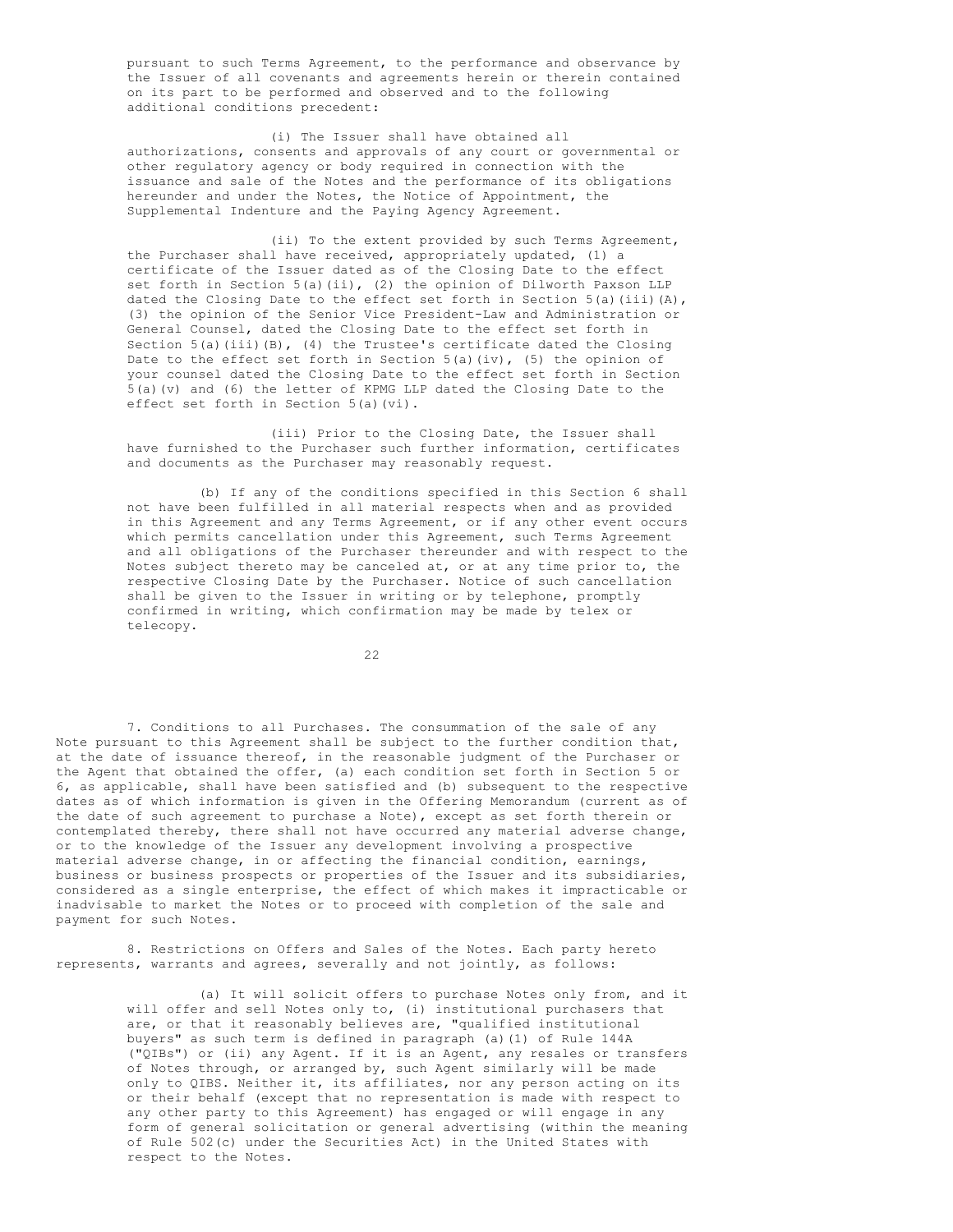pursuant to such Terms Agreement, to the performance and observance by the Issuer of all covenants and agreements herein or therein contained on its part to be performed and observed and to the following additional conditions precedent:

(i) The Issuer shall have obtained all authorizations, consents and approvals of any court or governmental or other regulatory agency or body required in connection with the issuance and sale of the Notes and the performance of its obligations hereunder and under the Notes, the Notice of Appointment, the Supplemental Indenture and the Paying Agency Agreement.

(ii) To the extent provided by such Terms Agreement, the Purchaser shall have received, appropriately updated, (1) a certificate of the Issuer dated as of the Closing Date to the effect set forth in Section 5(a)(ii), (2) the opinion of Dilworth Paxson LLP dated the Closing Date to the effect set forth in Section 5(a)(iii)(A), (3) the opinion of the Senior Vice President-Law and Administration or General Counsel, dated the Closing Date to the effect set forth in Section 5(a)(iii)(B), (4) the Trustee's certificate dated the Closing Date to the effect set forth in Section 5(a)(iv), (5) the opinion of your counsel dated the Closing Date to the effect set forth in Section 5(a)(v) and (6) the letter of KPMG LLP dated the Closing Date to the effect set forth in Section 5(a)(vi).

(iii) Prior to the Closing Date, the Issuer shall have furnished to the Purchaser such further information, certificates and documents as the Purchaser may reasonably request.

(b) If any of the conditions specified in this Section 6 shall not have been fulfilled in all material respects when and as provided in this Agreement and any Terms Agreement, or if any other event occurs which permits cancellation under this Agreement, such Terms Agreement and all obligations of the Purchaser thereunder and with respect to the Notes subject thereto may be canceled at, or at any time prior to, the respective Closing Date by the Purchaser. Notice of such cancellation shall be given to the Issuer in writing or by telephone, promptly confirmed in writing, which confirmation may be made by telex or telecopy.

7. Conditions to all Purchases. The consummation of the sale of any Note pursuant to this Agreement shall be subject to the further condition that, at the date of issuance thereof, in the reasonable judgment of the Purchaser or the Agent that obtained the offer, (a) each condition set forth in Section 5 or 6, as applicable, shall have been satisfied and (b) subsequent to the respective dates as of which information is given in the Offering Memorandum (current as of the date of such agreement to purchase a Note), except as set forth therein or contemplated thereby, there shall not have occurred any material adverse change, or to the knowledge of the Issuer any development involving a prospective material adverse change, in or affecting the financial condition, earnings, business or business prospects or properties of the Issuer and its subsidiaries, considered as a single enterprise, the effect of which makes it impracticable or inadvisable to market the Notes or to proceed with completion of the sale and payment for such Notes.

8. Restrictions on Offers and Sales of the Notes. Each party hereto represents, warrants and agrees, severally and not jointly, as follows:

(a) It will solicit offers to purchase Notes only from, and it will offer and sell Notes only to, (i) institutional purchasers that are, or that it reasonably believes are, "qualified institutional buyers" as such term is defined in paragraph (a)(1) of Rule 144A ("QIBs") or (ii) any Agent. If it is an Agent, any resales or transfers of Notes through, or arranged by, such Agent similarly will be made only to QIBS. Neither it, its affiliates, nor any person acting on its or their behalf (except that no representation is made with respect to any other party to this Agreement) has engaged or will engage in any form of general solicitation or general advertising (within the meaning of Rule 502(c) under the Securities Act) in the United States with respect to the Notes.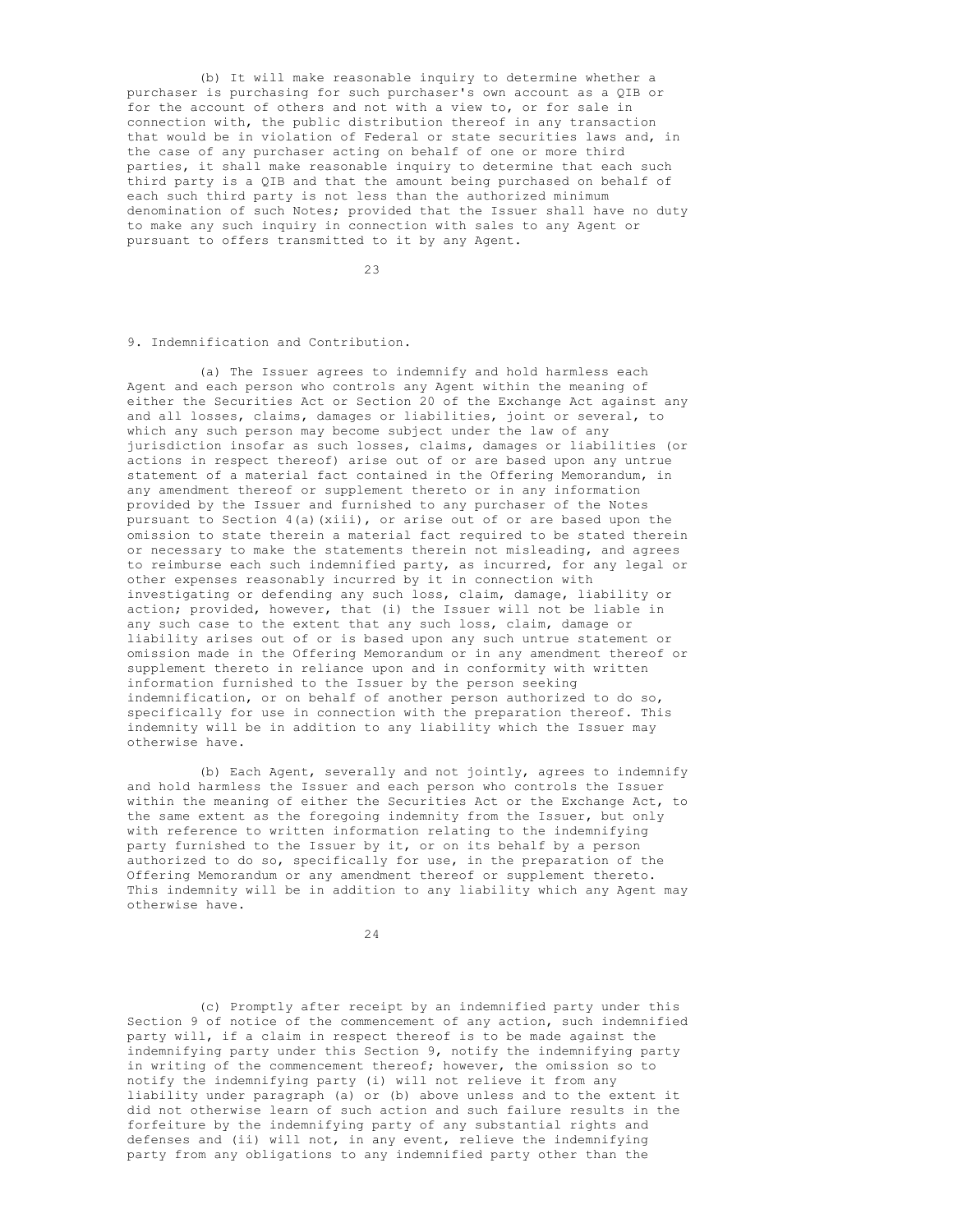(b) It will make reasonable inquiry to determine whether a purchaser is purchasing for such purchaser's own account as a QIB or for the account of others and not with a view to, or for sale in connection with, the public distribution thereof in any transaction that would be in violation of Federal or state securities laws and, in the case of any purchaser acting on behalf of one or more third parties, it shall make reasonable inquiry to determine that each such third party is a QIB and that the amount being purchased on behalf of each such third party is not less than the authorized minimum denomination of such Notes; provided that the Issuer shall have no duty to make any such inquiry in connection with sales to any Agent or pursuant to offers transmitted to it by any Agent.

9. Indemnification and Contribution.

(a) The Issuer agrees to indemnify and hold harmless each Agent and each person who controls any Agent within the meaning of either the Securities Act or Section 20 of the Exchange Act against any and all losses, claims, damages or liabilities, joint or several, to which any such person may become subject under the law of any jurisdiction insofar as such losses, claims, damages or liabilities (or actions in respect thereof) arise out of or are based upon any untrue statement of a material fact contained in the Offering Memorandum, in any amendment thereof or supplement thereto or in any information provided by the Issuer and furnished to any purchaser of the Notes pursuant to Section 4(a)(xiii), or arise out of or are based upon the omission to state therein a material fact required to be stated therein or necessary to make the statements therein not misleading, and agrees to reimburse each such indemnified party, as incurred, for any legal or other expenses reasonably incurred by it in connection with investigating or defending any such loss, claim, damage, liability or action; provided, however, that (i) the Issuer will not be liable in any such case to the extent that any such loss, claim, damage or liability arises out of or is based upon any such untrue statement or omission made in the Offering Memorandum or in any amendment thereof or supplement thereto in reliance upon and in conformity with written information furnished to the Issuer by the person seeking indemnification, or on behalf of another person authorized to do so, specifically for use in connection with the preparation thereof. This indemnity will be in addition to any liability which the Issuer may otherwise have.

(b) Each Agent, severally and not jointly, agrees to indemnify and hold harmless the Issuer and each person who controls the Issuer within the meaning of either the Securities Act or the Exchange Act, to the same extent as the foregoing indemnity from the Issuer, but only with reference to written information relating to the indemnifying party furnished to the Issuer by it, or on its behalf by a person authorized to do so, specifically for use, in the preparation of the Offering Memorandum or any amendment thereof or supplement thereto. This indemnity will be in addition to any liability which any Agent may otherwise have.

(c) Promptly after receipt by an indemnified party under this Section 9 of notice of the commencement of any action, such indemnified party will, if a claim in respect thereof is to be made against the indemnifying party under this Section 9, notify the indemnifying party in writing of the commencement thereof; however, the omission so to notify the indemnifying party (i) will not relieve it from any liability under paragraph (a) or (b) above unless and to the extent it did not otherwise learn of such action and such failure results in the forfeiture by the indemnifying party of any substantial rights and defenses and (ii) will not, in any event, relieve the indemnifying party from any obligations to any indemnified party other than the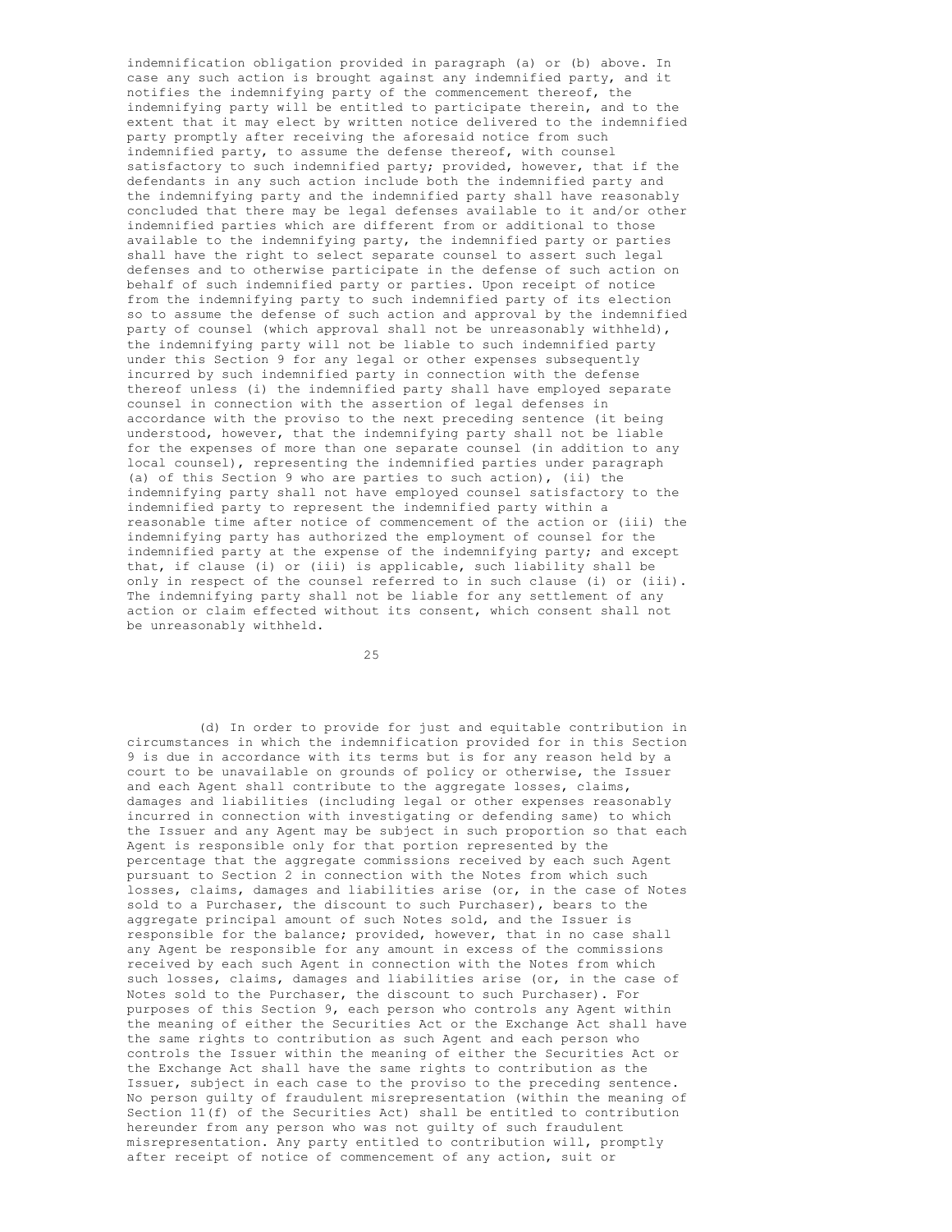indemnification obligation provided in paragraph (a) or (b) above. In case any such action is brought against any indemnified party, and it notifies the indemnifying party of the commencement thereof, the indemnifying party will be entitled to participate therein, and to the extent that it may elect by written notice delivered to the indemnified party promptly after receiving the aforesaid notice from such indemnified party, to assume the defense thereof, with counsel satisfactory to such indemnified party; provided, however, that if the defendants in any such action include both the indemnified party and the indemnifying party and the indemnified party shall have reasonably concluded that there may be legal defenses available to it and/or other indemnified parties which are different from or additional to those available to the indemnifying party, the indemnified party or parties shall have the right to select separate counsel to assert such legal defenses and to otherwise participate in the defense of such action on behalf of such indemnified party or parties. Upon receipt of notice from the indemnifying party to such indemnified party of its election so to assume the defense of such action and approval by the indemnified party of counsel (which approval shall not be unreasonably withheld), the indemnifying party will not be liable to such indemnified party under this Section 9 for any legal or other expenses subsequently incurred by such indemnified party in connection with the defense thereof unless (i) the indemnified party shall have employed separate counsel in connection with the assertion of legal defenses in accordance with the proviso to the next preceding sentence (it being understood, however, that the indemnifying party shall not be liable for the expenses of more than one separate counsel (in addition to any local counsel), representing the indemnified parties under paragraph (a) of this Section 9 who are parties to such action), (ii) the indemnifying party shall not have employed counsel satisfactory to the indemnified party to represent the indemnified party within a reasonable time after notice of commencement of the action or (iii) the indemnifying party has authorized the employment of counsel for the indemnified party at the expense of the indemnifying party; and except that, if clause (i) or (iii) is applicable, such liability shall be only in respect of the counsel referred to in such clause (i) or (iii). The indemnifying party shall not be liable for any settlement of any action or claim effected without its consent, which consent shall not be unreasonably withheld.

(d) In order to provide for just and equitable contribution in circumstances in which the indemnification provided for in this Section 9 is due in accordance with its terms but is for any reason held by a court to be unavailable on grounds of policy or otherwise, the Issuer and each Agent shall contribute to the aggregate losses, claims, damages and liabilities (including legal or other expenses reasonably incurred in connection with investigating or defending same) to which the Issuer and any Agent may be subject in such proportion so that each Agent is responsible only for that portion represented by the percentage that the aggregate commissions received by each such Agent pursuant to Section 2 in connection with the Notes from which such losses, claims, damages and liabilities arise (or, in the case of Notes sold to a Purchaser, the discount to such Purchaser), bears to the aggregate principal amount of such Notes sold, and the Issuer is responsible for the balance; provided, however, that in no case shall any Agent be responsible for any amount in excess of the commissions received by each such Agent in connection with the Notes from which such losses, claims, damages and liabilities arise (or, in the case of Notes sold to the Purchaser, the discount to such Purchaser). For purposes of this Section 9, each person who controls any Agent within the meaning of either the Securities Act or the Exchange Act shall have the same rights to contribution as such Agent and each person who controls the Issuer within the meaning of either the Securities Act or the Exchange Act shall have the same rights to contribution as the Issuer, subject in each case to the proviso to the preceding sentence. No person guilty of fraudulent misrepresentation (within the meaning of Section 11(f) of the Securities Act) shall be entitled to contribution hereunder from any person who was not guilty of such fraudulent misrepresentation. Any party entitled to contribution will, promptly after receipt of notice of commencement of any action, suit or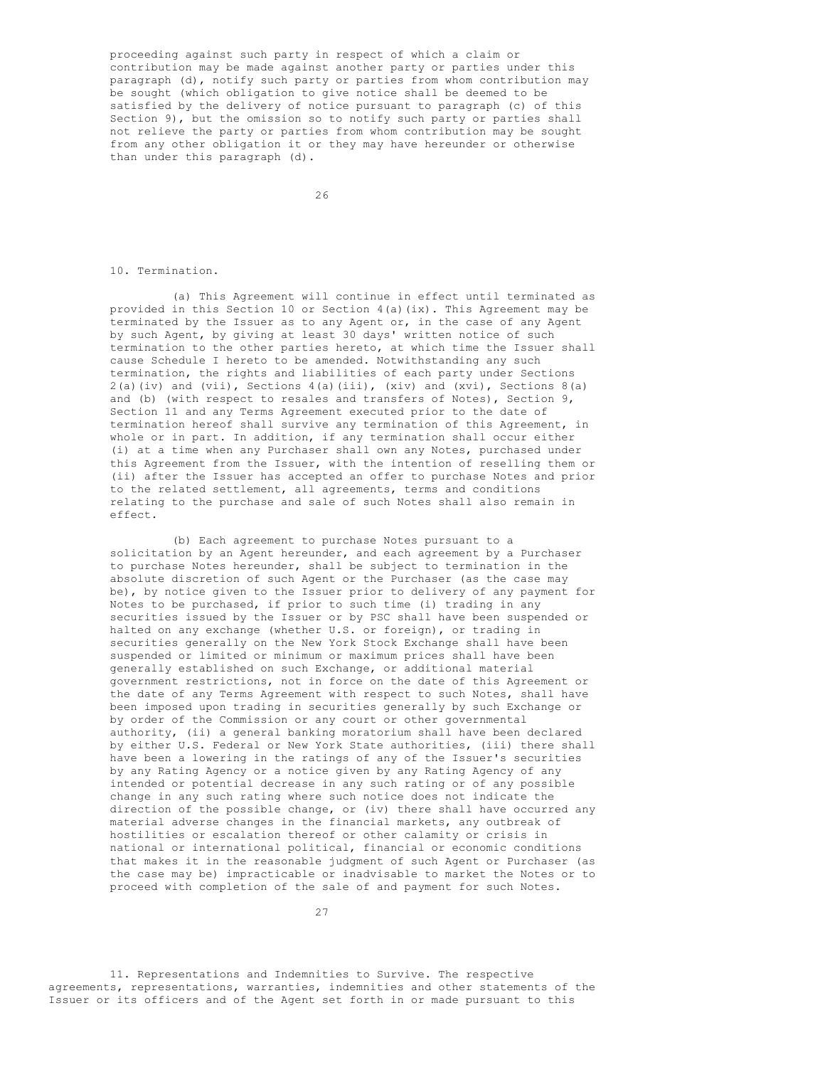proceeding against such party in respect of which a claim or contribution may be made against another party or parties under this paragraph (d), notify such party or parties from whom contribution may be sought (which obligation to give notice shall be deemed to be satisfied by the delivery of notice pursuant to paragraph (c) of this Section 9), but the omission so to notify such party or parties shall not relieve the party or parties from whom contribution may be sought from any other obligation it or they may have hereunder or otherwise than under this paragraph (d).

10. Termination.

(a) This Agreement will continue in effect until terminated as provided in this Section 10 or Section 4(a)(ix). This Agreement may be terminated by the Issuer as to any Agent or, in the case of any Agent by such Agent, by giving at least 30 days' written notice of such termination to the other parties hereto, at which time the Issuer shall cause Schedule I hereto to be amended. Notwithstanding any such termination, the rights and liabilities of each party under Sections 2(a)(iv) and (vii), Sections 4(a)(iii), (xiv) and (xvi), Sections 8(a) and (b) (with respect to resales and transfers of Notes), Section 9, Section 11 and any Terms Agreement executed prior to the date of termination hereof shall survive any termination of this Agreement, in whole or in part. In addition, if any termination shall occur either (i) at a time when any Purchaser shall own any Notes, purchased under this Agreement from the Issuer, with the intention of reselling them or (ii) after the Issuer has accepted an offer to purchase Notes and prior to the related settlement, all agreements, terms and conditions relating to the purchase and sale of such Notes shall also remain in effect.

(b) Each agreement to purchase Notes pursuant to a solicitation by an Agent hereunder, and each agreement by a Purchaser to purchase Notes hereunder, shall be subject to termination in the absolute discretion of such Agent or the Purchaser (as the case may be), by notice given to the Issuer prior to delivery of any payment for Notes to be purchased, if prior to such time (i) trading in any securities issued by the Issuer or by PSC shall have been suspended or halted on any exchange (whether U.S. or foreign), or trading in securities generally on the New York Stock Exchange shall have been suspended or limited or minimum or maximum prices shall have been generally established on such Exchange, or additional material government restrictions, not in force on the date of this Agreement or the date of any Terms Agreement with respect to such Notes, shall have been imposed upon trading in securities generally by such Exchange or by order of the Commission or any court or other governmental authority, (ii) a general banking moratorium shall have been declared by either U.S. Federal or New York State authorities, (iii) there shall have been a lowering in the ratings of any of the Issuer's securities by any Rating Agency or a notice given by any Rating Agency of any intended or potential decrease in any such rating or of any possible change in any such rating where such notice does not indicate the direction of the possible change, or (iv) there shall have occurred any material adverse changes in the financial markets, any outbreak of hostilities or escalation thereof or other calamity or crisis in national or international political, financial or economic conditions that makes it in the reasonable judgment of such Agent or Purchaser (as the case may be) impracticable or inadvisable to market the Notes or to proceed with completion of the sale of and payment for such Notes.

11. Representations and Indemnities to Survive. The respective agreements, representations, warranties, indemnities and other statements of the Issuer or its officers and of the Agent set forth in or made pursuant to this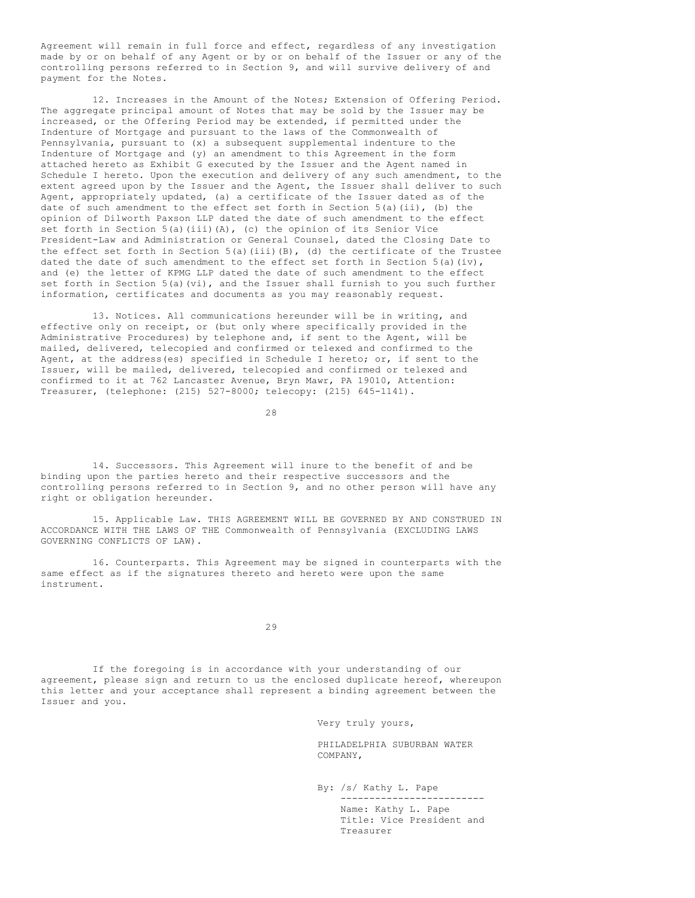Agreement will remain in full force and effect, regardless of any investigation made by or on behalf of any Agent or by or on behalf of the Issuer or any of the controlling persons referred to in Section 9, and will survive delivery of and payment for the Notes.

12. Increases in the Amount of the Notes; Extension of Offering Period. The aggregate principal amount of Notes that may be sold by the Issuer may be increased, or the Offering Period may be extended, if permitted under the Indenture of Mortgage and pursuant to the laws of the Commonwealth of Pennsylvania, pursuant to (x) a subsequent supplemental indenture to the Indenture of Mortgage and (y) an amendment to this Agreement in the form attached hereto as Exhibit G executed by the Issuer and the Agent named in Schedule I hereto. Upon the execution and delivery of any such amendment, to the extent agreed upon by the Issuer and the Agent, the Issuer shall deliver to such Agent, appropriately updated, (a) a certificate of the Issuer dated as of the date of such amendment to the effect set forth in Section 5(a)(ii), (b) the opinion of Dilworth Paxson LLP dated the date of such amendment to the effect set forth in Section 5(a)(iii)(A), (c) the opinion of its Senior Vice President-Law and Administration or General Counsel, dated the Closing Date to the effect set forth in Section 5(a)(iii)(B), (d) the certificate of the Trustee dated the date of such amendment to the effect set forth in Section 5(a)(iv), and (e) the letter of KPMG LLP dated the date of such amendment to the effect set forth in Section 5(a)(vi), and the Issuer shall furnish to you such further information, certificates and documents as you may reasonably request.

13. Notices. All communications hereunder will be in writing, and effective only on receipt, or (but only where specifically provided in the Administrative Procedures) by telephone and, if sent to the Agent, will be mailed, delivered, telecopied and confirmed or telexed and confirmed to the Agent, at the address(es) specified in Schedule I hereto; or, if sent to the Issuer, will be mailed, delivered, telecopied and confirmed or telexed and confirmed to it at 762 Lancaster Avenue, Bryn Mawr, PA 19010, Attention: Treasurer, (telephone: (215) 527-8000; telecopy: (215) 645-1141).

14. Successors. This Agreement will inure to the benefit of and be binding upon the parties hereto and their respective successors and the controlling persons referred to in Section 9, and no other person will have any right or obligation hereunder.

15. Applicable Law. THIS AGREEMENT WILL BE GOVERNED BY AND CONSTRUED IN ACCORDANCE WITH THE LAWS OF THE Commonwealth of Pennsylvania (EXCLUDING LAWS GOVERNING CONFLICTS OF LAW).

16. Counterparts. This Agreement may be signed in counterparts with the same effect as if the signatures thereto and hereto were upon the same instrument.

If the foregoing is in accordance with your understanding of our agreement, please sign and return to us the enclosed duplicate hereof, whereupon this letter and your acceptance shall represent a binding agreement between the Issuer and you.

Very truly yours,

PHILADELPHIA SUBURBAN WATER COMPANY,

By: /s/ Kathy L. Pape

Name: Kathy L. Pape
Title: Vice President and Treasurer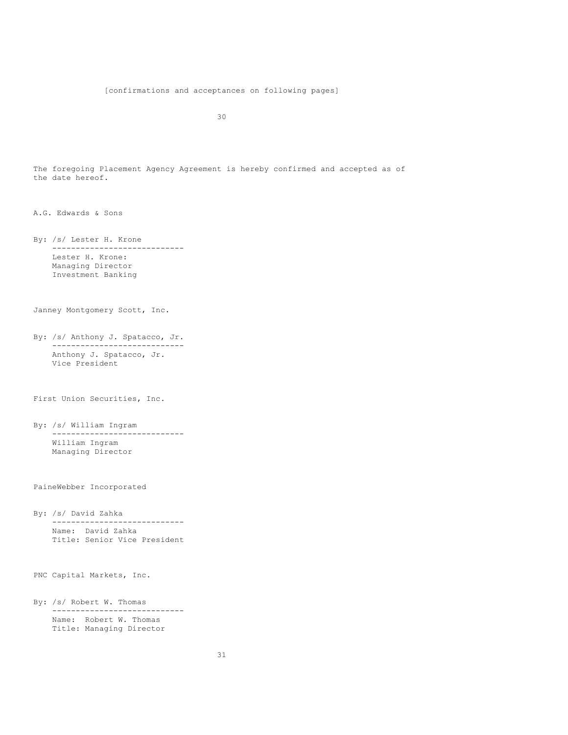[confirmations and acceptances on following pages]

The foregoing Placement Agency Agreement is hereby confirmed and accepted as of the date hereof.

A.G. Edwards & Sons

By: /s/ Lester H. Krone
Lester H. Krone:
Managing Director
Investment Banking

Janney Montgomery Scott, Inc.

By: /s/ Anthony J. Spatacco, Jr.
Anthony J. Spatacco, Jr.
Vice President

First Union Securities, Inc.

By: /s/ William Ingram
William Ingram
Managing Director

PaineWebber Incorporated

By: /s/ David Zahka
Name: David Zahka
Title: Senior Vice President

PNC Capital Markets, Inc.

By: /s/ Robert W. Thomas
Name: Robert W. Thomas
Title: Managing Director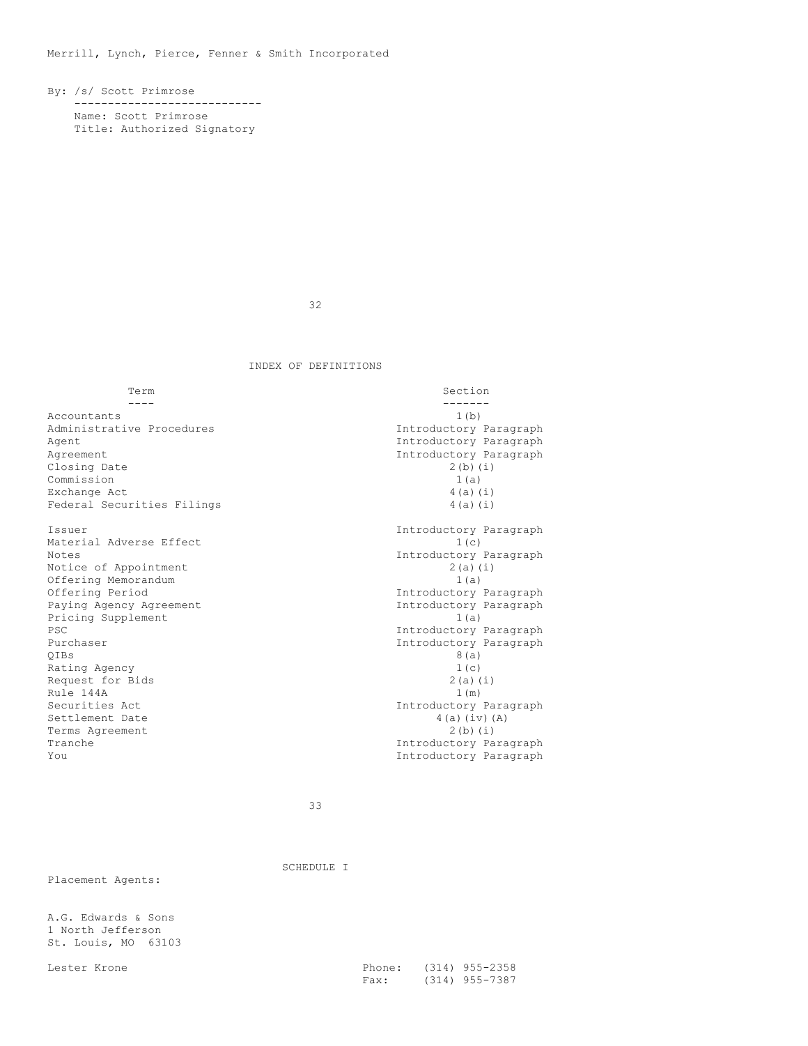Merrill, Lynch, Pierce, Fenner & Smith Incorporated

By: /s/ Scott Primrose
----------------------------
Name: Scott Primrose
Title: Authorized Signatory

## INDEX OF DEFINITIONS

| Term | Section |
|---|---|
| Accountants | 1(b) |
| Administrative Procedures | Introductory Paragraph |
| Agent | Introductory Paragraph |
| Agreement | Introductory Paragraph |
| Closing Date | 2(b)(i) |
| Commission | 1(a) |
| Exchange Act | 4(a)(i) |
| Federal Securities Filings | 4(a)(i) |
| Issuer | Introductory Paragraph |
| Material Adverse Effect | 1(c) |
| Notes | Introductory Paragraph |
| Notice of Appointment | 2(a)(i) |
| Offering Memorandum | 1(a) |
| Offering Period | Introductory Paragraph |
| Paying Agency Agreement | Introductory Paragraph |
| Pricing Supplement | 1(a) |
| PSC | Introductory Paragraph |
| Purchaser | Introductory Paragraph |
| QIBs | 8(a) |
| Rating Agency | 1(c) |
| Request for Bids | 2(a)(i) |
| Rule 144A | 1(m) |
| Securities Act | Introductory Paragraph |
| Settlement Date | 4(a)(iv)(A) |
| Terms Agreement | 2(b)(i) |
| Tranche | Introductory Paragraph |
| You | Introductory Paragraph |

## SCHEDULE I

Placement Agents:

A.G. Edwards & Sons
1 North Jefferson
St. Louis, MO 63103

Lester Krone
Phone: (314) 955-2358
Fax: (314) 955-7387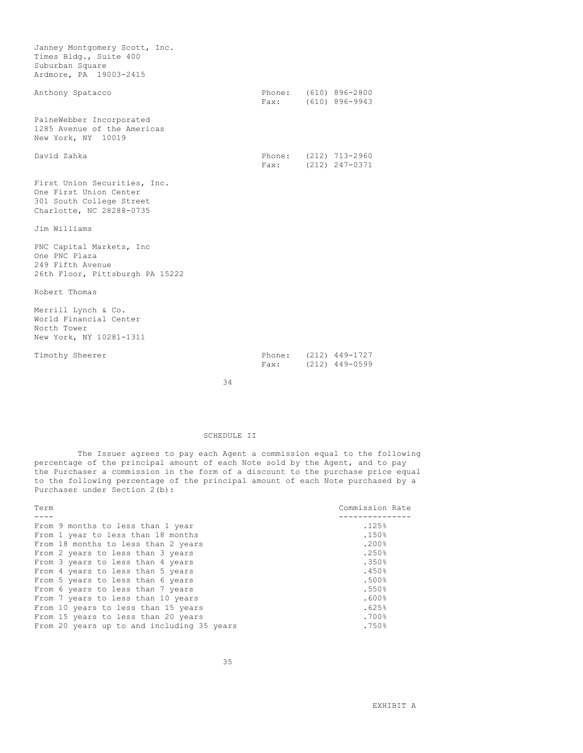Janney Montgomery Scott, Inc.
Times Bldg., Suite 400
Suburban Square
Ardmore, PA 19003-2415

Anthony Spatacco — Phone: (610) 896-2800 — Fax: (610) 896-9943

PaineWebber Incorporated
1285 Avenue of the Americas
New York, NY 10019

David Zahka — Phone: (212) 713-2960 — Fax: (212) 247-0371

First Union Securities, Inc.
One First Union Center
301 South College Street
Charlotte, NC 28288-0735

Jim Williams

PNC Capital Markets, Inc
One PNC Plaza
249 Fifth Avenue
26th Floor, Pittsburgh PA 15222

Robert Thomas

Merrill Lynch & Co.
World Financial Center
North Tower
New York, NY 10281-1311

Timothy Sheerer — Phone: (212) 449-1727 — Fax: (212) 449-0599

## SCHEDULE II

The Issuer agrees to pay each Agent a commission equal to the following percentage of the principal amount of each Note sold by the Agent, and to pay the Purchaser a commission in the form of a discount to the purchase price equal to the following percentage of the principal amount of each Note purchased by a Purchaser under Section 2(b):

| Term | Commission Rate |
|---|---|
| From 9 months to less than 1 year | .125% |
| From 1 year to less than 18 months | .150% |
| From 18 months to less than 2 years | .200% |
| From 2 years to less than 3 years | .250% |
| From 3 years to less than 4 years | .350% |
| From 4 years to less than 5 years | .450% |
| From 5 years to less than 6 years | .500% |
| From 6 years to less than 7 years | .550% |
| From 7 years to less than 10 years | .600% |
| From 10 years to less than 15 years | .625% |
| From 15 years to less than 20 years | .700% |
| From 20 years up to and including 35 years | .750% |

EXHIBIT A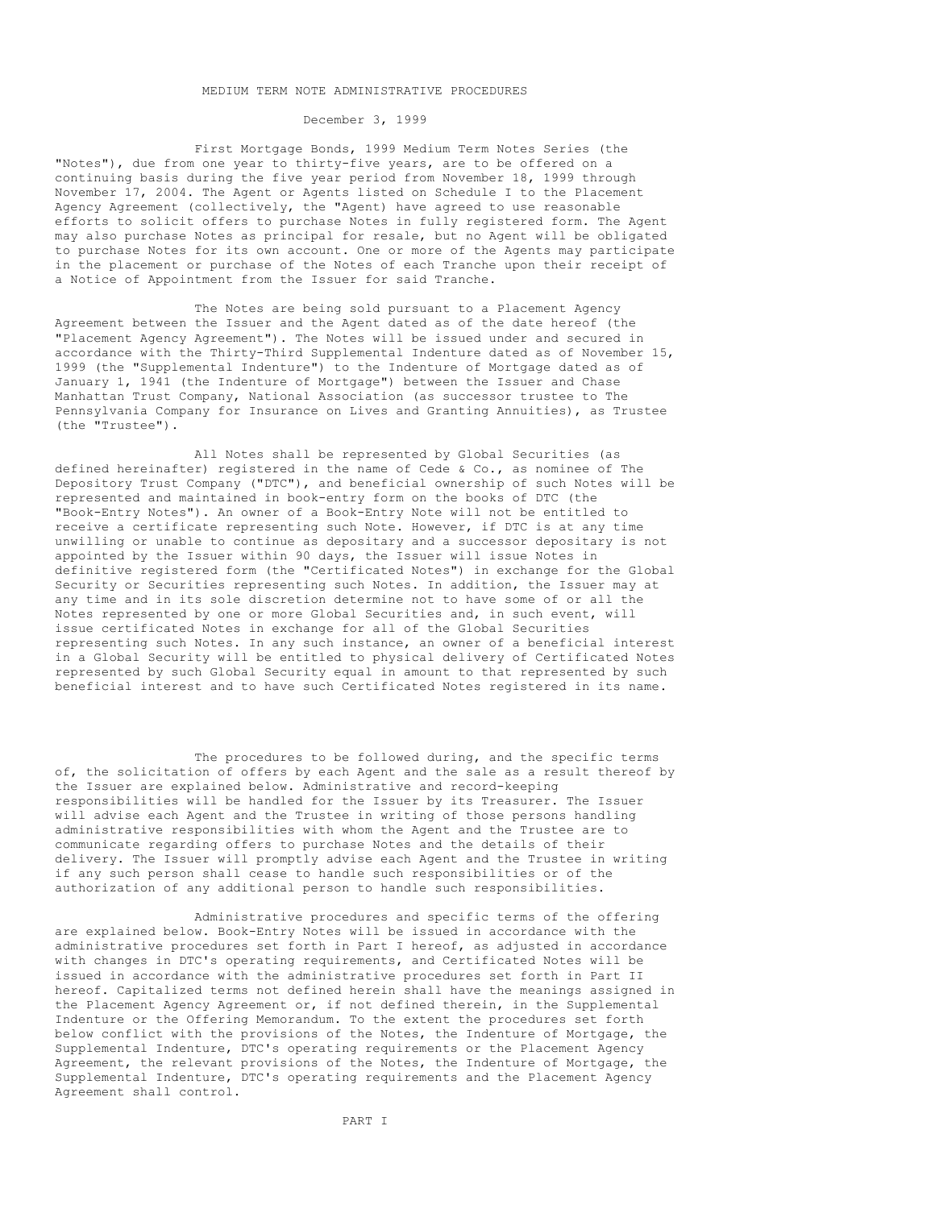# MEDIUM TERM NOTE ADMINISTRATIVE PROCEDURES

December 3, 1999

First Mortgage Bonds, 1999 Medium Term Notes Series (the "Notes"), due from one year to thirty-five years, are to be offered on a continuing basis during the five year period from November 18, 1999 through November 17, 2004. The Agent or Agents listed on Schedule I to the Placement Agency Agreement (collectively, the "Agent") have agreed to use reasonable efforts to solicit offers to purchase Notes in fully registered form. The Agent may also purchase Notes as principal for resale, but no Agent will be obligated to purchase Notes for its own account. One or more of the Agents may participate in the placement or purchase of the Notes of each Tranche upon their receipt of a Notice of Appointment from the Issuer for said Tranche.

The Notes are being sold pursuant to a Placement Agency Agreement between the Issuer and the Agent dated as of the date hereof (the "Placement Agency Agreement"). The Notes will be issued under and secured in accordance with the Thirty-Third Supplemental Indenture dated as of November 15, 1999 (the "Supplemental Indenture") to the Indenture of Mortgage dated as of January 1, 1941 (the Indenture of Mortgage") between the Issuer and Chase Manhattan Trust Company, National Association (as successor trustee to The Pennsylvania Company for Insurance on Lives and Granting Annuities), as Trustee (the "Trustee").

All Notes shall be represented by Global Securities (as defined hereinafter) registered in the name of Cede & Co., as nominee of The Depository Trust Company ("DTC"), and beneficial ownership of such Notes will be represented and maintained in book-entry form on the books of DTC (the "Book-Entry Notes"). An owner of a Book-Entry Note will not be entitled to receive a certificate representing such Note. However, if DTC is at any time unwilling or unable to continue as depositary and a successor depositary is not appointed by the Issuer within 90 days, the Issuer will issue Notes in definitive registered form (the "Certificated Notes") in exchange for the Global Security or Securities representing such Notes. In addition, the Issuer may at any time and in its sole discretion determine not to have some of or all the Notes represented by one or more Global Securities and, in such event, will issue certificated Notes in exchange for all of the Global Securities representing such Notes. In any such instance, an owner of a beneficial interest in a Global Security will be entitled to physical delivery of Certificated Notes represented by such Global Security equal in amount to that represented by such beneficial interest and to have such Certificated Notes registered in its name.

The procedures to be followed during, and the specific terms of, the solicitation of offers by each Agent and the sale as a result thereof by the Issuer are explained below. Administrative and record-keeping responsibilities will be handled for the Issuer by its Treasurer. The Issuer will advise each Agent and the Trustee in writing of those persons handling administrative responsibilities with whom the Agent and the Trustee are to communicate regarding offers to purchase Notes and the details of their delivery. The Issuer will promptly advise each Agent and the Trustee in writing if any such person shall cease to handle such responsibilities or of the authorization of any additional person to handle such responsibilities.

Administrative procedures and specific terms of the offering are explained below. Book-Entry Notes will be issued in accordance with the administrative procedures set forth in Part I hereof, as adjusted in accordance with changes in DTC's operating requirements, and Certificated Notes will be issued in accordance with the administrative procedures set forth in Part II hereof. Capitalized terms not defined herein shall have the meanings assigned in the Placement Agency Agreement or, if not defined therein, in the Supplemental Indenture or the Offering Memorandum. To the extent the procedures set forth below conflict with the provisions of the Notes, the Indenture of Mortgage, the Supplemental Indenture, DTC's operating requirements or the Placement Agency Agreement, the relevant provisions of the Notes, the Indenture of Mortgage, the Supplemental Indenture, DTC's operating requirements and the Placement Agency Agreement shall control.

## PART I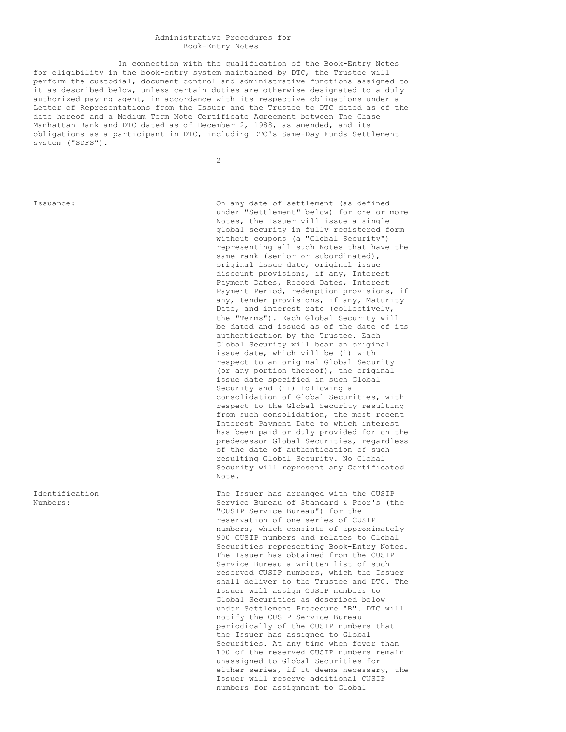# Administrative Procedures for Book-Entry Notes

In connection with the qualification of the Book-Entry Notes for eligibility in the book-entry system maintained by DTC, the Trustee will perform the custodial, document control and administrative functions assigned to it as described below, unless certain duties are otherwise designated to a duly authorized paying agent, in accordance with its respective obligations under a Letter of Representations from the Issuer and the Trustee to DTC dated as of the date hereof and a Medium Term Note Certificate Agreement between The Chase Manhattan Bank and DTC dated as of December 2, 1988, as amended, and its obligations as a participant in DTC, including DTC's Same-Day Funds Settlement system ("SDFS").

**Issuance:** On any date of settlement (as defined under "Settlement" below) for one or more Notes, the Issuer will issue a single global security in fully registered form without coupons (a "Global Security") representing all such Notes that have the same rank (senior or subordinated), original issue date, original issue discount provisions, if any, Interest Payment Dates, Record Dates, Interest Payment Period, redemption provisions, if any, tender provisions, if any, Maturity Date, and interest rate (collectively, the "Terms"). Each Global Security will be dated and issued as of the date of its authentication by the Trustee. Each Global Security will bear an original issue date, which will be (i) with respect to an original Global Security (or any portion thereof), the original issue date specified in such Global Security and (ii) following a consolidation of Global Securities, with respect to the Global Security resulting from such consolidation, the most recent Interest Payment Date to which interest has been paid or duly provided for on the predecessor Global Securities, regardless of the date of authentication of such resulting Global Security. No Global Security will represent any Certificated Note.

**Identification Numbers:** The Issuer has arranged with the CUSIP Service Bureau of Standard & Poor's (the "CUSIP Service Bureau") for the reservation of one series of CUSIP numbers, which consists of approximately 900 CUSIP numbers and relates to Global Securities representing Book-Entry Notes. The Issuer has obtained from the CUSIP Service Bureau a written list of such reserved CUSIP numbers, which the Issuer shall deliver to the Trustee and DTC. The Issuer will assign CUSIP numbers to Global Securities as described below under Settlement Procedure "B". DTC will notify the CUSIP Service Bureau periodically of the CUSIP numbers that the Issuer has assigned to Global Securities. At any time when fewer than 100 of the reserved CUSIP numbers remain unassigned to Global Securities for either series, if it deems necessary, the Issuer will reserve additional CUSIP numbers for assignment to Global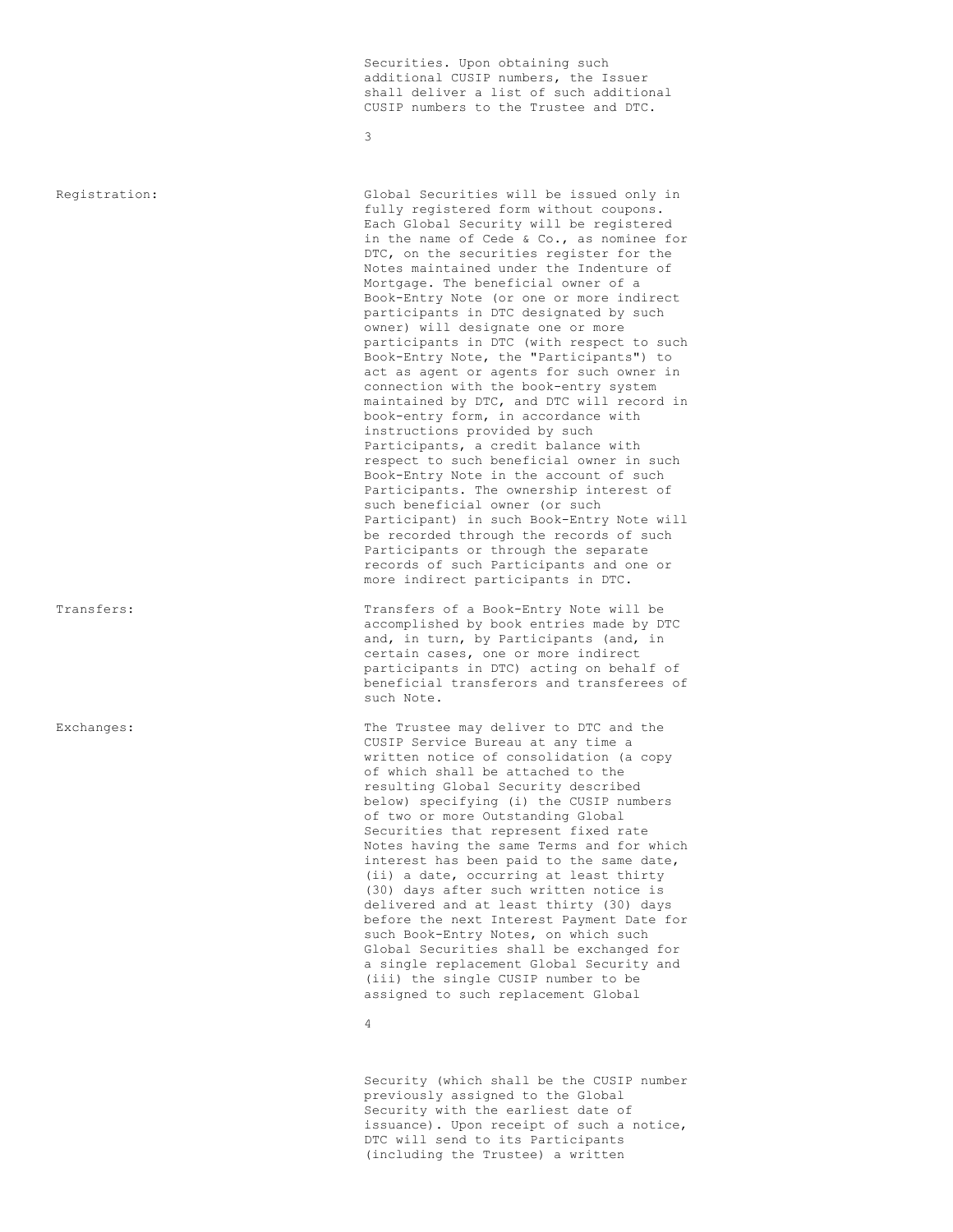Securities. Upon obtaining such additional CUSIP numbers, the Issuer shall deliver a list of such additional CUSIP numbers to the Trustee and DTC.

**Registration:** Global Securities will be issued only in fully registered form without coupons. Each Global Security will be registered in the name of Cede & Co., as nominee for DTC, on the securities register for the Notes maintained under the Indenture of Mortgage. The beneficial owner of a Book-Entry Note (or one or more indirect participants in DTC designated by such owner) will designate one or more participants in DTC (with respect to such Book-Entry Note, the "Participants") to act as agent or agents for such owner in connection with the book-entry system maintained by DTC, and DTC will record in book-entry form, in accordance with instructions provided by such Participants, a credit balance with respect to such beneficial owner in such Book-Entry Note in the account of such Participants. The ownership interest of such beneficial owner (or such Participant) in such Book-Entry Note will be recorded through the records of such Participants or through the separate records of such Participants and one or more indirect participants in DTC.

**Transfers:** Transfers of a Book-Entry Note will be accomplished by book entries made by DTC and, in turn, by Participants (and, in certain cases, one or more indirect participants in DTC) acting on behalf of beneficial transferors and transferees of such Note.

**Exchanges:** The Trustee may deliver to DTC and the CUSIP Service Bureau at any time a written notice of consolidation (a copy of which shall be attached to the resulting Global Security described below) specifying (i) the CUSIP numbers of two or more Outstanding Global Securities that represent fixed rate Notes having the same Terms and for which interest has been paid to the same date, (ii) a date, occurring at least thirty (30) days after such written notice is delivered and at least thirty (30) days before the next Interest Payment Date for such Book-Entry Notes, on which such Global Securities shall be exchanged for a single replacement Global Security and (iii) the single CUSIP number to be assigned to such replacement Global Security (which shall be the CUSIP number previously assigned to the Global Security with the earliest date of issuance). Upon receipt of such a notice, DTC will send to its Participants (including the Trustee) a written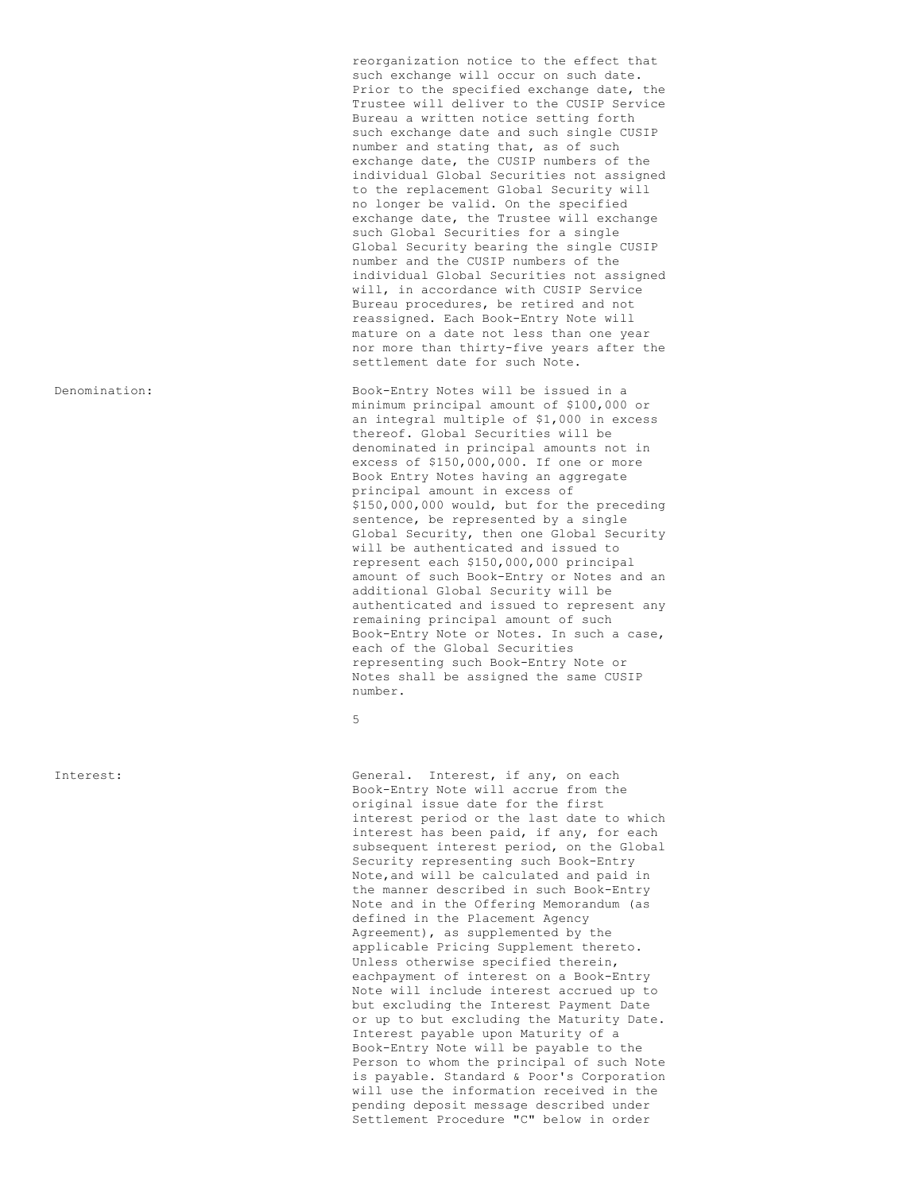reorganization notice to the effect that such exchange will occur on such date. Prior to the specified exchange date, the Trustee will deliver to the CUSIP Service Bureau a written notice setting forth such exchange date and such single CUSIP number and stating that, as of such exchange date, the CUSIP numbers of the individual Global Securities not assigned to the replacement Global Security will no longer be valid. On the specified exchange date, the Trustee will exchange such Global Securities for a single Global Security bearing the single CUSIP number and the CUSIP numbers of the individual Global Securities not assigned will, in accordance with CUSIP Service Bureau procedures, be retired and not reassigned. Each Book-Entry Note will mature on a date not less than one year nor more than thirty-five years after the settlement date for such Note.

Denomination: Book-Entry Notes will be issued in a minimum principal amount of $100,000 or an integral multiple of $1,000 in excess thereof. Global Securities will be denominated in principal amounts not in excess of $150,000,000. If one or more Book Entry Notes having an aggregate principal amount in excess of $150,000,000 would, but for the preceding sentence, be represented by a single Global Security, then one Global Security will be authenticated and issued to represent each $150,000,000 principal amount of such Book-Entry or Notes and an additional Global Security will be authenticated and issued to represent any remaining principal amount of such Book-Entry Note or Notes. In such a case, each of the Global Securities representing such Book-Entry Note or Notes shall be assigned the same CUSIP number.

Interest: General. Interest, if any, on each Book-Entry Note will accrue from the original issue date for the first interest period or the last date to which interest has been paid, if any, for each subsequent interest period, on the Global Security representing such Book-Entry Note,and will be calculated and paid in the manner described in such Book-Entry Note and in the Offering Memorandum (as defined in the Placement Agency Agreement), as supplemented by the applicable Pricing Supplement thereto. Unless otherwise specified therein, eachpayment of interest on a Book-Entry Note will include interest accrued up to but excluding the Interest Payment Date or up to but excluding the Maturity Date. Interest payable upon Maturity of a Book-Entry Note will be payable to the Person to whom the principal of such Note is payable. Standard & Poor's Corporation will use the information received in the pending deposit message described under Settlement Procedure "C" below in order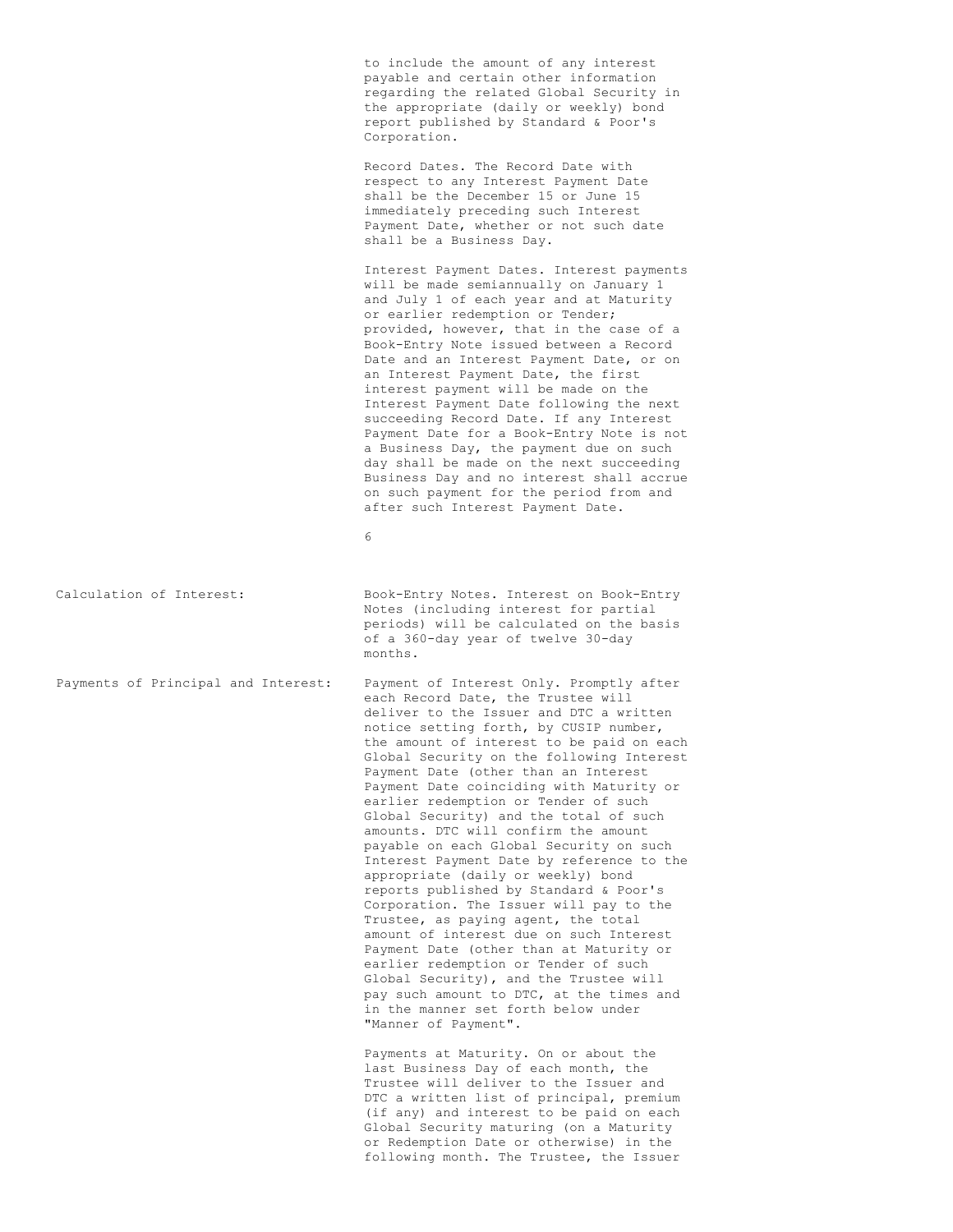to include the amount of any interest payable and certain other information regarding the related Global Security in the appropriate (daily or weekly) bond report published by Standard & Poor's Corporation.

Record Dates. The Record Date with respect to any Interest Payment Date shall be the December 15 or June 15 immediately preceding such Interest Payment Date, whether or not such date shall be a Business Day.

Interest Payment Dates. Interest payments will be made semiannually on January 1 and July 1 of each year and at Maturity or earlier redemption or Tender; provided, however, that in the case of a Book-Entry Note issued between a Record Date and an Interest Payment Date, or on an Interest Payment Date, the first interest payment will be made on the Interest Payment Date following the next succeeding Record Date. If any Interest Payment Date for a Book-Entry Note is not a Business Day, the payment due on such day shall be made on the next succeeding Business Day and no interest shall accrue on such payment for the period from and after such Interest Payment Date.

**Calculation of Interest:**

Book-Entry Notes. Interest on Book-Entry Notes (including interest for partial periods) will be calculated on the basis of a 360-day year of twelve 30-day months.

**Payments of Principal and Interest:**

Payment of Interest Only. Promptly after each Record Date, the Trustee will deliver to the Issuer and DTC a written notice setting forth, by CUSIP number, the amount of interest to be paid on each Global Security on the following Interest Payment Date (other than an Interest Payment Date coinciding with Maturity or earlier redemption or Tender of such Global Security) and the total of such amounts. DTC will confirm the amount payable on each Global Security on such Interest Payment Date by reference to the appropriate (daily or weekly) bond reports published by Standard & Poor's Corporation. The Issuer will pay to the Trustee, as paying agent, the total amount of interest due on such Interest Payment Date (other than at Maturity or earlier redemption or Tender of such Global Security), and the Trustee will pay such amount to DTC, at the times and in the manner set forth below under "Manner of Payment".

Payments at Maturity. On or about the last Business Day of each month, the Trustee will deliver to the Issuer and DTC a written list of principal, premium (if any) and interest to be paid on each Global Security maturing (on a Maturity or Redemption Date or otherwise) in the following month. The Trustee, the Issuer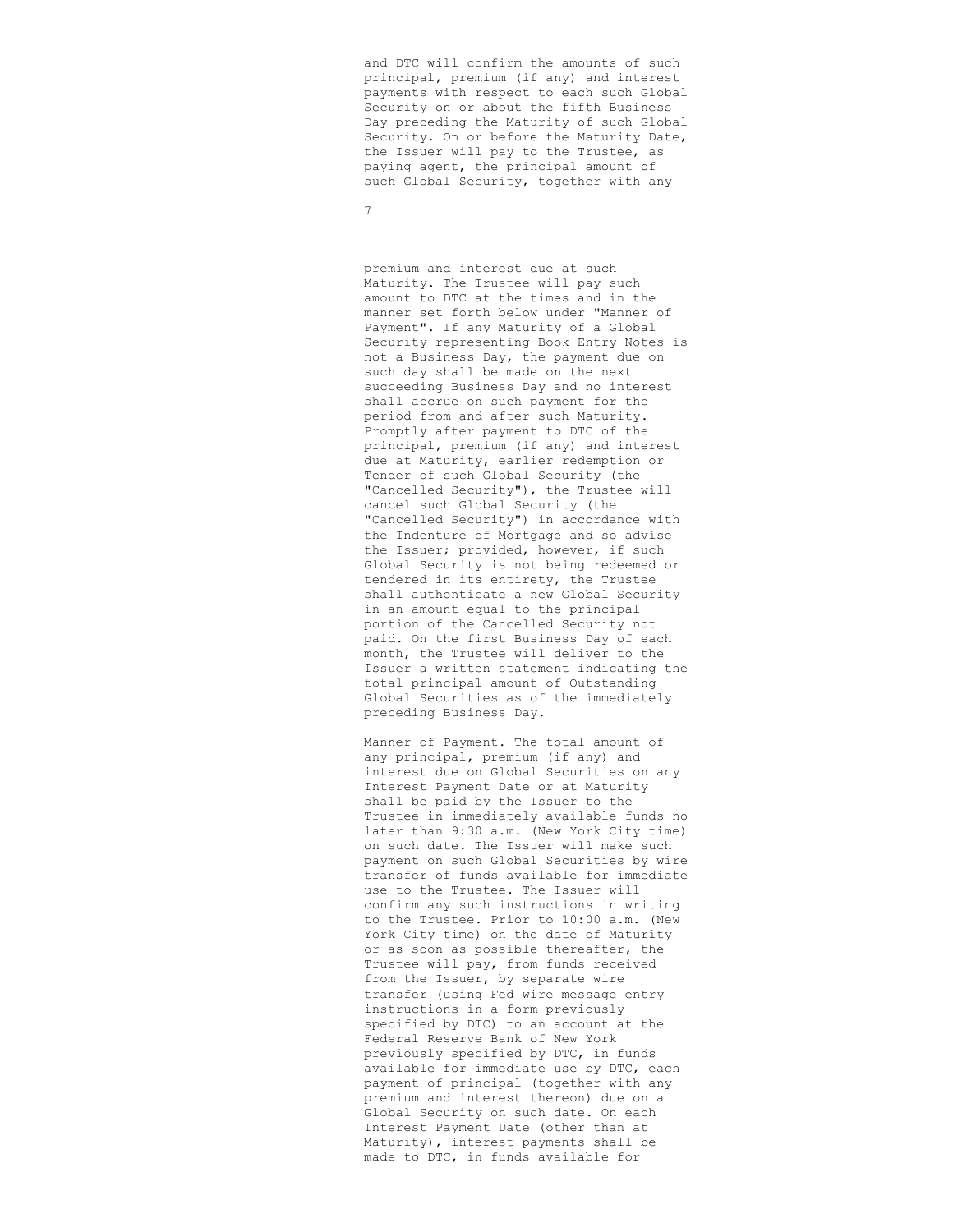and DTC will confirm the amounts of such principal, premium (if any) and interest payments with respect to each such Global Security on or about the fifth Business Day preceding the Maturity of such Global Security. On or before the Maturity Date, the Issuer will pay to the Trustee, as paying agent, the principal amount of such Global Security, together with any premium and interest due at such Maturity. The Trustee will pay such amount to DTC at the times and in the manner set forth below under "Manner of Payment". If any Maturity of a Global Security representing Book Entry Notes is not a Business Day, the payment due on such day shall be made on the next succeeding Business Day and no interest shall accrue on such payment for the period from and after such Maturity. Promptly after payment to DTC of the principal, premium (if any) and interest due at Maturity, earlier redemption or Tender of such Global Security (the "Cancelled Security"), the Trustee will cancel such Global Security (the "Cancelled Security") in accordance with the Indenture of Mortgage and so advise the Issuer; provided, however, if such Global Security is not being redeemed or tendered in its entirety, the Trustee shall authenticate a new Global Security in an amount equal to the principal portion of the Cancelled Security not paid. On the first Business Day of each month, the Trustee will deliver to the Issuer a written statement indicating the total principal amount of Outstanding Global Securities as of the immediately preceding Business Day.

Manner of Payment. The total amount of any principal, premium (if any) and interest due on Global Securities on any Interest Payment Date or at Maturity shall be paid by the Issuer to the Trustee in immediately available funds no later than 9:30 a.m. (New York City time) on such date. The Issuer will make such payment on such Global Securities by wire transfer of funds available for immediate use to the Trustee. The Issuer will confirm any such instructions in writing to the Trustee. Prior to 10:00 a.m. (New York City time) on the date of Maturity or as soon as possible thereafter, the Trustee will pay, from funds received from the Issuer, by separate wire transfer (using Fed wire message entry instructions in a form previously specified by DTC) to an account at the Federal Reserve Bank of New York previously specified by DTC, in funds available for immediate use by DTC, each payment of principal (together with any premium and interest thereon) due on a Global Security on such date. On each Interest Payment Date (other than at Maturity), interest payments shall be made to DTC, in funds available for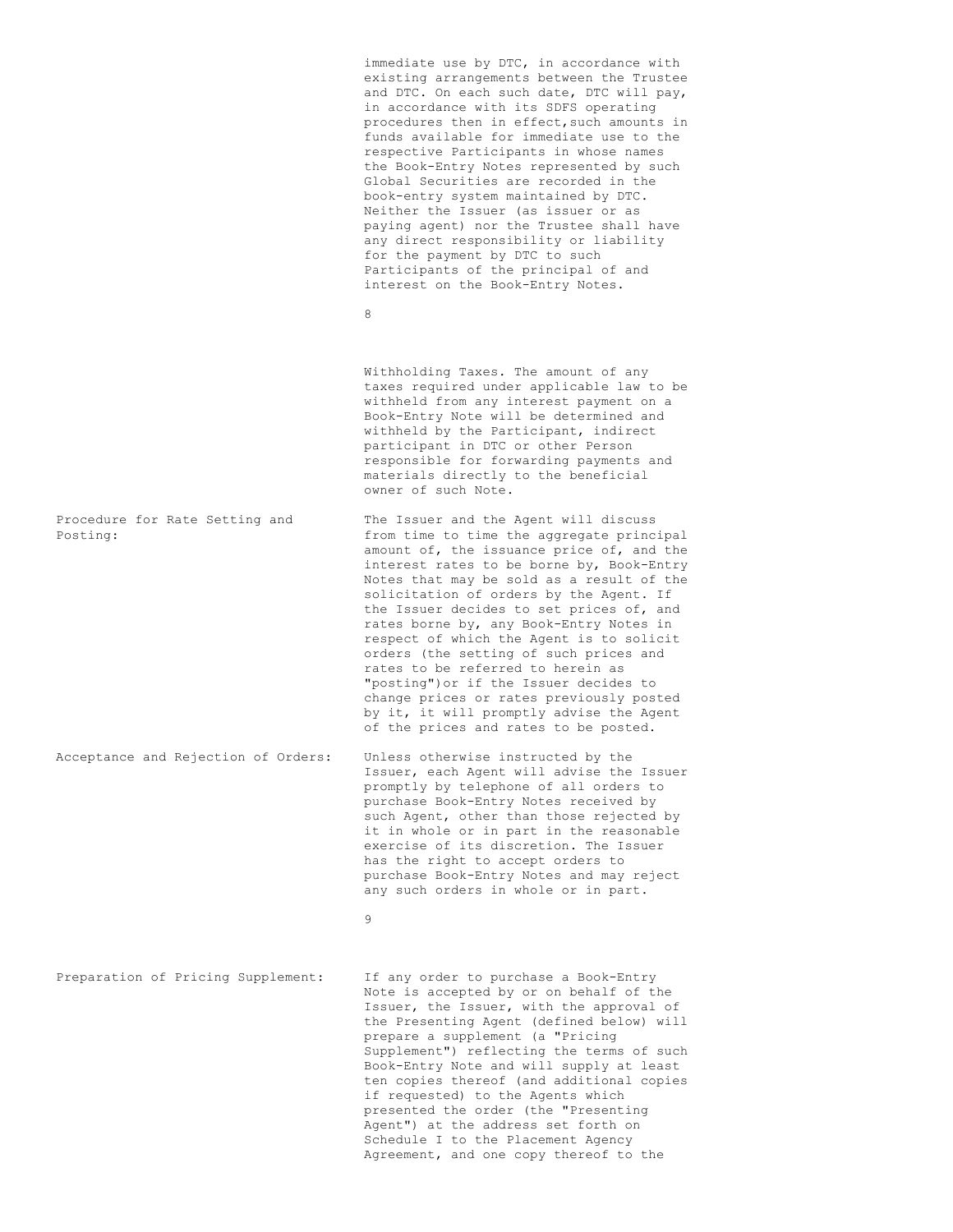immediate use by DTC, in accordance with existing arrangements between the Trustee and DTC. On each such date, DTC will pay, in accordance with its SDFS operating procedures then in effect,such amounts in funds available for immediate use to the respective Participants in whose names the Book-Entry Notes represented by such Global Securities are recorded in the book-entry system maintained by DTC. Neither the Issuer (as issuer or as paying agent) nor the Trustee shall have any direct responsibility or liability for the payment by DTC to such Participants of the principal of and interest on the Book-Entry Notes.

Withholding Taxes. The amount of any taxes required under applicable law to be withheld from any interest payment on a Book-Entry Note will be determined and withheld by the Participant, indirect participant in DTC or other Person responsible for forwarding payments and materials directly to the beneficial owner of such Note.

Procedure for Rate Setting and Posting: The Issuer and the Agent will discuss from time to time the aggregate principal amount of, the issuance price of, and the interest rates to be borne by, Book-Entry Notes that may be sold as a result of the solicitation of orders by the Agent. If the Issuer decides to set prices of, and rates borne by, any Book-Entry Notes in respect of which the Agent is to solicit orders (the setting of such prices and rates to be referred to herein as "posting")or if the Issuer decides to change prices or rates previously posted by it, it will promptly advise the Agent of the prices and rates to be posted.

Acceptance and Rejection of Orders: Unless otherwise instructed by the Issuer, each Agent will advise the Issuer promptly by telephone of all orders to purchase Book-Entry Notes received by such Agent, other than those rejected by it in whole or in part in the reasonable exercise of its discretion. The Issuer has the right to accept orders to purchase Book-Entry Notes and may reject any such orders in whole or in part.

Preparation of Pricing Supplement: If any order to purchase a Book-Entry Note is accepted by or on behalf of the Issuer, the Issuer, with the approval of the Presenting Agent (defined below) will prepare a supplement (a "Pricing Supplement") reflecting the terms of such Book-Entry Note and will supply at least ten copies thereof (and additional copies if requested) to the Agents which presented the order (the "Presenting Agent") at the address set forth on Schedule I to the Placement Agency Agreement, and one copy thereof to the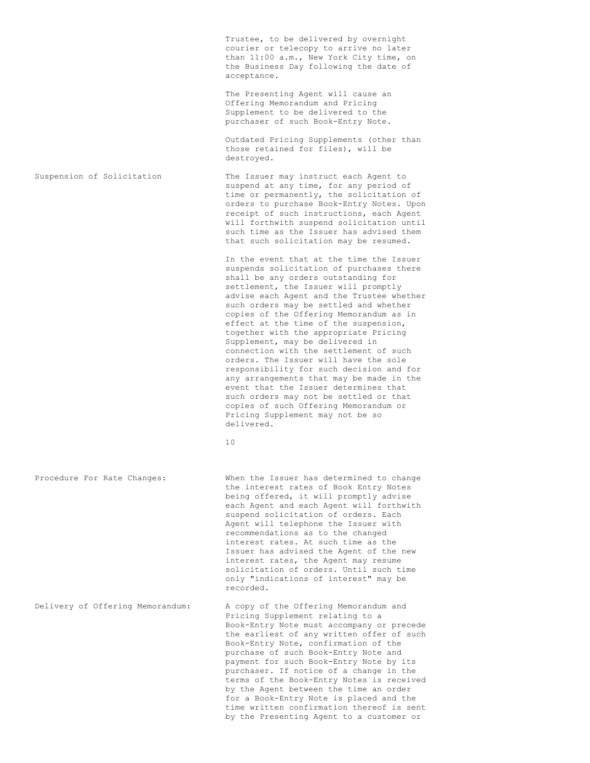Trustee, to be delivered by overnight courier or telecopy to arrive no later than 11:00 a.m., New York City time, on the Business Day following the date of acceptance.

The Presenting Agent will cause an Offering Memorandum and Pricing Supplement to be delivered to the purchaser of such Book-Entry Note.

Outdated Pricing Supplements (other than those retained for files), will be destroyed.

**Suspension of Solicitation**

The Issuer may instruct each Agent to suspend at any time, for any period of time or permanently, the solicitation of orders to purchase Book-Entry Notes. Upon receipt of such instructions, each Agent will forthwith suspend solicitation until such time as the Issuer has advised them that such solicitation may be resumed.

In the event that at the time the Issuer suspends solicitation of purchases there shall be any orders outstanding for settlement, the Issuer will promptly advise each Agent and the Trustee whether such orders may be settled and whether copies of the Offering Memorandum as in effect at the time of the suspension, together with the appropriate Pricing Supplement, may be delivered in connection with the settlement of such orders. The Issuer will have the sole responsibility for such decision and for any arrangements that may be made in the event that the Issuer determines that such orders may not be settled or that copies of such Offering Memorandum or Pricing Supplement may not be so delivered.

**Procedure For Rate Changes:**

When the Issuer has determined to change the interest rates of Book Entry Notes being offered, it will promptly advise each Agent and each Agent will forthwith suspend solicitation of orders. Each Agent will telephone the Issuer with recommendations as to the changed interest rates. At such time as the Issuer has advised the Agent of the new interest rates, the Agent may resume solicitation of orders. Until such time only "indications of interest" may be recorded.

**Delivery of Offering Memorandum:**

A copy of the Offering Memorandum and Pricing Supplement relating to a Book-Entry Note must accompany or precede the earliest of any written offer of such Book-Entry Note, confirmation of the purchase of such Book-Entry Note and payment for such Book-Entry Note by its purchaser. If notice of a change in the terms of the Book-Entry Notes is received by the Agent between the time an order for a Book-Entry Note is placed and the time written confirmation thereof is sent by the Presenting Agent to a customer or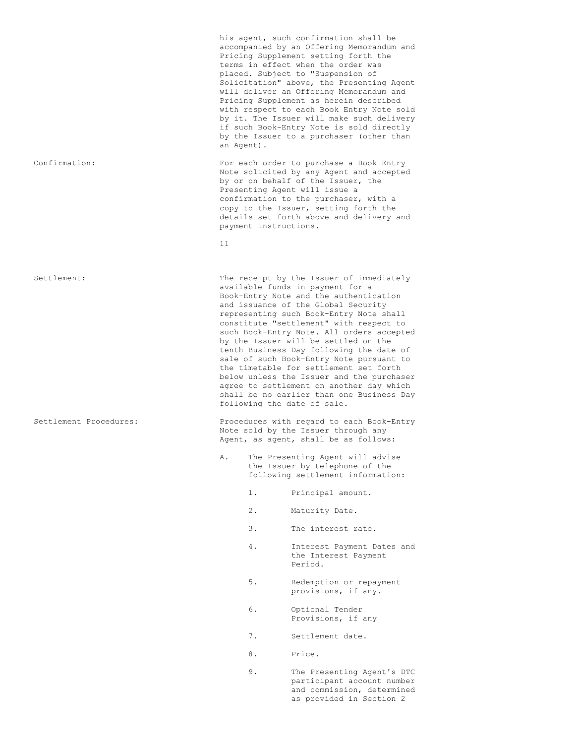his agent, such confirmation shall be accompanied by an Offering Memorandum and Pricing Supplement setting forth the terms in effect when the order was placed. Subject to "Suspension of Solicitation" above, the Presenting Agent will deliver an Offering Memorandum and Pricing Supplement as herein described with respect to each Book Entry Note sold by it. The Issuer will make such delivery if such Book-Entry Note is sold directly by the Issuer to a purchaser (other than an Agent).

**Confirmation:** For each order to purchase a Book Entry Note solicited by any Agent and accepted by or on behalf of the Issuer, the Presenting Agent will issue a confirmation to the purchaser, with a copy to the Issuer, setting forth the details set forth above and delivery and payment instructions.

**Settlement:** The receipt by the Issuer of immediately available funds in payment for a Book-Entry Note and the authentication and issuance of the Global Security representing such Book-Entry Note shall constitute "settlement" with respect to such Book-Entry Note. All orders accepted by the Issuer will be settled on the tenth Business Day following the date of sale of such Book-Entry Note pursuant to the timetable for settlement set forth below unless the Issuer and the purchaser agree to settlement on another day which shall be no earlier than one Business Day following the date of sale.

**Settlement Procedures:** Procedures with regard to each Book-Entry Note sold by the Issuer through any Agent, as agent, shall be as follows:

A. The Presenting Agent will advise the Issuer by telephone of the following settlement information:

1. Principal amount.
2. Maturity Date.
3. The interest rate.
4. Interest Payment Dates and the Interest Payment Period.
5. Redemption or repayment provisions, if any.
6. Optional Tender Provisions, if any
7. Settlement date.
8. Price.
9. The Presenting Agent's DTC participant account number and commission, determined as provided in Section 2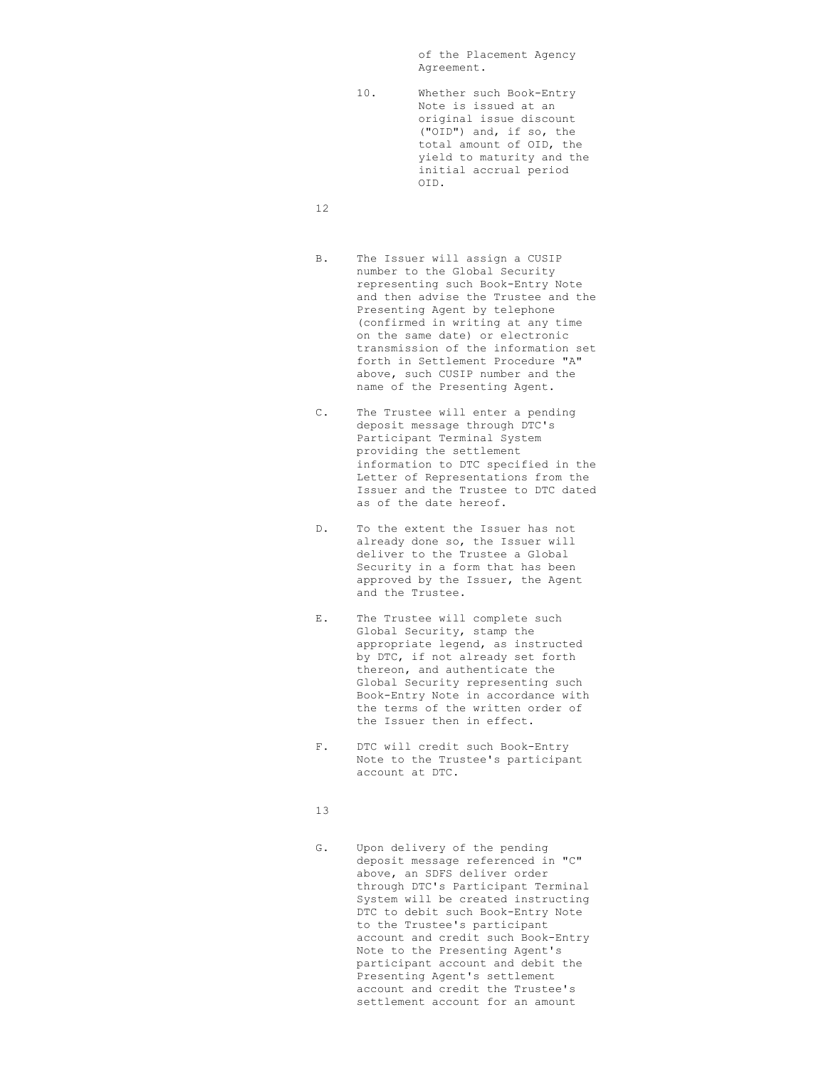of the Placement Agency Agreement.

10. Whether such Book-Entry Note is issued at an original issue discount ("OID") and, if so, the total amount of OID, the yield to maturity and the initial accrual period OID.

B. The Issuer will assign a CUSIP number to the Global Security representing such Book-Entry Note and then advise the Trustee and the Presenting Agent by telephone (confirmed in writing at any time on the same date) or electronic transmission of the information set forth in Settlement Procedure "A" above, such CUSIP number and the name of the Presenting Agent.

C. The Trustee will enter a pending deposit message through DTC's Participant Terminal System providing the settlement information to DTC specified in the Letter of Representations from the Issuer and the Trustee to DTC dated as of the date hereof.

D. To the extent the Issuer has not already done so, the Issuer will deliver to the Trustee a Global Security in a form that has been approved by the Issuer, the Agent and the Trustee.

E. The Trustee will complete such Global Security, stamp the appropriate legend, as instructed by DTC, if not already set forth thereon, and authenticate the Global Security representing such Book-Entry Note in accordance with the terms of the written order of the Issuer then in effect.

F. DTC will credit such Book-Entry Note to the Trustee's participant account at DTC.

G. Upon delivery of the pending deposit message referenced in "C" above, an SDFS deliver order through DTC's Participant Terminal System will be created instructing DTC to debit such Book-Entry Note to the Trustee's participant account and credit such Book-Entry Note to the Presenting Agent's participant account and debit the Presenting Agent's settlement account and credit the Trustee's settlement account for an amount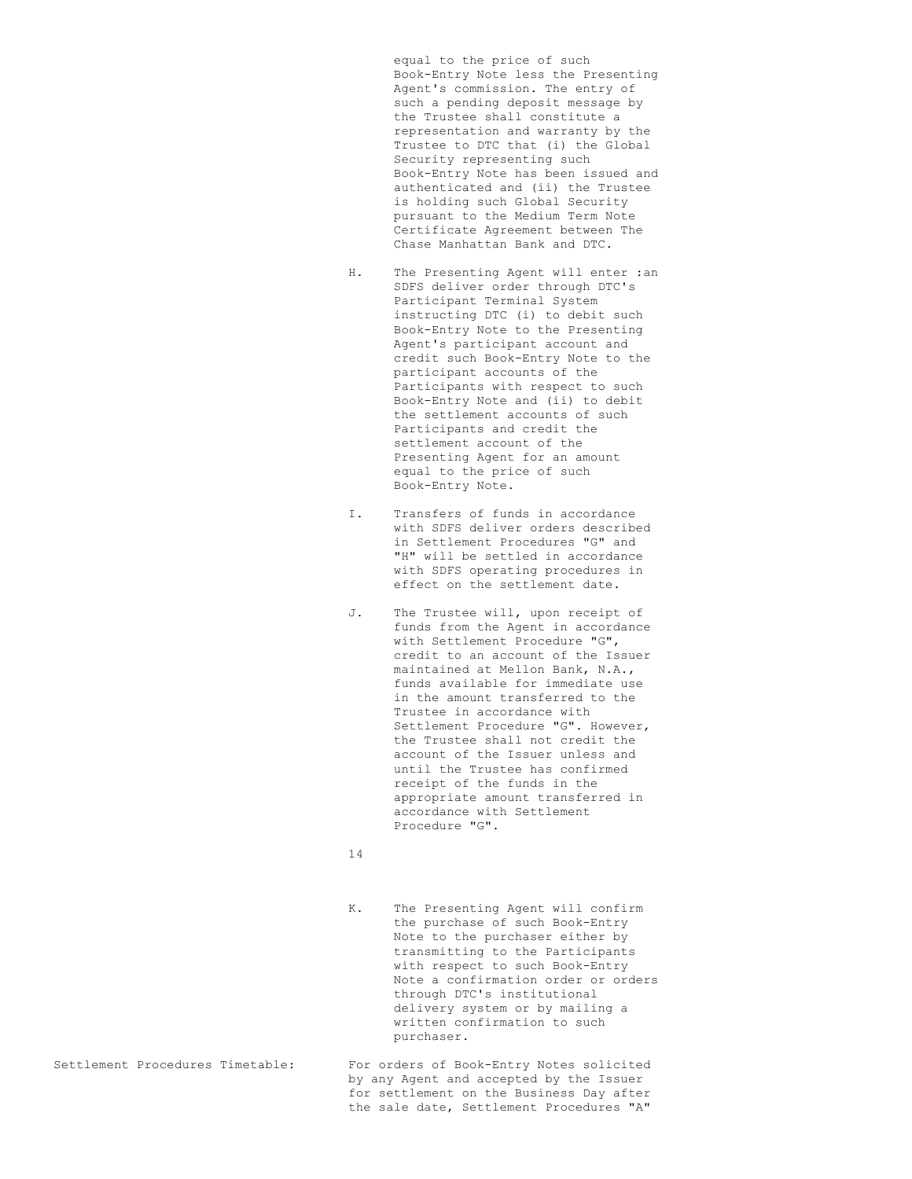equal to the price of such Book-Entry Note less the Presenting Agent's commission. The entry of such a pending deposit message by the Trustee shall constitute a representation and warranty by the Trustee to DTC that (i) the Global Security representing such Book-Entry Note has been issued and authenticated and (ii) the Trustee is holding such Global Security pursuant to the Medium Term Note Certificate Agreement between The Chase Manhattan Bank and DTC.

H. The Presenting Agent will enter :an SDFS deliver order through DTC's Participant Terminal System instructing DTC (i) to debit such Book-Entry Note to the Presenting Agent's participant account and credit such Book-Entry Note to the participant accounts of the Participants with respect to such Book-Entry Note and (ii) to debit the settlement accounts of such Participants and credit the settlement account of the Presenting Agent for an amount equal to the price of such Book-Entry Note.

I. Transfers of funds in accordance with SDFS deliver orders described in Settlement Procedures "G" and "H" will be settled in accordance with SDFS operating procedures in effect on the settlement date.

J. The Trustee will, upon receipt of funds from the Agent in accordance with Settlement Procedure "G", credit to an account of the Issuer maintained at Mellon Bank, N.A., funds available for immediate use in the amount transferred to the Trustee in accordance with Settlement Procedure "G". However, the Trustee shall not credit the account of the Issuer unless and until the Trustee has confirmed receipt of the funds in the appropriate amount transferred in accordance with Settlement Procedure "G".

K. The Presenting Agent will confirm the purchase of such Book-Entry Note to the purchaser either by transmitting to the Participants with respect to such Book-Entry Note a confirmation order or orders through DTC's institutional delivery system or by mailing a written confirmation to such purchaser.

Settlement Procedures Timetable: For orders of Book-Entry Notes solicited by any Agent and accepted by the Issuer for settlement on the Business Day after the sale date, Settlement Procedures "A"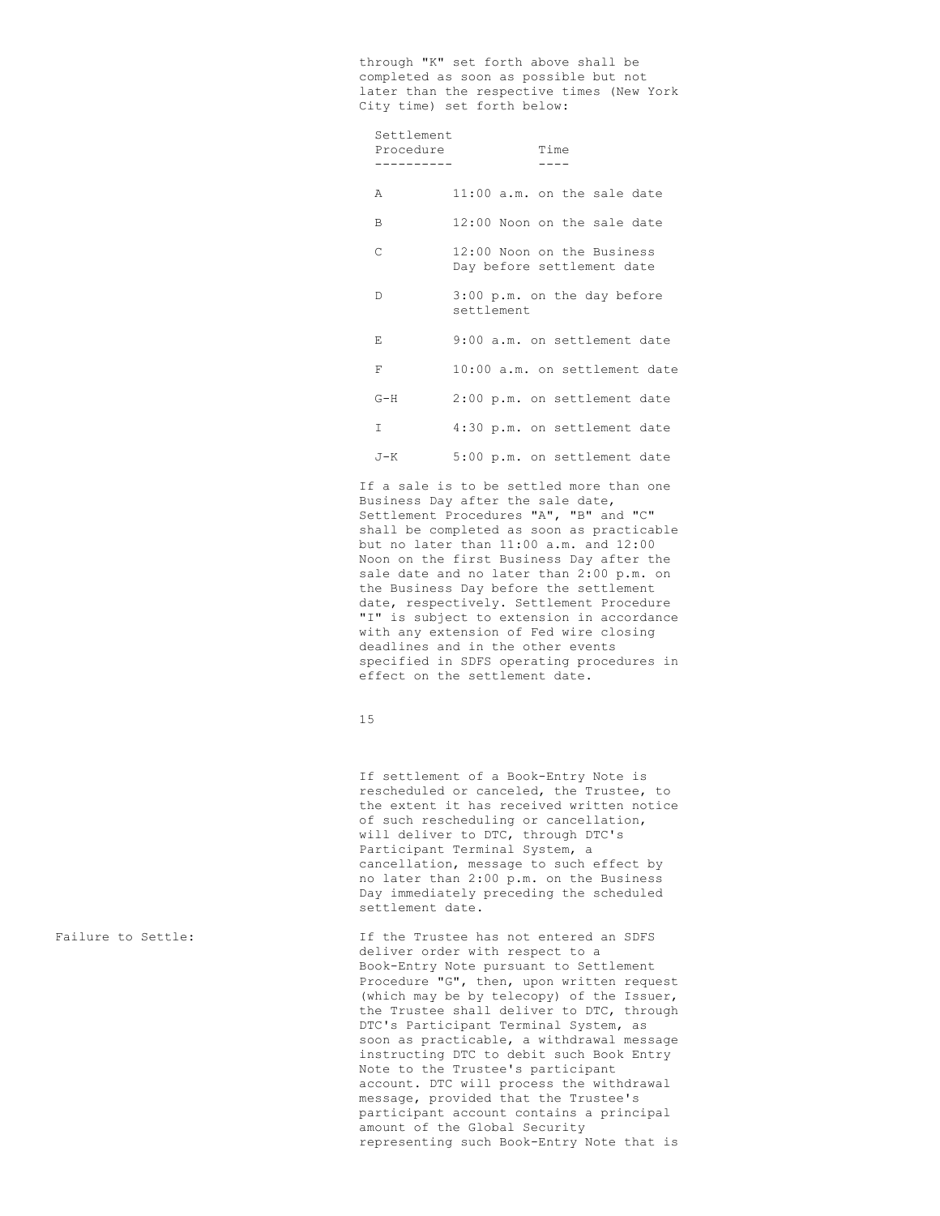through "K" set forth above shall be completed as soon as possible but not later than the respective times (New York City time) set forth below:

| Settlement Procedure | Time |
|---|---|
| A | 11:00 a.m. on the sale date |
| B | 12:00 Noon on the sale date |
| C | 12:00 Noon on the Business Day before settlement date |
| D | 3:00 p.m. on the day before settlement |
| E | 9:00 a.m. on settlement date |
| F | 10:00 a.m. on settlement date |
| G-H | 2:00 p.m. on settlement date |
| I | 4:30 p.m. on settlement date |
| J-K | 5:00 p.m. on settlement date |

If a sale is to be settled more than one Business Day after the sale date, Settlement Procedures "A", "B" and "C" shall be completed as soon as practicable but no later than 11:00 a.m. and 12:00 Noon on the first Business Day after the sale date and no later than 2:00 p.m. on the Business Day before the settlement date, respectively. Settlement Procedure "I" is subject to extension in accordance with any extension of Fed wire closing deadlines and in the other events specified in SDFS operating procedures in effect on the settlement date.

If settlement of a Book-Entry Note is rescheduled or canceled, the Trustee, to the extent it has received written notice of such rescheduling or cancellation, will deliver to DTC, through DTC's Participant Terminal System, a cancellation, message to such effect by no later than 2:00 p.m. on the Business Day immediately preceding the scheduled settlement date.

Failure to Settle: If the Trustee has not entered an SDFS deliver order with respect to a Book-Entry Note pursuant to Settlement Procedure "G", then, upon written request (which may be by telecopy) of the Issuer, the Trustee shall deliver to DTC, through DTC's Participant Terminal System, as soon as practicable, a withdrawal message instructing DTC to debit such Book Entry Note to the Trustee's participant account. DTC will process the withdrawal message, provided that the Trustee's participant account contains a principal amount of the Global Security representing such Book-Entry Note that is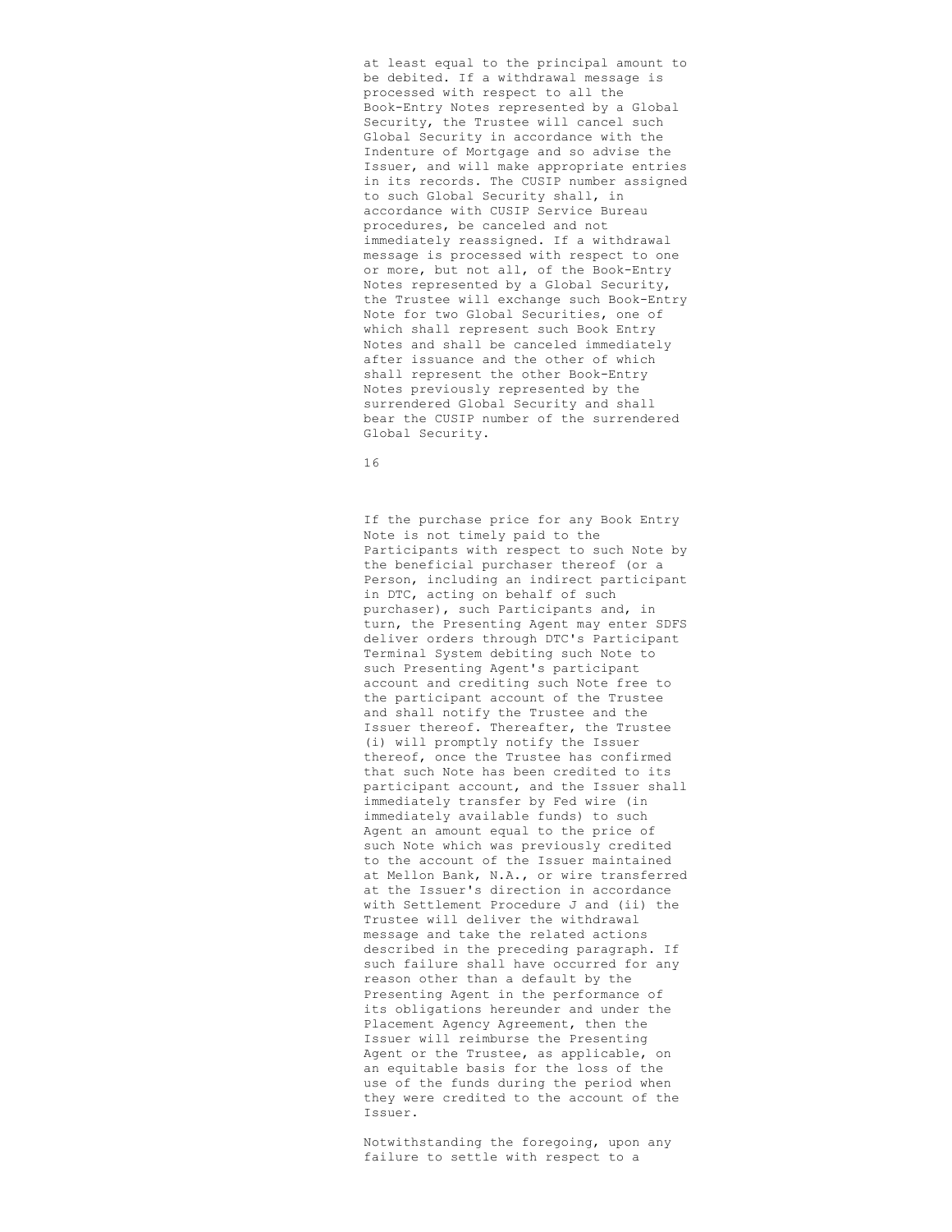at least equal to the principal amount to be debited. If a withdrawal message is processed with respect to all the Book-Entry Notes represented by a Global Security, the Trustee will cancel such Global Security in accordance with the Indenture of Mortgage and so advise the Issuer, and will make appropriate entries in its records. The CUSIP number assigned to such Global Security shall, in accordance with CUSIP Service Bureau procedures, be canceled and not immediately reassigned. If a withdrawal message is processed with respect to one or more, but not all, of the Book-Entry Notes represented by a Global Security, the Trustee will exchange such Book-Entry Note for two Global Securities, one of which shall represent such Book Entry Notes and shall be canceled immediately after issuance and the other of which shall represent the other Book-Entry Notes previously represented by the surrendered Global Security and shall bear the CUSIP number of the surrendered Global Security.

If the purchase price for any Book Entry Note is not timely paid to the Participants with respect to such Note by the beneficial purchaser thereof (or a Person, including an indirect participant in DTC, acting on behalf of such purchaser), such Participants and, in turn, the Presenting Agent may enter SDFS deliver orders through DTC's Participant Terminal System debiting such Note to such Presenting Agent's participant account and crediting such Note free to the participant account of the Trustee and shall notify the Trustee and the Issuer thereof. Thereafter, the Trustee (i) will promptly notify the Issuer thereof, once the Trustee has confirmed that such Note has been credited to its participant account, and the Issuer shall immediately transfer by Fed wire (in immediately available funds) to such Agent an amount equal to the price of such Note which was previously credited to the account of the Issuer maintained at Mellon Bank, N.A., or wire transferred at the Issuer's direction in accordance with Settlement Procedure J and (ii) the Trustee will deliver the withdrawal message and take the related actions described in the preceding paragraph. If such failure shall have occurred for any reason other than a default by the Presenting Agent in the performance of its obligations hereunder and under the Placement Agency Agreement, then the Issuer will reimburse the Presenting Agent or the Trustee, as applicable, on an equitable basis for the loss of the use of the funds during the period when they were credited to the account of the Issuer.

Notwithstanding the foregoing, upon any failure to settle with respect to a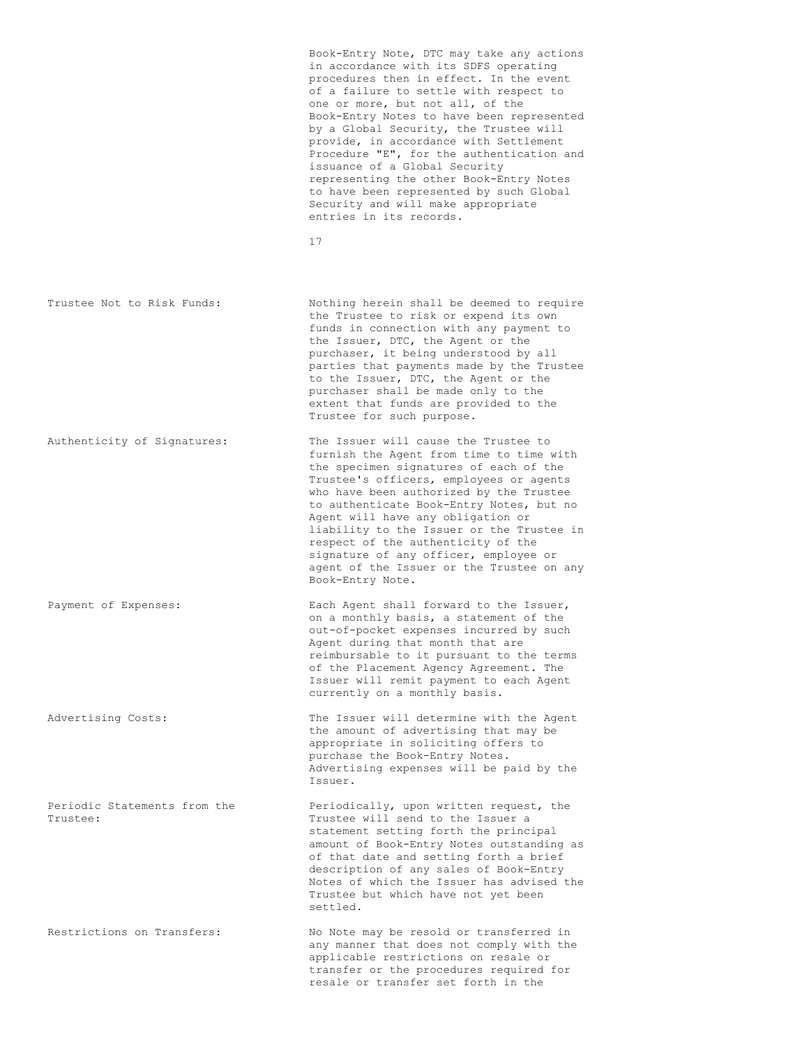Book-Entry Note, DTC may take any actions in accordance with its SDFS operating procedures then in effect. In the event of a failure to settle with respect to one or more, but not all, of the Book-Entry Notes to have been represented by a Global Security, the Trustee will provide, in accordance with Settlement Procedure "E", for the authentication and issuance of a Global Security representing the other Book-Entry Notes to have been represented by such Global Security and will make appropriate entries in its records.

**Trustee Not to Risk Funds:** Nothing herein shall be deemed to require the Trustee to risk or expend its own funds in connection with any payment to the Issuer, DTC, the Agent or the purchaser, it being understood by all parties that payments made by the Trustee to the Issuer, DTC, the Agent or the purchaser shall be made only to the extent that funds are provided to the Trustee for such purpose.

**Authenticity of Signatures:** The Issuer will cause the Trustee to furnish the Agent from time to time with the specimen signatures of each of the Trustee's officers, employees or agents who have been authorized by the Trustee to authenticate Book-Entry Notes, but no Agent will have any obligation or liability to the Issuer or the Trustee in respect of the authenticity of the signature of any officer, employee or agent of the Issuer or the Trustee on any Book-Entry Note.

**Payment of Expenses:** Each Agent shall forward to the Issuer, on a monthly basis, a statement of the out-of-pocket expenses incurred by such Agent during that month that are reimbursable to it pursuant to the terms of the Placement Agency Agreement. The Issuer will remit payment to each Agent currently on a monthly basis.

**Advertising Costs:** The Issuer will determine with the Agent the amount of advertising that may be appropriate in soliciting offers to purchase the Book-Entry Notes. Advertising expenses will be paid by the Issuer.

**Periodic Statements from the Trustee:** Periodically, upon written request, the Trustee will send to the Issuer a statement setting forth the principal amount of Book-Entry Notes outstanding as of that date and setting forth a brief description of any sales of Book-Entry Notes of which the Issuer has advised the Trustee but which have not yet been settled.

**Restrictions on Transfers:** No Note may be resold or transferred in any manner that does not comply with the applicable restrictions on resale or transfer or the procedures required for resale or transfer set forth in the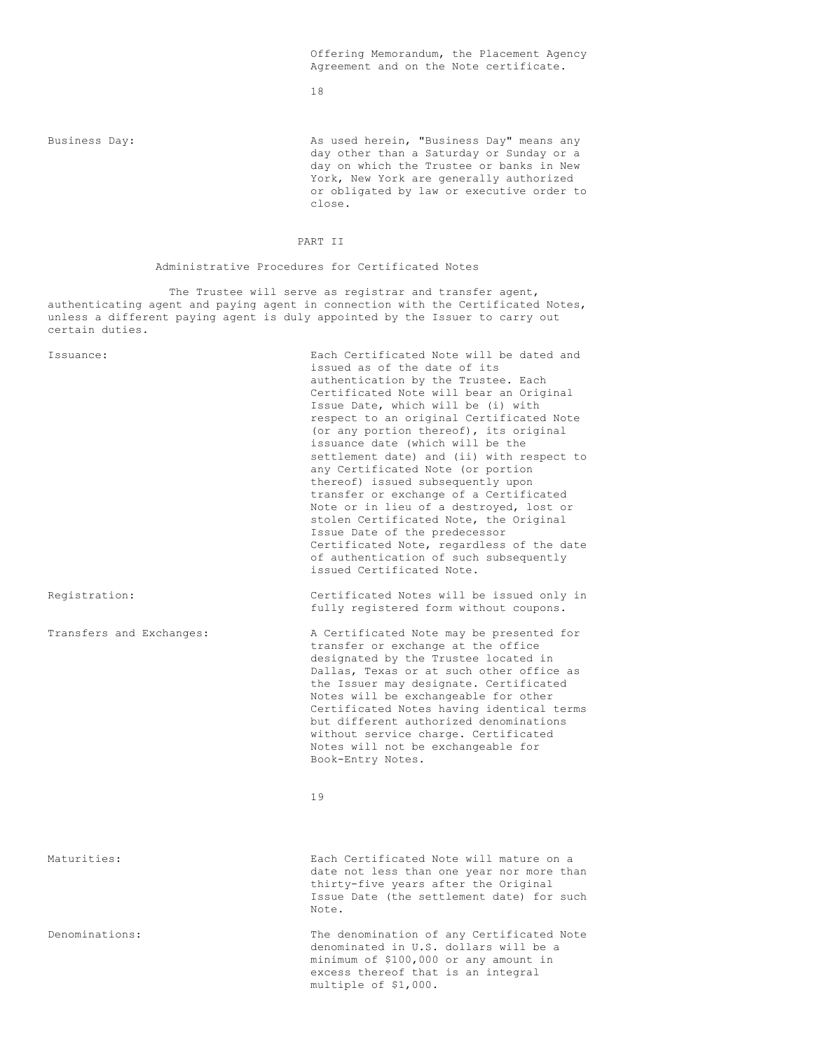Offering Memorandum, the Placement Agency Agreement and on the Note certificate.

Business Day: As used herein, "Business Day" means any day other than a Saturday or Sunday or a day on which the Trustee or banks in New York, New York are generally authorized or obligated by law or executive order to close.

## PART II

### Administrative Procedures for Certificated Notes

The Trustee will serve as registrar and transfer agent, authenticating agent and paying agent in connection with the Certificated Notes, unless a different paying agent is duly appointed by the Issuer to carry out certain duties.

Issuance: Each Certificated Note will be dated and issued as of the date of its authentication by the Trustee. Each Certificated Note will bear an Original Issue Date, which will be (i) with respect to an original Certificated Note (or any portion thereof), its original issuance date (which will be the settlement date) and (ii) with respect to any Certificated Note (or portion thereof) issued subsequently upon transfer or exchange of a Certificated Note or in lieu of a destroyed, lost or stolen Certificated Note, the Original Issue Date of the predecessor Certificated Note, regardless of the date of authentication of such subsequently issued Certificated Note.

Registration: Certificated Notes will be issued only in fully registered form without coupons.

Transfers and Exchanges: A Certificated Note may be presented for transfer or exchange at the office designated by the Trustee located in Dallas, Texas or at such other office as the Issuer may designate. Certificated Notes will be exchangeable for other Certificated Notes having identical terms but different authorized denominations without service charge. Certificated Notes will not be exchangeable for Book-Entry Notes.

Maturities: Each Certificated Note will mature on a date not less than one year nor more than thirty-five years after the Original Issue Date (the settlement date) for such Note.

Denominations: The denomination of any Certificated Note denominated in U.S. dollars will be a minimum of $100,000 or any amount in excess thereof that is an integral multiple of $1,000.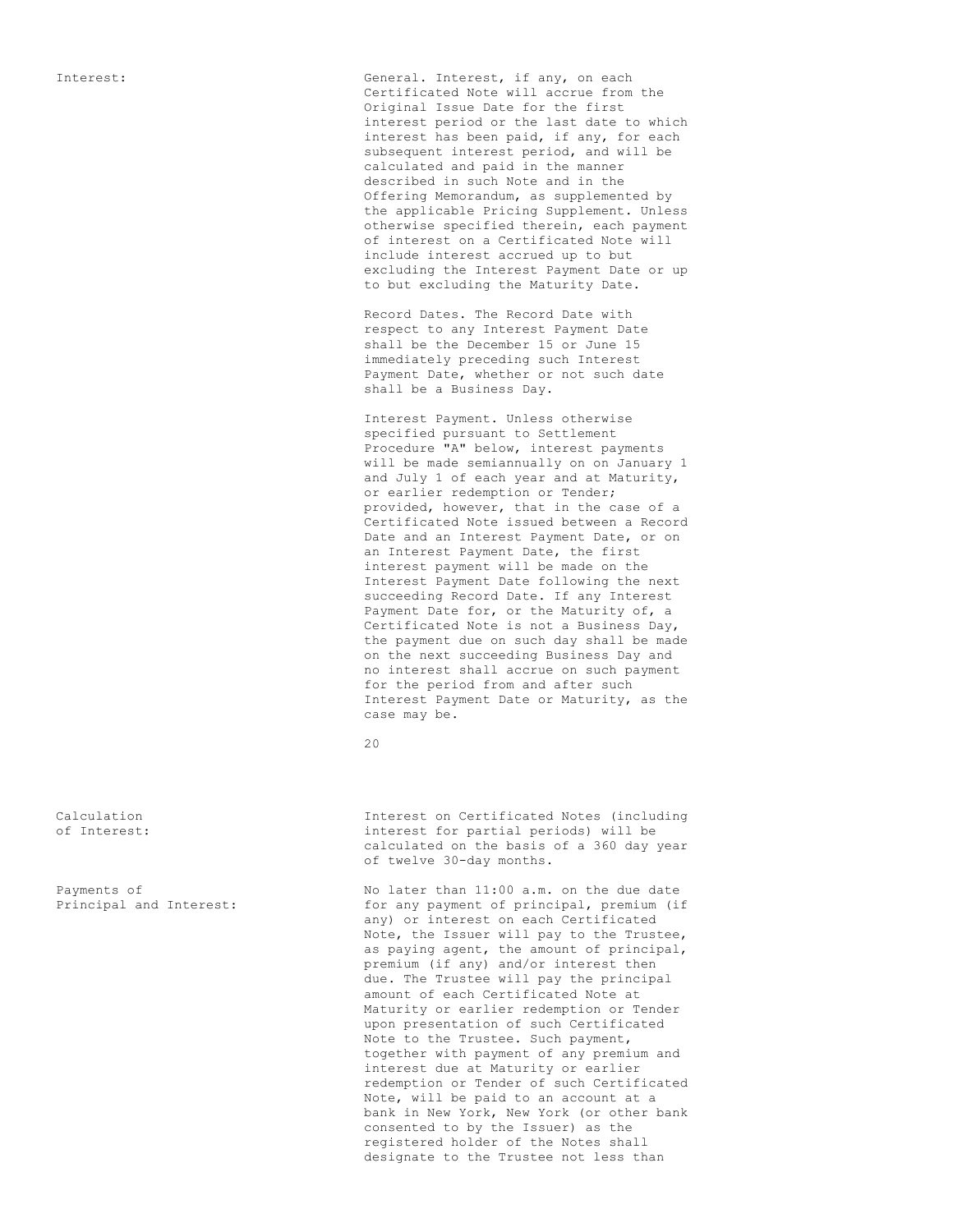**Interest:**

General. Interest, if any, on each Certificated Note will accrue from the Original Issue Date for the first interest period or the last date to which interest has been paid, if any, for each subsequent interest period, and will be calculated and paid in the manner described in such Note and in the Offering Memorandum, as supplemented by the applicable Pricing Supplement. Unless otherwise specified therein, each payment of interest on a Certificated Note will include interest accrued up to but excluding the Interest Payment Date or up to but excluding the Maturity Date.

Record Dates. The Record Date with respect to any Interest Payment Date shall be the December 15 or June 15 immediately preceding such Interest Payment Date, whether or not such date shall be a Business Day.

Interest Payment. Unless otherwise specified pursuant to Settlement Procedure "A" below, interest payments will be made semiannually on on January 1 and July 1 of each year and at Maturity, or earlier redemption or Tender; provided, however, that in the case of a Certificated Note issued between a Record Date and an Interest Payment Date, or on an Interest Payment Date, the first interest payment will be made on the Interest Payment Date following the next succeeding Record Date. If any Interest Payment Date for, or the Maturity of, a Certificated Note is not a Business Day, the payment due on such day shall be made on the next succeeding Business Day and no interest shall accrue on such payment for the period from and after such Interest Payment Date or Maturity, as the case may be.

**Calculation of Interest:**

Interest on Certificated Notes (including interest for partial periods) will be calculated on the basis of a 360 day year of twelve 30-day months.

**Payments of Principal and Interest:**

No later than 11:00 a.m. on the due date for any payment of principal, premium (if any) or interest on each Certificated Note, the Issuer will pay to the Trustee, as paying agent, the amount of principal, premium (if any) and/or interest then due. The Trustee will pay the principal amount of each Certificated Note at Maturity or earlier redemption or Tender upon presentation of such Certificated Note to the Trustee. Such payment, together with payment of any premium and interest due at Maturity or earlier redemption or Tender of such Certificated Note, will be paid to an account at a bank in New York, New York (or other bank consented to by the Issuer) as the registered holder of the Notes shall designate to the Trustee not less than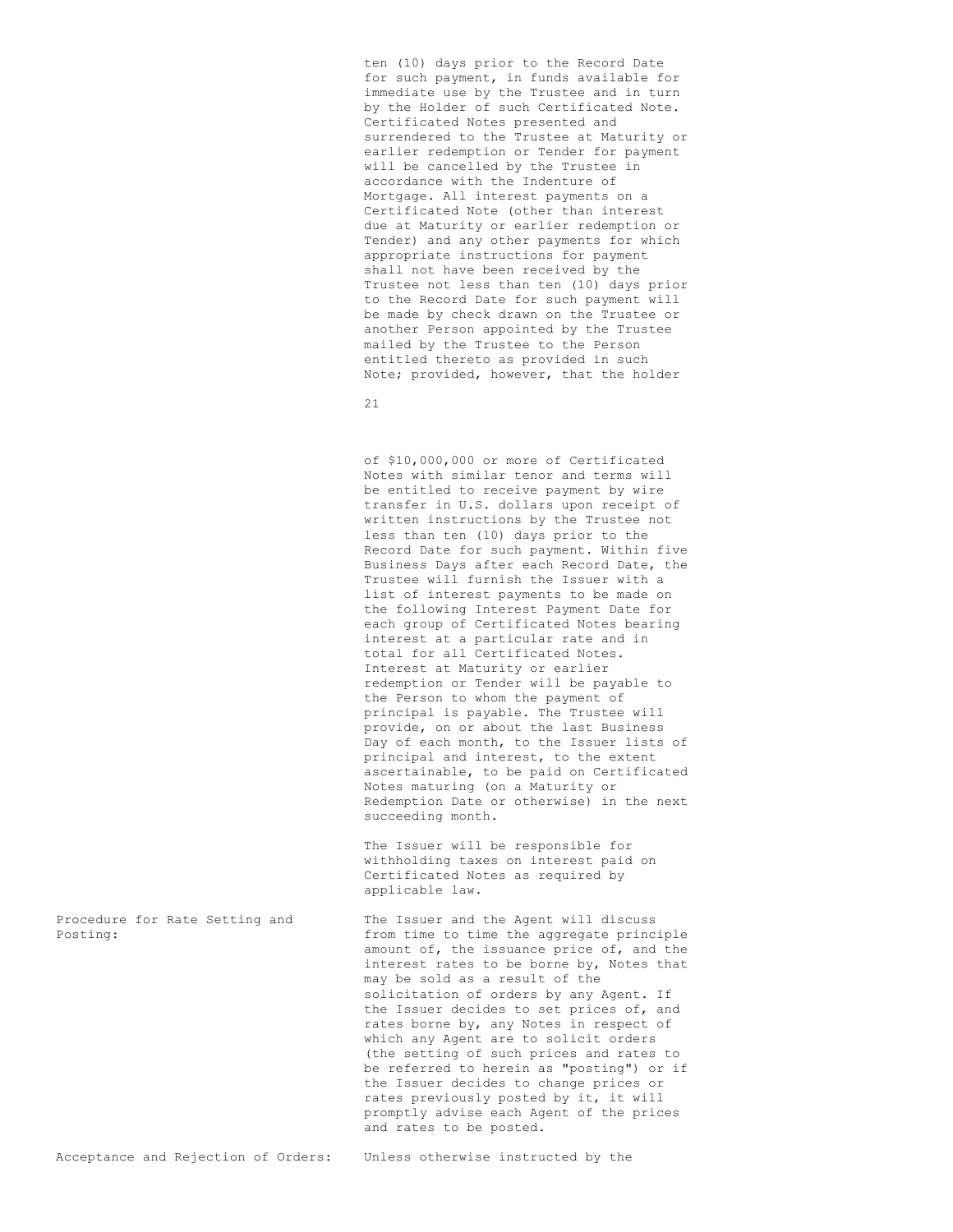ten (10) days prior to the Record Date for such payment, in funds available for immediate use by the Trustee and in turn by the Holder of such Certificated Note. Certificated Notes presented and surrendered to the Trustee at Maturity or earlier redemption or Tender for payment will be cancelled by the Trustee in accordance with the Indenture of Mortgage. All interest payments on a Certificated Note (other than interest due at Maturity or earlier redemption or Tender) and any other payments for which appropriate instructions for payment shall not have been received by the Trustee not less than ten (10) days prior to the Record Date for such payment will be made by check drawn on the Trustee or another Person appointed by the Trustee mailed by the Trustee to the Person entitled thereto as provided in such Note; provided, however, that the holder of $10,000,000 or more of Certificated Notes with similar tenor and terms will be entitled to receive payment by wire transfer in U.S. dollars upon receipt of written instructions by the Trustee not less than ten (10) days prior to the Record Date for such payment. Within five Business Days after each Record Date, the Trustee will furnish the Issuer with a list of interest payments to be made on the following Interest Payment Date for each group of Certificated Notes bearing interest at a particular rate and in total for all Certificated Notes. Interest at Maturity or earlier redemption or Tender will be payable to the Person to whom the payment of principal is payable. The Trustee will provide, on or about the last Business Day of each month, to the Issuer lists of principal and interest, to the extent ascertainable, to be paid on Certificated Notes maturing (on a Maturity or Redemption Date or otherwise) in the next succeeding month.

The Issuer will be responsible for withholding taxes on interest paid on Certificated Notes as required by applicable law.

Procedure for Rate Setting and Posting: The Issuer and the Agent will discuss from time to time the aggregate principle amount of, the issuance price of, and the interest rates to be borne by, Notes that may be sold as a result of the solicitation of orders by any Agent. If the Issuer decides to set prices of, and rates borne by, any Notes in respect of which any Agent are to solicit orders (the setting of such prices and rates to be referred to herein as "posting") or if the Issuer decides to change prices or rates previously posted by it, it will promptly advise each Agent of the prices and rates to be posted.

Acceptance and Rejection of Orders: Unless otherwise instructed by the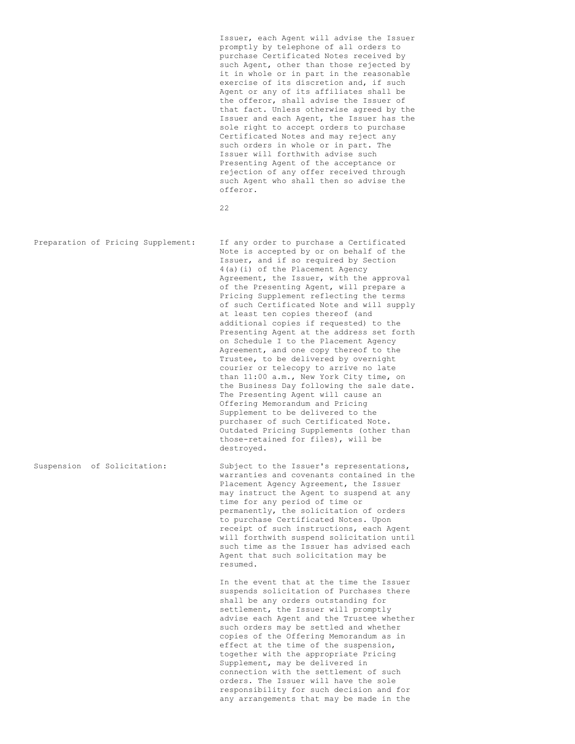Issuer, each Agent will advise the Issuer promptly by telephone of all orders to purchase Certificated Notes received by such Agent, other than those rejected by it in whole or in part in the reasonable exercise of its discretion and, if such Agent or any of its affiliates shall be the offeror, shall advise the Issuer of that fact. Unless otherwise agreed by the Issuer and each Agent, the Issuer has the sole right to accept orders to purchase Certificated Notes and may reject any such orders in whole or in part. The Issuer will forthwith advise such Presenting Agent of the acceptance or rejection of any offer received through such Agent who shall then so advise the offeror.

**Preparation of Pricing Supplement:** If any order to purchase a Certificated Note is accepted by or on behalf of the Issuer, and if so required by Section 4(a)(i) of the Placement Agency Agreement, the Issuer, with the approval of the Presenting Agent, will prepare a Pricing Supplement reflecting the terms of such Certificated Note and will supply at least ten copies thereof (and additional copies if requested) to the Presenting Agent at the address set forth on Schedule I to the Placement Agency Agreement, and one copy thereof to the Trustee, to be delivered by overnight courier or telecopy to arrive no late than 11:00 a.m., New York City time, on the Business Day following the sale date. The Presenting Agent will cause an Offering Memorandum and Pricing Supplement to be delivered to the purchaser of such Certificated Note. Outdated Pricing Supplements (other than those-retained for files), will be destroyed.

**Suspension of Solicitation:** Subject to the Issuer's representations, warranties and covenants contained in the Placement Agency Agreement, the Issuer may instruct the Agent to suspend at any time for any period of time or permanently, the solicitation of orders to purchase Certificated Notes. Upon receipt of such instructions, each Agent will forthwith suspend solicitation until such time as the Issuer has advised each Agent that such solicitation may be resumed.

In the event that at the time the Issuer suspends solicitation of Purchases there shall be any orders outstanding for settlement, the Issuer will promptly advise each Agent and the Trustee whether such orders may be settled and whether copies of the Offering Memorandum as in effect at the time of the suspension, together with the appropriate Pricing Supplement, may be delivered in connection with the settlement of such orders. The Issuer will have the sole responsibility for such decision and for any arrangements that may be made in the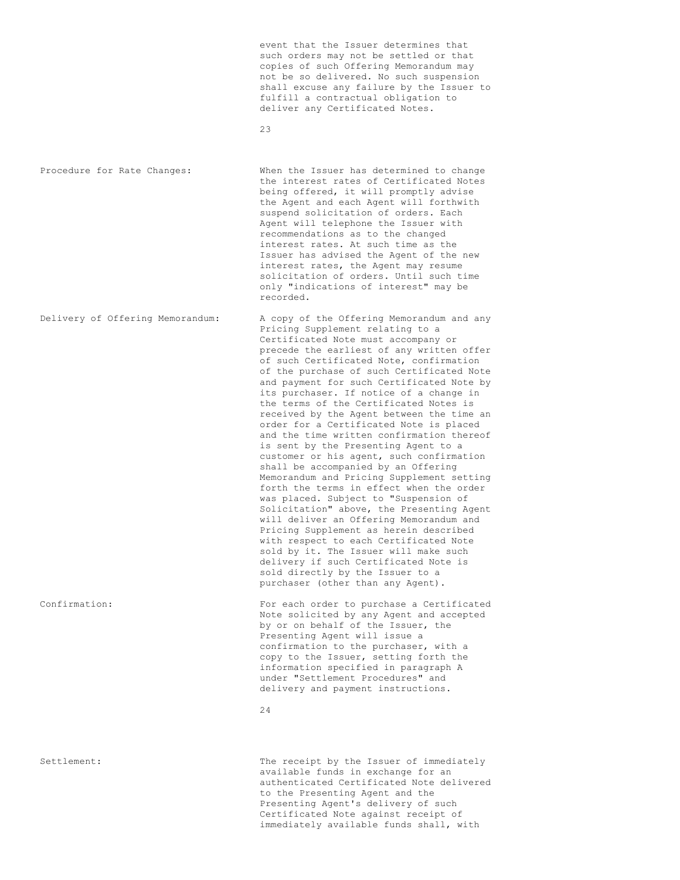event that the Issuer determines that such orders may not be settled or that copies of such Offering Memorandum may not be so delivered. No such suspension shall excuse any failure by the Issuer to fulfill a contractual obligation to deliver any Certificated Notes.

Procedure for Rate Changes: When the Issuer has determined to change the interest rates of Certificated Notes being offered, it will promptly advise the Agent and each Agent will forthwith suspend solicitation of orders. Each Agent will telephone the Issuer with recommendations as to the changed interest rates. At such time as the Issuer has advised the Agent of the new interest rates, the Agent may resume solicitation of orders. Until such time only "indications of interest" may be recorded.

Delivery of Offering Memorandum: A copy of the Offering Memorandum and any Pricing Supplement relating to a Certificated Note must accompany or precede the earliest of any written offer of such Certificated Note, confirmation of the purchase of such Certificated Note and payment for such Certificated Note by its purchaser. If notice of a change in the terms of the Certificated Notes is received by the Agent between the time an order for a Certificated Note is placed and the time written confirmation thereof is sent by the Presenting Agent to a customer or his agent, such confirmation shall be accompanied by an Offering Memorandum and Pricing Supplement setting forth the terms in effect when the order was placed. Subject to "Suspension of Solicitation" above, the Presenting Agent will deliver an Offering Memorandum and Pricing Supplement as herein described with respect to each Certificated Note sold by it. The Issuer will make such delivery if such Certificated Note is sold directly by the Issuer to a purchaser (other than any Agent).

Confirmation: For each order to purchase a Certificated Note solicited by any Agent and accepted by or on behalf of the Issuer, the Presenting Agent will issue a confirmation to the purchaser, with a copy to the Issuer, setting forth the information specified in paragraph A under "Settlement Procedures" and delivery and payment instructions.

Settlement: The receipt by the Issuer of immediately available funds in exchange for an authenticated Certificated Note delivered to the Presenting Agent and the Presenting Agent's delivery of such Certificated Note against receipt of immediately available funds shall, with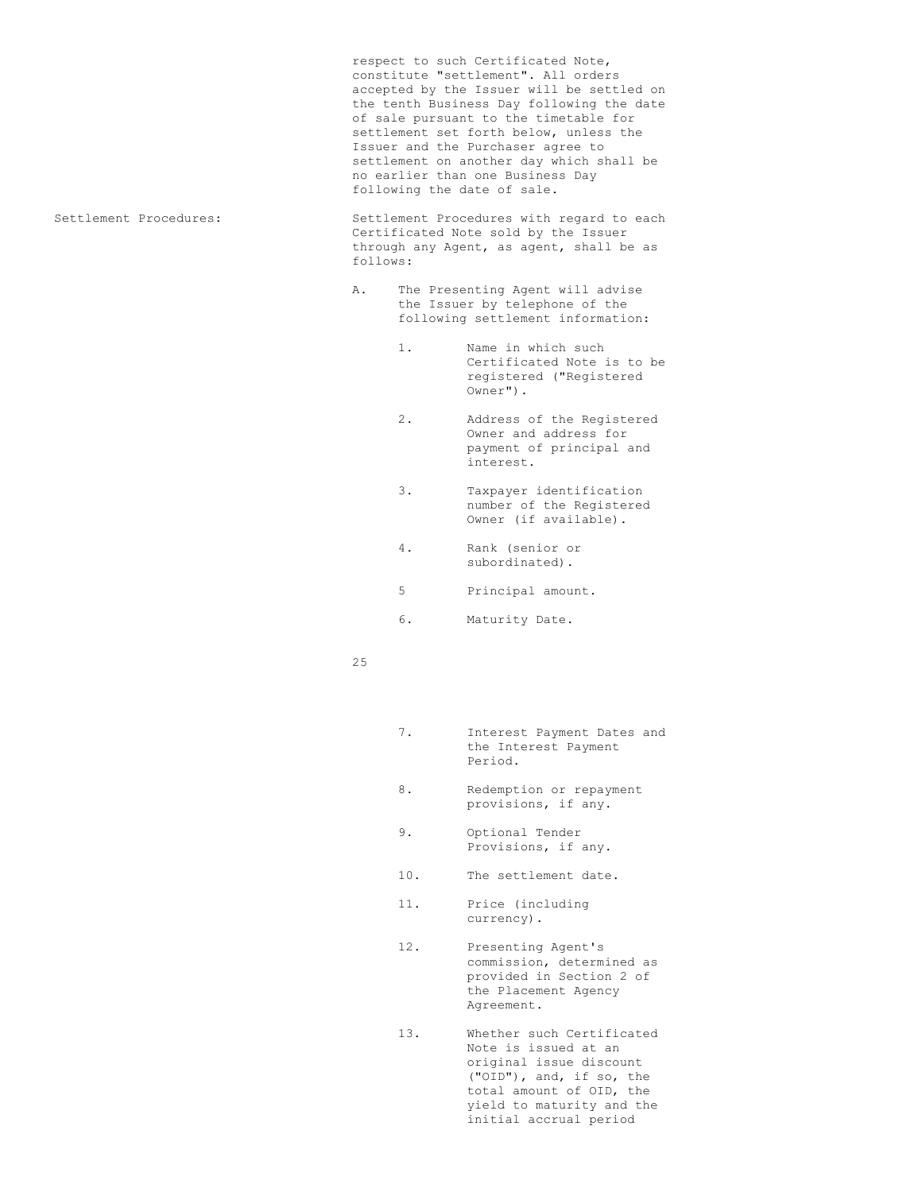respect to such Certificated Note, constitute "settlement". All orders accepted by the Issuer will be settled on the tenth Business Day following the date of sale pursuant to the timetable for settlement set forth below, unless the Issuer and the Purchaser agree to settlement on another day which shall be no earlier than one Business Day following the date of sale.

**Settlement Procedures:**

Settlement Procedures with regard to each Certificated Note sold by the Issuer through any Agent, as agent, shall be as follows:

A. The Presenting Agent will advise the Issuer by telephone of the following settlement information:

1. Name in which such Certificated Note is to be registered ("Registered Owner").

2. Address of the Registered Owner and address for payment of principal and interest.

3. Taxpayer identification number of the Registered Owner (if available).

4. Rank (senior or subordinated).

5 Principal amount.

6. Maturity Date.

7. Interest Payment Dates and the Interest Payment Period.

8. Redemption or repayment provisions, if any.

9. Optional Tender Provisions, if any.

10. The settlement date.

11. Price (including currency).

12. Presenting Agent's commission, determined as provided in Section 2 of the Placement Agency Agreement.

13. Whether such Certificated Note is issued at an original issue discount ("OID"), and, if so, the total amount of OID, the yield to maturity and the initial accrual period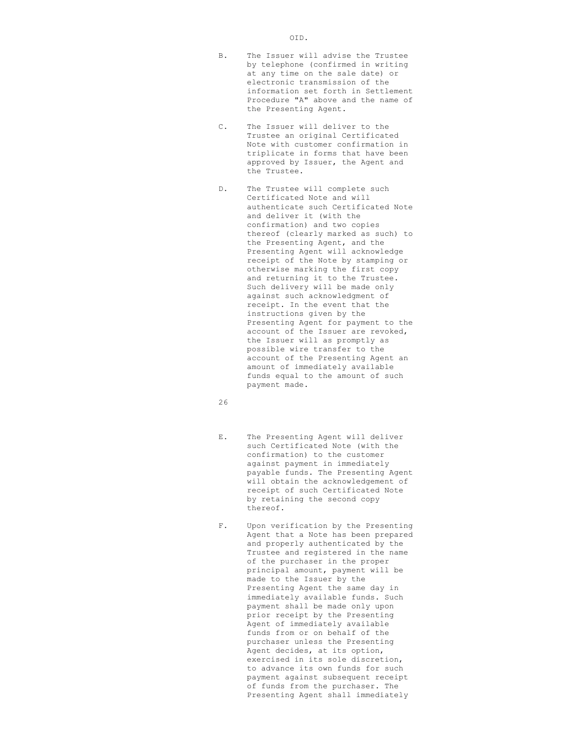OID.

B. The Issuer will advise the Trustee by telephone (confirmed in writing at any time on the sale date) or electronic transmission of the information set forth in Settlement Procedure "A" above and the name of the Presenting Agent.

C. The Issuer will deliver to the Trustee an original Certificated Note with customer confirmation in triplicate in forms that have been approved by Issuer, the Agent and the Trustee.

D. The Trustee will complete such Certificated Note and will authenticate such Certificated Note and deliver it (with the confirmation) and two copies thereof (clearly marked as such) to the Presenting Agent, and the Presenting Agent will acknowledge receipt of the Note by stamping or otherwise marking the first copy and returning it to the Trustee. Such delivery will be made only against such acknowledgment of receipt. In the event that the instructions given by the Presenting Agent for payment to the account of the Issuer are revoked, the Issuer will as promptly as possible wire transfer to the account of the Presenting Agent an amount of immediately available funds equal to the amount of such payment made.

E. The Presenting Agent will deliver such Certificated Note (with the confirmation) to the customer against payment in immediately payable funds. The Presenting Agent will obtain the acknowledgement of receipt of such Certificated Note by retaining the second copy thereof.

F. Upon verification by the Presenting Agent that a Note has been prepared and properly authenticated by the Trustee and registered in the name of the purchaser in the proper principal amount, payment will be made to the Issuer by the Presenting Agent the same day in immediately available funds. Such payment shall be made only upon prior receipt by the Presenting Agent of immediately available funds from or on behalf of the purchaser unless the Presenting Agent decides, at its option, exercised in its sole discretion, to advance its own funds for such payment against subsequent receipt of funds from the purchaser. The Presenting Agent shall immediately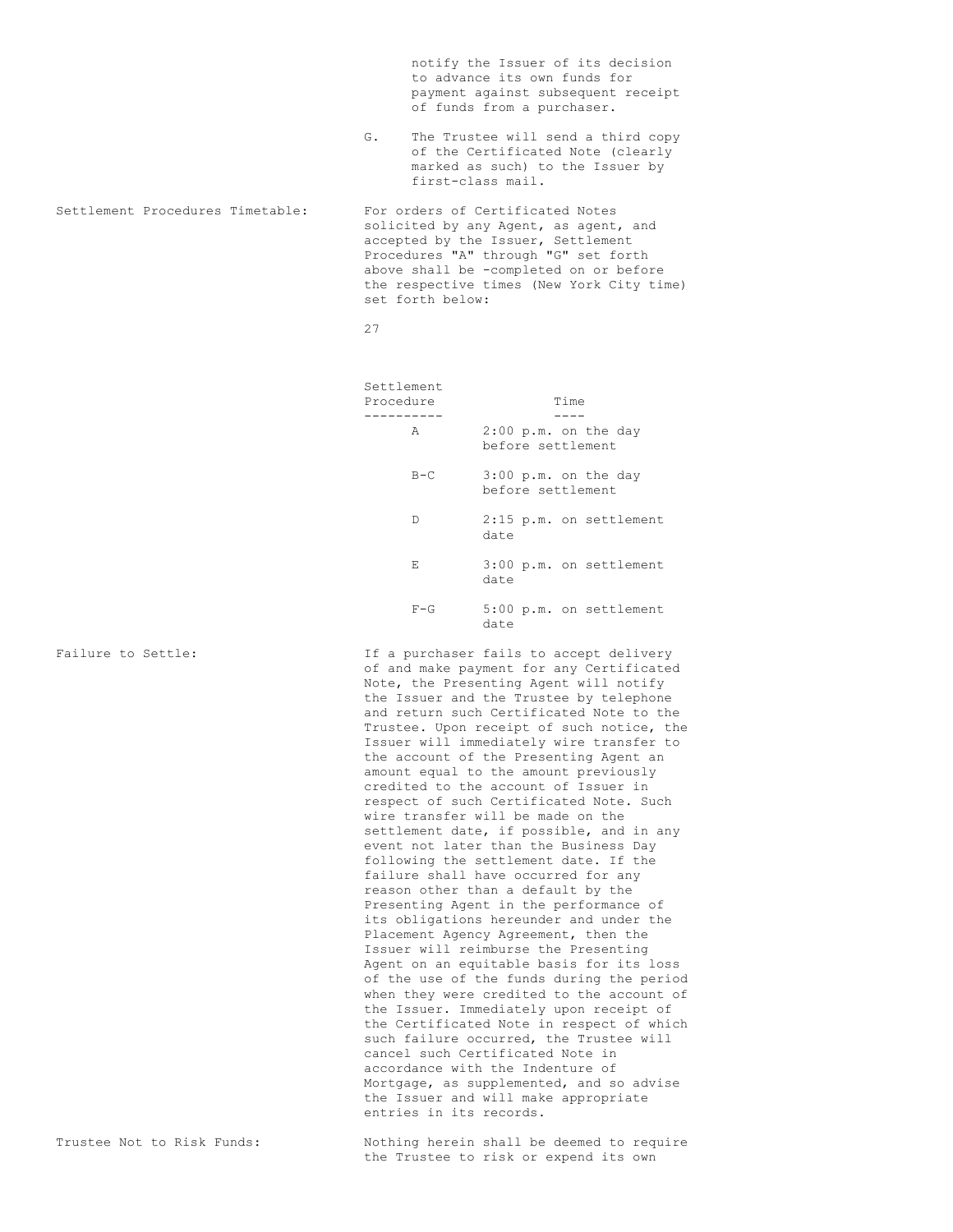notify the Issuer of its decision to advance its own funds for payment against subsequent receipt of funds from a purchaser.

G. The Trustee will send a third copy of the Certificated Note (clearly marked as such) to the Issuer by first-class mail.

**Settlement Procedures Timetable:** For orders of Certificated Notes solicited by any Agent, as agent, and accepted by the Issuer, Settlement Procedures "A" through "G" set forth above shall be -completed on or before the respective times (New York City time) set forth below:

| Settlement Procedure | Time |
| --- | --- |
| A | 2:00 p.m. on the day before settlement |
| B-C | 3:00 p.m. on the day before settlement |
| D | 2:15 p.m. on settlement date |
| E | 3:00 p.m. on settlement date |
| F-G | 5:00 p.m. on settlement date |

**Failure to Settle:** If a purchaser fails to accept delivery of and make payment for any Certificated Note, the Presenting Agent will notify the Issuer and the Trustee by telephone and return such Certificated Note to the Trustee. Upon receipt of such notice, the Issuer will immediately wire transfer to the account of the Presenting Agent an amount equal to the amount previously credited to the account of Issuer in respect of such Certificated Note. Such wire transfer will be made on the settlement date, if possible, and in any event not later than the Business Day following the settlement date. If the failure shall have occurred for any reason other than a default by the Presenting Agent in the performance of its obligations hereunder and under the Placement Agency Agreement, then the Issuer will reimburse the Presenting Agent on an equitable basis for its loss of the use of the funds during the period when they were credited to the account of the Issuer. Immediately upon receipt of the Certificated Note in respect of which such failure occurred, the Trustee will cancel such Certificated Note in accordance with the Indenture of Mortgage, as supplemented, and so advise the Issuer and will make appropriate entries in its records.

**Trustee Not to Risk Funds:** Nothing herein shall be deemed to require the Trustee to risk or expend its own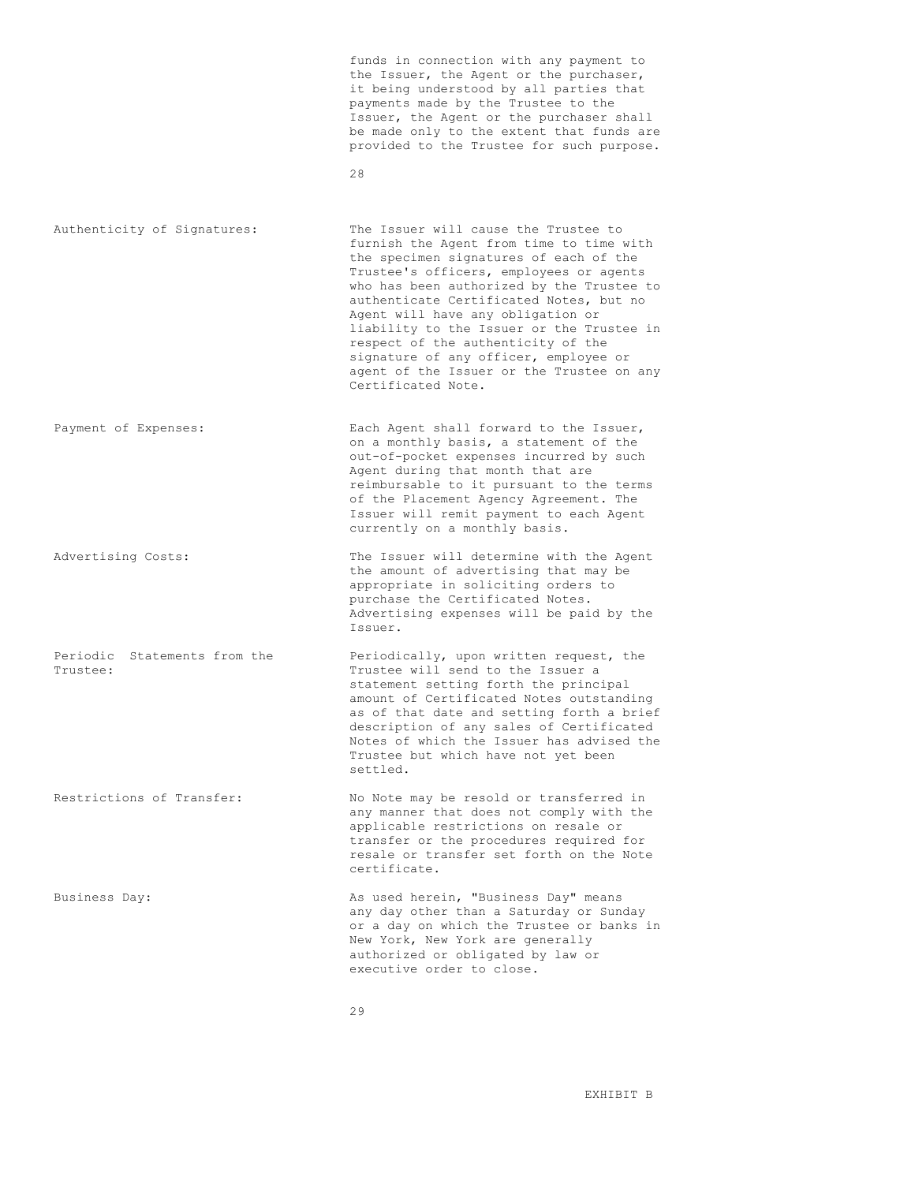funds in connection with any payment to the Issuer, the Agent or the purchaser, it being understood by all parties that payments made by the Trustee to the Issuer, the Agent or the purchaser shall be made only to the extent that funds are provided to the Trustee for such purpose.

| | |
|---|---|
| Authenticity of Signatures: | The Issuer will cause the Trustee to furnish the Agent from time to time with the specimen signatures of each of the Trustee's officers, employees or agents who has been authorized by the Trustee to authenticate Certificated Notes, but no Agent will have any obligation or liability to the Issuer or the Trustee in respect of the authenticity of the signature of any officer, employee or agent of the Issuer or the Trustee on any Certificated Note. |
| Payment of Expenses: | Each Agent shall forward to the Issuer, on a monthly basis, a statement of the out-of-pocket expenses incurred by such Agent during that month that are reimbursable to it pursuant to the terms of the Placement Agency Agreement. The Issuer will remit payment to each Agent currently on a monthly basis. |
| Advertising Costs: | The Issuer will determine with the Agent the amount of advertising that may be appropriate in soliciting orders to purchase the Certificated Notes. Advertising expenses will be paid by the Issuer. |
| Periodic Statements from the Trustee: | Periodically, upon written request, the Trustee will send to the Issuer a statement setting forth the principal amount of Certificated Notes outstanding as of that date and setting forth a brief description of any sales of Certificated Notes of which the Issuer has advised the Trustee but which have not yet been settled. |
| Restrictions of Transfer: | No Note may be resold or transferred in any manner that does not comply with the applicable restrictions on resale or transfer or the procedures required for resale or transfer set forth on the Note certificate. |
| Business Day: | As used herein, "Business Day" means any day other than a Saturday or Sunday or a day on which the Trustee or banks in New York, New York are generally authorized or obligated by law or executive order to close. |

EXHIBIT B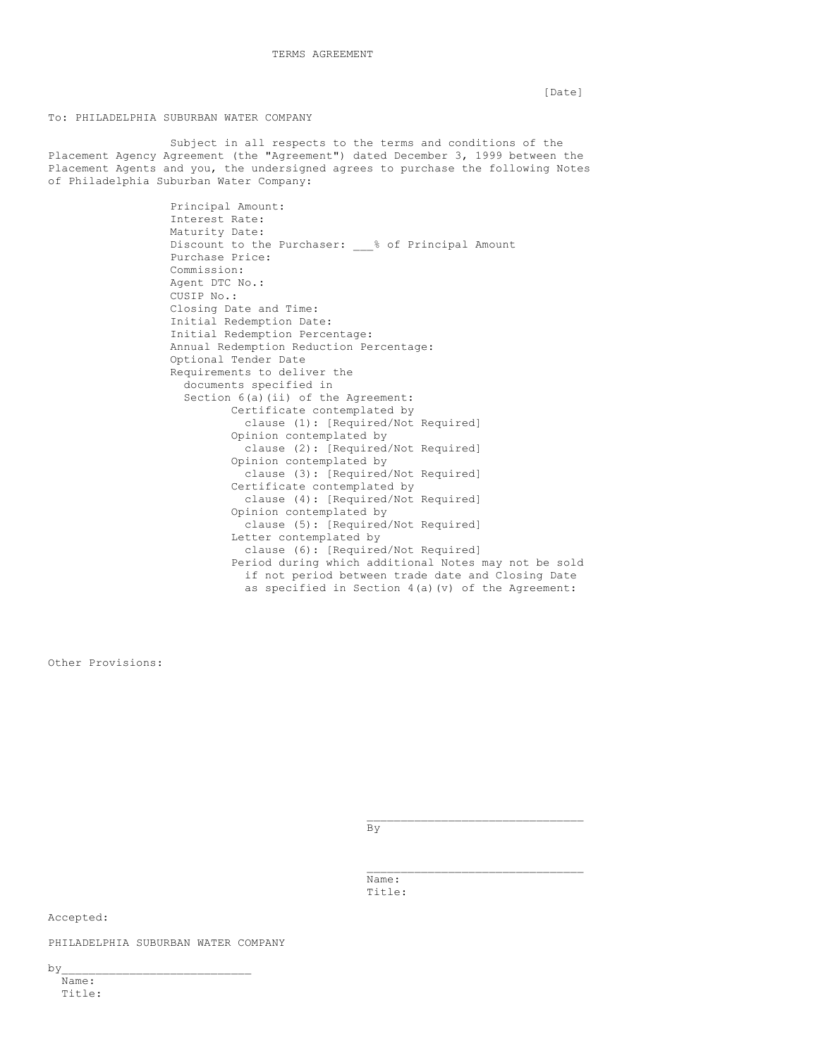# TERMS AGREEMENT

[Date]

To: PHILADELPHIA SUBURBAN WATER COMPANY

Subject in all respects to the terms and conditions of the Placement Agency Agreement (the "Agreement") dated December 3, 1999 between the Placement Agents and you, the undersigned agrees to purchase the following Notes of Philadelphia Suburban Water Company:

Principal Amount:
Interest Rate:
Maturity Date:
Discount to the Purchaser: ___% of Principal Amount
Purchase Price:
Commission:
Agent DTC No.:
CUSIP No.:
Closing Date and Time:
Initial Redemption Date:
Initial Redemption Percentage:
Annual Redemption Reduction Percentage:
Optional Tender Date
Requirements to deliver the documents specified in Section 6(a)(ii) of the Agreement:

- Certificate contemplated by clause (1): [Required/Not Required]
- Opinion contemplated by clause (2): [Required/Not Required]
- Opinion contemplated by clause (3): [Required/Not Required]
- Certificate contemplated by clause (4): [Required/Not Required]
- Opinion contemplated by clause (5): [Required/Not Required]
- Letter contemplated by clause (6): [Required/Not Required]
- Period during which additional Notes may not be sold if not period between trade date and Closing Date as specified in Section 4(a)(v) of the Agreement:

Other Provisions:

________________________________
By

________________________________
Name:
Title:

Accepted:

PHILADELPHIA SUBURBAN WATER COMPANY

by____________________________
Name:
Title: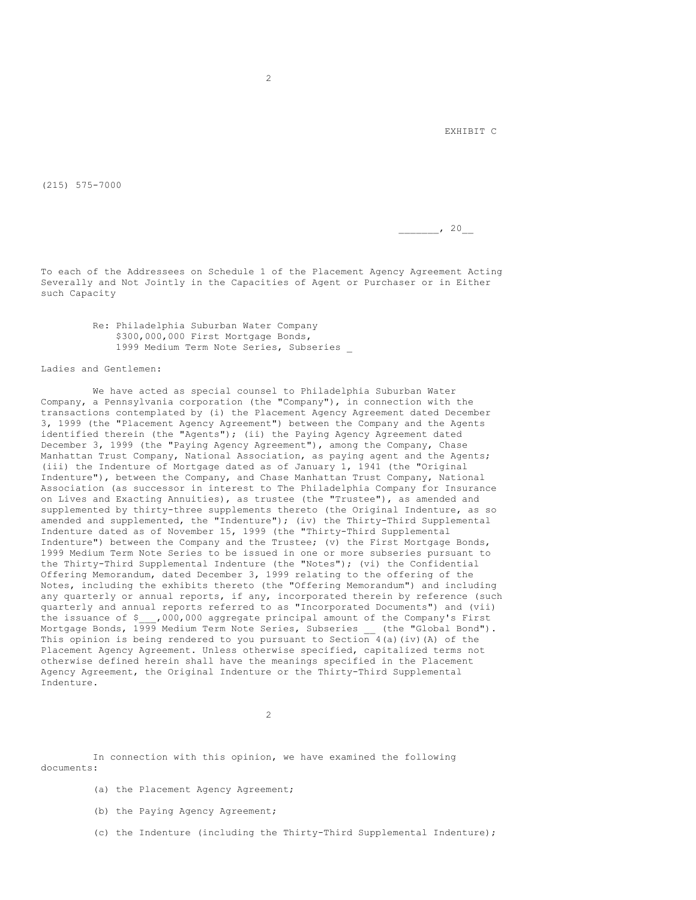EXHIBIT C

(215) 575-7000

_______, 20__

To each of the Addressees on Schedule 1 of the Placement Agency Agreement Acting Severally and Not Jointly in the Capacities of Agent or Purchaser or in Either such Capacity

Re: Philadelphia Suburban Water Company
$300,000,000 First Mortgage Bonds,
1999 Medium Term Note Series, Subseries _

Ladies and Gentlemen:

We have acted as special counsel to Philadelphia Suburban Water Company, a Pennsylvania corporation (the "Company"), in connection with the transactions contemplated by (i) the Placement Agency Agreement dated December 3, 1999 (the "Placement Agency Agreement") between the Company and the Agents identified therein (the "Agents"); (ii) the Paying Agency Agreement dated December 3, 1999 (the "Paying Agency Agreement"), among the Company, Chase Manhattan Trust Company, National Association, as paying agent and the Agents; (iii) the Indenture of Mortgage dated as of January 1, 1941 (the "Original Indenture"), between the Company, and Chase Manhattan Trust Company, National Association (as successor in interest to The Philadelphia Company for Insurance on Lives and Exacting Annuities), as trustee (the "Trustee"), as amended and supplemented by thirty-three supplements thereto (the Original Indenture, as so amended and supplemented, the "Indenture"); (iv) the Thirty-Third Supplemental Indenture dated as of November 15, 1999 (the "Thirty-Third Supplemental Indenture") between the Company and the Trustee; (v) the First Mortgage Bonds, 1999 Medium Term Note Series to be issued in one or more subseries pursuant to the Thirty-Third Supplemental Indenture (the "Notes"); (vi) the Confidential Offering Memorandum, dated December 3, 1999 relating to the offering of the Notes, including the exhibits thereto (the "Offering Memorandum") and including any quarterly or annual reports, if any, incorporated therein by reference (such quarterly and annual reports referred to as "Incorporated Documents") and (vii) the issuance of $___,000,000 aggregate principal amount of the Company's First Mortgage Bonds, 1999 Medium Term Note Series, Subseries __ (the "Global Bond"). This opinion is being rendered to you pursuant to Section 4(a)(iv)(A) of the Placement Agency Agreement. Unless otherwise specified, capitalized terms not otherwise defined herein shall have the meanings specified in the Placement Agency Agreement, the Original Indenture or the Thirty-Third Supplemental Indenture.

In connection with this opinion, we have examined the following documents:

(a) the Placement Agency Agreement;

(b) the Paying Agency Agreement;

(c) the Indenture (including the Thirty-Third Supplemental Indenture);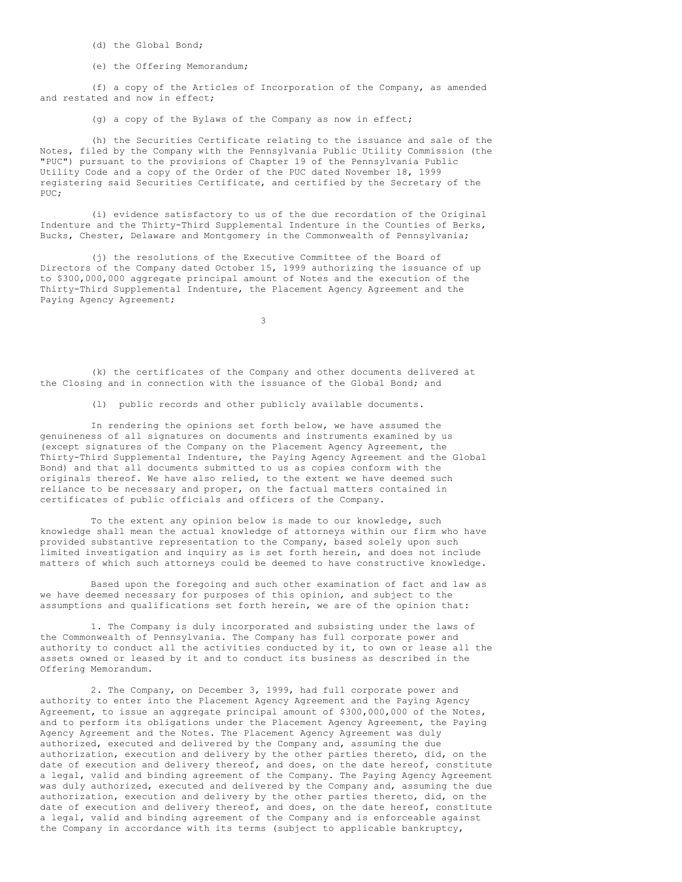(d) the Global Bond;

(e) the Offering Memorandum;

(f) a copy of the Articles of Incorporation of the Company, as amended and restated and now in effect;

(g) a copy of the Bylaws of the Company as now in effect;

(h) the Securities Certificate relating to the issuance and sale of the Notes, filed by the Company with the Pennsylvania Public Utility Commission (the "PUC") pursuant to the provisions of Chapter 19 of the Pennsylvania Public Utility Code and a copy of the Order of the PUC dated November 18, 1999 registering said Securities Certificate, and certified by the Secretary of the PUC;

(i) evidence satisfactory to us of the due recordation of the Original Indenture and the Thirty-Third Supplemental Indenture in the Counties of Berks, Bucks, Chester, Delaware and Montgomery in the Commonwealth of Pennsylvania;

(j) the resolutions of the Executive Committee of the Board of Directors of the Company dated October 15, 1999 authorizing the issuance of up to $300,000,000 aggregate principal amount of Notes and the execution of the Thirty-Third Supplemental Indenture, the Placement Agency Agreement and the Paying Agency Agreement;

(k) the certificates of the Company and other documents delivered at the Closing and in connection with the issuance of the Global Bond; and

(l) public records and other publicly available documents.

In rendering the opinions set forth below, we have assumed the genuineness of all signatures on documents and instruments examined by us (except signatures of the Company on the Placement Agency Agreement, the Thirty-Third Supplemental Indenture, the Paying Agency Agreement and the Global Bond) and that all documents submitted to us as copies conform with the originals thereof. We have also relied, to the extent we have deemed such reliance to be necessary and proper, on the factual matters contained in certificates of public officials and officers of the Company.

To the extent any opinion below is made to our knowledge, such knowledge shall mean the actual knowledge of attorneys within our firm who have provided substantive representation to the Company, based solely upon such limited investigation and inquiry as is set forth herein, and does not include matters of which such attorneys could be deemed to have constructive knowledge.

Based upon the foregoing and such other examination of fact and law as we have deemed necessary for purposes of this opinion, and subject to the assumptions and qualifications set forth herein, we are of the opinion that:

1. The Company is duly incorporated and subsisting under the laws of the Commonwealth of Pennsylvania. The Company has full corporate power and authority to conduct all the activities conducted by it, to own or lease all the assets owned or leased by it and to conduct its business as described in the Offering Memorandum.

2. The Company, on December 3, 1999, had full corporate power and authority to enter into the Placement Agency Agreement and the Paying Agency Agreement, to issue an aggregate principal amount of $300,000,000 of the Notes, and to perform its obligations under the Placement Agency Agreement, the Paying Agency Agreement and the Notes. The Placement Agency Agreement was duly authorized, executed and delivered by the Company and, assuming the due authorization, execution and delivery by the other parties thereto, did, on the date of execution and delivery thereof, and does, on the date hereof, constitute a legal, valid and binding agreement of the Company. The Paying Agency Agreement was duly authorized, executed and delivered by the Company and, assuming the due authorization, execution and delivery by the other parties thereto, did, on the date of execution and delivery thereof, and does, on the date hereof, constitute a legal, valid and binding agreement of the Company and is enforceable against the Company in accordance with its terms (subject to applicable bankruptcy,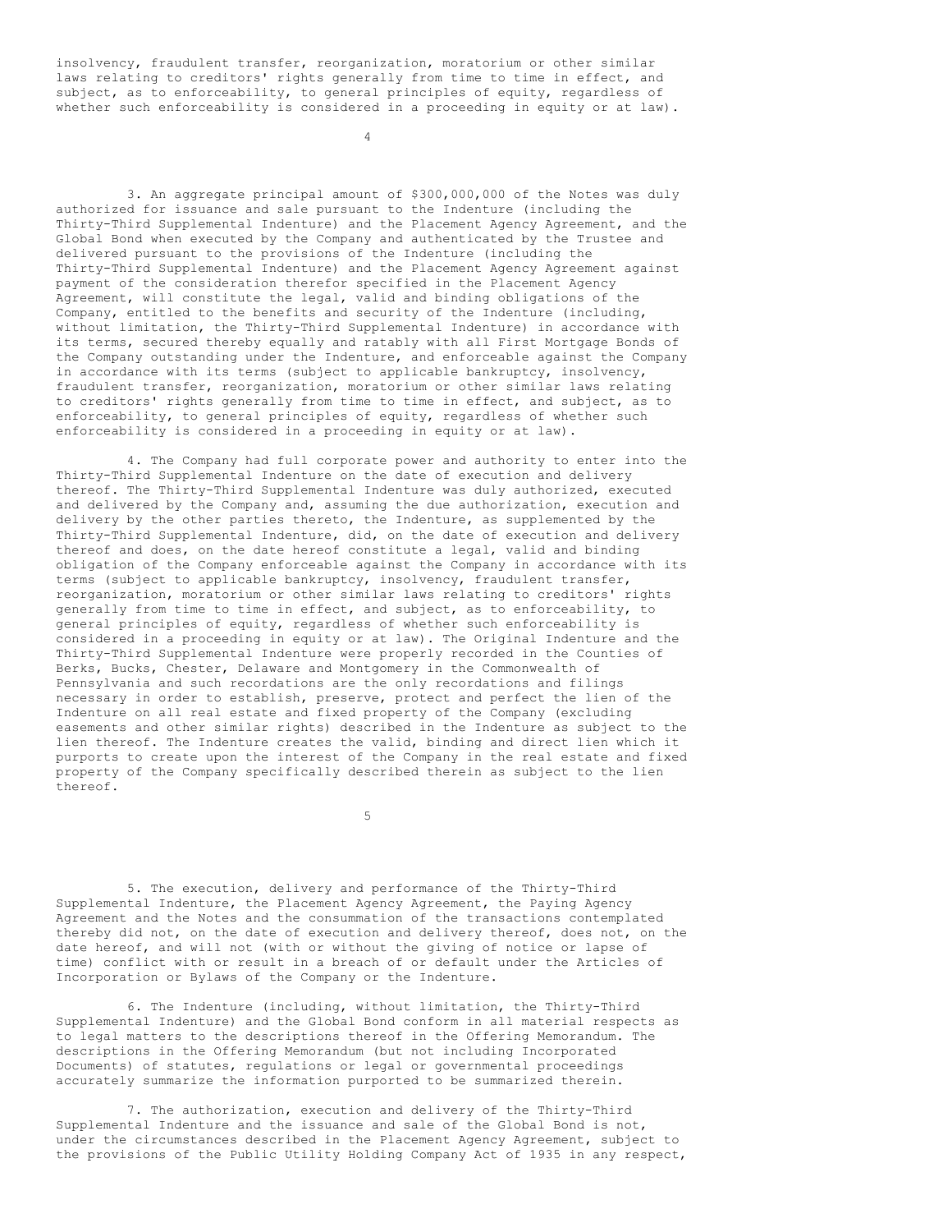insolvency, fraudulent transfer, reorganization, moratorium or other similar laws relating to creditors' rights generally from time to time in effect, and subject, as to enforceability, to general principles of equity, regardless of whether such enforceability is considered in a proceeding in equity or at law).

3. An aggregate principal amount of $300,000,000 of the Notes was duly authorized for issuance and sale pursuant to the Indenture (including the Thirty-Third Supplemental Indenture) and the Placement Agency Agreement, and the Global Bond when executed by the Company and authenticated by the Trustee and delivered pursuant to the provisions of the Indenture (including the Thirty-Third Supplemental Indenture) and the Placement Agency Agreement against payment of the consideration therefor specified in the Placement Agency Agreement, will constitute the legal, valid and binding obligations of the Company, entitled to the benefits and security of the Indenture (including, without limitation, the Thirty-Third Supplemental Indenture) in accordance with its terms, secured thereby equally and ratably with all First Mortgage Bonds of the Company outstanding under the Indenture, and enforceable against the Company in accordance with its terms (subject to applicable bankruptcy, insolvency, fraudulent transfer, reorganization, moratorium or other similar laws relating to creditors' rights generally from time to time in effect, and subject, as to enforceability, to general principles of equity, regardless of whether such enforceability is considered in a proceeding in equity or at law).

4. The Company had full corporate power and authority to enter into the Thirty-Third Supplemental Indenture on the date of execution and delivery thereof. The Thirty-Third Supplemental Indenture was duly authorized, executed and delivered by the Company and, assuming the due authorization, execution and delivery by the other parties thereto, the Indenture, as supplemented by the Thirty-Third Supplemental Indenture, did, on the date of execution and delivery thereof and does, on the date hereof constitute a legal, valid and binding obligation of the Company enforceable against the Company in accordance with its terms (subject to applicable bankruptcy, insolvency, fraudulent transfer, reorganization, moratorium or other similar laws relating to creditors' rights generally from time to time in effect, and subject, as to enforceability, to general principles of equity, regardless of whether such enforceability is considered in a proceeding in equity or at law). The Original Indenture and the Thirty-Third Supplemental Indenture were properly recorded in the Counties of Berks, Bucks, Chester, Delaware and Montgomery in the Commonwealth of Pennsylvania and such recordations are the only recordations and filings necessary in order to establish, preserve, protect and perfect the lien of the Indenture on all real estate and fixed property of the Company (excluding easements and other similar rights) described in the Indenture as subject to the lien thereof. The Indenture creates the valid, binding and direct lien which it purports to create upon the interest of the Company in the real estate and fixed property of the Company specifically described therein as subject to the lien thereof.

5. The execution, delivery and performance of the Thirty-Third Supplemental Indenture, the Placement Agency Agreement, the Paying Agency Agreement and the Notes and the consummation of the transactions contemplated thereby did not, on the date of execution and delivery thereof, does not, on the date hereof, and will not (with or without the giving of notice or lapse of time) conflict with or result in a breach of or default under the Articles of Incorporation or Bylaws of the Company or the Indenture.

6. The Indenture (including, without limitation, the Thirty-Third Supplemental Indenture) and the Global Bond conform in all material respects as to legal matters to the descriptions thereof in the Offering Memorandum. The descriptions in the Offering Memorandum (but not including Incorporated Documents) of statutes, regulations or legal or governmental proceedings accurately summarize the information purported to be summarized therein.

7. The authorization, execution and delivery of the Thirty-Third Supplemental Indenture and the issuance and sale of the Global Bond is not, under the circumstances described in the Placement Agency Agreement, subject to the provisions of the Public Utility Holding Company Act of 1935 in any respect,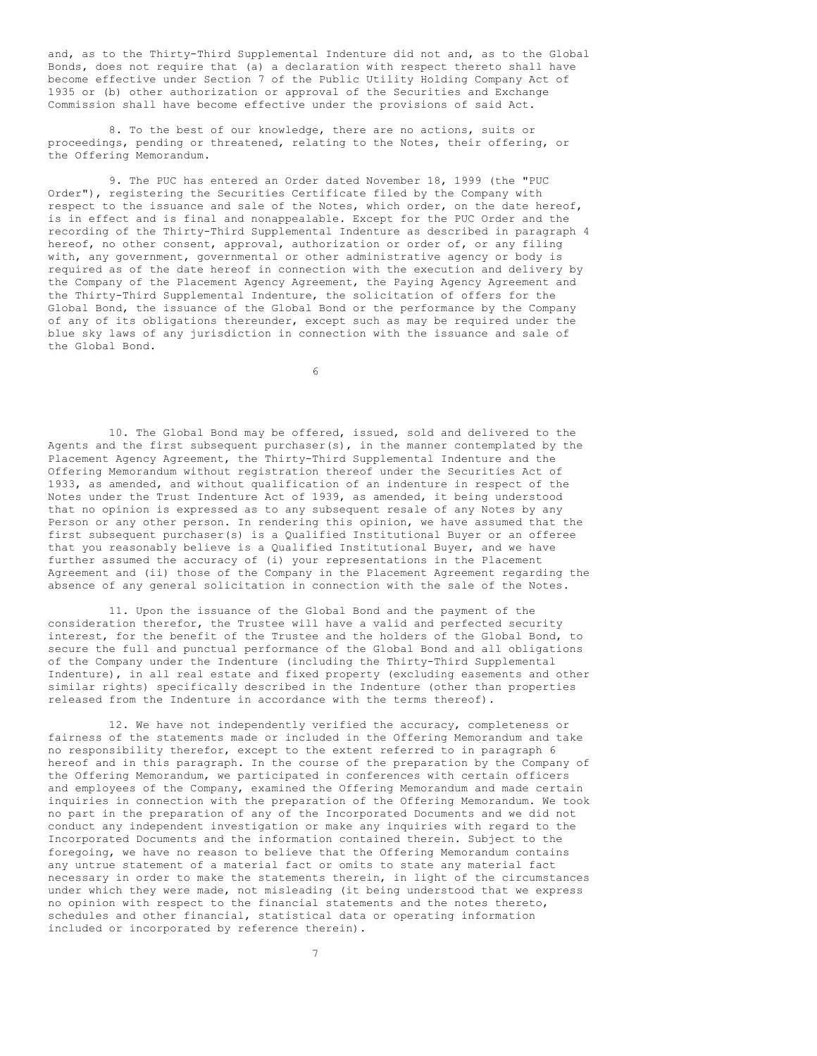and, as to the Thirty-Third Supplemental Indenture did not and, as to the Global Bonds, does not require that (a) a declaration with respect thereto shall have become effective under Section 7 of the Public Utility Holding Company Act of 1935 or (b) other authorization or approval of the Securities and Exchange Commission shall have become effective under the provisions of said Act.

8. To the best of our knowledge, there are no actions, suits or proceedings, pending or threatened, relating to the Notes, their offering, or the Offering Memorandum.

9. The PUC has entered an Order dated November 18, 1999 (the "PUC Order"), registering the Securities Certificate filed by the Company with respect to the issuance and sale of the Notes, which order, on the date hereof, is in effect and is final and nonappealable. Except for the PUC Order and the recording of the Thirty-Third Supplemental Indenture as described in paragraph 4 hereof, no other consent, approval, authorization or order of, or any filing with, any government, governmental or other administrative agency or body is required as of the date hereof in connection with the execution and delivery by the Company of the Placement Agency Agreement, the Paying Agency Agreement and the Thirty-Third Supplemental Indenture, the solicitation of offers for the Global Bond, the issuance of the Global Bond or the performance by the Company of any of its obligations thereunder, except such as may be required under the blue sky laws of any jurisdiction in connection with the issuance and sale of the Global Bond.

10. The Global Bond may be offered, issued, sold and delivered to the Agents and the first subsequent purchaser(s), in the manner contemplated by the Placement Agency Agreement, the Thirty-Third Supplemental Indenture and the Offering Memorandum without registration thereof under the Securities Act of 1933, as amended, and without qualification of an indenture in respect of the Notes under the Trust Indenture Act of 1939, as amended, it being understood that no opinion is expressed as to any subsequent resale of any Notes by any Person or any other person. In rendering this opinion, we have assumed that the first subsequent purchaser(s) is a Qualified Institutional Buyer or an offeree that you reasonably believe is a Qualified Institutional Buyer, and we have further assumed the accuracy of (i) your representations in the Placement Agreement and (ii) those of the Company in the Placement Agreement regarding the absence of any general solicitation in connection with the sale of the Notes.

11. Upon the issuance of the Global Bond and the payment of the consideration therefor, the Trustee will have a valid and perfected security interest, for the benefit of the Trustee and the holders of the Global Bond, to secure the full and punctual performance of the Global Bond and all obligations of the Company under the Indenture (including the Thirty-Third Supplemental Indenture), in all real estate and fixed property (excluding easements and other similar rights) specifically described in the Indenture (other than properties released from the Indenture in accordance with the terms thereof).

12. We have not independently verified the accuracy, completeness or fairness of the statements made or included in the Offering Memorandum and take no responsibility therefor, except to the extent referred to in paragraph 6 hereof and in this paragraph. In the course of the preparation by the Company of the Offering Memorandum, we participated in conferences with certain officers and employees of the Company, examined the Offering Memorandum and made certain inquiries in connection with the preparation of the Offering Memorandum. We took no part in the preparation of any of the Incorporated Documents and we did not conduct any independent investigation or make any inquiries with regard to the Incorporated Documents and the information contained therein. Subject to the foregoing, we have no reason to believe that the Offering Memorandum contains any untrue statement of a material fact or omits to state any material fact necessary in order to make the statements therein, in light of the circumstances under which they were made, not misleading (it being understood that we express no opinion with respect to the financial statements and the notes thereto, schedules and other financial, statistical data or operating information included or incorporated by reference therein).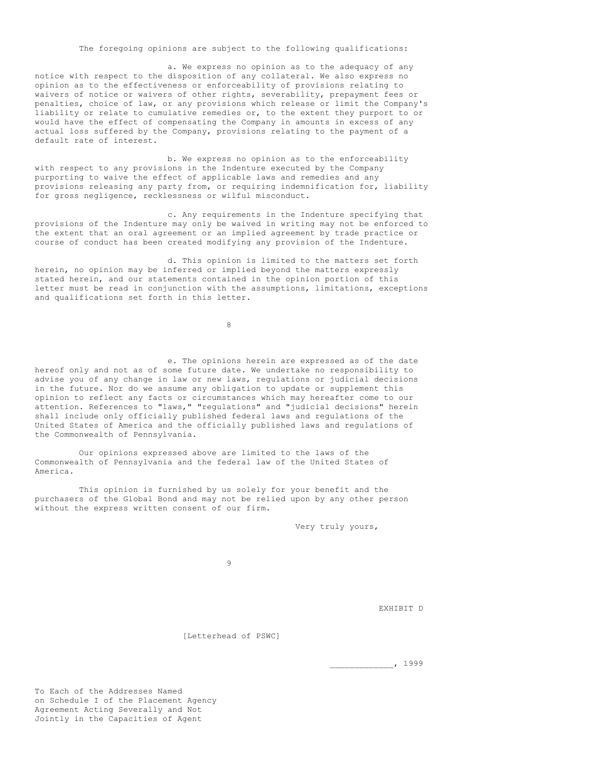The foregoing opinions are subject to the following qualifications:

a. We express no opinion as to the adequacy of any notice with respect to the disposition of any collateral. We also express no opinion as to the effectiveness or enforceability of provisions relating to waivers of notice or waivers of other rights, severability, prepayment fees or penalties, choice of law, or any provisions which release or limit the Company's liability or relate to cumulative remedies or, to the extent they purport to or would have the effect of compensating the Company in amounts in excess of any actual loss suffered by the Company, provisions relating to the payment of a default rate of interest.

b. We express no opinion as to the enforceability with respect to any provisions in the Indenture executed by the Company purporting to waive the effect of applicable laws and remedies and any provisions releasing any party from, or requiring indemnification for, liability for gross negligence, recklessness or wilful misconduct.

c. Any requirements in the Indenture specifying that provisions of the Indenture may only be waived in writing may not be enforced to the extent that an oral agreement or an implied agreement by trade practice or course of conduct has been created modifying any provision of the Indenture.

d. This opinion is limited to the matters set forth herein, no opinion may be inferred or implied beyond the matters expressly stated herein, and our statements contained in the opinion portion of this letter must be read in conjunction with the assumptions, limitations, exceptions and qualifications set forth in this letter.

e. The opinions herein are expressed as of the date hereof only and not as of some future date. We undertake no responsibility to advise you of any change in law or new laws, regulations or judicial decisions in the future. Nor do we assume any obligation to update or supplement this opinion to reflect any facts or circumstances which may hereafter come to our attention. References to "laws," "regulations" and "judicial decisions" herein shall include only officially published federal laws and regulations of the United States of America and the officially published laws and regulations of the Commonwealth of Pennsylvania.

Our opinions expressed above are limited to the laws of the Commonwealth of Pennsylvania and the federal law of the United States of America.

This opinion is furnished by us solely for your benefit and the purchasers of the Global Bond and may not be relied upon by any other person without the express written consent of our firm.

Very truly yours,

EXHIBIT D

[Letterhead of PSWC]

_____________, 1999

To Each of the Addresses Named
on Schedule I of the Placement Agency
Agreement Acting Severally and Not
Jointly in the Capacities of Agent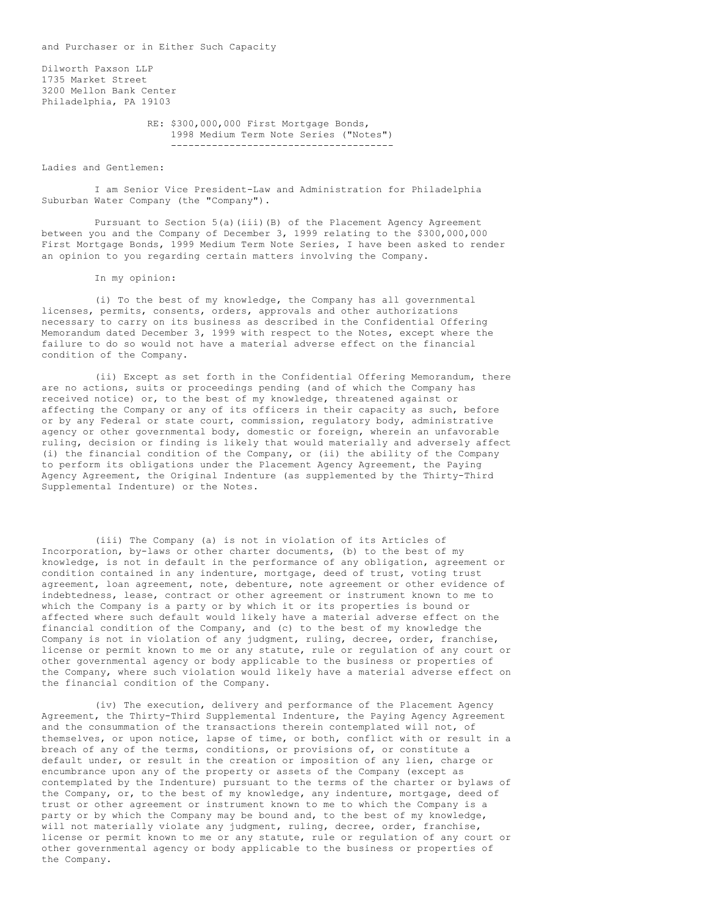and Purchaser or in Either Such Capacity

Dilworth Paxson LLP
1735 Market Street
3200 Mellon Bank Center
Philadelphia, PA 19103

RE: $300,000,000 First Mortgage Bonds,
1998 Medium Term Note Series ("Notes")

Ladies and Gentlemen:

I am Senior Vice President-Law and Administration for Philadelphia Suburban Water Company (the "Company").

Pursuant to Section 5(a)(iii)(B) of the Placement Agency Agreement between you and the Company of December 3, 1999 relating to the $300,000,000 First Mortgage Bonds, 1999 Medium Term Note Series, I have been asked to render an opinion to you regarding certain matters involving the Company.

In my opinion:

(i) To the best of my knowledge, the Company has all governmental licenses, permits, consents, orders, approvals and other authorizations necessary to carry on its business as described in the Confidential Offering Memorandum dated December 3, 1999 with respect to the Notes, except where the failure to do so would not have a material adverse effect on the financial condition of the Company.

(ii) Except as set forth in the Confidential Offering Memorandum, there are no actions, suits or proceedings pending (and of which the Company has received notice) or, to the best of my knowledge, threatened against or affecting the Company or any of its officers in their capacity as such, before or by any Federal or state court, commission, regulatory body, administrative agency or other governmental body, domestic or foreign, wherein an unfavorable ruling, decision or finding is likely that would materially and adversely affect (i) the financial condition of the Company, or (ii) the ability of the Company to perform its obligations under the Placement Agency Agreement, the Paying Agency Agreement, the Original Indenture (as supplemented by the Thirty-Third Supplemental Indenture) or the Notes.

(iii) The Company (a) is not in violation of its Articles of Incorporation, by-laws or other charter documents, (b) to the best of my knowledge, is not in default in the performance of any obligation, agreement or condition contained in any indenture, mortgage, deed of trust, voting trust agreement, loan agreement, note, debenture, note agreement or other evidence of indebtedness, lease, contract or other agreement or instrument known to me to which the Company is a party or by which it or its properties is bound or affected where such default would likely have a material adverse effect on the financial condition of the Company, and (c) to the best of my knowledge the Company is not in violation of any judgment, ruling, decree, order, franchise, license or permit known to me or any statute, rule or regulation of any court or other governmental agency or body applicable to the business or properties of the Company, where such violation would likely have a material adverse effect on the financial condition of the Company.

(iv) The execution, delivery and performance of the Placement Agency Agreement, the Thirty-Third Supplemental Indenture, the Paying Agency Agreement and the consummation of the transactions therein contemplated will not, of themselves, or upon notice, lapse of time, or both, conflict with or result in a breach of any of the terms, conditions, or provisions of, or constitute a default under, or result in the creation or imposition of any lien, charge or encumbrance upon any of the property or assets of the Company (except as contemplated by the Indenture) pursuant to the terms of the charter or bylaws of the Company, or, to the best of my knowledge, any indenture, mortgage, deed of trust or other agreement or instrument known to me to which the Company is a party or by which the Company may be bound and, to the best of my knowledge, will not materially violate any judgment, ruling, decree, order, franchise, license or permit known to me or any statute, rule or regulation of any court or other governmental agency or body applicable to the business or properties of the Company.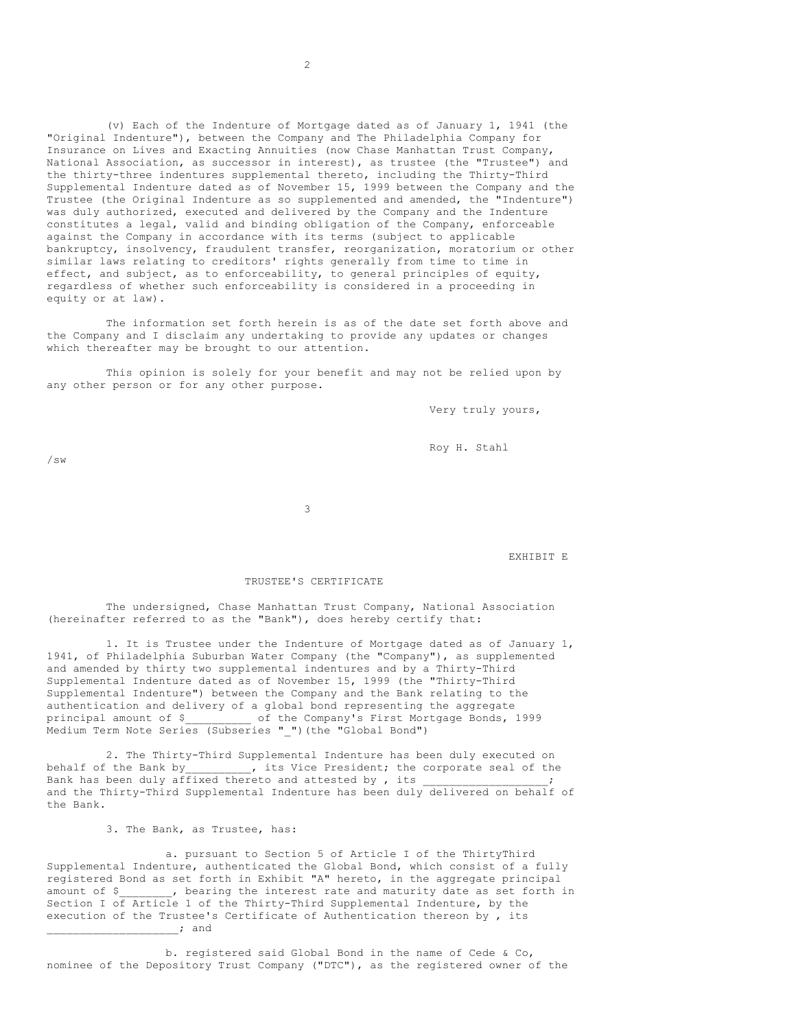(v) Each of the Indenture of Mortgage dated as of January 1, 1941 (the "Original Indenture"), between the Company and The Philadelphia Company for Insurance on Lives and Exacting Annuities (now Chase Manhattan Trust Company, National Association, as successor in interest), as trustee (the "Trustee") and the thirty-three indentures supplemental thereto, including the Thirty-Third Supplemental Indenture dated as of November 15, 1999 between the Company and the Trustee (the Original Indenture as so supplemented and amended, the "Indenture") was duly authorized, executed and delivered by the Company and the Indenture constitutes a legal, valid and binding obligation of the Company, enforceable against the Company in accordance with its terms (subject to applicable bankruptcy, insolvency, fraudulent transfer, reorganization, moratorium or other similar laws relating to creditors' rights generally from time to time in effect, and subject, as to enforceability, to general principles of equity, regardless of whether such enforceability is considered in a proceeding in equity or at law).

The information set forth herein is as of the date set forth above and the Company and I disclaim any undertaking to provide any updates or changes which thereafter may be brought to our attention.

This opinion is solely for your benefit and may not be relied upon by any other person or for any other purpose.

Very truly yours,

Roy H. Stahl

/sw

EXHIBIT E

TRUSTEE'S CERTIFICATE

The undersigned, Chase Manhattan Trust Company, National Association (hereinafter referred to as the "Bank"), does hereby certify that:

1. It is Trustee under the Indenture of Mortgage dated as of January 1, 1941, of Philadelphia Suburban Water Company (the "Company"), as supplemented and amended by thirty two supplemental indentures and by a Thirty-Third Supplemental Indenture dated as of November 15, 1999 (the "Thirty-Third Supplemental Indenture") between the Company and the Bank relating to the authentication and delivery of a global bond representing the aggregate principal amount of $__________ of the Company's First Mortgage Bonds, 1999 Medium Term Note Series (Subseries "_")(the "Global Bond")

2. The Thirty-Third Supplemental Indenture has been duly executed on behalf of the Bank by__________, its Vice President; the corporate seal of the Bank has been duly affixed thereto and attested by , its ___________________; and the Thirty-Third Supplemental Indenture has been duly delivered on behalf of the Bank.

3. The Bank, as Trustee, has:

a. pursuant to Section 5 of Article I of the ThirtyThird Supplemental Indenture, authenticated the Global Bond, which consist of a fully registered Bond as set forth in Exhibit "A" hereto, in the aggregate principal amount of $________, bearing the interest rate and maturity date as set forth in Section I of Article 1 of the Thirty-Third Supplemental Indenture, by the execution of the Trustee's Certificate of Authentication thereon by , its ___________________; and

b. registered said Global Bond in the name of Cede & Co, nominee of the Depository Trust Company ("DTC"), as the registered owner of the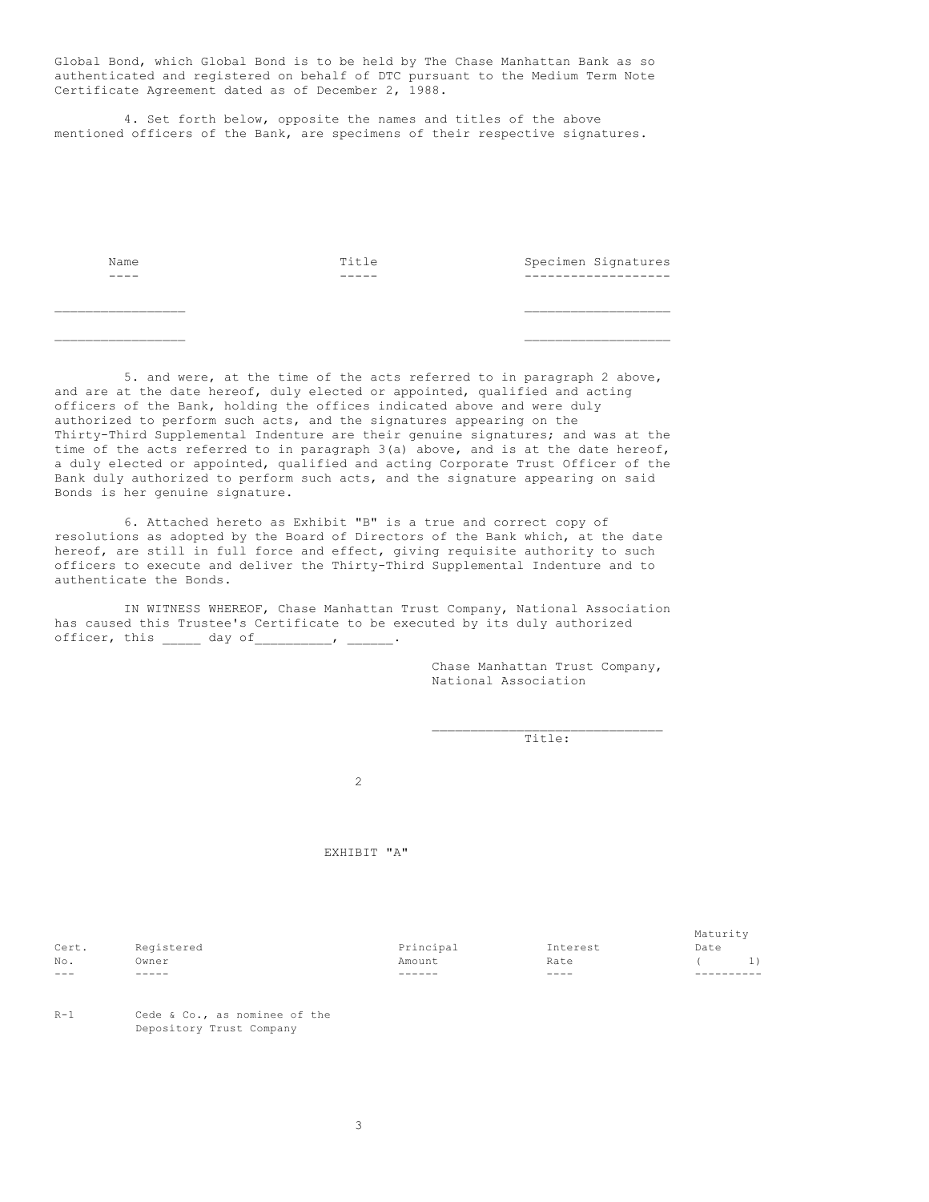Global Bond, which Global Bond is to be held by The Chase Manhattan Bank as so authenticated and registered on behalf of DTC pursuant to the Medium Term Note Certificate Agreement dated as of December 2, 1988.

4. Set forth below, opposite the names and titles of the above mentioned officers of the Bank, are specimens of their respective signatures.

| Name | Title | Specimen Signatures |
|---|---|---|
| ________________ | | __________________ |
| ________________ | | __________________ |

5. and were, at the time of the acts referred to in paragraph 2 above, and are at the date hereof, duly elected or appointed, qualified and acting officers of the Bank, holding the offices indicated above and were duly authorized to perform such acts, and the signatures appearing on the Thirty-Third Supplemental Indenture are their genuine signatures; and was at the time of the acts referred to in paragraph 3(a) above, and is at the date hereof, a duly elected or appointed, qualified and acting Corporate Trust Officer of the Bank duly authorized to perform such acts, and the signature appearing on said Bonds is her genuine signature.

6. Attached hereto as Exhibit "B" is a true and correct copy of resolutions as adopted by the Board of Directors of the Bank which, at the date hereof, are still in full force and effect, giving requisite authority to such officers to execute and deliver the Thirty-Third Supplemental Indenture and to authenticate the Bonds.

IN WITNESS WHEREOF, Chase Manhattan Trust Company, National Association has caused this Trustee's Certificate to be executed by its duly authorized officer, this _____ day of__________, ______.

Chase Manhattan Trust Company,
National Association

______________________________
Title:

EXHIBIT "A"

| Cert. No. | Registered Owner | Principal Amount | Interest Rate | Maturity Date ( 1) |
|---|---|---|---|---|
| R-1 | Cede & Co., as nominee of the Depository Trust Company | | | |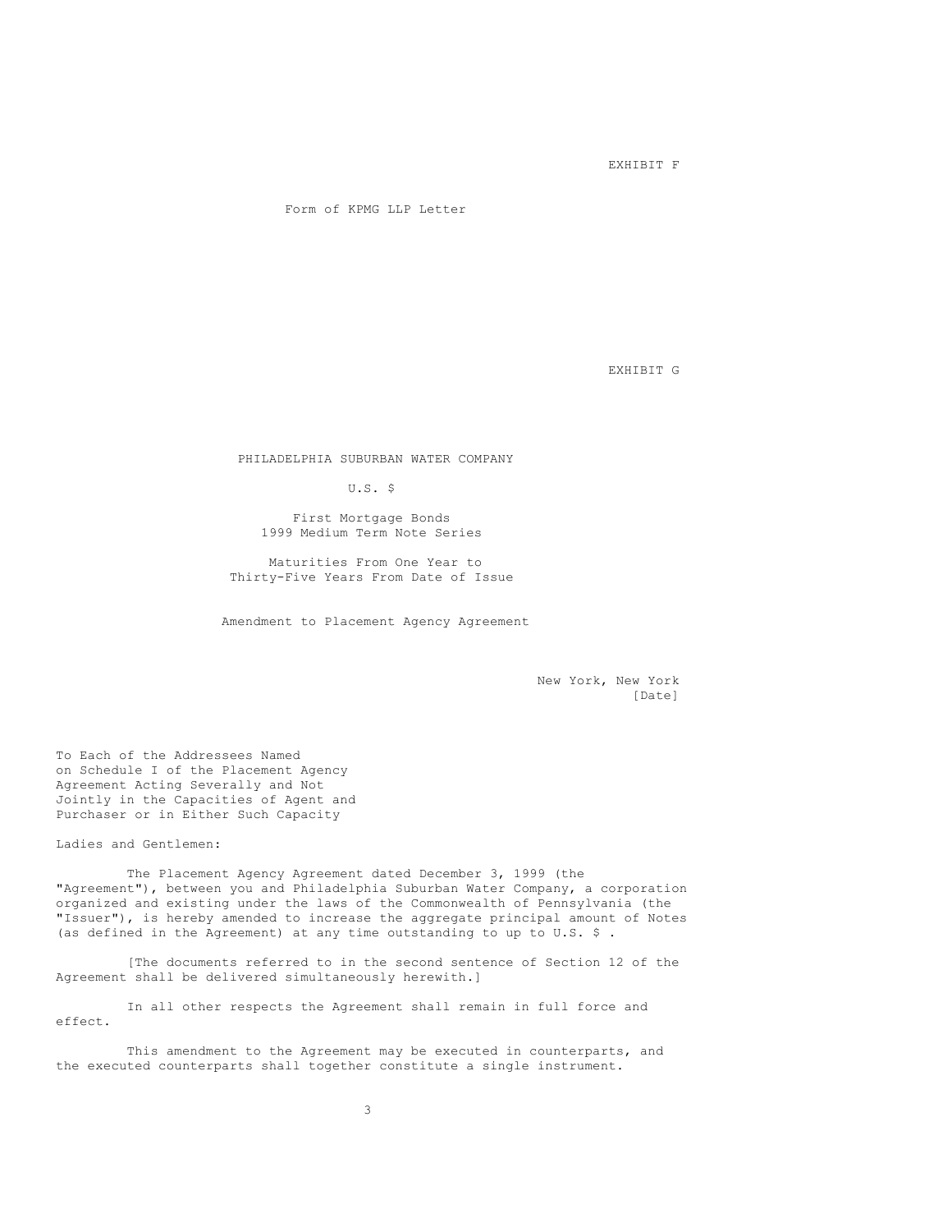EXHIBIT F

Form of KPMG LLP Letter

EXHIBIT G

PHILADELPHIA SUBURBAN WATER COMPANY

U.S. $

First Mortgage Bonds
1999 Medium Term Note Series

Maturities From One Year to
Thirty-Five Years From Date of Issue

Amendment to Placement Agency Agreement

New York, New York
[Date]

To Each of the Addressees Named
on Schedule I of the Placement Agency
Agreement Acting Severally and Not
Jointly in the Capacities of Agent and
Purchaser or in Either Such Capacity

Ladies and Gentlemen:

The Placement Agency Agreement dated December 3, 1999 (the "Agreement"), between you and Philadelphia Suburban Water Company, a corporation organized and existing under the laws of the Commonwealth of Pennsylvania (the "Issuer"), is hereby amended to increase the aggregate principal amount of Notes (as defined in the Agreement) at any time outstanding to up to U.S. $ .

[The documents referred to in the second sentence of Section 12 of the Agreement shall be delivered simultaneously herewith.]

In all other respects the Agreement shall remain in full force and effect.

This amendment to the Agreement may be executed in counterparts, and the executed counterparts shall together constitute a single instrument.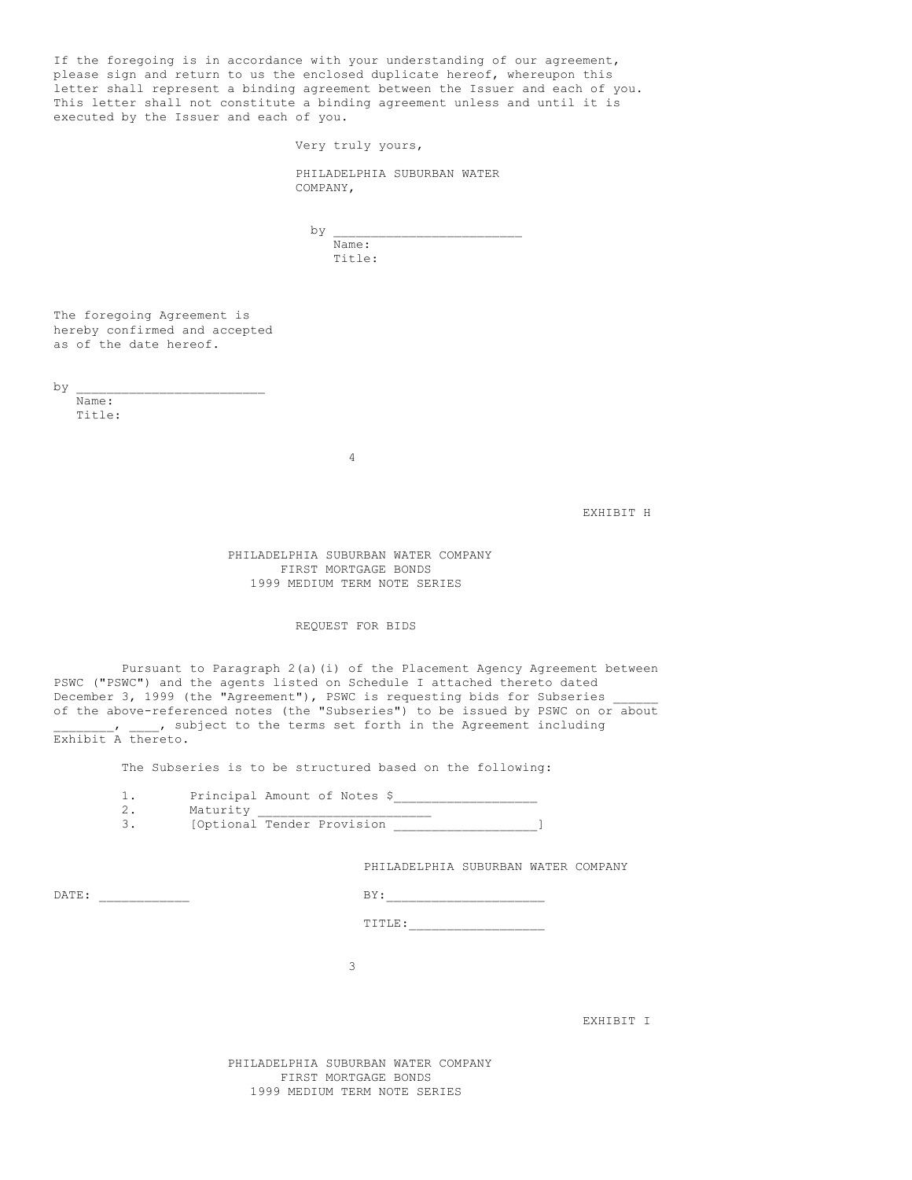If the foregoing is in accordance with your understanding of our agreement, please sign and return to us the enclosed duplicate hereof, whereupon this letter shall represent a binding agreement between the Issuer and each of you. This letter shall not constitute a binding agreement unless and until it is executed by the Issuer and each of you.

Very truly yours,

PHILADELPHIA SUBURBAN WATER COMPANY,

by \_\_\_\_\_\_\_\_\_\_\_\_\_\_\_\_\_\_\_\_\_\_\_\_\_
Name:
Title:

The foregoing Agreement is hereby confirmed and accepted as of the date hereof.

by \_\_\_\_\_\_\_\_\_\_\_\_\_\_\_\_\_\_\_\_\_\_\_\_\_
Name:
Title:

EXHIBIT H

PHILADELPHIA SUBURBAN WATER COMPANY
FIRST MORTGAGE BONDS
1999 MEDIUM TERM NOTE SERIES

REQUEST FOR BIDS

Pursuant to Paragraph 2(a)(i) of the Placement Agency Agreement between PSWC ("PSWC") and the agents listed on Schedule I attached thereto dated December 3, 1999 (the "Agreement"), PSWC is requesting bids for Subseries \_\_\_\_\_\_ of the above-referenced notes (the "Subseries") to be issued by PSWC on or about \_\_\_\_\_\_\_\_, \_\_\_\_, subject to the terms set forth in the Agreement including Exhibit A thereto.

The Subseries is to be structured based on the following:

1. Principal Amount of Notes $\_\_\_\_\_\_\_\_\_\_\_\_\_\_\_\_\_\_\_
2. Maturity \_\_\_\_\_\_\_\_\_\_\_\_\_\_\_\_\_\_\_\_\_\_
3. [Optional Tender Provision \_\_\_\_\_\_\_\_\_\_\_\_\_\_\_\_\_\_\_]

PHILADELPHIA SUBURBAN WATER COMPANY

DATE: \_\_\_\_\_\_\_\_\_\_\_\_

BY:\_\_\_\_\_\_\_\_\_\_\_\_\_\_\_\_\_\_\_\_

TITLE:\_\_\_\_\_\_\_\_\_\_\_\_\_\_\_\_\_\_

EXHIBIT I

PHILADELPHIA SUBURBAN WATER COMPANY
FIRST MORTGAGE BONDS
1999 MEDIUM TERM NOTE SERIES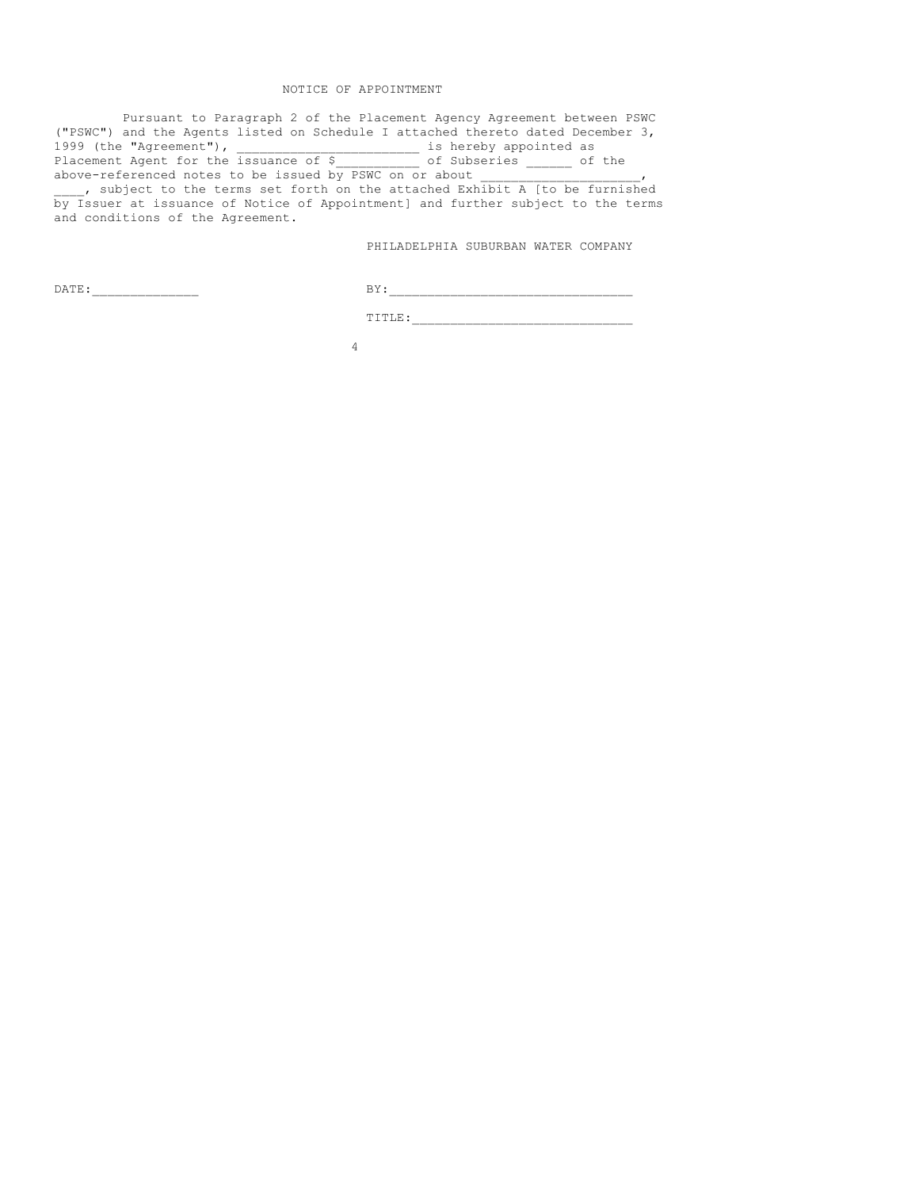NOTICE OF APPOINTMENT

Pursuant to Paragraph 2 of the Placement Agency Agreement between PSWC ("PSWC") and the Agents listed on Schedule I attached thereto dated December 3, 1999 (the "Agreement"), ________________________ is hereby appointed as Placement Agent for the issuance of $___________ of Subseries ______ of the above-referenced notes to be issued by PSWC on or about ____________________, ____, subject to the terms set forth on the attached Exhibit A [to be furnished by Issuer at issuance of Notice of Appointment] and further subject to the terms and conditions of the Agreement.

PHILADELPHIA SUBURBAN WATER COMPANY

DATE:______________

BY:________________________________

TITLE:_____________________________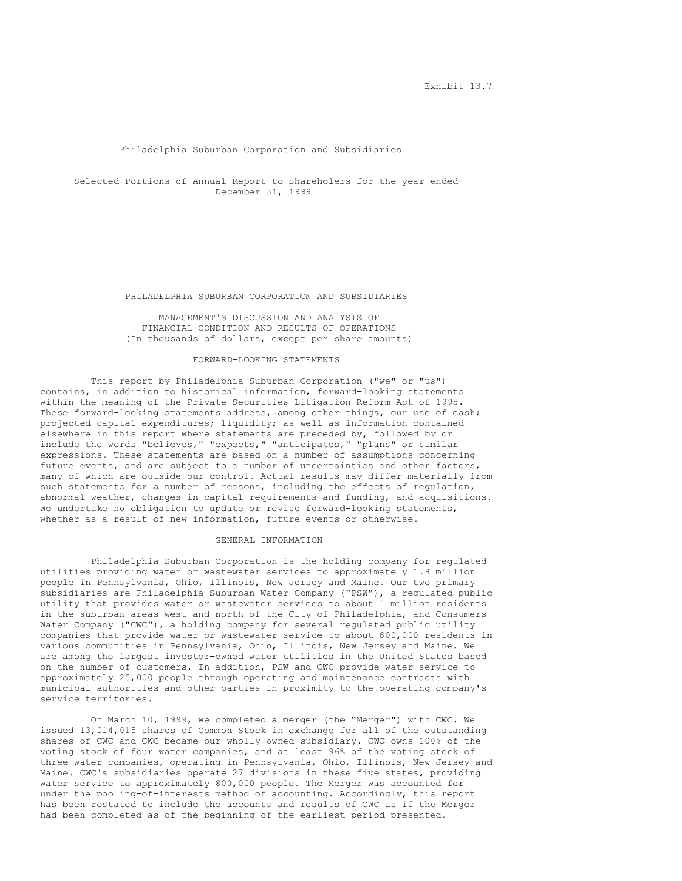Exhibit 13.7

Philadelphia Suburban Corporation and Subsidiaries

Selected Portions of Annual Report to Shareholers for the year ended December 31, 1999

# PHILADELPHIA SUBURBAN CORPORATION AND SUBSIDIARIES

## MANAGEMENT'S DISCUSSION AND ANALYSIS OF FINANCIAL CONDITION AND RESULTS OF OPERATIONS

(In thousands of dollars, except per share amounts)

### FORWARD-LOOKING STATEMENTS

This report by Philadelphia Suburban Corporation ("we" or "us") contains, in addition to historical information, forward-looking statements within the meaning of the Private Securities Litigation Reform Act of 1995. These forward-looking statements address, among other things, our use of cash; projected capital expenditures; liquidity; as well as information contained elsewhere in this report where statements are preceded by, followed by or include the words "believes," "expects," "anticipates," "plans" or similar expressions. These statements are based on a number of assumptions concerning future events, and are subject to a number of uncertainties and other factors, many of which are outside our control. Actual results may differ materially from such statements for a number of reasons, including the effects of regulation, abnormal weather, changes in capital requirements and funding, and acquisitions. We undertake no obligation to update or revise forward-looking statements, whether as a result of new information, future events or otherwise.

### GENERAL INFORMATION

Philadelphia Suburban Corporation is the holding company for regulated utilities providing water or wastewater services to approximately 1.8 million people in Pennsylvania, Ohio, Illinois, New Jersey and Maine. Our two primary subsidiaries are Philadelphia Suburban Water Company ("PSW"), a regulated public utility that provides water or wastewater services to about 1 million residents in the suburban areas west and north of the City of Philadelphia, and Consumers Water Company ("CWC"), a holding company for several regulated public utility companies that provide water or wastewater service to about 800,000 residents in various communities in Pennsylvania, Ohio, Illinois, New Jersey and Maine. We are among the largest investor-owned water utilities in the United States based on the number of customers. In addition, PSW and CWC provide water service to approximately 25,000 people through operating and maintenance contracts with municipal authorities and other parties in proximity to the operating company's service territories.

On March 10, 1999, we completed a merger (the "Merger") with CWC. We issued 13,014,015 shares of Common Stock in exchange for all of the outstanding shares of CWC and CWC became our wholly-owned subsidiary. CWC owns 100% of the voting stock of four water companies, and at least 96% of the voting stock of three water companies, operating in Pennsylvania, Ohio, Illinois, New Jersey and Maine. CWC's subsidiaries operate 27 divisions in these five states, providing water service to approximately 800,000 people. The Merger was accounted for under the pooling-of-interests method of accounting. Accordingly, this report has been restated to include the accounts and results of CWC as if the Merger had been completed as of the beginning of the earliest period presented.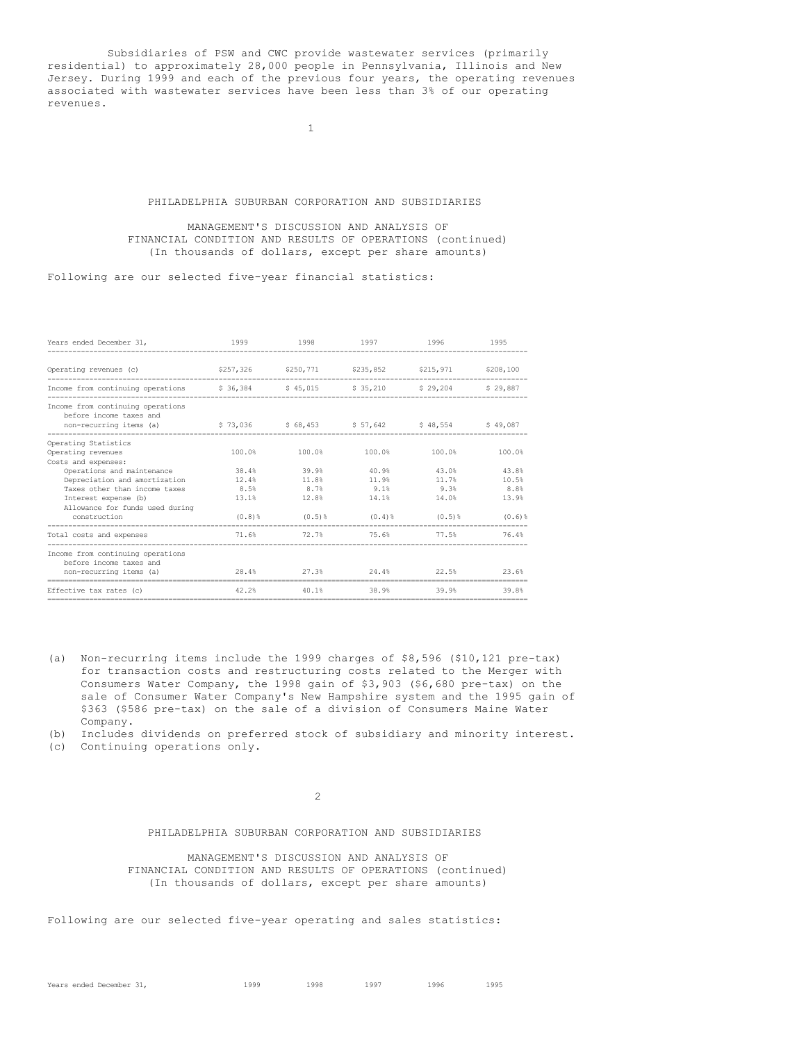Subsidiaries of PSW and CWC provide wastewater services (primarily residential) to approximately 28,000 people in Pennsylvania, Illinois and New Jersey. During 1999 and each of the previous four years, the operating revenues associated with wastewater services have been less than 3% of our operating revenues.

PHILADELPHIA SUBURBAN CORPORATION AND SUBSIDIARIES

MANAGEMENT'S DISCUSSION AND ANALYSIS OF FINANCIAL CONDITION AND RESULTS OF OPERATIONS (continued)
(In thousands of dollars, except per share amounts)

Following are our selected five-year financial statistics:

| Years ended December 31, | 1999 | 1998 | 1997 | 1996 | 1995 |
|---|---|---|---|---|---|
| Operating revenues (c) | $257,326 | $250,771 | $235,852 | $215,971 | $208,100 |
| Income from continuing operations | $ 36,384 | $ 45,015 | $ 35,210 | $ 29,204 | $ 29,887 |
| Income from continuing operations before income taxes and non-recurring items (a) | $ 73,036 | $ 68,453 | $ 57,642 | $ 48,554 | $ 49,087 |
| Operating Statistics | | | | | |
| Operating revenues | 100.0% | 100.0% | 100.0% | 100.0% | 100.0% |
| Costs and expenses: | | | | | |
| Operations and maintenance | 38.4% | 39.9% | 40.9% | 43.0% | 43.8% |
| Depreciation and amortization | 12.4% | 11.8% | 11.9% | 11.7% | 10.5% |
| Taxes other than income taxes | 8.5% | 8.7% | 9.1% | 9.3% | 8.8% |
| Interest expense (b) | 13.1% | 12.8% | 14.1% | 14.0% | 13.9% |
| Allowance for funds used during construction | (0.8)% | (0.5)% | (0.4)% | (0.5)% | (0.6)% |
| Total costs and expenses | 71.6% | 72.7% | 75.6% | 77.5% | 76.4% |
| Income from continuing operations before income taxes and non-recurring items (a) | 28.4% | 27.3% | 24.4% | 22.5% | 23.6% |
| Effective tax rates (c) | 42.2% | 40.1% | 38.9% | 39.9% | 39.8% |

(a) Non-recurring items include the 1999 charges of $8,596 ($10,121 pre-tax) for transaction costs and restructuring costs related to the Merger with Consumers Water Company, the 1998 gain of $3,903 ($6,680 pre-tax) on the sale of Consumer Water Company's New Hampshire system and the 1995 gain of $363 ($586 pre-tax) on the sale of a division of Consumers Maine Water Company.
(b) Includes dividends on preferred stock of subsidiary and minority interest.
(c) Continuing operations only.

PHILADELPHIA SUBURBAN CORPORATION AND SUBSIDIARIES

MANAGEMENT'S DISCUSSION AND ANALYSIS OF FINANCIAL CONDITION AND RESULTS OF OPERATIONS (continued)
(In thousands of dollars, except per share amounts)

Following are our selected five-year operating and sales statistics:

| Years ended December 31, | 1999 | 1998 | 1997 | 1996 | 1995 |
|---|---|---|---|---|---|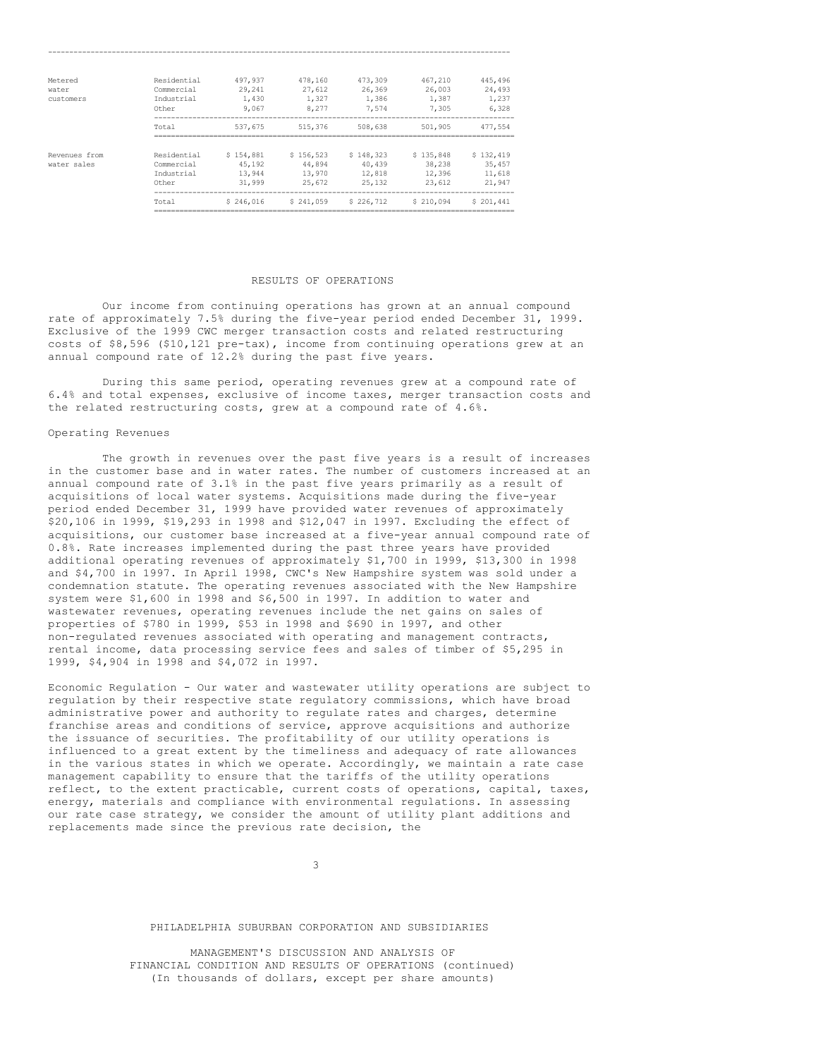| | | | | | | |
|---|---|---|---|---|---|---|
| Metered water customers | Residential | 497,937 | 478,160 | 473,309 | 467,210 | 445,496 |
| | Commercial | 29,241 | 27,612 | 26,369 | 26,003 | 24,493 |
| | Industrial | 1,430 | 1,327 | 1,386 | 1,387 | 1,237 |
| | Other | 9,067 | 8,277 | 7,574 | 7,305 | 6,328 |
| | Total | 537,675 | 515,376 | 508,638 | 501,905 | 477,554 |
| Revenues from water sales | Residential | $ 154,881 | $ 156,523 | $ 148,323 | $ 135,848 | $ 132,419 |
| | Commercial | 45,192 | 44,894 | 40,439 | 38,238 | 35,457 |
| | Industrial | 13,944 | 13,970 | 12,818 | 12,396 | 11,618 |
| | Other | 31,999 | 25,672 | 25,132 | 23,612 | 21,947 |
| | Total | $ 246,016 | $ 241,059 | $ 226,712 | $ 210,094 | $ 201,441 |

## RESULTS OF OPERATIONS

Our income from continuing operations has grown at an annual compound rate of approximately 7.5% during the five-year period ended December 31, 1999. Exclusive of the 1999 CWC merger transaction costs and related restructuring costs of $8,596 ($10,121 pre-tax), income from continuing operations grew at an annual compound rate of 12.2% during the past five years.

During this same period, operating revenues grew at a compound rate of 6.4% and total expenses, exclusive of income taxes, merger transaction costs and the related restructuring costs, grew at a compound rate of 4.6%.

### Operating Revenues

The growth in revenues over the past five years is a result of increases in the customer base and in water rates. The number of customers increased at an annual compound rate of 3.1% in the past five years primarily as a result of acquisitions of local water systems. Acquisitions made during the five-year period ended December 31, 1999 have provided water revenues of approximately $20,106 in 1999, $19,293 in 1998 and $12,047 in 1997. Excluding the effect of acquisitions, our customer base increased at a five-year annual compound rate of 0.8%. Rate increases implemented during the past three years have provided additional operating revenues of approximately $1,700 in 1999, $13,300 in 1998 and $4,700 in 1997. In April 1998, CWC's New Hampshire system was sold under a condemnation statute. The operating revenues associated with the New Hampshire system were $1,600 in 1998 and $6,500 in 1997. In addition to water and wastewater revenues, operating revenues include the net gains on sales of properties of $780 in 1999, $53 in 1998 and $690 in 1997, and other non-regulated revenues associated with operating and management contracts, rental income, data processing service fees and sales of timber of $5,295 in 1999, $4,904 in 1998 and $4,072 in 1997.

Economic Regulation - Our water and wastewater utility operations are subject to regulation by their respective state regulatory commissions, which have broad administrative power and authority to regulate rates and charges, determine franchise areas and conditions of service, approve acquisitions and authorize the issuance of securities. The profitability of our utility operations is influenced to a great extent by the timeliness and adequacy of rate allowances in the various states in which we operate. Accordingly, we maintain a rate case management capability to ensure that the tariffs of the utility operations reflect, to the extent practicable, current costs of operations, capital, taxes, energy, materials and compliance with environmental regulations. In assessing our rate case strategy, we consider the amount of utility plant additions and replacements made since the previous rate decision, the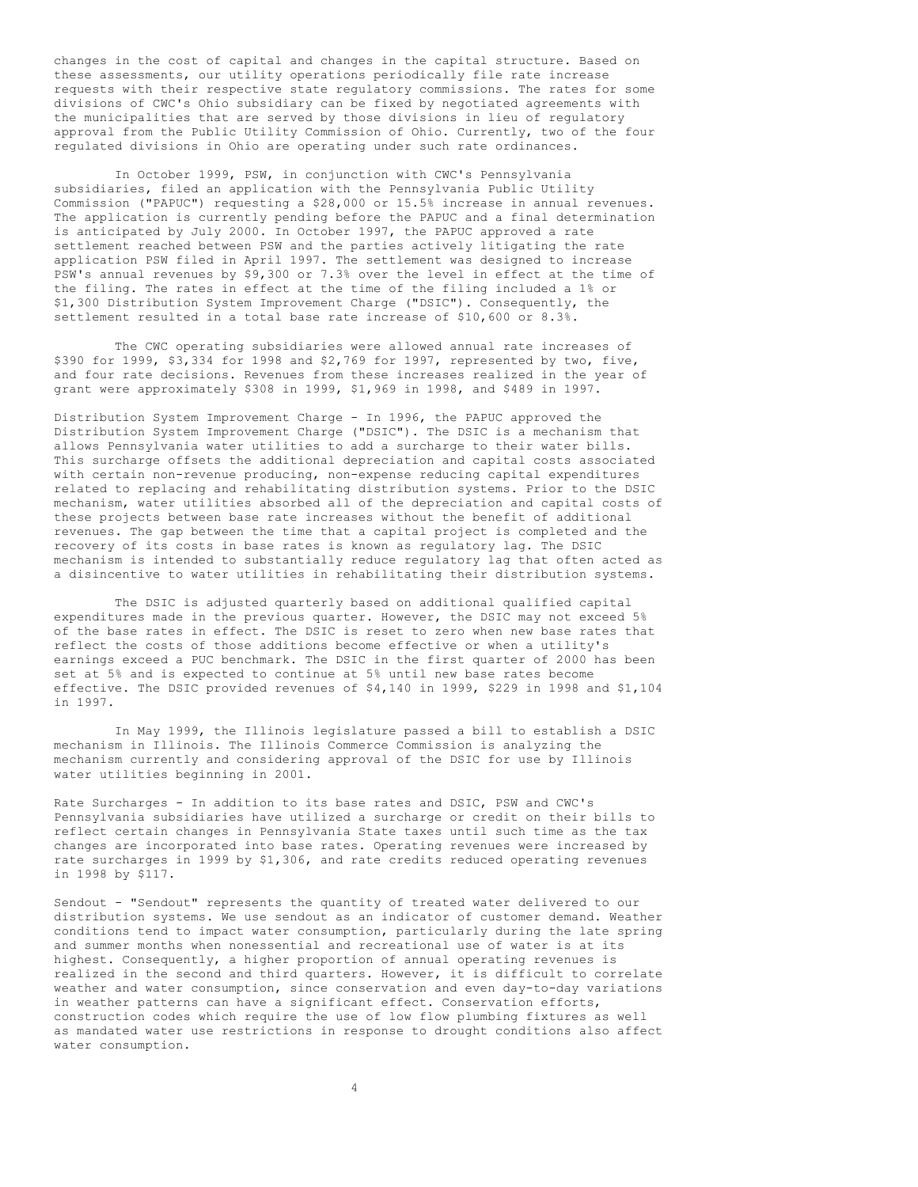changes in the cost of capital and changes in the capital structure. Based on these assessments, our utility operations periodically file rate increase requests with their respective state regulatory commissions. The rates for some divisions of CWC's Ohio subsidiary can be fixed by negotiated agreements with the municipalities that are served by those divisions in lieu of regulatory approval from the Public Utility Commission of Ohio. Currently, two of the four regulated divisions in Ohio are operating under such rate ordinances.

In October 1999, PSW, in conjunction with CWC's Pennsylvania subsidiaries, filed an application with the Pennsylvania Public Utility Commission ("PAPUC") requesting a $28,000 or 15.5% increase in annual revenues. The application is currently pending before the PAPUC and a final determination is anticipated by July 2000. In October 1997, the PAPUC approved a rate settlement reached between PSW and the parties actively litigating the rate application PSW filed in April 1997. The settlement was designed to increase PSW's annual revenues by $9,300 or 7.3% over the level in effect at the time of the filing. The rates in effect at the time of the filing included a 1% or $1,300 Distribution System Improvement Charge ("DSIC"). Consequently, the settlement resulted in a total base rate increase of $10,600 or 8.3%.

The CWC operating subsidiaries were allowed annual rate increases of $390 for 1999, $3,334 for 1998 and $2,769 for 1997, represented by two, five, and four rate decisions. Revenues from these increases realized in the year of grant were approximately $308 in 1999, $1,969 in 1998, and $489 in 1997.

Distribution System Improvement Charge - In 1996, the PAPUC approved the Distribution System Improvement Charge ("DSIC"). The DSIC is a mechanism that allows Pennsylvania water utilities to add a surcharge to their water bills. This surcharge offsets the additional depreciation and capital costs associated with certain non-revenue producing, non-expense reducing capital expenditures related to replacing and rehabilitating distribution systems. Prior to the DSIC mechanism, water utilities absorbed all of the depreciation and capital costs of these projects between base rate increases without the benefit of additional revenues. The gap between the time that a capital project is completed and the recovery of its costs in base rates is known as regulatory lag. The DSIC mechanism is intended to substantially reduce regulatory lag that often acted as a disincentive to water utilities in rehabilitating their distribution systems.

The DSIC is adjusted quarterly based on additional qualified capital expenditures made in the previous quarter. However, the DSIC may not exceed 5% of the base rates in effect. The DSIC is reset to zero when new base rates that reflect the costs of those additions become effective or when a utility's earnings exceed a PUC benchmark. The DSIC in the first quarter of 2000 has been set at 5% and is expected to continue at 5% until new base rates become effective. The DSIC provided revenues of $4,140 in 1999, $229 in 1998 and $1,104 in 1997.

In May 1999, the Illinois legislature passed a bill to establish a DSIC mechanism in Illinois. The Illinois Commerce Commission is analyzing the mechanism currently and considering approval of the DSIC for use by Illinois water utilities beginning in 2001.

Rate Surcharges - In addition to its base rates and DSIC, PSW and CWC's Pennsylvania subsidiaries have utilized a surcharge or credit on their bills to reflect certain changes in Pennsylvania State taxes until such time as the tax changes are incorporated into base rates. Operating revenues were increased by rate surcharges in 1999 by $1,306, and rate credits reduced operating revenues in 1998 by $117.

Sendout - "Sendout" represents the quantity of treated water delivered to our distribution systems. We use sendout as an indicator of customer demand. Weather conditions tend to impact water consumption, particularly during the late spring and summer months when nonessential and recreational use of water is at its highest. Consequently, a higher proportion of annual operating revenues is realized in the second and third quarters. However, it is difficult to correlate weather and water consumption, since conservation and even day-to-day variations in weather patterns can have a significant effect. Conservation efforts, construction codes which require the use of low flow plumbing fixtures as well as mandated water use restrictions in response to drought conditions also affect water consumption.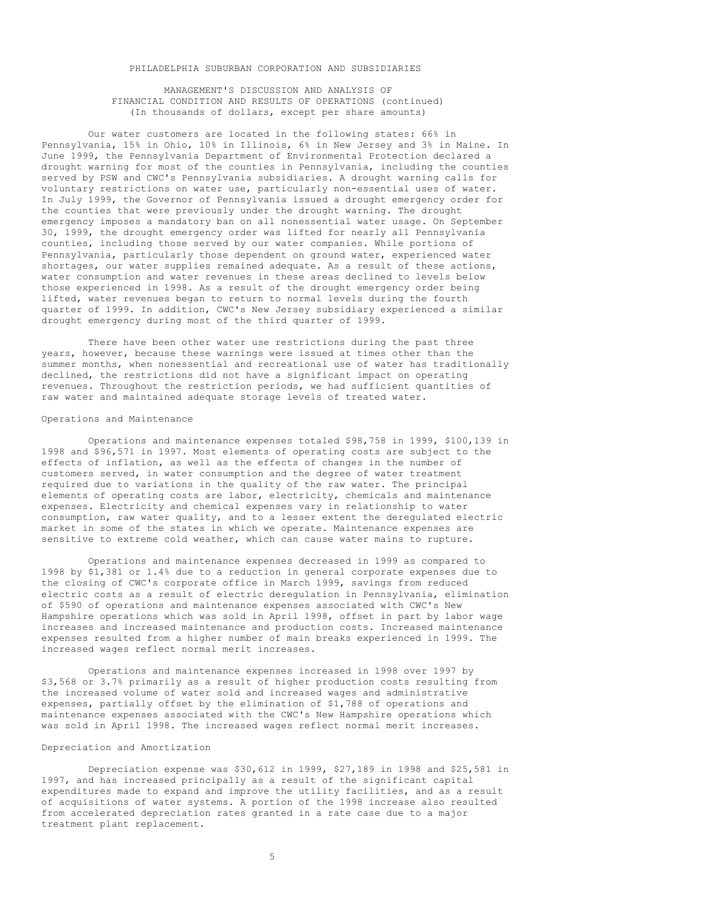PHILADELPHIA SUBURBAN CORPORATION AND SUBSIDIARIES

MANAGEMENT'S DISCUSSION AND ANALYSIS OF FINANCIAL CONDITION AND RESULTS OF OPERATIONS (continued)
(In thousands of dollars, except per share amounts)

Our water customers are located in the following states: 66% in Pennsylvania, 15% in Ohio, 10% in Illinois, 6% in New Jersey and 3% in Maine. In June 1999, the Pennsylvania Department of Environmental Protection declared a drought warning for most of the counties in Pennsylvania, including the counties served by PSW and CWC's Pennsylvania subsidiaries. A drought warning calls for voluntary restrictions on water use, particularly non-essential uses of water. In July 1999, the Governor of Pennsylvania issued a drought emergency order for the counties that were previously under the drought warning. The drought emergency imposes a mandatory ban on all nonessential water usage. On September 30, 1999, the drought emergency order was lifted for nearly all Pennsylvania counties, including those served by our water companies. While portions of Pennsylvania, particularly those dependent on ground water, experienced water shortages, our water supplies remained adequate. As a result of these actions, water consumption and water revenues in these areas declined to levels below those experienced in 1998. As a result of the drought emergency order being lifted, water revenues began to return to normal levels during the fourth quarter of 1999. In addition, CWC's New Jersey subsidiary experienced a similar drought emergency during most of the third quarter of 1999.

There have been other water use restrictions during the past three years, however, because these warnings were issued at times other than the summer months, when nonessential and recreational use of water has traditionally declined, the restrictions did not have a significant impact on operating revenues. Throughout the restriction periods, we had sufficient quantities of raw water and maintained adequate storage levels of treated water.

Operations and Maintenance

Operations and maintenance expenses totaled $98,758 in 1999, $100,139 in 1998 and $96,571 in 1997. Most elements of operating costs are subject to the effects of inflation, as well as the effects of changes in the number of customers served, in water consumption and the degree of water treatment required due to variations in the quality of the raw water. The principal elements of operating costs are labor, electricity, chemicals and maintenance expenses. Electricity and chemical expenses vary in relationship to water consumption, raw water quality, and to a lesser extent the deregulated electric market in some of the states in which we operate. Maintenance expenses are sensitive to extreme cold weather, which can cause water mains to rupture.

Operations and maintenance expenses decreased in 1999 as compared to 1998 by $1,381 or 1.4% due to a reduction in general corporate expenses due to the closing of CWC's corporate office in March 1999, savings from reduced electric costs as a result of electric deregulation in Pennsylvania, elimination of $590 of operations and maintenance expenses associated with CWC's New Hampshire operations which was sold in April 1998, offset in part by labor wage increases and increased maintenance and production costs. Increased maintenance expenses resulted from a higher number of main breaks experienced in 1999. The increased wages reflect normal merit increases.

Operations and maintenance expenses increased in 1998 over 1997 by $3,568 or 3.7% primarily as a result of higher production costs resulting from the increased volume of water sold and increased wages and administrative expenses, partially offset by the elimination of $1,788 of operations and maintenance expenses associated with the CWC's New Hampshire operations which was sold in April 1998. The increased wages reflect normal merit increases.

Depreciation and Amortization

Depreciation expense was $30,612 in 1999, $27,189 in 1998 and $25,581 in 1997, and has increased principally as a result of the significant capital expenditures made to expand and improve the utility facilities, and as a result of acquisitions of water systems. A portion of the 1998 increase also resulted from accelerated depreciation rates granted in a rate case due to a major treatment plant replacement.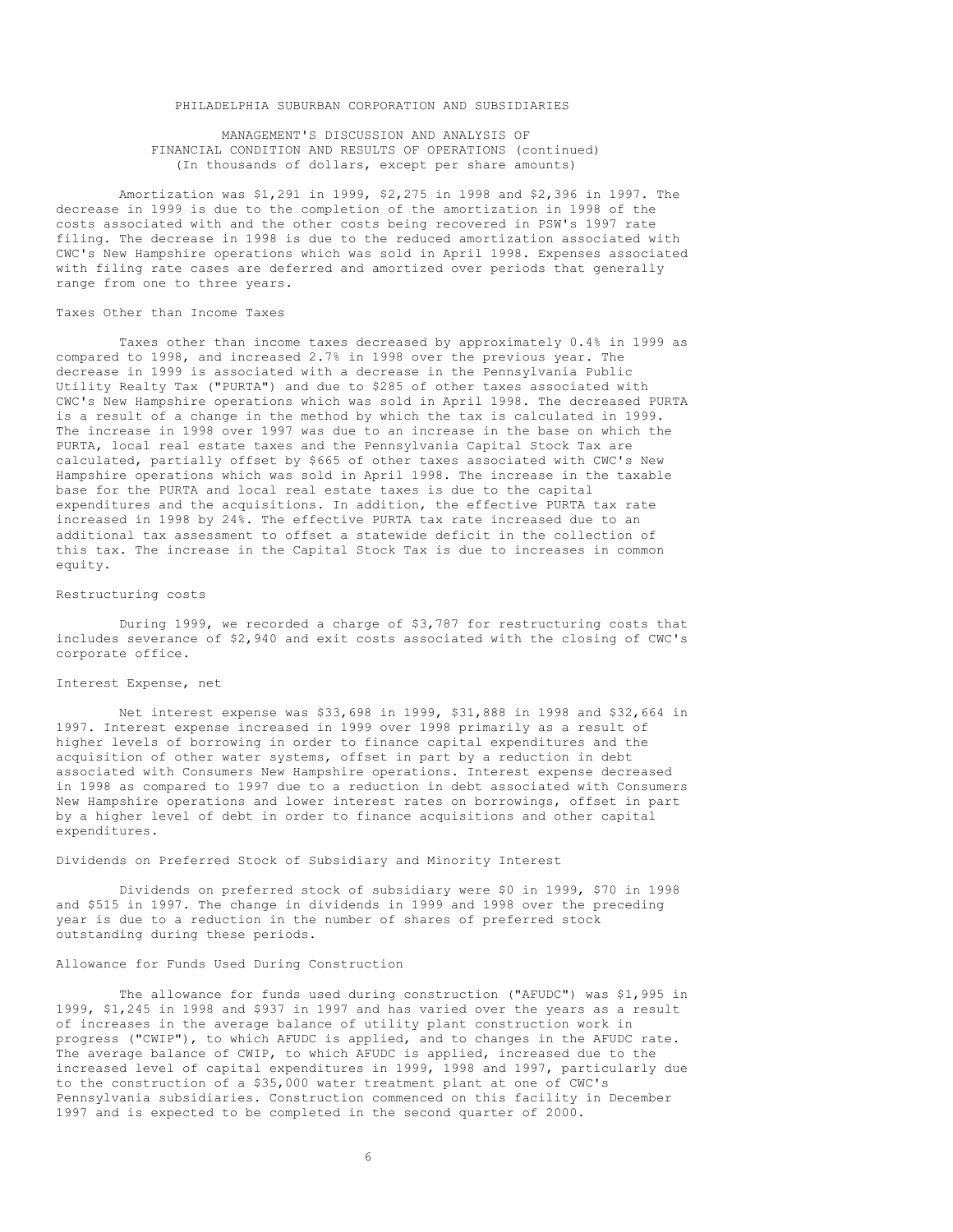PHILADELPHIA SUBURBAN CORPORATION AND SUBSIDIARIES

MANAGEMENT'S DISCUSSION AND ANALYSIS OF FINANCIAL CONDITION AND RESULTS OF OPERATIONS (continued)
(In thousands of dollars, except per share amounts)

Amortization was $1,291 in 1999, $2,275 in 1998 and $2,396 in 1997. The decrease in 1999 is due to the completion of the amortization in 1998 of the costs associated with and the other costs being recovered in PSW's 1997 rate filing. The decrease in 1998 is due to the reduced amortization associated with CWC's New Hampshire operations which was sold in April 1998. Expenses associated with filing rate cases are deferred and amortized over periods that generally range from one to three years.

### Taxes Other than Income Taxes

Taxes other than income taxes decreased by approximately 0.4% in 1999 as compared to 1998, and increased 2.7% in 1998 over the previous year. The decrease in 1999 is associated with a decrease in the Pennsylvania Public Utility Realty Tax ("PURTA") and due to $285 of other taxes associated with CWC's New Hampshire operations which was sold in April 1998. The decreased PURTA is a result of a change in the method by which the tax is calculated in 1999. The increase in 1998 over 1997 was due to an increase in the base on which the PURTA, local real estate taxes and the Pennsylvania Capital Stock Tax are calculated, partially offset by $665 of other taxes associated with CWC's New Hampshire operations which was sold in April 1998. The increase in the taxable base for the PURTA and local real estate taxes is due to the capital expenditures and the acquisitions. In addition, the effective PURTA tax rate increased in 1998 by 24%. The effective PURTA tax rate increased due to an additional tax assessment to offset a statewide deficit in the collection of this tax. The increase in the Capital Stock Tax is due to increases in common equity.

### Restructuring costs

During 1999, we recorded a charge of $3,787 for restructuring costs that includes severance of $2,940 and exit costs associated with the closing of CWC's corporate office.

### Interest Expense, net

Net interest expense was $33,698 in 1999, $31,888 in 1998 and $32,664 in 1997. Interest expense increased in 1999 over 1998 primarily as a result of higher levels of borrowing in order to finance capital expenditures and the acquisition of other water systems, offset in part by a reduction in debt associated with Consumers New Hampshire operations. Interest expense decreased in 1998 as compared to 1997 due to a reduction in debt associated with Consumers New Hampshire operations and lower interest rates on borrowings, offset in part by a higher level of debt in order to finance acquisitions and other capital expenditures.

### Dividends on Preferred Stock of Subsidiary and Minority Interest

Dividends on preferred stock of subsidiary were $0 in 1999, $70 in 1998 and $515 in 1997. The change in dividends in 1999 and 1998 over the preceding year is due to a reduction in the number of shares of preferred stock outstanding during these periods.

### Allowance for Funds Used During Construction

The allowance for funds used during construction ("AFUDC") was $1,995 in 1999, $1,245 in 1998 and $937 in 1997 and has varied over the years as a result of increases in the average balance of utility plant construction work in progress ("CWIP"), to which AFUDC is applied, and to changes in the AFUDC rate. The average balance of CWIP, to which AFUDC is applied, increased due to the increased level of capital expenditures in 1999, 1998 and 1997, particularly due to the construction of a $35,000 water treatment plant at one of CWC's Pennsylvania subsidiaries. Construction commenced on this facility in December 1997 and is expected to be completed in the second quarter of 2000.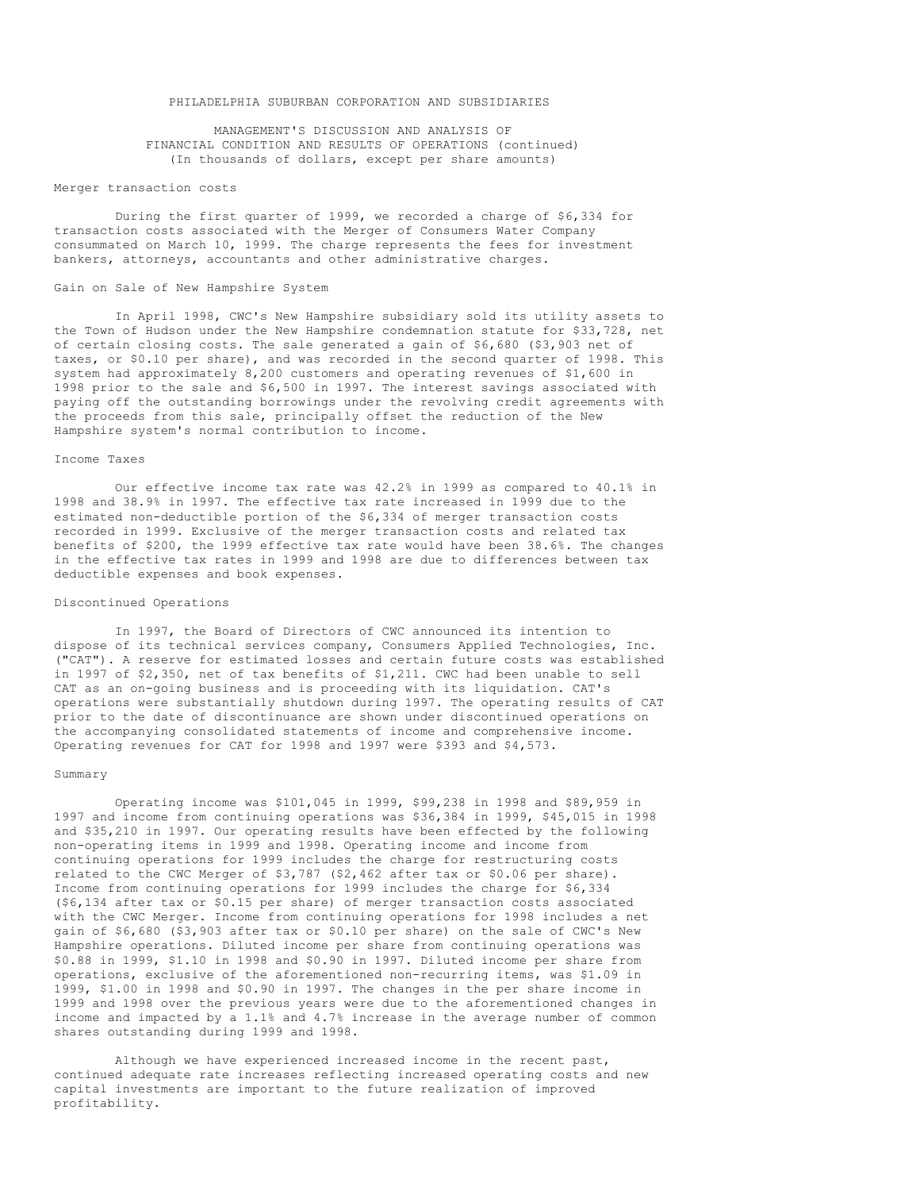PHILADELPHIA SUBURBAN CORPORATION AND SUBSIDIARIES

MANAGEMENT'S DISCUSSION AND ANALYSIS OF FINANCIAL CONDITION AND RESULTS OF OPERATIONS (continued)
(In thousands of dollars, except per share amounts)

### Merger transaction costs

During the first quarter of 1999, we recorded a charge of $6,334 for transaction costs associated with the Merger of Consumers Water Company consummated on March 10, 1999. The charge represents the fees for investment bankers, attorneys, accountants and other administrative charges.

### Gain on Sale of New Hampshire System

In April 1998, CWC's New Hampshire subsidiary sold its utility assets to the Town of Hudson under the New Hampshire condemnation statute for $33,728, net of certain closing costs. The sale generated a gain of $6,680 ($3,903 net of taxes, or $0.10 per share), and was recorded in the second quarter of 1998. This system had approximately 8,200 customers and operating revenues of $1,600 in 1998 prior to the sale and $6,500 in 1997. The interest savings associated with paying off the outstanding borrowings under the revolving credit agreements with the proceeds from this sale, principally offset the reduction of the New Hampshire system's normal contribution to income.

### Income Taxes

Our effective income tax rate was 42.2% in 1999 as compared to 40.1% in 1998 and 38.9% in 1997. The effective tax rate increased in 1999 due to the estimated non-deductible portion of the $6,334 of merger transaction costs recorded in 1999. Exclusive of the merger transaction costs and related tax benefits of $200, the 1999 effective tax rate would have been 38.6%. The changes in the effective tax rates in 1999 and 1998 are due to differences between tax deductible expenses and book expenses.

### Discontinued Operations

In 1997, the Board of Directors of CWC announced its intention to dispose of its technical services company, Consumers Applied Technologies, Inc. ("CAT"). A reserve for estimated losses and certain future costs was established in 1997 of $2,350, net of tax benefits of $1,211. CWC had been unable to sell CAT as an on-going business and is proceeding with its liquidation. CAT's operations were substantially shutdown during 1997. The operating results of CAT prior to the date of discontinuance are shown under discontinued operations on the accompanying consolidated statements of income and comprehensive income. Operating revenues for CAT for 1998 and 1997 were $393 and $4,573.

### Summary

Operating income was $101,045 in 1999, $99,238 in 1998 and $89,959 in 1997 and income from continuing operations was $36,384 in 1999, $45,015 in 1998 and $35,210 in 1997. Our operating results have been effected by the following non-operating items in 1999 and 1998. Operating income and income from continuing operations for 1999 includes the charge for restructuring costs related to the CWC Merger of $3,787 ($2,462 after tax or $0.06 per share). Income from continuing operations for 1999 includes the charge for $6,334 ($6,134 after tax or $0.15 per share) of merger transaction costs associated with the CWC Merger. Income from continuing operations for 1998 includes a net gain of $6,680 ($3,903 after tax or $0.10 per share) on the sale of CWC's New Hampshire operations. Diluted income per share from continuing operations was $0.88 in 1999, $1.10 in 1998 and $0.90 in 1997. Diluted income per share from operations, exclusive of the aforementioned non-recurring items, was $1.09 in 1999, $1.00 in 1998 and $0.90 in 1997. The changes in the per share income in 1999 and 1998 over the previous years were due to the aforementioned changes in income and impacted by a 1.1% and 4.7% increase in the average number of common shares outstanding during 1999 and 1998.

Although we have experienced increased income in the recent past, continued adequate rate increases reflecting increased operating costs and new capital investments are important to the future realization of improved profitability.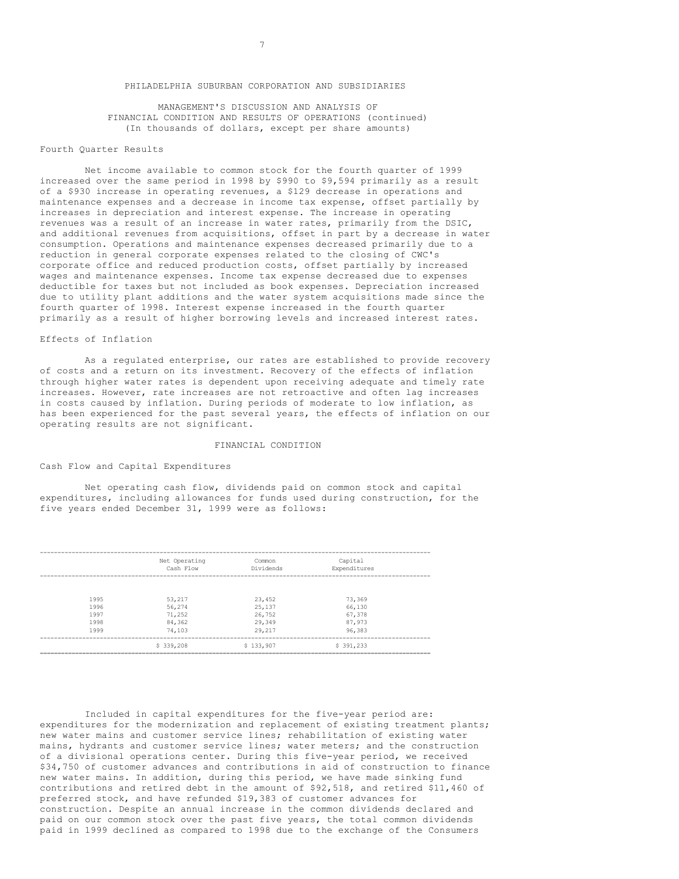PHILADELPHIA SUBURBAN CORPORATION AND SUBSIDIARIES

MANAGEMENT'S DISCUSSION AND ANALYSIS OF FINANCIAL CONDITION AND RESULTS OF OPERATIONS (continued)
(In thousands of dollars, except per share amounts)

Fourth Quarter Results

Net income available to common stock for the fourth quarter of 1999 increased over the same period in 1998 by $990 to $9,594 primarily as a result of a $930 increase in operating revenues, a $129 decrease in operations and maintenance expenses and a decrease in income tax expense, offset partially by increases in depreciation and interest expense. The increase in operating revenues was a result of an increase in water rates, primarily from the DSIC, and additional revenues from acquisitions, offset in part by a decrease in water consumption. Operations and maintenance expenses decreased primarily due to a reduction in general corporate expenses related to the closing of CWC's corporate office and reduced production costs, offset partially by increased wages and maintenance expenses. Income tax expense decreased due to expenses deductible for taxes but not included as book expenses. Depreciation increased due to utility plant additions and the water system acquisitions made since the fourth quarter of 1998. Interest expense increased in the fourth quarter primarily as a result of higher borrowing levels and increased interest rates.

Effects of Inflation

As a regulated enterprise, our rates are established to provide recovery of costs and a return on its investment. Recovery of the effects of inflation through higher water rates is dependent upon receiving adequate and timely rate increases. However, rate increases are not retroactive and often lag increases in costs caused by inflation. During periods of moderate to low inflation, as has been experienced for the past several years, the effects of inflation on our operating results are not significant.

FINANCIAL CONDITION

Cash Flow and Capital Expenditures

Net operating cash flow, dividends paid on common stock and capital expenditures, including allowances for funds used during construction, for the five years ended December 31, 1999 were as follows:

| | Net Operating Cash Flow | Common Dividends | Capital Expenditures |
|---|---|---|---|
| 1995 | 53,217 | 23,452 | 73,369 |
| 1996 | 56,274 | 25,137 | 66,130 |
| 1997 | 71,252 | 26,752 | 67,378 |
| 1998 | 84,362 | 29,349 | 87,973 |
| 1999 | 74,103 | 29,217 | 96,383 |
| | $ 339,208 | $ 133,907 | $ 391,233 |

Included in capital expenditures for the five-year period are: expenditures for the modernization and replacement of existing treatment plants; new water mains and customer service lines; rehabilitation of existing water mains, hydrants and customer service lines; water meters; and the construction of a divisional operations center. During this five-year period, we received $34,750 of customer advances and contributions in aid of construction to finance new water mains. In addition, during this period, we have made sinking fund contributions and retired debt in the amount of $92,518, and retired $11,460 of preferred stock, and have refunded $19,383 of customer advances for construction. Despite an annual increase in the common dividends declared and paid on our common stock over the past five years, the total common dividends paid in 1999 declined as compared to 1998 due to the exchange of the Consumers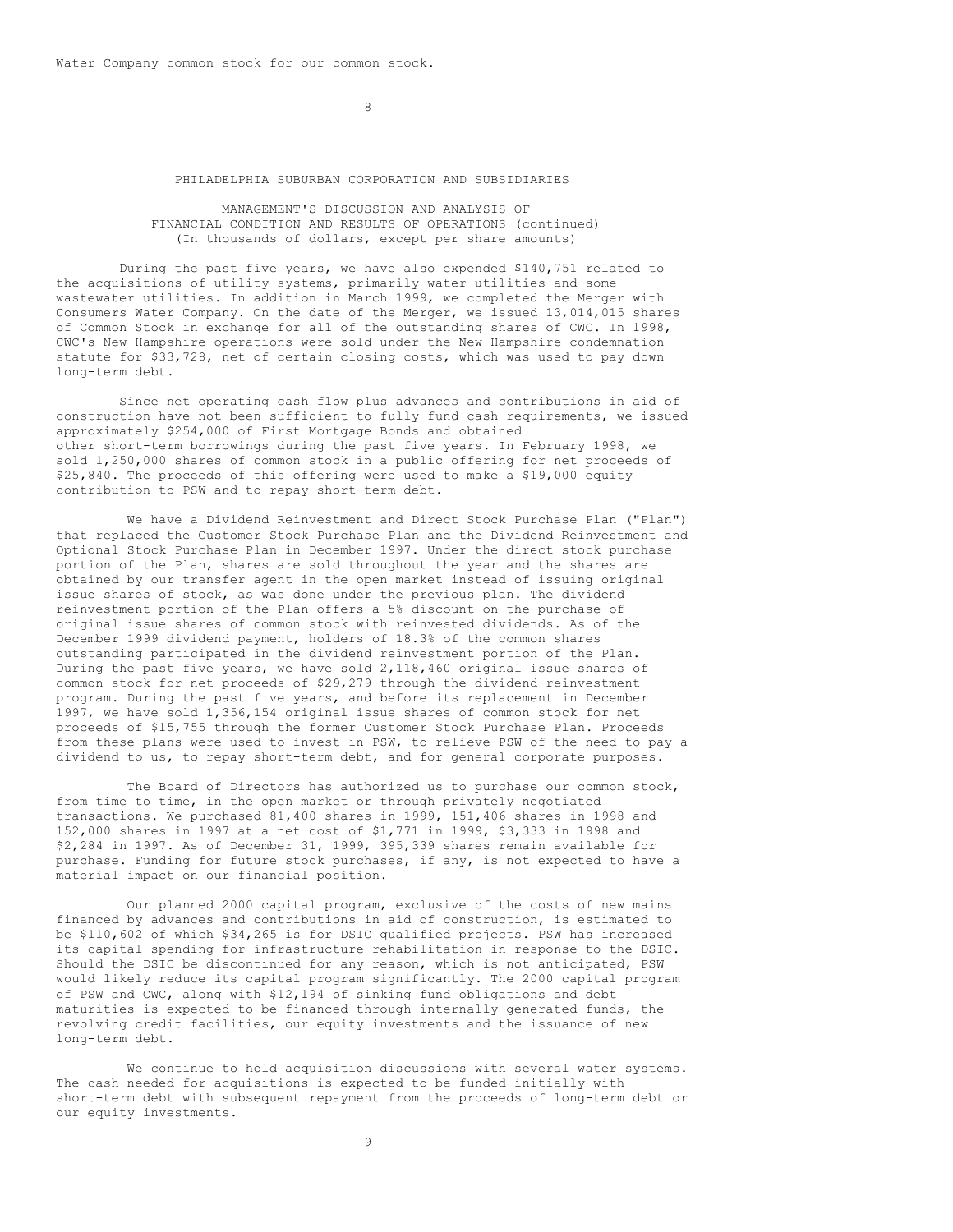Water Company common stock for our common stock.

PHILADELPHIA SUBURBAN CORPORATION AND SUBSIDIARIES

MANAGEMENT'S DISCUSSION AND ANALYSIS OF FINANCIAL CONDITION AND RESULTS OF OPERATIONS (continued)
(In thousands of dollars, except per share amounts)

During the past five years, we have also expended $140,751 related to the acquisitions of utility systems, primarily water utilities and some wastewater utilities. In addition in March 1999, we completed the Merger with Consumers Water Company. On the date of the Merger, we issued 13,014,015 shares of Common Stock in exchange for all of the outstanding shares of CWC. In 1998, CWC's New Hampshire operations were sold under the New Hampshire condemnation statute for $33,728, net of certain closing costs, which was used to pay down long-term debt.

Since net operating cash flow plus advances and contributions in aid of construction have not been sufficient to fully fund cash requirements, we issued approximately $254,000 of First Mortgage Bonds and obtained other short-term borrowings during the past five years. In February 1998, we sold 1,250,000 shares of common stock in a public offering for net proceeds of $25,840. The proceeds of this offering were used to make a $19,000 equity contribution to PSW and to repay short-term debt.

We have a Dividend Reinvestment and Direct Stock Purchase Plan ("Plan") that replaced the Customer Stock Purchase Plan and the Dividend Reinvestment and Optional Stock Purchase Plan in December 1997. Under the direct stock purchase portion of the Plan, shares are sold throughout the year and the shares are obtained by our transfer agent in the open market instead of issuing original issue shares of stock, as was done under the previous plan. The dividend reinvestment portion of the Plan offers a 5% discount on the purchase of original issue shares of common stock with reinvested dividends. As of the December 1999 dividend payment, holders of 18.3% of the common shares outstanding participated in the dividend reinvestment portion of the Plan. During the past five years, we have sold 2,118,460 original issue shares of common stock for net proceeds of $29,279 through the dividend reinvestment program. During the past five years, and before its replacement in December 1997, we have sold 1,356,154 original issue shares of common stock for net proceeds of $15,755 through the former Customer Stock Purchase Plan. Proceeds from these plans were used to invest in PSW, to relieve PSW of the need to pay a dividend to us, to repay short-term debt, and for general corporate purposes.

The Board of Directors has authorized us to purchase our common stock, from time to time, in the open market or through privately negotiated transactions. We purchased 81,400 shares in 1999, 151,406 shares in 1998 and 152,000 shares in 1997 at a net cost of $1,771 in 1999, $3,333 in 1998 and $2,284 in 1997. As of December 31, 1999, 395,339 shares remain available for purchase. Funding for future stock purchases, if any, is not expected to have a material impact on our financial position.

Our planned 2000 capital program, exclusive of the costs of new mains financed by advances and contributions in aid of construction, is estimated to be $110,602 of which $34,265 is for DSIC qualified projects. PSW has increased its capital spending for infrastructure rehabilitation in response to the DSIC. Should the DSIC be discontinued for any reason, which is not anticipated, PSW would likely reduce its capital program significantly. The 2000 capital program of PSW and CWC, along with $12,194 of sinking fund obligations and debt maturities is expected to be financed through internally-generated funds, the revolving credit facilities, our equity investments and the issuance of new long-term debt.

We continue to hold acquisition discussions with several water systems. The cash needed for acquisitions is expected to be funded initially with short-term debt with subsequent repayment from the proceeds of long-term debt or our equity investments.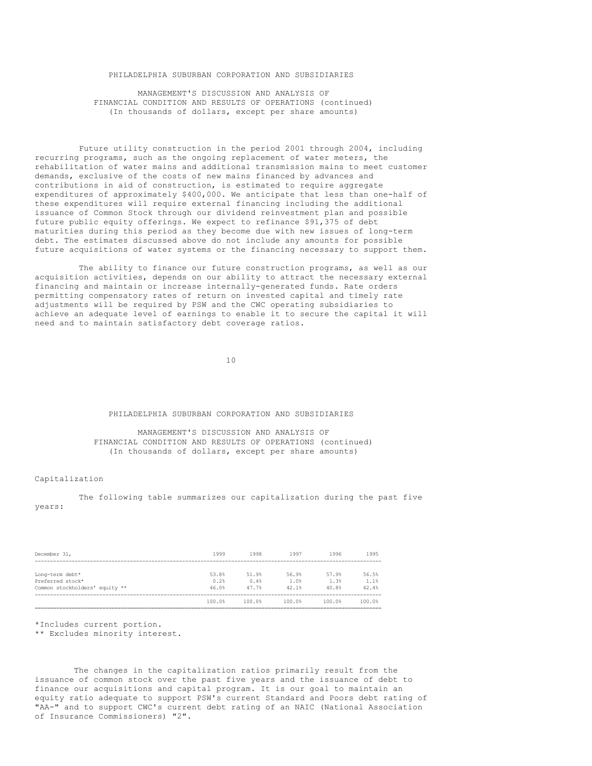Future utility construction in the period 2001 through 2004, including recurring programs, such as the ongoing replacement of water meters, the rehabilitation of water mains and additional transmission mains to meet customer demands, exclusive of the costs of new mains financed by advances and contributions in aid of construction, is estimated to require aggregate expenditures of approximately $400,000. We anticipate that less than one-half of these expenditures will require external financing including the additional issuance of Common Stock through our dividend reinvestment plan and possible future public equity offerings. We expect to refinance $91,375 of debt maturities during this period as they become due with new issues of long-term debt. The estimates discussed above do not include any amounts for possible future acquisitions of water systems or the financing necessary to support them.

The ability to finance our future construction programs, as well as our acquisition activities, depends on our ability to attract the necessary external financing and maintain or increase internally-generated funds. Rate orders permitting compensatory rates of return on invested capital and timely rate adjustments will be required by PSW and the CWC operating subsidiaries to achieve an adequate level of earnings to enable it to secure the capital it will need and to maintain satisfactory debt coverage ratios.

## Capitalization

The following table summarizes our capitalization during the past five years:

| December 31, | 1999 | 1998 | 1997 | 1996 | 1995 |
|---|---|---|---|---|---|
| Long-term debt* | 53.8% | 51.9% | 56.9% | 57.9% | 56.5% |
| Preferred stock* | 0.2% | 0.4% | 1.0% | 1.3% | 1.1% |
| Common stockholders' equity ** | 46.0% | 47.7% | 42.1% | 40.8% | 42.4% |
| | 100.0% | 100.0% | 100.0% | 100.0% | 100.0% |

*Includes current portion.
** Excludes minority interest.

The changes in the capitalization ratios primarily result from the issuance of common stock over the past five years and the issuance of debt to finance our acquisitions and capital program. It is our goal to maintain an equity ratio adequate to support PSW's current Standard and Poors debt rating of "AA-" and to support CWC's current debt rating of an NAIC (National Association of Insurance Commissioners) "2".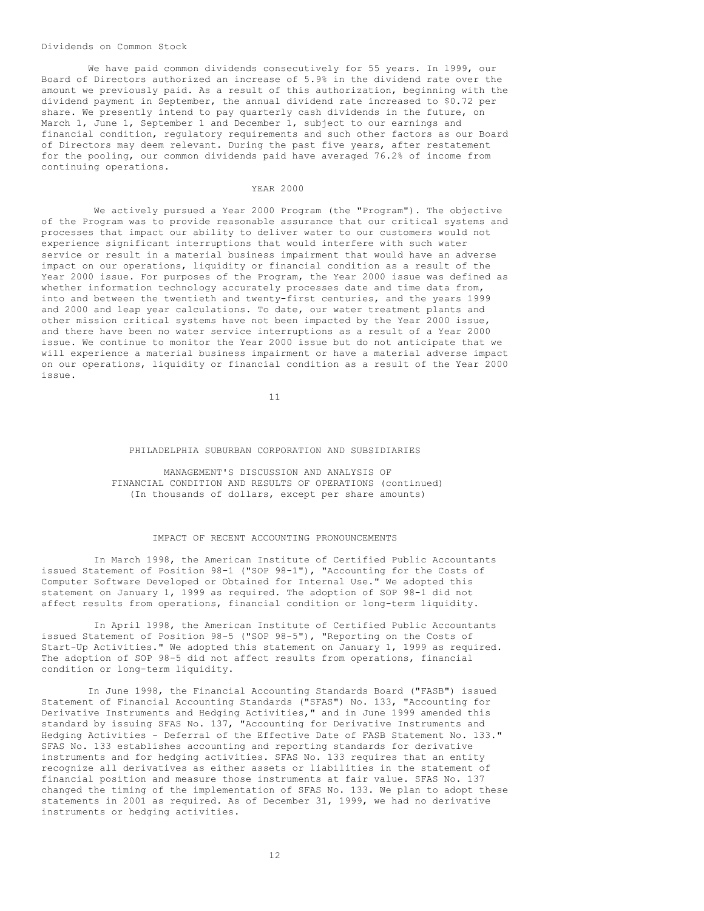Dividends on Common Stock

We have paid common dividends consecutively for 55 years. In 1999, our Board of Directors authorized an increase of 5.9% in the dividend rate over the amount we previously paid. As a result of this authorization, beginning with the dividend payment in September, the annual dividend rate increased to $0.72 per share. We presently intend to pay quarterly cash dividends in the future, on March 1, June 1, September 1 and December 1, subject to our earnings and financial condition, regulatory requirements and such other factors as our Board of Directors may deem relevant. During the past five years, after restatement for the pooling, our common dividends paid have averaged 76.2% of income from continuing operations.

## YEAR 2000

We actively pursued a Year 2000 Program (the "Program"). The objective of the Program was to provide reasonable assurance that our critical systems and processes that impact our ability to deliver water to our customers would not experience significant interruptions that would interfere with such water service or result in a material business impairment that would have an adverse impact on our operations, liquidity or financial condition as a result of the Year 2000 issue. For purposes of the Program, the Year 2000 issue was defined as whether information technology accurately processes date and time data from, into and between the twentieth and twenty-first centuries, and the years 1999 and 2000 and leap year calculations. To date, our water treatment plants and other mission critical systems have not been impacted by the Year 2000 issue, and there have been no water service interruptions as a result of a Year 2000 issue. We continue to monitor the Year 2000 issue but do not anticipate that we will experience a material business impairment or have a material adverse impact on our operations, liquidity or financial condition as a result of the Year 2000 issue.

PHILADELPHIA SUBURBAN CORPORATION AND SUBSIDIARIES

MANAGEMENT'S DISCUSSION AND ANALYSIS OF FINANCIAL CONDITION AND RESULTS OF OPERATIONS (continued)
(In thousands of dollars, except per share amounts)

## IMPACT OF RECENT ACCOUNTING PRONOUNCEMENTS

In March 1998, the American Institute of Certified Public Accountants issued Statement of Position 98-1 ("SOP 98-1"), "Accounting for the Costs of Computer Software Developed or Obtained for Internal Use." We adopted this statement on January 1, 1999 as required. The adoption of SOP 98-1 did not affect results from operations, financial condition or long-term liquidity.

In April 1998, the American Institute of Certified Public Accountants issued Statement of Position 98-5 ("SOP 98-5"), "Reporting on the Costs of Start-Up Activities." We adopted this statement on January 1, 1999 as required. The adoption of SOP 98-5 did not affect results from operations, financial condition or long-term liquidity.

In June 1998, the Financial Accounting Standards Board ("FASB") issued Statement of Financial Accounting Standards ("SFAS") No. 133, "Accounting for Derivative Instruments and Hedging Activities," and in June 1999 amended this standard by issuing SFAS No. 137, "Accounting for Derivative Instruments and Hedging Activities - Deferral of the Effective Date of FASB Statement No. 133." SFAS No. 133 establishes accounting and reporting standards for derivative instruments and for hedging activities. SFAS No. 133 requires that an entity recognize all derivatives as either assets or liabilities in the statement of financial position and measure those instruments at fair value. SFAS No. 137 changed the timing of the implementation of SFAS No. 133. We plan to adopt these statements in 2001 as required. As of December 31, 1999, we had no derivative instruments or hedging activities.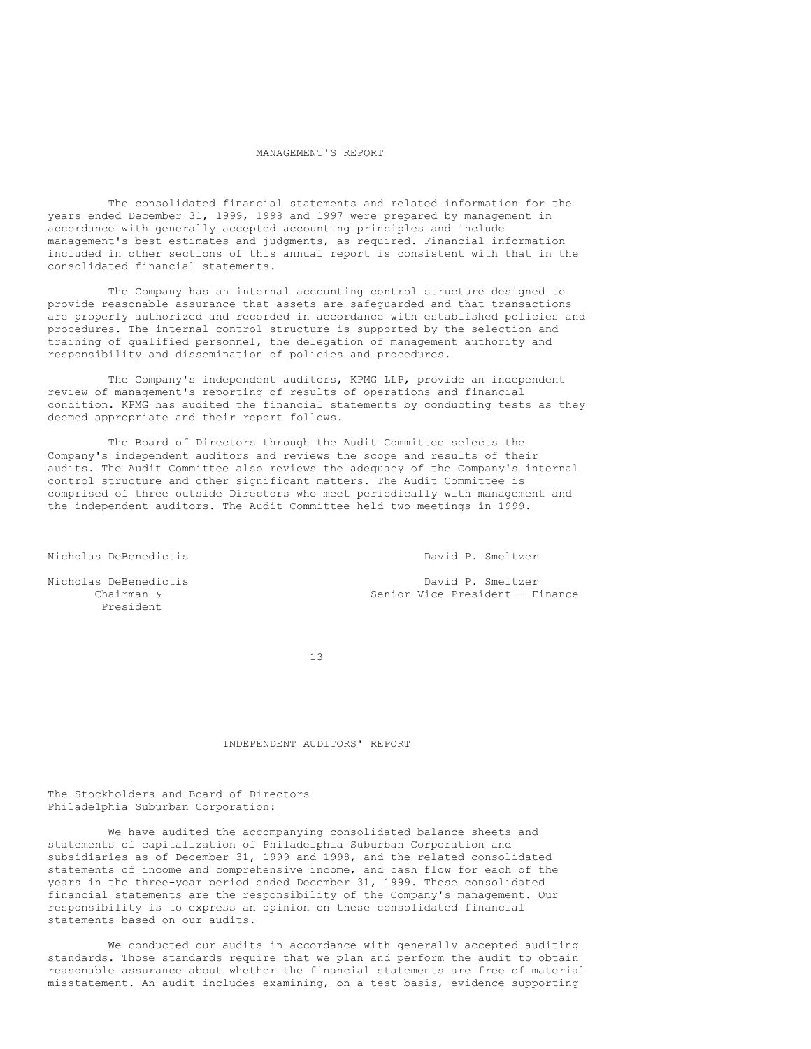# MANAGEMENT'S REPORT

The consolidated financial statements and related information for the years ended December 31, 1999, 1998 and 1997 were prepared by management in accordance with generally accepted accounting principles and include management's best estimates and judgments, as required. Financial information included in other sections of this annual report is consistent with that in the consolidated financial statements.

The Company has an internal accounting control structure designed to provide reasonable assurance that assets are safeguarded and that transactions are properly authorized and recorded in accordance with established policies and procedures. The internal control structure is supported by the selection and training of qualified personnel, the delegation of management authority and responsibility and dissemination of policies and procedures.

The Company's independent auditors, KPMG LLP, provide an independent review of management's reporting of results of operations and financial condition. KPMG has audited the financial statements by conducting tests as they deemed appropriate and their report follows.

The Board of Directors through the Audit Committee selects the Company's independent auditors and reviews the scope and results of their audits. The Audit Committee also reviews the adequacy of the Company's internal control structure and other significant matters. The Audit Committee is comprised of three outside Directors who meet periodically with management and the independent auditors. The Audit Committee held two meetings in 1999.

Nicholas DeBenedictis

Nicholas DeBenedictis
Chairman &
President

David P. Smeltzer

David P. Smeltzer
Senior Vice President - Finance

# INDEPENDENT AUDITORS' REPORT

The Stockholders and Board of Directors
Philadelphia Suburban Corporation:

We have audited the accompanying consolidated balance sheets and statements of capitalization of Philadelphia Suburban Corporation and subsidiaries as of December 31, 1999 and 1998, and the related consolidated statements of income and comprehensive income, and cash flow for each of the years in the three-year period ended December 31, 1999. These consolidated financial statements are the responsibility of the Company's management. Our responsibility is to express an opinion on these consolidated financial statements based on our audits.

We conducted our audits in accordance with generally accepted auditing standards. Those standards require that we plan and perform the audit to obtain reasonable assurance about whether the financial statements are free of material misstatement. An audit includes examining, on a test basis, evidence supporting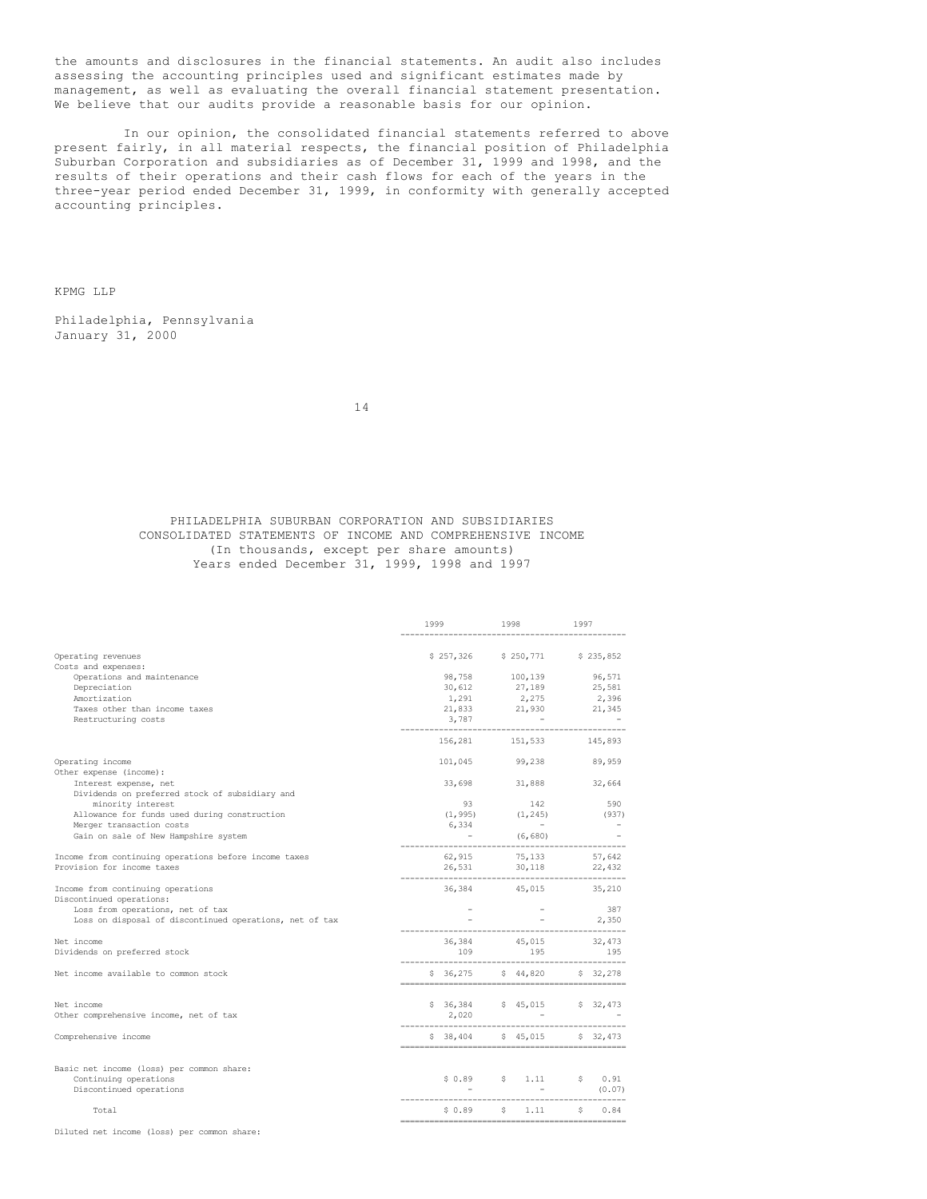the amounts and disclosures in the financial statements. An audit also includes assessing the accounting principles used and significant estimates made by management, as well as evaluating the overall financial statement presentation. We believe that our audits provide a reasonable basis for our opinion.

In our opinion, the consolidated financial statements referred to above present fairly, in all material respects, the financial position of Philadelphia Suburban Corporation and subsidiaries as of December 31, 1999 and 1998, and the results of their operations and their cash flows for each of the years in the three-year period ended December 31, 1999, in conformity with generally accepted accounting principles.

KPMG LLP

Philadelphia, Pennsylvania
January 31, 2000

PHILADELPHIA SUBURBAN CORPORATION AND SUBSIDIARIES
CONSOLIDATED STATEMENTS OF INCOME AND COMPREHENSIVE INCOME
(In thousands, except per share amounts)
Years ended December 31, 1999, 1998 and 1997

| | 1999 | 1998 | 1997 |
|---|---|---|---|
| Operating revenues | $ 257,326 | $ 250,771 | $ 235,852 |
| Costs and expenses: | | | |
| Operations and maintenance | 98,758 | 100,139 | 96,571 |
| Depreciation | 30,612 | 27,189 | 25,581 |
| Amortization | 1,291 | 2,275 | 2,396 |
| Taxes other than income taxes | 21,833 | 21,930 | 21,345 |
| Restructuring costs | 3,787 | - | - |
| | 156,281 | 151,533 | 145,893 |
| Operating income | 101,045 | 99,238 | 89,959 |
| Other expense (income): | | | |
| Interest expense, net | 33,698 | 31,888 | 32,664 |
| Dividends on preferred stock of subsidiary and minority interest | 93 | 142 | 590 |
| Allowance for funds used during construction | (1,995) | (1,245) | (937) |
| Merger transaction costs | 6,334 | - | - |
| Gain on sale of New Hampshire system | - | (6,680) | - |
| Income from continuing operations before income taxes | 62,915 | 75,133 | 57,642 |
| Provision for income taxes | 26,531 | 30,118 | 22,432 |
| Income from continuing operations | 36,384 | 45,015 | 35,210 |
| Discontinued operations: | | | |
| Loss from operations, net of tax | - | - | 387 |
| Loss on disposal of discontinued operations, net of tax | - | - | 2,350 |
| Net income | 36,384 | 45,015 | 32,473 |
| Dividends on preferred stock | 109 | 195 | 195 |
| Net income available to common stock | $ 36,275 | $ 44,820 | $ 32,278 |
| Net income | $ 36,384 | $ 45,015 | $ 32,473 |
| Other comprehensive income, net of tax | 2,020 | - | - |
| Comprehensive income | $ 38,404 | $ 45,015 | $ 32,473 |
| Basic net income (loss) per common share: | | | |
| Continuing operations | $ 0.89 | $ 1.11 | $ 0.91 |
| Discontinued operations | - | - | (0.07) |
| Total | $ 0.89 | $ 1.11 | $ 0.84 |

Diluted net income (loss) per common share: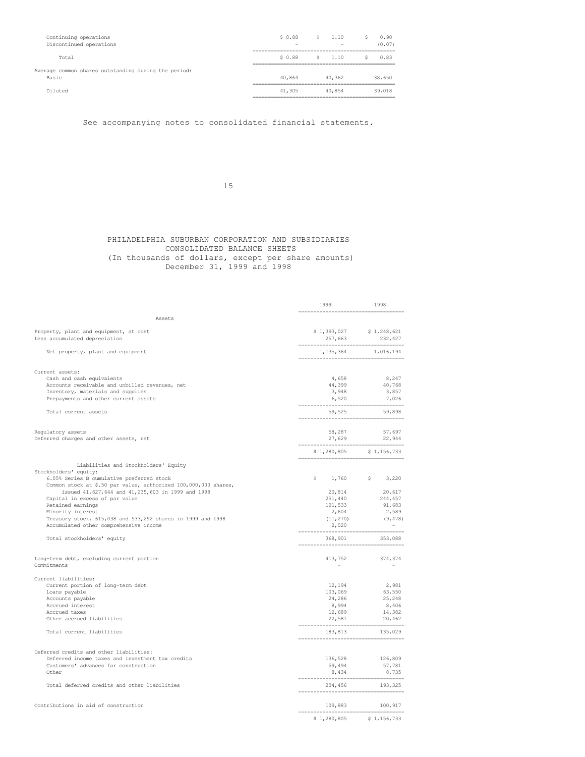| | | | |
|---|---|---|---|
| Continuing operations | $ 0.88 | $ 1.10 | $ 0.90 |
| Discontinued operations | - | - | (0.07) |
| Total | $ 0.88 | $ 1.10 | $ 0.83 |
| Average common shares outstanding during the period: | | | |
| Basic | 40,864 | 40,362 | 38,650 |
| Diluted | 41,305 | 40,854 | 39,018 |

See accompanying notes to consolidated financial statements.

# PHILADELPHIA SUBURBAN CORPORATION AND SUBSIDIARIES
## CONSOLIDATED BALANCE SHEETS
### (In thousands of dollars, except per share amounts)
### December 31, 1999 and 1998

| | 1999 | 1998 |
|---|---|---|
| **Assets** | | |
| Property, plant and equipment, at cost | $ 1,393,027 | $ 1,248,621 |
| Less accumulated depreciation | 257,663 | 232,427 |
| Net property, plant and equipment | 1,135,364 | 1,016,194 |
| Current assets: | | |
| Cash and cash equivalents | 4,658 | 8,247 |
| Accounts receivable and unbilled revenues, net | 44,399 | 40,768 |
| Inventory, materials and supplies | 3,948 | 3,857 |
| Prepayments and other current assets | 6,520 | 7,026 |
| Total current assets | 59,525 | 59,898 |
| Regulatory assets | 58,287 | 57,697 |
| Deferred charges and other assets, net | 27,629 | 22,944 |
| | $ 1,280,805 | $ 1,156,733 |
| **Liabilities and Stockholders' Equity** | | |
| Stockholders' equity: | | |
| 6.05% Series B cumulative preferred stock | $ 1,760 | $ 3,220 |
| Common stock at $.50 par value, authorized 100,000,000 shares, issued 41,627,644 and 41,235,603 in 1999 and 1998 | 20,814 | 20,617 |
| Capital in excess of par value | 251,440 | 244,457 |
| Retained earnings | 101,533 | 91,683 |
| Minority interest | 2,604 | 2,589 |
| Treasury stock, 615,038 and 533,292 shares in 1999 and 1998 | (11,270) | (9,478) |
| Accumulated other comprehensive income | 2,020 | - |
| Total stockholders' equity | 368,901 | 353,088 |
| Long-term debt, excluding current portion | 413,752 | 374,374 |
| Commitments | - | - |
| Current liabilities: | | |
| Current portion of long-term debt | 12,194 | 2,981 |
| Loans payable | 103,069 | 63,550 |
| Accounts payable | 24,286 | 25,248 |
| Accrued interest | 8,994 | 8,406 |
| Accrued taxes | 12,689 | 14,382 |
| Other accrued liabilities | 22,581 | 20,462 |
| Total current liabilities | 183,813 | 135,029 |
| Deferred credits and other liabilities: | | |
| Deferred income taxes and investment tax credits | 136,528 | 126,809 |
| Customers' advances for construction | 59,494 | 57,781 |
| Other | 8,434 | 8,735 |
| Total deferred credits and other liabilities | 204,456 | 193,325 |
| Contributions in aid of construction | 109,883 | 100,917 |
| | $ 1,280,805 | $ 1,156,733 |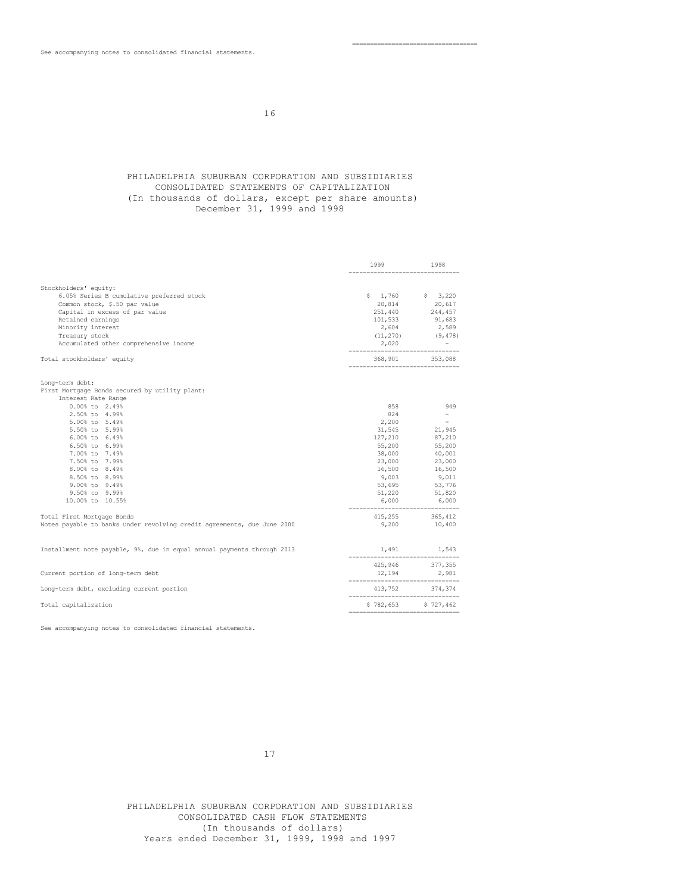See accompanying notes to consolidated financial statements.

# PHILADELPHIA SUBURBAN CORPORATION AND SUBSIDIARIES
## CONSOLIDATED STATEMENTS OF CAPITALIZATION
(In thousands of dollars, except per share amounts)
December 31, 1999 and 1998

| | 1999 | 1998 |
|---|---|---|
| Stockholders' equity: | | |
| 6.05% Series B cumulative preferred stock | $ 1,760 | $ 3,220 |
| Common stock, $.50 par value | 20,814 | 20,617 |
| Capital in excess of par value | 251,440 | 244,457 |
| Retained earnings | 101,533 | 91,683 |
| Minority interest | 2,604 | 2,589 |
| Treasury stock | (11,270) | (9,478) |
| Accumulated other comprehensive income | 2,020 | - |
| Total stockholders' equity | 368,901 | 353,088 |
| Long-term debt: | | |
| First Mortgage Bonds secured by utility plant: | | |
| Interest Rate Range | | |
| 0.00% to 2.49% | 858 | 949 |
| 2.50% to 4.99% | 824 | - |
| 5.00% to 5.49% | 2,200 | - |
| 5.50% to 5.99% | 31,545 | 21,945 |
| 6.00% to 6.49% | 127,210 | 87,210 |
| 6.50% to 6.99% | 55,200 | 55,200 |
| 7.00% to 7.49% | 38,000 | 40,001 |
| 7.50% to 7.99% | 23,000 | 23,000 |
| 8.00% to 8.49% | 16,500 | 16,500 |
| 8.50% to 8.99% | 9,003 | 9,011 |
| 9.00% to 9.49% | 53,695 | 53,776 |
| 9.50% to 9.99% | 51,220 | 51,820 |
| 10.00% to 10.55% | 6,000 | 6,000 |
| Total First Mortgage Bonds | 415,255 | 365,412 |
| Notes payable to banks under revolving credit agreements, due June 2000 | 9,200 | 10,400 |
| Installment note payable, 9%, due in equal annual payments through 2013 | 1,491 | 1,543 |
| | 425,946 | 377,355 |
| Current portion of long-term debt | 12,194 | 2,981 |
| Long-term debt, excluding current portion | 413,752 | 374,374 |
| Total capitalization | $ 782,653 | $ 727,462 |

See accompanying notes to consolidated financial statements.

# PHILADELPHIA SUBURBAN CORPORATION AND SUBSIDIARIES
## CONSOLIDATED CASH FLOW STATEMENTS
(In thousands of dollars)
Years ended December 31, 1999, 1998 and 1997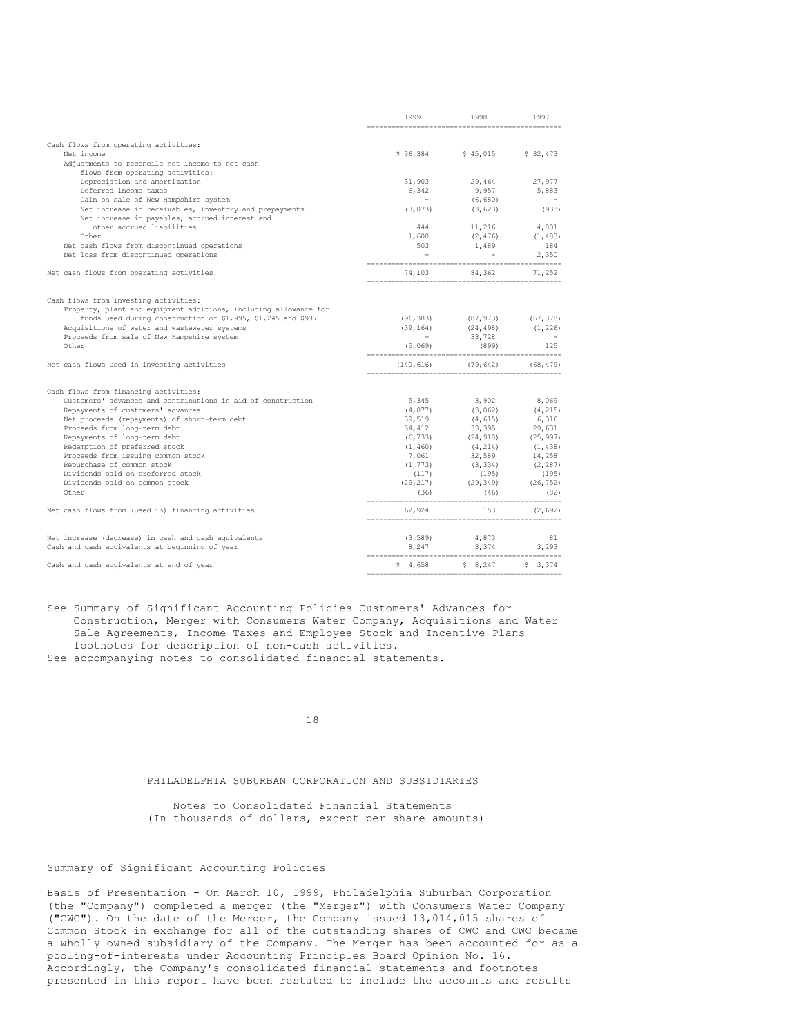| | 1999 | 1998 | 1997 |
|---|---|---|---|
| Cash flows from operating activities: | | | |
| Net income | $ 36,384 | $ 45,015 | $ 32,473 |
| Adjustments to reconcile net income to net cash flows from operating activities: | | | |
| Depreciation and amortization | 31,903 | 29,464 | 27,977 |
| Deferred income taxes | 6,342 | 9,957 | 5,883 |
| Gain on sale of New Hampshire system | - | (6,680) | - |
| Net increase in receivables, inventory and prepayments | (3,073) | (3,623) | (933) |
| Net increase in payables, accrued interest and other accrued liabilities | 444 | 11,216 | 4,801 |
| Other | 1,600 | (2,476) | (1,483) |
| Net cash flows from discontinued operations | 503 | 1,489 | 184 |
| Net loss from discontinued operations | - | - | 2,350 |
| Net cash flows from operating activities | 74,103 | 84,362 | 71,252 |
| Cash flows from investing activities: | | | |
| Property, plant and equipment additions, including allowance for funds used during construction of $1,995, $1,245 and $937 | (96,383) | (87,973) | (67,378) |
| Acquisitions of water and wastewater systems | (39,164) | (24,498) | (1,226) |
| Proceeds from sale of New Hampshire system | - | 33,728 | - |
| Other | (5,069) | (899) | 125 |
| Net cash flows used in investing activities | (140,616) | (79,642) | (68,479) |
| Cash flows from financing activities: | | | |
| Customers' advances and contributions in aid of construction | 5,345 | 3,902 | 8,069 |
| Repayments of customers' advances | (4,077) | (3,062) | (4,215) |
| Net proceeds (repayments) of short-term debt | 39,519 | (4,615) | 6,316 |
| Proceeds from long-term debt | 54,412 | 33,395 | 29,631 |
| Repayments of long-term debt | (6,733) | (24,918) | (25,997) |
| Redemption of preferred stock | (1,460) | (4,214) | (1,438) |
| Proceeds from issuing common stock | 7,061 | 32,589 | 14,258 |
| Repurchase of common stock | (1,773) | (3,334) | (2,287) |
| Dividends paid on preferred stock | (117) | (195) | (195) |
| Dividends paid on common stock | (29,217) | (29,349) | (26,752) |
| Other | (36) | (46) | (82) |
| Net cash flows from (used in) financing activities | 62,924 | 153 | (2,692) |
| Net increase (decrease) in cash and cash equivalents | (3,589) | 4,873 | 81 |
| Cash and cash equivalents at beginning of year | 8,247 | 3,374 | 3,293 |
| Cash and cash equivalents at end of year | $ 4,658 | $ 8,247 | $ 3,374 |

See Summary of Significant Accounting Policies-Customers' Advances for Construction, Merger with Consumers Water Company, Acquisitions and Water Sale Agreements, Income Taxes and Employee Stock and Incentive Plans footnotes for description of non-cash activities.

See accompanying notes to consolidated financial statements.

PHILADELPHIA SUBURBAN CORPORATION AND SUBSIDIARIES

Notes to Consolidated Financial Statements
(In thousands of dollars, except per share amounts)

## Summary of Significant Accounting Policies

Basis of Presentation - On March 10, 1999, Philadelphia Suburban Corporation (the "Company") completed a merger (the "Merger") with Consumers Water Company ("CWC"). On the date of the Merger, the Company issued 13,014,015 shares of Common Stock in exchange for all of the outstanding shares of CWC and CWC became a wholly-owned subsidiary of the Company. The Merger has been accounted for as a pooling-of-interests under Accounting Principles Board Opinion No. 16. Accordingly, the Company's consolidated financial statements and footnotes presented in this report have been restated to include the accounts and results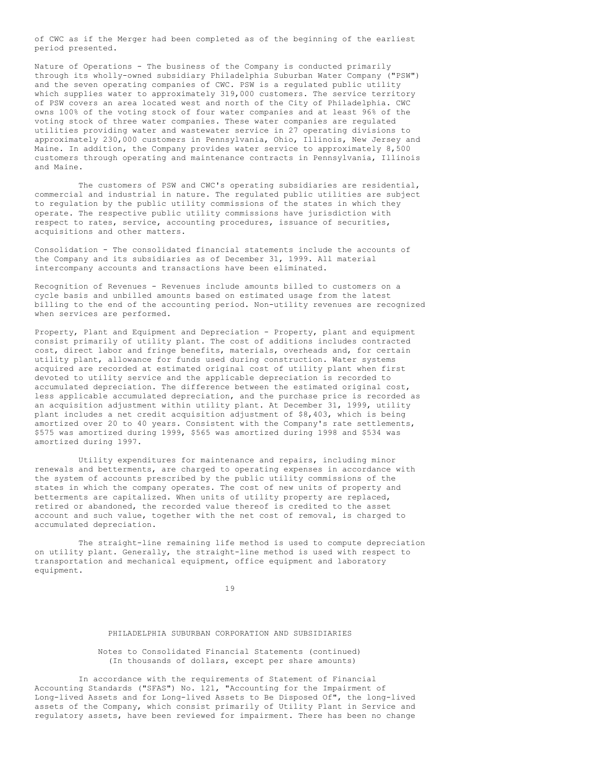of CWC as if the Merger had been completed as of the beginning of the earliest period presented.

Nature of Operations - The business of the Company is conducted primarily through its wholly-owned subsidiary Philadelphia Suburban Water Company ("PSW") and the seven operating companies of CWC. PSW is a regulated public utility which supplies water to approximately 319,000 customers. The service territory of PSW covers an area located west and north of the City of Philadelphia. CWC owns 100% of the voting stock of four water companies and at least 96% of the voting stock of three water companies. These water companies are regulated utilities providing water and wastewater service in 27 operating divisions to approximately 230,000 customers in Pennsylvania, Ohio, Illinois, New Jersey and Maine. In addition, the Company provides water service to approximately 8,500 customers through operating and maintenance contracts in Pennsylvania, Illinois and Maine.

The customers of PSW and CWC's operating subsidiaries are residential, commercial and industrial in nature. The regulated public utilities are subject to regulation by the public utility commissions of the states in which they operate. The respective public utility commissions have jurisdiction with respect to rates, service, accounting procedures, issuance of securities, acquisitions and other matters.

Consolidation - The consolidated financial statements include the accounts of the Company and its subsidiaries as of December 31, 1999. All material intercompany accounts and transactions have been eliminated.

Recognition of Revenues - Revenues include amounts billed to customers on a cycle basis and unbilled amounts based on estimated usage from the latest billing to the end of the accounting period. Non-utility revenues are recognized when services are performed.

Property, Plant and Equipment and Depreciation - Property, plant and equipment consist primarily of utility plant. The cost of additions includes contracted cost, direct labor and fringe benefits, materials, overheads and, for certain utility plant, allowance for funds used during construction. Water systems acquired are recorded at estimated original cost of utility plant when first devoted to utility service and the applicable depreciation is recorded to accumulated depreciation. The difference between the estimated original cost, less applicable accumulated depreciation, and the purchase price is recorded as an acquisition adjustment within utility plant. At December 31, 1999, utility plant includes a net credit acquisition adjustment of $8,403, which is being amortized over 20 to 40 years. Consistent with the Company's rate settlements, $575 was amortized during 1999, $565 was amortized during 1998 and $534 was amortized during 1997.

Utility expenditures for maintenance and repairs, including minor renewals and betterments, are charged to operating expenses in accordance with the system of accounts prescribed by the public utility commissions of the states in which the company operates. The cost of new units of property and betterments are capitalized. When units of utility property are replaced, retired or abandoned, the recorded value thereof is credited to the asset account and such value, together with the net cost of removal, is charged to accumulated depreciation.

The straight-line remaining life method is used to compute depreciation on utility plant. Generally, the straight-line method is used with respect to transportation and mechanical equipment, office equipment and laboratory equipment.

PHILADELPHIA SUBURBAN CORPORATION AND SUBSIDIARIES

Notes to Consolidated Financial Statements (continued)
(In thousands of dollars, except per share amounts)

In accordance with the requirements of Statement of Financial Accounting Standards ("SFAS") No. 121, "Accounting for the Impairment of Long-lived Assets and for Long-lived Assets to Be Disposed Of", the long-lived assets of the Company, which consist primarily of Utility Plant in Service and regulatory assets, have been reviewed for impairment. There has been no change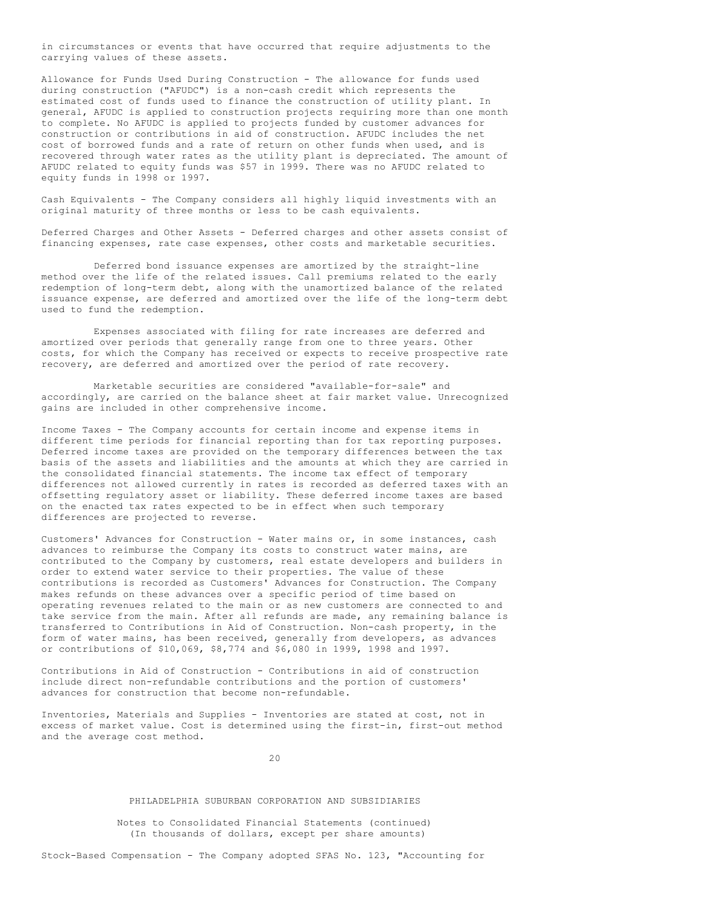in circumstances or events that have occurred that require adjustments to the carrying values of these assets.

Allowance for Funds Used During Construction - The allowance for funds used during construction ("AFUDC") is a non-cash credit which represents the estimated cost of funds used to finance the construction of utility plant. In general, AFUDC is applied to construction projects requiring more than one month to complete. No AFUDC is applied to projects funded by customer advances for construction or contributions in aid of construction. AFUDC includes the net cost of borrowed funds and a rate of return on other funds when used, and is recovered through water rates as the utility plant is depreciated. The amount of AFUDC related to equity funds was $57 in 1999. There was no AFUDC related to equity funds in 1998 or 1997.

Cash Equivalents - The Company considers all highly liquid investments with an original maturity of three months or less to be cash equivalents.

Deferred Charges and Other Assets - Deferred charges and other assets consist of financing expenses, rate case expenses, other costs and marketable securities.

Deferred bond issuance expenses are amortized by the straight-line method over the life of the related issues. Call premiums related to the early redemption of long-term debt, along with the unamortized balance of the related issuance expense, are deferred and amortized over the life of the long-term debt used to fund the redemption.

Expenses associated with filing for rate increases are deferred and amortized over periods that generally range from one to three years. Other costs, for which the Company has received or expects to receive prospective rate recovery, are deferred and amortized over the period of rate recovery.

Marketable securities are considered "available-for-sale" and accordingly, are carried on the balance sheet at fair market value. Unrecognized gains are included in other comprehensive income.

Income Taxes - The Company accounts for certain income and expense items in different time periods for financial reporting than for tax reporting purposes. Deferred income taxes are provided on the temporary differences between the tax basis of the assets and liabilities and the amounts at which they are carried in the consolidated financial statements. The income tax effect of temporary differences not allowed currently in rates is recorded as deferred taxes with an offsetting regulatory asset or liability. These deferred income taxes are based on the enacted tax rates expected to be in effect when such temporary differences are projected to reverse.

Customers' Advances for Construction - Water mains or, in some instances, cash advances to reimburse the Company its costs to construct water mains, are contributed to the Company by customers, real estate developers and builders in order to extend water service to their properties. The value of these contributions is recorded as Customers' Advances for Construction. The Company makes refunds on these advances over a specific period of time based on operating revenues related to the main or as new customers are connected to and take service from the main. After all refunds are made, any remaining balance is transferred to Contributions in Aid of Construction. Non-cash property, in the form of water mains, has been received, generally from developers, as advances or contributions of $10,069, $8,774 and $6,080 in 1999, 1998 and 1997.

Contributions in Aid of Construction - Contributions in aid of construction include direct non-refundable contributions and the portion of customers' advances for construction that become non-refundable.

Inventories, Materials and Supplies - Inventories are stated at cost, not in excess of market value. Cost is determined using the first-in, first-out method and the average cost method.

PHILADELPHIA SUBURBAN CORPORATION AND SUBSIDIARIES

Notes to Consolidated Financial Statements (continued)
(In thousands of dollars, except per share amounts)

Stock-Based Compensation - The Company adopted SFAS No. 123, "Accounting for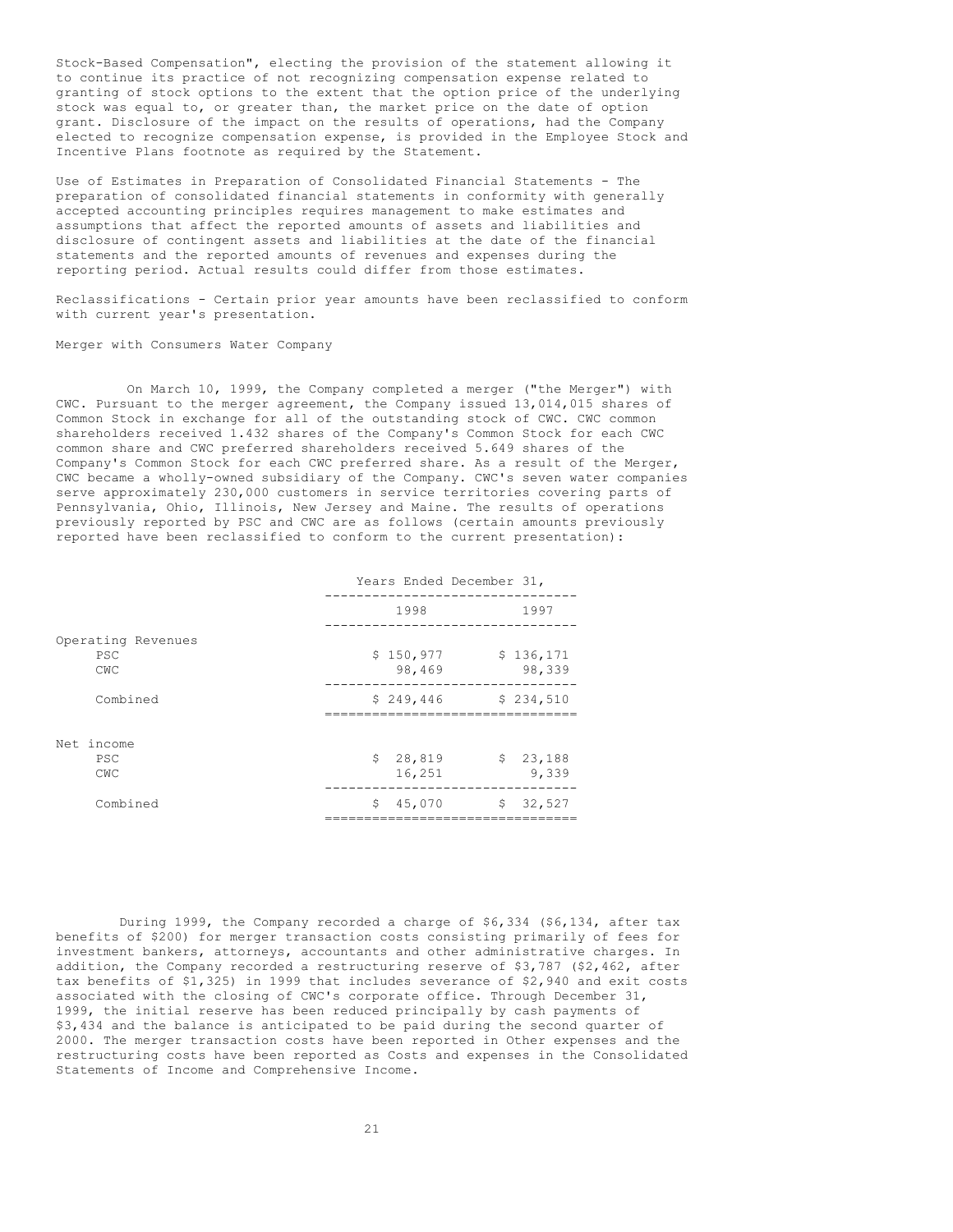Stock-Based Compensation", electing the provision of the statement allowing it to continue its practice of not recognizing compensation expense related to granting of stock options to the extent that the option price of the underlying stock was equal to, or greater than, the market price on the date of option grant. Disclosure of the impact on the results of operations, had the Company elected to recognize compensation expense, is provided in the Employee Stock and Incentive Plans footnote as required by the Statement.

Use of Estimates in Preparation of Consolidated Financial Statements - The preparation of consolidated financial statements in conformity with generally accepted accounting principles requires management to make estimates and assumptions that affect the reported amounts of assets and liabilities and disclosure of contingent assets and liabilities at the date of the financial statements and the reported amounts of revenues and expenses during the reporting period. Actual results could differ from those estimates.

Reclassifications - Certain prior year amounts have been reclassified to conform with current year's presentation.

Merger with Consumers Water Company

On March 10, 1999, the Company completed a merger ("the Merger") with CWC. Pursuant to the merger agreement, the Company issued 13,014,015 shares of Common Stock in exchange for all of the outstanding stock of CWC. CWC common shareholders received 1.432 shares of the Company's Common Stock for each CWC common share and CWC preferred shareholders received 5.649 shares of the Company's Common Stock for each CWC preferred share. As a result of the Merger, CWC became a wholly-owned subsidiary of the Company. CWC's seven water companies serve approximately 230,000 customers in service territories covering parts of Pennsylvania, Ohio, Illinois, New Jersey and Maine. The results of operations previously reported by PSC and CWC are as follows (certain amounts previously reported have been reclassified to conform to the current presentation):

| | Years Ended December 31, | |
|---|---|---|
| | 1998 | 1997 |
| Operating Revenues | | |
| PSC | $ 150,977 | $ 136,171 |
| CWC | 98,469 | 98,339 |
| Combined | $ 249,446 | $ 234,510 |
| Net income | | |
| PSC | $ 28,819 | $ 23,188 |
| CWC | 16,251 | 9,339 |
| Combined | $ 45,070 | $ 32,527 |

During 1999, the Company recorded a charge of $6,334 ($6,134, after tax benefits of $200) for merger transaction costs consisting primarily of fees for investment bankers, attorneys, accountants and other administrative charges. In addition, the Company recorded a restructuring reserve of $3,787 ($2,462, after tax benefits of $1,325) in 1999 that includes severance of $2,940 and exit costs associated with the closing of CWC's corporate office. Through December 31, 1999, the initial reserve has been reduced principally by cash payments of $3,434 and the balance is anticipated to be paid during the second quarter of 2000. The merger transaction costs have been reported in Other expenses and the restructuring costs have been reported as Costs and expenses in the Consolidated Statements of Income and Comprehensive Income.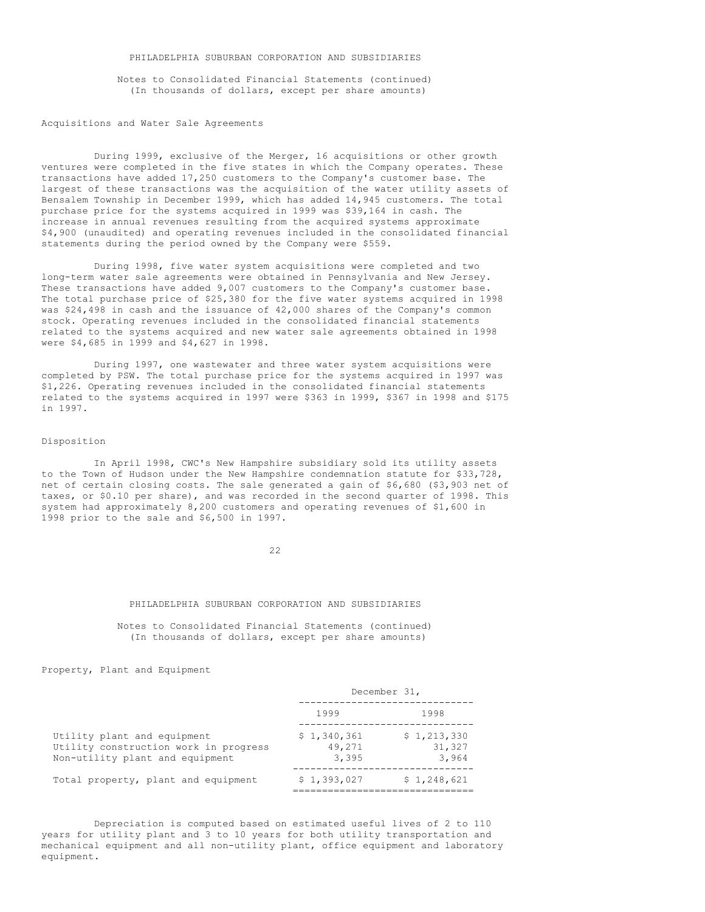## Acquisitions and Water Sale Agreements

During 1999, exclusive of the Merger, 16 acquisitions or other growth ventures were completed in the five states in which the Company operates. These transactions have added 17,250 customers to the Company's customer base. The largest of these transactions was the acquisition of the water utility assets of Bensalem Township in December 1999, which has added 14,945 customers. The total purchase price for the systems acquired in 1999 was $39,164 in cash. The increase in annual revenues resulting from the acquired systems approximate $4,900 (unaudited) and operating revenues included in the consolidated financial statements during the period owned by the Company were $559.

During 1998, five water system acquisitions were completed and two long-term water sale agreements were obtained in Pennsylvania and New Jersey. These transactions have added 9,007 customers to the Company's customer base. The total purchase price of $25,380 for the five water systems acquired in 1998 was $24,498 in cash and the issuance of 42,000 shares of the Company's common stock. Operating revenues included in the consolidated financial statements related to the systems acquired and new water sale agreements obtained in 1998 were $4,685 in 1999 and $4,627 in 1998.

During 1997, one wastewater and three water system acquisitions were completed by PSW. The total purchase price for the systems acquired in 1997 was $1,226. Operating revenues included in the consolidated financial statements related to the systems acquired in 1997 were $363 in 1999, $367 in 1998 and $175 in 1997.

## Disposition

In April 1998, CWC's New Hampshire subsidiary sold its utility assets to the Town of Hudson under the New Hampshire condemnation statute for $33,728, net of certain closing costs. The sale generated a gain of $6,680 ($3,903 net of taxes, or $0.10 per share), and was recorded in the second quarter of 1998. This system had approximately 8,200 customers and operating revenues of $1,600 in 1998 prior to the sale and $6,500 in 1997.

## Property, Plant and Equipment

| | December 31, | |
|---|---|---|
| | 1999 | 1998 |
| Utility plant and equipment | $ 1,340,361 | $ 1,213,330 |
| Utility construction work in progress | 49,271 | 31,327 |
| Non-utility plant and equipment | 3,395 | 3,964 |
| Total property, plant and equipment | $ 1,393,027 | $ 1,248,621 |

Depreciation is computed based on estimated useful lives of 2 to 110 years for utility plant and 3 to 10 years for both utility transportation and mechanical equipment and all non-utility plant, office equipment and laboratory equipment.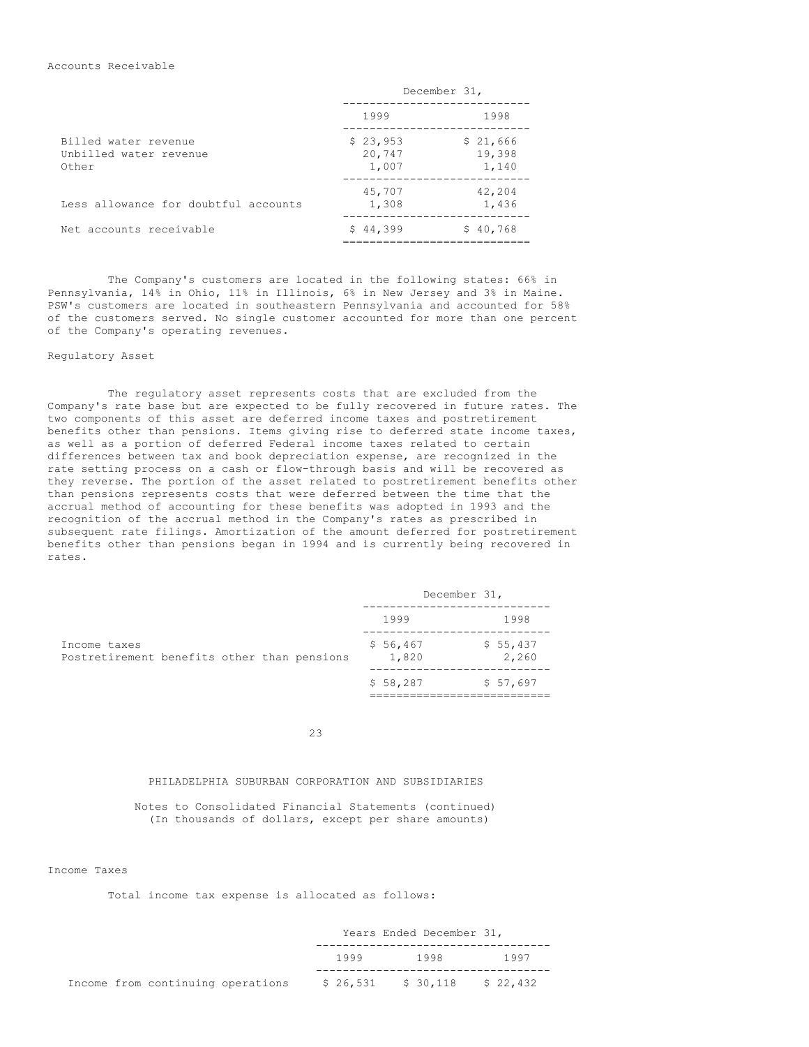Accounts Receivable

| | December 31, | |
|---|---|---|
| | 1999 | 1998 |
| Billed water revenue | $ 23,953 | $ 21,666 |
| Unbilled water revenue | 20,747 | 19,398 |
| Other | 1,007 | 1,140 |
| | 45,707 | 42,204 |
| Less allowance for doubtful accounts | 1,308 | 1,436 |
| Net accounts receivable | $ 44,399 | $ 40,768 |

The Company's customers are located in the following states: 66% in Pennsylvania, 14% in Ohio, 11% in Illinois, 6% in New Jersey and 3% in Maine. PSW's customers are located in southeastern Pennsylvania and accounted for 58% of the customers served. No single customer accounted for more than one percent of the Company's operating revenues.

Regulatory Asset

The regulatory asset represents costs that are excluded from the Company's rate base but are expected to be fully recovered in future rates. The two components of this asset are deferred income taxes and postretirement benefits other than pensions. Items giving rise to deferred state income taxes, as well as a portion of deferred Federal income taxes related to certain differences between tax and book depreciation expense, are recognized in the rate setting process on a cash or flow-through basis and will be recovered as they reverse. The portion of the asset related to postretirement benefits other than pensions represents costs that were deferred between the time that the accrual method of accounting for these benefits was adopted in 1993 and the recognition of the accrual method in the Company's rates as prescribed in subsequent rate filings. Amortization of the amount deferred for postretirement benefits other than pensions began in 1994 and is currently being recovered in rates.

| | December 31, | |
|---|---|---|
| | 1999 | 1998 |
| Income taxes | $ 56,467 | $ 55,437 |
| Postretirement benefits other than pensions | 1,820 | 2,260 |
| | $ 58,287 | $ 57,697 |

PHILADELPHIA SUBURBAN CORPORATION AND SUBSIDIARIES

Notes to Consolidated Financial Statements (continued)
(In thousands of dollars, except per share amounts)

Income Taxes

Total income tax expense is allocated as follows:

| | Years Ended December 31, | | |
|---|---|---|---|
| | 1999 | 1998 | 1997 |
| Income from continuing operations | $ 26,531 | $ 30,118 | $ 22,432 |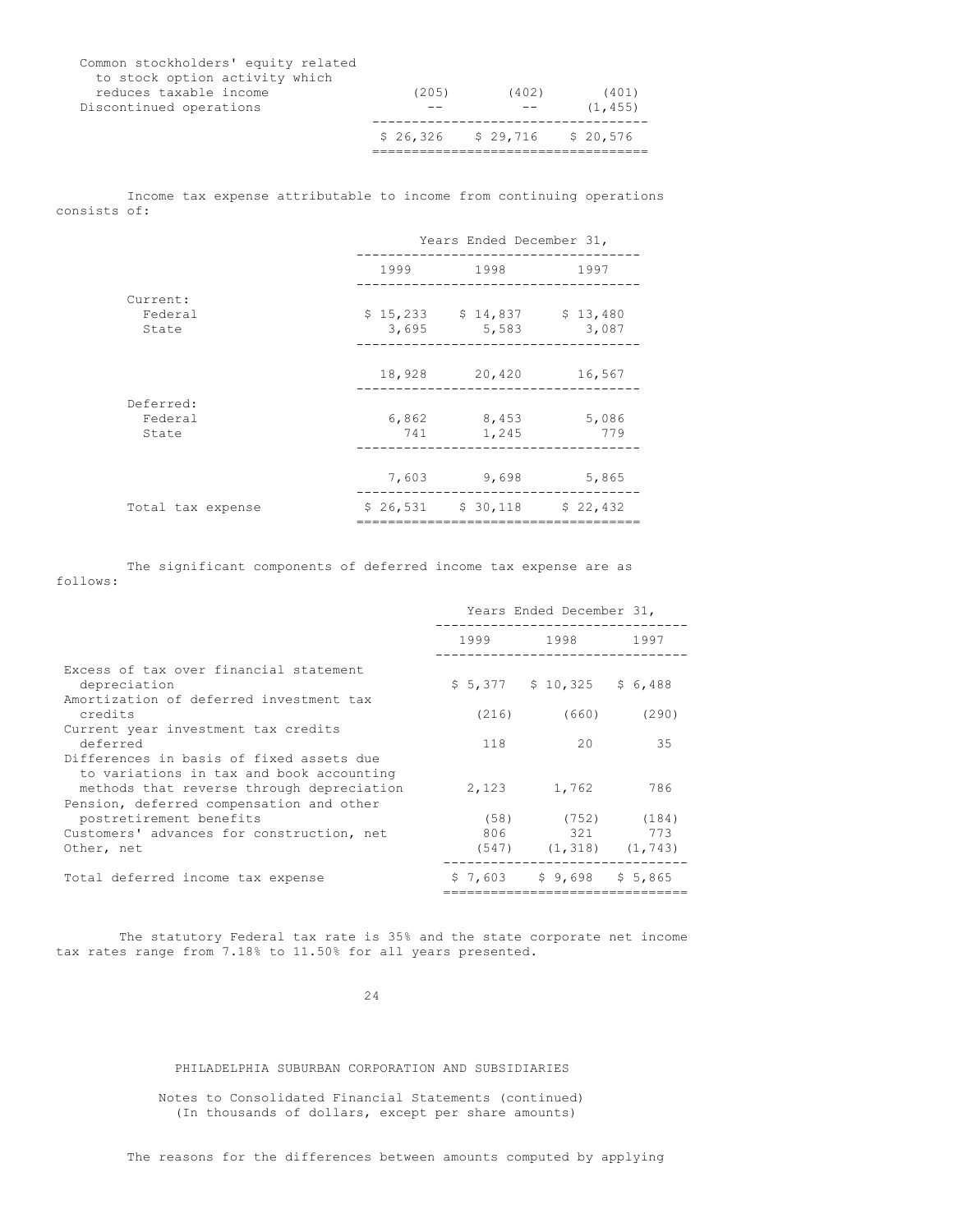| | | | |
|---|---|---|---|
| Common stockholders' equity related to stock option activity which reduces taxable income | (205) | (402) | (401) |
| Discontinued operations | -- | -- | (1,455) |
| | $ 26,326 | $ 29,716 | $ 20,576 |

Income tax expense attributable to income from continuing operations consists of:

| | Years Ended December 31, | | |
|---|---|---|---|
| | 1999 | 1998 | 1997 |
| Current: | | | |
| Federal | $ 15,233 | $ 14,837 | $ 13,480 |
| State | 3,695 | 5,583 | 3,087 |
| | 18,928 | 20,420 | 16,567 |
| Deferred: | | | |
| Federal | 6,862 | 8,453 | 5,086 |
| State | 741 | 1,245 | 779 |
| | 7,603 | 9,698 | 5,865 |
| Total tax expense | $ 26,531 | $ 30,118 | $ 22,432 |

The significant components of deferred income tax expense are as follows:

| | Years Ended December 31, | | |
|---|---|---|---|
| | 1999 | 1998 | 1997 |
| Excess of tax over financial statement depreciation | $ 5,377 | $ 10,325 | $ 6,488 |
| Amortization of deferred investment tax credits | (216) | (660) | (290) |
| Current year investment tax credits deferred | 118 | 20 | 35 |
| Differences in basis of fixed assets due to variations in tax and book accounting methods that reverse through depreciation | 2,123 | 1,762 | 786 |
| Pension, deferred compensation and other postretirement benefits | (58) | (752) | (184) |
| Customers' advances for construction, net | 806 | 321 | 773 |
| Other, net | (547) | (1,318) | (1,743) |
| Total deferred income tax expense | $ 7,603 | $ 9,698 | $ 5,865 |

The statutory Federal tax rate is 35% and the state corporate net income tax rates range from 7.18% to 11.50% for all years presented.

PHILADELPHIA SUBURBAN CORPORATION AND SUBSIDIARIES

Notes to Consolidated Financial Statements (continued)
(In thousands of dollars, except per share amounts)

The reasons for the differences between amounts computed by applying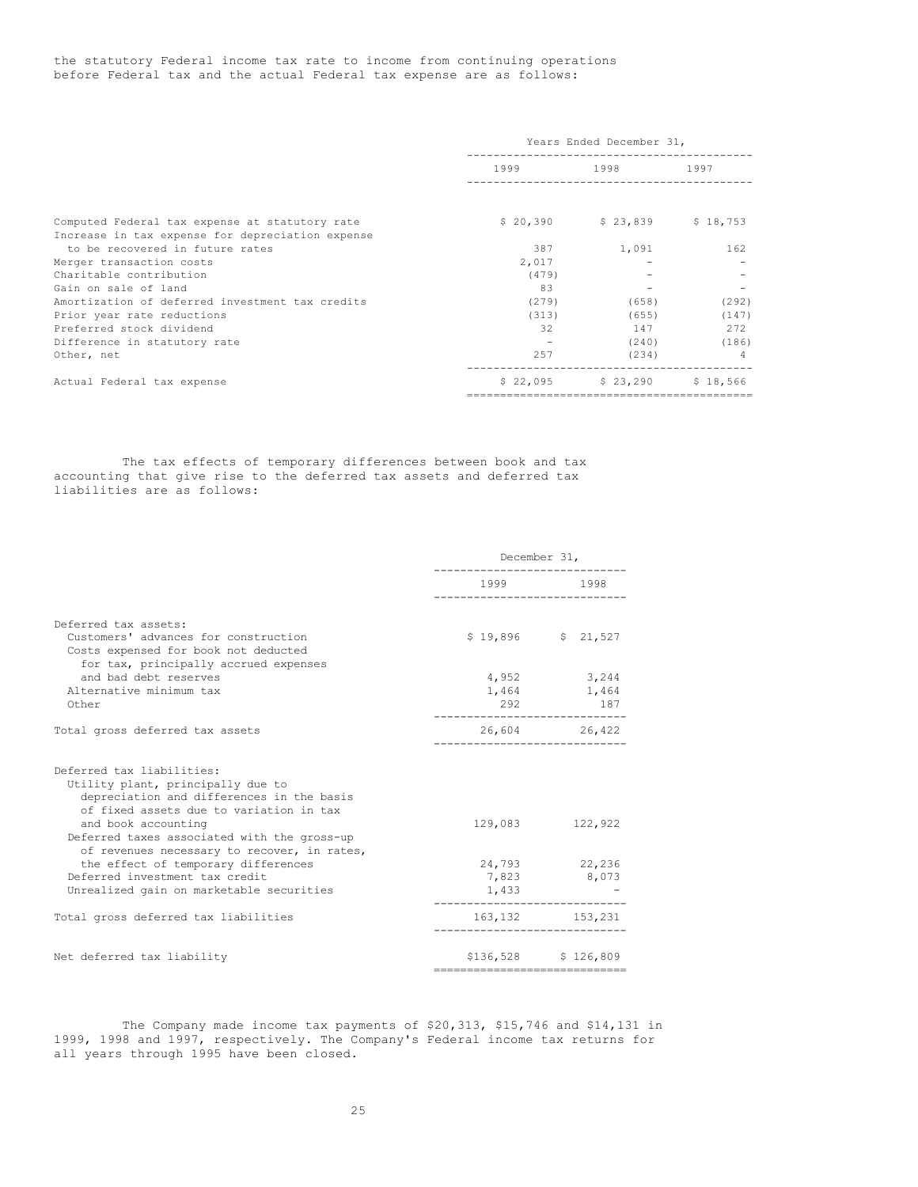the statutory Federal income tax rate to income from continuing operations before Federal tax and the actual Federal tax expense are as follows:

| | Years Ended December 31, | | |
|---|---|---|---|
| | 1999 | 1998 | 1997 |
| Computed Federal tax expense at statutory rate | $ 20,390 | $ 23,839 | $ 18,753 |
| Increase in tax expense for depreciation expense to be recovered in future rates | 387 | 1,091 | 162 |
| Merger transaction costs | 2,017 | - | - |
| Charitable contribution | (479) | - | - |
| Gain on sale of land | 83 | - | - |
| Amortization of deferred investment tax credits | (279) | (658) | (292) |
| Prior year rate reductions | (313) | (655) | (147) |
| Preferred stock dividend | 32 | 147 | 272 |
| Difference in statutory rate | - | (240) | (186) |
| Other, net | 257 | (234) | 4 |
| Actual Federal tax expense | $ 22,095 | $ 23,290 | $ 18,566 |

The tax effects of temporary differences between book and tax accounting that give rise to the deferred tax assets and deferred tax liabilities are as follows:

| | December 31, | |
|---|---|---|
| | 1999 | 1998 |
| Deferred tax assets: | | |
| Customers' advances for construction | $ 19,896 | $ 21,527 |
| Costs expensed for book not deducted for tax, principally accrued expenses and bad debt reserves | 4,952 | 3,244 |
| Alternative minimum tax | 1,464 | 1,464 |
| Other | 292 | 187 |
| Total gross deferred tax assets | 26,604 | 26,422 |
| Deferred tax liabilities: | | |
| Utility plant, principally due to depreciation and differences in the basis of fixed assets due to variation in tax and book accounting | 129,083 | 122,922 |
| Deferred taxes associated with the gross-up of revenues necessary to recover, in rates, the effect of temporary differences | 24,793 | 22,236 |
| Deferred investment tax credit | 7,823 | 8,073 |
| Unrealized gain on marketable securities | 1,433 | - |
| Total gross deferred tax liabilities | 163,132 | 153,231 |
| Net deferred tax liability | $136,528 | $ 126,809 |

The Company made income tax payments of $20,313, $15,746 and $14,131 in 1999, 1998 and 1997, respectively. The Company's Federal income tax returns for all years through 1995 have been closed.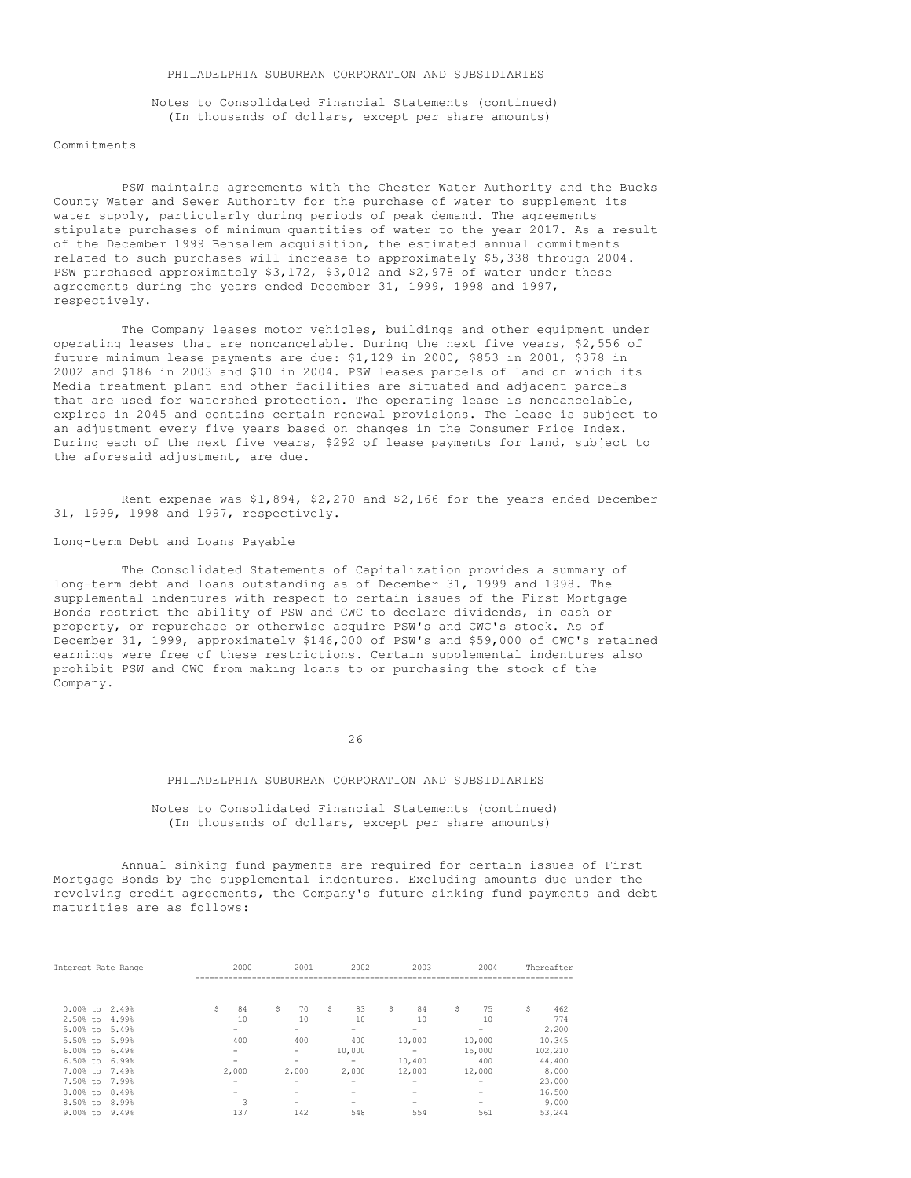Notes to Consolidated Financial Statements (continued)
(In thousands of dollars, except per share amounts)

### Commitments

PSW maintains agreements with the Chester Water Authority and the Bucks County Water and Sewer Authority for the purchase of water to supplement its water supply, particularly during periods of peak demand. The agreements stipulate purchases of minimum quantities of water to the year 2017. As a result of the December 1999 Bensalem acquisition, the estimated annual commitments related to such purchases will increase to approximately $5,338 through 2004. PSW purchased approximately $3,172, $3,012 and $2,978 of water under these agreements during the years ended December 31, 1999, 1998 and 1997, respectively.

The Company leases motor vehicles, buildings and other equipment under operating leases that are noncancelable. During the next five years, $2,556 of future minimum lease payments are due: $1,129 in 2000, $853 in 2001, $378 in 2002 and $186 in 2003 and $10 in 2004. PSW leases parcels of land on which its Media treatment plant and other facilities are situated and adjacent parcels that are used for watershed protection. The operating lease is noncancelable, expires in 2045 and contains certain renewal provisions. The lease is subject to an adjustment every five years based on changes in the Consumer Price Index. During each of the next five years, $292 of lease payments for land, subject to the aforesaid adjustment, are due.

Rent expense was $1,894, $2,270 and $2,166 for the years ended December 31, 1999, 1998 and 1997, respectively.

### Long-term Debt and Loans Payable

The Consolidated Statements of Capitalization provides a summary of long-term debt and loans outstanding as of December 31, 1999 and 1998. The supplemental indentures with respect to certain issues of the First Mortgage Bonds restrict the ability of PSW and CWC to declare dividends, in cash or property, or repurchase or otherwise acquire PSW's and CWC's stock. As of December 31, 1999, approximately $146,000 of PSW's and $59,000 of CWC's retained earnings were free of these restrictions. Certain supplemental indentures also prohibit PSW and CWC from making loans to or purchasing the stock of the Company.

Notes to Consolidated Financial Statements (continued)
(In thousands of dollars, except per share amounts)

Annual sinking fund payments are required for certain issues of First Mortgage Bonds by the supplemental indentures. Excluding amounts due under the revolving credit agreements, the Company's future sinking fund payments and debt maturities are as follows:

| Interest Rate Range | 2000 | 2001 | 2002 | 2003 | 2004 | Thereafter |
|---|---|---|---|---|---|---|
| 0.00% to 2.49% | $ 84 | $ 70 | $ 83 | $ 84 | $ 75 | $ 462 |
| 2.50% to 4.99% | 10 | 10 | 10 | 10 | 10 | 774 |
| 5.00% to 5.49% | - | - | - | - | - | 2,200 |
| 5.50% to 5.99% | 400 | 400 | 400 | 10,000 | 10,000 | 10,345 |
| 6.00% to 6.49% | - | - | 10,000 | - | 15,000 | 102,210 |
| 6.50% to 6.99% | - | - | - | 10,400 | 400 | 44,400 |
| 7.00% to 7.49% | 2,000 | 2,000 | 2,000 | 12,000 | 12,000 | 8,000 |
| 7.50% to 7.99% | - | - | - | - | - | 23,000 |
| 8.00% to 8.49% | - | - | - | - | - | 16,500 |
| 8.50% to 8.99% | 3 | - | - | - | - | 9,000 |
| 9.00% to 9.49% | 137 | 142 | 548 | 554 | 561 | 53,244 |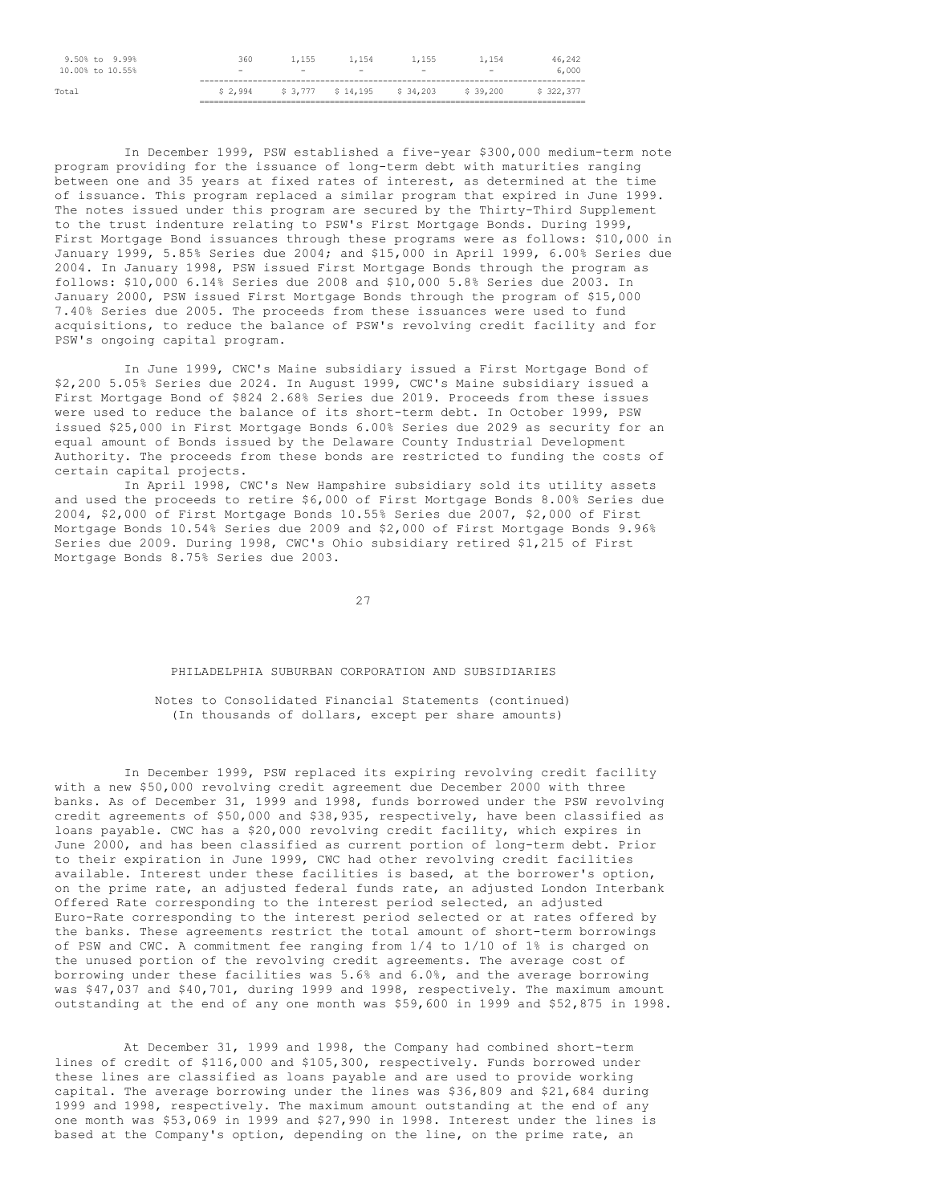| | | | | | | |
|---|---|---|---|---|---|---|
| 9.50% to 9.99% | 360 | 1,155 | 1,154 | 1,155 | 1,154 | 46,242 |
| 10.00% to 10.55% | - | - | - | - | - | 6,000 |
| Total | $ 2,994 | $ 3,777 | $ 14,195 | $ 34,203 | $ 39,200 | $ 322,377 |

In December 1999, PSW established a five-year $300,000 medium-term note program providing for the issuance of long-term debt with maturities ranging between one and 35 years at fixed rates of interest, as determined at the time of issuance. This program replaced a similar program that expired in June 1999. The notes issued under this program are secured by the Thirty-Third Supplement to the trust indenture relating to PSW's First Mortgage Bonds. During 1999, First Mortgage Bond issuances through these programs were as follows: $10,000 in January 1999, 5.85% Series due 2004; and $15,000 in April 1999, 6.00% Series due 2004. In January 1998, PSW issued First Mortgage Bonds through the program as follows: $10,000 6.14% Series due 2008 and $10,000 5.8% Series due 2003. In January 2000, PSW issued First Mortgage Bonds through the program of $15,000 7.40% Series due 2005. The proceeds from these issuances were used to fund acquisitions, to reduce the balance of PSW's revolving credit facility and for PSW's ongoing capital program.

In June 1999, CWC's Maine subsidiary issued a First Mortgage Bond of $2,200 5.05% Series due 2024. In August 1999, CWC's Maine subsidiary issued a First Mortgage Bond of $824 2.68% Series due 2019. Proceeds from these issues were used to reduce the balance of its short-term debt. In October 1999, PSW issued $25,000 in First Mortgage Bonds 6.00% Series due 2029 as security for an equal amount of Bonds issued by the Delaware County Industrial Development Authority. The proceeds from these bonds are restricted to funding the costs of certain capital projects.

In April 1998, CWC's New Hampshire subsidiary sold its utility assets and used the proceeds to retire $6,000 of First Mortgage Bonds 8.00% Series due 2004, $2,000 of First Mortgage Bonds 10.55% Series due 2007, $2,000 of First Mortgage Bonds 10.54% Series due 2009 and $2,000 of First Mortgage Bonds 9.96% Series due 2009. During 1998, CWC's Ohio subsidiary retired $1,215 of First Mortgage Bonds 8.75% Series due 2003.

PHILADELPHIA SUBURBAN CORPORATION AND SUBSIDIARIES

Notes to Consolidated Financial Statements (continued)
(In thousands of dollars, except per share amounts)

In December 1999, PSW replaced its expiring revolving credit facility with a new $50,000 revolving credit agreement due December 2000 with three banks. As of December 31, 1999 and 1998, funds borrowed under the PSW revolving credit agreements of $50,000 and $38,935, respectively, have been classified as loans payable. CWC has a $20,000 revolving credit facility, which expires in June 2000, and has been classified as current portion of long-term debt. Prior to their expiration in June 1999, CWC had other revolving credit facilities available. Interest under these facilities is based, at the borrower's option, on the prime rate, an adjusted federal funds rate, an adjusted London Interbank Offered Rate corresponding to the interest period selected, an adjusted Euro-Rate corresponding to the interest period selected or at rates offered by the banks. These agreements restrict the total amount of short-term borrowings of PSW and CWC. A commitment fee ranging from 1/4 to 1/10 of 1% is charged on the unused portion of the revolving credit agreements. The average cost of borrowing under these facilities was 5.6% and 6.0%, and the average borrowing was $47,037 and $40,701, during 1999 and 1998, respectively. The maximum amount outstanding at the end of any one month was $59,600 in 1999 and $52,875 in 1998.

At December 31, 1999 and 1998, the Company had combined short-term lines of credit of $116,000 and $105,300, respectively. Funds borrowed under these lines are classified as loans payable and are used to provide working capital. The average borrowing under the lines was $36,809 and $21,684 during 1999 and 1998, respectively. The maximum amount outstanding at the end of any one month was $53,069 in 1999 and $27,990 in 1998. Interest under the lines is based at the Company's option, depending on the line, on the prime rate, an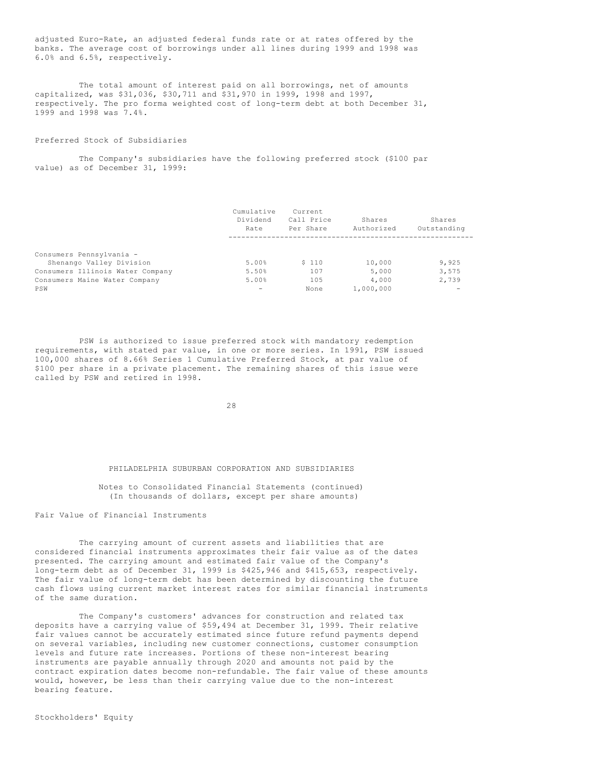adjusted Euro-Rate, an adjusted federal funds rate or at rates offered by the banks. The average cost of borrowings under all lines during 1999 and 1998 was 6.0% and 6.5%, respectively.

The total amount of interest paid on all borrowings, net of amounts capitalized, was $31,036, $30,711 and $31,970 in 1999, 1998 and 1997, respectively. The pro forma weighted cost of long-term debt at both December 31, 1999 and 1998 was 7.4%.

Preferred Stock of Subsidiaries

The Company's subsidiaries have the following preferred stock ($100 par value) as of December 31, 1999:

| | Cumulative Dividend Rate | Current Call Price Per Share | Shares Authorized | Shares Outstanding |
|---|---|---|---|---|
| Consumers Pennsylvania - Shenango Valley Division | 5.00% | $ 110 | 10,000 | 9,925 |
| Consumers Illinois Water Company | 5.50% | 107 | 5,000 | 3,575 |
| Consumers Maine Water Company | 5.00% | 105 | 4,000 | 2,739 |
| PSW | - | None | 1,000,000 | - |

PSW is authorized to issue preferred stock with mandatory redemption requirements, with stated par value, in one or more series. In 1991, PSW issued 100,000 shares of 8.66% Series 1 Cumulative Preferred Stock, at par value of $100 per share in a private placement. The remaining shares of this issue were called by PSW and retired in 1998.

PHILADELPHIA SUBURBAN CORPORATION AND SUBSIDIARIES

Notes to Consolidated Financial Statements (continued)
(In thousands of dollars, except per share amounts)

Fair Value of Financial Instruments

The carrying amount of current assets and liabilities that are considered financial instruments approximates their fair value as of the dates presented. The carrying amount and estimated fair value of the Company's long-term debt as of December 31, 1999 is $425,946 and $415,653, respectively. The fair value of long-term debt has been determined by discounting the future cash flows using current market interest rates for similar financial instruments of the same duration.

The Company's customers' advances for construction and related tax deposits have a carrying value of $59,494 at December 31, 1999. Their relative fair values cannot be accurately estimated since future refund payments depend on several variables, including new customer connections, customer consumption levels and future rate increases. Portions of these non-interest bearing instruments are payable annually through 2020 and amounts not paid by the contract expiration dates become non-refundable. The fair value of these amounts would, however, be less than their carrying value due to the non-interest bearing feature.

Stockholders' Equity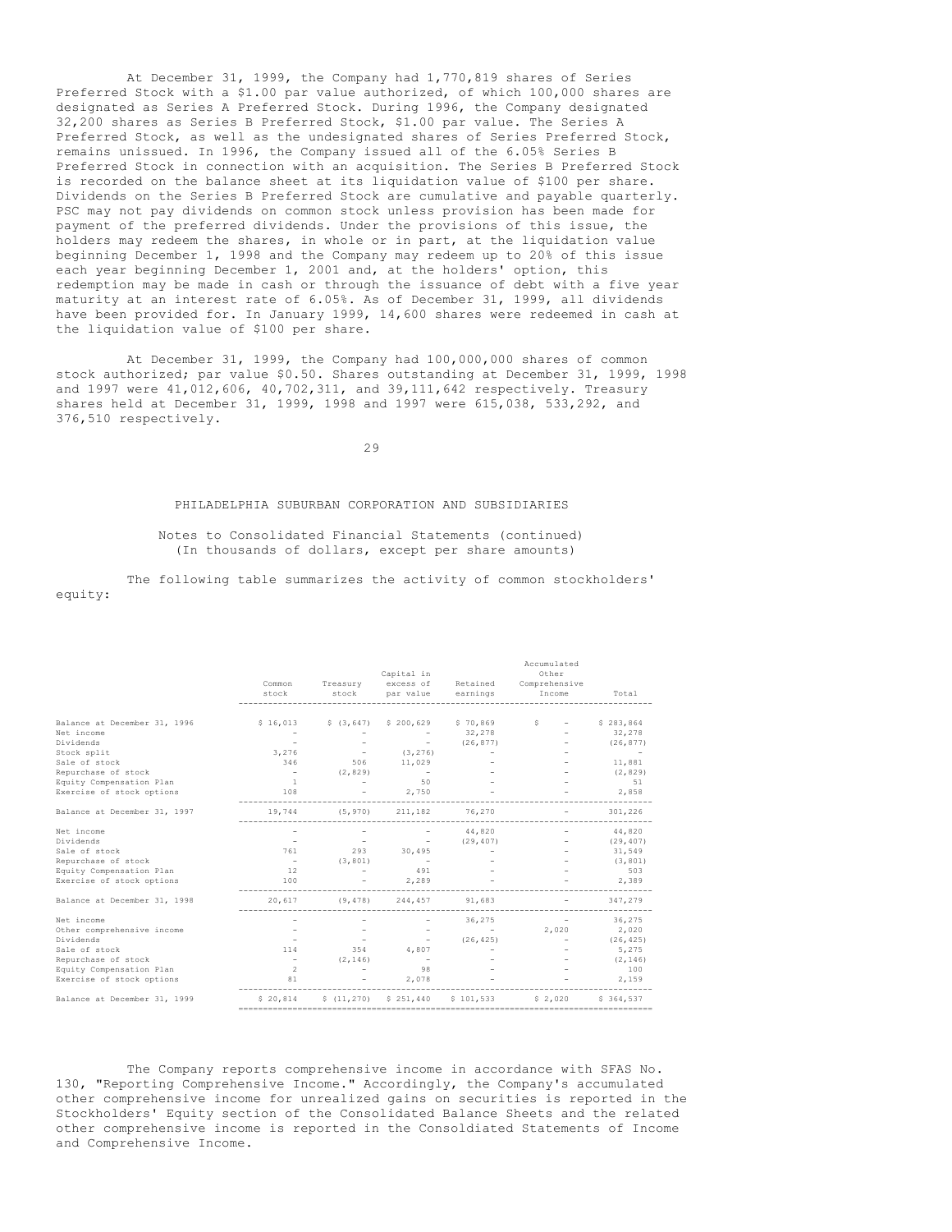At December 31, 1999, the Company had 1,770,819 shares of Series Preferred Stock with a $1.00 par value authorized, of which 100,000 shares are designated as Series A Preferred Stock. During 1996, the Company designated 32,200 shares as Series B Preferred Stock, $1.00 par value. The Series A Preferred Stock, as well as the undesignated shares of Series Preferred Stock, remains unissued. In 1996, the Company issued all of the 6.05% Series B Preferred Stock in connection with an acquisition. The Series B Preferred Stock is recorded on the balance sheet at its liquidation value of $100 per share. Dividends on the Series B Preferred Stock are cumulative and payable quarterly. PSC may not pay dividends on common stock unless provision has been made for payment of the preferred dividends. Under the provisions of this issue, the holders may redeem the shares, in whole or in part, at the liquidation value beginning December 1, 1998 and the Company may redeem up to 20% of this issue each year beginning December 1, 2001 and, at the holders' option, this redemption may be made in cash or through the issuance of debt with a five year maturity at an interest rate of 6.05%. As of December 31, 1999, all dividends have been provided for. In January 1999, 14,600 shares were redeemed in cash at the liquidation value of $100 per share.

At December 31, 1999, the Company had 100,000,000 shares of common stock authorized; par value $0.50. Shares outstanding at December 31, 1999, 1998 and 1997 were 41,012,606, 40,702,311, and 39,111,642 respectively. Treasury shares held at December 31, 1999, 1998 and 1997 were 615,038, 533,292, and 376,510 respectively.

PHILADELPHIA SUBURBAN CORPORATION AND SUBSIDIARIES

Notes to Consolidated Financial Statements (continued)
(In thousands of dollars, except per share amounts)

The following table summarizes the activity of common stockholders' equity:

| | Common stock | Treasury stock | Capital in excess of par value | Retained earnings | Accumulated Other Comprehensive Income | Total |
|---|---|---|---|---|---|---|
| Balance at December 31, 1996 | $ 16,013 | $ (3,647) | $ 200,629 | $ 70,869 | $ - | $ 283,864 |
| Net income | - | - | - | 32,278 | - | 32,278 |
| Dividends | - | - | - | (26,877) | - | (26,877) |
| Stock split | 3,276 | - | (3,276) | - | - | - |
| Sale of stock | 346 | 506 | 11,029 | - | - | 11,881 |
| Repurchase of stock | - | (2,829) | - | - | - | (2,829) |
| Equity Compensation Plan | 1 | - | 50 | - | - | 51 |
| Exercise of stock options | 108 | - | 2,750 | - | - | 2,858 |
| Balance at December 31, 1997 | 19,744 | (5,970) | 211,182 | 76,270 | - | 301,226 |
| Net income | - | - | - | 44,820 | - | 44,820 |
| Dividends | - | - | - | (29,407) | - | (29,407) |
| Sale of stock | 761 | 293 | 30,495 | - | - | 31,549 |
| Repurchase of stock | - | (3,801) | - | - | - | (3,801) |
| Equity Compensation Plan | 12 | - | 491 | - | - | 503 |
| Exercise of stock options | 100 | - | 2,289 | - | - | 2,389 |
| Balance at December 31, 1998 | 20,617 | (9,478) | 244,457 | 91,683 | - | 347,279 |
| Net income | - | - | - | 36,275 | - | 36,275 |
| Other comprehensive income | - | - | - | - | 2,020 | 2,020 |
| Dividends | - | - | - | (26,425) | - | (26,425) |
| Sale of stock | 114 | 354 | 4,807 | - | - | 5,275 |
| Repurchase of stock | - | (2,146) | - | - | - | (2,146) |
| Equity Compensation Plan | 2 | - | 98 | - | - | 100 |
| Exercise of stock options | 81 | - | 2,078 | - | - | 2,159 |
| Balance at December 31, 1999 | $ 20,814 | $ (11,270) | $ 251,440 | $ 101,533 | $ 2,020 | $ 364,537 |

The Company reports comprehensive income in accordance with SFAS No. 130, "Reporting Comprehensive Income." Accordingly, the Company's accumulated other comprehensive income for unrealized gains on securities is reported in the Stockholders' Equity section of the Consolidated Balance Sheets and the related other comprehensive income is reported in the Consoldiated Statements of Income and Comprehensive Income.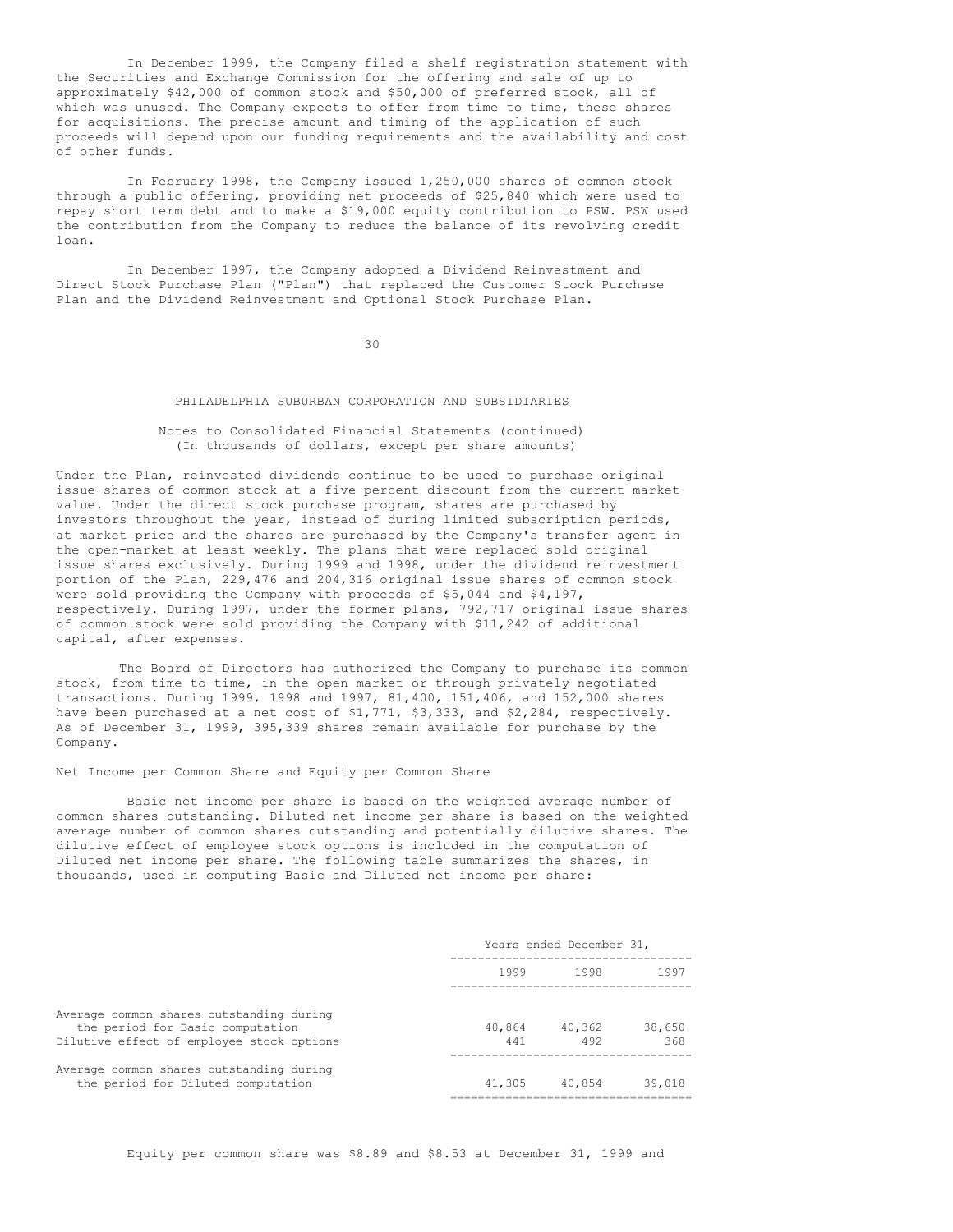In December 1999, the Company filed a shelf registration statement with the Securities and Exchange Commission for the offering and sale of up to approximately $42,000 of common stock and $50,000 of preferred stock, all of which was unused. The Company expects to offer from time to time, these shares for acquisitions. The precise amount and timing of the application of such proceeds will depend upon our funding requirements and the availability and cost of other funds.

In February 1998, the Company issued 1,250,000 shares of common stock through a public offering, providing net proceeds of $25,840 which were used to repay short term debt and to make a $19,000 equity contribution to PSW. PSW used the contribution from the Company to reduce the balance of its revolving credit loan.

In December 1997, the Company adopted a Dividend Reinvestment and Direct Stock Purchase Plan ("Plan") that replaced the Customer Stock Purchase Plan and the Dividend Reinvestment and Optional Stock Purchase Plan.

PHILADELPHIA SUBURBAN CORPORATION AND SUBSIDIARIES

Notes to Consolidated Financial Statements (continued)
(In thousands of dollars, except per share amounts)

Under the Plan, reinvested dividends continue to be used to purchase original issue shares of common stock at a five percent discount from the current market value. Under the direct stock purchase program, shares are purchased by investors throughout the year, instead of during limited subscription periods, at market price and the shares are purchased by the Company's transfer agent in the open-market at least weekly. The plans that were replaced sold original issue shares exclusively. During 1999 and 1998, under the dividend reinvestment portion of the Plan, 229,476 and 204,316 original issue shares of common stock were sold providing the Company with proceeds of $5,044 and $4,197, respectively. During 1997, under the former plans, 792,717 original issue shares of common stock were sold providing the Company with $11,242 of additional capital, after expenses.

The Board of Directors has authorized the Company to purchase its common stock, from time to time, in the open market or through privately negotiated transactions. During 1999, 1998 and 1997, 81,400, 151,406, and 152,000 shares have been purchased at a net cost of $1,771, $3,333, and $2,284, respectively. As of December 31, 1999, 395,339 shares remain available for purchase by the Company.

Net Income per Common Share and Equity per Common Share

Basic net income per share is based on the weighted average number of common shares outstanding. Diluted net income per share is based on the weighted average number of common shares outstanding and potentially dilutive shares. The dilutive effect of employee stock options is included in the computation of Diluted net income per share. The following table summarizes the shares, in thousands, used in computing Basic and Diluted net income per share:

| | Years ended December 31, | | |
|---|---|---|---|
| | 1999 | 1998 | 1997 |
| Average common shares outstanding during the period for Basic computation | 40,864 | 40,362 | 38,650 |
| Dilutive effect of employee stock options | 441 | 492 | 368 |
| Average common shares outstanding during the period for Diluted computation | 41,305 | 40,854 | 39,018 |

Equity per common share was $8.89 and $8.53 at December 31, 1999 and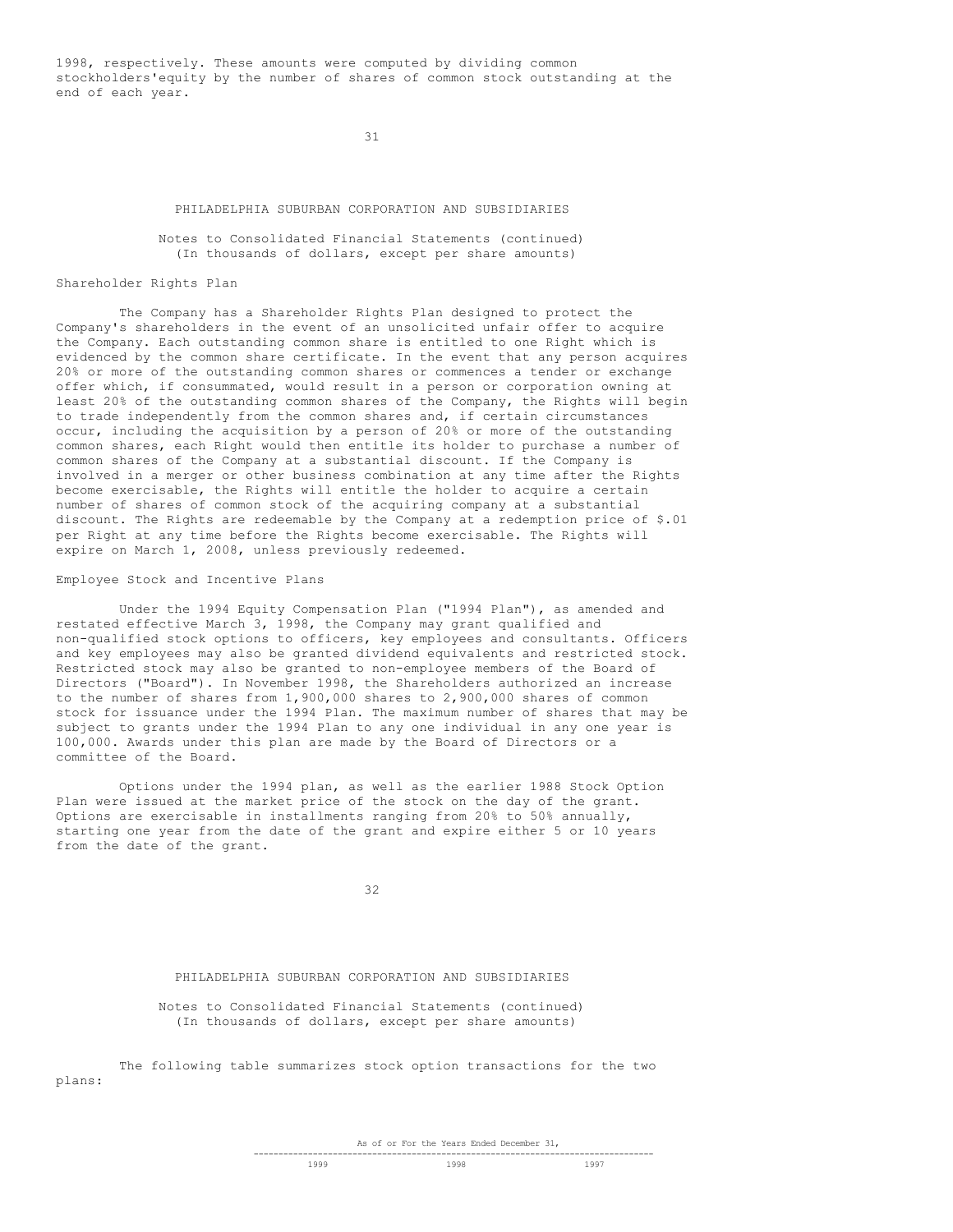1998, respectively. These amounts were computed by dividing common stockholders'equity by the number of shares of common stock outstanding at the end of each year.

PHILADELPHIA SUBURBAN CORPORATION AND SUBSIDIARIES

Notes to Consolidated Financial Statements (continued)
(In thousands of dollars, except per share amounts)

Shareholder Rights Plan

The Company has a Shareholder Rights Plan designed to protect the Company's shareholders in the event of an unsolicited unfair offer to acquire the Company. Each outstanding common share is entitled to one Right which is evidenced by the common share certificate. In the event that any person acquires 20% or more of the outstanding common shares or commences a tender or exchange offer which, if consummated, would result in a person or corporation owning at least 20% of the outstanding common shares of the Company, the Rights will begin to trade independently from the common shares and, if certain circumstances occur, including the acquisition by a person of 20% or more of the outstanding common shares, each Right would then entitle its holder to purchase a number of common shares of the Company at a substantial discount. If the Company is involved in a merger or other business combination at any time after the Rights become exercisable, the Rights will entitle the holder to acquire a certain number of shares of common stock of the acquiring company at a substantial discount. The Rights are redeemable by the Company at a redemption price of $.01 per Right at any time before the Rights become exercisable. The Rights will expire on March 1, 2008, unless previously redeemed.

Employee Stock and Incentive Plans

Under the 1994 Equity Compensation Plan ("1994 Plan"), as amended and restated effective March 3, 1998, the Company may grant qualified and non-qualified stock options to officers, key employees and consultants. Officers and key employees may also be granted dividend equivalents and restricted stock. Restricted stock may also be granted to non-employee members of the Board of Directors ("Board"). In November 1998, the Shareholders authorized an increase to the number of shares from 1,900,000 shares to 2,900,000 shares of common stock for issuance under the 1994 Plan. The maximum number of shares that may be subject to grants under the 1994 Plan to any one individual in any one year is 100,000. Awards under this plan are made by the Board of Directors or a committee of the Board.

Options under the 1994 plan, as well as the earlier 1988 Stock Option Plan were issued at the market price of the stock on the day of the grant. Options are exercisable in installments ranging from 20% to 50% annually, starting one year from the date of the grant and expire either 5 or 10 years from the date of the grant.

PHILADELPHIA SUBURBAN CORPORATION AND SUBSIDIARIES

Notes to Consolidated Financial Statements (continued)
(In thousands of dollars, except per share amounts)

The following table summarizes stock option transactions for the two plans:

| As of or For the Years Ended December 31, | | |
|---|---|---|
| 1999 | 1998 | 1997 |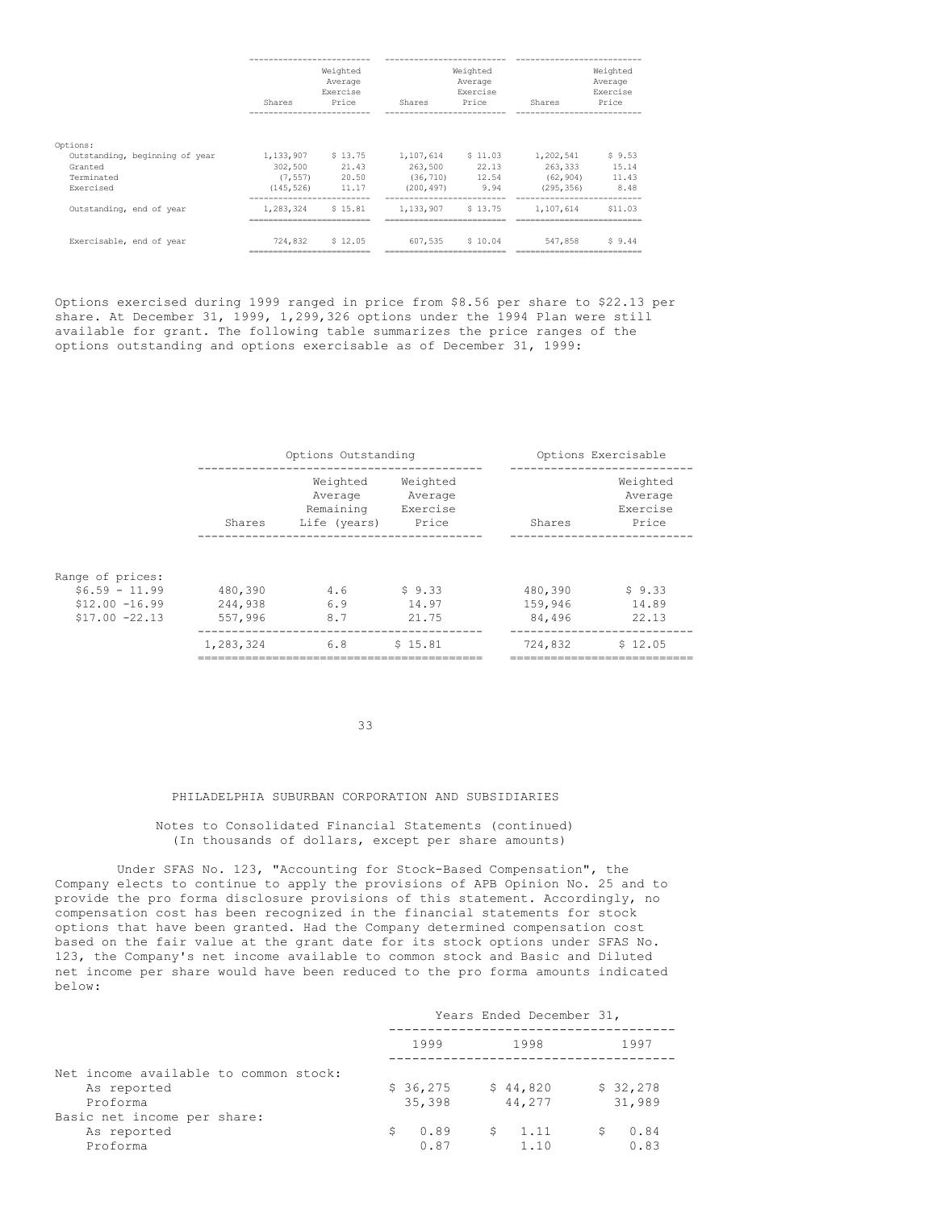| | Shares | Weighted Average Exercise Price | Shares | Weighted Average Exercise Price | Shares | Weighted Average Exercise Price |
|---|---|---|---|---|---|---|
| Options: | | | | | | |
| Outstanding, beginning of year | 1,133,907 | $ 13.75 | 1,107,614 | $ 11.03 | 1,202,541 | $ 9.53 |
| Granted | 302,500 | 21.43 | 263,500 | 22.13 | 263,333 | 15.14 |
| Terminated | (7,557) | 20.50 | (36,710) | 12.54 | (62,904) | 11.43 |
| Exercised | (145,526) | 11.17 | (200,497) | 9.94 | (295,356) | 8.48 |
| Outstanding, end of year | 1,283,324 | $ 15.81 | 1,133,907 | $ 13.75 | 1,107,614 | $11.03 |
| Exercisable, end of year | 724,832 | $ 12.05 | 607,535 | $ 10.04 | 547,858 | $ 9.44 |

Options exercised during 1999 ranged in price from $8.56 per share to $22.13 per share. At December 31, 1999, 1,299,326 options under the 1994 Plan were still available for grant. The following table summarizes the price ranges of the options outstanding and options exercisable as of December 31, 1999:

| | Options Outstanding | | | Options Exercisable | |
|---|---|---|---|---|---|
| | Shares | Weighted Average Remaining Life (years) | Weighted Average Exercise Price | Shares | Weighted Average Exercise Price |
| Range of prices: | | | | | |
| $6.59 - 11.99 | 480,390 | 4.6 | $ 9.33 | 480,390 | $ 9.33 |
| $12.00 -16.99 | 244,938 | 6.9 | 14.97 | 159,946 | 14.89 |
| $17.00 -22.13 | 557,996 | 8.7 | 21.75 | 84,496 | 22.13 |
| | 1,283,324 | 6.8 | $ 15.81 | 724,832 | $ 12.05 |

PHILADELPHIA SUBURBAN CORPORATION AND SUBSIDIARIES

Notes to Consolidated Financial Statements (continued)
(In thousands of dollars, except per share amounts)

Under SFAS No. 123, "Accounting for Stock-Based Compensation", the Company elects to continue to apply the provisions of APB Opinion No. 25 and to provide the pro forma disclosure provisions of this statement. Accordingly, no compensation cost has been recognized in the financial statements for stock options that have been granted. Had the Company determined compensation cost based on the fair value at the grant date for its stock options under SFAS No. 123, the Company's net income available to common stock and Basic and Diluted net income per share would have been reduced to the pro forma amounts indicated below:

| | Years Ended December 31, | | |
|---|---|---|---|
| | 1999 | 1998 | 1997 |
| Net income available to common stock: | | | |
| As reported | $ 36,275 | $ 44,820 | $ 32,278 |
| Proforma | 35,398 | 44,277 | 31,989 |
| Basic net income per share: | | | |
| As reported | $ 0.89 | $ 1.11 | $ 0.84 |
| Proforma | 0.87 | 1.10 | 0.83 |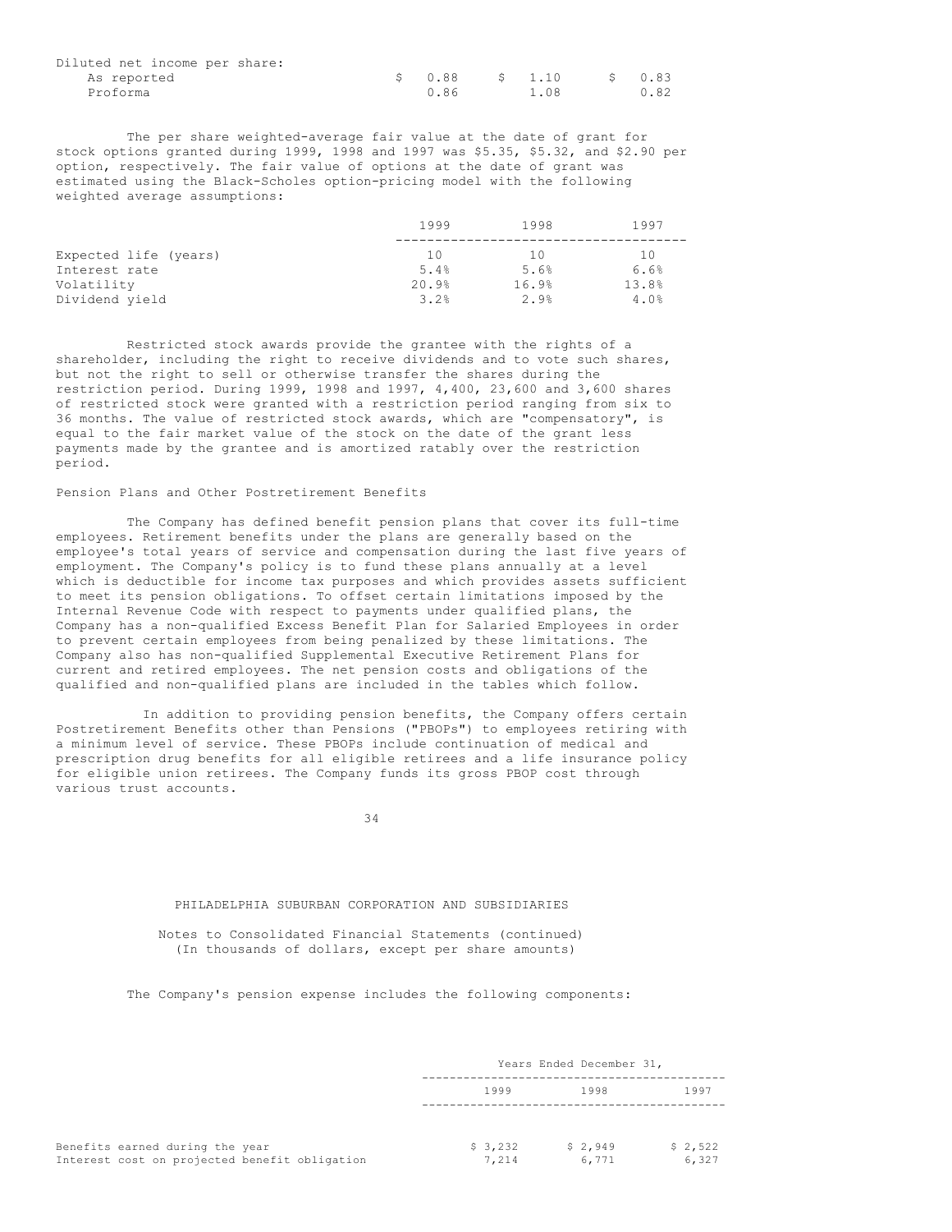| | | | |
|---|---|---|---|
| Diluted net income per share: | | | |
| As reported | $ 0.88 | $ 1.10 | $ 0.83 |
| Proforma | 0.86 | 1.08 | 0.82 |

The per share weighted-average fair value at the date of grant for stock options granted during 1999, 1998 and 1997 was $5.35, $5.32, and $2.90 per option, respectively. The fair value of options at the date of grant was estimated using the Black-Scholes option-pricing model with the following weighted average assumptions:

| | 1999 | 1998 | 1997 |
|---|---|---|---|
| Expected life (years) | 10 | 10 | 10 |
| Interest rate | 5.4% | 5.6% | 6.6% |
| Volatility | 20.9% | 16.9% | 13.8% |
| Dividend yield | 3.2% | 2.9% | 4.0% |

Restricted stock awards provide the grantee with the rights of a shareholder, including the right to receive dividends and to vote such shares, but not the right to sell or otherwise transfer the shares during the restriction period. During 1999, 1998 and 1997, 4,400, 23,600 and 3,600 shares of restricted stock were granted with a restriction period ranging from six to 36 months. The value of restricted stock awards, which are "compensatory", is equal to the fair market value of the stock on the date of the grant less payments made by the grantee and is amortized ratably over the restriction period.

Pension Plans and Other Postretirement Benefits

The Company has defined benefit pension plans that cover its full-time employees. Retirement benefits under the plans are generally based on the employee's total years of service and compensation during the last five years of employment. The Company's policy is to fund these plans annually at a level which is deductible for income tax purposes and which provides assets sufficient to meet its pension obligations. To offset certain limitations imposed by the Internal Revenue Code with respect to payments under qualified plans, the Company has a non-qualified Excess Benefit Plan for Salaried Employees in order to prevent certain employees from being penalized by these limitations. The Company also has non-qualified Supplemental Executive Retirement Plans for current and retired employees. The net pension costs and obligations of the qualified and non-qualified plans are included in the tables which follow.

In addition to providing pension benefits, the Company offers certain Postretirement Benefits other than Pensions ("PBOPs") to employees retiring with a minimum level of service. These PBOPs include continuation of medical and prescription drug benefits for all eligible retirees and a life insurance policy for eligible union retirees. The Company funds its gross PBOP cost through various trust accounts.

PHILADELPHIA SUBURBAN CORPORATION AND SUBSIDIARIES

Notes to Consolidated Financial Statements (continued)
(In thousands of dollars, except per share amounts)

The Company's pension expense includes the following components:

| | Years Ended December 31, | | |
|---|---|---|---|
| | 1999 | 1998 | 1997 |
| Benefits earned during the year | $ 3,232 | $ 2,949 | $ 2,522 |
| Interest cost on projected benefit obligation | 7,214 | 6,771 | 6,327 |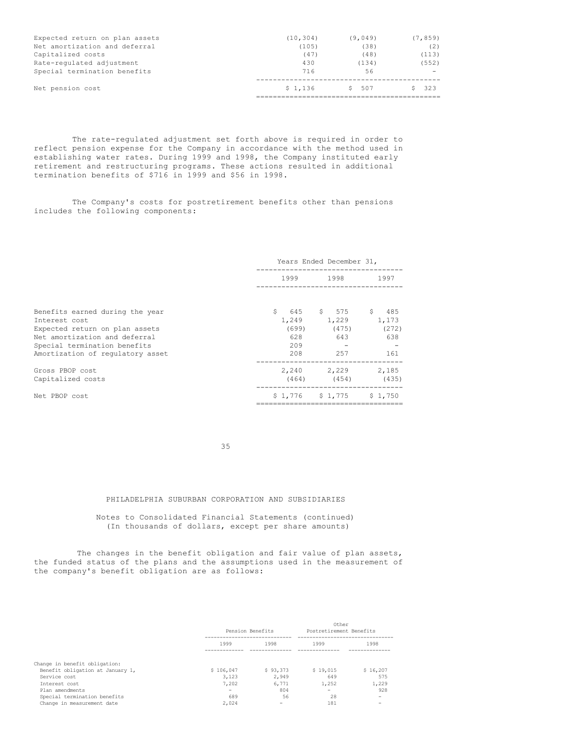| | | | |
|---|---|---|---|
| Expected return on plan assets | (10,304) | (9,049) | (7,859) |
| Net amortization and deferral | (105) | (38) | (2) |
| Capitalized costs | (47) | (48) | (113) |
| Rate-regulated adjustment | 430 | (134) | (552) |
| Special termination benefits | 716 | 56 | - |
| Net pension cost | $ 1,136 | $ 507 | $ 323 |

The rate-regulated adjustment set forth above is required in order to reflect pension expense for the Company in accordance with the method used in establishing water rates. During 1999 and 1998, the Company instituted early retirement and restructuring programs. These actions resulted in additional termination benefits of $716 in 1999 and $56 in 1998.

The Company's costs for postretirement benefits other than pensions includes the following components:

| | Years Ended December 31, | | |
|---|---|---|---|
| | 1999 | 1998 | 1997 |
| Benefits earned during the year | $ 645 | $ 575 | $ 485 |
| Interest cost | 1,249 | 1,229 | 1,173 |
| Expected return on plan assets | (699) | (475) | (272) |
| Net amortization and deferral | 628 | 643 | 638 |
| Special termination benefits | 209 | - | - |
| Amortization of regulatory asset | 208 | 257 | 161 |
| Gross PBOP cost | 2,240 | 2,229 | 2,185 |
| Capitalized costs | (464) | (454) | (435) |
| Net PBOP cost | $ 1,776 | $ 1,775 | $ 1,750 |

PHILADELPHIA SUBURBAN CORPORATION AND SUBSIDIARIES

Notes to Consolidated Financial Statements (continued)
(In thousands of dollars, except per share amounts)

The changes in the benefit obligation and fair value of plan assets, the funded status of the plans and the assumptions used in the measurement of the company's benefit obligation are as follows:

| | Pension Benefits | | Other Postretirement Benefits | |
|---|---|---|---|---|
| | 1999 | 1998 | 1999 | 1998 |
| Change in benefit obligation: | | | | |
| Benefit obligation at January 1, | $ 106,047 | $ 93,373 | $ 19,015 | $ 16,207 |
| Service cost | 3,123 | 2,949 | 649 | 575 |
| Interest cost | 7,202 | 6,771 | 1,252 | 1,229 |
| Plan amendments | - | 804 | - | 928 |
| Special termination benefits | 689 | 56 | 28 | - |
| Change in measurement date | 2,024 | - | 181 | - |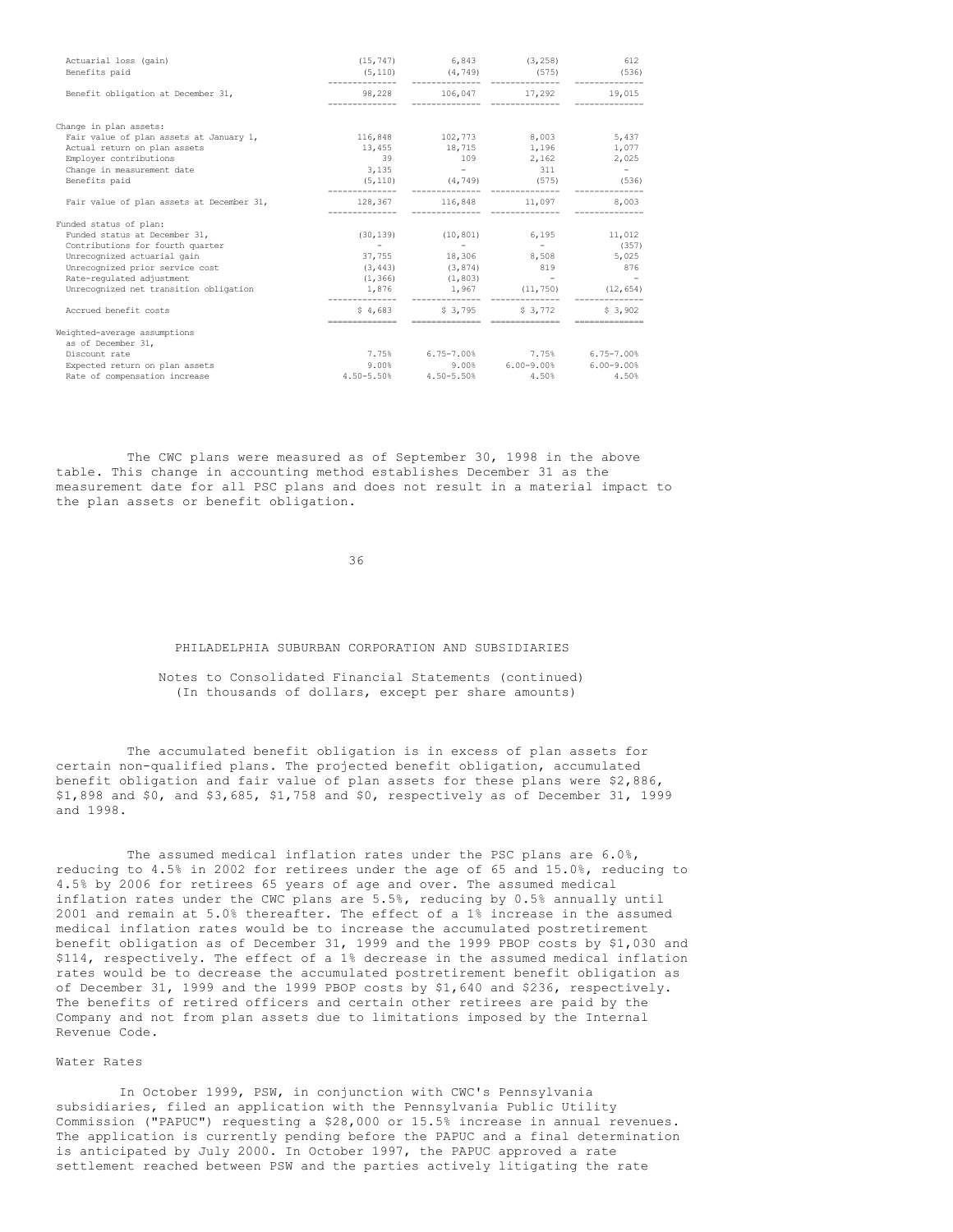| | | | | |
|---|---|---|---|---|
| Actuarial loss (gain) | (15,747) | 6,843 | (3,258) | 612 |
| Benefits paid | (5,110) | (4,749) | (575) | (536) |
| Benefit obligation at December 31, | 98,228 | 106,047 | 17,292 | 19,015 |
| Change in plan assets: | | | | |
| Fair value of plan assets at January 1, | 116,848 | 102,773 | 8,003 | 5,437 |
| Actual return on plan assets | 13,455 | 18,715 | 1,196 | 1,077 |
| Employer contributions | 39 | 109 | 2,162 | 2,025 |
| Change in measurement date | 3,135 | - | 311 | - |
| Benefits paid | (5,110) | (4,749) | (575) | (536) |
| Fair value of plan assets at December 31, | 128,367 | 116,848 | 11,097 | 8,003 |
| Funded status of plan: | | | | |
| Funded status at December 31, | (30,139) | (10,801) | 6,195 | 11,012 |
| Contributions for fourth quarter | - | - | - | (357) |
| Unrecognized actuarial gain | 37,755 | 18,306 | 8,508 | 5,025 |
| Unrecognized prior service cost | (3,443) | (3,874) | 819 | 876 |
| Rate-regulated adjustment | (1,366) | (1,803) | - | - |
| Unrecognized net transition obligation | 1,876 | 1,967 | (11,750) | (12,654) |
| Accrued benefit costs | $ 4,683 | $ 3,795 | $ 3,772 | $ 3,902 |
| Weighted-average assumptions as of December 31, | | | | |
| Discount rate | 7.75% | 6.75-7.00% | 7.75% | 6.75-7.00% |
| Expected return on plan assets | 9.00% | 9.00% | 6.00-9.00% | 6.00-9.00% |
| Rate of compensation increase | 4.50-5.50% | 4.50-5.50% | 4.50% | 4.50% |

The CWC plans were measured as of September 30, 1998 in the above table. This change in accounting method establishes December 31 as the measurement date for all PSC plans and does not result in a material impact to the plan assets or benefit obligation.

PHILADELPHIA SUBURBAN CORPORATION AND SUBSIDIARIES

Notes to Consolidated Financial Statements (continued)
(In thousands of dollars, except per share amounts)

The accumulated benefit obligation is in excess of plan assets for certain non-qualified plans. The projected benefit obligation, accumulated benefit obligation and fair value of plan assets for these plans were $2,886, $1,898 and $0, and $3,685, $1,758 and $0, respectively as of December 31, 1999 and 1998.

The assumed medical inflation rates under the PSC plans are 6.0%, reducing to 4.5% in 2002 for retirees under the age of 65 and 15.0%, reducing to 4.5% by 2006 for retirees 65 years of age and over. The assumed medical inflation rates under the CWC plans are 5.5%, reducing by 0.5% annually until 2001 and remain at 5.0% thereafter. The effect of a 1% increase in the assumed medical inflation rates would be to increase the accumulated postretirement benefit obligation as of December 31, 1999 and the 1999 PBOP costs by $1,030 and $114, respectively. The effect of a 1% decrease in the assumed medical inflation rates would be to decrease the accumulated postretirement benefit obligation as of December 31, 1999 and the 1999 PBOP costs by $1,640 and $236, respectively. The benefits of retired officers and certain other retirees are paid by the Company and not from plan assets due to limitations imposed by the Internal Revenue Code.

Water Rates

In October 1999, PSW, in conjunction with CWC's Pennsylvania subsidiaries, filed an application with the Pennsylvania Public Utility Commission ("PAPUC") requesting a $28,000 or 15.5% increase in annual revenues. The application is currently pending before the PAPUC and a final determination is anticipated by July 2000. In October 1997, the PAPUC approved a rate settlement reached between PSW and the parties actively litigating the rate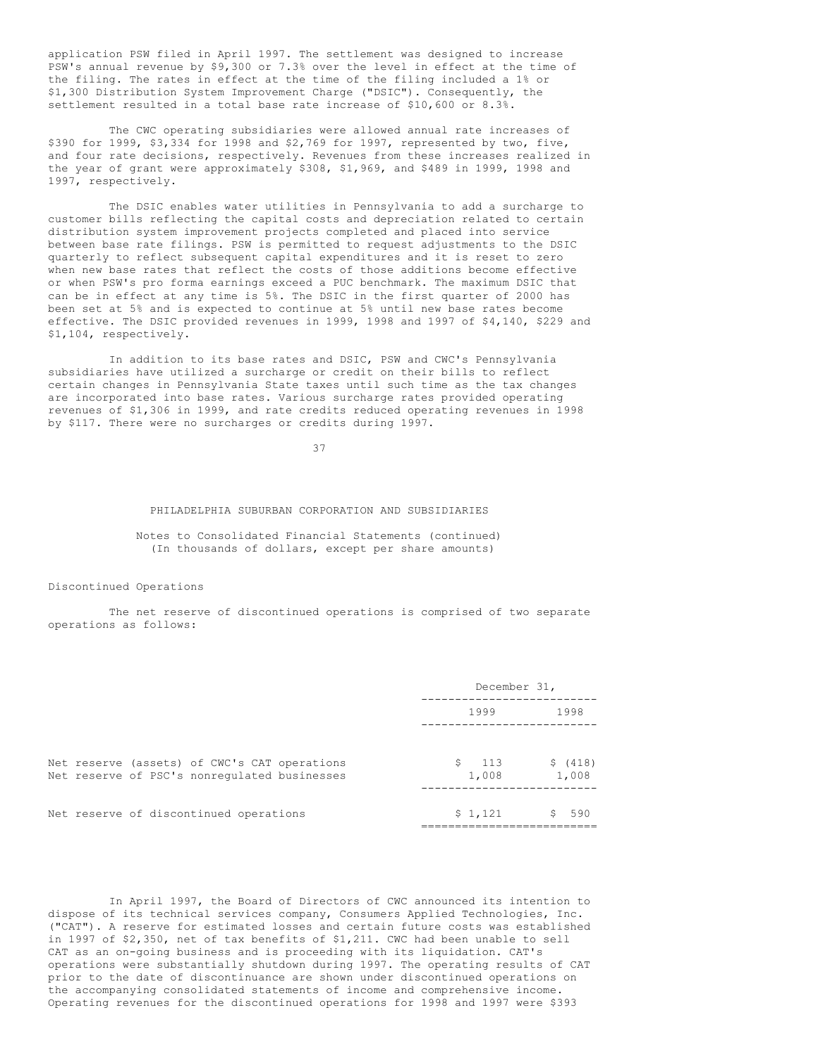application PSW filed in April 1997. The settlement was designed to increase PSW's annual revenue by $9,300 or 7.3% over the level in effect at the time of the filing. The rates in effect at the time of the filing included a 1% or $1,300 Distribution System Improvement Charge ("DSIC"). Consequently, the settlement resulted in a total base rate increase of $10,600 or 8.3%.

The CWC operating subsidiaries were allowed annual rate increases of $390 for 1999, $3,334 for 1998 and $2,769 for 1997, represented by two, five, and four rate decisions, respectively. Revenues from these increases realized in the year of grant were approximately $308, $1,969, and $489 in 1999, 1998 and 1997, respectively.

The DSIC enables water utilities in Pennsylvania to add a surcharge to customer bills reflecting the capital costs and depreciation related to certain distribution system improvement projects completed and placed into service between base rate filings. PSW is permitted to request adjustments to the DSIC quarterly to reflect subsequent capital expenditures and it is reset to zero when new base rates that reflect the costs of those additions become effective or when PSW's pro forma earnings exceed a PUC benchmark. The maximum DSIC that can be in effect at any time is 5%. The DSIC in the first quarter of 2000 has been set at 5% and is expected to continue at 5% until new base rates become effective. The DSIC provided revenues in 1999, 1998 and 1997 of $4,140, $229 and $1,104, respectively.

In addition to its base rates and DSIC, PSW and CWC's Pennsylvania subsidiaries have utilized a surcharge or credit on their bills to reflect certain changes in Pennsylvania State taxes until such time as the tax changes are incorporated into base rates. Various surcharge rates provided operating revenues of $1,306 in 1999, and rate credits reduced operating revenues in 1998 by $117. There were no surcharges or credits during 1997.

PHILADELPHIA SUBURBAN CORPORATION AND SUBSIDIARIES

Notes to Consolidated Financial Statements (continued)
(In thousands of dollars, except per share amounts)

Discontinued Operations

The net reserve of discontinued operations is comprised of two separate operations as follows:

| | December 31, 1999 | December 31, 1998 |
|---|---|---|
| Net reserve (assets) of CWC's CAT operations | $ 113 | $ (418) |
| Net reserve of PSC's nonregulated businesses | 1,008 | 1,008 |
| Net reserve of discontinued operations | $ 1,121 | $ 590 |

In April 1997, the Board of Directors of CWC announced its intention to dispose of its technical services company, Consumers Applied Technologies, Inc. ("CAT"). A reserve for estimated losses and certain future costs was established in 1997 of $2,350, net of tax benefits of $1,211. CWC had been unable to sell CAT as an on-going business and is proceeding with its liquidation. CAT's operations were substantially shutdown during 1997. The operating results of CAT prior to the date of discontinuance are shown under discontinued operations on the accompanying consolidated statements of income and comprehensive income. Operating revenues for the discontinued operations for 1998 and 1997 were $393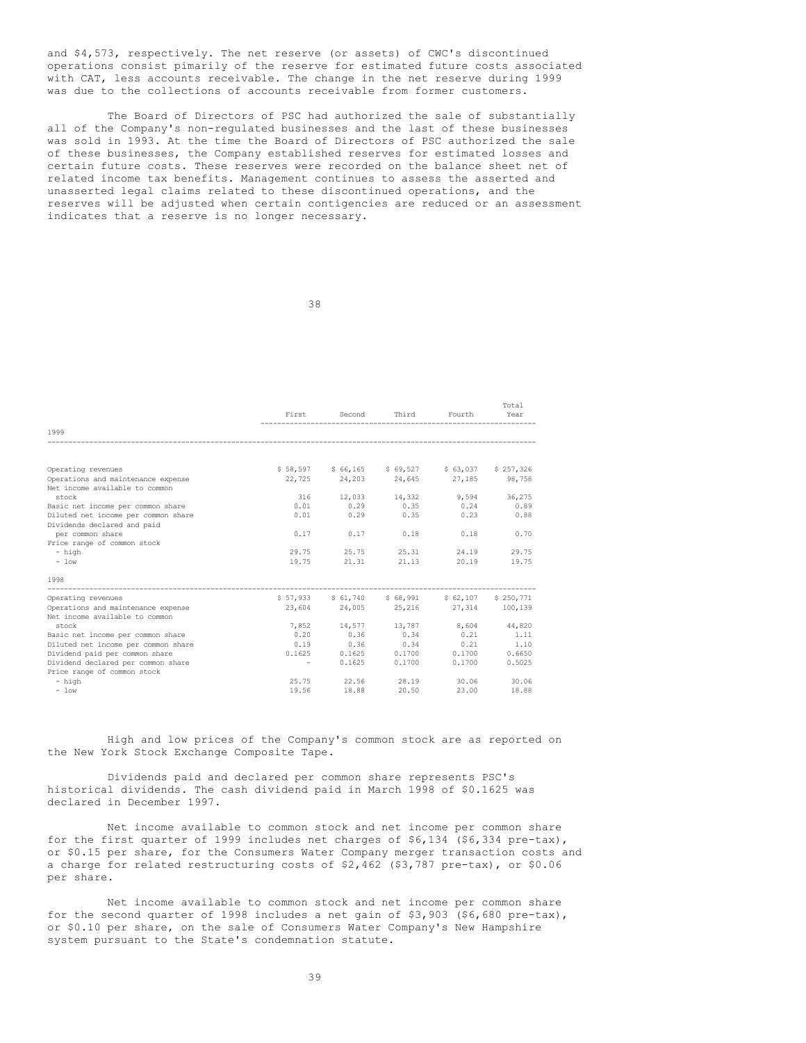and $4,573, respectively. The net reserve (or assets) of CWC's discontinued operations consist pimarily of the reserve for estimated future costs associated with CAT, less accounts receivable. The change in the net reserve during 1999 was due to the collections of accounts receivable from former customers.

The Board of Directors of PSC had authorized the sale of substantially all of the Company's non-regulated businesses and the last of these businesses was sold in 1993. At the time the Board of Directors of PSC authorized the sale of these businesses, the Company established reserves for estimated losses and certain future costs. These reserves were recorded on the balance sheet net of related income tax benefits. Management continues to assess the asserted and unasserted legal claims related to these discontinued operations, and the reserves will be adjusted when certain contigencies are reduced or an assessment indicates that a reserve is no longer necessary.

| | First | Second | Third | Fourth | Total Year |
|---|---|---|---|---|---|
| **1999** | | | | | |
| Operating revenues | $ 58,597 | $ 66,165 | $ 69,527 | $ 63,037 | $ 257,326 |
| Operations and maintenance expense | 22,725 | 24,203 | 24,645 | 27,185 | 98,758 |
| Net income available to common stock | 316 | 12,033 | 14,332 | 9,594 | 36,275 |
| Basic net income per common share | 0.01 | 0.29 | 0.35 | 0.24 | 0.89 |
| Diluted net income per common share | 0.01 | 0.29 | 0.35 | 0.23 | 0.88 |
| Dividends declared and paid per common share | 0.17 | 0.17 | 0.18 | 0.18 | 0.70 |
| Price range of common stock | | | | | |
| - high | 29.75 | 25.75 | 25.31 | 24.19 | 29.75 |
| - low | 19.75 | 21.31 | 21.13 | 20.19 | 19.75 |
| **1998** | | | | | |
| Operating revenues | $ 57,933 | $ 61,740 | $ 68,991 | $ 62,107 | $ 250,771 |
| Operations and maintenance expense | 23,604 | 24,005 | 25,216 | 27,314 | 100,139 |
| Net income available to common stock | 7,852 | 14,577 | 13,787 | 8,604 | 44,820 |
| Basic net income per common share | 0.20 | 0.36 | 0.34 | 0.21 | 1.11 |
| Diluted net income per common share | 0.19 | 0.36 | 0.34 | 0.21 | 1.10 |
| Dividend paid per common share | 0.1625 | 0.1625 | 0.1700 | 0.1700 | 0.6650 |
| Dividend declared per common share | - | 0.1625 | 0.1700 | 0.1700 | 0.5025 |
| Price range of common stock | | | | | |
| - high | 25.75 | 22.56 | 28.19 | 30.06 | 30.06 |
| - low | 19.56 | 18.88 | 20.50 | 23.00 | 18.88 |

High and low prices of the Company's common stock are as reported on the New York Stock Exchange Composite Tape.

Dividends paid and declared per common share represents PSC's historical dividends. The cash dividend paid in March 1998 of $0.1625 was declared in December 1997.

Net income available to common stock and net income per common share for the first quarter of 1999 includes net charges of $6,134 ($6,334 pre-tax), or $0.15 per share, for the Consumers Water Company merger transaction costs and a charge for related restructuring costs of $2,462 ($3,787 pre-tax), or $0.06 per share.

Net income available to common stock and net income per common share for the second quarter of 1998 includes a net gain of $3,903 ($6,680 pre-tax), or $0.10 per share, on the sale of Consumers Water Company's New Hampshire system pursuant to the State's condemnation statute.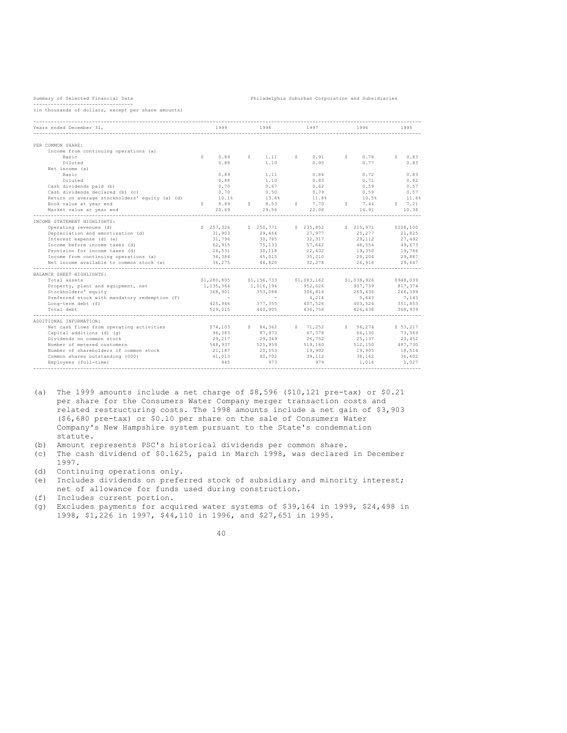Summary of Selected Financial Data

Philadelphia Suburban Corporation and Subsidiaries

(in thousands of dollars, except per share amounts)

| Years ended December 31, | 1999 | 1998 | 1997 | 1996 | 1995 |
|---|---|---|---|---|---|
| PER COMMON SHARE: | | | | | |
| Income from continuing operations (a) | | | | | |
| Basic | $ 0.89 | $ 1.11 | $ 0.91 | $ 0.78 | $ 0.83 |
| Diluted | 0.88 | 1.10 | 0.90 | 0.77 | 0.83 |
| Net income (a) | | | | | |
| Basic | 0.89 | 1.11 | 0.84 | 0.72 | 0.83 |
| Diluted | 0.88 | 1.10 | 0.83 | 0.71 | 0.82 |
| Cash dividends paid (b) | 0.70 | 0.67 | 0.62 | 0.59 | 0.57 |
| Cash dividends declared (b) (c) | 0.70 | 0.50 | 0.79 | 0.59 | 0.57 |
| Return on average stockholders' equity (a) (d) | 10.1% | 13.6% | 11.8% | 10.5% | 11.6% |
| Book value at year end | $ 8.89 | $ 8.53 | $ 7.70 | $ 7.44 | $ 7.21 |
| Market value at year end | 20.69 | 29.56 | 22.08 | 14.91 | 10.38 |
| INCOME STATEMENT HIGHLIGHTS: | | | | | |
| Operating revenues (d) | $ 257,326 | $ 250,771 | $ 235,852 | $ 215,971 | $208,100 |
| Depreciation and amortization (d) | 31,903 | 29,464 | 27,977 | 25,277 | 21,825 |
| Interest expense (d) (e) | 31,796 | 30,785 | 32,317 | 29,112 | 27,492 |
| Income before income taxes (d) | 62,915 | 75,133 | 57,642 | 48,554 | 49,673 |
| Provision for income taxes (d) | 26,531 | 30,118 | 22,432 | 19,350 | 19,786 |
| Income from continuing operations (a) | 36,384 | 45,015 | 35,210 | 29,204 | 29,887 |
| Net income available to common stock (a) | 36,275 | 44,820 | 32,278 | 26,918 | 29,647 |
| BALANCE SHEET HIGHLIGHTS: | | | | | |
| Total assets | $1,280,805 | $1,156,733 | $1,083,162 | $1,038,926 | $948,039 |
| Property, plant and equipment, net | 1,135,364 | 1,016,194 | 952,626 | 907,739 | 817,374 |
| Stockholders' equity | 368,901 | 353,088 | 306,816 | 289,436 | 266,399 |
| Preferred stock with mandatory redemption (f) | - | - | 4,214 | 5,643 | 7,143 |
| Long-term debt (f) | 425,946 | 377,355 | 407,526 | 403,524 | 351,853 |
| Total debt | 529,015 | 440,905 | 436,756 | 426,438 | 368,939 |
| ADDITIONAL INFORMATION: | | | | | |
| Net cash flows from operating activities | $74,103 | $ 84,362 | $ 71,252 | $ 56,274 | $ 53,217 |
| Capital additions (d) (g) | 96,383 | 87,973 | 67,378 | 66,130 | 73,369 |
| Dividends on common stock | 29,217 | 29,349 | 26,752 | 25,137 | 23,452 |
| Number of metered customers | 548,937 | 525,959 | 519,160 | 512,150 | 487,730 |
| Number of shareholders of common stock | 21,187 | 20,553 | 19,902 | 19,905 | 18,514 |
| Common shares outstanding (000) | 41,013 | 40,702 | 39,112 | 38,162 | 36,602 |
| Employees (full-time) | 945 | 973 | 979 | 1,016 | 1,027 |

(a) The 1999 amounts include a net charge of $8,596 ($10,121 pre-tax) or $0.21 per share for the Consumers Water Company merger transaction costs and related restructuring costs. The 1998 amounts include a net gain of $3,903 ($6,680 pre-tax) or $0.10 per share on the sale of Consumers Water Company's New Hampshire system pursuant to the State's condemnation statute.

(b) Amount represents PSC's historical dividends per common share.

(c) The cash dividend of $0.1625, paid in March 1998, was declared in December 1997.

(d) Continuing operations only.

(e) Includes dividends on preferred stock of subsidiary and minority interest; net of allowance for funds used during construction.

(f) Includes current portion.

(g) Excludes payments for acquired water systems of $39,164 in 1999, $24,498 in 1998, $1,226 in 1997, $44,110 in 1996, and $27,651 in 1995.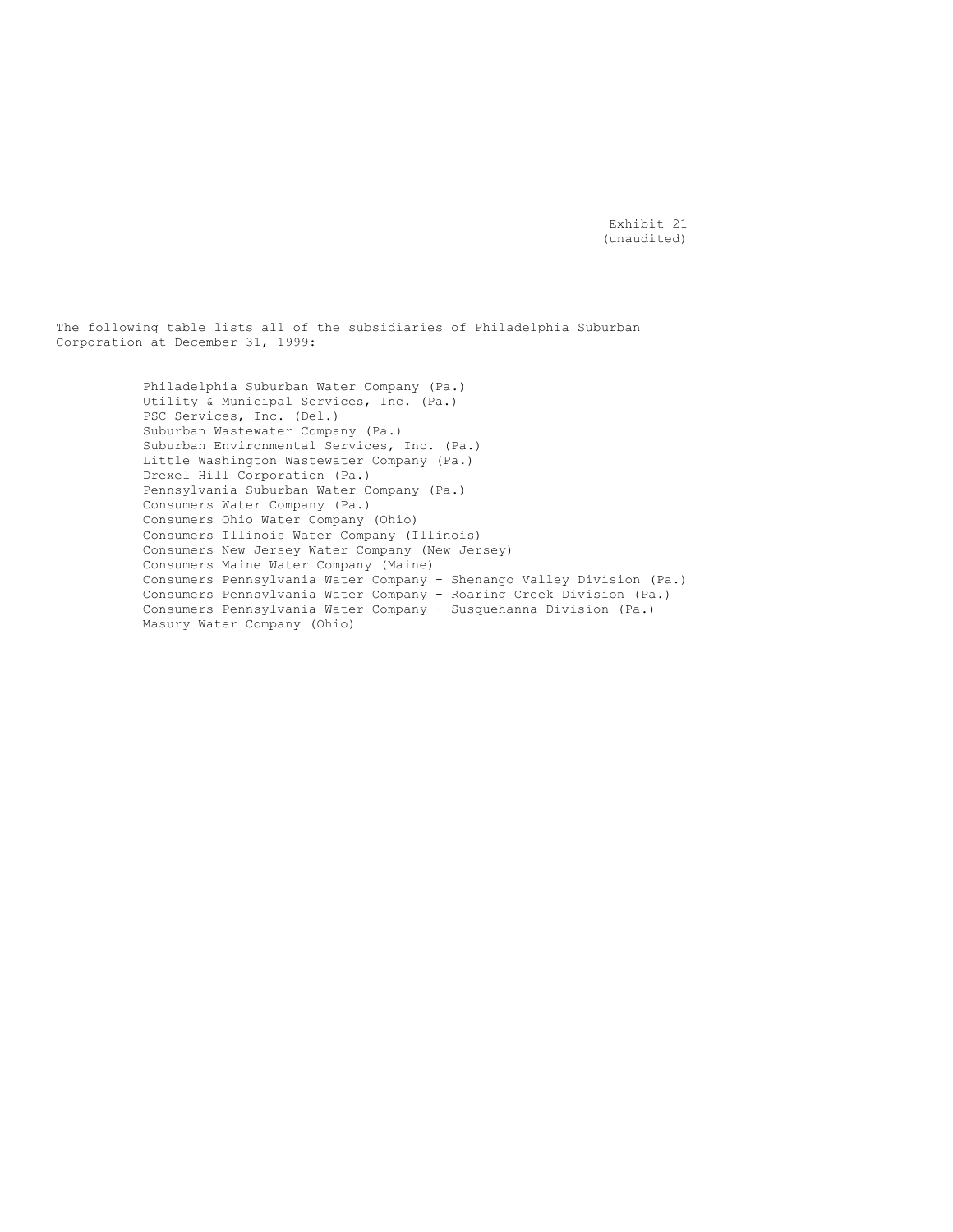Exhibit 21
(unaudited)

The following table lists all of the subsidiaries of Philadelphia Suburban Corporation at December 31, 1999:

Philadelphia Suburban Water Company (Pa.)
Utility & Municipal Services, Inc. (Pa.)
PSC Services, Inc. (Del.)
Suburban Wastewater Company (Pa.)
Suburban Environmental Services, Inc. (Pa.)
Little Washington Wastewater Company (Pa.)
Drexel Hill Corporation (Pa.)
Pennsylvania Suburban Water Company (Pa.)
Consumers Water Company (Pa.)
Consumers Ohio Water Company (Ohio)
Consumers Illinois Water Company (Illinois)
Consumers New Jersey Water Company (New Jersey)
Consumers Maine Water Company (Maine)
Consumers Pennsylvania Water Company - Shenango Valley Division (Pa.)
Consumers Pennsylvania Water Company - Roaring Creek Division (Pa.)
Consumers Pennsylvania Water Company - Susquehanna Division (Pa.)
Masury Water Company (Ohio)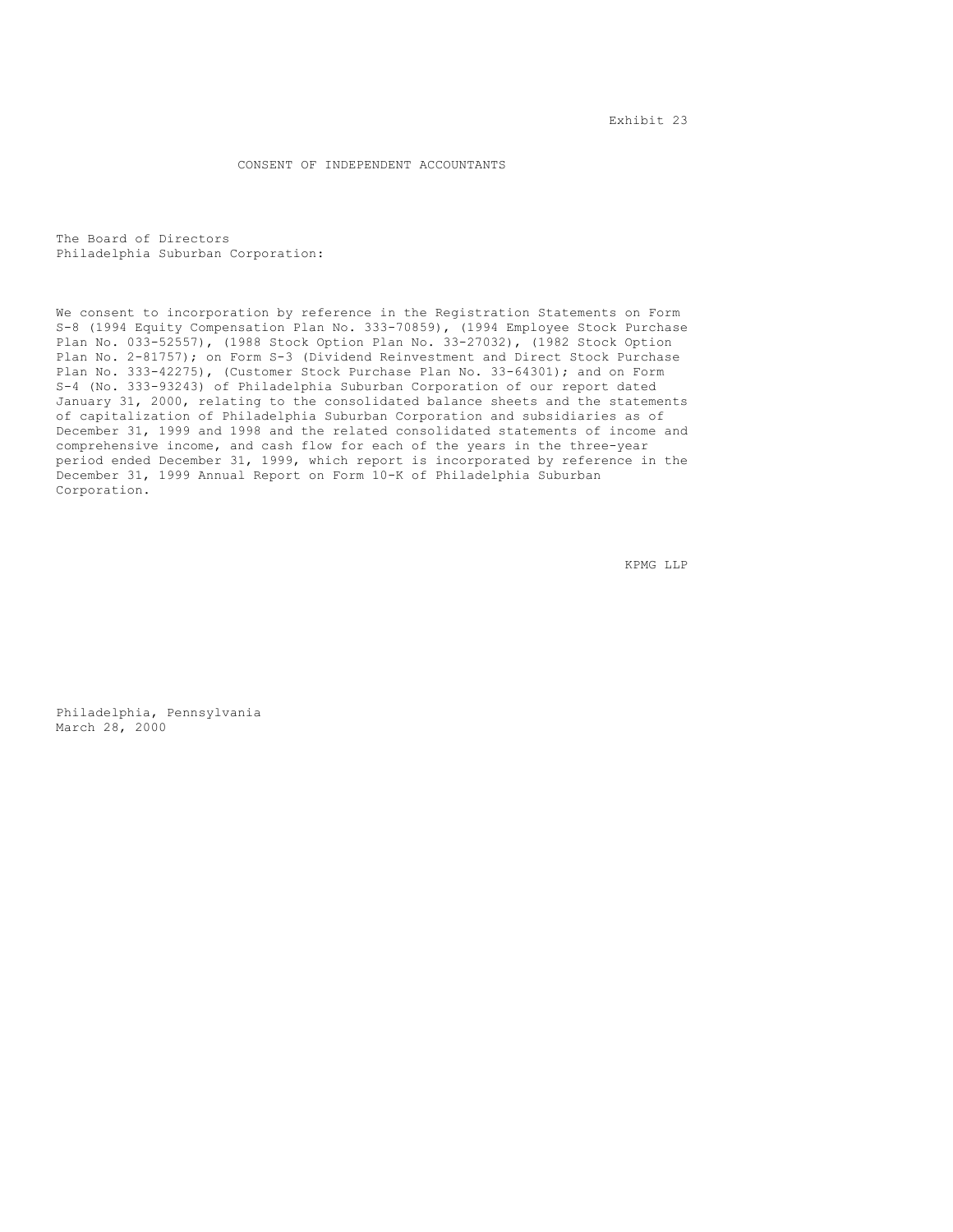Exhibit 23

# CONSENT OF INDEPENDENT ACCOUNTANTS

The Board of Directors
Philadelphia Suburban Corporation:

We consent to incorporation by reference in the Registration Statements on Form S-8 (1994 Equity Compensation Plan No. 333-70859), (1994 Employee Stock Purchase Plan No. 033-52557), (1988 Stock Option Plan No. 33-27032), (1982 Stock Option Plan No. 2-81757); on Form S-3 (Dividend Reinvestment and Direct Stock Purchase Plan No. 333-42275), (Customer Stock Purchase Plan No. 33-64301); and on Form S-4 (No. 333-93243) of Philadelphia Suburban Corporation of our report dated January 31, 2000, relating to the consolidated balance sheets and the statements of capitalization of Philadelphia Suburban Corporation and subsidiaries as of December 31, 1999 and 1998 and the related consolidated statements of income and comprehensive income, and cash flow for each of the years in the three-year period ended December 31, 1999, which report is incorporated by reference in the December 31, 1999 Annual Report on Form 10-K of Philadelphia Suburban Corporation.

KPMG LLP

Philadelphia, Pennsylvania
March 28, 2000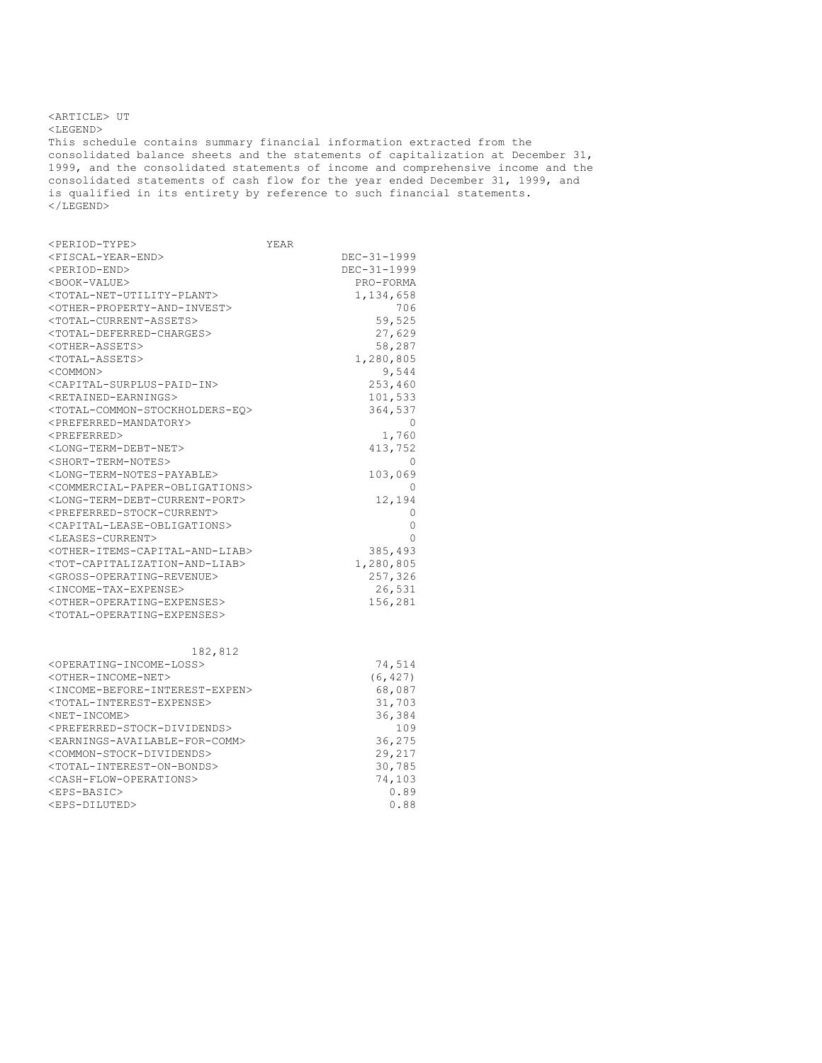<ARTICLE> UT
<LEGEND>
This schedule contains summary financial information extracted from the consolidated balance sheets and the statements of capitalization at December 31, 1999, and the consolidated statements of income and comprehensive income and the consolidated statements of cash flow for the year ended December 31, 1999, and is qualified in its entirety by reference to such financial statements.
</LEGEND>

| | | |
|---|---|---|
| <PERIOD-TYPE> | YEAR | |
| <FISCAL-YEAR-END> | | DEC-31-1999 |
| <PERIOD-END> | | DEC-31-1999 |
| <BOOK-VALUE> | | PRO-FORMA |
| <TOTAL-NET-UTILITY-PLANT> | | 1,134,658 |
| <OTHER-PROPERTY-AND-INVEST> | | 706 |
| <TOTAL-CURRENT-ASSETS> | | 59,525 |
| <TOTAL-DEFERRED-CHARGES> | | 27,629 |
| <OTHER-ASSETS> | | 58,287 |
| <TOTAL-ASSETS> | | 1,280,805 |
| <COMMON> | | 9,544 |
| <CAPITAL-SURPLUS-PAID-IN> | | 253,460 |
| <RETAINED-EARNINGS> | | 101,533 |
| <TOTAL-COMMON-STOCKHOLDERS-EQ> | | 364,537 |
| <PREFERRED-MANDATORY> | | 0 |
| <PREFERRED> | | 1,760 |
| <LONG-TERM-DEBT-NET> | | 413,752 |
| <SHORT-TERM-NOTES> | | 0 |
| <LONG-TERM-NOTES-PAYABLE> | | 103,069 |
| <COMMERCIAL-PAPER-OBLIGATIONS> | | 0 |
| <LONG-TERM-DEBT-CURRENT-PORT> | | 12,194 |
| <PREFERRED-STOCK-CURRENT> | | 0 |
| <CAPITAL-LEASE-OBLIGATIONS> | | 0 |
| <LEASES-CURRENT> | | 0 |
| <OTHER-ITEMS-CAPITAL-AND-LIAB> | | 385,493 |
| <TOT-CAPITALIZATION-AND-LIAB> | | 1,280,805 |
| <GROSS-OPERATING-REVENUE> | | 257,326 |
| <INCOME-TAX-EXPENSE> | | 26,531 |
| <OTHER-OPERATING-EXPENSES> | | 156,281 |
| <TOTAL-OPERATING-EXPENSES> | 182,812 | |
| <OPERATING-INCOME-LOSS> | | 74,514 |
| <OTHER-INCOME-NET> | | (6,427) |
| <INCOME-BEFORE-INTEREST-EXPEN> | | 68,087 |
| <TOTAL-INTEREST-EXPENSE> | | 31,703 |
| <NET-INCOME> | | 36,384 |
| <PREFERRED-STOCK-DIVIDENDS> | | 109 |
| <EARNINGS-AVAILABLE-FOR-COMM> | | 36,275 |
| <COMMON-STOCK-DIVIDENDS> | | 29,217 |
| <TOTAL-INTEREST-ON-BONDS> | | 30,785 |
| <CASH-FLOW-OPERATIONS> | | 74,103 |
| <EPS-BASIC> | | 0.89 |
| <EPS-DILUTED> | | 0.88 |